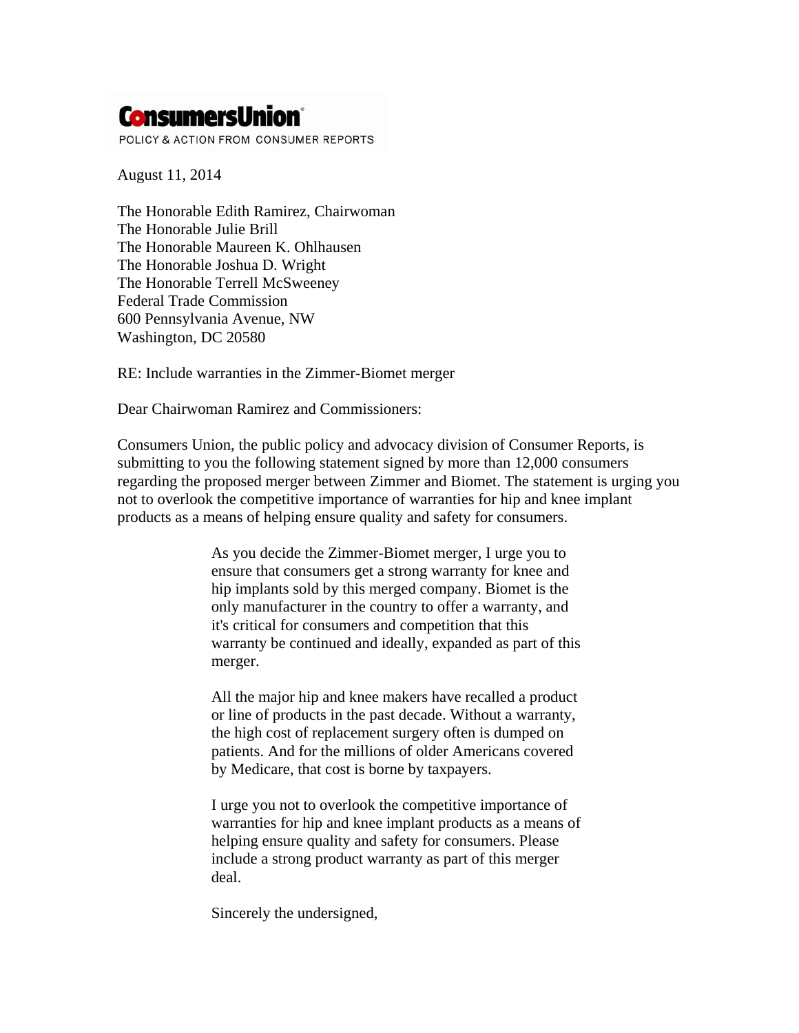**ConsumersUnion**
POLICY & ACTION FROM CONSUMER REPORTS

August 11, 2014

The Honorable Edith Ramirez, Chairwoman
The Honorable Julie Brill
The Honorable Maureen K. Ohlhausen
The Honorable Joshua D. Wright
The Honorable Terrell McSweeney
Federal Trade Commission
600 Pennsylvania Avenue, NW
Washington, DC 20580

RE: Include warranties in the Zimmer-Biomet merger

Dear Chairwoman Ramirez and Commissioners:

Consumers Union, the public policy and advocacy division of Consumer Reports, is submitting to you the following statement signed by more than 12,000 consumers regarding the proposed merger between Zimmer and Biomet. The statement is urging you not to overlook the competitive importance of warranties for hip and knee implant products as a means of helping ensure quality and safety for consumers.

> As you decide the Zimmer-Biomet merger, I urge you to ensure that consumers get a strong warranty for knee and hip implants sold by this merged company. Biomet is the only manufacturer in the country to offer a warranty, and it's critical for consumers and competition that this warranty be continued and ideally, expanded as part of this merger.
>
> All the major hip and knee makers have recalled a product or line of products in the past decade. Without a warranty, the high cost of replacement surgery often is dumped on patients. And for the millions of older Americans covered by Medicare, that cost is borne by taxpayers.
>
> I urge you not to overlook the competitive importance of warranties for hip and knee implant products as a means of helping ensure quality and safety for consumers. Please include a strong product warranty as part of this merger deal.
>
> Sincerely the undersigned,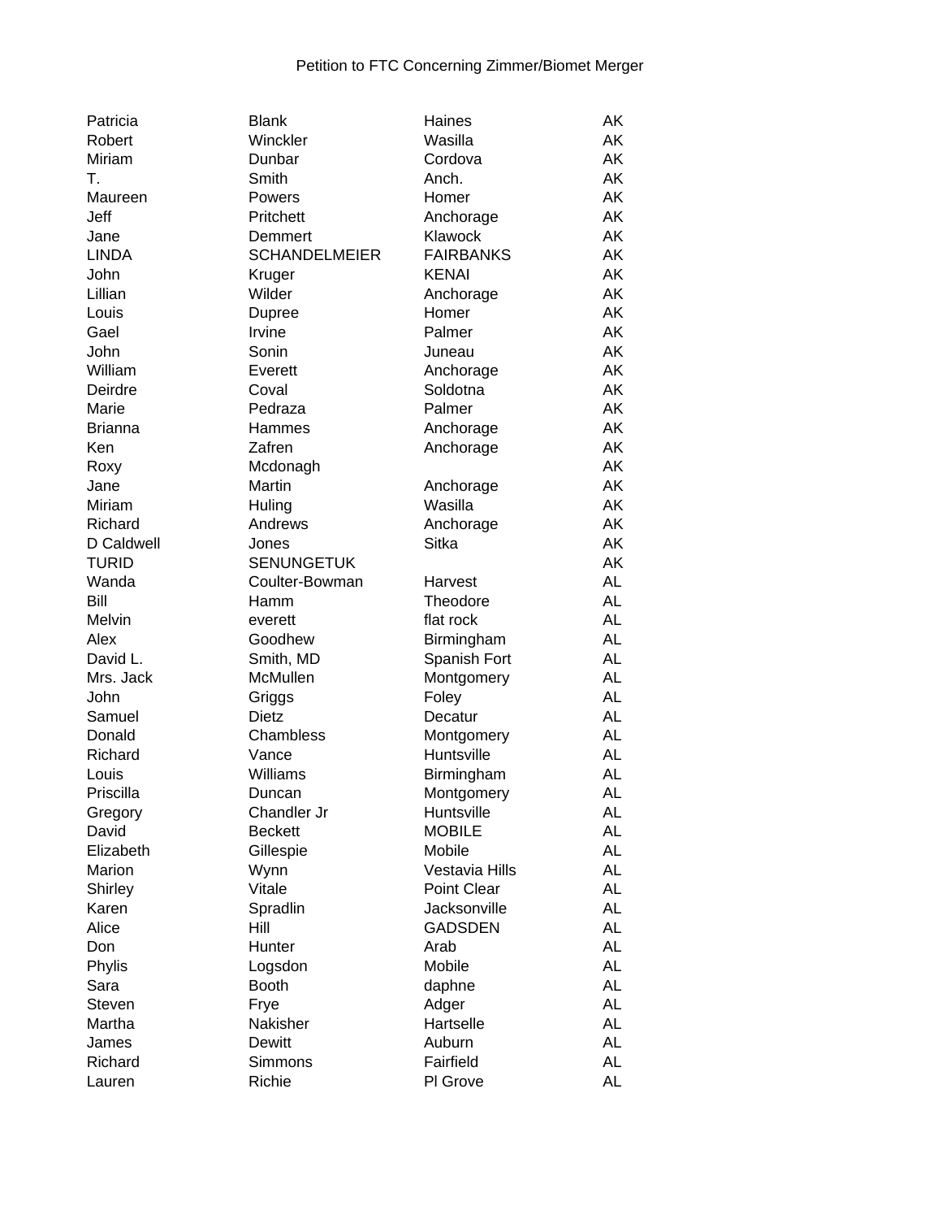| | | | |
|---|---|---|---|
| Patricia | Blank | Haines | AK |
| Robert | Winckler | Wasilla | AK |
| Miriam | Dunbar | Cordova | AK |
| T. | Smith | Anch. | AK |
| Maureen | Powers | Homer | AK |
| Jeff | Pritchett | Anchorage | AK |
| Jane | Demmert | Klawock | AK |
| LINDA | SCHANDELMEIER | FAIRBANKS | AK |
| John | Kruger | KENAI | AK |
| Lillian | Wilder | Anchorage | AK |
| Louis | Dupree | Homer | AK |
| Gael | Irvine | Palmer | AK |
| John | Sonin | Juneau | AK |
| William | Everett | Anchorage | AK |
| Deirdre | Coval | Soldotna | AK |
| Marie | Pedraza | Palmer | AK |
| Brianna | Hammes | Anchorage | AK |
| Ken | Zafren | Anchorage | AK |
| Roxy | Mcdonagh | | AK |
| Jane | Martin | Anchorage | AK |
| Miriam | Huling | Wasilla | AK |
| Richard | Andrews | Anchorage | AK |
| D Caldwell | Jones | Sitka | AK |
| TURID | SENUNGETUK | | AK |
| Wanda | Coulter-Bowman | Harvest | AL |
| Bill | Hamm | Theodore | AL |
| Melvin | everett | flat rock | AL |
| Alex | Goodhew | Birmingham | AL |
| David L. | Smith, MD | Spanish Fort | AL |
| Mrs. Jack | McMullen | Montgomery | AL |
| John | Griggs | Foley | AL |
| Samuel | Dietz | Decatur | AL |
| Donald | Chambless | Montgomery | AL |
| Richard | Vance | Huntsville | AL |
| Louis | Williams | Birmingham | AL |
| Priscilla | Duncan | Montgomery | AL |
| Gregory | Chandler Jr | Huntsville | AL |
| David | Beckett | MOBILE | AL |
| Elizabeth | Gillespie | Mobile | AL |
| Marion | Wynn | Vestavia Hills | AL |
| Shirley | Vitale | Point Clear | AL |
| Karen | Spradlin | Jacksonville | AL |
| Alice | Hill | GADSDEN | AL |
| Don | Hunter | Arab | AL |
| Phylis | Logsdon | Mobile | AL |
| Sara | Booth | daphne | AL |
| Steven | Frye | Adger | AL |
| Martha | Nakisher | Hartselle | AL |
| James | Dewitt | Auburn | AL |
| Richard | Simmons | Fairfield | AL |
| Lauren | Richie | Pl Grove | AL |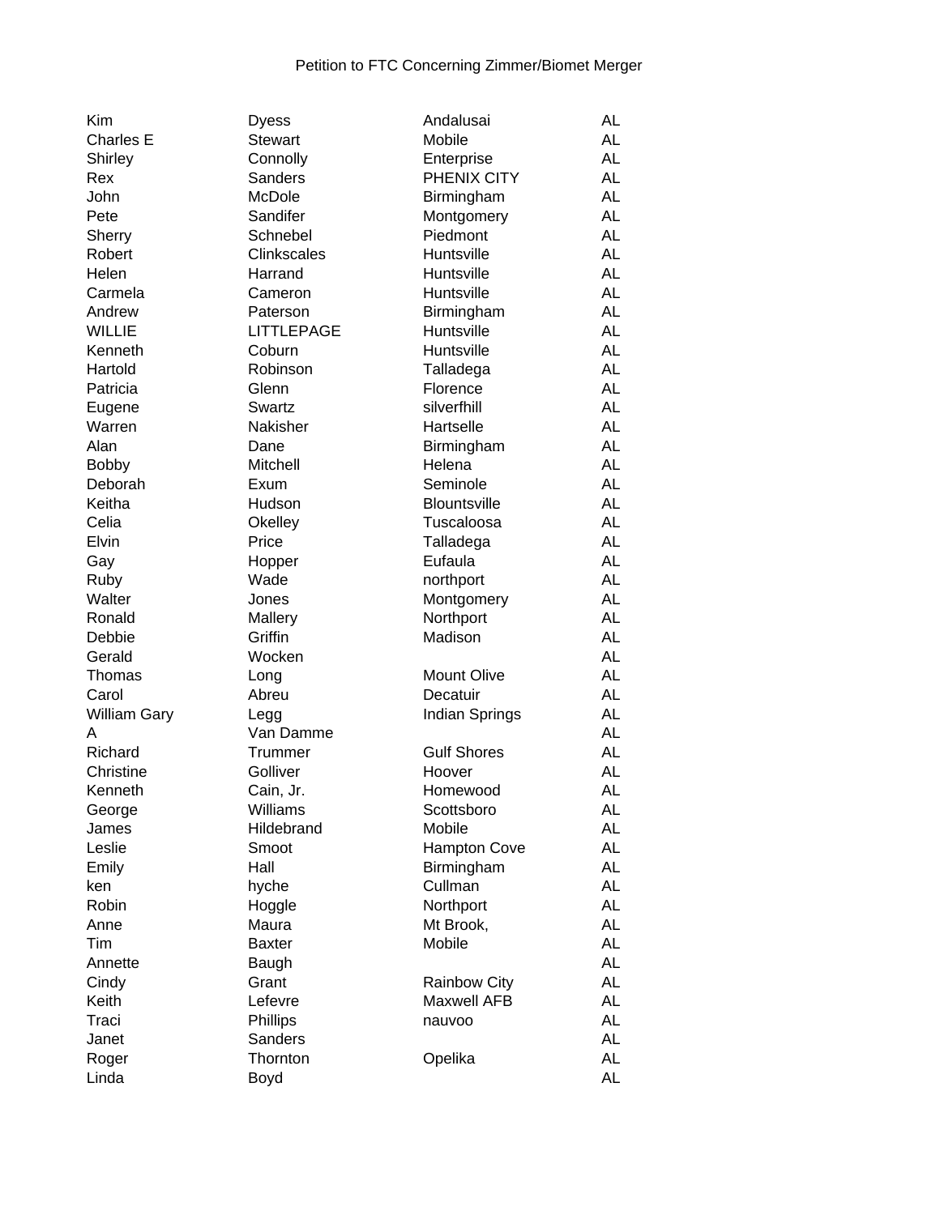Petition to FTC Concerning Zimmer/Biomet Merger

| | | | |
|---|---|---|---|
| Kim | Dyess | Andalusai | AL |
| Charles E | Stewart | Mobile | AL |
| Shirley | Connolly | Enterprise | AL |
| Rex | Sanders | PHENIX CITY | AL |
| John | McDole | Birmingham | AL |
| Pete | Sandifer | Montgomery | AL |
| Sherry | Schnebel | Piedmont | AL |
| Robert | Clinkscales | Huntsville | AL |
| Helen | Harrand | Huntsville | AL |
| Carmela | Cameron | Huntsville | AL |
| Andrew | Paterson | Birmingham | AL |
| WILLIE | LITTLEPAGE | Huntsville | AL |
| Kenneth | Coburn | Huntsville | AL |
| Hartold | Robinson | Talladega | AL |
| Patricia | Glenn | Florence | AL |
| Eugene | Swartz | silverfhill | AL |
| Warren | Nakisher | Hartselle | AL |
| Alan | Dane | Birmingham | AL |
| Bobby | Mitchell | Helena | AL |
| Deborah | Exum | Seminole | AL |
| Keitha | Hudson | Blountsville | AL |
| Celia | Okelley | Tuscaloosa | AL |
| Elvin | Price | Talladega | AL |
| Gay | Hopper | Eufaula | AL |
| Ruby | Wade | northport | AL |
| Walter | Jones | Montgomery | AL |
| Ronald | Mallery | Northport | AL |
| Debbie | Griffin | Madison | AL |
| Gerald | Wocken | | AL |
| Thomas | Long | Mount Olive | AL |
| Carol | Abreu | Decatuir | AL |
| William Gary | Legg | Indian Springs | AL |
| A | Van Damme | | AL |
| Richard | Trummer | Gulf Shores | AL |
| Christine | Golliver | Hoover | AL |
| Kenneth | Cain, Jr. | Homewood | AL |
| George | Williams | Scottsboro | AL |
| James | Hildebrand | Mobile | AL |
| Leslie | Smoot | Hampton Cove | AL |
| Emily | Hall | Birmingham | AL |
| ken | hyche | Cullman | AL |
| Robin | Hoggle | Northport | AL |
| Anne | Maura | Mt Brook, | AL |
| Tim | Baxter | Mobile | AL |
| Annette | Baugh | | AL |
| Cindy | Grant | Rainbow City | AL |
| Keith | Lefevre | Maxwell AFB | AL |
| Traci | Phillips | nauvoo | AL |
| Janet | Sanders | | AL |
| Roger | Thornton | Opelika | AL |
| Linda | Boyd | | AL |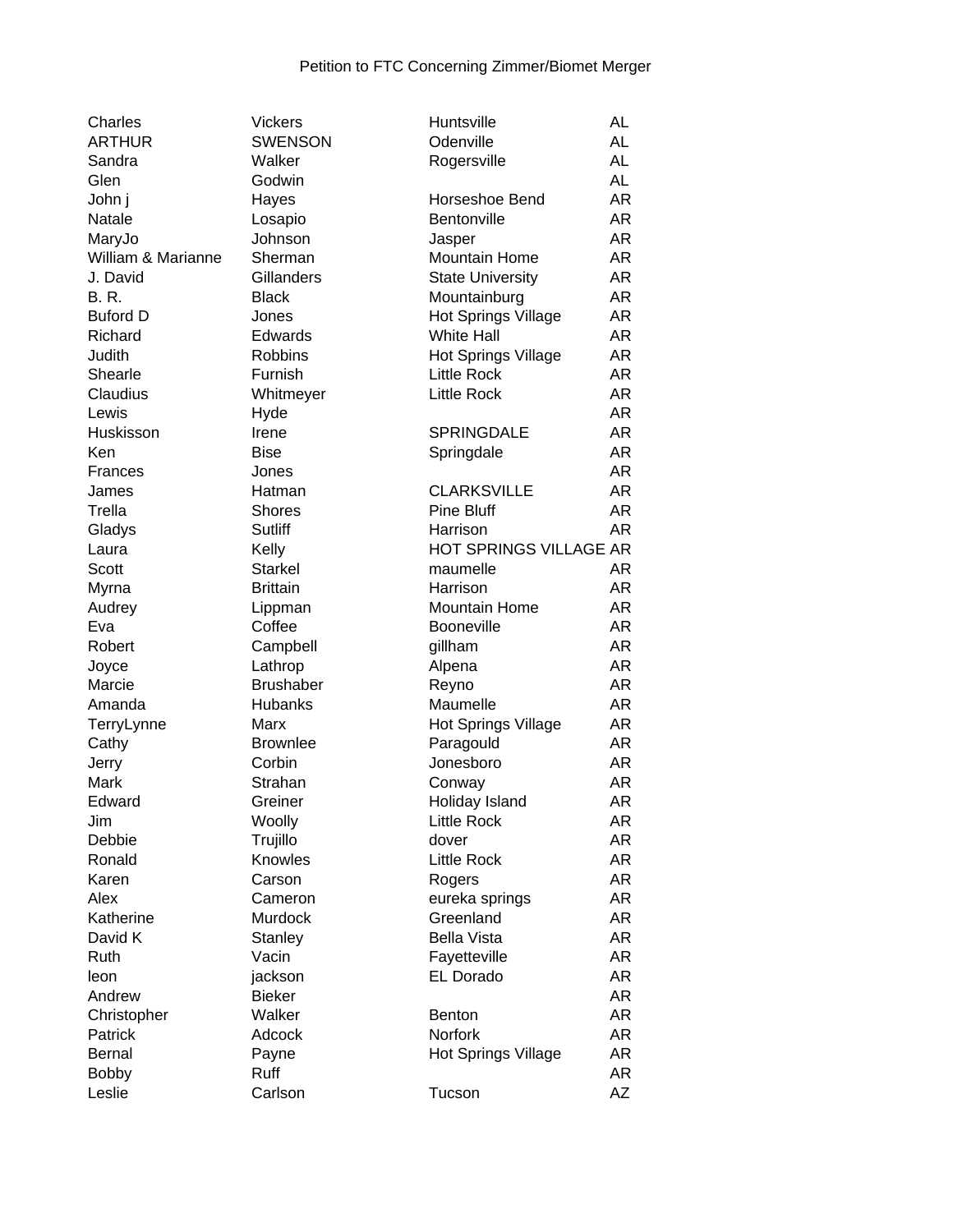Petition to FTC Concerning Zimmer/Biomet Merger

| | | | |
|---|---|---|---|
| Charles | Vickers | Huntsville | AL |
| ARTHUR | SWENSON | Odenville | AL |
| Sandra | Walker | Rogersville | AL |
| Glen | Godwin | | AL |
| John j | Hayes | Horseshoe Bend | AR |
| Natale | Losapio | Bentonville | AR |
| MaryJo | Johnson | Jasper | AR |
| William & Marianne | Sherman | Mountain Home | AR |
| J. David | Gillanders | State University | AR |
| B. R. | Black | Mountainburg | AR |
| Buford D | Jones | Hot Springs Village | AR |
| Richard | Edwards | White Hall | AR |
| Judith | Robbins | Hot Springs Village | AR |
| Shearle | Furnish | Little Rock | AR |
| Claudius | Whitmeyer | Little Rock | AR |
| Lewis | Hyde | | AR |
| Huskisson | Irene | SPRINGDALE | AR |
| Ken | Bise | Springdale | AR |
| Frances | Jones | | AR |
| James | Hatman | CLARKSVILLE | AR |
| Trella | Shores | Pine Bluff | AR |
| Gladys | Sutliff | Harrison | AR |
| Laura | Kelly | HOT SPRINGS VILLAGE | AR |
| Scott | Starkel | maumelle | AR |
| Myrna | Brittain | Harrison | AR |
| Audrey | Lippman | Mountain Home | AR |
| Eva | Coffee | Booneville | AR |
| Robert | Campbell | gillham | AR |
| Joyce | Lathrop | Alpena | AR |
| Marcie | Brushaber | Reyno | AR |
| Amanda | Hubanks | Maumelle | AR |
| TerryLynne | Marx | Hot Springs Village | AR |
| Cathy | Brownlee | Paragould | AR |
| Jerry | Corbin | Jonesboro | AR |
| Mark | Strahan | Conway | AR |
| Edward | Greiner | Holiday Island | AR |
| Jim | Woolly | Little Rock | AR |
| Debbie | Trujillo | dover | AR |
| Ronald | Knowles | Little Rock | AR |
| Karen | Carson | Rogers | AR |
| Alex | Cameron | eureka springs | AR |
| Katherine | Murdock | Greenland | AR |
| David K | Stanley | Bella Vista | AR |
| Ruth | Vacin | Fayetteville | AR |
| leon | jackson | EL Dorado | AR |
| Andrew | Bieker | | AR |
| Christopher | Walker | Benton | AR |
| Patrick | Adcock | Norfork | AR |
| Bernal | Payne | Hot Springs Village | AR |
| Bobby | Ruff | | AR |
| Leslie | Carlson | Tucson | AZ |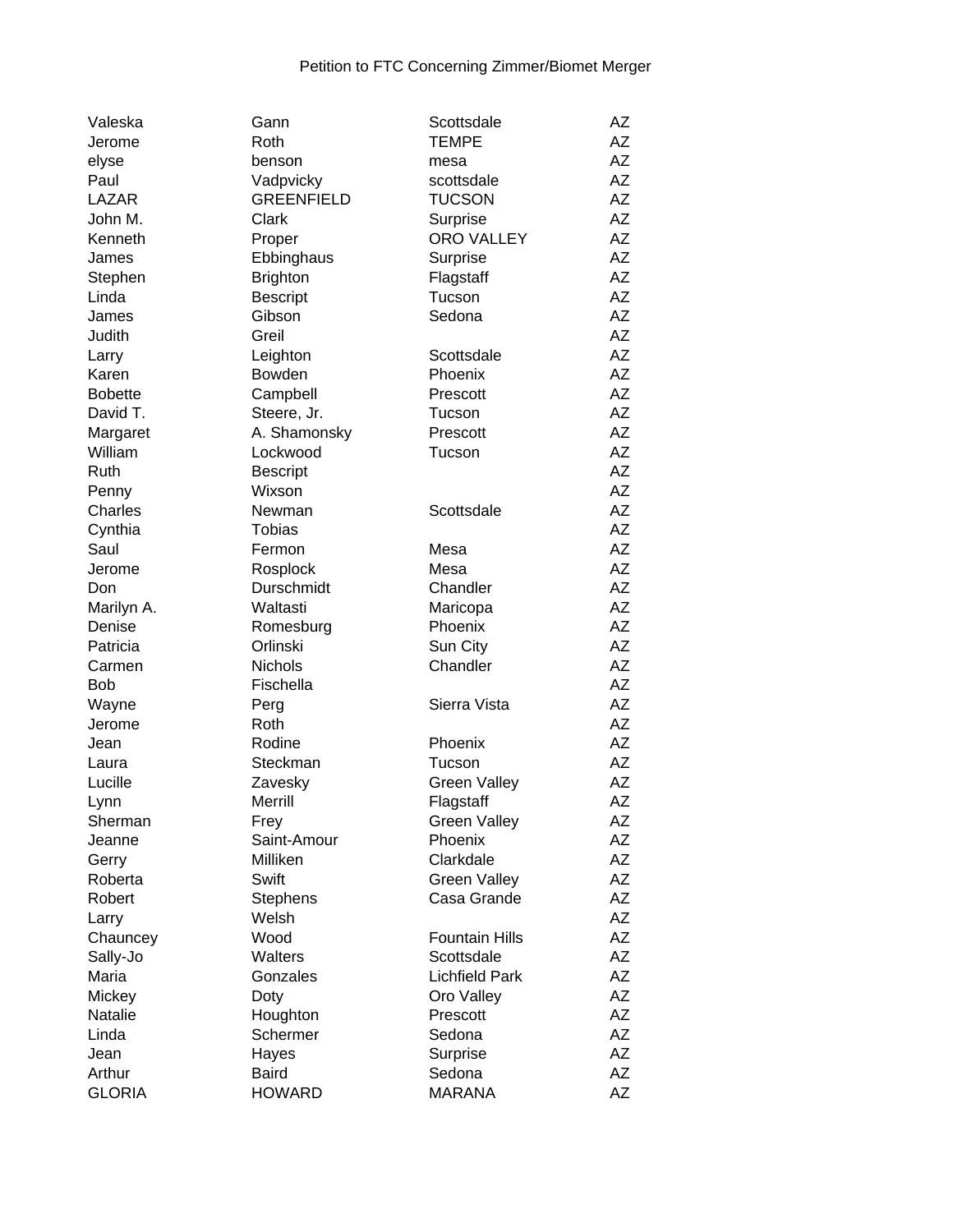Petition to FTC Concerning Zimmer/Biomet Merger

| | | | |
|---|---|---|---|
| Valeska | Gann | Scottsdale | AZ |
| Jerome | Roth | TEMPE | AZ |
| elyse | benson | mesa | AZ |
| Paul | Vadpvicky | scottsdale | AZ |
| LAZAR | GREENFIELD | TUCSON | AZ |
| John M. | Clark | Surprise | AZ |
| Kenneth | Proper | ORO VALLEY | AZ |
| James | Ebbinghaus | Surprise | AZ |
| Stephen | Brighton | Flagstaff | AZ |
| Linda | Bescript | Tucson | AZ |
| James | Gibson | Sedona | AZ |
| Judith | Greil | | AZ |
| Larry | Leighton | Scottsdale | AZ |
| Karen | Bowden | Phoenix | AZ |
| Bobette | Campbell | Prescott | AZ |
| David T. | Steere, Jr. | Tucson | AZ |
| Margaret | A. Shamonsky | Prescott | AZ |
| William | Lockwood | Tucson | AZ |
| Ruth | Bescript | | AZ |
| Penny | Wixson | | AZ |
| Charles | Newman | Scottsdale | AZ |
| Cynthia | Tobias | | AZ |
| Saul | Fermon | Mesa | AZ |
| Jerome | Rosplock | Mesa | AZ |
| Don | Durschmidt | Chandler | AZ |
| Marilyn A. | Waltasti | Maricopa | AZ |
| Denise | Romesburg | Phoenix | AZ |
| Patricia | Orlinski | Sun City | AZ |
| Carmen | Nichols | Chandler | AZ |
| Bob | Fischella | | AZ |
| Wayne | Perg | Sierra Vista | AZ |
| Jerome | Roth | | AZ |
| Jean | Rodine | Phoenix | AZ |
| Laura | Steckman | Tucson | AZ |
| Lucille | Zavesky | Green Valley | AZ |
| Lynn | Merrill | Flagstaff | AZ |
| Sherman | Frey | Green Valley | AZ |
| Jeanne | Saint-Amour | Phoenix | AZ |
| Gerry | Milliken | Clarkdale | AZ |
| Roberta | Swift | Green Valley | AZ |
| Robert | Stephens | Casa Grande | AZ |
| Larry | Welsh | | AZ |
| Chauncey | Wood | Fountain Hills | AZ |
| Sally-Jo | Walters | Scottsdale | AZ |
| Maria | Gonzales | Lichfield Park | AZ |
| Mickey | Doty | Oro Valley | AZ |
| Natalie | Houghton | Prescott | AZ |
| Linda | Schermer | Sedona | AZ |
| Jean | Hayes | Surprise | AZ |
| Arthur | Baird | Sedona | AZ |
| GLORIA | HOWARD | MARANA | AZ |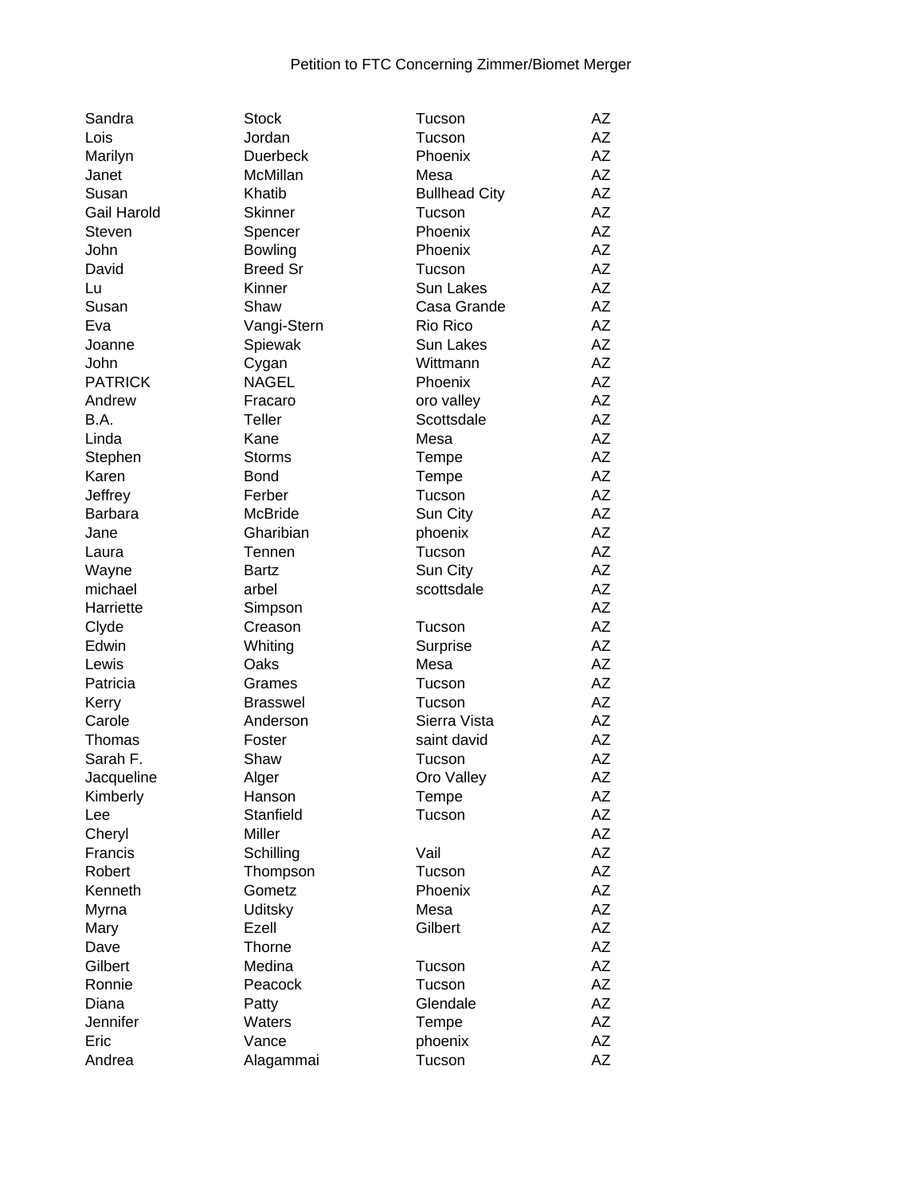Petition to FTC Concerning Zimmer/Biomet Merger

| | | | |
|---|---|---|---|
| Sandra | Stock | Tucson | AZ |
| Lois | Jordan | Tucson | AZ |
| Marilyn | Duerbeck | Phoenix | AZ |
| Janet | McMillan | Mesa | AZ |
| Susan | Khatib | Bullhead City | AZ |
| Gail Harold | Skinner | Tucson | AZ |
| Steven | Spencer | Phoenix | AZ |
| John | Bowling | Phoenix | AZ |
| David | Breed Sr | Tucson | AZ |
| Lu | Kinner | Sun Lakes | AZ |
| Susan | Shaw | Casa Grande | AZ |
| Eva | Vangi-Stern | Rio Rico | AZ |
| Joanne | Spiewak | Sun Lakes | AZ |
| John | Cygan | Wittmann | AZ |
| PATRICK | NAGEL | Phoenix | AZ |
| Andrew | Fracaro | oro valley | AZ |
| B.A. | Teller | Scottsdale | AZ |
| Linda | Kane | Mesa | AZ |
| Stephen | Storms | Tempe | AZ |
| Karen | Bond | Tempe | AZ |
| Jeffrey | Ferber | Tucson | AZ |
| Barbara | McBride | Sun City | AZ |
| Jane | Gharibian | phoenix | AZ |
| Laura | Tennen | Tucson | AZ |
| Wayne | Bartz | Sun City | AZ |
| michael | arbel | scottsdale | AZ |
| Harriette | Simpson | | AZ |
| Clyde | Creason | Tucson | AZ |
| Edwin | Whiting | Surprise | AZ |
| Lewis | Oaks | Mesa | AZ |
| Patricia | Grames | Tucson | AZ |
| Kerry | Brasswel | Tucson | AZ |
| Carole | Anderson | Sierra Vista | AZ |
| Thomas | Foster | saint david | AZ |
| Sarah F. | Shaw | Tucson | AZ |
| Jacqueline | Alger | Oro Valley | AZ |
| Kimberly | Hanson | Tempe | AZ |
| Lee | Stanfield | Tucson | AZ |
| Cheryl | Miller | | AZ |
| Francis | Schilling | Vail | AZ |
| Robert | Thompson | Tucson | AZ |
| Kenneth | Gometz | Phoenix | AZ |
| Myrna | Uditsky | Mesa | AZ |
| Mary | Ezell | Gilbert | AZ |
| Dave | Thorne | | AZ |
| Gilbert | Medina | Tucson | AZ |
| Ronnie | Peacock | Tucson | AZ |
| Diana | Patty | Glendale | AZ |
| Jennifer | Waters | Tempe | AZ |
| Eric | Vance | phoenix | AZ |
| Andrea | Alagammai | Tucson | AZ |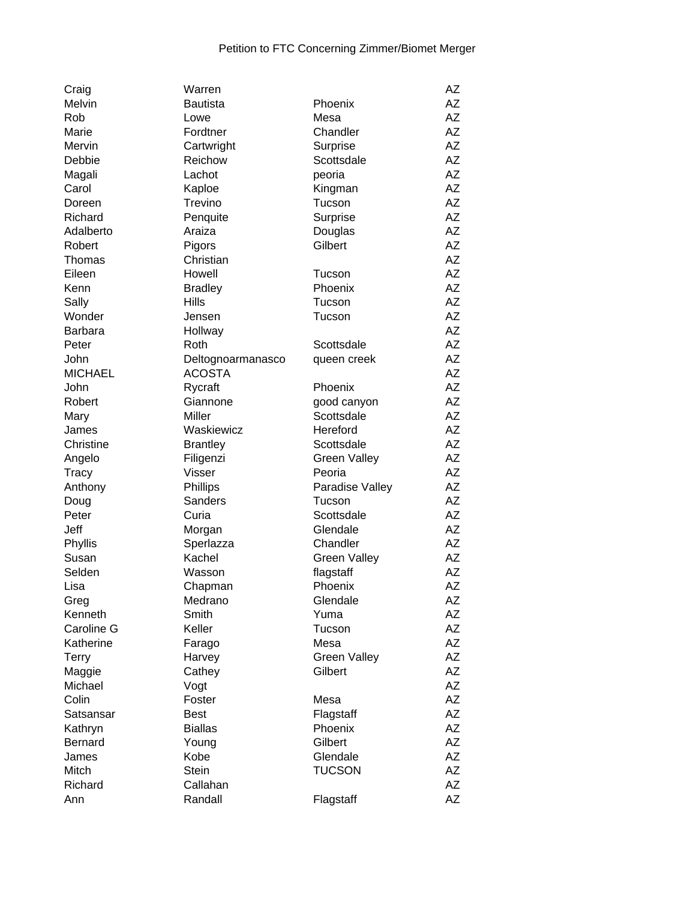Petition to FTC Concerning Zimmer/Biomet Merger

| | | | |
|---|---|---|---|
| Craig | Warren | | AZ |
| Melvin | Bautista | Phoenix | AZ |
| Rob | Lowe | Mesa | AZ |
| Marie | Fordtner | Chandler | AZ |
| Mervin | Cartwright | Surprise | AZ |
| Debbie | Reichow | Scottsdale | AZ |
| Magali | Lachot | peoria | AZ |
| Carol | Kaploe | Kingman | AZ |
| Doreen | Trevino | Tucson | AZ |
| Richard | Penquite | Surprise | AZ |
| Adalberto | Araiza | Douglas | AZ |
| Robert | Pigors | Gilbert | AZ |
| Thomas | Christian | | AZ |
| Eileen | Howell | Tucson | AZ |
| Kenn | Bradley | Phoenix | AZ |
| Sally | Hills | Tucson | AZ |
| Wonder | Jensen | Tucson | AZ |
| Barbara | Hollway | | AZ |
| Peter | Roth | Scottsdale | AZ |
| John | Deltognoarmanasco | queen creek | AZ |
| MICHAEL | ACOSTA | | AZ |
| John | Rycraft | Phoenix | AZ |
| Robert | Giannone | good canyon | AZ |
| Mary | Miller | Scottsdale | AZ |
| James | Waskiewicz | Hereford | AZ |
| Christine | Brantley | Scottsdale | AZ |
| Angelo | Filigenzi | Green Valley | AZ |
| Tracy | Visser | Peoria | AZ |
| Anthony | Phillips | Paradise Valley | AZ |
| Doug | Sanders | Tucson | AZ |
| Peter | Curia | Scottsdale | AZ |
| Jeff | Morgan | Glendale | AZ |
| Phyllis | Sperlazza | Chandler | AZ |
| Susan | Kachel | Green Valley | AZ |
| Selden | Wasson | flagstaff | AZ |
| Lisa | Chapman | Phoenix | AZ |
| Greg | Medrano | Glendale | AZ |
| Kenneth | Smith | Yuma | AZ |
| Caroline G | Keller | Tucson | AZ |
| Katherine | Farago | Mesa | AZ |
| Terry | Harvey | Green Valley | AZ |
| Maggie | Cathey | Gilbert | AZ |
| Michael | Vogt | | AZ |
| Colin | Foster | Mesa | AZ |
| Satsansar | Best | Flagstaff | AZ |
| Kathryn | Biallas | Phoenix | AZ |
| Bernard | Young | Gilbert | AZ |
| James | Kobe | Glendale | AZ |
| Mitch | Stein | TUCSON | AZ |
| Richard | Callahan | | AZ |
| Ann | Randall | Flagstaff | AZ |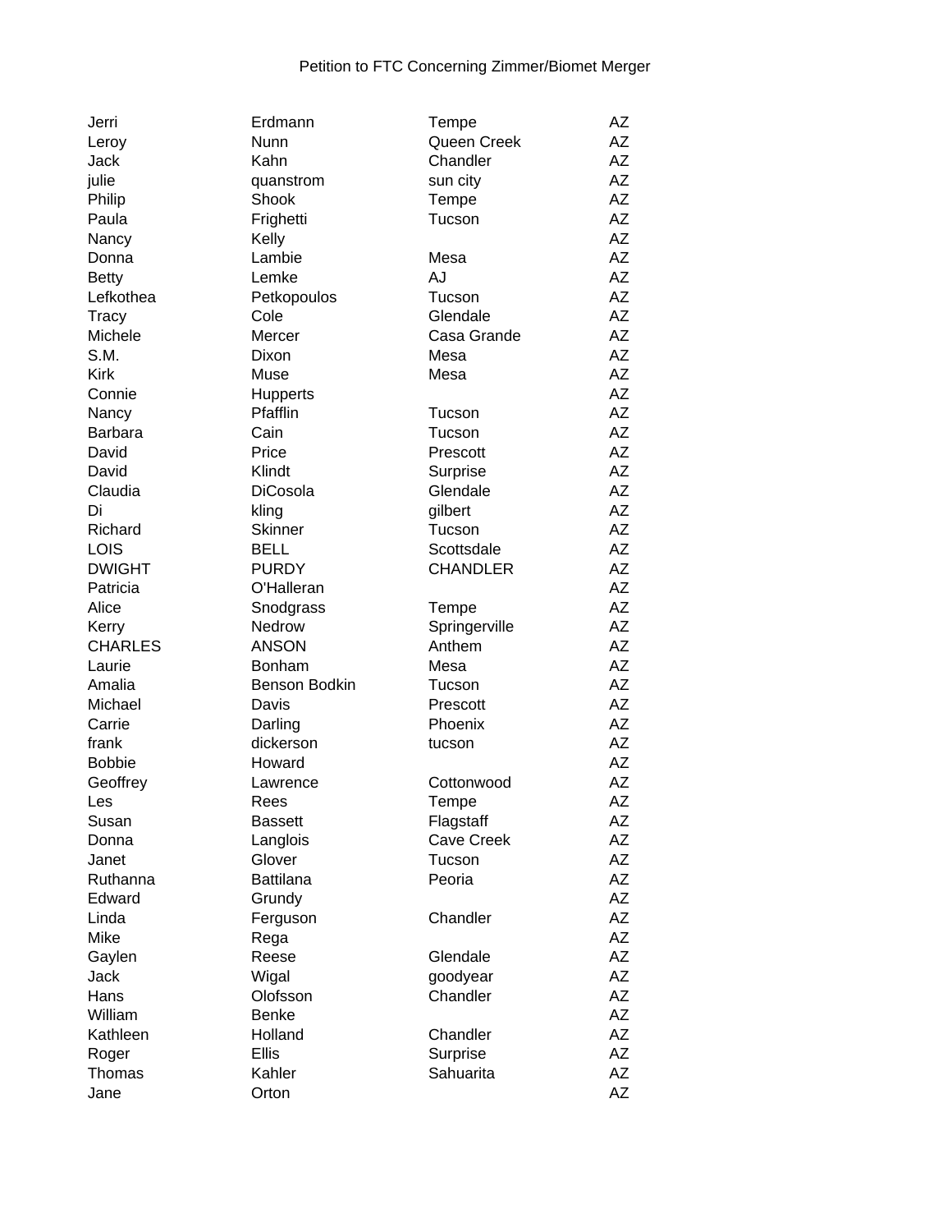Petition to FTC Concerning Zimmer/Biomet Merger

| | | | |
|---|---|---|---|
| Jerri | Erdmann | Tempe | AZ |
| Leroy | Nunn | Queen Creek | AZ |
| Jack | Kahn | Chandler | AZ |
| julie | quanstrom | sun city | AZ |
| Philip | Shook | Tempe | AZ |
| Paula | Frighetti | Tucson | AZ |
| Nancy | Kelly | | AZ |
| Donna | Lambie | Mesa | AZ |
| Betty | Lemke | AJ | AZ |
| Lefkothea | Petkopoulos | Tucson | AZ |
| Tracy | Cole | Glendale | AZ |
| Michele | Mercer | Casa Grande | AZ |
| S.M. | Dixon | Mesa | AZ |
| Kirk | Muse | Mesa | AZ |
| Connie | Hupperts | | AZ |
| Nancy | Pfafflin | Tucson | AZ |
| Barbara | Cain | Tucson | AZ |
| David | Price | Prescott | AZ |
| David | Klindt | Surprise | AZ |
| Claudia | DiCosola | Glendale | AZ |
| Di | kling | gilbert | AZ |
| Richard | Skinner | Tucson | AZ |
| LOIS | BELL | Scottsdale | AZ |
| DWIGHT | PURDY | CHANDLER | AZ |
| Patricia | O'Halleran | | AZ |
| Alice | Snodgrass | Tempe | AZ |
| Kerry | Nedrow | Springerville | AZ |
| CHARLES | ANSON | Anthem | AZ |
| Laurie | Bonham | Mesa | AZ |
| Amalia | Benson Bodkin | Tucson | AZ |
| Michael | Davis | Prescott | AZ |
| Carrie | Darling | Phoenix | AZ |
| frank | dickerson | tucson | AZ |
| Bobbie | Howard | | AZ |
| Geoffrey | Lawrence | Cottonwood | AZ |
| Les | Rees | Tempe | AZ |
| Susan | Bassett | Flagstaff | AZ |
| Donna | Langlois | Cave Creek | AZ |
| Janet | Glover | Tucson | AZ |
| Ruthanna | Battilana | Peoria | AZ |
| Edward | Grundy | | AZ |
| Linda | Ferguson | Chandler | AZ |
| Mike | Rega | | AZ |
| Gaylen | Reese | Glendale | AZ |
| Jack | Wigal | goodyear | AZ |
| Hans | Olofsson | Chandler | AZ |
| William | Benke | | AZ |
| Kathleen | Holland | Chandler | AZ |
| Roger | Ellis | Surprise | AZ |
| Thomas | Kahler | Sahuarita | AZ |
| Jane | Orton | | AZ |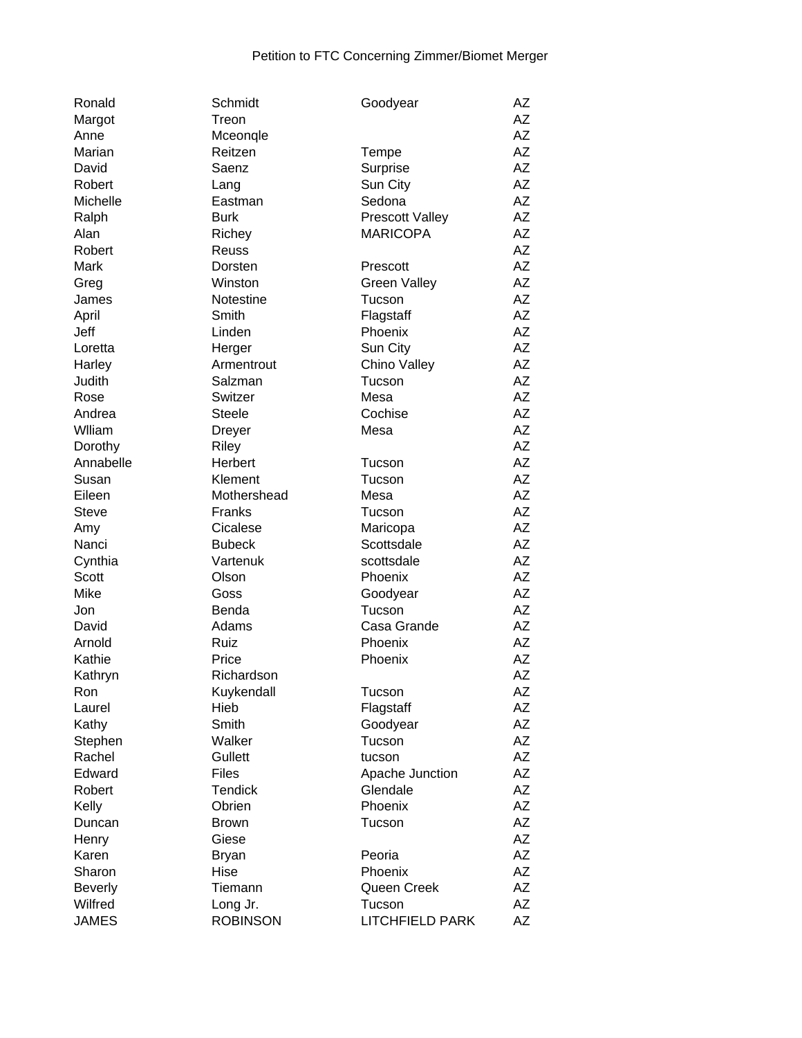Petition to FTC Concerning Zimmer/Biomet Merger

| | | | |
|---|---|---|---|
| Ronald | Schmidt | Goodyear | AZ |
| Margot | Treon | | AZ |
| Anne | Mceonqle | | AZ |
| Marian | Reitzen | Tempe | AZ |
| David | Saenz | Surprise | AZ |
| Robert | Lang | Sun City | AZ |
| Michelle | Eastman | Sedona | AZ |
| Ralph | Burk | Prescott Valley | AZ |
| Alan | Richey | MARICOPA | AZ |
| Robert | Reuss | | AZ |
| Mark | Dorsten | Prescott | AZ |
| Greg | Winston | Green Valley | AZ |
| James | Notestine | Tucson | AZ |
| April | Smith | Flagstaff | AZ |
| Jeff | Linden | Phoenix | AZ |
| Loretta | Herger | Sun City | AZ |
| Harley | Armentrout | Chino Valley | AZ |
| Judith | Salzman | Tucson | AZ |
| Rose | Switzer | Mesa | AZ |
| Andrea | Steele | Cochise | AZ |
| Wlliam | Dreyer | Mesa | AZ |
| Dorothy | Riley | | AZ |
| Annabelle | Herbert | Tucson | AZ |
| Susan | Klement | Tucson | AZ |
| Eileen | Mothershead | Mesa | AZ |
| Steve | Franks | Tucson | AZ |
| Amy | Cicalese | Maricopa | AZ |
| Nanci | Bubeck | Scottsdale | AZ |
| Cynthia | Vartenuk | scottsdale | AZ |
| Scott | Olson | Phoenix | AZ |
| Mike | Goss | Goodyear | AZ |
| Jon | Benda | Tucson | AZ |
| David | Adams | Casa Grande | AZ |
| Arnold | Ruiz | Phoenix | AZ |
| Kathie | Price | Phoenix | AZ |
| Kathryn | Richardson | | AZ |
| Ron | Kuykendall | Tucson | AZ |
| Laurel | Hieb | Flagstaff | AZ |
| Kathy | Smith | Goodyear | AZ |
| Stephen | Walker | Tucson | AZ |
| Rachel | Gullett | tucson | AZ |
| Edward | Files | Apache Junction | AZ |
| Robert | Tendick | Glendale | AZ |
| Kelly | Obrien | Phoenix | AZ |
| Duncan | Brown | Tucson | AZ |
| Henry | Giese | | AZ |
| Karen | Bryan | Peoria | AZ |
| Sharon | Hise | Phoenix | AZ |
| Beverly | Tiemann | Queen Creek | AZ |
| Wilfred | Long Jr. | Tucson | AZ |
| JAMES | ROBINSON | LITCHFIELD PARK | AZ |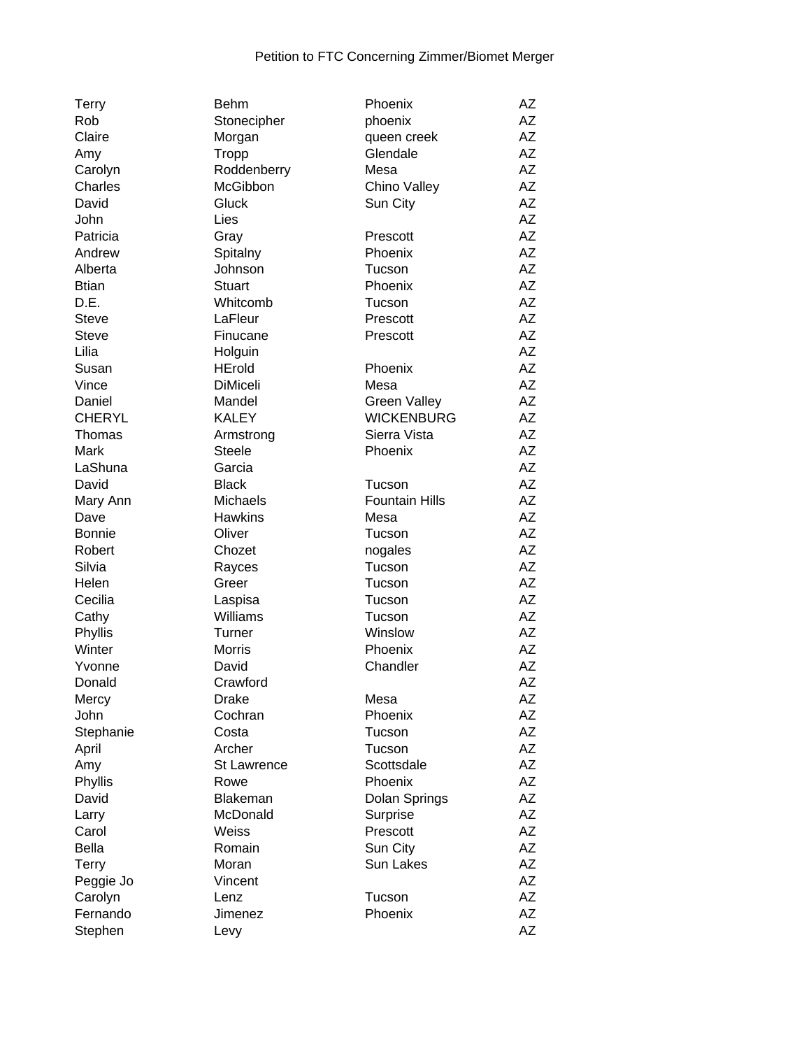Petition to FTC Concerning Zimmer/Biomet Merger

| | | | |
|---|---|---|---|
| Terry | Behm | Phoenix | AZ |
| Rob | Stonecipher | phoenix | AZ |
| Claire | Morgan | queen creek | AZ |
| Amy | Tropp | Glendale | AZ |
| Carolyn | Roddenberry | Mesa | AZ |
| Charles | McGibbon | Chino Valley | AZ |
| David | Gluck | Sun City | AZ |
| John | Lies | | AZ |
| Patricia | Gray | Prescott | AZ |
| Andrew | Spitalny | Phoenix | AZ |
| Alberta | Johnson | Tucson | AZ |
| Btian | Stuart | Phoenix | AZ |
| D.E. | Whitcomb | Tucson | AZ |
| Steve | LaFleur | Prescott | AZ |
| Steve | Finucane | Prescott | AZ |
| Lilia | Holguin | | AZ |
| Susan | HErold | Phoenix | AZ |
| Vince | DiMiceli | Mesa | AZ |
| Daniel | Mandel | Green Valley | AZ |
| CHERYL | KALEY | WICKENBURG | AZ |
| Thomas | Armstrong | Sierra Vista | AZ |
| Mark | Steele | Phoenix | AZ |
| LaShuna | Garcia | | AZ |
| David | Black | Tucson | AZ |
| Mary Ann | Michaels | Fountain Hills | AZ |
| Dave | Hawkins | Mesa | AZ |
| Bonnie | Oliver | Tucson | AZ |
| Robert | Chozet | nogales | AZ |
| Silvia | Rayces | Tucson | AZ |
| Helen | Greer | Tucson | AZ |
| Cecilia | Laspisa | Tucson | AZ |
| Cathy | Williams | Tucson | AZ |
| Phyllis | Turner | Winslow | AZ |
| Winter | Morris | Phoenix | AZ |
| Yvonne | David | Chandler | AZ |
| Donald | Crawford | | AZ |
| Mercy | Drake | Mesa | AZ |
| John | Cochran | Phoenix | AZ |
| Stephanie | Costa | Tucson | AZ |
| April | Archer | Tucson | AZ |
| Amy | St Lawrence | Scottsdale | AZ |
| Phyllis | Rowe | Phoenix | AZ |
| David | Blakeman | Dolan Springs | AZ |
| Larry | McDonald | Surprise | AZ |
| Carol | Weiss | Prescott | AZ |
| Bella | Romain | Sun City | AZ |
| Terry | Moran | Sun Lakes | AZ |
| Peggie Jo | Vincent | | AZ |
| Carolyn | Lenz | Tucson | AZ |
| Fernando | Jimenez | Phoenix | AZ |
| Stephen | Levy | | AZ |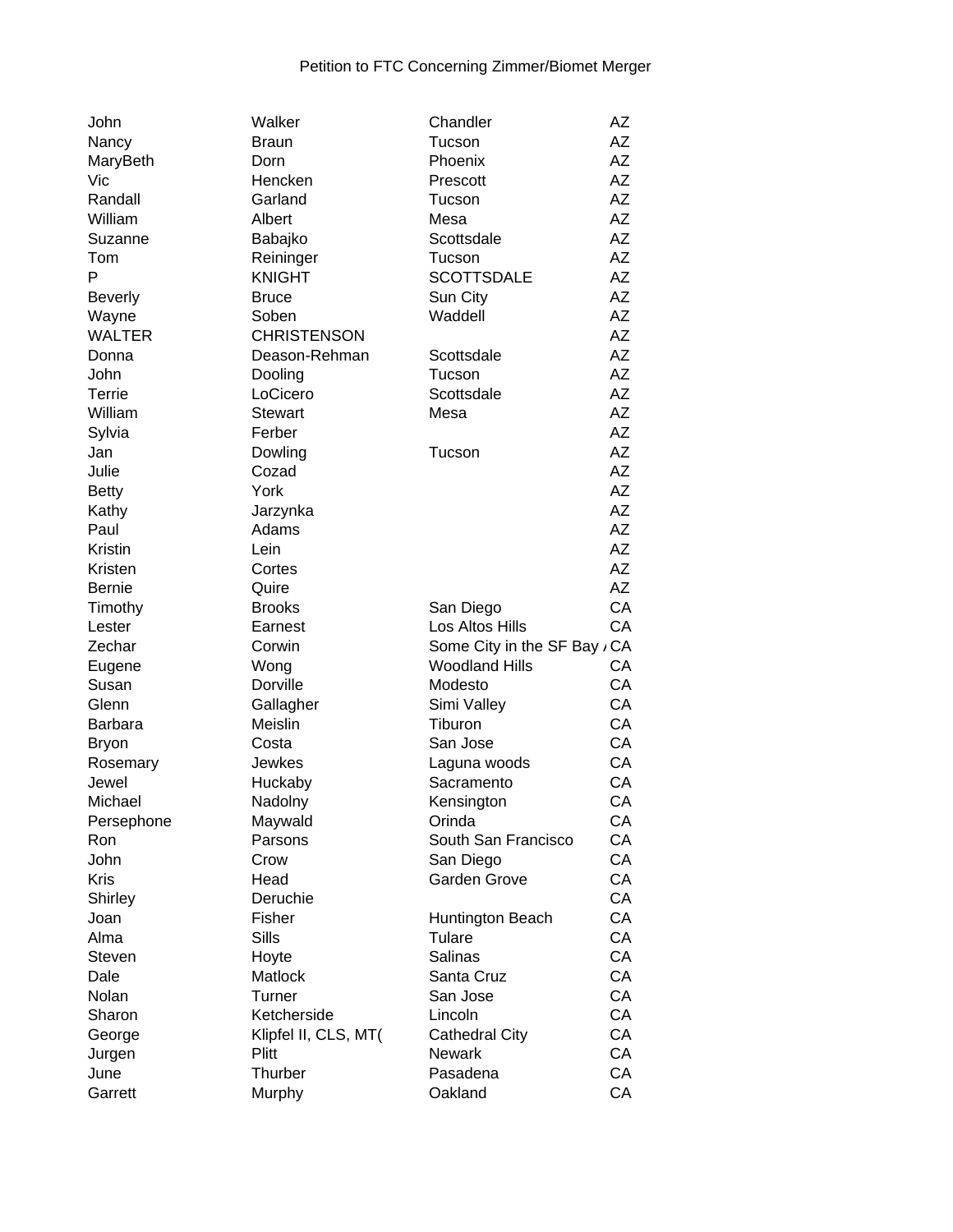Petition to FTC Concerning Zimmer/Biomet Merger

| | | | |
|---|---|---|---|
| John | Walker | Chandler | AZ |
| Nancy | Braun | Tucson | AZ |
| MaryBeth | Dorn | Phoenix | AZ |
| Vic | Hencken | Prescott | AZ |
| Randall | Garland | Tucson | AZ |
| William | Albert | Mesa | AZ |
| Suzanne | Babajko | Scottsdale | AZ |
| Tom | Reininger | Tucson | AZ |
| P | KNIGHT | SCOTTSDALE | AZ |
| Beverly | Bruce | Sun City | AZ |
| Wayne | Soben | Waddell | AZ |
| WALTER | CHRISTENSON | | AZ |
| Donna | Deason-Rehman | Scottsdale | AZ |
| John | Dooling | Tucson | AZ |
| Terrie | LoCicero | Scottsdale | AZ |
| William | Stewart | Mesa | AZ |
| Sylvia | Ferber | | AZ |
| Jan | Dowling | Tucson | AZ |
| Julie | Cozad | | AZ |
| Betty | York | | AZ |
| Kathy | Jarzynka | | AZ |
| Paul | Adams | | AZ |
| Kristin | Lein | | AZ |
| Kristen | Cortes | | AZ |
| Bernie | Quire | | AZ |
| Timothy | Brooks | San Diego | CA |
| Lester | Earnest | Los Altos Hills | CA |
| Zechar | Corwin | Some City in the SF Bay A | CA |
| Eugene | Wong | Woodland Hills | CA |
| Susan | Dorville | Modesto | CA |
| Glenn | Gallagher | Simi Valley | CA |
| Barbara | Meislin | Tiburon | CA |
| Bryon | Costa | San Jose | CA |
| Rosemary | Jewkes | Laguna woods | CA |
| Jewel | Huckaby | Sacramento | CA |
| Michael | Nadolny | Kensington | CA |
| Persephone | Maywald | Orinda | CA |
| Ron | Parsons | South San Francisco | CA |
| John | Crow | San Diego | CA |
| Kris | Head | Garden Grove | CA |
| Shirley | Deruchie | | CA |
| Joan | Fisher | Huntington Beach | CA |
| Alma | Sills | Tulare | CA |
| Steven | Hoyte | Salinas | CA |
| Dale | Matlock | Santa Cruz | CA |
| Nolan | Turner | San Jose | CA |
| Sharon | Ketcherside | Lincoln | CA |
| George | Klipfel II, CLS, MT( | Cathedral City | CA |
| Jurgen | Plitt | Newark | CA |
| June | Thurber | Pasadena | CA |
| Garrett | Murphy | Oakland | CA |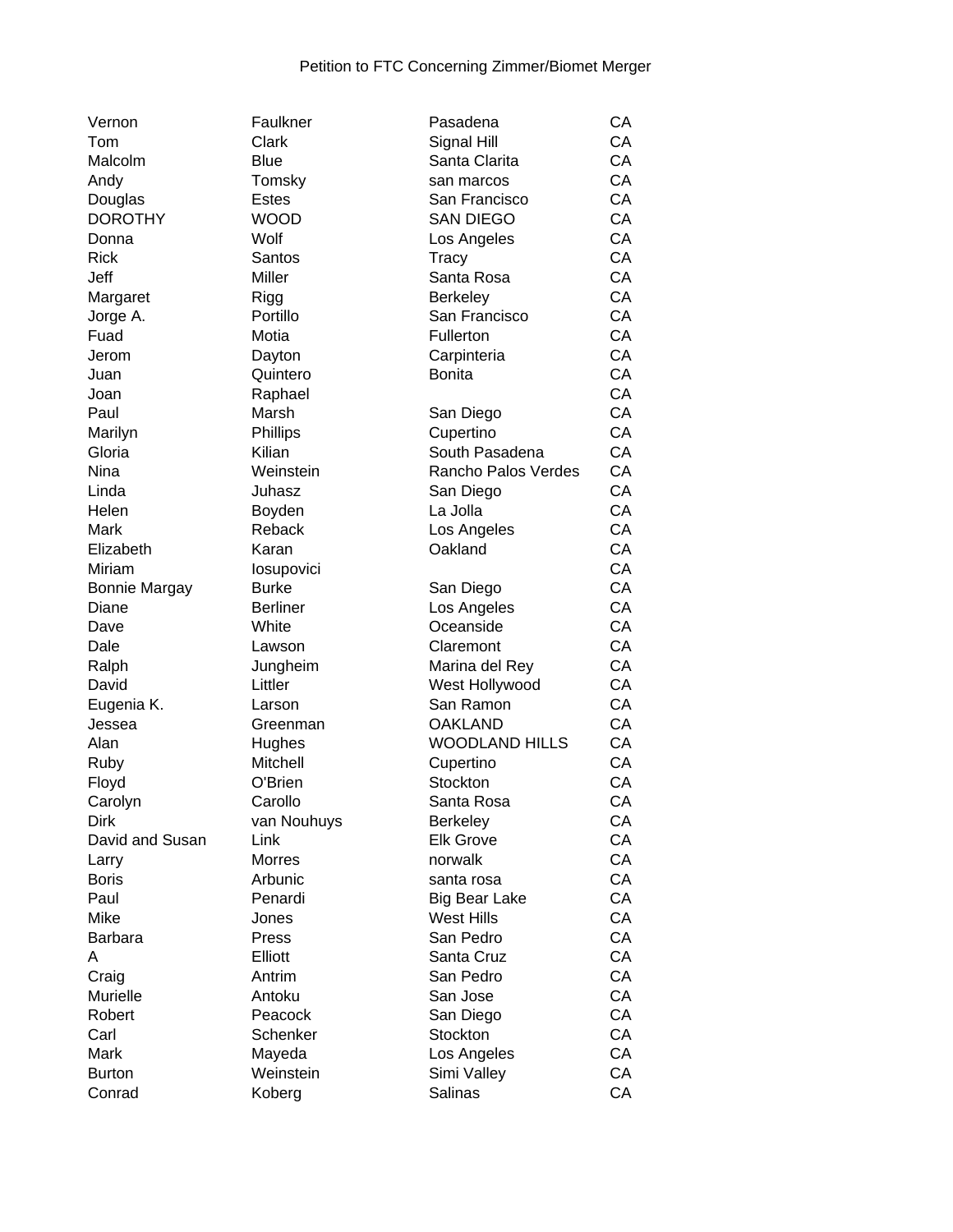Petition to FTC Concerning Zimmer/Biomet Merger

| | | | |
|---|---|---|---|
| Vernon | Faulkner | Pasadena | CA |
| Tom | Clark | Signal Hill | CA |
| Malcolm | Blue | Santa Clarita | CA |
| Andy | Tomsky | san marcos | CA |
| Douglas | Estes | San Francisco | CA |
| DOROTHY | WOOD | SAN DIEGO | CA |
| Donna | Wolf | Los Angeles | CA |
| Rick | Santos | Tracy | CA |
| Jeff | Miller | Santa Rosa | CA |
| Margaret | Rigg | Berkeley | CA |
| Jorge A. | Portillo | San Francisco | CA |
| Fuad | Motia | Fullerton | CA |
| Jerom | Dayton | Carpinteria | CA |
| Juan | Quintero | Bonita | CA |
| Joan | Raphael | | CA |
| Paul | Marsh | San Diego | CA |
| Marilyn | Phillips | Cupertino | CA |
| Gloria | Kilian | South Pasadena | CA |
| Nina | Weinstein | Rancho Palos Verdes | CA |
| Linda | Juhasz | San Diego | CA |
| Helen | Boyden | La Jolla | CA |
| Mark | Reback | Los Angeles | CA |
| Elizabeth | Karan | Oakland | CA |
| Miriam | Iosupovici | | CA |
| Bonnie Margay | Burke | San Diego | CA |
| Diane | Berliner | Los Angeles | CA |
| Dave | White | Oceanside | CA |
| Dale | Lawson | Claremont | CA |
| Ralph | Jungheim | Marina del Rey | CA |
| David | Littler | West Hollywood | CA |
| Eugenia K. | Larson | San Ramon | CA |
| Jessea | Greenman | OAKLAND | CA |
| Alan | Hughes | WOODLAND HILLS | CA |
| Ruby | Mitchell | Cupertino | CA |
| Floyd | O'Brien | Stockton | CA |
| Carolyn | Carollo | Santa Rosa | CA |
| Dirk | van Nouhuys | Berkeley | CA |
| David and Susan | Link | Elk Grove | CA |
| Larry | Morres | norwalk | CA |
| Boris | Arbunic | santa rosa | CA |
| Paul | Penardi | Big Bear Lake | CA |
| Mike | Jones | West Hills | CA |
| Barbara | Press | San Pedro | CA |
| A | Elliott | Santa Cruz | CA |
| Craig | Antrim | San Pedro | CA |
| Murielle | Antoku | San Jose | CA |
| Robert | Peacock | San Diego | CA |
| Carl | Schenker | Stockton | CA |
| Mark | Mayeda | Los Angeles | CA |
| Burton | Weinstein | Simi Valley | CA |
| Conrad | Koberg | Salinas | CA |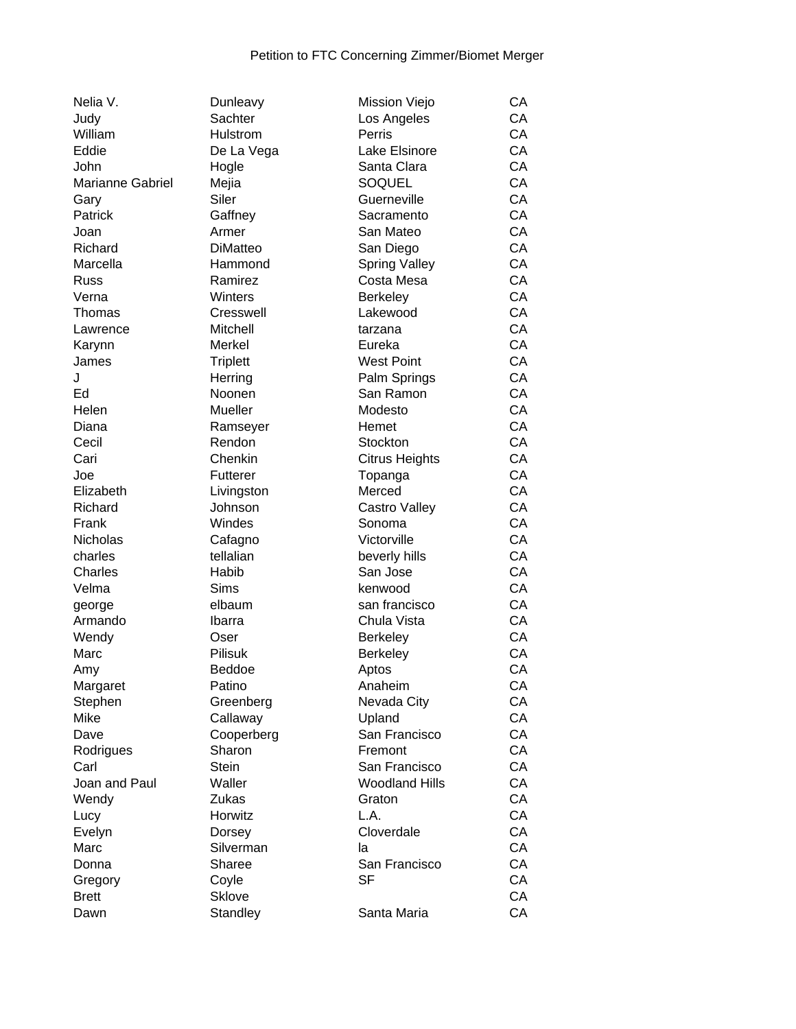Petition to FTC Concerning Zimmer/Biomet Merger

| | | | |
|---|---|---|---|
| Nelia V. | Dunleavy | Mission Viejo | CA |
| Judy | Sachter | Los Angeles | CA |
| William | Hulstrom | Perris | CA |
| Eddie | De La Vega | Lake Elsinore | CA |
| John | Hogle | Santa Clara | CA |
| Marianne Gabriel | Mejia | SOQUEL | CA |
| Gary | Siler | Guerneville | CA |
| Patrick | Gaffney | Sacramento | CA |
| Joan | Armer | San Mateo | CA |
| Richard | DiMatteo | San Diego | CA |
| Marcella | Hammond | Spring Valley | CA |
| Russ | Ramirez | Costa Mesa | CA |
| Verna | Winters | Berkeley | CA |
| Thomas | Cresswell | Lakewood | CA |
| Lawrence | Mitchell | tarzana | CA |
| Karynn | Merkel | Eureka | CA |
| James | Triplett | West Point | CA |
| J | Herring | Palm Springs | CA |
| Ed | Noonen | San Ramon | CA |
| Helen | Mueller | Modesto | CA |
| Diana | Ramseyer | Hemet | CA |
| Cecil | Rendon | Stockton | CA |
| Cari | Chenkin | Citrus Heights | CA |
| Joe | Futterer | Topanga | CA |
| Elizabeth | Livingston | Merced | CA |
| Richard | Johnson | Castro Valley | CA |
| Frank | Windes | Sonoma | CA |
| Nicholas | Cafagno | Victorville | CA |
| charles | tellalian | beverly hills | CA |
| Charles | Habib | San Jose | CA |
| Velma | Sims | kenwood | CA |
| george | elbaum | san francisco | CA |
| Armando | Ibarra | Chula Vista | CA |
| Wendy | Oser | Berkeley | CA |
| Marc | Pilisuk | Berkeley | CA |
| Amy | Beddoe | Aptos | CA |
| Margaret | Patino | Anaheim | CA |
| Stephen | Greenberg | Nevada City | CA |
| Mike | Callaway | Upland | CA |
| Dave | Cooperberg | San Francisco | CA |
| Rodrigues | Sharon | Fremont | CA |
| Carl | Stein | San Francisco | CA |
| Joan and Paul | Waller | Woodland Hills | CA |
| Wendy | Zukas | Graton | CA |
| Lucy | Horwitz | L.A. | CA |
| Evelyn | Dorsey | Cloverdale | CA |
| Marc | Silverman | la | CA |
| Donna | Sharee | San Francisco | CA |
| Gregory | Coyle | SF | CA |
| Brett | Sklove | | CA |
| Dawn | Standley | Santa Maria | CA |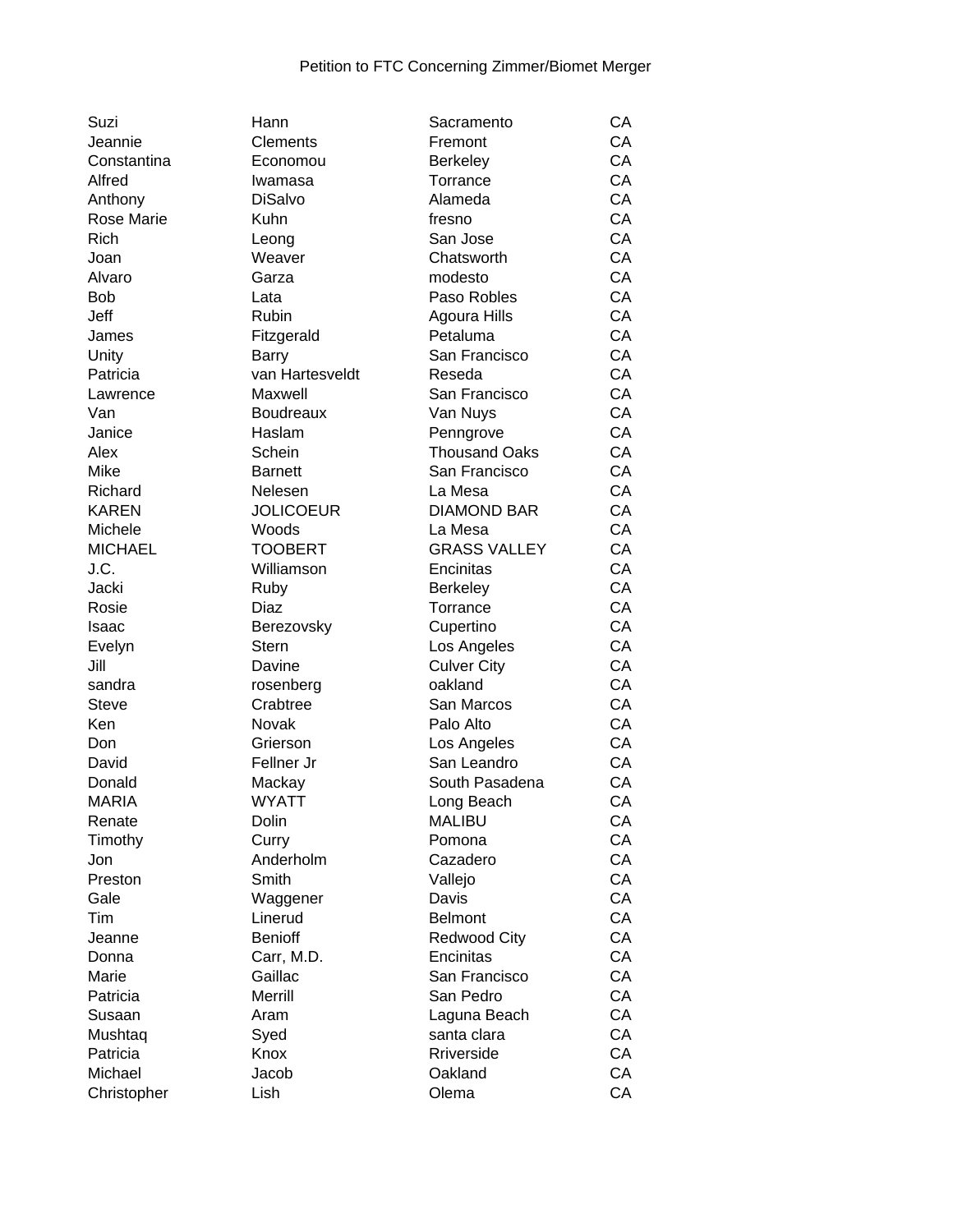Petition to FTC Concerning Zimmer/Biomet Merger

| | | | |
|---|---|---|---|
| Suzi | Hann | Sacramento | CA |
| Jeannie | Clements | Fremont | CA |
| Constantina | Economou | Berkeley | CA |
| Alfred | Iwamasa | Torrance | CA |
| Anthony | DiSalvo | Alameda | CA |
| Rose Marie | Kuhn | fresno | CA |
| Rich | Leong | San Jose | CA |
| Joan | Weaver | Chatsworth | CA |
| Alvaro | Garza | modesto | CA |
| Bob | Lata | Paso Robles | CA |
| Jeff | Rubin | Agoura Hills | CA |
| James | Fitzgerald | Petaluma | CA |
| Unity | Barry | San Francisco | CA |
| Patricia | van Hartesveldt | Reseda | CA |
| Lawrence | Maxwell | San Francisco | CA |
| Van | Boudreaux | Van Nuys | CA |
| Janice | Haslam | Penngrove | CA |
| Alex | Schein | Thousand Oaks | CA |
| Mike | Barnett | San Francisco | CA |
| Richard | Nelesen | La Mesa | CA |
| KAREN | JOLICOEUR | DIAMOND BAR | CA |
| Michele | Woods | La Mesa | CA |
| MICHAEL | TOOBERT | GRASS VALLEY | CA |
| J.C. | Williamson | Encinitas | CA |
| Jacki | Ruby | Berkeley | CA |
| Rosie | Diaz | Torrance | CA |
| Isaac | Berezovsky | Cupertino | CA |
| Evelyn | Stern | Los Angeles | CA |
| Jill | Davine | Culver City | CA |
| sandra | rosenberg | oakland | CA |
| Steve | Crabtree | San Marcos | CA |
| Ken | Novak | Palo Alto | CA |
| Don | Grierson | Los Angeles | CA |
| David | Fellner Jr | San Leandro | CA |
| Donald | Mackay | South Pasadena | CA |
| MARIA | WYATT | Long Beach | CA |
| Renate | Dolin | MALIBU | CA |
| Timothy | Curry | Pomona | CA |
| Jon | Anderholm | Cazadero | CA |
| Preston | Smith | Vallejo | CA |
| Gale | Waggener | Davis | CA |
| Tim | Linerud | Belmont | CA |
| Jeanne | Benioff | Redwood City | CA |
| Donna | Carr, M.D. | Encinitas | CA |
| Marie | Gaillac | San Francisco | CA |
| Patricia | Merrill | San Pedro | CA |
| Susaan | Aram | Laguna Beach | CA |
| Mushtaq | Syed | santa clara | CA |
| Patricia | Knox | Rriverside | CA |
| Michael | Jacob | Oakland | CA |
| Christopher | Lish | Olema | CA |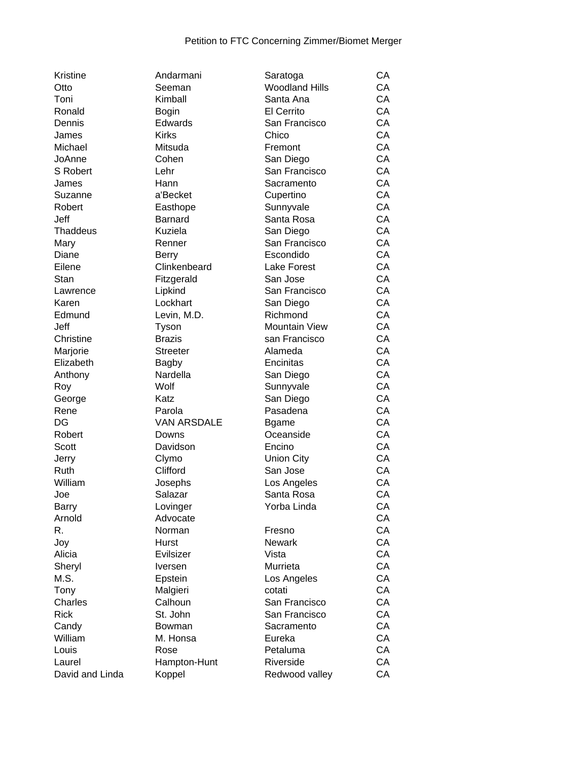Petition to FTC Concerning Zimmer/Biomet Merger

| | | | |
|---|---|---|---|
| Kristine | Andarmani | Saratoga | CA |
| Otto | Seeman | Woodland Hills | CA |
| Toni | Kimball | Santa Ana | CA |
| Ronald | Bogin | El Cerrito | CA |
| Dennis | Edwards | San Francisco | CA |
| James | Kirks | Chico | CA |
| Michael | Mitsuda | Fremont | CA |
| JoAnne | Cohen | San Diego | CA |
| S Robert | Lehr | San Francisco | CA |
| James | Hann | Sacramento | CA |
| Suzanne | a'Becket | Cupertino | CA |
| Robert | Easthope | Sunnyvale | CA |
| Jeff | Barnard | Santa Rosa | CA |
| Thaddeus | Kuziela | San Diego | CA |
| Mary | Renner | San Francisco | CA |
| Diane | Berry | Escondido | CA |
| Eilene | Clinkenbeard | Lake Forest | CA |
| Stan | Fitzgerald | San Jose | CA |
| Lawrence | Lipkind | San Francisco | CA |
| Karen | Lockhart | San Diego | CA |
| Edmund | Levin, M.D. | Richmond | CA |
| Jeff | Tyson | Mountain View | CA |
| Christine | Brazis | san Francisco | CA |
| Marjorie | Streeter | Alameda | CA |
| Elizabeth | Bagby | Encinitas | CA |
| Anthony | Nardella | San Diego | CA |
| Roy | Wolf | Sunnyvale | CA |
| George | Katz | San Diego | CA |
| Rene | Parola | Pasadena | CA |
| DG | VAN ARSDALE | Bgame | CA |
| Robert | Downs | Oceanside | CA |
| Scott | Davidson | Encino | CA |
| Jerry | Clymo | Union City | CA |
| Ruth | Clifford | San Jose | CA |
| William | Josephs | Los Angeles | CA |
| Joe | Salazar | Santa Rosa | CA |
| Barry | Lovinger | Yorba Linda | CA |
| Arnold | Advocate | | CA |
| R. | Norman | Fresno | CA |
| Joy | Hurst | Newark | CA |
| Alicia | Evilsizer | Vista | CA |
| Sheryl | Iversen | Murrieta | CA |
| M.S. | Epstein | Los Angeles | CA |
| Tony | Malgieri | cotati | CA |
| Charles | Calhoun | San Francisco | CA |
| Rick | St. John | San Francisco | CA |
| Candy | Bowman | Sacramento | CA |
| William | M. Honsa | Eureka | CA |
| Louis | Rose | Petaluma | CA |
| Laurel | Hampton-Hunt | Riverside | CA |
| David and Linda | Koppel | Redwood valley | CA |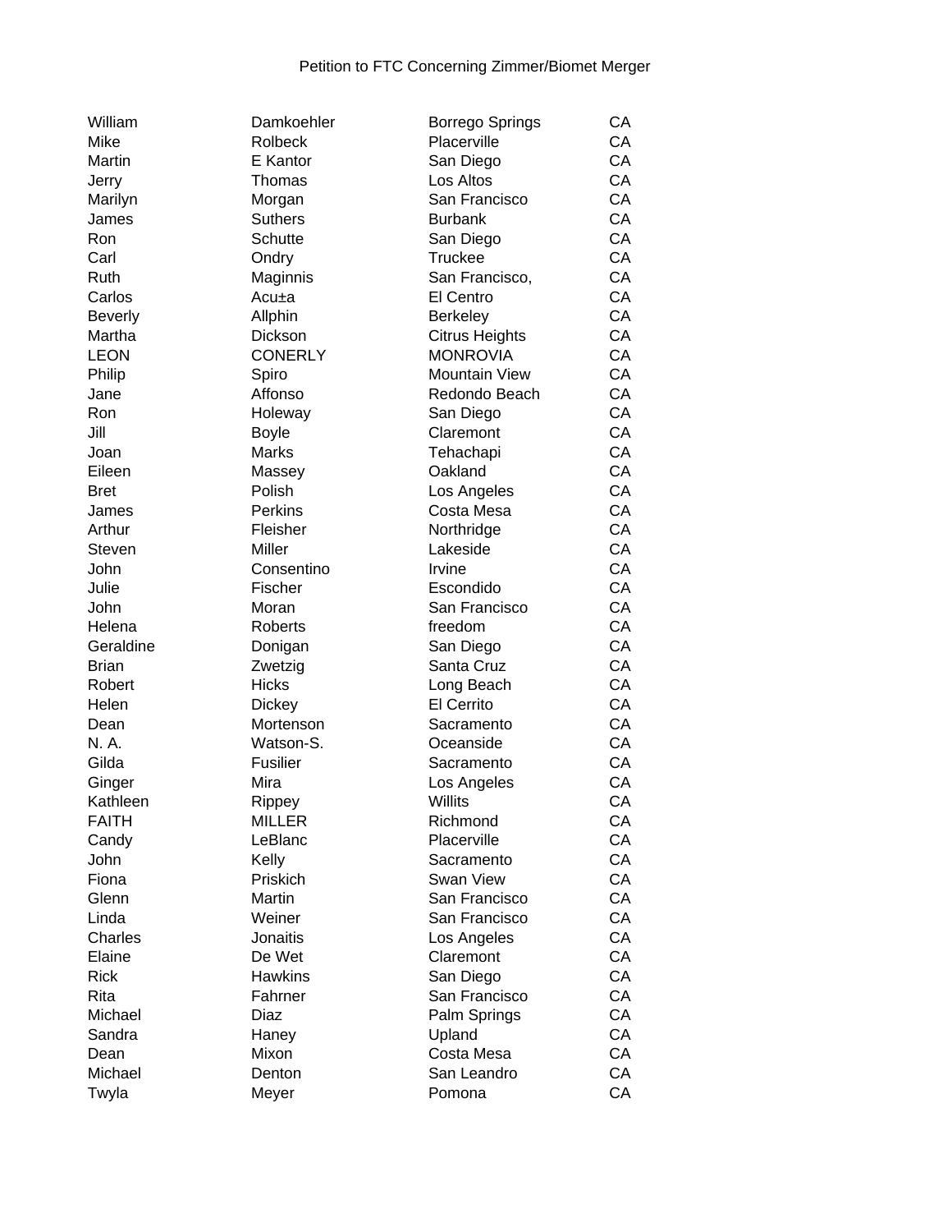Petition to FTC Concerning Zimmer/Biomet Merger

| | | | |
|---|---|---|---|
| William | Damkoehler | Borrego Springs | CA |
| Mike | Rolbeck | Placerville | CA |
| Martin | E Kantor | San Diego | CA |
| Jerry | Thomas | Los Altos | CA |
| Marilyn | Morgan | San Francisco | CA |
| James | Suthers | Burbank | CA |
| Ron | Schutte | San Diego | CA |
| Carl | Ondry | Truckee | CA |
| Ruth | Maginnis | San Francisco, | CA |
| Carlos | Acu±a | El Centro | CA |
| Beverly | Allphin | Berkeley | CA |
| Martha | Dickson | Citrus Heights | CA |
| LEON | CONERLY | MONROVIA | CA |
| Philip | Spiro | Mountain View | CA |
| Jane | Affonso | Redondo Beach | CA |
| Ron | Holeway | San Diego | CA |
| Jill | Boyle | Claremont | CA |
| Joan | Marks | Tehachapi | CA |
| Eileen | Massey | Oakland | CA |
| Bret | Polish | Los Angeles | CA |
| James | Perkins | Costa Mesa | CA |
| Arthur | Fleisher | Northridge | CA |
| Steven | Miller | Lakeside | CA |
| John | Consentino | Irvine | CA |
| Julie | Fischer | Escondido | CA |
| John | Moran | San Francisco | CA |
| Helena | Roberts | freedom | CA |
| Geraldine | Donigan | San Diego | CA |
| Brian | Zwetzig | Santa Cruz | CA |
| Robert | Hicks | Long Beach | CA |
| Helen | Dickey | El Cerrito | CA |
| Dean | Mortenson | Sacramento | CA |
| N. A. | Watson-S. | Oceanside | CA |
| Gilda | Fusilier | Sacramento | CA |
| Ginger | Mira | Los Angeles | CA |
| Kathleen | Rippey | Willits | CA |
| FAITH | MILLER | Richmond | CA |
| Candy | LeBlanc | Placerville | CA |
| John | Kelly | Sacramento | CA |
| Fiona | Priskich | Swan View | CA |
| Glenn | Martin | San Francisco | CA |
| Linda | Weiner | San Francisco | CA |
| Charles | Jonaitis | Los Angeles | CA |
| Elaine | De Wet | Claremont | CA |
| Rick | Hawkins | San Diego | CA |
| Rita | Fahrner | San Francisco | CA |
| Michael | Diaz | Palm Springs | CA |
| Sandra | Haney | Upland | CA |
| Dean | Mixon | Costa Mesa | CA |
| Michael | Denton | San Leandro | CA |
| Twyla | Meyer | Pomona | CA |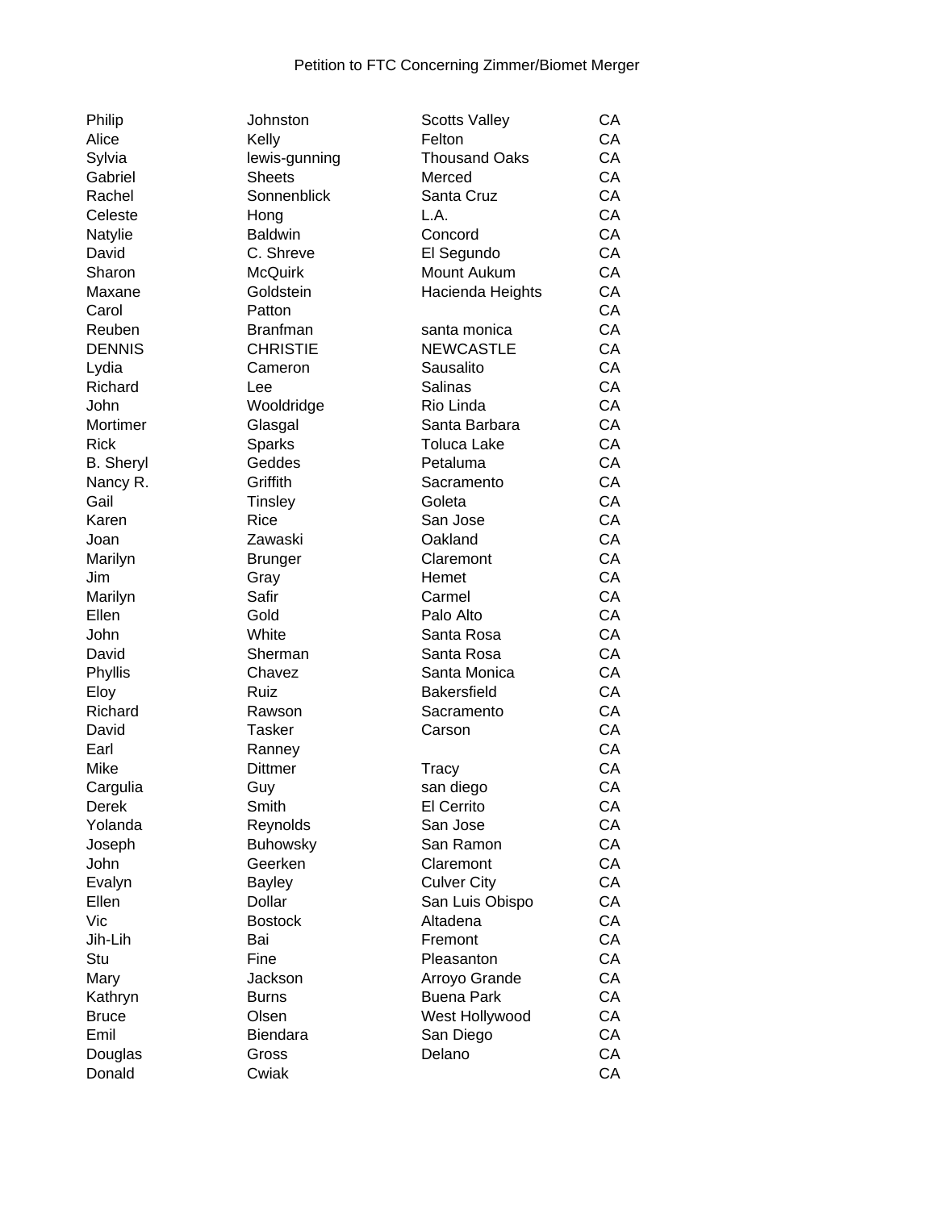Petition to FTC Concerning Zimmer/Biomet Merger

| | | | |
|---|---|---|---|
| Philip | Johnston | Scotts Valley | CA |
| Alice | Kelly | Felton | CA |
| Sylvia | lewis-gunning | Thousand Oaks | CA |
| Gabriel | Sheets | Merced | CA |
| Rachel | Sonnenblick | Santa Cruz | CA |
| Celeste | Hong | L.A. | CA |
| Natylie | Baldwin | Concord | CA |
| David | C. Shreve | El Segundo | CA |
| Sharon | McQuirk | Mount Aukum | CA |
| Maxane | Goldstein | Hacienda Heights | CA |
| Carol | Patton | | CA |
| Reuben | Branfman | santa monica | CA |
| DENNIS | CHRISTIE | NEWCASTLE | CA |
| Lydia | Cameron | Sausalito | CA |
| Richard | Lee | Salinas | CA |
| John | Wooldridge | Rio Linda | CA |
| Mortimer | Glasgal | Santa Barbara | CA |
| Rick | Sparks | Toluca Lake | CA |
| B. Sheryl | Geddes | Petaluma | CA |
| Nancy R. | Griffith | Sacramento | CA |
| Gail | Tinsley | Goleta | CA |
| Karen | Rice | San Jose | CA |
| Joan | Zawaski | Oakland | CA |
| Marilyn | Brunger | Claremont | CA |
| Jim | Gray | Hemet | CA |
| Marilyn | Safir | Carmel | CA |
| Ellen | Gold | Palo Alto | CA |
| John | White | Santa Rosa | CA |
| David | Sherman | Santa Rosa | CA |
| Phyllis | Chavez | Santa Monica | CA |
| Eloy | Ruiz | Bakersfield | CA |
| Richard | Rawson | Sacramento | CA |
| David | Tasker | Carson | CA |
| Earl | Ranney | | CA |
| Mike | Dittmer | Tracy | CA |
| Cargulia | Guy | san diego | CA |
| Derek | Smith | El Cerrito | CA |
| Yolanda | Reynolds | San Jose | CA |
| Joseph | Buhowsky | San Ramon | CA |
| John | Geerken | Claremont | CA |
| Evalyn | Bayley | Culver City | CA |
| Ellen | Dollar | San Luis Obispo | CA |
| Vic | Bostock | Altadena | CA |
| Jih-Lih | Bai | Fremont | CA |
| Stu | Fine | Pleasanton | CA |
| Mary | Jackson | Arroyo Grande | CA |
| Kathryn | Burns | Buena Park | CA |
| Bruce | Olsen | West Hollywood | CA |
| Emil | Biendara | San Diego | CA |
| Douglas | Gross | Delano | CA |
| Donald | Cwiak | | CA |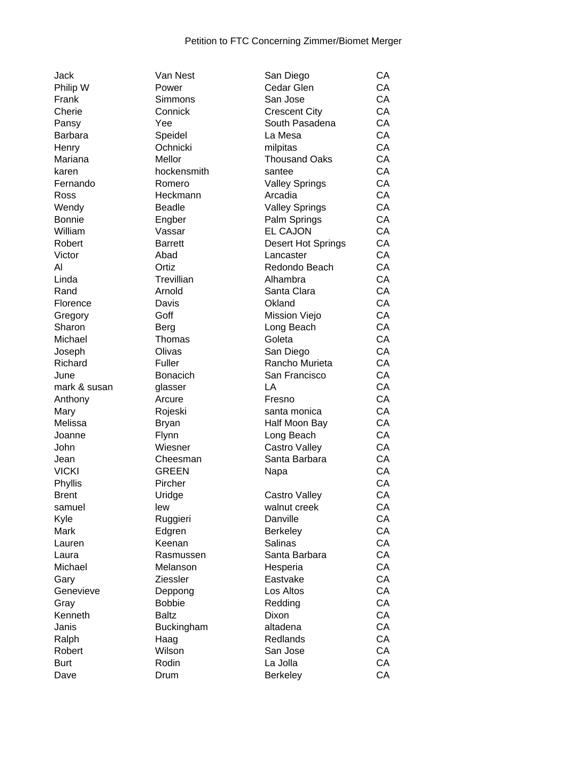Petition to FTC Concerning Zimmer/Biomet Merger

| | | | |
|---|---|---|---|
| Jack | Van Nest | San Diego | CA |
| Philip W | Power | Cedar Glen | CA |
| Frank | Simmons | San Jose | CA |
| Cherie | Connick | Crescent City | CA |
| Pansy | Yee | South Pasadena | CA |
| Barbara | Speidel | La Mesa | CA |
| Henry | Ochnicki | milpitas | CA |
| Mariana | Mellor | Thousand Oaks | CA |
| karen | hockensmith | santee | CA |
| Fernando | Romero | Valley Springs | CA |
| Ross | Heckmann | Arcadia | CA |
| Wendy | Beadle | Valley Springs | CA |
| Bonnie | Engber | Palm Springs | CA |
| William | Vassar | EL CAJON | CA |
| Robert | Barrett | Desert Hot Springs | CA |
| Victor | Abad | Lancaster | CA |
| Al | Ortiz | Redondo Beach | CA |
| Linda | Trevillian | Alhambra | CA |
| Rand | Arnold | Santa Clara | CA |
| Florence | Davis | Okland | CA |
| Gregory | Goff | Mission Viejo | CA |
| Sharon | Berg | Long Beach | CA |
| Michael | Thomas | Goleta | CA |
| Joseph | Olivas | San Diego | CA |
| Richard | Fuller | Rancho Murieta | CA |
| June | Bonacich | San Francisco | CA |
| mark & susan | glasser | LA | CA |
| Anthony | Arcure | Fresno | CA |
| Mary | Rojeski | santa monica | CA |
| Melissa | Bryan | Half Moon Bay | CA |
| Joanne | Flynn | Long Beach | CA |
| John | Wiesner | Castro Valley | CA |
| Jean | Cheesman | Santa Barbara | CA |
| VICKI | GREEN | Napa | CA |
| Phyllis | Pircher | | CA |
| Brent | Uridge | Castro Valley | CA |
| samuel | lew | walnut creek | CA |
| Kyle | Ruggieri | Danville | CA |
| Mark | Edgren | Berkeley | CA |
| Lauren | Keenan | Salinas | CA |
| Laura | Rasmussen | Santa Barbara | CA |
| Michael | Melanson | Hesperia | CA |
| Gary | Ziessler | Eastvake | CA |
| Genevieve | Deppong | Los Altos | CA |
| Gray | Bobbie | Redding | CA |
| Kenneth | Baltz | Dixon | CA |
| Janis | Buckingham | altadena | CA |
| Ralph | Haag | Redlands | CA |
| Robert | Wilson | San Jose | CA |
| Burt | Rodin | La Jolla | CA |
| Dave | Drum | Berkeley | CA |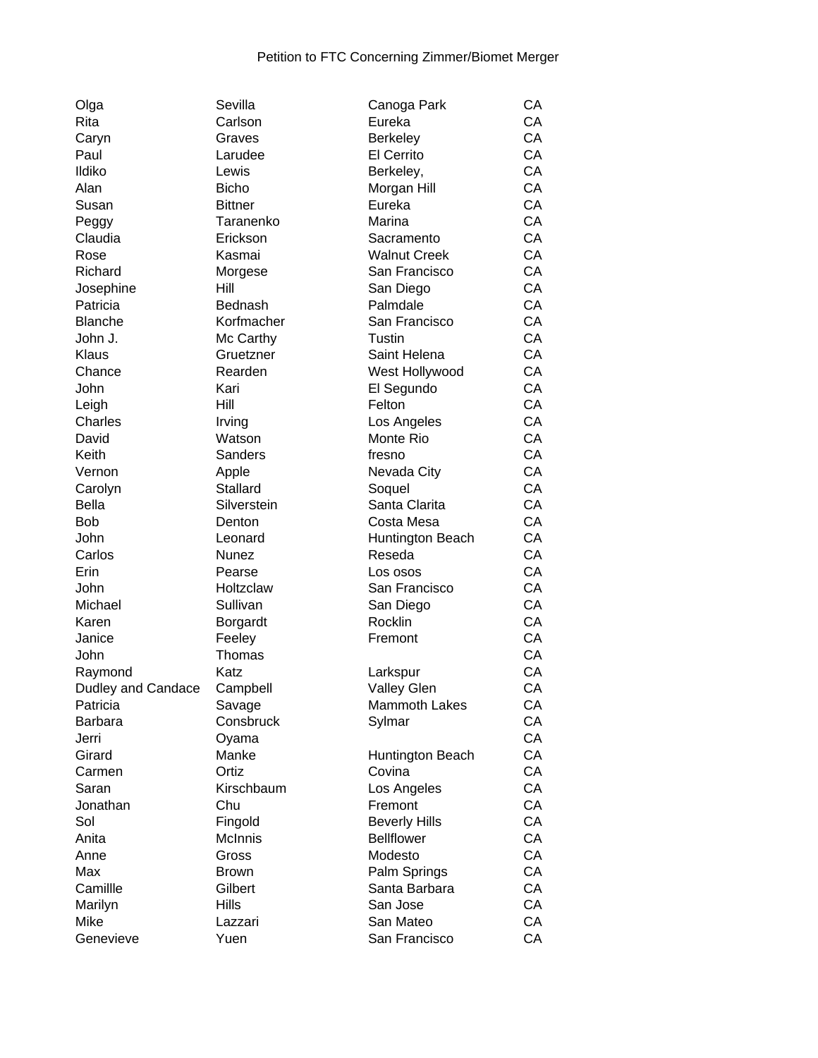Petition to FTC Concerning Zimmer/Biomet Merger

| | | | |
|---|---|---|---|
| Olga | Sevilla | Canoga Park | CA |
| Rita | Carlson | Eureka | CA |
| Caryn | Graves | Berkeley | CA |
| Paul | Larudee | El Cerrito | CA |
| Ildiko | Lewis | Berkeley, | CA |
| Alan | Bicho | Morgan Hill | CA |
| Susan | Bittner | Eureka | CA |
| Peggy | Taranenko | Marina | CA |
| Claudia | Erickson | Sacramento | CA |
| Rose | Kasmai | Walnut Creek | CA |
| Richard | Morgese | San Francisco | CA |
| Josephine | Hill | San Diego | CA |
| Patricia | Bednash | Palmdale | CA |
| Blanche | Korfmacher | San Francisco | CA |
| John J. | Mc Carthy | Tustin | CA |
| Klaus | Gruetzner | Saint Helena | CA |
| Chance | Rearden | West Hollywood | CA |
| John | Kari | El Segundo | CA |
| Leigh | Hill | Felton | CA |
| Charles | Irving | Los Angeles | CA |
| David | Watson | Monte Rio | CA |
| Keith | Sanders | fresno | CA |
| Vernon | Apple | Nevada City | CA |
| Carolyn | Stallard | Soquel | CA |
| Bella | Silverstein | Santa Clarita | CA |
| Bob | Denton | Costa Mesa | CA |
| John | Leonard | Huntington Beach | CA |
| Carlos | Nunez | Reseda | CA |
| Erin | Pearse | Los osos | CA |
| John | Holtzclaw | San Francisco | CA |
| Michael | Sullivan | San Diego | CA |
| Karen | Borgardt | Rocklin | CA |
| Janice | Feeley | Fremont | CA |
| John | Thomas | | CA |
| Raymond | Katz | Larkspur | CA |
| Dudley and Candace | Campbell | Valley Glen | CA |
| Patricia | Savage | Mammoth Lakes | CA |
| Barbara | Consbruck | Sylmar | CA |
| Jerri | Oyama | | CA |
| Girard | Manke | Huntington Beach | CA |
| Carmen | Ortiz | Covina | CA |
| Saran | Kirschbaum | Los Angeles | CA |
| Jonathan | Chu | Fremont | CA |
| Sol | Fingold | Beverly Hills | CA |
| Anita | McInnis | Bellflower | CA |
| Anne | Gross | Modesto | CA |
| Max | Brown | Palm Springs | CA |
| Camillle | Gilbert | Santa Barbara | CA |
| Marilyn | Hills | San Jose | CA |
| Mike | Lazzari | San Mateo | CA |
| Genevieve | Yuen | San Francisco | CA |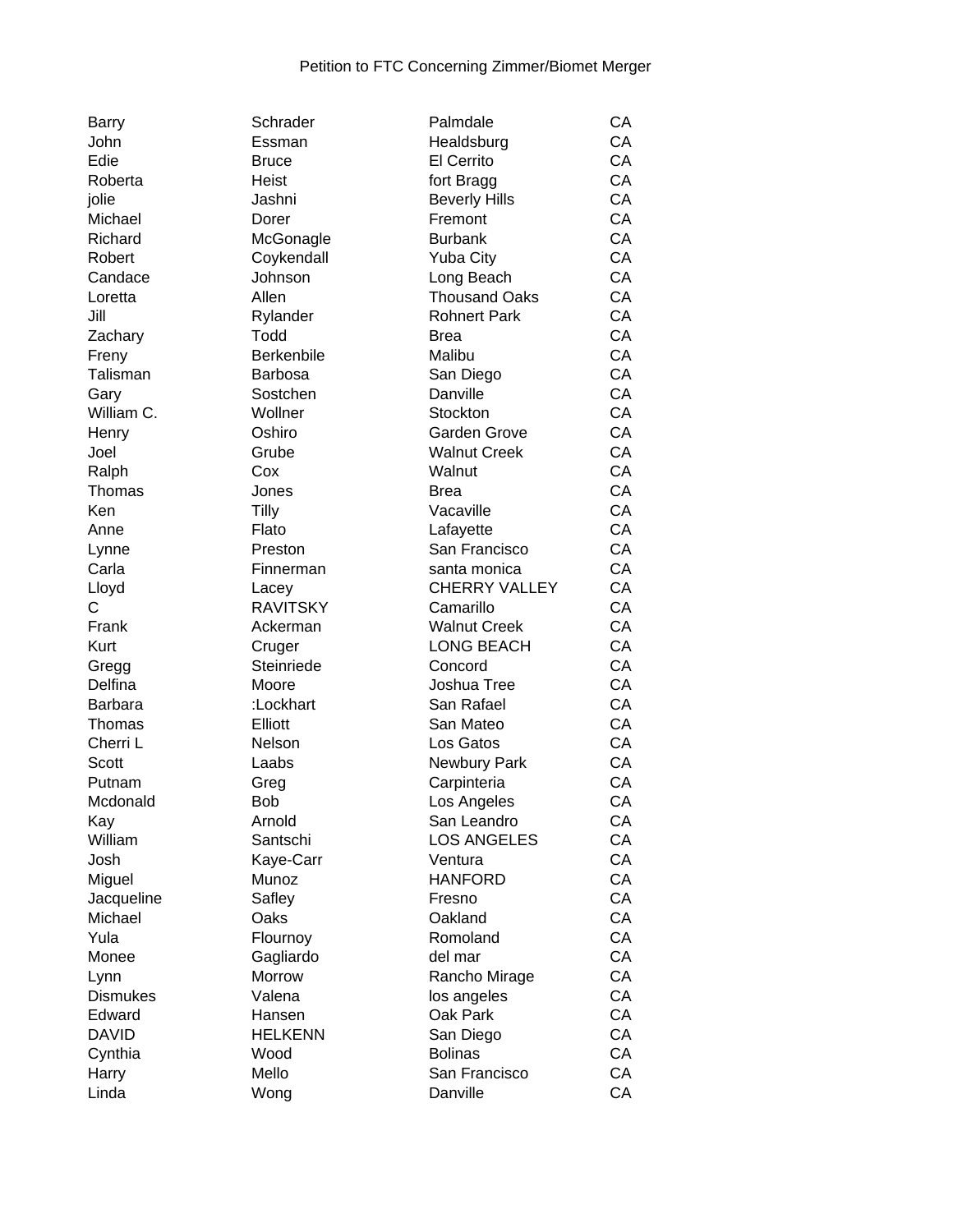Petition to FTC Concerning Zimmer/Biomet Merger

| | | | |
|---|---|---|---|
| Barry | Schrader | Palmdale | CA |
| John | Essman | Healdsburg | CA |
| Edie | Bruce | El Cerrito | CA |
| Roberta | Heist | fort Bragg | CA |
| jolie | Jashni | Beverly Hills | CA |
| Michael | Dorer | Fremont | CA |
| Richard | McGonagle | Burbank | CA |
| Robert | Coykendall | Yuba City | CA |
| Candace | Johnson | Long Beach | CA |
| Loretta | Allen | Thousand Oaks | CA |
| Jill | Rylander | Rohnert Park | CA |
| Zachary | Todd | Brea | CA |
| Freny | Berkenbile | Malibu | CA |
| Talisman | Barbosa | San Diego | CA |
| Gary | Sostchen | Danville | CA |
| William C. | Wollner | Stockton | CA |
| Henry | Oshiro | Garden Grove | CA |
| Joel | Grube | Walnut Creek | CA |
| Ralph | Cox | Walnut | CA |
| Thomas | Jones | Brea | CA |
| Ken | Tilly | Vacaville | CA |
| Anne | Flato | Lafayette | CA |
| Lynne | Preston | San Francisco | CA |
| Carla | Finnerman | santa monica | CA |
| Lloyd | Lacey | CHERRY VALLEY | CA |
| C | RAVITSKY | Camarillo | CA |
| Frank | Ackerman | Walnut Creek | CA |
| Kurt | Cruger | LONG BEACH | CA |
| Gregg | Steinriede | Concord | CA |
| Delfina | Moore | Joshua Tree | CA |
| Barbara | :Lockhart | San Rafael | CA |
| Thomas | Elliott | San Mateo | CA |
| Cherri L | Nelson | Los Gatos | CA |
| Scott | Laabs | Newbury Park | CA |
| Putnam | Greg | Carpinteria | CA |
| Mcdonald | Bob | Los Angeles | CA |
| Kay | Arnold | San Leandro | CA |
| William | Santschi | LOS ANGELES | CA |
| Josh | Kaye-Carr | Ventura | CA |
| Miguel | Munoz | HANFORD | CA |
| Jacqueline | Safley | Fresno | CA |
| Michael | Oaks | Oakland | CA |
| Yula | Flournoy | Romoland | CA |
| Monee | Gagliardo | del mar | CA |
| Lynn | Morrow | Rancho Mirage | CA |
| Dismukes | Valena | los angeles | CA |
| Edward | Hansen | Oak Park | CA |
| DAVID | HELKENN | San Diego | CA |
| Cynthia | Wood | Bolinas | CA |
| Harry | Mello | San Francisco | CA |
| Linda | Wong | Danville | CA |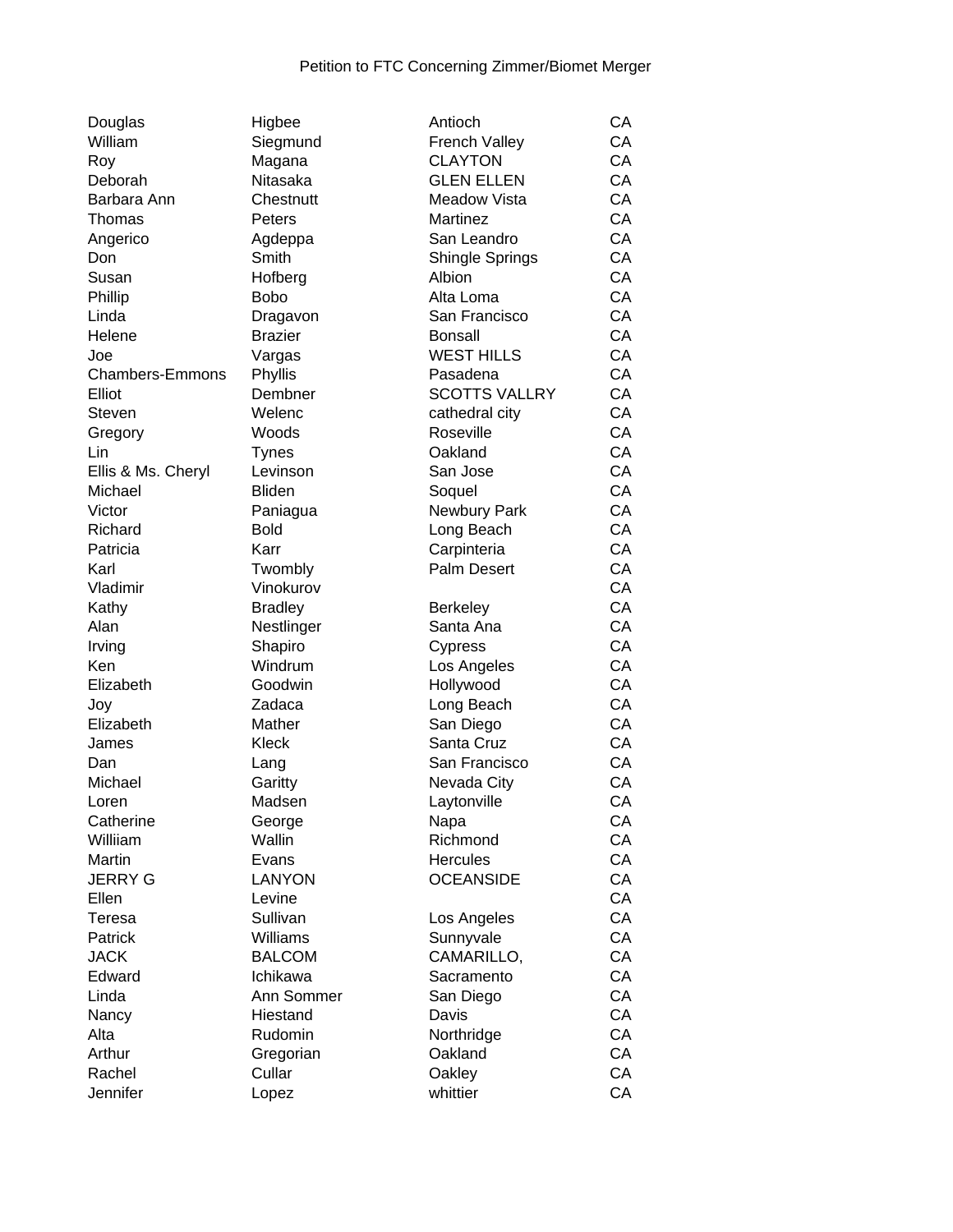Petition to FTC Concerning Zimmer/Biomet Merger

| | | | |
|---|---|---|---|
| Douglas | Higbee | Antioch | CA |
| William | Siegmund | French Valley | CA |
| Roy | Magana | CLAYTON | CA |
| Deborah | Nitasaka | GLEN ELLEN | CA |
| Barbara Ann | Chestnutt | Meadow Vista | CA |
| Thomas | Peters | Martinez | CA |
| Angerico | Agdeppa | San Leandro | CA |
| Don | Smith | Shingle Springs | CA |
| Susan | Hofberg | Albion | CA |
| Phillip | Bobo | Alta Loma | CA |
| Linda | Dragavon | San Francisco | CA |
| Helene | Brazier | Bonsall | CA |
| Joe | Vargas | WEST HILLS | CA |
| Chambers-Emmons | Phyllis | Pasadena | CA |
| Elliot | Dembner | SCOTTS VALLRY | CA |
| Steven | Welenc | cathedral city | CA |
| Gregory | Woods | Roseville | CA |
| Lin | Tynes | Oakland | CA |
| Ellis & Ms. Cheryl | Levinson | San Jose | CA |
| Michael | Bliden | Soquel | CA |
| Victor | Paniagua | Newbury Park | CA |
| Richard | Bold | Long Beach | CA |
| Patricia | Karr | Carpinteria | CA |
| Karl | Twombly | Palm Desert | CA |
| Vladimir | Vinokurov | | CA |
| Kathy | Bradley | Berkeley | CA |
| Alan | Nestlinger | Santa Ana | CA |
| Irving | Shapiro | Cypress | CA |
| Ken | Windrum | Los Angeles | CA |
| Elizabeth | Goodwin | Hollywood | CA |
| Joy | Zadaca | Long Beach | CA |
| Elizabeth | Mather | San Diego | CA |
| James | Kleck | Santa Cruz | CA |
| Dan | Lang | San Francisco | CA |
| Michael | Garitty | Nevada City | CA |
| Loren | Madsen | Laytonville | CA |
| Catherine | George | Napa | CA |
| Williiam | Wallin | Richmond | CA |
| Martin | Evans | Hercules | CA |
| JERRY G | LANYON | OCEANSIDE | CA |
| Ellen | Levine | | CA |
| Teresa | Sullivan | Los Angeles | CA |
| Patrick | Williams | Sunnyvale | CA |
| JACK | BALCOM | CAMARILLO, | CA |
| Edward | Ichikawa | Sacramento | CA |
| Linda | Ann Sommer | San Diego | CA |
| Nancy | Hiestand | Davis | CA |
| Alta | Rudomin | Northridge | CA |
| Arthur | Gregorian | Oakland | CA |
| Rachel | Cullar | Oakley | CA |
| Jennifer | Lopez | whittier | CA |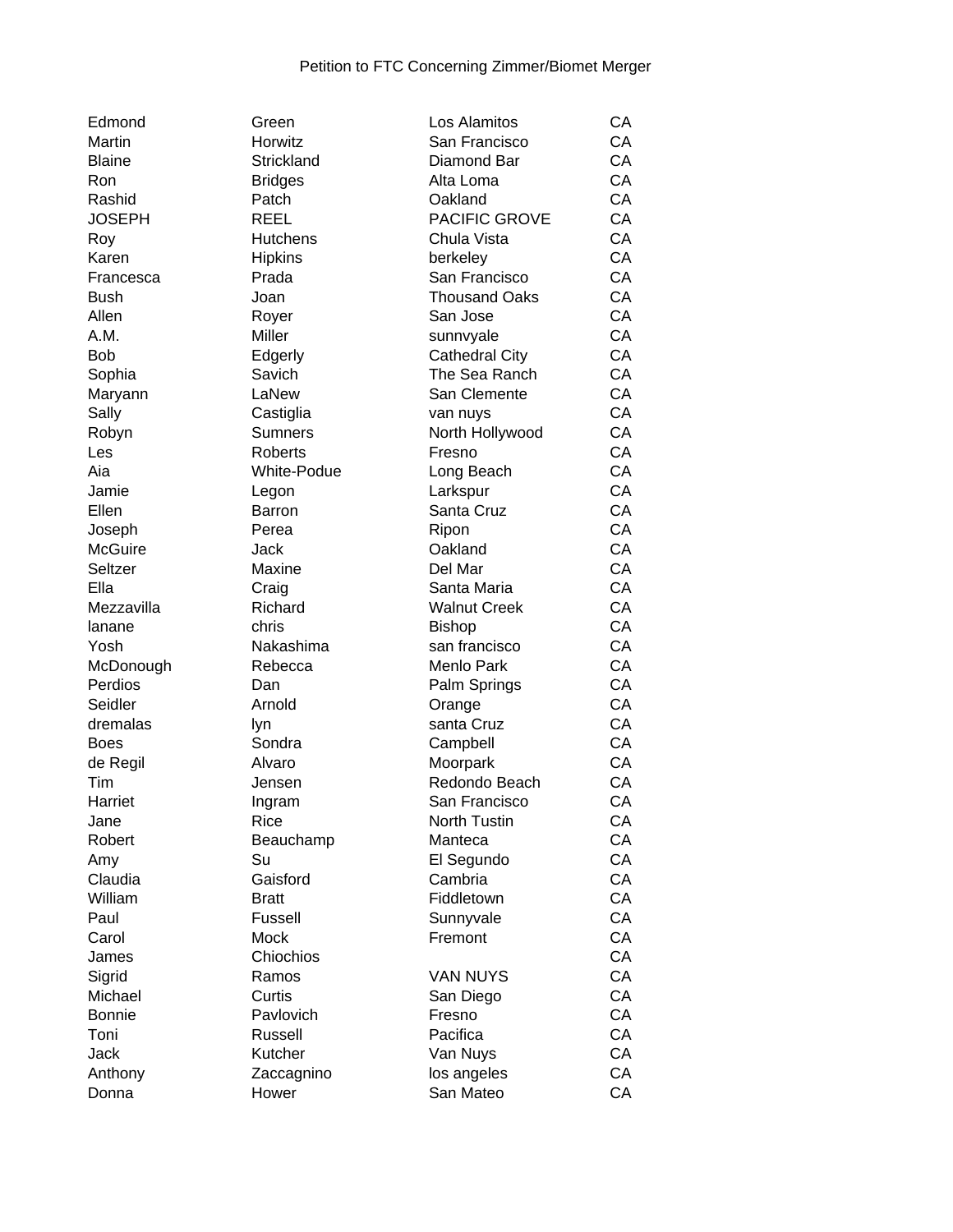Petition to FTC Concerning Zimmer/Biomet Merger

| | | | |
|---|---|---|---|
| Edmond | Green | Los Alamitos | CA |
| Martin | Horwitz | San Francisco | CA |
| Blaine | Strickland | Diamond Bar | CA |
| Ron | Bridges | Alta Loma | CA |
| Rashid | Patch | Oakland | CA |
| JOSEPH | REEL | PACIFIC GROVE | CA |
| Roy | Hutchens | Chula Vista | CA |
| Karen | Hipkins | berkeley | CA |
| Francesca | Prada | San Francisco | CA |
| Bush | Joan | Thousand Oaks | CA |
| Allen | Royer | San Jose | CA |
| A.M. | Miller | sunnvyale | CA |
| Bob | Edgerly | Cathedral City | CA |
| Sophia | Savich | The Sea Ranch | CA |
| Maryann | LaNew | San Clemente | CA |
| Sally | Castiglia | van nuys | CA |
| Robyn | Sumners | North Hollywood | CA |
| Les | Roberts | Fresno | CA |
| Aia | White-Podue | Long Beach | CA |
| Jamie | Legon | Larkspur | CA |
| Ellen | Barron | Santa Cruz | CA |
| Joseph | Perea | Ripon | CA |
| McGuire | Jack | Oakland | CA |
| Seltzer | Maxine | Del Mar | CA |
| Ella | Craig | Santa Maria | CA |
| Mezzavilla | Richard | Walnut Creek | CA |
| lanane | chris | Bishop | CA |
| Yosh | Nakashima | san francisco | CA |
| McDonough | Rebecca | Menlo Park | CA |
| Perdios | Dan | Palm Springs | CA |
| Seidler | Arnold | Orange | CA |
| dremalas | lyn | santa Cruz | CA |
| Boes | Sondra | Campbell | CA |
| de Regil | Alvaro | Moorpark | CA |
| Tim | Jensen | Redondo Beach | CA |
| Harriet | Ingram | San Francisco | CA |
| Jane | Rice | North Tustin | CA |
| Robert | Beauchamp | Manteca | CA |
| Amy | Su | El Segundo | CA |
| Claudia | Gaisford | Cambria | CA |
| William | Bratt | Fiddletown | CA |
| Paul | Fussell | Sunnyvale | CA |
| Carol | Mock | Fremont | CA |
| James | Chiochios | | CA |
| Sigrid | Ramos | VAN NUYS | CA |
| Michael | Curtis | San Diego | CA |
| Bonnie | Pavlovich | Fresno | CA |
| Toni | Russell | Pacifica | CA |
| Jack | Kutcher | Van Nuys | CA |
| Anthony | Zaccagnino | los angeles | CA |
| Donna | Hower | San Mateo | CA |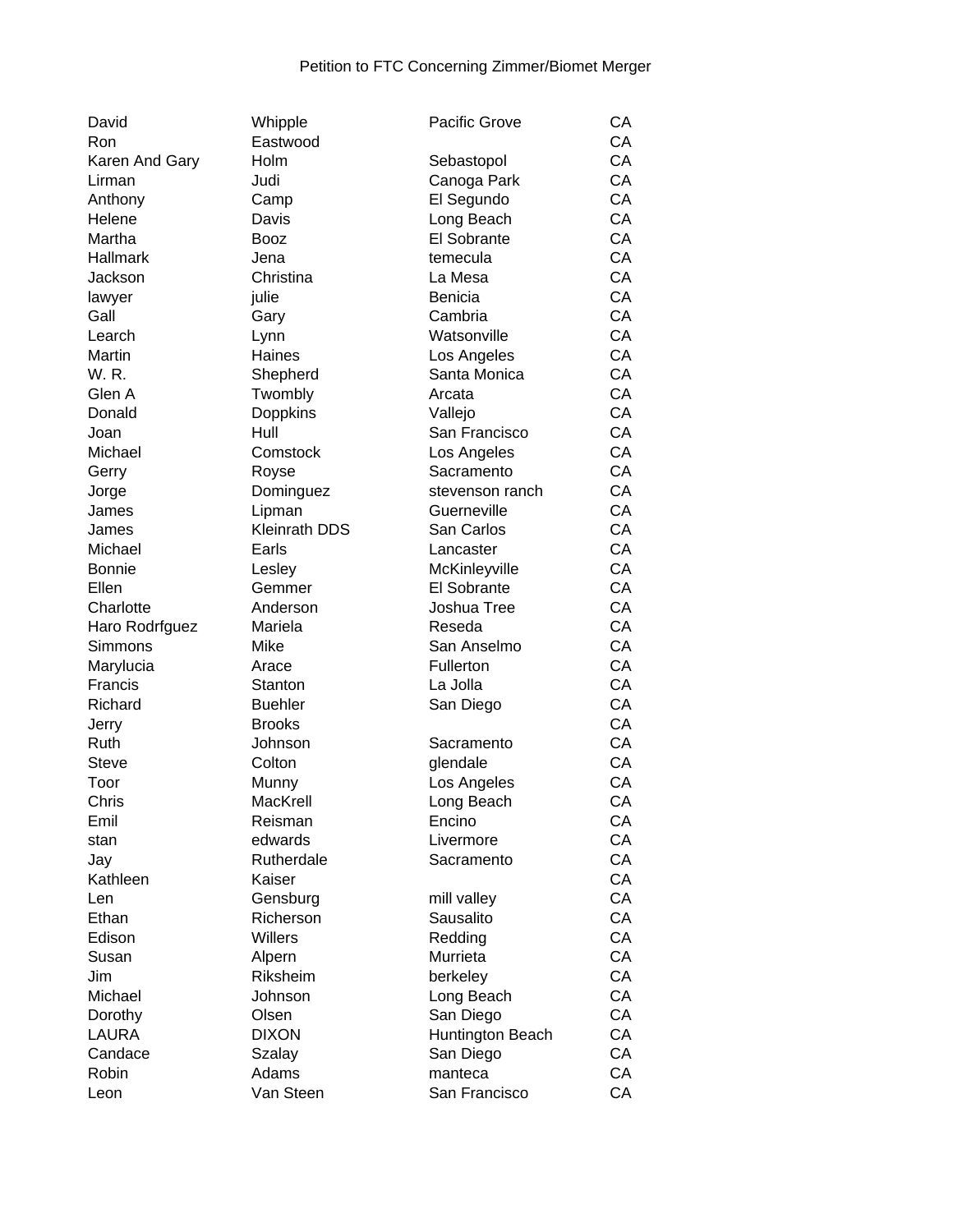Petition to FTC Concerning Zimmer/Biomet Merger

| | | | |
|---|---|---|---|
| David | Whipple | Pacific Grove | CA |
| Ron | Eastwood | | CA |
| Karen And Gary | Holm | Sebastopol | CA |
| Lirman | Judi | Canoga Park | CA |
| Anthony | Camp | El Segundo | CA |
| Helene | Davis | Long Beach | CA |
| Martha | Booz | El Sobrante | CA |
| Hallmark | Jena | temecula | CA |
| Jackson | Christina | La Mesa | CA |
| lawyer | julie | Benicia | CA |
| Gall | Gary | Cambria | CA |
| Learch | Lynn | Watsonville | CA |
| Martin | Haines | Los Angeles | CA |
| W. R. | Shepherd | Santa Monica | CA |
| Glen A | Twombly | Arcata | CA |
| Donald | Doppkins | Vallejo | CA |
| Joan | Hull | San Francisco | CA |
| Michael | Comstock | Los Angeles | CA |
| Gerry | Royse | Sacramento | CA |
| Jorge | Dominguez | stevenson ranch | CA |
| James | Lipman | Guerneville | CA |
| James | Kleinrath DDS | San Carlos | CA |
| Michael | Earls | Lancaster | CA |
| Bonnie | Lesley | McKinleyville | CA |
| Ellen | Gemmer | El Sobrante | CA |
| Charlotte | Anderson | Joshua Tree | CA |
| Haro Rodrfguez | Mariela | Reseda | CA |
| Simmons | Mike | San Anselmo | CA |
| Marylucia | Arace | Fullerton | CA |
| Francis | Stanton | La Jolla | CA |
| Richard | Buehler | San Diego | CA |
| Jerry | Brooks | | CA |
| Ruth | Johnson | Sacramento | CA |
| Steve | Colton | glendale | CA |
| Toor | Munny | Los Angeles | CA |
| Chris | MacKrell | Long Beach | CA |
| Emil | Reisman | Encino | CA |
| stan | edwards | Livermore | CA |
| Jay | Rutherdale | Sacramento | CA |
| Kathleen | Kaiser | | CA |
| Len | Gensburg | mill valley | CA |
| Ethan | Richerson | Sausalito | CA |
| Edison | Willers | Redding | CA |
| Susan | Alpern | Murrieta | CA |
| Jim | Riksheim | berkeley | CA |
| Michael | Johnson | Long Beach | CA |
| Dorothy | Olsen | San Diego | CA |
| LAURA | DIXON | Huntington Beach | CA |
| Candace | Szalay | San Diego | CA |
| Robin | Adams | manteca | CA |
| Leon | Van Steen | San Francisco | CA |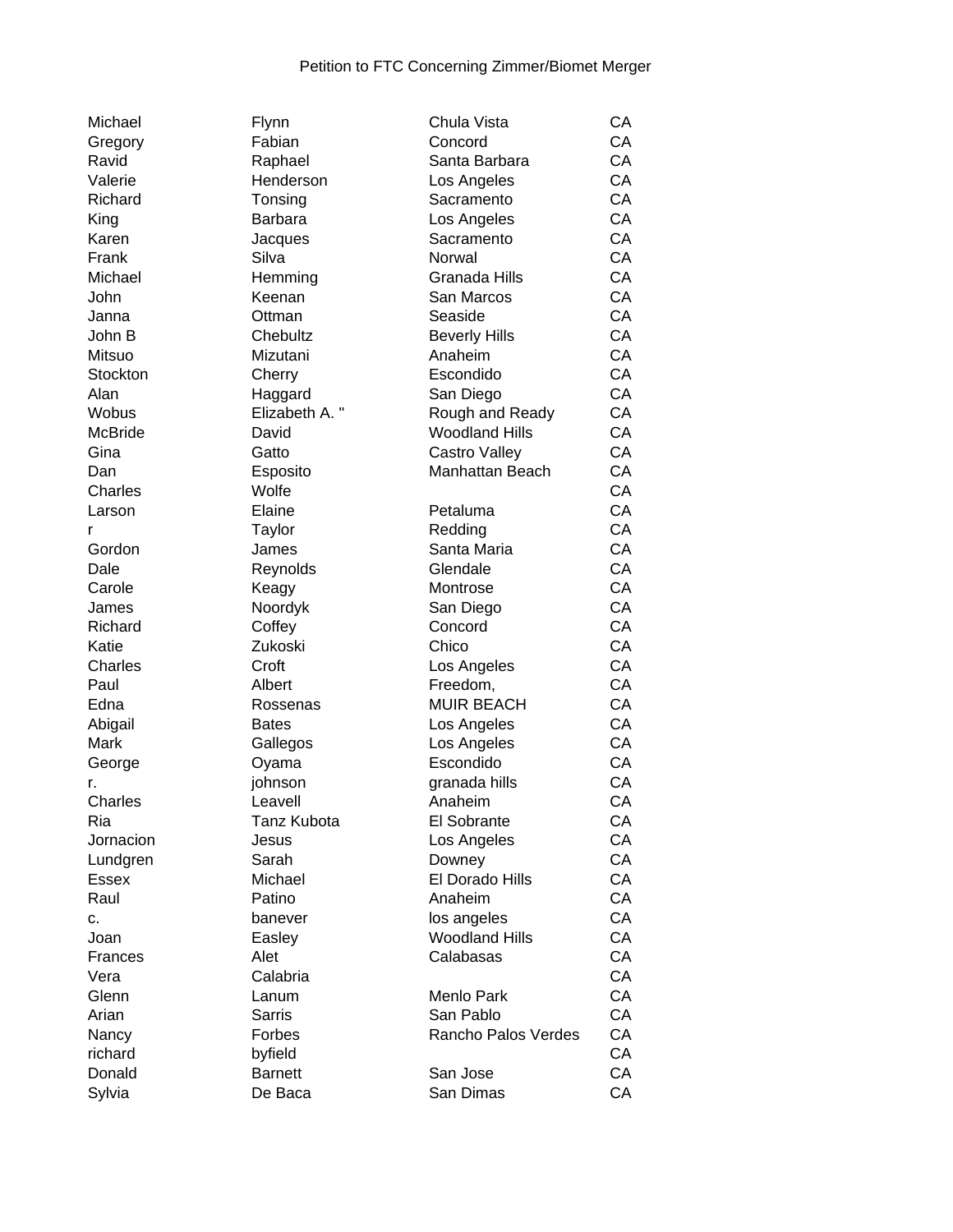Petition to FTC Concerning Zimmer/Biomet Merger

| | | | |
|---|---|---|---|
| Michael | Flynn | Chula Vista | CA |
| Gregory | Fabian | Concord | CA |
| Ravid | Raphael | Santa Barbara | CA |
| Valerie | Henderson | Los Angeles | CA |
| Richard | Tonsing | Sacramento | CA |
| King | Barbara | Los Angeles | CA |
| Karen | Jacques | Sacramento | CA |
| Frank | Silva | Norwal | CA |
| Michael | Hemming | Granada Hills | CA |
| John | Keenan | San Marcos | CA |
| Janna | Ottman | Seaside | CA |
| John B | Chebultz | Beverly Hills | CA |
| Mitsuo | Mizutani | Anaheim | CA |
| Stockton | Cherry | Escondido | CA |
| Alan | Haggard | San Diego | CA |
| Wobus | Elizabeth A. " | Rough and Ready | CA |
| McBride | David | Woodland Hills | CA |
| Gina | Gatto | Castro Valley | CA |
| Dan | Esposito | Manhattan Beach | CA |
| Charles | Wolfe | | CA |
| Larson | Elaine | Petaluma | CA |
| r | Taylor | Redding | CA |
| Gordon | James | Santa Maria | CA |
| Dale | Reynolds | Glendale | CA |
| Carole | Keagy | Montrose | CA |
| James | Noordyk | San Diego | CA |
| Richard | Coffey | Concord | CA |
| Katie | Zukoski | Chico | CA |
| Charles | Croft | Los Angeles | CA |
| Paul | Albert | Freedom, | CA |
| Edna | Rossenas | MUIR BEACH | CA |
| Abigail | Bates | Los Angeles | CA |
| Mark | Gallegos | Los Angeles | CA |
| George | Oyama | Escondido | CA |
| r. | johnson | granada hills | CA |
| Charles | Leavell | Anaheim | CA |
| Ria | Tanz Kubota | El Sobrante | CA |
| Jornacion | Jesus | Los Angeles | CA |
| Lundgren | Sarah | Downey | CA |
| Essex | Michael | El Dorado Hills | CA |
| Raul | Patino | Anaheim | CA |
| c. | banever | los angeles | CA |
| Joan | Easley | Woodland Hills | CA |
| Frances | Alet | Calabasas | CA |
| Vera | Calabria | | CA |
| Glenn | Lanum | Menlo Park | CA |
| Arian | Sarris | San Pablo | CA |
| Nancy | Forbes | Rancho Palos Verdes | CA |
| richard | byfield | | CA |
| Donald | Barnett | San Jose | CA |
| Sylvia | De Baca | San Dimas | CA |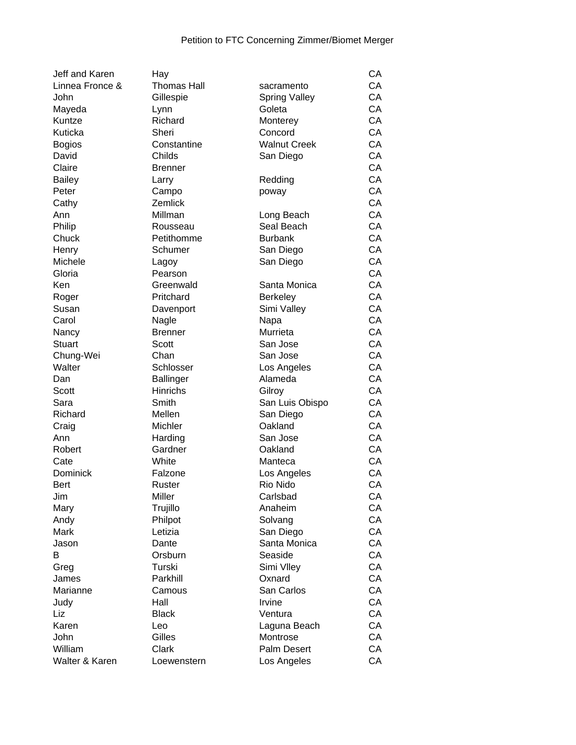Petition to FTC Concerning Zimmer/Biomet Merger

| | | | |
|---|---|---|---|
| Jeff and Karen | Hay | | CA |
| Linnea Fronce & | Thomas Hall | sacramento | CA |
| John | Gillespie | Spring Valley | CA |
| Mayeda | Lynn | Goleta | CA |
| Kuntze | Richard | Monterey | CA |
| Kuticka | Sheri | Concord | CA |
| Bogios | Constantine | Walnut Creek | CA |
| David | Childs | San Diego | CA |
| Claire | Brenner | | CA |
| Bailey | Larry | Redding | CA |
| Peter | Campo | poway | CA |
| Cathy | Zemlick | | CA |
| Ann | Millman | Long Beach | CA |
| Philip | Rousseau | Seal Beach | CA |
| Chuck | Petithomme | Burbank | CA |
| Henry | Schumer | San Diego | CA |
| Michele | Lagoy | San Diego | CA |
| Gloria | Pearson | | CA |
| Ken | Greenwald | Santa Monica | CA |
| Roger | Pritchard | Berkeley | CA |
| Susan | Davenport | Simi Valley | CA |
| Carol | Nagle | Napa | CA |
| Nancy | Brenner | Murrieta | CA |
| Stuart | Scott | San Jose | CA |
| Chung-Wei | Chan | San Jose | CA |
| Walter | Schlosser | Los Angeles | CA |
| Dan | Ballinger | Alameda | CA |
| Scott | Hinrichs | Gilroy | CA |
| Sara | Smith | San Luis Obispo | CA |
| Richard | Mellen | San Diego | CA |
| Craig | Michler | Oakland | CA |
| Ann | Harding | San Jose | CA |
| Robert | Gardner | Oakland | CA |
| Cate | White | Manteca | CA |
| Dominick | Falzone | Los Angeles | CA |
| Bert | Ruster | Rio Nido | CA |
| Jim | Miller | Carlsbad | CA |
| Mary | Trujillo | Anaheim | CA |
| Andy | Philpot | Solvang | CA |
| Mark | Letizia | San Diego | CA |
| Jason | Dante | Santa Monica | CA |
| B | Orsburn | Seaside | CA |
| Greg | Turski | Simi Vlley | CA |
| James | Parkhill | Oxnard | CA |
| Marianne | Camous | San Carlos | CA |
| Judy | Hall | Irvine | CA |
| Liz | Black | Ventura | CA |
| Karen | Leo | Laguna Beach | CA |
| John | Gilles | Montrose | CA |
| William | Clark | Palm Desert | CA |
| Walter & Karen | Loewenstern | Los Angeles | CA |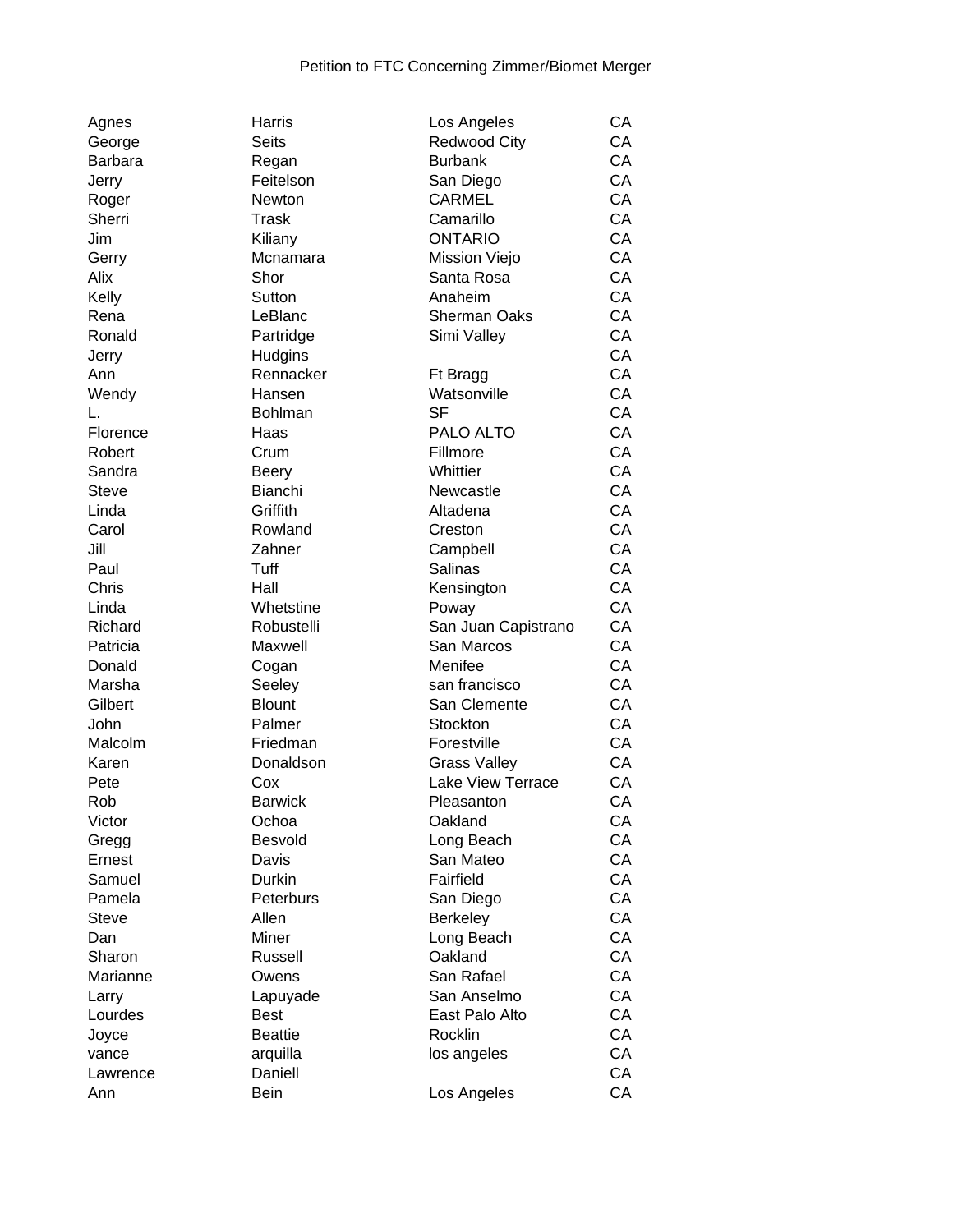Petition to FTC Concerning Zimmer/Biomet Merger

| | | | |
|---|---|---|---|
| Agnes | Harris | Los Angeles | CA |
| George | Seits | Redwood City | CA |
| Barbara | Regan | Burbank | CA |
| Jerry | Feitelson | San Diego | CA |
| Roger | Newton | CARMEL | CA |
| Sherri | Trask | Camarillo | CA |
| Jim | Kiliany | ONTARIO | CA |
| Gerry | Mcnamara | Mission Viejo | CA |
| Alix | Shor | Santa Rosa | CA |
| Kelly | Sutton | Anaheim | CA |
| Rena | LeBlanc | Sherman Oaks | CA |
| Ronald | Partridge | Simi Valley | CA |
| Jerry | Hudgins | | CA |
| Ann | Rennacker | Ft Bragg | CA |
| Wendy | Hansen | Watsonville | CA |
| L. | Bohlman | SF | CA |
| Florence | Haas | PALO ALTO | CA |
| Robert | Crum | Fillmore | CA |
| Sandra | Beery | Whittier | CA |
| Steve | Bianchi | Newcastle | CA |
| Linda | Griffith | Altadena | CA |
| Carol | Rowland | Creston | CA |
| Jill | Zahner | Campbell | CA |
| Paul | Tuff | Salinas | CA |
| Chris | Hall | Kensington | CA |
| Linda | Whetstine | Poway | CA |
| Richard | Robustelli | San Juan Capistrano | CA |
| Patricia | Maxwell | San Marcos | CA |
| Donald | Cogan | Menifee | CA |
| Marsha | Seeley | san francisco | CA |
| Gilbert | Blount | San Clemente | CA |
| John | Palmer | Stockton | CA |
| Malcolm | Friedman | Forestville | CA |
| Karen | Donaldson | Grass Valley | CA |
| Pete | Cox | Lake View Terrace | CA |
| Rob | Barwick | Pleasanton | CA |
| Victor | Ochoa | Oakland | CA |
| Gregg | Besvold | Long Beach | CA |
| Ernest | Davis | San Mateo | CA |
| Samuel | Durkin | Fairfield | CA |
| Pamela | Peterburs | San Diego | CA |
| Steve | Allen | Berkeley | CA |
| Dan | Miner | Long Beach | CA |
| Sharon | Russell | Oakland | CA |
| Marianne | Owens | San Rafael | CA |
| Larry | Lapuyade | San Anselmo | CA |
| Lourdes | Best | East Palo Alto | CA |
| Joyce | Beattie | Rocklin | CA |
| vance | arquilla | los angeles | CA |
| Lawrence | Daniell | | CA |
| Ann | Bein | Los Angeles | CA |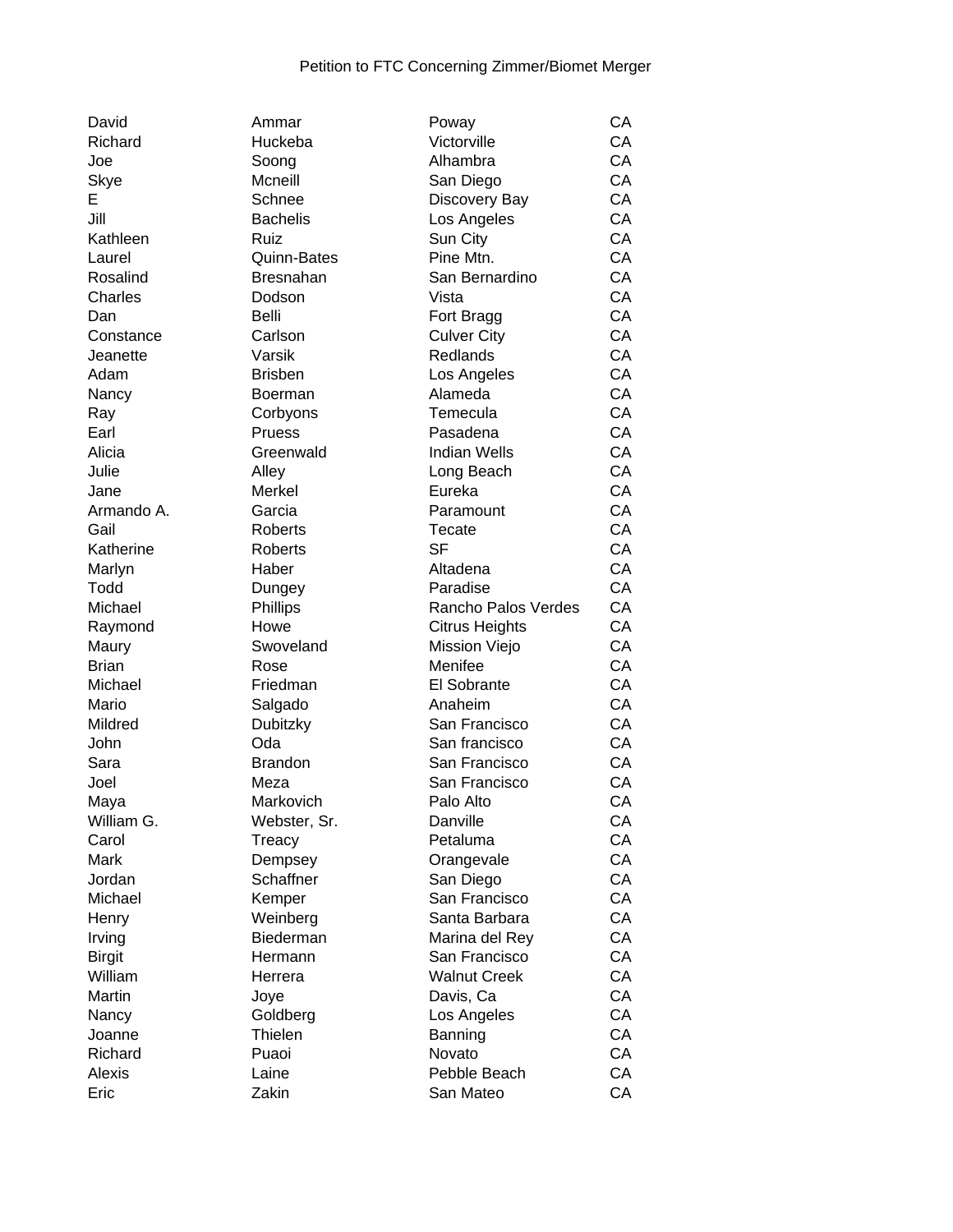Petition to FTC Concerning Zimmer/Biomet Merger

| | | | |
|---|---|---|---|
| David | Ammar | Poway | CA |
| Richard | Huckeba | Victorville | CA |
| Joe | Soong | Alhambra | CA |
| Skye | Mcneill | San Diego | CA |
| E | Schnee | Discovery Bay | CA |
| Jill | Bachelis | Los Angeles | CA |
| Kathleen | Ruiz | Sun City | CA |
| Laurel | Quinn-Bates | Pine Mtn. | CA |
| Rosalind | Bresnahan | San Bernardino | CA |
| Charles | Dodson | Vista | CA |
| Dan | Belli | Fort Bragg | CA |
| Constance | Carlson | Culver City | CA |
| Jeanette | Varsik | Redlands | CA |
| Adam | Brisben | Los Angeles | CA |
| Nancy | Boerman | Alameda | CA |
| Ray | Corbyons | Temecula | CA |
| Earl | Pruess | Pasadena | CA |
| Alicia | Greenwald | Indian Wells | CA |
| Julie | Alley | Long Beach | CA |
| Jane | Merkel | Eureka | CA |
| Armando A. | Garcia | Paramount | CA |
| Gail | Roberts | Tecate | CA |
| Katherine | Roberts | SF | CA |
| Marlyn | Haber | Altadena | CA |
| Todd | Dungey | Paradise | CA |
| Michael | Phillips | Rancho Palos Verdes | CA |
| Raymond | Howe | Citrus Heights | CA |
| Maury | Swoveland | Mission Viejo | CA |
| Brian | Rose | Menifee | CA |
| Michael | Friedman | El Sobrante | CA |
| Mario | Salgado | Anaheim | CA |
| Mildred | Dubitzky | San Francisco | CA |
| John | Oda | San francisco | CA |
| Sara | Brandon | San Francisco | CA |
| Joel | Meza | San Francisco | CA |
| Maya | Markovich | Palo Alto | CA |
| William G. | Webster, Sr. | Danville | CA |
| Carol | Treacy | Petaluma | CA |
| Mark | Dempsey | Orangevale | CA |
| Jordan | Schaffner | San Diego | CA |
| Michael | Kemper | San Francisco | CA |
| Henry | Weinberg | Santa Barbara | CA |
| Irving | Biederman | Marina del Rey | CA |
| Birgit | Hermann | San Francisco | CA |
| William | Herrera | Walnut Creek | CA |
| Martin | Joye | Davis, Ca | CA |
| Nancy | Goldberg | Los Angeles | CA |
| Joanne | Thielen | Banning | CA |
| Richard | Puaoi | Novato | CA |
| Alexis | Laine | Pebble Beach | CA |
| Eric | Zakin | San Mateo | CA |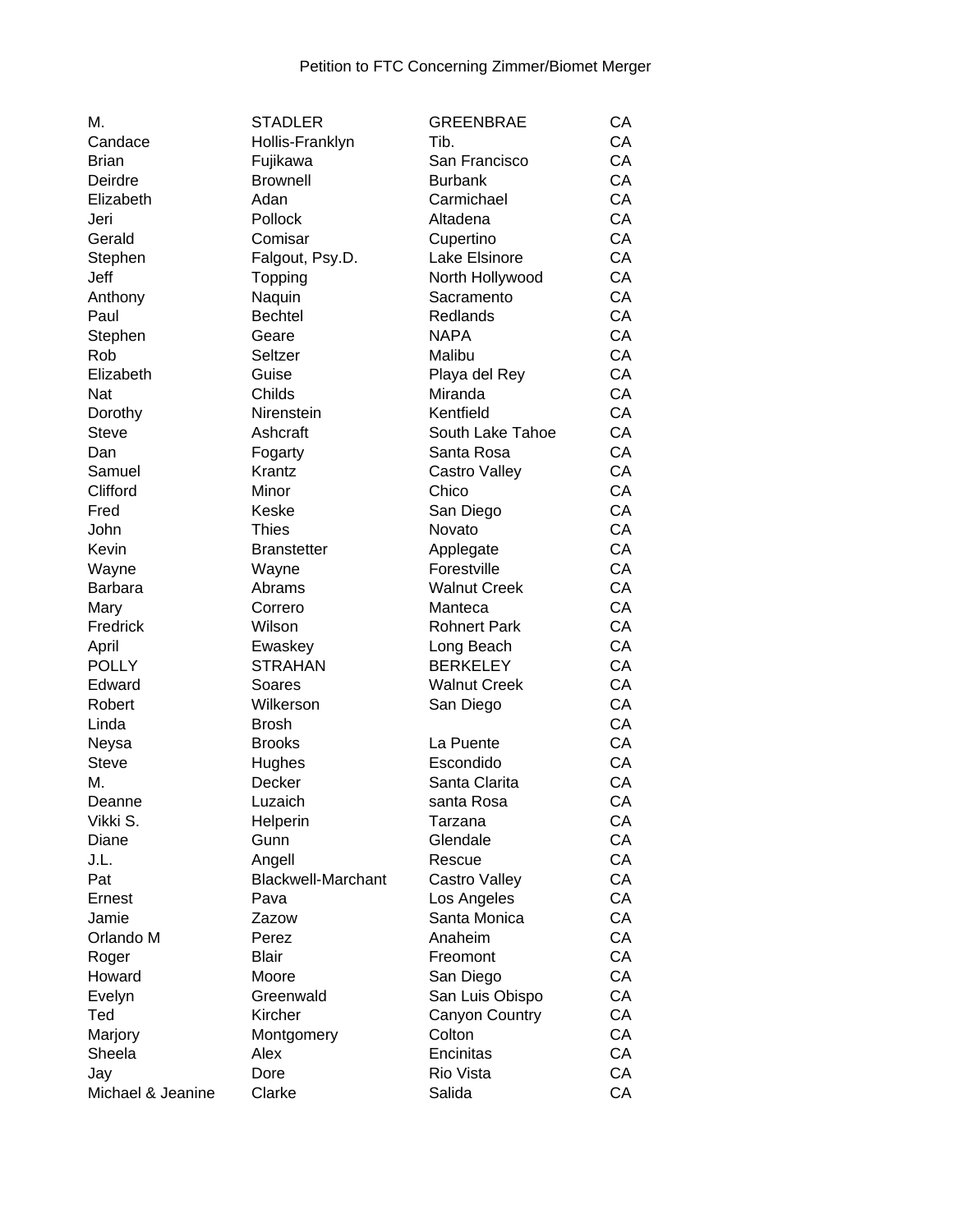Petition to FTC Concerning Zimmer/Biomet Merger

| | | | |
|---|---|---|---|
| M. | STADLER | GREENBRAE | CA |
| Candace | Hollis-Franklyn | Tib. | CA |
| Brian | Fujikawa | San Francisco | CA |
| Deirdre | Brownell | Burbank | CA |
| Elizabeth | Adan | Carmichael | CA |
| Jeri | Pollock | Altadena | CA |
| Gerald | Comisar | Cupertino | CA |
| Stephen | Falgout, Psy.D. | Lake Elsinore | CA |
| Jeff | Topping | North Hollywood | CA |
| Anthony | Naquin | Sacramento | CA |
| Paul | Bechtel | Redlands | CA |
| Stephen | Geare | NAPA | CA |
| Rob | Seltzer | Malibu | CA |
| Elizabeth | Guise | Playa del Rey | CA |
| Nat | Childs | Miranda | CA |
| Dorothy | Nirenstein | Kentfield | CA |
| Steve | Ashcraft | South Lake Tahoe | CA |
| Dan | Fogarty | Santa Rosa | CA |
| Samuel | Krantz | Castro Valley | CA |
| Clifford | Minor | Chico | CA |
| Fred | Keske | San Diego | CA |
| John | Thies | Novato | CA |
| Kevin | Branstetter | Applegate | CA |
| Wayne | Wayne | Forestville | CA |
| Barbara | Abrams | Walnut Creek | CA |
| Mary | Correro | Manteca | CA |
| Fredrick | Wilson | Rohnert Park | CA |
| April | Ewaskey | Long Beach | CA |
| POLLY | STRAHAN | BERKELEY | CA |
| Edward | Soares | Walnut Creek | CA |
| Robert | Wilkerson | San Diego | CA |
| Linda | Brosh | | CA |
| Neysa | Brooks | La Puente | CA |
| Steve | Hughes | Escondido | CA |
| M. | Decker | Santa Clarita | CA |
| Deanne | Luzaich | santa Rosa | CA |
| Vikki S. | Helperin | Tarzana | CA |
| Diane | Gunn | Glendale | CA |
| J.L. | Angell | Rescue | CA |
| Pat | Blackwell-Marchant | Castro Valley | CA |
| Ernest | Pava | Los Angeles | CA |
| Jamie | Zazow | Santa Monica | CA |
| Orlando M | Perez | Anaheim | CA |
| Roger | Blair | Freomont | CA |
| Howard | Moore | San Diego | CA |
| Evelyn | Greenwald | San Luis Obispo | CA |
| Ted | Kircher | Canyon Country | CA |
| Marjory | Montgomery | Colton | CA |
| Sheela | Alex | Encinitas | CA |
| Jay | Dore | Rio Vista | CA |
| Michael & Jeanine | Clarke | Salida | CA |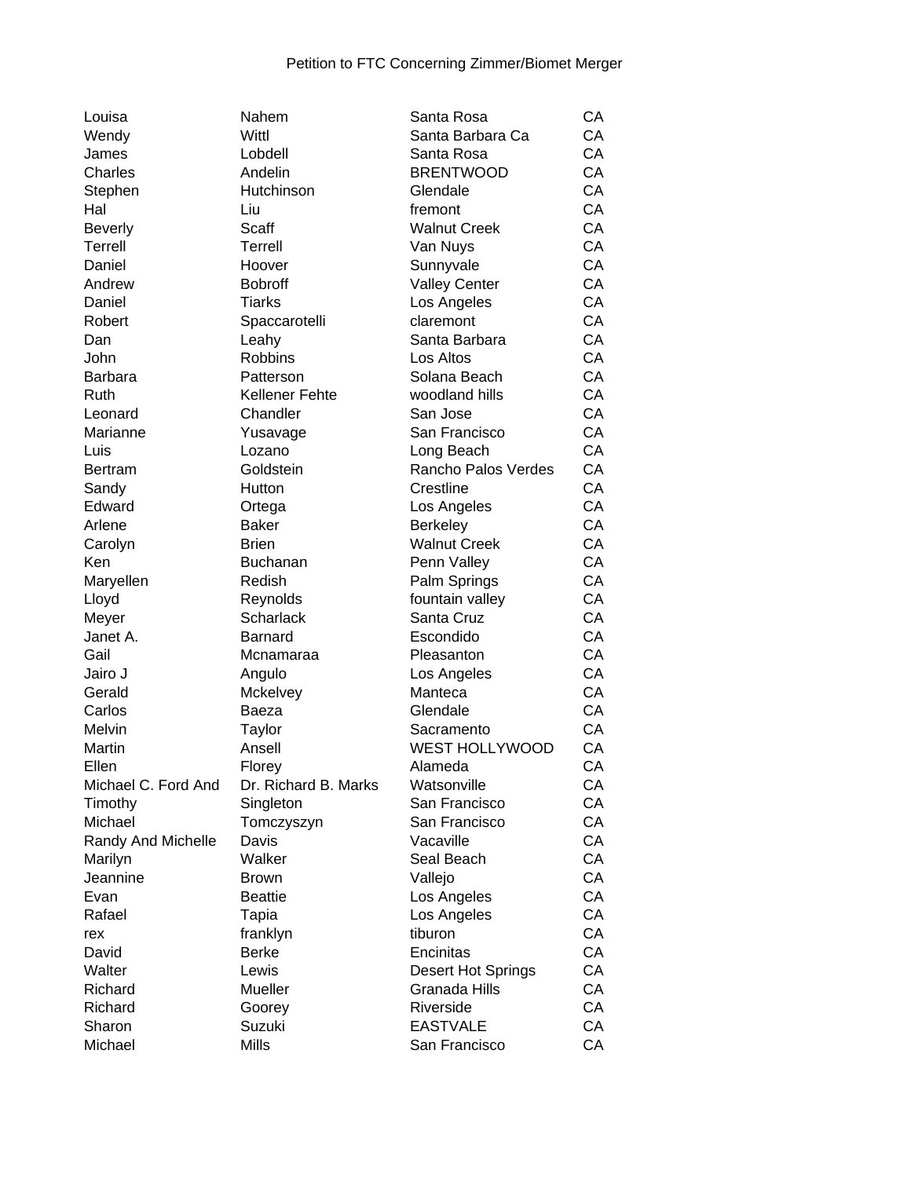Petition to FTC Concerning Zimmer/Biomet Merger

| | | | |
|---|---|---|---|
| Louisa | Nahem | Santa Rosa | CA |
| Wendy | Wittl | Santa Barbara Ca | CA |
| James | Lobdell | Santa Rosa | CA |
| Charles | Andelin | BRENTWOOD | CA |
| Stephen | Hutchinson | Glendale | CA |
| Hal | Liu | fremont | CA |
| Beverly | Scaff | Walnut Creek | CA |
| Terrell | Terrell | Van Nuys | CA |
| Daniel | Hoover | Sunnyvale | CA |
| Andrew | Bobroff | Valley Center | CA |
| Daniel | Tiarks | Los Angeles | CA |
| Robert | Spaccarotelli | claremont | CA |
| Dan | Leahy | Santa Barbara | CA |
| John | Robbins | Los Altos | CA |
| Barbara | Patterson | Solana Beach | CA |
| Ruth | Kellener Fehte | woodland hills | CA |
| Leonard | Chandler | San Jose | CA |
| Marianne | Yusavage | San Francisco | CA |
| Luis | Lozano | Long Beach | CA |
| Bertram | Goldstein | Rancho Palos Verdes | CA |
| Sandy | Hutton | Crestline | CA |
| Edward | Ortega | Los Angeles | CA |
| Arlene | Baker | Berkeley | CA |
| Carolyn | Brien | Walnut Creek | CA |
| Ken | Buchanan | Penn Valley | CA |
| Maryellen | Redish | Palm Springs | CA |
| Lloyd | Reynolds | fountain valley | CA |
| Meyer | Scharlack | Santa Cruz | CA |
| Janet A. | Barnard | Escondido | CA |
| Gail | Mcnamaraa | Pleasanton | CA |
| Jairo J | Angulo | Los Angeles | CA |
| Gerald | Mckelvey | Manteca | CA |
| Carlos | Baeza | Glendale | CA |
| Melvin | Taylor | Sacramento | CA |
| Martin | Ansell | WEST HOLLYWOOD | CA |
| Ellen | Florey | Alameda | CA |
| Michael C. Ford And | Dr. Richard B. Marks | Watsonville | CA |
| Timothy | Singleton | San Francisco | CA |
| Michael | Tomczyszyn | San Francisco | CA |
| Randy And Michelle | Davis | Vacaville | CA |
| Marilyn | Walker | Seal Beach | CA |
| Jeannine | Brown | Vallejo | CA |
| Evan | Beattie | Los Angeles | CA |
| Rafael | Tapia | Los Angeles | CA |
| rex | franklyn | tiburon | CA |
| David | Berke | Encinitas | CA |
| Walter | Lewis | Desert Hot Springs | CA |
| Richard | Mueller | Granada Hills | CA |
| Richard | Goorey | Riverside | CA |
| Sharon | Suzuki | EASTVALE | CA |
| Michael | Mills | San Francisco | CA |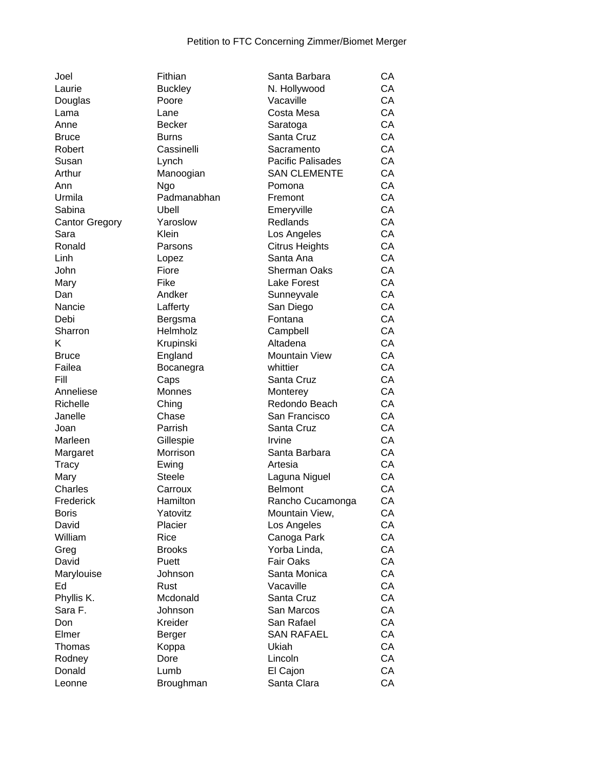Petition to FTC Concerning Zimmer/Biomet Merger

| | | | |
|---|---|---|---|
| Joel | Fithian | Santa Barbara | CA |
| Laurie | Buckley | N. Hollywood | CA |
| Douglas | Poore | Vacaville | CA |
| Lama | Lane | Costa Mesa | CA |
| Anne | Becker | Saratoga | CA |
| Bruce | Burns | Santa Cruz | CA |
| Robert | Cassinelli | Sacramento | CA |
| Susan | Lynch | Pacific Palisades | CA |
| Arthur | Manoogian | SAN CLEMENTE | CA |
| Ann | Ngo | Pomona | CA |
| Urmila | Padmanabhan | Fremont | CA |
| Sabina | Ubell | Emeryville | CA |
| Cantor Gregory | Yaroslow | Redlands | CA |
| Sara | Klein | Los Angeles | CA |
| Ronald | Parsons | Citrus Heights | CA |
| Linh | Lopez | Santa Ana | CA |
| John | Fiore | Sherman Oaks | CA |
| Mary | Fike | Lake Forest | CA |
| Dan | Andker | Sunneyvale | CA |
| Nancie | Lafferty | San Diego | CA |
| Debi | Bergsma | Fontana | CA |
| Sharron | Helmholz | Campbell | CA |
| K | Krupinski | Altadena | CA |
| Bruce | England | Mountain View | CA |
| Failea | Bocanegra | whittier | CA |
| Fill | Caps | Santa Cruz | CA |
| Anneliese | Monnes | Monterey | CA |
| Richelle | Ching | Redondo Beach | CA |
| Janelle | Chase | San Francisco | CA |
| Joan | Parrish | Santa Cruz | CA |
| Marleen | Gillespie | Irvine | CA |
| Margaret | Morrison | Santa Barbara | CA |
| Tracy | Ewing | Artesia | CA |
| Mary | Steele | Laguna Niguel | CA |
| Charles | Carroux | Belmont | CA |
| Frederick | Hamilton | Rancho Cucamonga | CA |
| Boris | Yatovitz | Mountain View, | CA |
| David | Placier | Los Angeles | CA |
| William | Rice | Canoga Park | CA |
| Greg | Brooks | Yorba Linda, | CA |
| David | Puett | Fair Oaks | CA |
| Marylouise | Johnson | Santa Monica | CA |
| Ed | Rust | Vacaville | CA |
| Phyllis K. | Mcdonald | Santa Cruz | CA |
| Sara F. | Johnson | San Marcos | CA |
| Don | Kreider | San Rafael | CA |
| Elmer | Berger | SAN RAFAEL | CA |
| Thomas | Koppa | Ukiah | CA |
| Rodney | Dore | Lincoln | CA |
| Donald | Lumb | El Cajon | CA |
| Leonne | Broughman | Santa Clara | CA |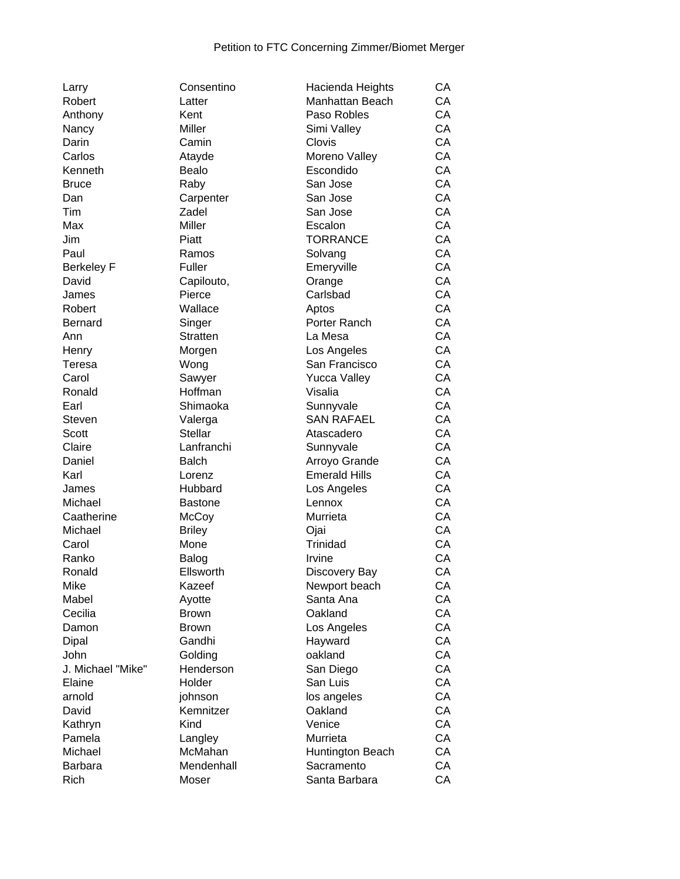| | | | |
|---|---|---|---|
| Larry | Consentino | Hacienda Heights | CA |
| Robert | Latter | Manhattan Beach | CA |
| Anthony | Kent | Paso Robles | CA |
| Nancy | Miller | Simi Valley | CA |
| Darin | Camin | Clovis | CA |
| Carlos | Atayde | Moreno Valley | CA |
| Kenneth | Bealo | Escondido | CA |
| Bruce | Raby | San Jose | CA |
| Dan | Carpenter | San Jose | CA |
| Tim | Zadel | San Jose | CA |
| Max | Miller | Escalon | CA |
| Jim | Piatt | TORRANCE | CA |
| Paul | Ramos | Solvang | CA |
| Berkeley F | Fuller | Emeryville | CA |
| David | Capilouto, | Orange | CA |
| James | Pierce | Carlsbad | CA |
| Robert | Wallace | Aptos | CA |
| Bernard | Singer | Porter Ranch | CA |
| Ann | Stratten | La Mesa | CA |
| Henry | Morgen | Los Angeles | CA |
| Teresa | Wong | San Francisco | CA |
| Carol | Sawyer | Yucca Valley | CA |
| Ronald | Hoffman | Visalia | CA |
| Earl | Shimaoka | Sunnyvale | CA |
| Steven | Valerga | SAN RAFAEL | CA |
| Scott | Stellar | Atascadero | CA |
| Claire | Lanfranchi | Sunnyvale | CA |
| Daniel | Balch | Arroyo Grande | CA |
| Karl | Lorenz | Emerald Hills | CA |
| James | Hubbard | Los Angeles | CA |
| Michael | Bastone | Lennox | CA |
| Caatherine | McCoy | Murrieta | CA |
| Michael | Briley | Ojai | CA |
| Carol | Mone | Trinidad | CA |
| Ranko | Balog | Irvine | CA |
| Ronald | Ellsworth | Discovery Bay | CA |
| Mike | Kazeef | Newport beach | CA |
| Mabel | Ayotte | Santa Ana | CA |
| Cecilia | Brown | Oakland | CA |
| Damon | Brown | Los Angeles | CA |
| Dipal | Gandhi | Hayward | CA |
| John | Golding | oakland | CA |
| J. Michael "Mike" | Henderson | San Diego | CA |
| Elaine | Holder | San Luis | CA |
| arnold | johnson | los angeles | CA |
| David | Kemnitzer | Oakland | CA |
| Kathryn | Kind | Venice | CA |
| Pamela | Langley | Murrieta | CA |
| Michael | McMahan | Huntington Beach | CA |
| Barbara | Mendenhall | Sacramento | CA |
| Rich | Moser | Santa Barbara | CA |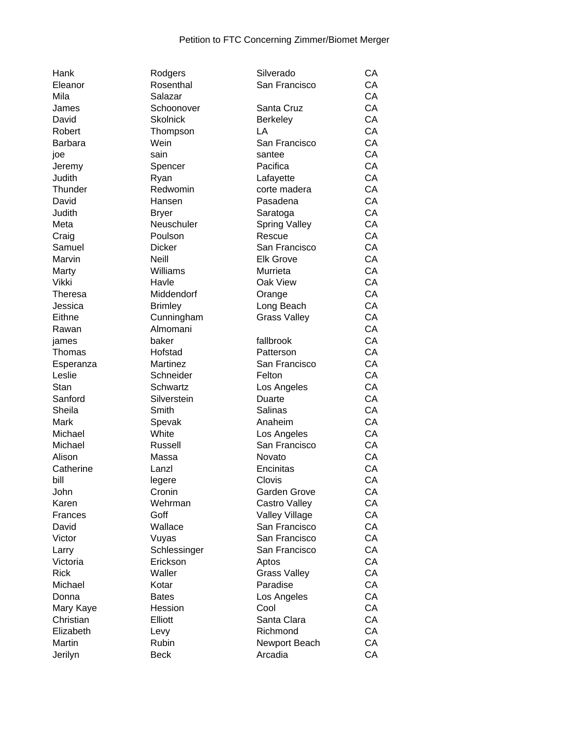Petition to FTC Concerning Zimmer/Biomet Merger

| | | | |
|---|---|---|---|
| Hank | Rodgers | Silverado | CA |
| Eleanor | Rosenthal | San Francisco | CA |
| Mila | Salazar | | CA |
| James | Schoonover | Santa Cruz | CA |
| David | Skolnick | Berkeley | CA |
| Robert | Thompson | LA | CA |
| Barbara | Wein | San Francisco | CA |
| joe | sain | santee | CA |
| Jeremy | Spencer | Pacifica | CA |
| Judith | Ryan | Lafayette | CA |
| Thunder | Redwomin | corte madera | CA |
| David | Hansen | Pasadena | CA |
| Judith | Bryer | Saratoga | CA |
| Meta | Neuschuler | Spring Valley | CA |
| Craig | Poulson | Rescue | CA |
| Samuel | Dicker | San Francisco | CA |
| Marvin | Neill | Elk Grove | CA |
| Marty | Williams | Murrieta | CA |
| Vikki | Havle | Oak View | CA |
| Theresa | Middendorf | Orange | CA |
| Jessica | Brimley | Long Beach | CA |
| Eithne | Cunningham | Grass Valley | CA |
| Rawan | Almomani | | CA |
| james | baker | fallbrook | CA |
| Thomas | Hofstad | Patterson | CA |
| Esperanza | Martinez | San Francisco | CA |
| Leslie | Schneider | Felton | CA |
| Stan | Schwartz | Los Angeles | CA |
| Sanford | Silverstein | Duarte | CA |
| Sheila | Smith | Salinas | CA |
| Mark | Spevak | Anaheim | CA |
| Michael | White | Los Angeles | CA |
| Michael | Russell | San Francisco | CA |
| Alison | Massa | Novato | CA |
| Catherine | Lanzl | Encinitas | CA |
| bill | legere | Clovis | CA |
| John | Cronin | Garden Grove | CA |
| Karen | Wehrman | Castro Valley | CA |
| Frances | Goff | Valley Village | CA |
| David | Wallace | San Francisco | CA |
| Victor | Vuyas | San Francisco | CA |
| Larry | Schlessinger | San Francisco | CA |
| Victoria | Erickson | Aptos | CA |
| Rick | Waller | Grass Valley | CA |
| Michael | Kotar | Paradise | CA |
| Donna | Bates | Los Angeles | CA |
| Mary Kaye | Hession | Cool | CA |
| Christian | Elliott | Santa Clara | CA |
| Elizabeth | Levy | Richmond | CA |
| Martin | Rubin | Newport Beach | CA |
| Jerilyn | Beck | Arcadia | CA |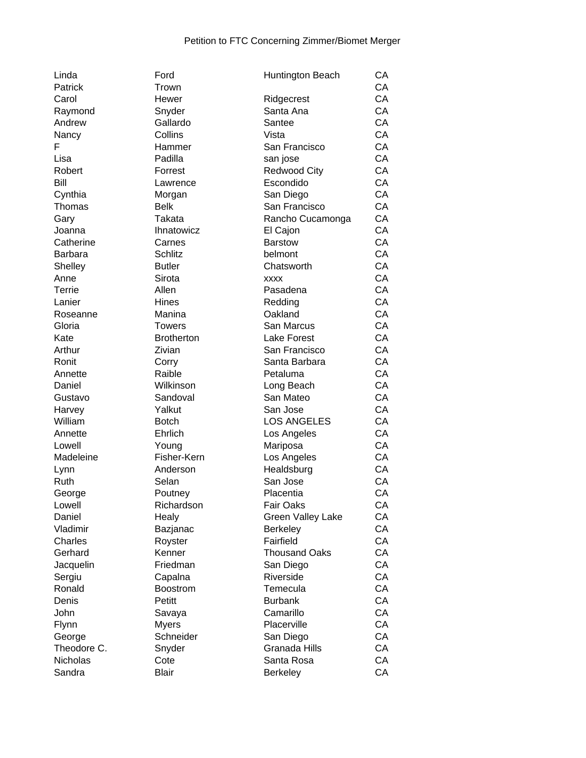Petition to FTC Concerning Zimmer/Biomet Merger

| | | | |
|---|---|---|---|
| Linda | Ford | Huntington Beach | CA |
| Patrick | Trown | | CA |
| Carol | Hewer | Ridgecrest | CA |
| Raymond | Snyder | Santa Ana | CA |
| Andrew | Gallardo | Santee | CA |
| Nancy | Collins | Vista | CA |
| F | Hammer | San Francisco | CA |
| Lisa | Padilla | san jose | CA |
| Robert | Forrest | Redwood City | CA |
| Bill | Lawrence | Escondido | CA |
| Cynthia | Morgan | San Diego | CA |
| Thomas | Belk | San Francisco | CA |
| Gary | Takata | Rancho Cucamonga | CA |
| Joanna | Ihnatowicz | El Cajon | CA |
| Catherine | Carnes | Barstow | CA |
| Barbara | Schlitz | belmont | CA |
| Shelley | Butler | Chatsworth | CA |
| Anne | Sirota | xxxx | CA |
| Terrie | Allen | Pasadena | CA |
| Lanier | Hines | Redding | CA |
| Roseanne | Manina | Oakland | CA |
| Gloria | Towers | San Marcus | CA |
| Kate | Brotherton | Lake Forest | CA |
| Arthur | Zivian | San Francisco | CA |
| Ronit | Corry | Santa Barbara | CA |
| Annette | Raible | Petaluma | CA |
| Daniel | Wilkinson | Long Beach | CA |
| Gustavo | Sandoval | San Mateo | CA |
| Harvey | Yalkut | San Jose | CA |
| William | Botch | LOS ANGELES | CA |
| Annette | Ehrlich | Los Angeles | CA |
| Lowell | Young | Mariposa | CA |
| Madeleine | Fisher-Kern | Los Angeles | CA |
| Lynn | Anderson | Healdsburg | CA |
| Ruth | Selan | San Jose | CA |
| George | Poutney | Placentia | CA |
| Lowell | Richardson | Fair Oaks | CA |
| Daniel | Healy | Green Valley Lake | CA |
| Vladimir | Bazjanac | Berkeley | CA |
| Charles | Royster | Fairfield | CA |
| Gerhard | Kenner | Thousand Oaks | CA |
| Jacquelin | Friedman | San Diego | CA |
| Sergiu | Capalna | Riverside | CA |
| Ronald | Boostrom | Temecula | CA |
| Denis | Petitt | Burbank | CA |
| John | Savaya | Camarillo | CA |
| Flynn | Myers | Placerville | CA |
| George | Schneider | San Diego | CA |
| Theodore C. | Snyder | Granada Hills | CA |
| Nicholas | Cote | Santa Rosa | CA |
| Sandra | Blair | Berkeley | CA |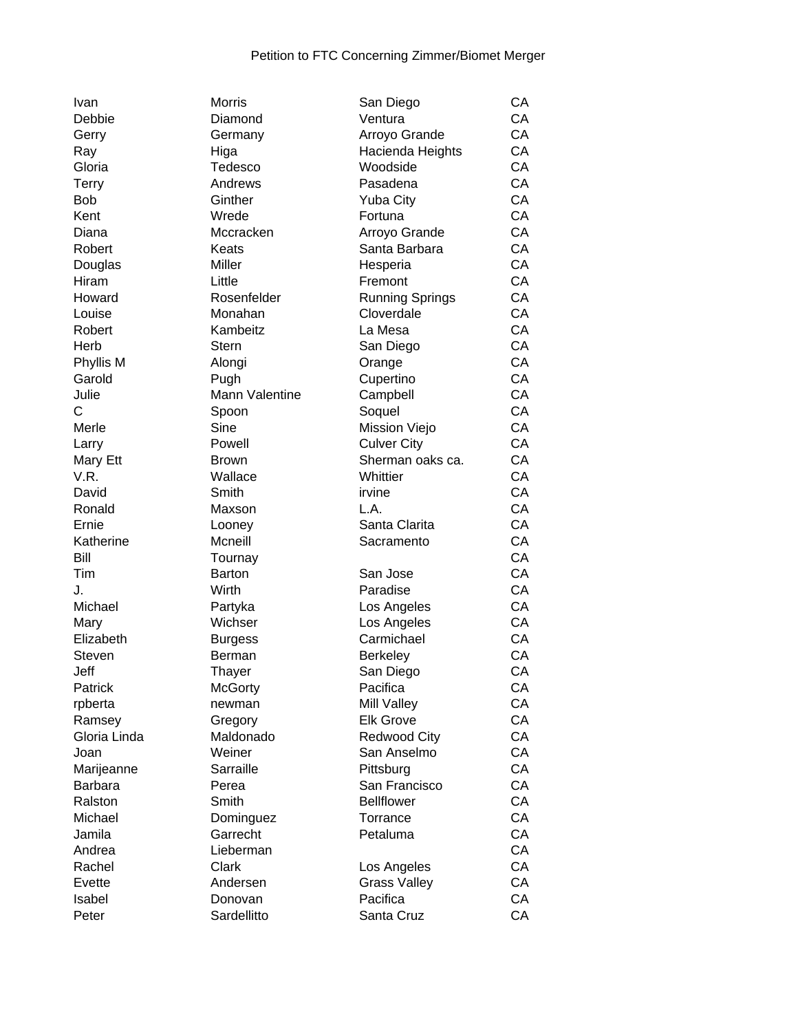Petition to FTC Concerning Zimmer/Biomet Merger

| | | | |
|---|---|---|---|
| Ivan | Morris | San Diego | CA |
| Debbie | Diamond | Ventura | CA |
| Gerry | Germany | Arroyo Grande | CA |
| Ray | Higa | Hacienda Heights | CA |
| Gloria | Tedesco | Woodside | CA |
| Terry | Andrews | Pasadena | CA |
| Bob | Ginther | Yuba City | CA |
| Kent | Wrede | Fortuna | CA |
| Diana | Mccracken | Arroyo Grande | CA |
| Robert | Keats | Santa Barbara | CA |
| Douglas | Miller | Hesperia | CA |
| Hiram | Little | Fremont | CA |
| Howard | Rosenfelder | Running Springs | CA |
| Louise | Monahan | Cloverdale | CA |
| Robert | Kambeitz | La Mesa | CA |
| Herb | Stern | San Diego | CA |
| Phyllis M | Alongi | Orange | CA |
| Garold | Pugh | Cupertino | CA |
| Julie | Mann Valentine | Campbell | CA |
| C | Spoon | Soquel | CA |
| Merle | Sine | Mission Viejo | CA |
| Larry | Powell | Culver City | CA |
| Mary Ett | Brown | Sherman oaks ca. | CA |
| V.R. | Wallace | Whittier | CA |
| David | Smith | irvine | CA |
| Ronald | Maxson | L.A. | CA |
| Ernie | Looney | Santa Clarita | CA |
| Katherine | Mcneill | Sacramento | CA |
| Bill | Tournay | | CA |
| Tim | Barton | San Jose | CA |
| J. | Wirth | Paradise | CA |
| Michael | Partyka | Los Angeles | CA |
| Mary | Wichser | Los Angeles | CA |
| Elizabeth | Burgess | Carmichael | CA |
| Steven | Berman | Berkeley | CA |
| Jeff | Thayer | San Diego | CA |
| Patrick | McGorty | Pacifica | CA |
| rpberta | newman | Mill Valley | CA |
| Ramsey | Gregory | Elk Grove | CA |
| Gloria Linda | Maldonado | Redwood City | CA |
| Joan | Weiner | San Anselmo | CA |
| Marijeanne | Sarraille | Pittsburg | CA |
| Barbara | Perea | San Francisco | CA |
| Ralston | Smith | Bellflower | CA |
| Michael | Dominguez | Torrance | CA |
| Jamila | Garrecht | Petaluma | CA |
| Andrea | Lieberman | | CA |
| Rachel | Clark | Los Angeles | CA |
| Evette | Andersen | Grass Valley | CA |
| Isabel | Donovan | Pacifica | CA |
| Peter | Sardellitto | Santa Cruz | CA |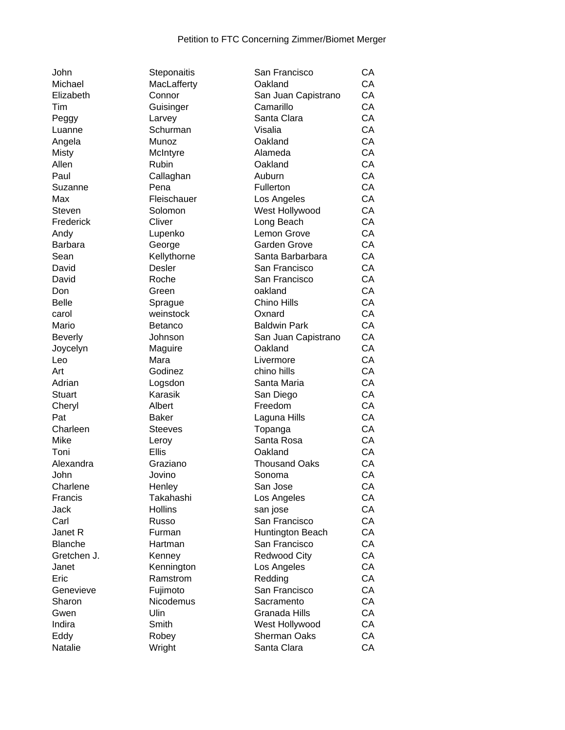Petition to FTC Concerning Zimmer/Biomet Merger

| | | | |
|---|---|---|---|
| John | Steponaitis | San Francisco | CA |
| Michael | MacLafferty | Oakland | CA |
| Elizabeth | Connor | San Juan Capistrano | CA |
| Tim | Guisinger | Camarillo | CA |
| Peggy | Larvey | Santa Clara | CA |
| Luanne | Schurman | Visalia | CA |
| Angela | Munoz | Oakland | CA |
| Misty | McIntyre | Alameda | CA |
| Allen | Rubin | Oakland | CA |
| Paul | Callaghan | Auburn | CA |
| Suzanne | Pena | Fullerton | CA |
| Max | Fleischauer | Los Angeles | CA |
| Steven | Solomon | West Hollywood | CA |
| Frederick | Cliver | Long Beach | CA |
| Andy | Lupenko | Lemon Grove | CA |
| Barbara | George | Garden Grove | CA |
| Sean | Kellythorne | Santa Barbarbara | CA |
| David | Desler | San Francisco | CA |
| David | Roche | San Francisco | CA |
| Don | Green | oakland | CA |
| Belle | Sprague | Chino Hills | CA |
| carol | weinstock | Oxnard | CA |
| Mario | Betanco | Baldwin Park | CA |
| Beverly | Johnson | San Juan Capistrano | CA |
| Joycelyn | Maguire | Oakland | CA |
| Leo | Mara | Livermore | CA |
| Art | Godinez | chino hills | CA |
| Adrian | Logsdon | Santa Maria | CA |
| Stuart | Karasik | San Diego | CA |
| Cheryl | Albert | Freedom | CA |
| Pat | Baker | Laguna Hills | CA |
| Charleen | Steeves | Topanga | CA |
| Mike | Leroy | Santa Rosa | CA |
| Toni | Ellis | Oakland | CA |
| Alexandra | Graziano | Thousand Oaks | CA |
| John | Jovino | Sonoma | CA |
| Charlene | Henley | San Jose | CA |
| Francis | Takahashi | Los Angeles | CA |
| Jack | Hollins | san jose | CA |
| Carl | Russo | San Francisco | CA |
| Janet R | Furman | Huntington Beach | CA |
| Blanche | Hartman | San Francisco | CA |
| Gretchen J. | Kenney | Redwood City | CA |
| Janet | Kennington | Los Angeles | CA |
| Eric | Ramstrom | Redding | CA |
| Genevieve | Fujimoto | San Francisco | CA |
| Sharon | Nicodemus | Sacramento | CA |
| Gwen | Ulin | Granada Hills | CA |
| Indira | Smith | West Hollywood | CA |
| Eddy | Robey | Sherman Oaks | CA |
| Natalie | Wright | Santa Clara | CA |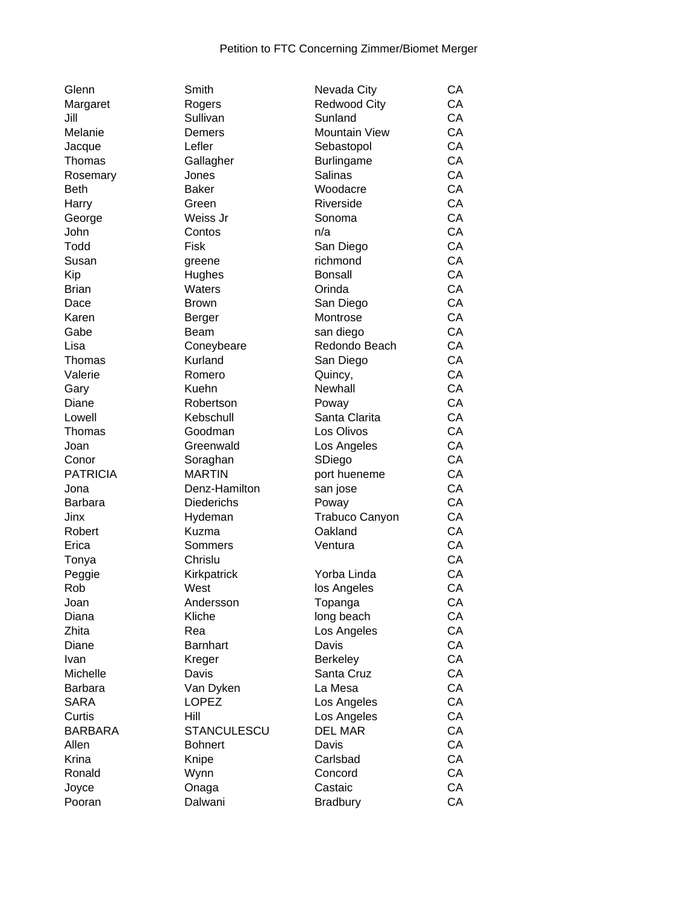Petition to FTC Concerning Zimmer/Biomet Merger

| | | | |
|---|---|---|---|
| Glenn | Smith | Nevada City | CA |
| Margaret | Rogers | Redwood City | CA |
| Jill | Sullivan | Sunland | CA |
| Melanie | Demers | Mountain View | CA |
| Jacque | Lefler | Sebastopol | CA |
| Thomas | Gallagher | Burlingame | CA |
| Rosemary | Jones | Salinas | CA |
| Beth | Baker | Woodacre | CA |
| Harry | Green | Riverside | CA |
| George | Weiss Jr | Sonoma | CA |
| John | Contos | n/a | CA |
| Todd | Fisk | San Diego | CA |
| Susan | greene | richmond | CA |
| Kip | Hughes | Bonsall | CA |
| Brian | Waters | Orinda | CA |
| Dace | Brown | San Diego | CA |
| Karen | Berger | Montrose | CA |
| Gabe | Beam | san diego | CA |
| Lisa | Coneybeare | Redondo Beach | CA |
| Thomas | Kurland | San Diego | CA |
| Valerie | Romero | Quincy, | CA |
| Gary | Kuehn | Newhall | CA |
| Diane | Robertson | Poway | CA |
| Lowell | Kebschull | Santa Clarita | CA |
| Thomas | Goodman | Los Olivos | CA |
| Joan | Greenwald | Los Angeles | CA |
| Conor | Soraghan | SDiego | CA |
| PATRICIA | MARTIN | port hueneme | CA |
| Jona | Denz-Hamilton | san jose | CA |
| Barbara | Diederichs | Poway | CA |
| Jinx | Hydeman | Trabuco Canyon | CA |
| Robert | Kuzma | Oakland | CA |
| Erica | Sommers | Ventura | CA |
| Tonya | Chrislu | | CA |
| Peggie | Kirkpatrick | Yorba Linda | CA |
| Rob | West | los Angeles | CA |
| Joan | Andersson | Topanga | CA |
| Diana | Kliche | long beach | CA |
| Zhita | Rea | Los Angeles | CA |
| Diane | Barnhart | Davis | CA |
| Ivan | Kreger | Berkeley | CA |
| Michelle | Davis | Santa Cruz | CA |
| Barbara | Van Dyken | La Mesa | CA |
| SARA | LOPEZ | Los Angeles | CA |
| Curtis | Hill | Los Angeles | CA |
| BARBARA | STANCULESCU | DEL MAR | CA |
| Allen | Bohnert | Davis | CA |
| Krina | Knipe | Carlsbad | CA |
| Ronald | Wynn | Concord | CA |
| Joyce | Onaga | Castaic | CA |
| Pooran | Dalwani | Bradbury | CA |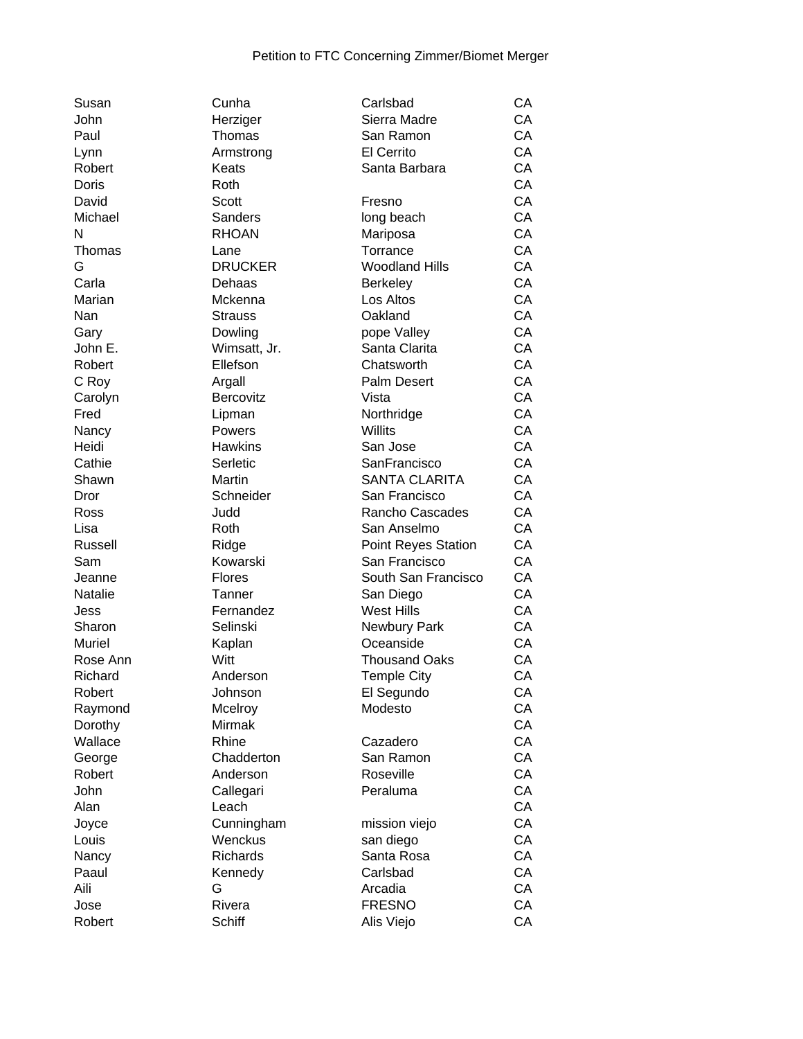Petition to FTC Concerning Zimmer/Biomet Merger

| | | | |
|---|---|---|---|
| Susan | Cunha | Carlsbad | CA |
| John | Herziger | Sierra Madre | CA |
| Paul | Thomas | San Ramon | CA |
| Lynn | Armstrong | El Cerrito | CA |
| Robert | Keats | Santa Barbara | CA |
| Doris | Roth | | CA |
| David | Scott | Fresno | CA |
| Michael | Sanders | long beach | CA |
| N | RHOAN | Mariposa | CA |
| Thomas | Lane | Torrance | CA |
| G | DRUCKER | Woodland Hills | CA |
| Carla | Dehaas | Berkeley | CA |
| Marian | Mckenna | Los Altos | CA |
| Nan | Strauss | Oakland | CA |
| Gary | Dowling | pope Valley | CA |
| John E. | Wimsatt, Jr. | Santa Clarita | CA |
| Robert | Ellefson | Chatsworth | CA |
| C Roy | Argall | Palm Desert | CA |
| Carolyn | Bercovitz | Vista | CA |
| Fred | Lipman | Northridge | CA |
| Nancy | Powers | Willits | CA |
| Heidi | Hawkins | San Jose | CA |
| Cathie | Serletic | SanFrancisco | CA |
| Shawn | Martin | SANTA CLARITA | CA |
| Dror | Schneider | San Francisco | CA |
| Ross | Judd | Rancho Cascades | CA |
| Lisa | Roth | San Anselmo | CA |
| Russell | Ridge | Point Reyes Station | CA |
| Sam | Kowarski | San Francisco | CA |
| Jeanne | Flores | South San Francisco | CA |
| Natalie | Tanner | San Diego | CA |
| Jess | Fernandez | West Hills | CA |
| Sharon | Selinski | Newbury Park | CA |
| Muriel | Kaplan | Oceanside | CA |
| Rose Ann | Witt | Thousand Oaks | CA |
| Richard | Anderson | Temple City | CA |
| Robert | Johnson | El Segundo | CA |
| Raymond | Mcelroy | Modesto | CA |
| Dorothy | Mirmak | | CA |
| Wallace | Rhine | Cazadero | CA |
| George | Chadderton | San Ramon | CA |
| Robert | Anderson | Roseville | CA |
| John | Callegari | Peraluma | CA |
| Alan | Leach | | CA |
| Joyce | Cunningham | mission viejo | CA |
| Louis | Wenckus | san diego | CA |
| Nancy | Richards | Santa Rosa | CA |
| Paaul | Kennedy | Carlsbad | CA |
| Aili | G | Arcadia | CA |
| Jose | Rivera | FRESNO | CA |
| Robert | Schiff | Alis Viejo | CA |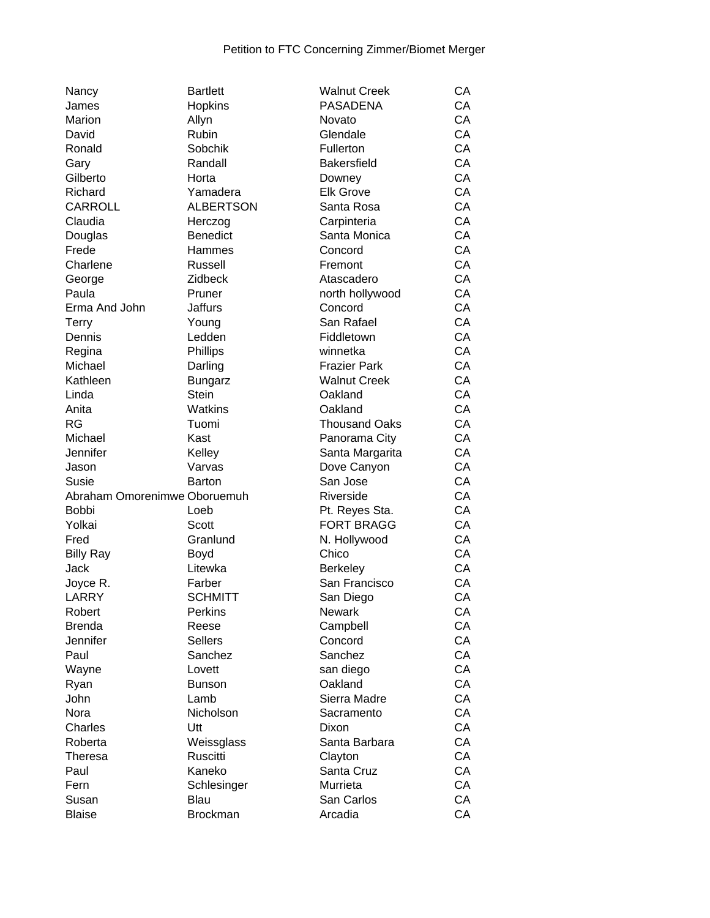Petition to FTC Concerning Zimmer/Biomet Merger

| | | | |
|---|---|---|---|
| Nancy | Bartlett | Walnut Creek | CA |
| James | Hopkins | PASADENA | CA |
| Marion | Allyn | Novato | CA |
| David | Rubin | Glendale | CA |
| Ronald | Sobchik | Fullerton | CA |
| Gary | Randall | Bakersfield | CA |
| Gilberto | Horta | Downey | CA |
| Richard | Yamadera | Elk Grove | CA |
| CARROLL | ALBERTSON | Santa Rosa | CA |
| Claudia | Herczog | Carpinteria | CA |
| Douglas | Benedict | Santa Monica | CA |
| Frede | Hammes | Concord | CA |
| Charlene | Russell | Fremont | CA |
| George | Zidbeck | Atascadero | CA |
| Paula | Pruner | north hollywood | CA |
| Erma And John | Jaffurs | Concord | CA |
| Terry | Young | San Rafael | CA |
| Dennis | Ledden | Fiddletown | CA |
| Regina | Phillips | winnetka | CA |
| Michael | Darling | Frazier Park | CA |
| Kathleen | Bungarz | Walnut Creek | CA |
| Linda | Stein | Oakland | CA |
| Anita | Watkins | Oakland | CA |
| RG | Tuomi | Thousand Oaks | CA |
| Michael | Kast | Panorama City | CA |
| Jennifer | Kelley | Santa Margarita | CA |
| Jason | Varvas | Dove Canyon | CA |
| Susie | Barton | San Jose | CA |
| Abraham Omorenimwe | Oboruemuh | Riverside | CA |
| Bobbi | Loeb | Pt. Reyes Sta. | CA |
| Yolkai | Scott | FORT BRAGG | CA |
| Fred | Granlund | N. Hollywood | CA |
| Billy Ray | Boyd | Chico | CA |
| Jack | Litewka | Berkeley | CA |
| Joyce R. | Farber | San Francisco | CA |
| LARRY | SCHMITT | San Diego | CA |
| Robert | Perkins | Newark | CA |
| Brenda | Reese | Campbell | CA |
| Jennifer | Sellers | Concord | CA |
| Paul | Sanchez | Sanchez | CA |
| Wayne | Lovett | san diego | CA |
| Ryan | Bunson | Oakland | CA |
| John | Lamb | Sierra Madre | CA |
| Nora | Nicholson | Sacramento | CA |
| Charles | Utt | Dixon | CA |
| Roberta | Weissglass | Santa Barbara | CA |
| Theresa | Ruscitti | Clayton | CA |
| Paul | Kaneko | Santa Cruz | CA |
| Fern | Schlesinger | Murrieta | CA |
| Susan | Blau | San Carlos | CA |
| Blaise | Brockman | Arcadia | CA |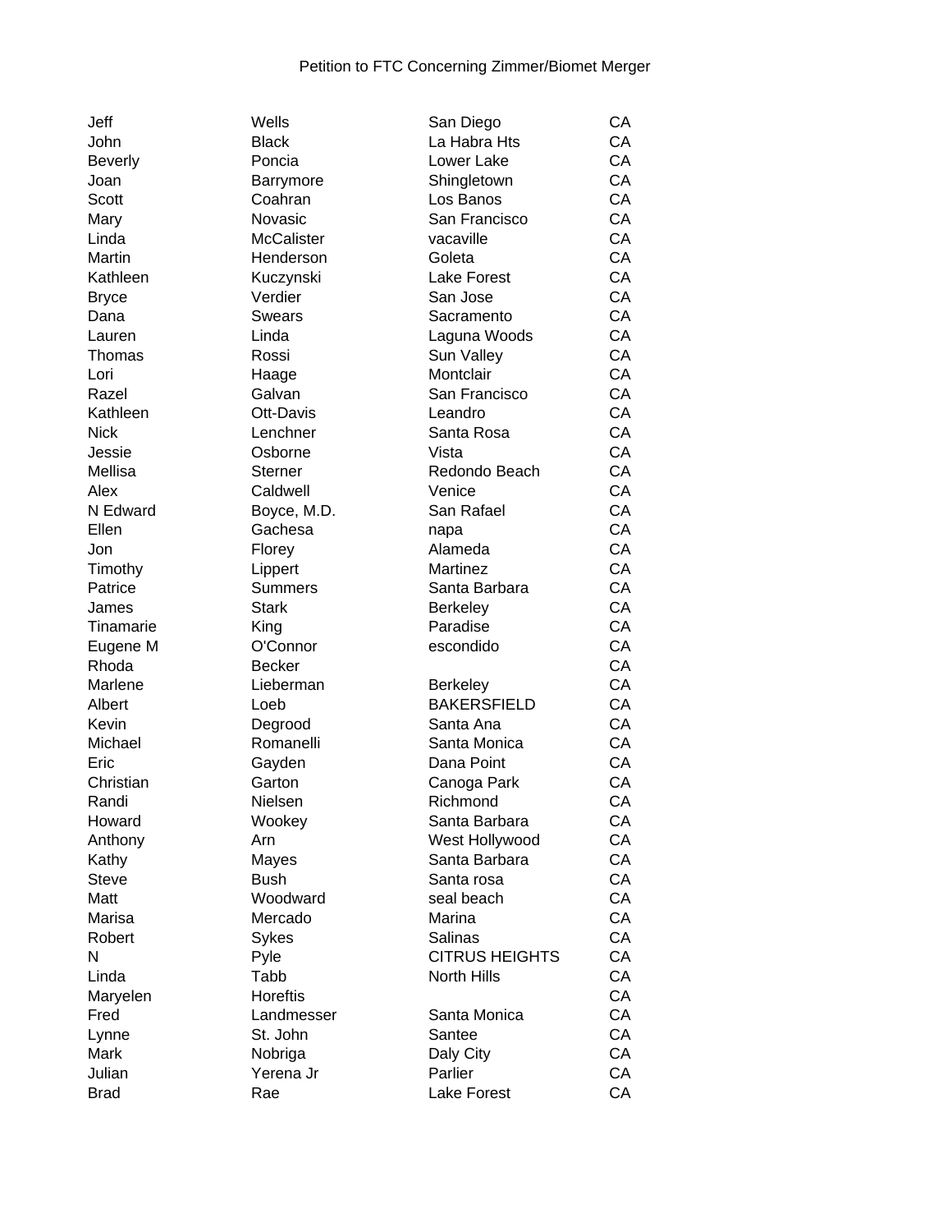Petition to FTC Concerning Zimmer/Biomet Merger

| | | | |
|---|---|---|---|
| Jeff | Wells | San Diego | CA |
| John | Black | La Habra Hts | CA |
| Beverly | Poncia | Lower Lake | CA |
| Joan | Barrymore | Shingletown | CA |
| Scott | Coahran | Los Banos | CA |
| Mary | Novasic | San Francisco | CA |
| Linda | McCalister | vacaville | CA |
| Martin | Henderson | Goleta | CA |
| Kathleen | Kuczynski | Lake Forest | CA |
| Bryce | Verdier | San Jose | CA |
| Dana | Swears | Sacramento | CA |
| Lauren | Linda | Laguna Woods | CA |
| Thomas | Rossi | Sun Valley | CA |
| Lori | Haage | Montclair | CA |
| Razel | Galvan | San Francisco | CA |
| Kathleen | Ott-Davis | Leandro | CA |
| Nick | Lenchner | Santa Rosa | CA |
| Jessie | Osborne | Vista | CA |
| Mellisa | Sterner | Redondo Beach | CA |
| Alex | Caldwell | Venice | CA |
| N Edward | Boyce, M.D. | San Rafael | CA |
| Ellen | Gachesa | napa | CA |
| Jon | Florey | Alameda | CA |
| Timothy | Lippert | Martinez | CA |
| Patrice | Summers | Santa Barbara | CA |
| James | Stark | Berkeley | CA |
| Tinamarie | King | Paradise | CA |
| Eugene M | O'Connor | escondido | CA |
| Rhoda | Becker | | CA |
| Marlene | Lieberman | Berkeley | CA |
| Albert | Loeb | BAKERSFIELD | CA |
| Kevin | Degrood | Santa Ana | CA |
| Michael | Romanelli | Santa Monica | CA |
| Eric | Gayden | Dana Point | CA |
| Christian | Garton | Canoga Park | CA |
| Randi | Nielsen | Richmond | CA |
| Howard | Wookey | Santa Barbara | CA |
| Anthony | Arn | West Hollywood | CA |
| Kathy | Mayes | Santa Barbara | CA |
| Steve | Bush | Santa rosa | CA |
| Matt | Woodward | seal beach | CA |
| Marisa | Mercado | Marina | CA |
| Robert | Sykes | Salinas | CA |
| N | Pyle | CITRUS HEIGHTS | CA |
| Linda | Tabb | North Hills | CA |
| Maryelen | Horeftis | | CA |
| Fred | Landmesser | Santa Monica | CA |
| Lynne | St. John | Santee | CA |
| Mark | Nobriga | Daly City | CA |
| Julian | Yerena Jr | Parlier | CA |
| Brad | Rae | Lake Forest | CA |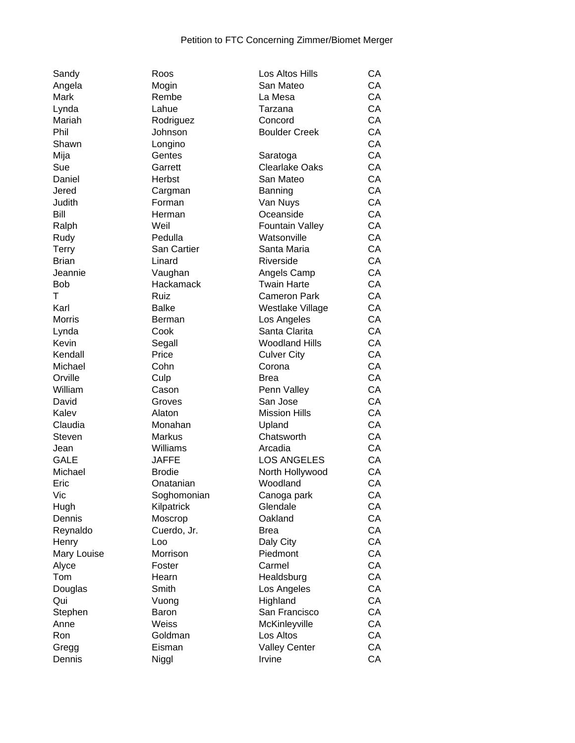Petition to FTC Concerning Zimmer/Biomet Merger

| | | | |
|---|---|---|---|
| Sandy | Roos | Los Altos Hills | CA |
| Angela | Mogin | San Mateo | CA |
| Mark | Rembe | La Mesa | CA |
| Lynda | Lahue | Tarzana | CA |
| Mariah | Rodriguez | Concord | CA |
| Phil | Johnson | Boulder Creek | CA |
| Shawn | Longino | | CA |
| Mija | Gentes | Saratoga | CA |
| Sue | Garrett | Clearlake Oaks | CA |
| Daniel | Herbst | San Mateo | CA |
| Jered | Cargman | Banning | CA |
| Judith | Forman | Van Nuys | CA |
| Bill | Herman | Oceanside | CA |
| Ralph | Weil | Fountain Valley | CA |
| Rudy | Pedulla | Watsonville | CA |
| Terry | San Cartier | Santa Maria | CA |
| Brian | Linard | Riverside | CA |
| Jeannie | Vaughan | Angels Camp | CA |
| Bob | Hackamack | Twain Harte | CA |
| T | Ruiz | Cameron Park | CA |
| Karl | Balke | Westlake Village | CA |
| Morris | Berman | Los Angeles | CA |
| Lynda | Cook | Santa Clarita | CA |
| Kevin | Segall | Woodland Hills | CA |
| Kendall | Price | Culver City | CA |
| Michael | Cohn | Corona | CA |
| Orville | Culp | Brea | CA |
| William | Cason | Penn Valley | CA |
| David | Groves | San Jose | CA |
| Kalev | Alaton | Mission Hills | CA |
| Claudia | Monahan | Upland | CA |
| Steven | Markus | Chatsworth | CA |
| Jean | Williams | Arcadia | CA |
| GALE | JAFFE | LOS ANGELES | CA |
| Michael | Brodie | North Hollywood | CA |
| Eric | Onatanian | Woodland | CA |
| Vic | Soghomonian | Canoga park | CA |
| Hugh | Kilpatrick | Glendale | CA |
| Dennis | Moscrop | Oakland | CA |
| Reynaldo | Cuerdo, Jr. | Brea | CA |
| Henry | Loo | Daly City | CA |
| Mary Louise | Morrison | Piedmont | CA |
| Alyce | Foster | Carmel | CA |
| Tom | Hearn | Healdsburg | CA |
| Douglas | Smith | Los Angeles | CA |
| Qui | Vuong | Highland | CA |
| Stephen | Baron | San Francisco | CA |
| Anne | Weiss | McKinleyville | CA |
| Ron | Goldman | Los Altos | CA |
| Gregg | Eisman | Valley Center | CA |
| Dennis | Niggl | Irvine | CA |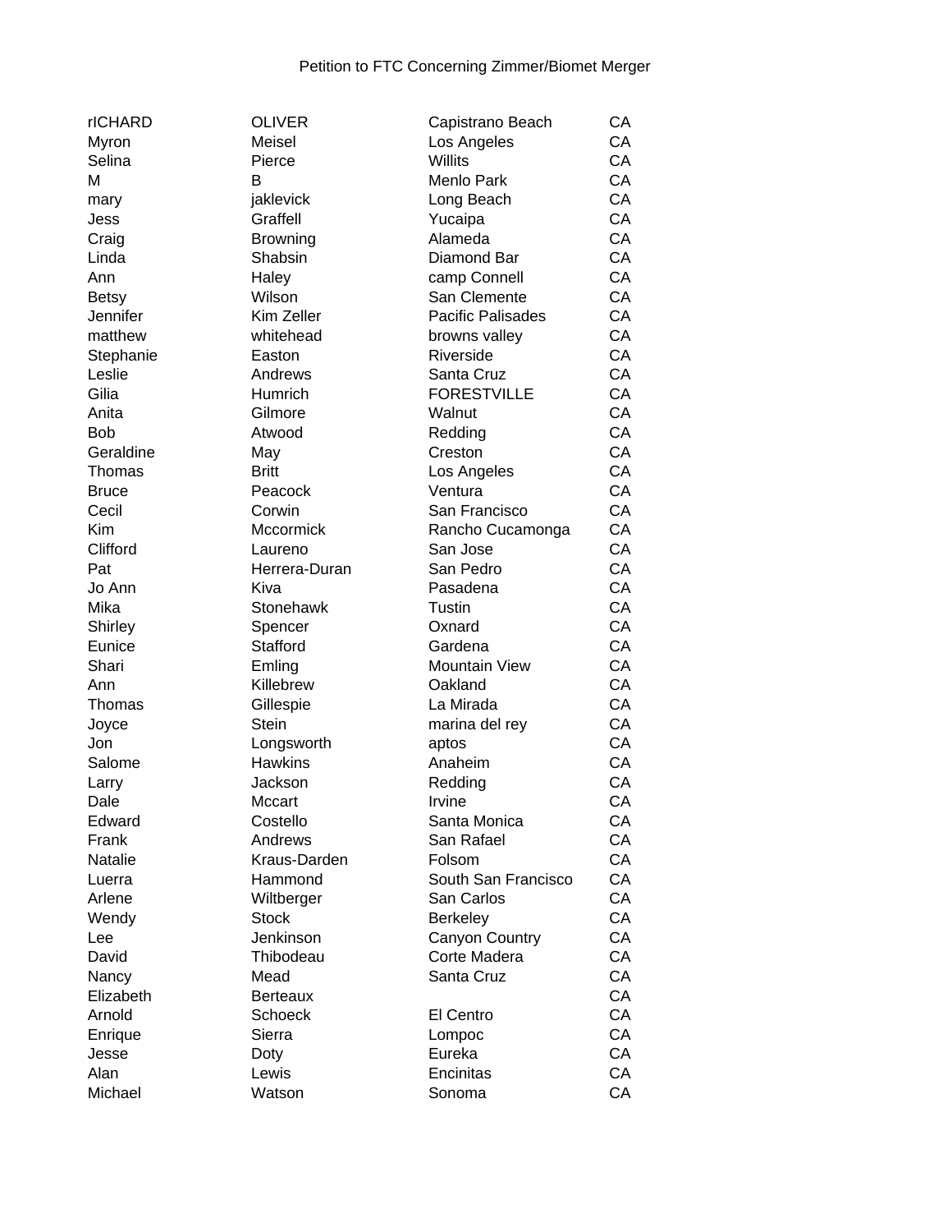Petition to FTC Concerning Zimmer/Biomet Merger

| | | | |
|---|---|---|---|
| rICHARD | OLIVER | Capistrano Beach | CA |
| Myron | Meisel | Los Angeles | CA |
| Selina | Pierce | Willits | CA |
| M | B | Menlo Park | CA |
| mary | jaklevick | Long Beach | CA |
| Jess | Graffell | Yucaipa | CA |
| Craig | Browning | Alameda | CA |
| Linda | Shabsin | Diamond Bar | CA |
| Ann | Haley | camp Connell | CA |
| Betsy | Wilson | San Clemente | CA |
| Jennifer | Kim Zeller | Pacific Palisades | CA |
| matthew | whitehead | browns valley | CA |
| Stephanie | Easton | Riverside | CA |
| Leslie | Andrews | Santa Cruz | CA |
| Gilia | Humrich | FORESTVILLE | CA |
| Anita | Gilmore | Walnut | CA |
| Bob | Atwood | Redding | CA |
| Geraldine | May | Creston | CA |
| Thomas | Britt | Los Angeles | CA |
| Bruce | Peacock | Ventura | CA |
| Cecil | Corwin | San Francisco | CA |
| Kim | Mccormick | Rancho Cucamonga | CA |
| Clifford | Laureno | San Jose | CA |
| Pat | Herrera-Duran | San Pedro | CA |
| Jo Ann | Kiva | Pasadena | CA |
| Mika | Stonehawk | Tustin | CA |
| Shirley | Spencer | Oxnard | CA |
| Eunice | Stafford | Gardena | CA |
| Shari | Emling | Mountain View | CA |
| Ann | Killebrew | Oakland | CA |
| Thomas | Gillespie | La Mirada | CA |
| Joyce | Stein | marina del rey | CA |
| Jon | Longsworth | aptos | CA |
| Salome | Hawkins | Anaheim | CA |
| Larry | Jackson | Redding | CA |
| Dale | Mccart | Irvine | CA |
| Edward | Costello | Santa Monica | CA |
| Frank | Andrews | San Rafael | CA |
| Natalie | Kraus-Darden | Folsom | CA |
| Luerra | Hammond | South San Francisco | CA |
| Arlene | Wiltberger | San Carlos | CA |
| Wendy | Stock | Berkeley | CA |
| Lee | Jenkinson | Canyon Country | CA |
| David | Thibodeau | Corte Madera | CA |
| Nancy | Mead | Santa Cruz | CA |
| Elizabeth | Berteaux | | CA |
| Arnold | Schoeck | El Centro | CA |
| Enrique | Sierra | Lompoc | CA |
| Jesse | Doty | Eureka | CA |
| Alan | Lewis | Encinitas | CA |
| Michael | Watson | Sonoma | CA |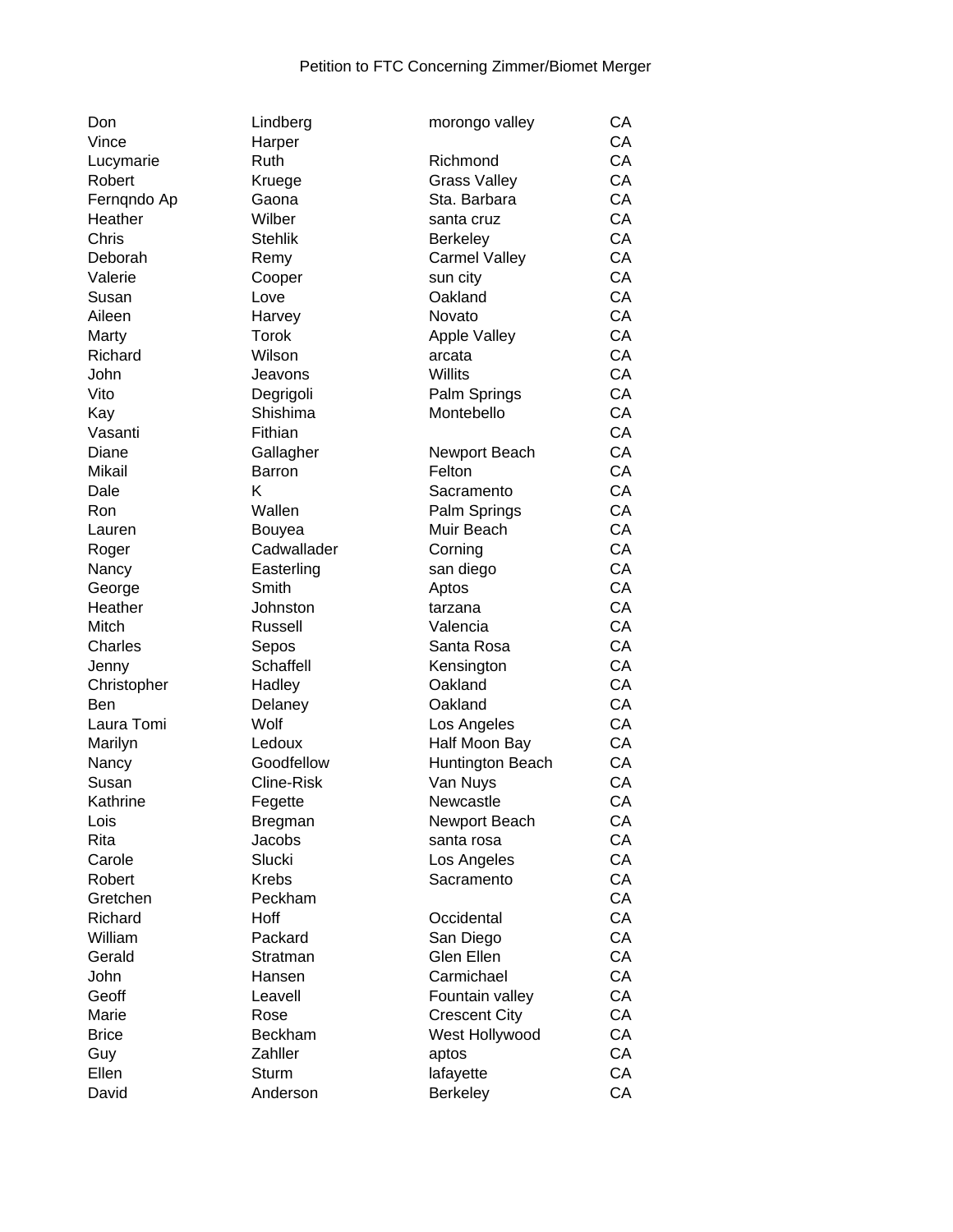Petition to FTC Concerning Zimmer/Biomet Merger

| | | | |
|---|---|---|---|
| Don | Lindberg | morongo valley | CA |
| Vince | Harper | | CA |
| Lucymarie | Ruth | Richmond | CA |
| Robert | Kruege | Grass Valley | CA |
| Fernqndo Ap | Gaona | Sta. Barbara | CA |
| Heather | Wilber | santa cruz | CA |
| Chris | Stehlik | Berkeley | CA |
| Deborah | Remy | Carmel Valley | CA |
| Valerie | Cooper | sun city | CA |
| Susan | Love | Oakland | CA |
| Aileen | Harvey | Novato | CA |
| Marty | Torok | Apple Valley | CA |
| Richard | Wilson | arcata | CA |
| John | Jeavons | Willits | CA |
| Vito | Degrigoli | Palm Springs | CA |
| Kay | Shishima | Montebello | CA |
| Vasanti | Fithian | | CA |
| Diane | Gallagher | Newport Beach | CA |
| Mikail | Barron | Felton | CA |
| Dale | K | Sacramento | CA |
| Ron | Wallen | Palm Springs | CA |
| Lauren | Bouyea | Muir Beach | CA |
| Roger | Cadwallader | Corning | CA |
| Nancy | Easterling | san diego | CA |
| George | Smith | Aptos | CA |
| Heather | Johnston | tarzana | CA |
| Mitch | Russell | Valencia | CA |
| Charles | Sepos | Santa Rosa | CA |
| Jenny | Schaffell | Kensington | CA |
| Christopher | Hadley | Oakland | CA |
| Ben | Delaney | Oakland | CA |
| Laura Tomi | Wolf | Los Angeles | CA |
| Marilyn | Ledoux | Half Moon Bay | CA |
| Nancy | Goodfellow | Huntington Beach | CA |
| Susan | Cline-Risk | Van Nuys | CA |
| Kathrine | Fegette | Newcastle | CA |
| Lois | Bregman | Newport Beach | CA |
| Rita | Jacobs | santa rosa | CA |
| Carole | Slucki | Los Angeles | CA |
| Robert | Krebs | Sacramento | CA |
| Gretchen | Peckham | | CA |
| Richard | Hoff | Occidental | CA |
| William | Packard | San Diego | CA |
| Gerald | Stratman | Glen Ellen | CA |
| John | Hansen | Carmichael | CA |
| Geoff | Leavell | Fountain valley | CA |
| Marie | Rose | Crescent City | CA |
| Brice | Beckham | West Hollywood | CA |
| Guy | Zahller | aptos | CA |
| Ellen | Sturm | lafayette | CA |
| David | Anderson | Berkeley | CA |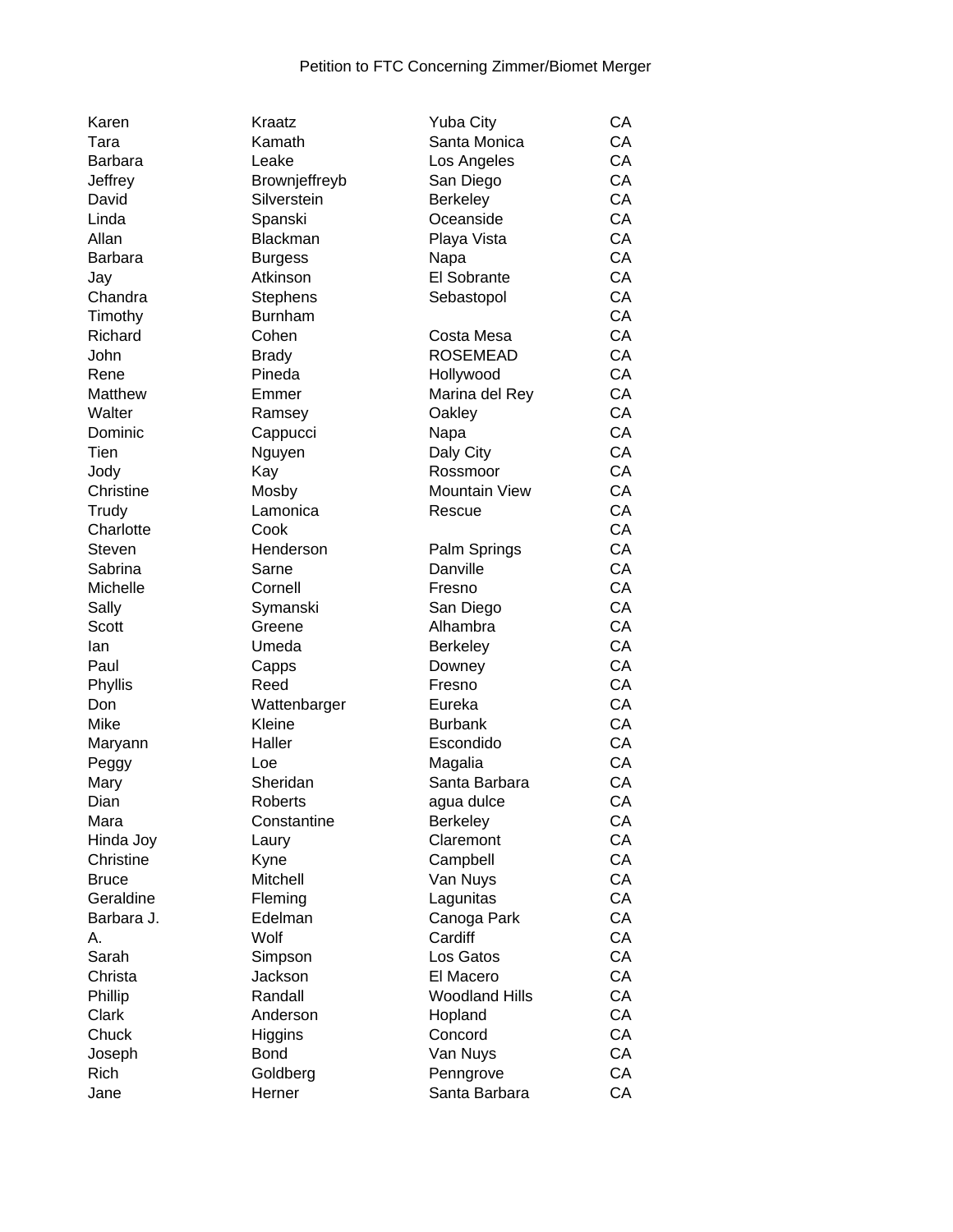Petition to FTC Concerning Zimmer/Biomet Merger

| | | | |
|---|---|---|---|
| Karen | Kraatz | Yuba City | CA |
| Tara | Kamath | Santa Monica | CA |
| Barbara | Leake | Los Angeles | CA |
| Jeffrey | Brownjeffreyb | San Diego | CA |
| David | Silverstein | Berkeley | CA |
| Linda | Spanski | Oceanside | CA |
| Allan | Blackman | Playa Vista | CA |
| Barbara | Burgess | Napa | CA |
| Jay | Atkinson | El Sobrante | CA |
| Chandra | Stephens | Sebastopol | CA |
| Timothy | Burnham | | CA |
| Richard | Cohen | Costa Mesa | CA |
| John | Brady | ROSEMEAD | CA |
| Rene | Pineda | Hollywood | CA |
| Matthew | Emmer | Marina del Rey | CA |
| Walter | Ramsey | Oakley | CA |
| Dominic | Cappucci | Napa | CA |
| Tien | Nguyen | Daly City | CA |
| Jody | Kay | Rossmoor | CA |
| Christine | Mosby | Mountain View | CA |
| Trudy | Lamonica | Rescue | CA |
| Charlotte | Cook | | CA |
| Steven | Henderson | Palm Springs | CA |
| Sabrina | Sarne | Danville | CA |
| Michelle | Cornell | Fresno | CA |
| Sally | Symanski | San Diego | CA |
| Scott | Greene | Alhambra | CA |
| Ian | Umeda | Berkeley | CA |
| Paul | Capps | Downey | CA |
| Phyllis | Reed | Fresno | CA |
| Don | Wattenbarger | Eureka | CA |
| Mike | Kleine | Burbank | CA |
| Maryann | Haller | Escondido | CA |
| Peggy | Loe | Magalia | CA |
| Mary | Sheridan | Santa Barbara | CA |
| Dian | Roberts | agua dulce | CA |
| Mara | Constantine | Berkeley | CA |
| Hinda Joy | Laury | Claremont | CA |
| Christine | Kyne | Campbell | CA |
| Bruce | Mitchell | Van Nuys | CA |
| Geraldine | Fleming | Lagunitas | CA |
| Barbara J. | Edelman | Canoga Park | CA |
| A. | Wolf | Cardiff | CA |
| Sarah | Simpson | Los Gatos | CA |
| Christa | Jackson | El Macero | CA |
| Phillip | Randall | Woodland Hills | CA |
| Clark | Anderson | Hopland | CA |
| Chuck | Higgins | Concord | CA |
| Joseph | Bond | Van Nuys | CA |
| Rich | Goldberg | Penngrove | CA |
| Jane | Herner | Santa Barbara | CA |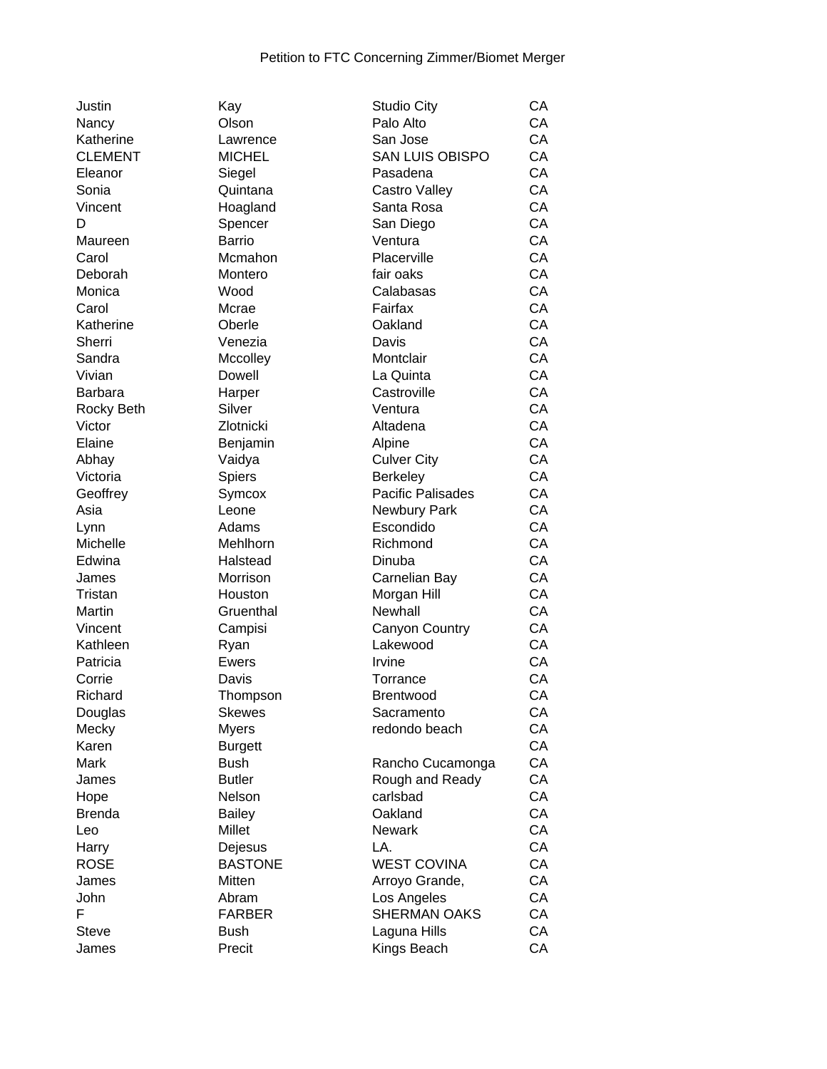Petition to FTC Concerning Zimmer/Biomet Merger

| | | | |
|---|---|---|---|
| Justin | Kay | Studio City | CA |
| Nancy | Olson | Palo Alto | CA |
| Katherine | Lawrence | San Jose | CA |
| CLEMENT | MICHEL | SAN LUIS OBISPO | CA |
| Eleanor | Siegel | Pasadena | CA |
| Sonia | Quintana | Castro Valley | CA |
| Vincent | Hoagland | Santa Rosa | CA |
| D | Spencer | San Diego | CA |
| Maureen | Barrio | Ventura | CA |
| Carol | Mcmahon | Placerville | CA |
| Deborah | Montero | fair oaks | CA |
| Monica | Wood | Calabasas | CA |
| Carol | Mcrae | Fairfax | CA |
| Katherine | Oberle | Oakland | CA |
| Sherri | Venezia | Davis | CA |
| Sandra | Mccolley | Montclair | CA |
| Vivian | Dowell | La Quinta | CA |
| Barbara | Harper | Castroville | CA |
| Rocky Beth | Silver | Ventura | CA |
| Victor | Zlotnicki | Altadena | CA |
| Elaine | Benjamin | Alpine | CA |
| Abhay | Vaidya | Culver City | CA |
| Victoria | Spiers | Berkeley | CA |
| Geoffrey | Symcox | Pacific Palisades | CA |
| Asia | Leone | Newbury Park | CA |
| Lynn | Adams | Escondido | CA |
| Michelle | Mehlhorn | Richmond | CA |
| Edwina | Halstead | Dinuba | CA |
| James | Morrison | Carnelian Bay | CA |
| Tristan | Houston | Morgan Hill | CA |
| Martin | Gruenthal | Newhall | CA |
| Vincent | Campisi | Canyon Country | CA |
| Kathleen | Ryan | Lakewood | CA |
| Patricia | Ewers | Irvine | CA |
| Corrie | Davis | Torrance | CA |
| Richard | Thompson | Brentwood | CA |
| Douglas | Skewes | Sacramento | CA |
| Mecky | Myers | redondo beach | CA |
| Karen | Burgett | | CA |
| Mark | Bush | Rancho Cucamonga | CA |
| James | Butler | Rough and Ready | CA |
| Hope | Nelson | carlsbad | CA |
| Brenda | Bailey | Oakland | CA |
| Leo | Millet | Newark | CA |
| Harry | Dejesus | LA. | CA |
| ROSE | BASTONE | WEST COVINA | CA |
| James | Mitten | Arroyo Grande, | CA |
| John | Abram | Los Angeles | CA |
| F | FARBER | SHERMAN OAKS | CA |
| Steve | Bush | Laguna Hills | CA |
| James | Precit | Kings Beach | CA |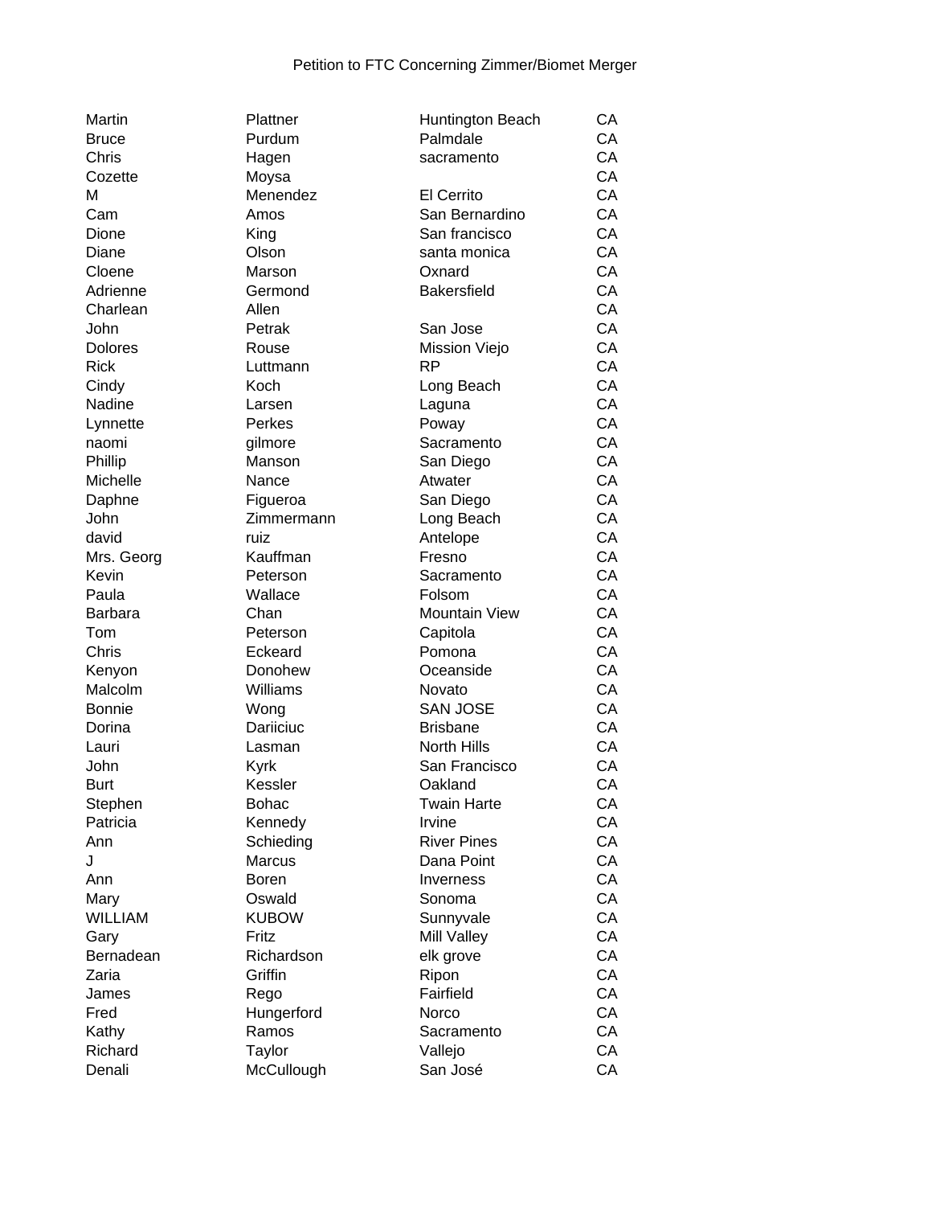Petition to FTC Concerning Zimmer/Biomet Merger

| | | | |
|---|---|---|---|
| Martin | Plattner | Huntington Beach | CA |
| Bruce | Purdum | Palmdale | CA |
| Chris | Hagen | sacramento | CA |
| Cozette | Moysa | | CA |
| M | Menendez | El Cerrito | CA |
| Cam | Amos | San Bernardino | CA |
| Dione | King | San francisco | CA |
| Diane | Olson | santa monica | CA |
| Cloene | Marson | Oxnard | CA |
| Adrienne | Germond | Bakersfield | CA |
| Charlean | Allen | | CA |
| John | Petrak | San Jose | CA |
| Dolores | Rouse | Mission Viejo | CA |
| Rick | Luttmann | RP | CA |
| Cindy | Koch | Long Beach | CA |
| Nadine | Larsen | Laguna | CA |
| Lynnette | Perkes | Poway | CA |
| naomi | gilmore | Sacramento | CA |
| Phillip | Manson | San Diego | CA |
| Michelle | Nance | Atwater | CA |
| Daphne | Figueroa | San Diego | CA |
| John | Zimmermann | Long Beach | CA |
| david | ruiz | Antelope | CA |
| Mrs. Georg | Kauffman | Fresno | CA |
| Kevin | Peterson | Sacramento | CA |
| Paula | Wallace | Folsom | CA |
| Barbara | Chan | Mountain View | CA |
| Tom | Peterson | Capitola | CA |
| Chris | Eckeard | Pomona | CA |
| Kenyon | Donohew | Oceanside | CA |
| Malcolm | Williams | Novato | CA |
| Bonnie | Wong | SAN JOSE | CA |
| Dorina | Dariiciuc | Brisbane | CA |
| Lauri | Lasman | North Hills | CA |
| John | Kyrk | San Francisco | CA |
| Burt | Kessler | Oakland | CA |
| Stephen | Bohac | Twain Harte | CA |
| Patricia | Kennedy | Irvine | CA |
| Ann | Schieding | River Pines | CA |
| J | Marcus | Dana Point | CA |
| Ann | Boren | Inverness | CA |
| Mary | Oswald | Sonoma | CA |
| WILLIAM | KUBOW | Sunnyvale | CA |
| Gary | Fritz | Mill Valley | CA |
| Bernadean | Richardson | elk grove | CA |
| Zaria | Griffin | Ripon | CA |
| James | Rego | Fairfield | CA |
| Fred | Hungerford | Norco | CA |
| Kathy | Ramos | Sacramento | CA |
| Richard | Taylor | Vallejo | CA |
| Denali | McCullough | San José | CA |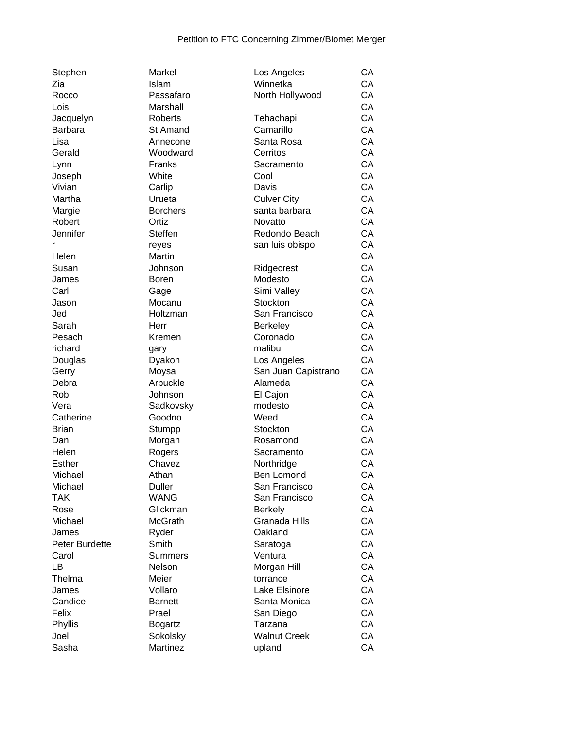Petition to FTC Concerning Zimmer/Biomet Merger

| | | | |
|---|---|---|---|
| Stephen | Markel | Los Angeles | CA |
| Zia | Islam | Winnetka | CA |
| Rocco | Passafaro | North Hollywood | CA |
| Lois | Marshall | | CA |
| Jacquelyn | Roberts | Tehachapi | CA |
| Barbara | St Amand | Camarillo | CA |
| Lisa | Annecone | Santa Rosa | CA |
| Gerald | Woodward | Cerritos | CA |
| Lynn | Franks | Sacramento | CA |
| Joseph | White | Cool | CA |
| Vivian | Carlip | Davis | CA |
| Martha | Urueta | Culver City | CA |
| Margie | Borchers | santa barbara | CA |
| Robert | Ortiz | Novatto | CA |
| Jennifer | Steffen | Redondo Beach | CA |
| r | reyes | san luis obispo | CA |
| Helen | Martin | | CA |
| Susan | Johnson | Ridgecrest | CA |
| James | Boren | Modesto | CA |
| Carl | Gage | Simi Valley | CA |
| Jason | Mocanu | Stockton | CA |
| Jed | Holtzman | San Francisco | CA |
| Sarah | Herr | Berkeley | CA |
| Pesach | Kremen | Coronado | CA |
| richard | gary | malibu | CA |
| Douglas | Dyakon | Los Angeles | CA |
| Gerry | Moysa | San Juan Capistrano | CA |
| Debra | Arbuckle | Alameda | CA |
| Rob | Johnson | El Cajon | CA |
| Vera | Sadkovsky | modesto | CA |
| Catherine | Goodno | Weed | CA |
| Brian | Stumpp | Stockton | CA |
| Dan | Morgan | Rosamond | CA |
| Helen | Rogers | Sacramento | CA |
| Esther | Chavez | Northridge | CA |
| Michael | Athan | Ben Lomond | CA |
| Michael | Duller | San Francisco | CA |
| TAK | WANG | San Francisco | CA |
| Rose | Glickman | Berkely | CA |
| Michael | McGrath | Granada Hills | CA |
| James | Ryder | Oakland | CA |
| Peter Burdette | Smith | Saratoga | CA |
| Carol | Summers | Ventura | CA |
| LB | Nelson | Morgan Hill | CA |
| Thelma | Meier | torrance | CA |
| James | Vollaro | Lake Elsinore | CA |
| Candice | Barnett | Santa Monica | CA |
| Felix | Prael | San Diego | CA |
| Phyllis | Bogartz | Tarzana | CA |
| Joel | Sokolsky | Walnut Creek | CA |
| Sasha | Martinez | upland | CA |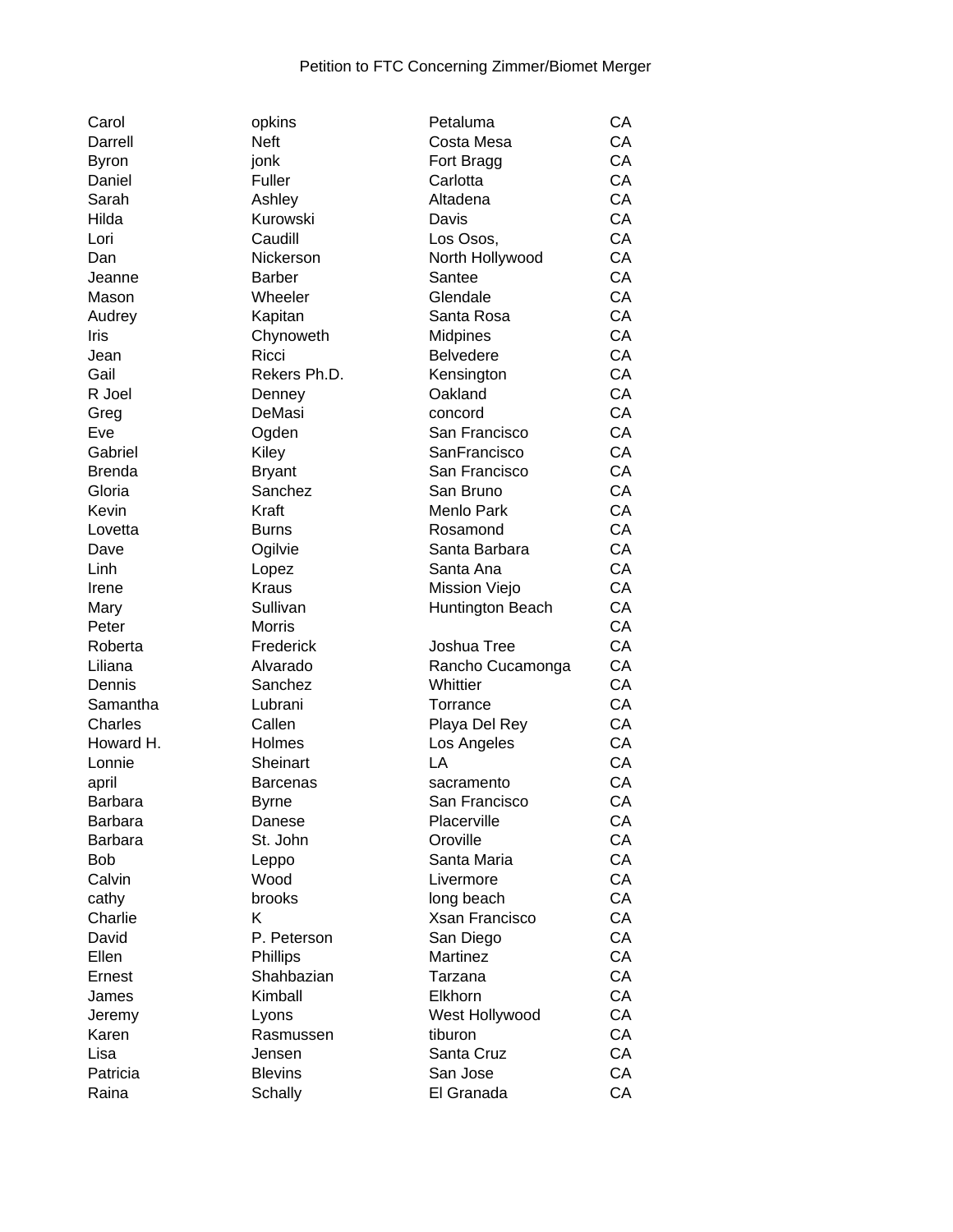Petition to FTC Concerning Zimmer/Biomet Merger

| | | | |
|---|---|---|---|
| Carol | opkins | Petaluma | CA |
| Darrell | Neft | Costa Mesa | CA |
| Byron | jonk | Fort Bragg | CA |
| Daniel | Fuller | Carlotta | CA |
| Sarah | Ashley | Altadena | CA |
| Hilda | Kurowski | Davis | CA |
| Lori | Caudill | Los Osos, | CA |
| Dan | Nickerson | North Hollywood | CA |
| Jeanne | Barber | Santee | CA |
| Mason | Wheeler | Glendale | CA |
| Audrey | Kapitan | Santa Rosa | CA |
| Iris | Chynoweth | Midpines | CA |
| Jean | Ricci | Belvedere | CA |
| Gail | Rekers Ph.D. | Kensington | CA |
| R Joel | Denney | Oakland | CA |
| Greg | DeMasi | concord | CA |
| Eve | Ogden | San Francisco | CA |
| Gabriel | Kiley | SanFrancisco | CA |
| Brenda | Bryant | San Francisco | CA |
| Gloria | Sanchez | San Bruno | CA |
| Kevin | Kraft | Menlo Park | CA |
| Lovetta | Burns | Rosamond | CA |
| Dave | Ogilvie | Santa Barbara | CA |
| Linh | Lopez | Santa Ana | CA |
| Irene | Kraus | Mission Viejo | CA |
| Mary | Sullivan | Huntington Beach | CA |
| Peter | Morris | | CA |
| Roberta | Frederick | Joshua Tree | CA |
| Liliana | Alvarado | Rancho Cucamonga | CA |
| Dennis | Sanchez | Whittier | CA |
| Samantha | Lubrani | Torrance | CA |
| Charles | Callen | Playa Del Rey | CA |
| Howard H. | Holmes | Los Angeles | CA |
| Lonnie | Sheinart | LA | CA |
| april | Barcenas | sacramento | CA |
| Barbara | Byrne | San Francisco | CA |
| Barbara | Danese | Placerville | CA |
| Barbara | St. John | Oroville | CA |
| Bob | Leppo | Santa Maria | CA |
| Calvin | Wood | Livermore | CA |
| cathy | brooks | long beach | CA |
| Charlie | K | Xsan Francisco | CA |
| David | P. Peterson | San Diego | CA |
| Ellen | Phillips | Martinez | CA |
| Ernest | Shahbazian | Tarzana | CA |
| James | Kimball | Elkhorn | CA |
| Jeremy | Lyons | West Hollywood | CA |
| Karen | Rasmussen | tiburon | CA |
| Lisa | Jensen | Santa Cruz | CA |
| Patricia | Blevins | San Jose | CA |
| Raina | Schally | El Granada | CA |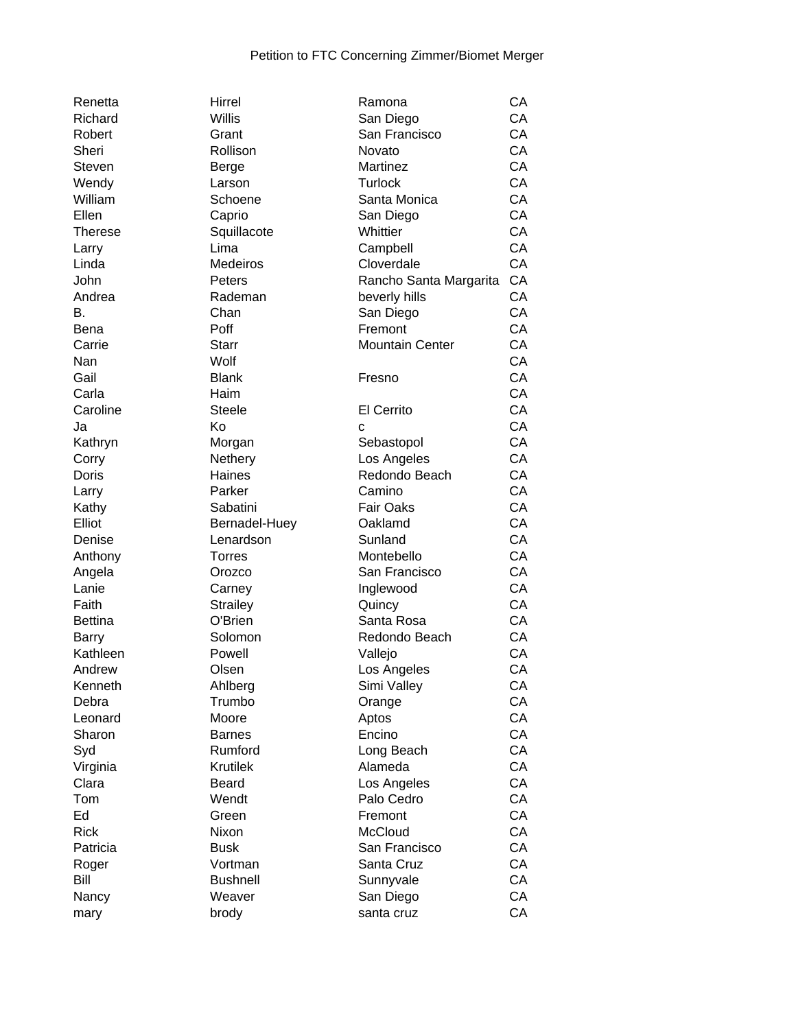Petition to FTC Concerning Zimmer/Biomet Merger

| | | | |
|---|---|---|---|
| Renetta | Hirrel | Ramona | CA |
| Richard | Willis | San Diego | CA |
| Robert | Grant | San Francisco | CA |
| Sheri | Rollison | Novato | CA |
| Steven | Berge | Martinez | CA |
| Wendy | Larson | Turlock | CA |
| William | Schoene | Santa Monica | CA |
| Ellen | Caprio | San Diego | CA |
| Therese | Squillacote | Whittier | CA |
| Larry | Lima | Campbell | CA |
| Linda | Medeiros | Cloverdale | CA |
| John | Peters | Rancho Santa Margarita | CA |
| Andrea | Rademan | beverly hills | CA |
| B. | Chan | San Diego | CA |
| Bena | Poff | Fremont | CA |
| Carrie | Starr | Mountain Center | CA |
| Nan | Wolf | | CA |
| Gail | Blank | Fresno | CA |
| Carla | Haim | | CA |
| Caroline | Steele | El Cerrito | CA |
| Ja | Ko | c | CA |
| Kathryn | Morgan | Sebastopol | CA |
| Corry | Nethery | Los Angeles | CA |
| Doris | Haines | Redondo Beach | CA |
| Larry | Parker | Camino | CA |
| Kathy | Sabatini | Fair Oaks | CA |
| Elliot | Bernadel-Huey | Oaklamd | CA |
| Denise | Lenardson | Sunland | CA |
| Anthony | Torres | Montebello | CA |
| Angela | Orozco | San Francisco | CA |
| Lanie | Carney | Inglewood | CA |
| Faith | Strailey | Quincy | CA |
| Bettina | O'Brien | Santa Rosa | CA |
| Barry | Solomon | Redondo Beach | CA |
| Kathleen | Powell | Vallejo | CA |
| Andrew | Olsen | Los Angeles | CA |
| Kenneth | Ahlberg | Simi Valley | CA |
| Debra | Trumbo | Orange | CA |
| Leonard | Moore | Aptos | CA |
| Sharon | Barnes | Encino | CA |
| Syd | Rumford | Long Beach | CA |
| Virginia | Krutilek | Alameda | CA |
| Clara | Beard | Los Angeles | CA |
| Tom | Wendt | Palo Cedro | CA |
| Ed | Green | Fremont | CA |
| Rick | Nixon | McCloud | CA |
| Patricia | Busk | San Francisco | CA |
| Roger | Vortman | Santa Cruz | CA |
| Bill | Bushnell | Sunnyvale | CA |
| Nancy | Weaver | San Diego | CA |
| mary | brody | santa cruz | CA |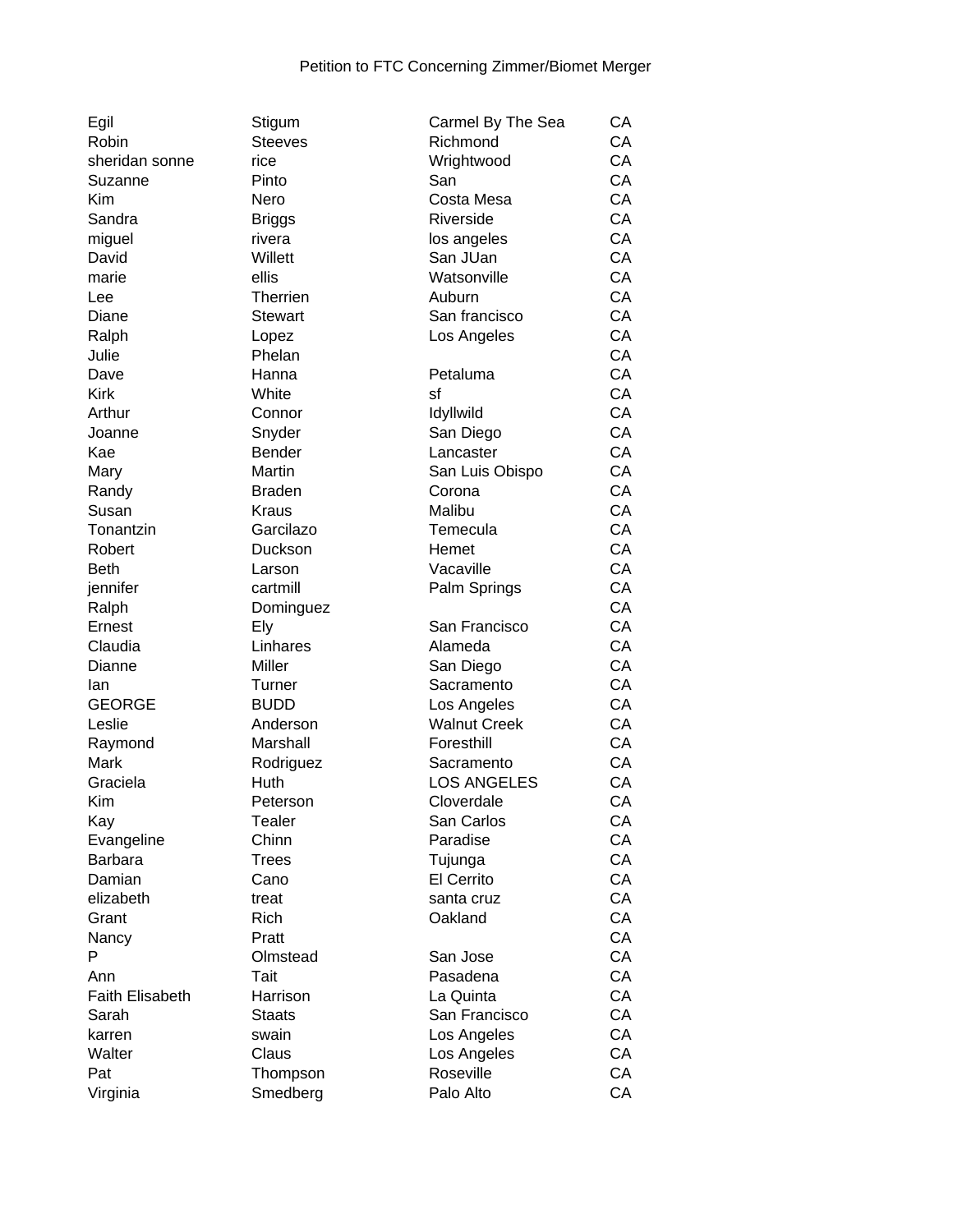Petition to FTC Concerning Zimmer/Biomet Merger

| | | | |
|---|---|---|---|
| Egil | Stigum | Carmel By The Sea | CA |
| Robin | Steeves | Richmond | CA |
| sheridan sonne | rice | Wrightwood | CA |
| Suzanne | Pinto | San | CA |
| Kim | Nero | Costa Mesa | CA |
| Sandra | Briggs | Riverside | CA |
| miguel | rivera | los angeles | CA |
| David | Willett | San JUan | CA |
| marie | ellis | Watsonville | CA |
| Lee | Therrien | Auburn | CA |
| Diane | Stewart | San francisco | CA |
| Ralph | Lopez | Los Angeles | CA |
| Julie | Phelan | | CA |
| Dave | Hanna | Petaluma | CA |
| Kirk | White | sf | CA |
| Arthur | Connor | Idyllwild | CA |
| Joanne | Snyder | San Diego | CA |
| Kae | Bender | Lancaster | CA |
| Mary | Martin | San Luis Obispo | CA |
| Randy | Braden | Corona | CA |
| Susan | Kraus | Malibu | CA |
| Tonantzin | Garcilazo | Temecula | CA |
| Robert | Duckson | Hemet | CA |
| Beth | Larson | Vacaville | CA |
| jennifer | cartmill | Palm Springs | CA |
| Ralph | Dominguez | | CA |
| Ernest | Ely | San Francisco | CA |
| Claudia | Linhares | Alameda | CA |
| Dianne | Miller | San Diego | CA |
| Ian | Turner | Sacramento | CA |
| GEORGE | BUDD | Los Angeles | CA |
| Leslie | Anderson | Walnut Creek | CA |
| Raymond | Marshall | Foresthill | CA |
| Mark | Rodriguez | Sacramento | CA |
| Graciela | Huth | LOS ANGELES | CA |
| Kim | Peterson | Cloverdale | CA |
| Kay | Tealer | San Carlos | CA |
| Evangeline | Chinn | Paradise | CA |
| Barbara | Trees | Tujunga | CA |
| Damian | Cano | El Cerrito | CA |
| elizabeth | treat | santa cruz | CA |
| Grant | Rich | Oakland | CA |
| Nancy | Pratt | | CA |
| P | Olmstead | San Jose | CA |
| Ann | Tait | Pasadena | CA |
| Faith Elisabeth | Harrison | La Quinta | CA |
| Sarah | Staats | San Francisco | CA |
| karren | swain | Los Angeles | CA |
| Walter | Claus | Los Angeles | CA |
| Pat | Thompson | Roseville | CA |
| Virginia | Smedberg | Palo Alto | CA |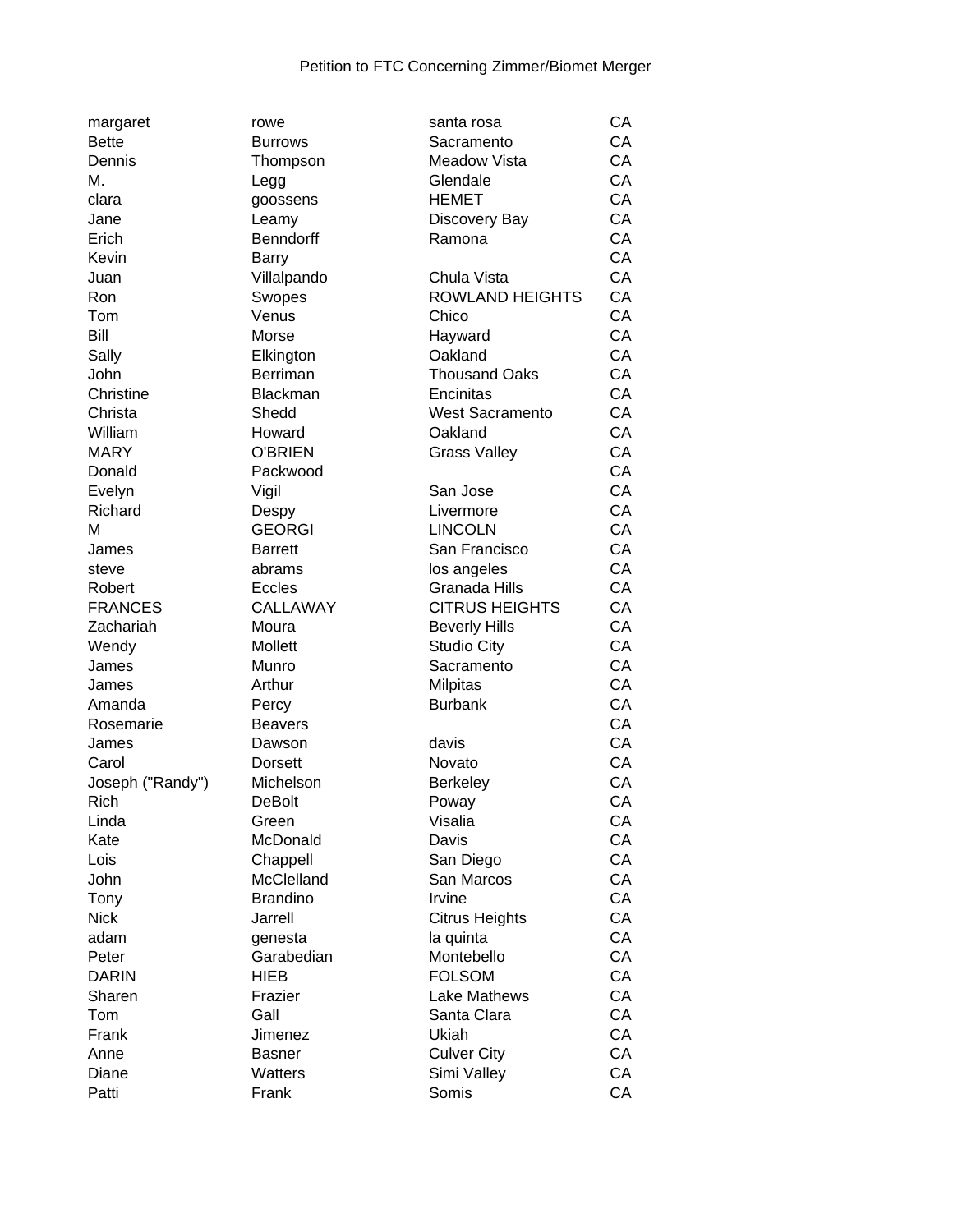Petition to FTC Concerning Zimmer/Biomet Merger

| | | | |
|---|---|---|---|
| margaret | rowe | santa rosa | CA |
| Bette | Burrows | Sacramento | CA |
| Dennis | Thompson | Meadow Vista | CA |
| M. | Legg | Glendale | CA |
| clara | goossens | HEMET | CA |
| Jane | Leamy | Discovery Bay | CA |
| Erich | Benndorff | Ramona | CA |
| Kevin | Barry | | CA |
| Juan | Villalpando | Chula Vista | CA |
| Ron | Swopes | ROWLAND HEIGHTS | CA |
| Tom | Venus | Chico | CA |
| Bill | Morse | Hayward | CA |
| Sally | Elkington | Oakland | CA |
| John | Berriman | Thousand Oaks | CA |
| Christine | Blackman | Encinitas | CA |
| Christa | Shedd | West Sacramento | CA |
| William | Howard | Oakland | CA |
| MARY | O'BRIEN | Grass Valley | CA |
| Donald | Packwood | | CA |
| Evelyn | Vigil | San Jose | CA |
| Richard | Despy | Livermore | CA |
| M | GEORGI | LINCOLN | CA |
| James | Barrett | San Francisco | CA |
| steve | abrams | los angeles | CA |
| Robert | Eccles | Granada Hills | CA |
| FRANCES | CALLAWAY | CITRUS HEIGHTS | CA |
| Zachariah | Moura | Beverly Hills | CA |
| Wendy | Mollett | Studio City | CA |
| James | Munro | Sacramento | CA |
| James | Arthur | Milpitas | CA |
| Amanda | Percy | Burbank | CA |
| Rosemarie | Beavers | | CA |
| James | Dawson | davis | CA |
| Carol | Dorsett | Novato | CA |
| Joseph ("Randy") | Michelson | Berkeley | CA |
| Rich | DeBolt | Poway | CA |
| Linda | Green | Visalia | CA |
| Kate | McDonald | Davis | CA |
| Lois | Chappell | San Diego | CA |
| John | McClelland | San Marcos | CA |
| Tony | Brandino | Irvine | CA |
| Nick | Jarrell | Citrus Heights | CA |
| adam | genesta | la quinta | CA |
| Peter | Garabedian | Montebello | CA |
| DARIN | HIEB | FOLSOM | CA |
| Sharen | Frazier | Lake Mathews | CA |
| Tom | Gall | Santa Clara | CA |
| Frank | Jimenez | Ukiah | CA |
| Anne | Basner | Culver City | CA |
| Diane | Watters | Simi Valley | CA |
| Patti | Frank | Somis | CA |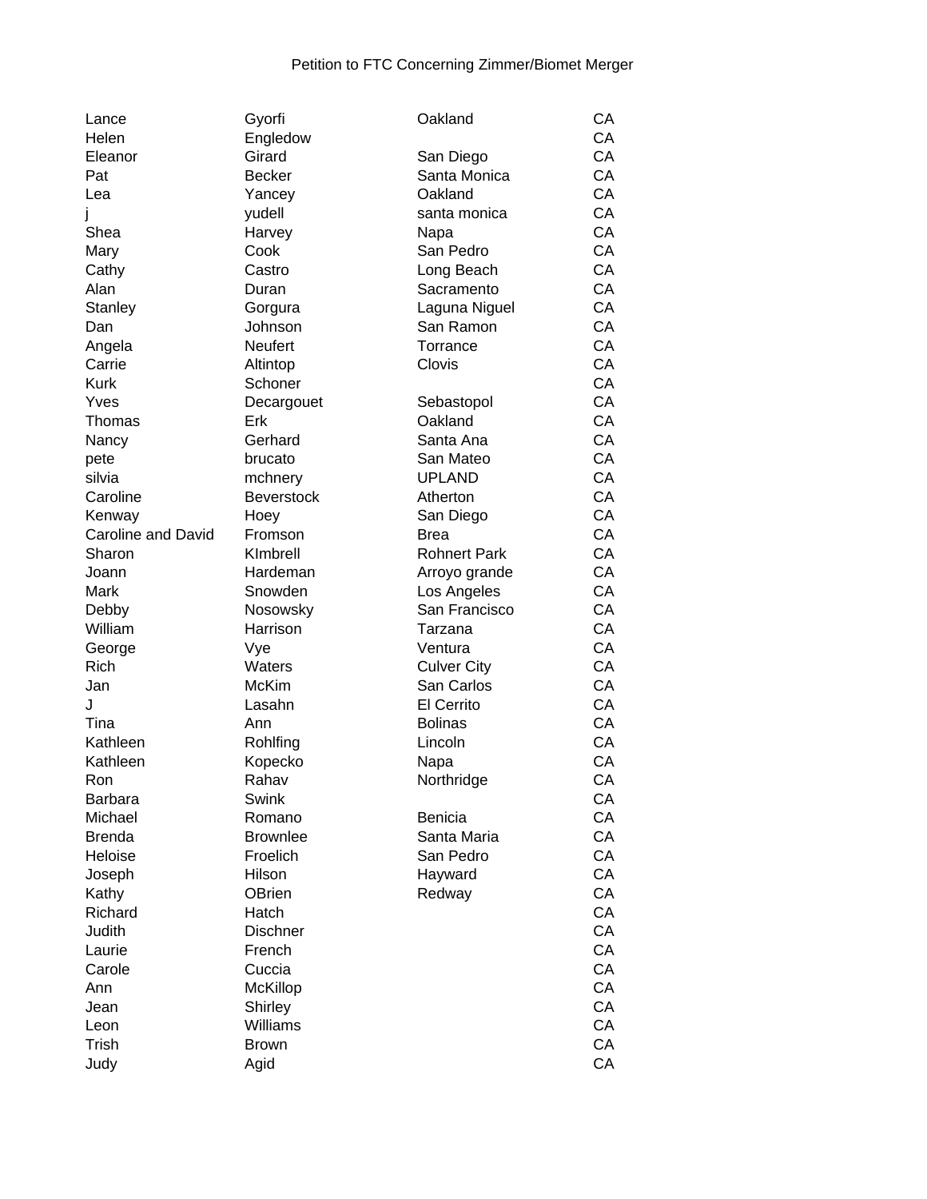Petition to FTC Concerning Zimmer/Biomet Merger

| | | | |
|---|---|---|---|
| Lance | Gyorfi | Oakland | CA |
| Helen | Engledow | | CA |
| Eleanor | Girard | San Diego | CA |
| Pat | Becker | Santa Monica | CA |
| Lea | Yancey | Oakland | CA |
| j | yudell | santa monica | CA |
| Shea | Harvey | Napa | CA |
| Mary | Cook | San Pedro | CA |
| Cathy | Castro | Long Beach | CA |
| Alan | Duran | Sacramento | CA |
| Stanley | Gorgura | Laguna Niguel | CA |
| Dan | Johnson | San Ramon | CA |
| Angela | Neufert | Torrance | CA |
| Carrie | Altintop | Clovis | CA |
| Kurk | Schoner | | CA |
| Yves | Decargouet | Sebastopol | CA |
| Thomas | Erk | Oakland | CA |
| Nancy | Gerhard | Santa Ana | CA |
| pete | brucato | San Mateo | CA |
| silvia | mchnery | UPLAND | CA |
| Caroline | Beverstock | Atherton | CA |
| Kenway | Hoey | San Diego | CA |
| Caroline and David | Fromson | Brea | CA |
| Sharon | KImbrell | Rohnert Park | CA |
| Joann | Hardeman | Arroyo grande | CA |
| Mark | Snowden | Los Angeles | CA |
| Debby | Nosowsky | San Francisco | CA |
| William | Harrison | Tarzana | CA |
| George | Vye | Ventura | CA |
| Rich | Waters | Culver City | CA |
| Jan | McKim | San Carlos | CA |
| J | Lasahn | El Cerrito | CA |
| Tina | Ann | Bolinas | CA |
| Kathleen | Rohlfing | Lincoln | CA |
| Kathleen | Kopecko | Napa | CA |
| Ron | Rahav | Northridge | CA |
| Barbara | Swink | | CA |
| Michael | Romano | Benicia | CA |
| Brenda | Brownlee | Santa Maria | CA |
| Heloise | Froelich | San Pedro | CA |
| Joseph | Hilson | Hayward | CA |
| Kathy | OBrien | Redway | CA |
| Richard | Hatch | | CA |
| Judith | Dischner | | CA |
| Laurie | French | | CA |
| Carole | Cuccia | | CA |
| Ann | McKillop | | CA |
| Jean | Shirley | | CA |
| Leon | Williams | | CA |
| Trish | Brown | | CA |
| Judy | Agid | | CA |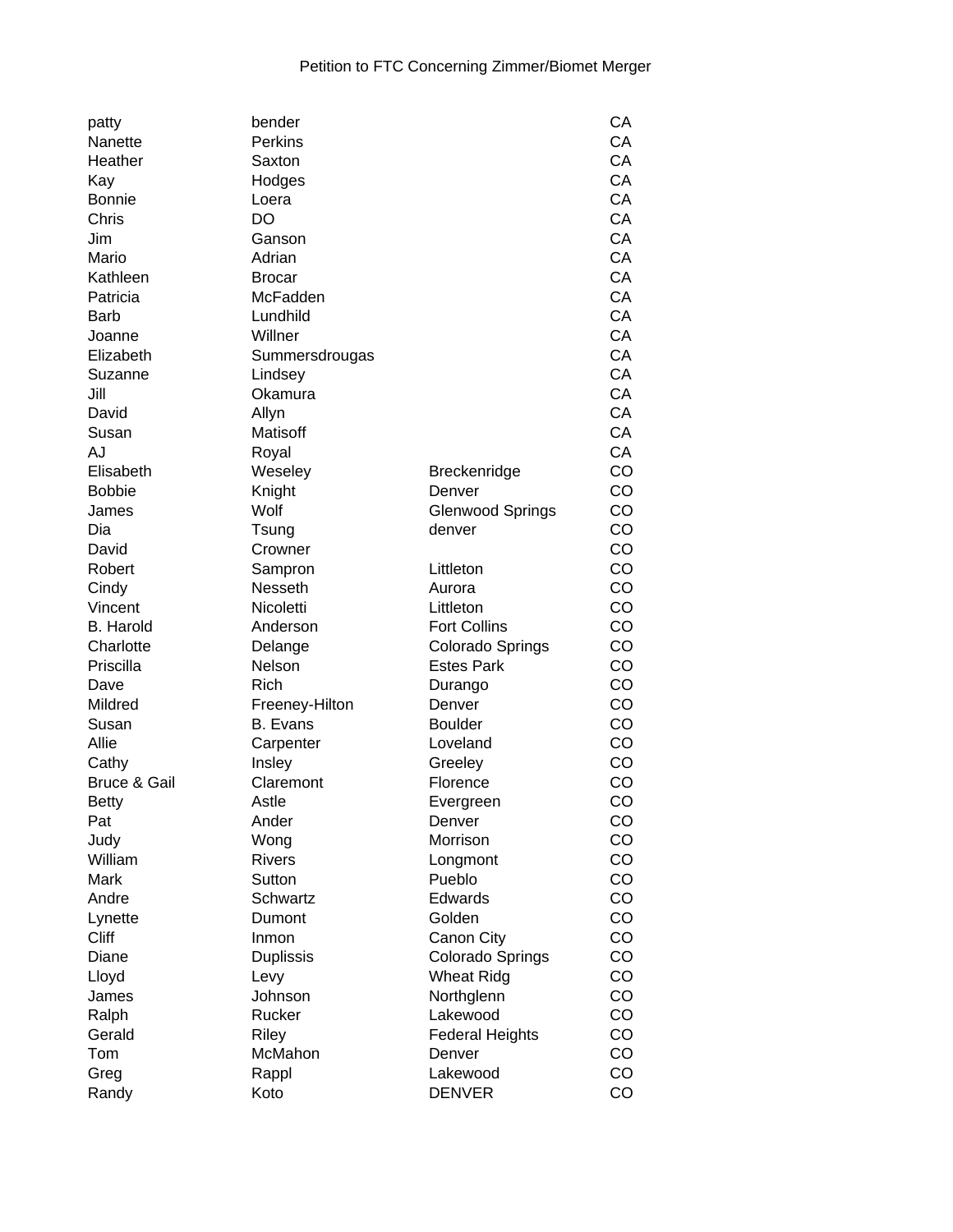Petition to FTC Concerning Zimmer/Biomet Merger

| | | | |
|---|---|---|---|
| patty | bender | | CA |
| Nanette | Perkins | | CA |
| Heather | Saxton | | CA |
| Kay | Hodges | | CA |
| Bonnie | Loera | | CA |
| Chris | DO | | CA |
| Jim | Ganson | | CA |
| Mario | Adrian | | CA |
| Kathleen | Brocar | | CA |
| Patricia | McFadden | | CA |
| Barb | Lundhild | | CA |
| Joanne | Willner | | CA |
| Elizabeth | Summersdrougas | | CA |
| Suzanne | Lindsey | | CA |
| Jill | Okamura | | CA |
| David | Allyn | | CA |
| Susan | Matisoff | | CA |
| AJ | Royal | | CA |
| Elisabeth | Weseley | Breckenridge | CO |
| Bobbie | Knight | Denver | CO |
| James | Wolf | Glenwood Springs | CO |
| Dia | Tsung | denver | CO |
| David | Crowner | | CO |
| Robert | Sampron | Littleton | CO |
| Cindy | Nesseth | Aurora | CO |
| Vincent | Nicoletti | Littleton | CO |
| B. Harold | Anderson | Fort Collins | CO |
| Charlotte | Delange | Colorado Springs | CO |
| Priscilla | Nelson | Estes Park | CO |
| Dave | Rich | Durango | CO |
| Mildred | Freeney-Hilton | Denver | CO |
| Susan | B. Evans | Boulder | CO |
| Allie | Carpenter | Loveland | CO |
| Cathy | Insley | Greeley | CO |
| Bruce & Gail | Claremont | Florence | CO |
| Betty | Astle | Evergreen | CO |
| Pat | Ander | Denver | CO |
| Judy | Wong | Morrison | CO |
| William | Rivers | Longmont | CO |
| Mark | Sutton | Pueblo | CO |
| Andre | Schwartz | Edwards | CO |
| Lynette | Dumont | Golden | CO |
| Cliff | Inmon | Canon City | CO |
| Diane | Duplissis | Colorado Springs | CO |
| Lloyd | Levy | Wheat Ridg | CO |
| James | Johnson | Northglenn | CO |
| Ralph | Rucker | Lakewood | CO |
| Gerald | Riley | Federal Heights | CO |
| Tom | McMahon | Denver | CO |
| Greg | Rappl | Lakewood | CO |
| Randy | Koto | DENVER | CO |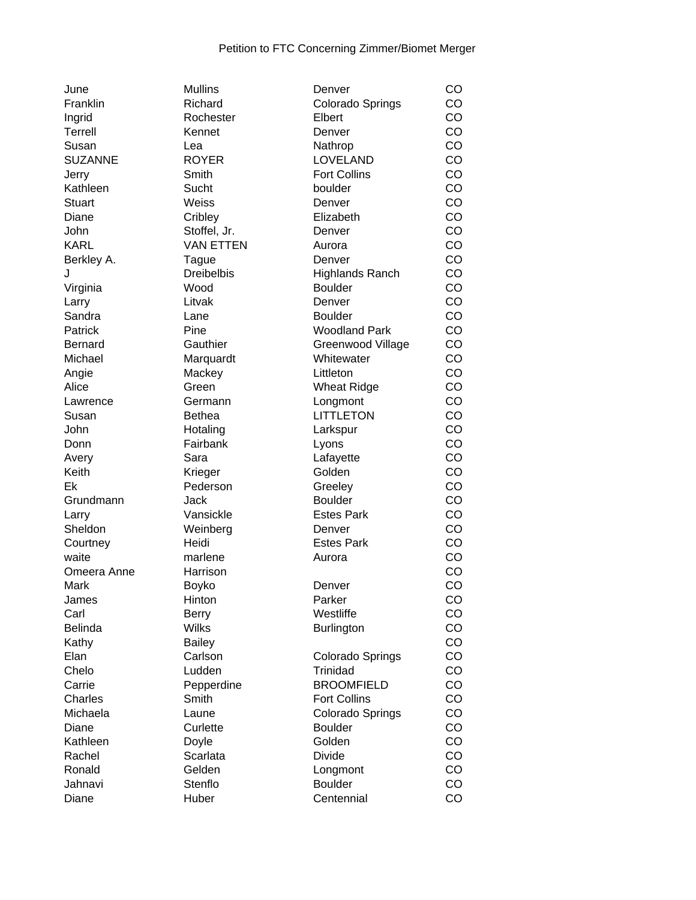Petition to FTC Concerning Zimmer/Biomet Merger

| | | | |
|---|---|---|---|
| June | Mullins | Denver | CO |
| Franklin | Richard | Colorado Springs | CO |
| Ingrid | Rochester | Elbert | CO |
| Terrell | Kennet | Denver | CO |
| Susan | Lea | Nathrop | CO |
| SUZANNE | ROYER | LOVELAND | CO |
| Jerry | Smith | Fort Collins | CO |
| Kathleen | Sucht | boulder | CO |
| Stuart | Weiss | Denver | CO |
| Diane | Cribley | Elizabeth | CO |
| John | Stoffel, Jr. | Denver | CO |
| KARL | VAN ETTEN | Aurora | CO |
| Berkley A. | Tague | Denver | CO |
| J | Dreibelbis | Highlands Ranch | CO |
| Virginia | Wood | Boulder | CO |
| Larry | Litvak | Denver | CO |
| Sandra | Lane | Boulder | CO |
| Patrick | Pine | Woodland Park | CO |
| Bernard | Gauthier | Greenwood Village | CO |
| Michael | Marquardt | Whitewater | CO |
| Angie | Mackey | Littleton | CO |
| Alice | Green | Wheat Ridge | CO |
| Lawrence | Germann | Longmont | CO |
| Susan | Bethea | LITTLETON | CO |
| John | Hotaling | Larkspur | CO |
| Donn | Fairbank | Lyons | CO |
| Avery | Sara | Lafayette | CO |
| Keith | Krieger | Golden | CO |
| Ek | Pederson | Greeley | CO |
| Grundmann | Jack | Boulder | CO |
| Larry | Vansickle | Estes Park | CO |
| Sheldon | Weinberg | Denver | CO |
| Courtney | Heidi | Estes Park | CO |
| waite | marlene | Aurora | CO |
| Omeera Anne | Harrison | | CO |
| Mark | Boyko | Denver | CO |
| James | Hinton | Parker | CO |
| Carl | Berry | Westliffe | CO |
| Belinda | Wilks | Burlington | CO |
| Kathy | Bailey | | CO |
| Elan | Carlson | Colorado Springs | CO |
| Chelo | Ludden | Trinidad | CO |
| Carrie | Pepperdine | BROOMFIELD | CO |
| Charles | Smith | Fort Collins | CO |
| Michaela | Laune | Colorado Springs | CO |
| Diane | Curlette | Boulder | CO |
| Kathleen | Doyle | Golden | CO |
| Rachel | Scarlata | Divide | CO |
| Ronald | Gelden | Longmont | CO |
| Jahnavi | Stenflo | Boulder | CO |
| Diane | Huber | Centennial | CO |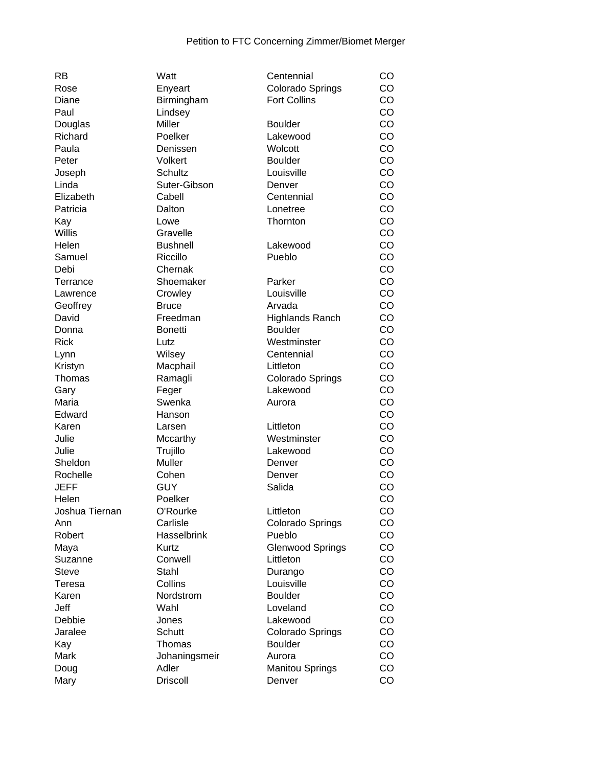Petition to FTC Concerning Zimmer/Biomet Merger

| | | | |
|---|---|---|---|
| RB | Watt | Centennial | CO |
| Rose | Enyeart | Colorado Springs | CO |
| Diane | Birmingham | Fort Collins | CO |
| Paul | Lindsey | | CO |
| Douglas | Miller | Boulder | CO |
| Richard | Poelker | Lakewood | CO |
| Paula | Denissen | Wolcott | CO |
| Peter | Volkert | Boulder | CO |
| Joseph | Schultz | Louisville | CO |
| Linda | Suter-Gibson | Denver | CO |
| Elizabeth | Cabell | Centennial | CO |
| Patricia | Dalton | Lonetree | CO |
| Kay | Lowe | Thornton | CO |
| Willis | Gravelle | | CO |
| Helen | Bushnell | Lakewood | CO |
| Samuel | Riccillo | Pueblo | CO |
| Debi | Chernak | | CO |
| Terrance | Shoemaker | Parker | CO |
| Lawrence | Crowley | Louisville | CO |
| Geoffrey | Bruce | Arvada | CO |
| David | Freedman | Highlands Ranch | CO |
| Donna | Bonetti | Boulder | CO |
| Rick | Lutz | Westminster | CO |
| Lynn | Wilsey | Centennial | CO |
| Kristyn | Macphail | Littleton | CO |
| Thomas | Ramagli | Colorado Springs | CO |
| Gary | Feger | Lakewood | CO |
| Maria | Swenka | Aurora | CO |
| Edward | Hanson | | CO |
| Karen | Larsen | Littleton | CO |
| Julie | Mccarthy | Westminster | CO |
| Julie | Trujillo | Lakewood | CO |
| Sheldon | Muller | Denver | CO |
| Rochelle | Cohen | Denver | CO |
| JEFF | GUY | Salida | CO |
| Helen | Poelker | | CO |
| Joshua Tiernan | O'Rourke | Littleton | CO |
| Ann | Carlisle | Colorado Springs | CO |
| Robert | Hasselbrink | Pueblo | CO |
| Maya | Kurtz | Glenwood Springs | CO |
| Suzanne | Conwell | Littleton | CO |
| Steve | Stahl | Durango | CO |
| Teresa | Collins | Louisville | CO |
| Karen | Nordstrom | Boulder | CO |
| Jeff | Wahl | Loveland | CO |
| Debbie | Jones | Lakewood | CO |
| Jaralee | Schutt | Colorado Springs | CO |
| Kay | Thomas | Boulder | CO |
| Mark | Johaningsmeir | Aurora | CO |
| Doug | Adler | Manitou Springs | CO |
| Mary | Driscoll | Denver | CO |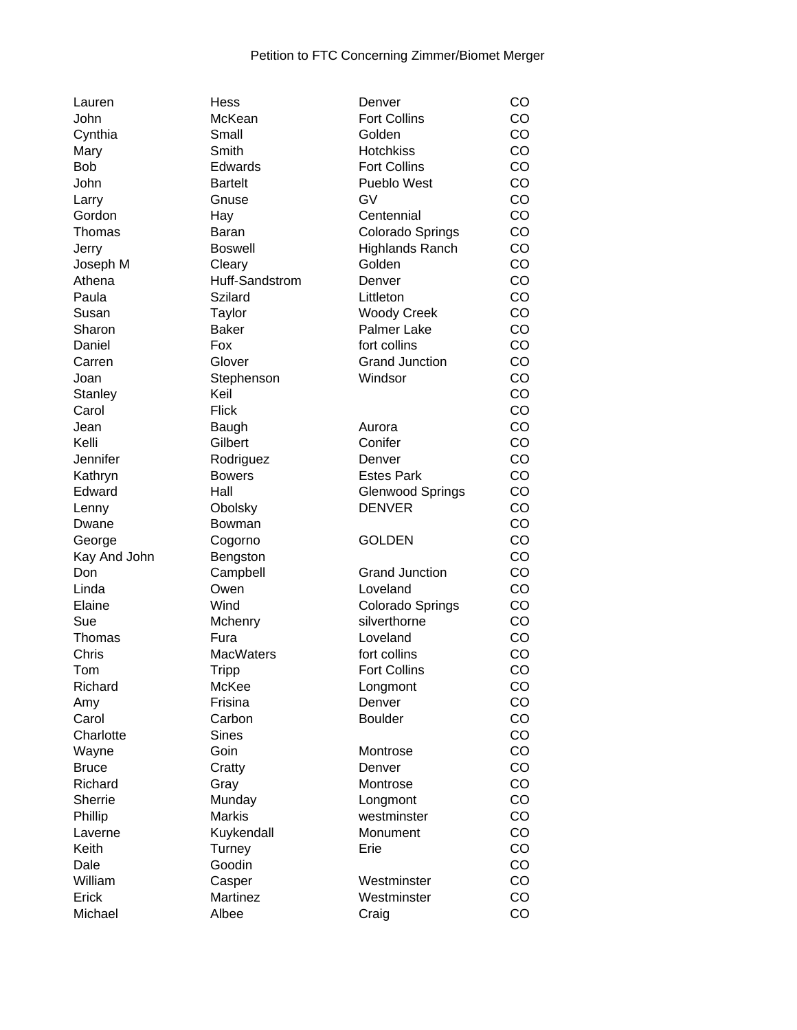Petition to FTC Concerning Zimmer/Biomet Merger

| | | | |
|---|---|---|---|
| Lauren | Hess | Denver | CO |
| John | McKean | Fort Collins | CO |
| Cynthia | Small | Golden | CO |
| Mary | Smith | Hotchkiss | CO |
| Bob | Edwards | Fort Collins | CO |
| John | Bartelt | Pueblo West | CO |
| Larry | Gnuse | GV | CO |
| Gordon | Hay | Centennial | CO |
| Thomas | Baran | Colorado Springs | CO |
| Jerry | Boswell | Highlands Ranch | CO |
| Joseph M | Cleary | Golden | CO |
| Athena | Huff-Sandstrom | Denver | CO |
| Paula | Szilard | Littleton | CO |
| Susan | Taylor | Woody Creek | CO |
| Sharon | Baker | Palmer Lake | CO |
| Daniel | Fox | fort collins | CO |
| Carren | Glover | Grand Junction | CO |
| Joan | Stephenson | Windsor | CO |
| Stanley | Keil | | CO |
| Carol | Flick | | CO |
| Jean | Baugh | Aurora | CO |
| Kelli | Gilbert | Conifer | CO |
| Jennifer | Rodriguez | Denver | CO |
| Kathryn | Bowers | Estes Park | CO |
| Edward | Hall | Glenwood Springs | CO |
| Lenny | Obolsky | DENVER | CO |
| Dwane | Bowman | | CO |
| George | Cogorno | GOLDEN | CO |
| Kay And John | Bengston | | CO |
| Don | Campbell | Grand Junction | CO |
| Linda | Owen | Loveland | CO |
| Elaine | Wind | Colorado Springs | CO |
| Sue | Mchenry | silverthorne | CO |
| Thomas | Fura | Loveland | CO |
| Chris | MacWaters | fort collins | CO |
| Tom | Tripp | Fort Collins | CO |
| Richard | McKee | Longmont | CO |
| Amy | Frisina | Denver | CO |
| Carol | Carbon | Boulder | CO |
| Charlotte | Sines | | CO |
| Wayne | Goin | Montrose | CO |
| Bruce | Cratty | Denver | CO |
| Richard | Gray | Montrose | CO |
| Sherrie | Munday | Longmont | CO |
| Phillip | Markis | westminster | CO |
| Laverne | Kuykendall | Monument | CO |
| Keith | Turney | Erie | CO |
| Dale | Goodin | | CO |
| William | Casper | Westminster | CO |
| Erick | Martinez | Westminster | CO |
| Michael | Albee | Craig | CO |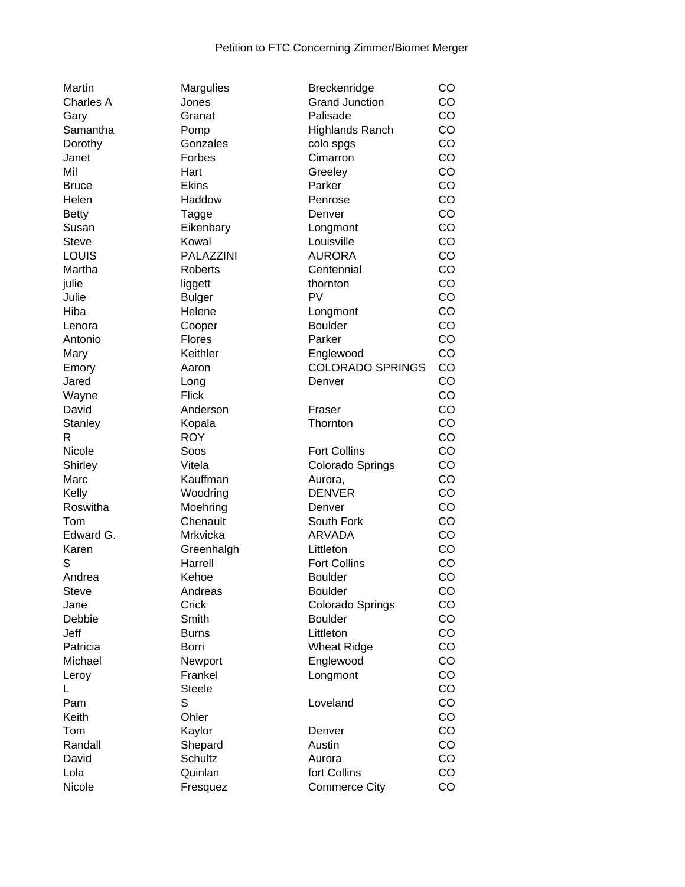Petition to FTC Concerning Zimmer/Biomet Merger

| | | | |
|---|---|---|---|
| Martin | Margulies | Breckenridge | CO |
| Charles A | Jones | Grand Junction | CO |
| Gary | Granat | Palisade | CO |
| Samantha | Pomp | Highlands Ranch | CO |
| Dorothy | Gonzales | colo spgs | CO |
| Janet | Forbes | Cimarron | CO |
| Mil | Hart | Greeley | CO |
| Bruce | Ekins | Parker | CO |
| Helen | Haddow | Penrose | CO |
| Betty | Tagge | Denver | CO |
| Susan | Eikenbary | Longmont | CO |
| Steve | Kowal | Louisville | CO |
| LOUIS | PALAZZINI | AURORA | CO |
| Martha | Roberts | Centennial | CO |
| julie | liggett | thornton | CO |
| Julie | Bulger | PV | CO |
| Hiba | Helene | Longmont | CO |
| Lenora | Cooper | Boulder | CO |
| Antonio | Flores | Parker | CO |
| Mary | Keithler | Englewood | CO |
| Emory | Aaron | COLORADO SPRINGS | CO |
| Jared | Long | Denver | CO |
| Wayne | Flick | | CO |
| David | Anderson | Fraser | CO |
| Stanley | Kopala | Thornton | CO |
| R | ROY | | CO |
| Nicole | Soos | Fort Collins | CO |
| Shirley | Vitela | Colorado Springs | CO |
| Marc | Kauffman | Aurora, | CO |
| Kelly | Woodring | DENVER | CO |
| Roswitha | Moehring | Denver | CO |
| Tom | Chenault | South Fork | CO |
| Edward G. | Mrkvicka | ARVADA | CO |
| Karen | Greenhalgh | Littleton | CO |
| S | Harrell | Fort Collins | CO |
| Andrea | Kehoe | Boulder | CO |
| Steve | Andreas | Boulder | CO |
| Jane | Crick | Colorado Springs | CO |
| Debbie | Smith | Boulder | CO |
| Jeff | Burns | Littleton | CO |
| Patricia | Borri | Wheat Ridge | CO |
| Michael | Newport | Englewood | CO |
| Leroy | Frankel | Longmont | CO |
| L | Steele | | CO |
| Pam | S | Loveland | CO |
| Keith | Ohler | | CO |
| Tom | Kaylor | Denver | CO |
| Randall | Shepard | Austin | CO |
| David | Schultz | Aurora | CO |
| Lola | Quinlan | fort Collins | CO |
| Nicole | Fresquez | Commerce City | CO |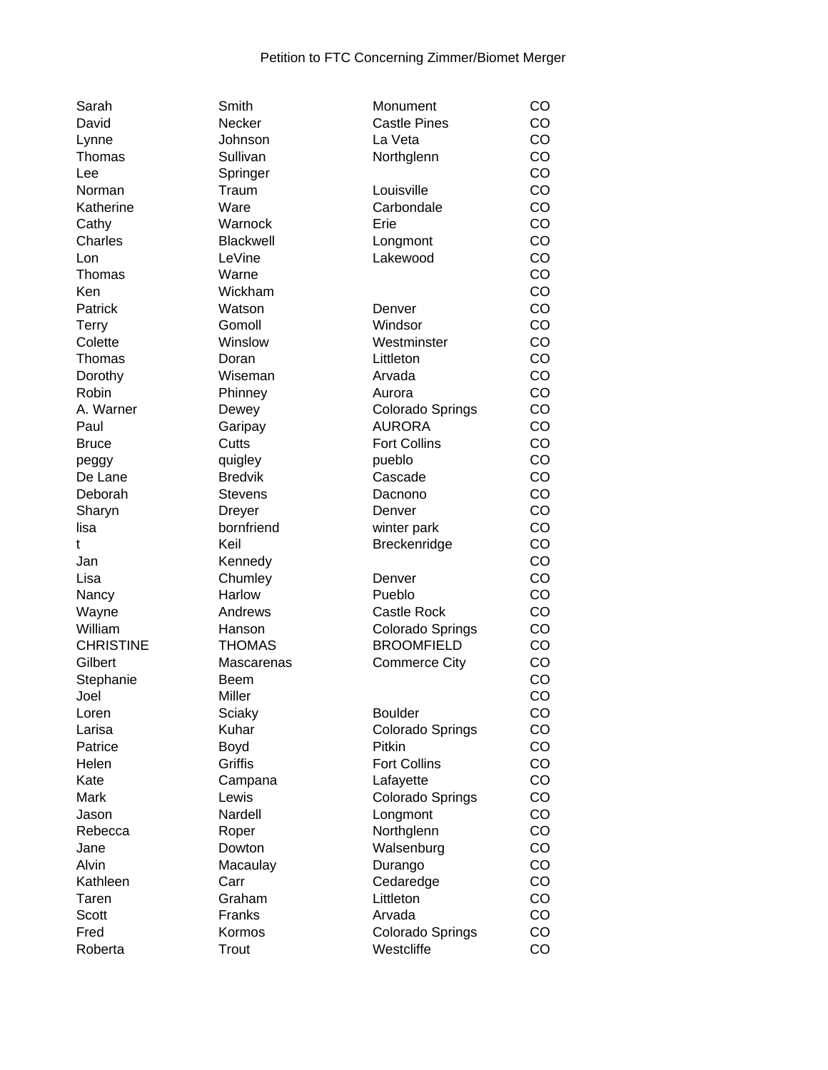Petition to FTC Concerning Zimmer/Biomet Merger

| | | | |
|---|---|---|---|
| Sarah | Smith | Monument | CO |
| David | Necker | Castle Pines | CO |
| Lynne | Johnson | La Veta | CO |
| Thomas | Sullivan | Northglenn | CO |
| Lee | Springer | | CO |
| Norman | Traum | Louisville | CO |
| Katherine | Ware | Carbondale | CO |
| Cathy | Warnock | Erie | CO |
| Charles | Blackwell | Longmont | CO |
| Lon | LeVine | Lakewood | CO |
| Thomas | Warne | | CO |
| Ken | Wickham | | CO |
| Patrick | Watson | Denver | CO |
| Terry | Gomoll | Windsor | CO |
| Colette | Winslow | Westminster | CO |
| Thomas | Doran | Littleton | CO |
| Dorothy | Wiseman | Arvada | CO |
| Robin | Phinney | Aurora | CO |
| A. Warner | Dewey | Colorado Springs | CO |
| Paul | Garipay | AURORA | CO |
| Bruce | Cutts | Fort Collins | CO |
| peggy | quigley | pueblo | CO |
| De Lane | Bredvik | Cascade | CO |
| Deborah | Stevens | Dacnono | CO |
| Sharyn | Dreyer | Denver | CO |
| lisa | bornfriend | winter park | CO |
| t | Keil | Breckenridge | CO |
| Jan | Kennedy | | CO |
| Lisa | Chumley | Denver | CO |
| Nancy | Harlow | Pueblo | CO |
| Wayne | Andrews | Castle Rock | CO |
| William | Hanson | Colorado Springs | CO |
| CHRISTINE | THOMAS | BROOMFIELD | CO |
| Gilbert | Mascarenas | Commerce City | CO |
| Stephanie | Beem | | CO |
| Joel | Miller | | CO |
| Loren | Sciaky | Boulder | CO |
| Larisa | Kuhar | Colorado Springs | CO |
| Patrice | Boyd | Pitkin | CO |
| Helen | Griffis | Fort Collins | CO |
| Kate | Campana | Lafayette | CO |
| Mark | Lewis | Colorado Springs | CO |
| Jason | Nardell | Longmont | CO |
| Rebecca | Roper | Northglenn | CO |
| Jane | Dowton | Walsenburg | CO |
| Alvin | Macaulay | Durango | CO |
| Kathleen | Carr | Cedaredge | CO |
| Taren | Graham | Littleton | CO |
| Scott | Franks | Arvada | CO |
| Fred | Kormos | Colorado Springs | CO |
| Roberta | Trout | Westcliffe | CO |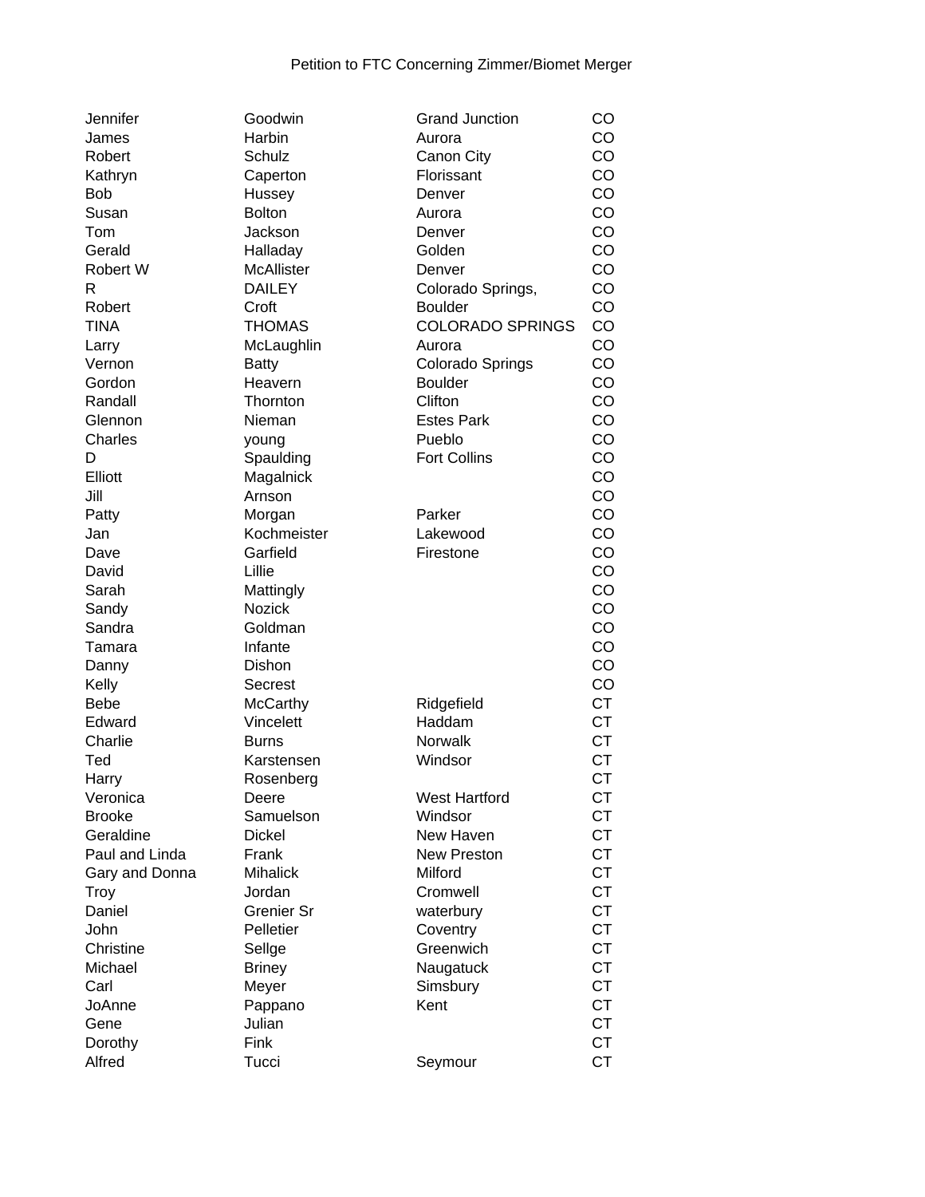Petition to FTC Concerning Zimmer/Biomet Merger

| | | | |
|---|---|---|---|
| Jennifer | Goodwin | Grand Junction | CO |
| James | Harbin | Aurora | CO |
| Robert | Schulz | Canon City | CO |
| Kathryn | Caperton | Florissant | CO |
| Bob | Hussey | Denver | CO |
| Susan | Bolton | Aurora | CO |
| Tom | Jackson | Denver | CO |
| Gerald | Halladay | Golden | CO |
| Robert W | McAllister | Denver | CO |
| R | DAILEY | Colorado Springs, | CO |
| Robert | Croft | Boulder | CO |
| TINA | THOMAS | COLORADO SPRINGS | CO |
| Larry | McLaughlin | Aurora | CO |
| Vernon | Batty | Colorado Springs | CO |
| Gordon | Heavern | Boulder | CO |
| Randall | Thornton | Clifton | CO |
| Glennon | Nieman | Estes Park | CO |
| Charles | young | Pueblo | CO |
| D | Spaulding | Fort Collins | CO |
| Elliott | Magalnick | | CO |
| Jill | Arnson | | CO |
| Patty | Morgan | Parker | CO |
| Jan | Kochmeister | Lakewood | CO |
| Dave | Garfield | Firestone | CO |
| David | Lillie | | CO |
| Sarah | Mattingly | | CO |
| Sandy | Nozick | | CO |
| Sandra | Goldman | | CO |
| Tamara | Infante | | CO |
| Danny | Dishon | | CO |
| Kelly | Secrest | | CO |
| Bebe | McCarthy | Ridgefield | CT |
| Edward | Vincelett | Haddam | CT |
| Charlie | Burns | Norwalk | CT |
| Ted | Karstensen | Windsor | CT |
| Harry | Rosenberg | | CT |
| Veronica | Deere | West Hartford | CT |
| Brooke | Samuelson | Windsor | CT |
| Geraldine | Dickel | New Haven | CT |
| Paul and Linda | Frank | New Preston | CT |
| Gary and Donna | Mihalick | Milford | CT |
| Troy | Jordan | Cromwell | CT |
| Daniel | Grenier Sr | waterbury | CT |
| John | Pelletier | Coventry | CT |
| Christine | Sellge | Greenwich | CT |
| Michael | Briney | Naugatuck | CT |
| Carl | Meyer | Simsbury | CT |
| JoAnne | Pappano | Kent | CT |
| Gene | Julian | | CT |
| Dorothy | Fink | | CT |
| Alfred | Tucci | Seymour | CT |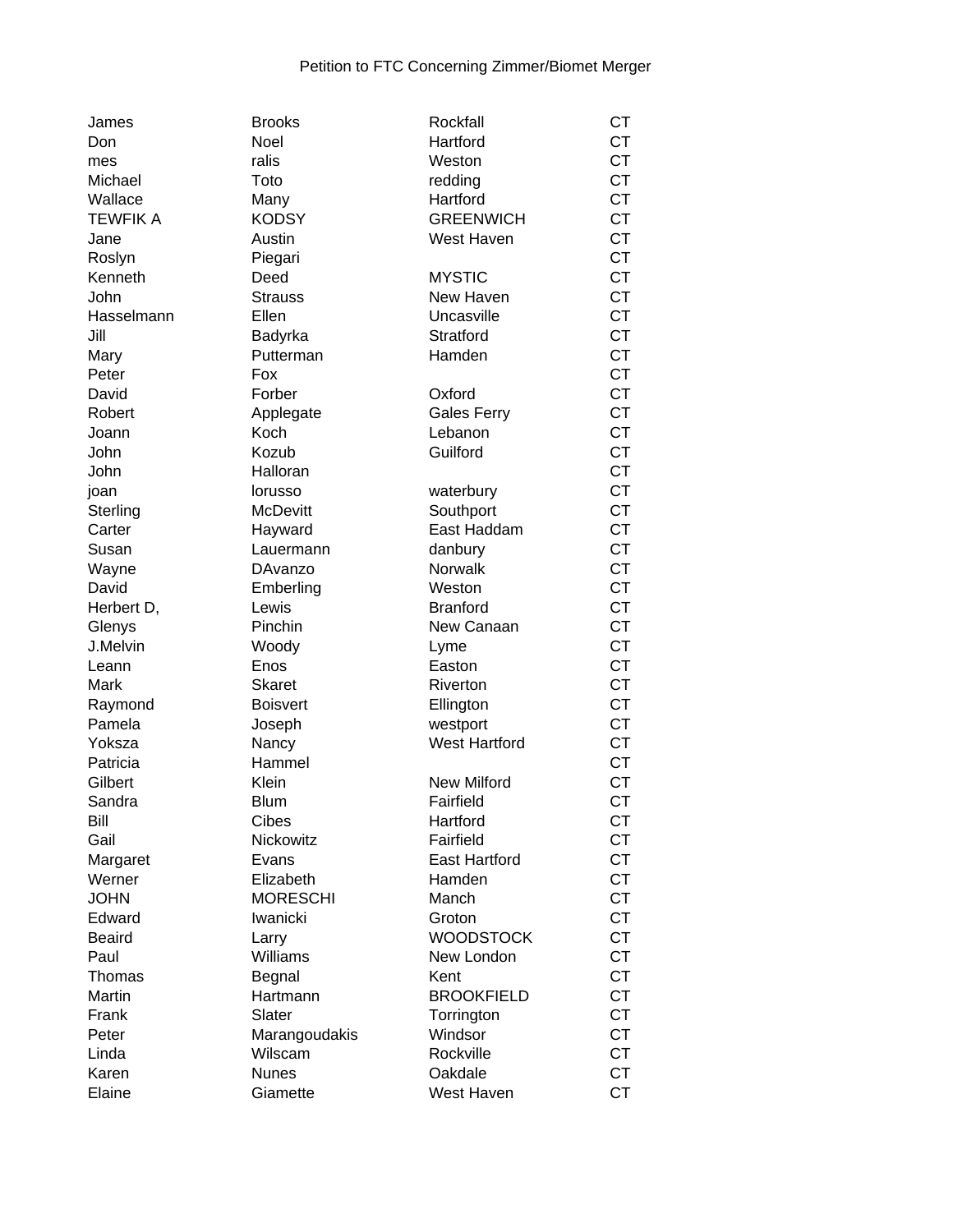Petition to FTC Concerning Zimmer/Biomet Merger

| | | | |
|---|---|---|---|
| James | Brooks | Rockfall | CT |
| Don | Noel | Hartford | CT |
| mes | ralis | Weston | CT |
| Michael | Toto | redding | CT |
| Wallace | Many | Hartford | CT |
| TEWFIK A | KODSY | GREENWICH | CT |
| Jane | Austin | West Haven | CT |
| Roslyn | Piegari | | CT |
| Kenneth | Deed | MYSTIC | CT |
| John | Strauss | New Haven | CT |
| Hasselmann | Ellen | Uncasville | CT |
| Jill | Badyrka | Stratford | CT |
| Mary | Putterman | Hamden | CT |
| Peter | Fox | | CT |
| David | Forber | Oxford | CT |
| Robert | Applegate | Gales Ferry | CT |
| Joann | Koch | Lebanon | CT |
| John | Kozub | Guilford | CT |
| John | Halloran | | CT |
| joan | lorusso | waterbury | CT |
| Sterling | McDevitt | Southport | CT |
| Carter | Hayward | East Haddam | CT |
| Susan | Lauermann | danbury | CT |
| Wayne | DAvanzo | Norwalk | CT |
| David | Emberling | Weston | CT |
| Herbert D, | Lewis | Branford | CT |
| Glenys | Pinchin | New Canaan | CT |
| J.Melvin | Woody | Lyme | CT |
| Leann | Enos | Easton | CT |
| Mark | Skaret | Riverton | CT |
| Raymond | Boisvert | Ellington | CT |
| Pamela | Joseph | westport | CT |
| Yoksza | Nancy | West Hartford | CT |
| Patricia | Hammel | | CT |
| Gilbert | Klein | New Milford | CT |
| Sandra | Blum | Fairfield | CT |
| Bill | Cibes | Hartford | CT |
| Gail | Nickowitz | Fairfield | CT |
| Margaret | Evans | East Hartford | CT |
| Werner | Elizabeth | Hamden | CT |
| JOHN | MORESCHI | Manch | CT |
| Edward | Iwanicki | Groton | CT |
| Beaird | Larry | WOODSTOCK | CT |
| Paul | Williams | New London | CT |
| Thomas | Begnal | Kent | CT |
| Martin | Hartmann | BROOKFIELD | CT |
| Frank | Slater | Torrington | CT |
| Peter | Marangoudakis | Windsor | CT |
| Linda | Wilscam | Rockville | CT |
| Karen | Nunes | Oakdale | CT |
| Elaine | Giamette | West Haven | CT |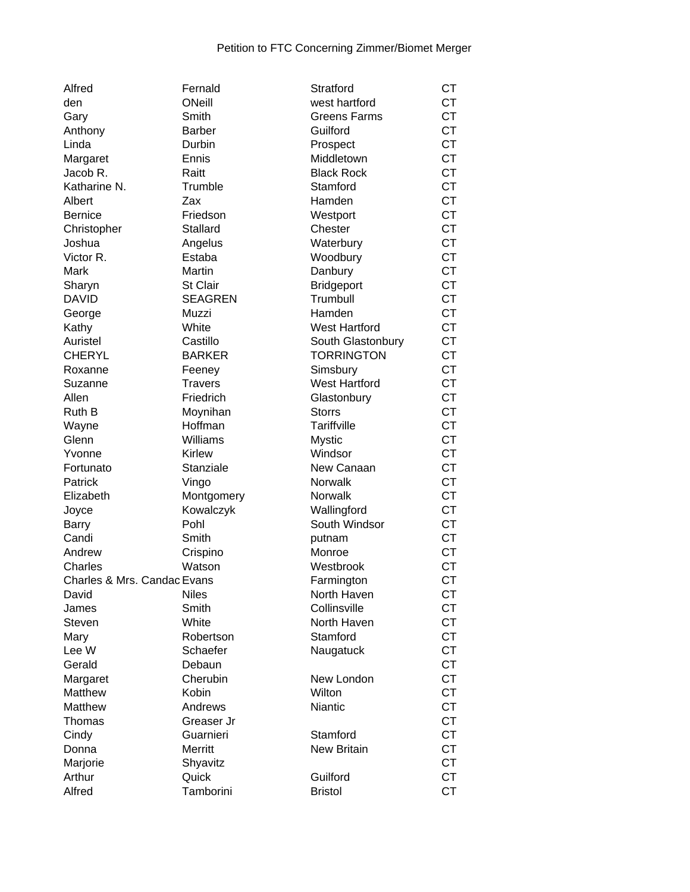Petition to FTC Concerning Zimmer/Biomet Merger

| | | | |
|---|---|---|---|
| Alfred | Fernald | Stratford | CT |
| den | ONeill | west hartford | CT |
| Gary | Smith | Greens Farms | CT |
| Anthony | Barber | Guilford | CT |
| Linda | Durbin | Prospect | CT |
| Margaret | Ennis | Middletown | CT |
| Jacob R. | Raitt | Black Rock | CT |
| Katharine N. | Trumble | Stamford | CT |
| Albert | Zax | Hamden | CT |
| Bernice | Friedson | Westport | CT |
| Christopher | Stallard | Chester | CT |
| Joshua | Angelus | Waterbury | CT |
| Victor R. | Estaba | Woodbury | CT |
| Mark | Martin | Danbury | CT |
| Sharyn | St Clair | Bridgeport | CT |
| DAVID | SEAGREN | Trumbull | CT |
| George | Muzzi | Hamden | CT |
| Kathy | White | West Hartford | CT |
| Auristel | Castillo | South Glastonbury | CT |
| CHERYL | BARKER | TORRINGTON | CT |
| Roxanne | Feeney | Simsbury | CT |
| Suzanne | Travers | West Hartford | CT |
| Allen | Friedrich | Glastonbury | CT |
| Ruth B | Moynihan | Storrs | CT |
| Wayne | Hoffman | Tariffville | CT |
| Glenn | Williams | Mystic | CT |
| Yvonne | Kirlew | Windsor | CT |
| Fortunato | Stanziale | New Canaan | CT |
| Patrick | Vingo | Norwalk | CT |
| Elizabeth | Montgomery | Norwalk | CT |
| Joyce | Kowalczyk | Wallingford | CT |
| Barry | Pohl | South Windsor | CT |
| Candi | Smith | putnam | CT |
| Andrew | Crispino | Monroe | CT |
| Charles | Watson | Westbrook | CT |
| Charles & Mrs. Candac | Evans | Farmington | CT |
| David | Niles | North Haven | CT |
| James | Smith | Collinsville | CT |
| Steven | White | North Haven | CT |
| Mary | Robertson | Stamford | CT |
| Lee W | Schaefer | Naugatuck | CT |
| Gerald | Debaun | | CT |
| Margaret | Cherubin | New London | CT |
| Matthew | Kobin | Wilton | CT |
| Matthew | Andrews | Niantic | CT |
| Thomas | Greaser Jr | | CT |
| Cindy | Guarnieri | Stamford | CT |
| Donna | Merritt | New Britain | CT |
| Marjorie | Shyavitz | | CT |
| Arthur | Quick | Guilford | CT |
| Alfred | Tamborini | Bristol | CT |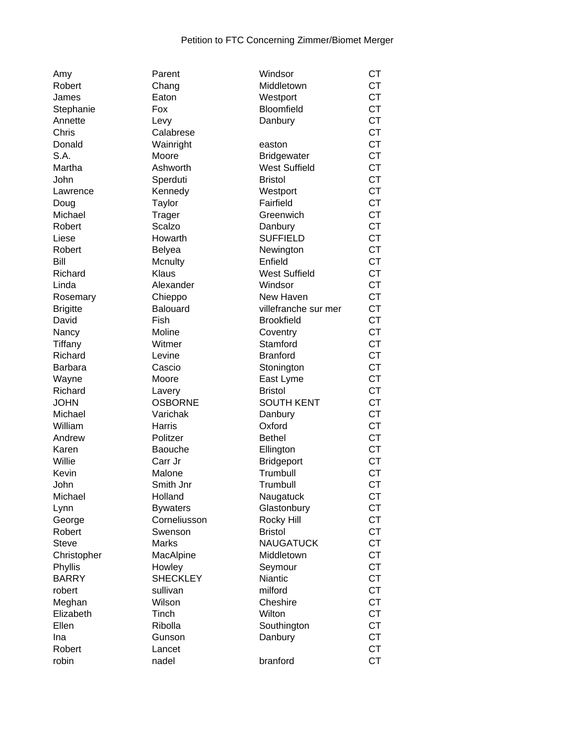Petition to FTC Concerning Zimmer/Biomet Merger

| | | | |
|---|---|---|---|
| Amy | Parent | Windsor | CT |
| Robert | Chang | Middletown | CT |
| James | Eaton | Westport | CT |
| Stephanie | Fox | Bloomfield | CT |
| Annette | Levy | Danbury | CT |
| Chris | Calabrese | | CT |
| Donald | Wainright | easton | CT |
| S.A. | Moore | Bridgewater | CT |
| Martha | Ashworth | West Suffield | CT |
| John | Sperduti | Bristol | CT |
| Lawrence | Kennedy | Westport | CT |
| Doug | Taylor | Fairfield | CT |
| Michael | Trager | Greenwich | CT |
| Robert | Scalzo | Danbury | CT |
| Liese | Howarth | SUFFIELD | CT |
| Robert | Belyea | Newington | CT |
| Bill | Mcnulty | Enfield | CT |
| Richard | Klaus | West Suffield | CT |
| Linda | Alexander | Windsor | CT |
| Rosemary | Chieppo | New Haven | CT |
| Brigitte | Balouard | villefranche sur mer | CT |
| David | Fish | Brookfield | CT |
| Nancy | Moline | Coventry | CT |
| Tiffany | Witmer | Stamford | CT |
| Richard | Levine | Branford | CT |
| Barbara | Cascio | Stonington | CT |
| Wayne | Moore | East Lyme | CT |
| Richard | Lavery | Bristol | CT |
| JOHN | OSBORNE | SOUTH KENT | CT |
| Michael | Varichak | Danbury | CT |
| William | Harris | Oxford | CT |
| Andrew | Politzer | Bethel | CT |
| Karen | Baouche | Ellington | CT |
| Willie | Carr Jr | Bridgeport | CT |
| Kevin | Malone | Trumbull | CT |
| John | Smith Jnr | Trumbull | CT |
| Michael | Holland | Naugatuck | CT |
| Lynn | Bywaters | Glastonbury | CT |
| George | Corneliusson | Rocky Hill | CT |
| Robert | Swenson | Bristol | CT |
| Steve | Marks | NAUGATUCK | CT |
| Christopher | MacAlpine | Middletown | CT |
| Phyllis | Howley | Seymour | CT |
| BARRY | SHECKLEY | Niantic | CT |
| robert | sullivan | milford | CT |
| Meghan | Wilson | Cheshire | CT |
| Elizabeth | Tinch | Wilton | CT |
| Ellen | Ribolla | Southington | CT |
| Ina | Gunson | Danbury | CT |
| Robert | Lancet | | CT |
| robin | nadel | branford | CT |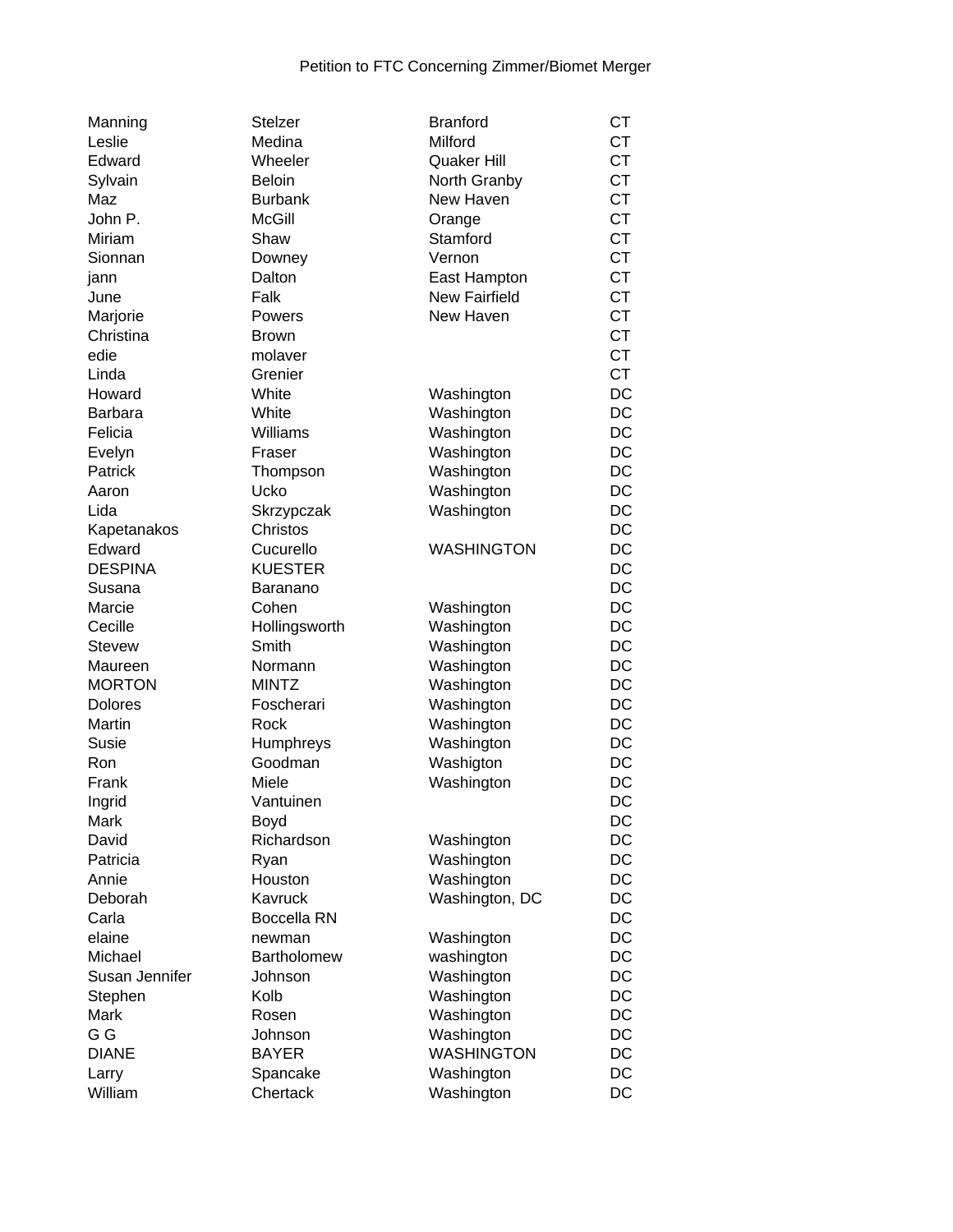Petition to FTC Concerning Zimmer/Biomet Merger

| | | | |
|---|---|---|---|
| Manning | Stelzer | Branford | CT |
| Leslie | Medina | Milford | CT |
| Edward | Wheeler | Quaker Hill | CT |
| Sylvain | Beloin | North Granby | CT |
| Maz | Burbank | New Haven | CT |
| John P. | McGill | Orange | CT |
| Miriam | Shaw | Stamford | CT |
| Sionnan | Downey | Vernon | CT |
| jann | Dalton | East Hampton | CT |
| June | Falk | New Fairfield | CT |
| Marjorie | Powers | New Haven | CT |
| Christina | Brown | | CT |
| edie | molaver | | CT |
| Linda | Grenier | | CT |
| Howard | White | Washington | DC |
| Barbara | White | Washington | DC |
| Felicia | Williams | Washington | DC |
| Evelyn | Fraser | Washington | DC |
| Patrick | Thompson | Washington | DC |
| Aaron | Ucko | Washington | DC |
| Lida | Skrzypczak | Washington | DC |
| Kapetanakos | Christos | | DC |
| Edward | Cucurello | WASHINGTON | DC |
| DESPINA | KUESTER | | DC |
| Susana | Baranano | | DC |
| Marcie | Cohen | Washington | DC |
| Cecille | Hollingsworth | Washington | DC |
| Stevew | Smith | Washington | DC |
| Maureen | Normann | Washington | DC |
| MORTON | MINTZ | Washington | DC |
| Dolores | Foscherari | Washington | DC |
| Martin | Rock | Washington | DC |
| Susie | Humphreys | Washington | DC |
| Ron | Goodman | Washigton | DC |
| Frank | Miele | Washington | DC |
| Ingrid | Vantuinen | | DC |
| Mark | Boyd | | DC |
| David | Richardson | Washington | DC |
| Patricia | Ryan | Washington | DC |
| Annie | Houston | Washington | DC |
| Deborah | Kavruck | Washington, DC | DC |
| Carla | Boccella RN | | DC |
| elaine | newman | Washington | DC |
| Michael | Bartholomew | washington | DC |
| Susan Jennifer | Johnson | Washington | DC |
| Stephen | Kolb | Washington | DC |
| Mark | Rosen | Washington | DC |
| G G | Johnson | Washington | DC |
| DIANE | BAYER | WASHINGTON | DC |
| Larry | Spancake | Washington | DC |
| William | Chertack | Washington | DC |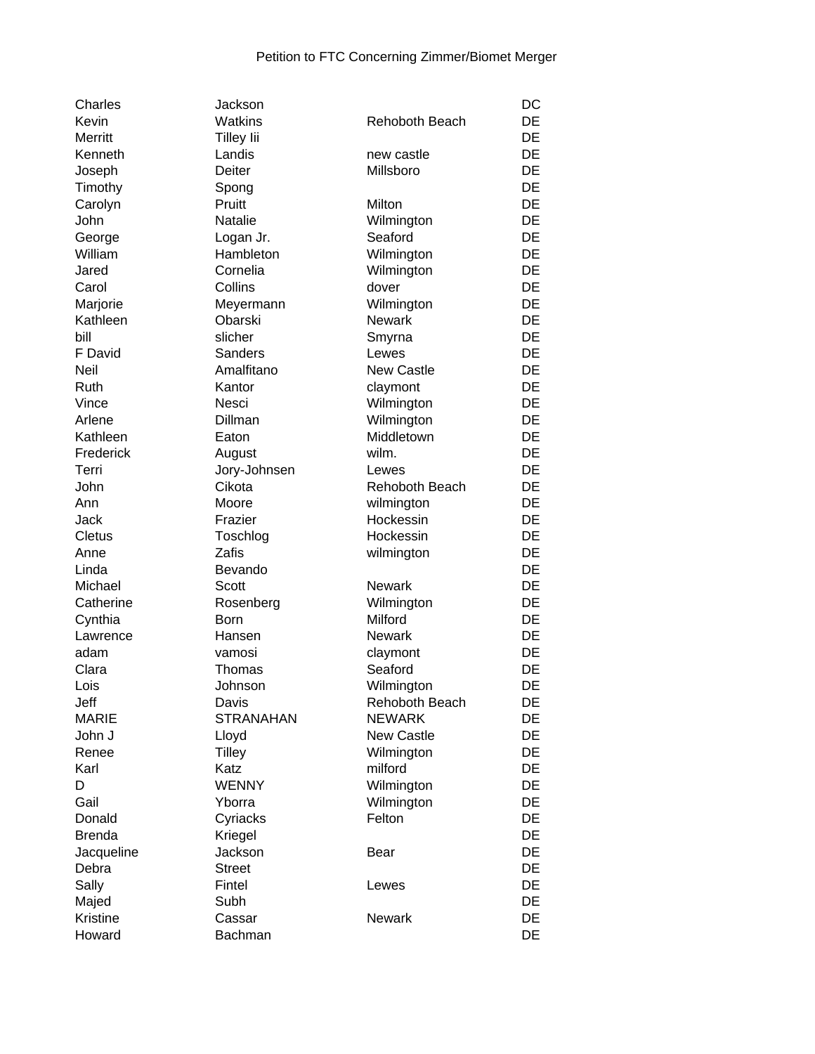Petition to FTC Concerning Zimmer/Biomet Merger

| | | | |
|---|---|---|---|
| Charles | Jackson | | DC |
| Kevin | Watkins | Rehoboth Beach | DE |
| Merritt | Tilley Iii | | DE |
| Kenneth | Landis | new castle | DE |
| Joseph | Deiter | Millsboro | DE |
| Timothy | Spong | | DE |
| Carolyn | Pruitt | Milton | DE |
| John | Natalie | Wilmington | DE |
| George | Logan Jr. | Seaford | DE |
| William | Hambleton | Wilmington | DE |
| Jared | Cornelia | Wilmington | DE |
| Carol | Collins | dover | DE |
| Marjorie | Meyermann | Wilmington | DE |
| Kathleen | Obarski | Newark | DE |
| bill | slicher | Smyrna | DE |
| F David | Sanders | Lewes | DE |
| Neil | Amalfitano | New Castle | DE |
| Ruth | Kantor | claymont | DE |
| Vince | Nesci | Wilmington | DE |
| Arlene | Dillman | Wilmington | DE |
| Kathleen | Eaton | Middletown | DE |
| Frederick | August | wilm. | DE |
| Terri | Jory-Johnsen | Lewes | DE |
| John | Cikota | Rehoboth Beach | DE |
| Ann | Moore | wilmington | DE |
| Jack | Frazier | Hockessin | DE |
| Cletus | Toschlog | Hockessin | DE |
| Anne | Zafis | wilmington | DE |
| Linda | Bevando | | DE |
| Michael | Scott | Newark | DE |
| Catherine | Rosenberg | Wilmington | DE |
| Cynthia | Born | Milford | DE |
| Lawrence | Hansen | Newark | DE |
| adam | vamosi | claymont | DE |
| Clara | Thomas | Seaford | DE |
| Lois | Johnson | Wilmington | DE |
| Jeff | Davis | Rehoboth Beach | DE |
| MARIE | STRANAHAN | NEWARK | DE |
| John J | Lloyd | New Castle | DE |
| Renee | Tilley | Wilmington | DE |
| Karl | Katz | milford | DE |
| D | WENNY | Wilmington | DE |
| Gail | Yborra | Wilmington | DE |
| Donald | Cyriacks | Felton | DE |
| Brenda | Kriegel | | DE |
| Jacqueline | Jackson | Bear | DE |
| Debra | Street | | DE |
| Sally | Fintel | Lewes | DE |
| Majed | Subh | | DE |
| Kristine | Cassar | Newark | DE |
| Howard | Bachman | | DE |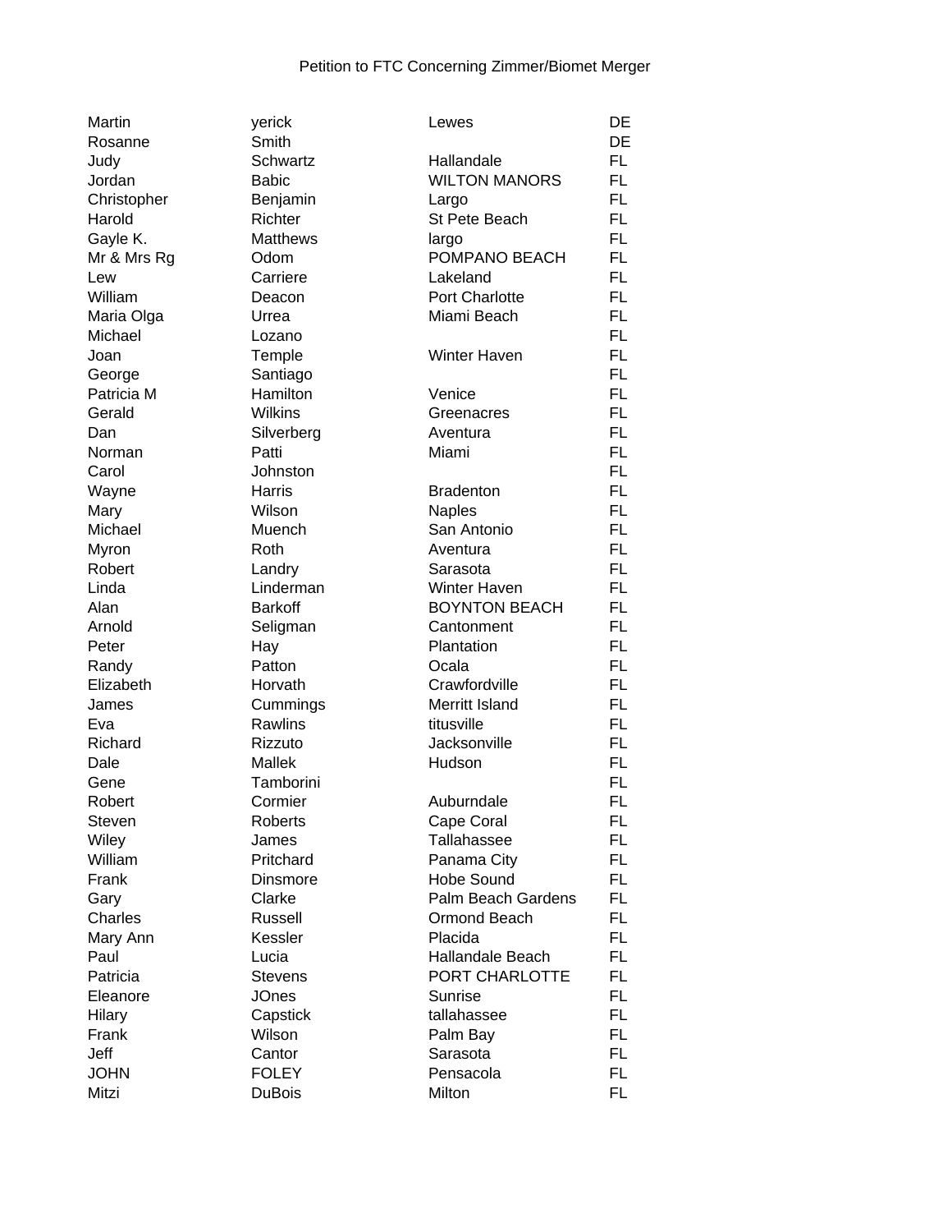Petition to FTC Concerning Zimmer/Biomet Merger

| | | | |
|---|---|---|---|
| Martin | yerick | Lewes | DE |
| Rosanne | Smith | | DE |
| Judy | Schwartz | Hallandale | FL |
| Jordan | Babic | WILTON MANORS | FL |
| Christopher | Benjamin | Largo | FL |
| Harold | Richter | St Pete Beach | FL |
| Gayle K. | Matthews | largo | FL |
| Mr & Mrs Rg | Odom | POMPANO BEACH | FL |
| Lew | Carriere | Lakeland | FL |
| William | Deacon | Port Charlotte | FL |
| Maria Olga | Urrea | Miami Beach | FL |
| Michael | Lozano | | FL |
| Joan | Temple | Winter Haven | FL |
| George | Santiago | | FL |
| Patricia M | Hamilton | Venice | FL |
| Gerald | Wilkins | Greenacres | FL |
| Dan | Silverberg | Aventura | FL |
| Norman | Patti | Miami | FL |
| Carol | Johnston | | FL |
| Wayne | Harris | Bradenton | FL |
| Mary | Wilson | Naples | FL |
| Michael | Muench | San Antonio | FL |
| Myron | Roth | Aventura | FL |
| Robert | Landry | Sarasota | FL |
| Linda | Linderman | Winter Haven | FL |
| Alan | Barkoff | BOYNTON BEACH | FL |
| Arnold | Seligman | Cantonment | FL |
| Peter | Hay | Plantation | FL |
| Randy | Patton | Ocala | FL |
| Elizabeth | Horvath | Crawfordville | FL |
| James | Cummings | Merritt Island | FL |
| Eva | Rawlins | titusville | FL |
| Richard | Rizzuto | Jacksonville | FL |
| Dale | Mallek | Hudson | FL |
| Gene | Tamborini | | FL |
| Robert | Cormier | Auburndale | FL |
| Steven | Roberts | Cape Coral | FL |
| Wiley | James | Tallahassee | FL |
| William | Pritchard | Panama City | FL |
| Frank | Dinsmore | Hobe Sound | FL |
| Gary | Clarke | Palm Beach Gardens | FL |
| Charles | Russell | Ormond Beach | FL |
| Mary Ann | Kessler | Placida | FL |
| Paul | Lucia | Hallandale Beach | FL |
| Patricia | Stevens | PORT CHARLOTTE | FL |
| Eleanore | JOnes | Sunrise | FL |
| Hilary | Capstick | tallahassee | FL |
| Frank | Wilson | Palm Bay | FL |
| Jeff | Cantor | Sarasota | FL |
| JOHN | FOLEY | Pensacola | FL |
| Mitzi | DuBois | Milton | FL |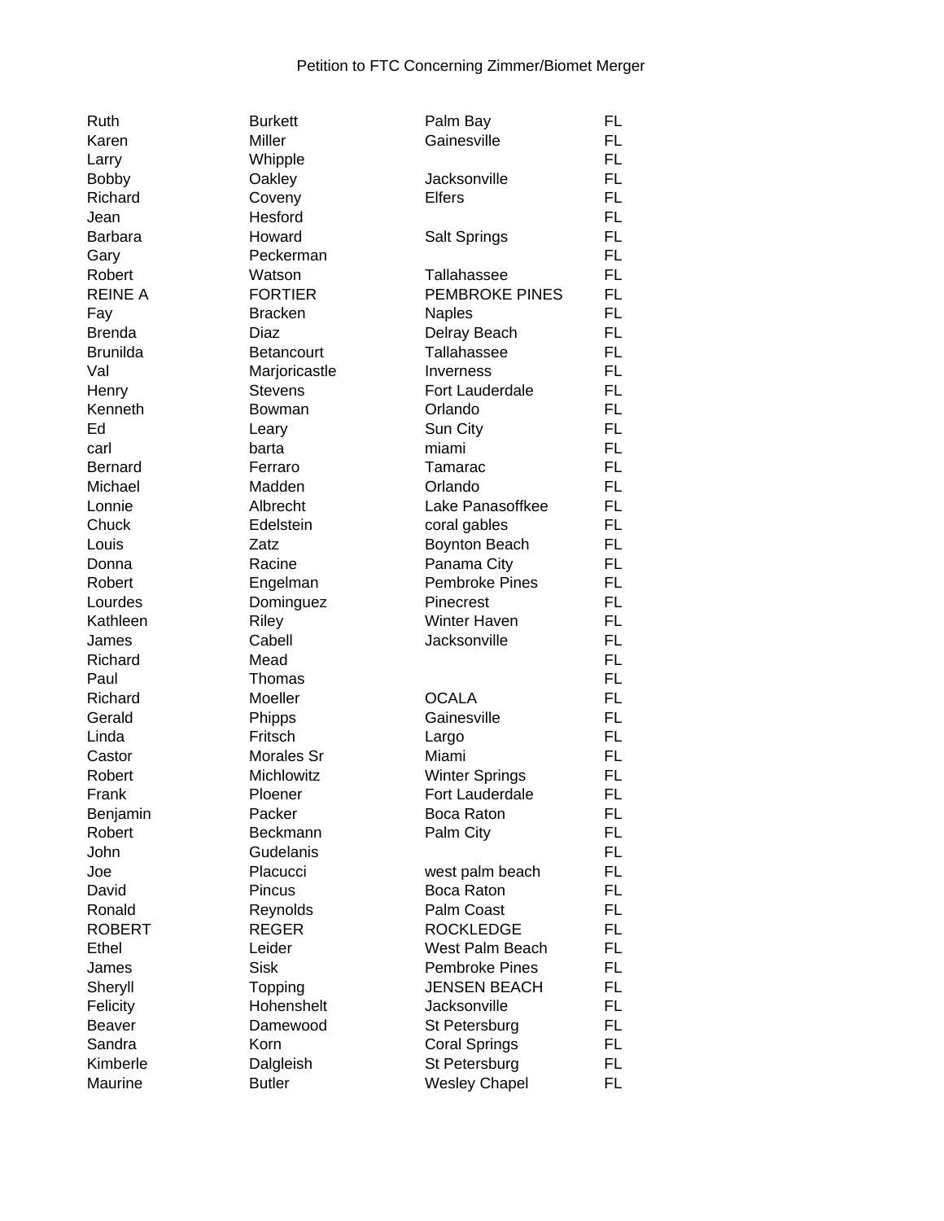Petition to FTC Concerning Zimmer/Biomet Merger

| | | | |
|---|---|---|---|
| Ruth | Burkett | Palm Bay | FL |
| Karen | Miller | Gainesville | FL |
| Larry | Whipple | | FL |
| Bobby | Oakley | Jacksonville | FL |
| Richard | Coveny | Elfers | FL |
| Jean | Hesford | | FL |
| Barbara | Howard | Salt Springs | FL |
| Gary | Peckerman | | FL |
| Robert | Watson | Tallahassee | FL |
| REINE A | FORTIER | PEMBROKE PINES | FL |
| Fay | Bracken | Naples | FL |
| Brenda | Diaz | Delray Beach | FL |
| Brunilda | Betancourt | Tallahassee | FL |
| Val | Marjoricastle | Inverness | FL |
| Henry | Stevens | Fort Lauderdale | FL |
| Kenneth | Bowman | Orlando | FL |
| Ed | Leary | Sun City | FL |
| carl | barta | miami | FL |
| Bernard | Ferraro | Tamarac | FL |
| Michael | Madden | Orlando | FL |
| Lonnie | Albrecht | Lake Panasoffkee | FL |
| Chuck | Edelstein | coral gables | FL |
| Louis | Zatz | Boynton Beach | FL |
| Donna | Racine | Panama City | FL |
| Robert | Engelman | Pembroke Pines | FL |
| Lourdes | Dominguez | Pinecrest | FL |
| Kathleen | Riley | Winter Haven | FL |
| James | Cabell | Jacksonville | FL |
| Richard | Mead | | FL |
| Paul | Thomas | | FL |
| Richard | Moeller | OCALA | FL |
| Gerald | Phipps | Gainesville | FL |
| Linda | Fritsch | Largo | FL |
| Castor | Morales Sr | Miami | FL |
| Robert | Michlowitz | Winter Springs | FL |
| Frank | Ploener | Fort Lauderdale | FL |
| Benjamin | Packer | Boca Raton | FL |
| Robert | Beckmann | Palm City | FL |
| John | Gudelanis | | FL |
| Joe | Placucci | west palm beach | FL |
| David | Pincus | Boca Raton | FL |
| Ronald | Reynolds | Palm Coast | FL |
| ROBERT | REGER | ROCKLEDGE | FL |
| Ethel | Leider | West Palm Beach | FL |
| James | Sisk | Pembroke Pines | FL |
| Sheryll | Topping | JENSEN BEACH | FL |
| Felicity | Hohenshelt | Jacksonville | FL |
| Beaver | Damewood | St Petersburg | FL |
| Sandra | Korn | Coral Springs | FL |
| Kimberle | Dalgleish | St Petersburg | FL |
| Maurine | Butler | Wesley Chapel | FL |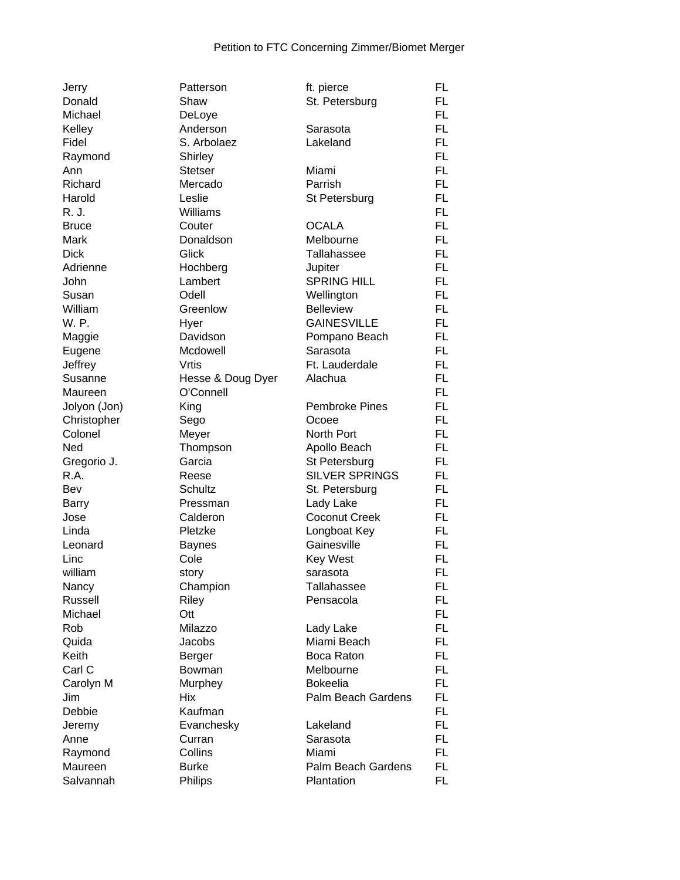Petition to FTC Concerning Zimmer/Biomet Merger

| | | | |
|---|---|---|---|
| Jerry | Patterson | ft. pierce | FL |
| Donald | Shaw | St. Petersburg | FL |
| Michael | DeLoye | | FL |
| Kelley | Anderson | Sarasota | FL |
| Fidel | S. Arbolaez | Lakeland | FL |
| Raymond | Shirley | | FL |
| Ann | Stetser | Miami | FL |
| Richard | Mercado | Parrish | FL |
| Harold | Leslie | St Petersburg | FL |
| R. J. | Williams | | FL |
| Bruce | Couter | OCALA | FL |
| Mark | Donaldson | Melbourne | FL |
| Dick | Glick | Tallahassee | FL |
| Adrienne | Hochberg | Jupiter | FL |
| John | Lambert | SPRING HILL | FL |
| Susan | Odell | Wellington | FL |
| William | Greenlow | Belleview | FL |
| W. P. | Hyer | GAINESVILLE | FL |
| Maggie | Davidson | Pompano Beach | FL |
| Eugene | Mcdowell | Sarasota | FL |
| Jeffrey | Vrtis | Ft. Lauderdale | FL |
| Susanne | Hesse & Doug Dyer | Alachua | FL |
| Maureen | O'Connell | | FL |
| Jolyon (Jon) | King | Pembroke Pines | FL |
| Christopher | Sego | Ocoee | FL |
| Colonel | Meyer | North Port | FL |
| Ned | Thompson | Apollo Beach | FL |
| Gregorio J. | Garcia | St Petersburg | FL |
| R.A. | Reese | SILVER SPRINGS | FL |
| Bev | Schultz | St. Petersburg | FL |
| Barry | Pressman | Lady Lake | FL |
| Jose | Calderon | Coconut Creek | FL |
| Linda | Pletzke | Longboat Key | FL |
| Leonard | Baynes | Gainesville | FL |
| Linc | Cole | Key West | FL |
| william | story | sarasota | FL |
| Nancy | Champion | Tallahassee | FL |
| Russell | Riley | Pensacola | FL |
| Michael | Ott | | FL |
| Rob | Milazzo | Lady Lake | FL |
| Quida | Jacobs | Miami Beach | FL |
| Keith | Berger | Boca Raton | FL |
| Carl C | Bowman | Melbourne | FL |
| Carolyn M | Murphey | Bokeelia | FL |
| Jim | Hix | Palm Beach Gardens | FL |
| Debbie | Kaufman | | FL |
| Jeremy | Evanchesky | Lakeland | FL |
| Anne | Curran | Sarasota | FL |
| Raymond | Collins | Miami | FL |
| Maureen | Burke | Palm Beach Gardens | FL |
| Salvannah | Philips | Plantation | FL |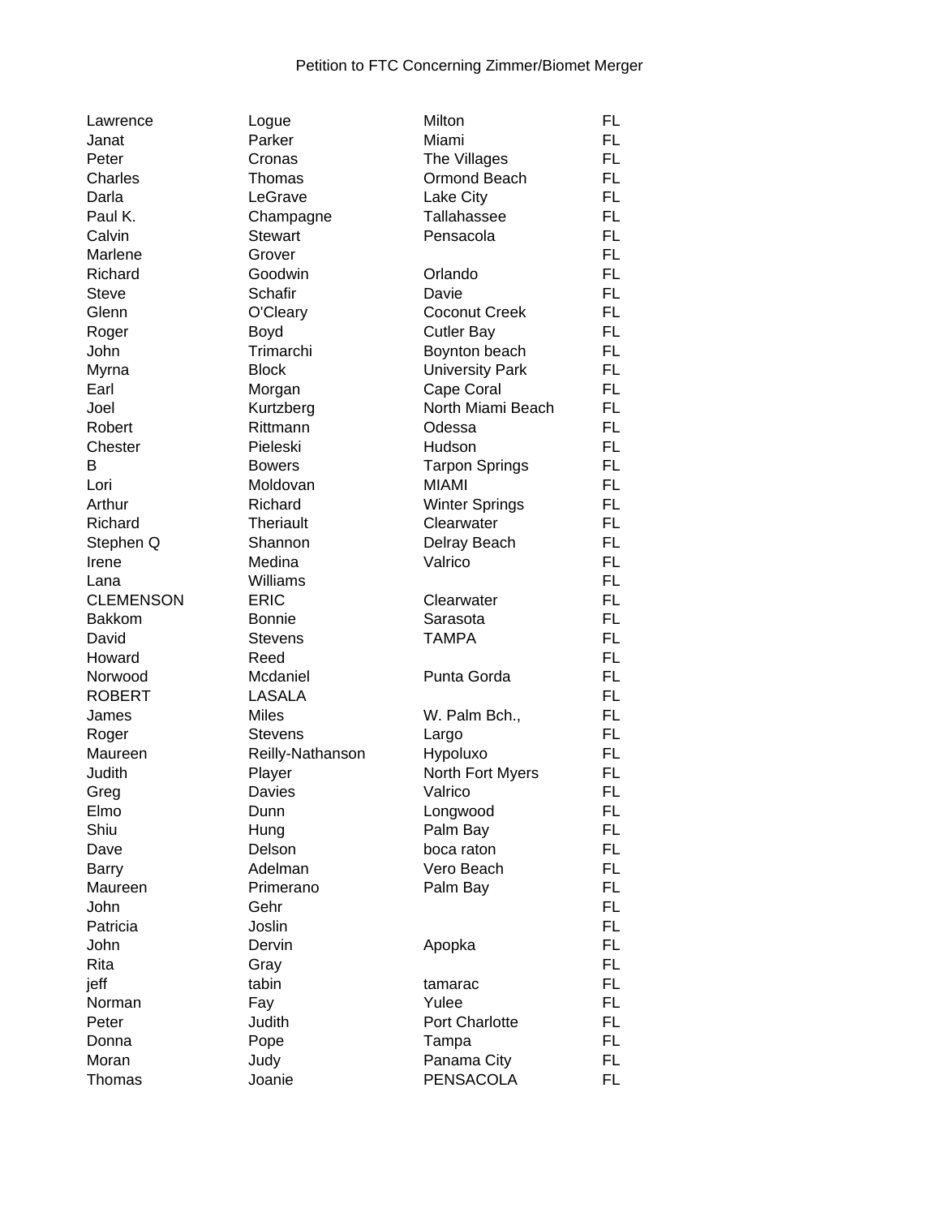Petition to FTC Concerning Zimmer/Biomet Merger

| | | | |
|---|---|---|---|
| Lawrence | Logue | Milton | FL |
| Janat | Parker | Miami | FL |
| Peter | Cronas | The Villages | FL |
| Charles | Thomas | Ormond Beach | FL |
| Darla | LeGrave | Lake City | FL |
| Paul K. | Champagne | Tallahassee | FL |
| Calvin | Stewart | Pensacola | FL |
| Marlene | Grover | | FL |
| Richard | Goodwin | Orlando | FL |
| Steve | Schafir | Davie | FL |
| Glenn | O'Cleary | Coconut Creek | FL |
| Roger | Boyd | Cutler Bay | FL |
| John | Trimarchi | Boynton beach | FL |
| Myrna | Block | University Park | FL |
| Earl | Morgan | Cape Coral | FL |
| Joel | Kurtzberg | North Miami Beach | FL |
| Robert | Rittmann | Odessa | FL |
| Chester | Pieleski | Hudson | FL |
| B | Bowers | Tarpon Springs | FL |
| Lori | Moldovan | MIAMI | FL |
| Arthur | Richard | Winter Springs | FL |
| Richard | Theriault | Clearwater | FL |
| Stephen Q | Shannon | Delray Beach | FL |
| Irene | Medina | Valrico | FL |
| Lana | Williams | | FL |
| CLEMENSON | ERIC | Clearwater | FL |
| Bakkom | Bonnie | Sarasota | FL |
| David | Stevens | TAMPA | FL |
| Howard | Reed | | FL |
| Norwood | Mcdaniel | Punta Gorda | FL |
| ROBERT | LASALA | | FL |
| James | Miles | W. Palm Bch., | FL |
| Roger | Stevens | Largo | FL |
| Maureen | Reilly-Nathanson | Hypoluxo | FL |
| Judith | Player | North Fort Myers | FL |
| Greg | Davies | Valrico | FL |
| Elmo | Dunn | Longwood | FL |
| Shiu | Hung | Palm Bay | FL |
| Dave | Delson | boca raton | FL |
| Barry | Adelman | Vero Beach | FL |
| Maureen | Primerano | Palm Bay | FL |
| John | Gehr | | FL |
| Patricia | Joslin | | FL |
| John | Dervin | Apopka | FL |
| Rita | Gray | | FL |
| jeff | tabin | tamarac | FL |
| Norman | Fay | Yulee | FL |
| Peter | Judith | Port Charlotte | FL |
| Donna | Pope | Tampa | FL |
| Moran | Judy | Panama City | FL |
| Thomas | Joanie | PENSACOLA | FL |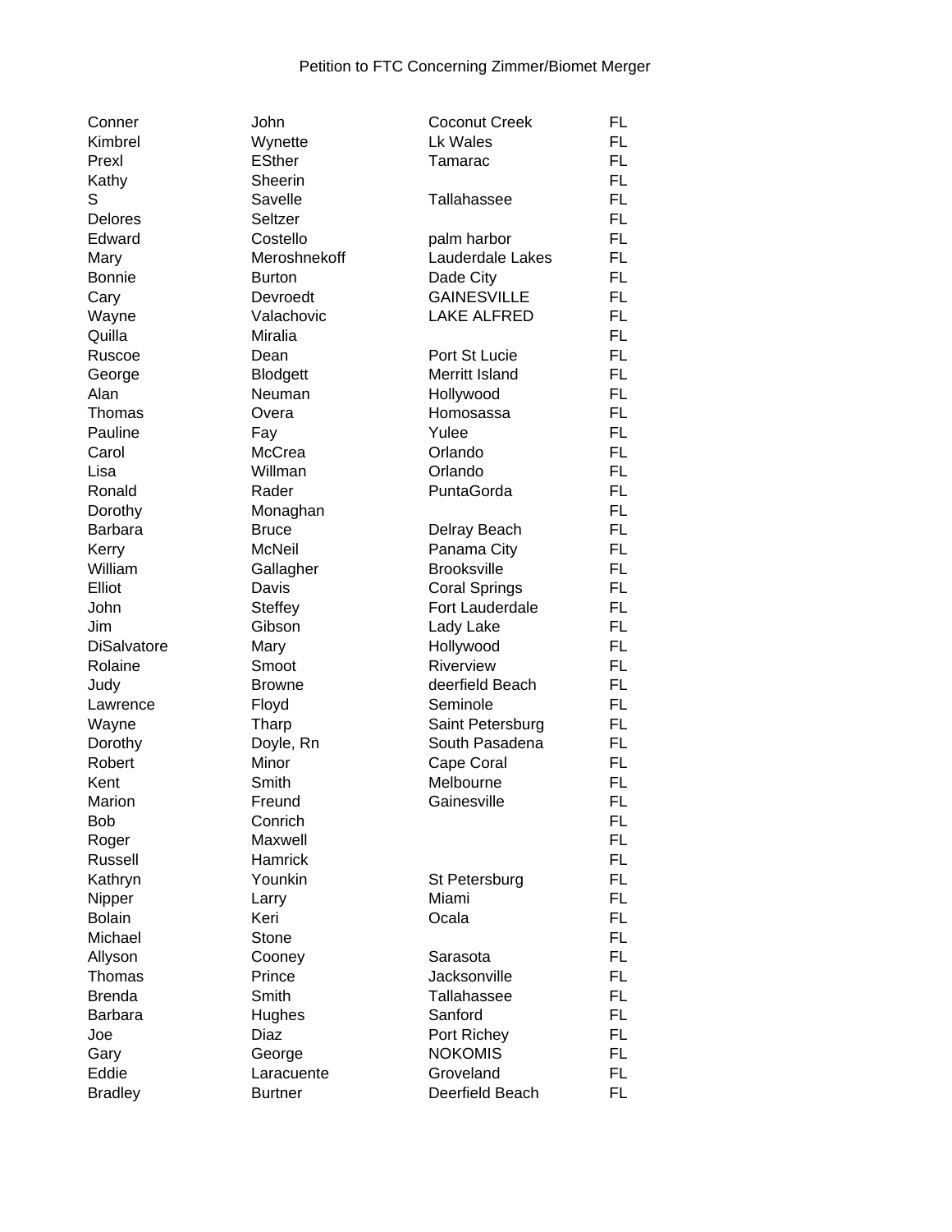Petition to FTC Concerning Zimmer/Biomet Merger

| | | | |
|---|---|---|---|
| Conner | John | Coconut Creek | FL |
| Kimbrel | Wynette | Lk Wales | FL |
| Prexl | ESther | Tamarac | FL |
| Kathy | Sheerin | | FL |
| S | Savelle | Tallahassee | FL |
| Delores | Seltzer | | FL |
| Edward | Costello | palm harbor | FL |
| Mary | Meroshnekoff | Lauderdale Lakes | FL |
| Bonnie | Burton | Dade City | FL |
| Cary | Devroedt | GAINESVILLE | FL |
| Wayne | Valachovic | LAKE ALFRED | FL |
| Quilla | Miralia | | FL |
| Ruscoe | Dean | Port St Lucie | FL |
| George | Blodgett | Merritt Island | FL |
| Alan | Neuman | Hollywood | FL |
| Thomas | Overa | Homosassa | FL |
| Pauline | Fay | Yulee | FL |
| Carol | McCrea | Orlando | FL |
| Lisa | Willman | Orlando | FL |
| Ronald | Rader | PuntaGorda | FL |
| Dorothy | Monaghan | | FL |
| Barbara | Bruce | Delray Beach | FL |
| Kerry | McNeil | Panama City | FL |
| William | Gallagher | Brooksville | FL |
| Elliot | Davis | Coral Springs | FL |
| John | Steffey | Fort Lauderdale | FL |
| Jim | Gibson | Lady Lake | FL |
| DiSalvatore | Mary | Hollywood | FL |
| Rolaine | Smoot | Riverview | FL |
| Judy | Browne | deerfield Beach | FL |
| Lawrence | Floyd | Seminole | FL |
| Wayne | Tharp | Saint Petersburg | FL |
| Dorothy | Doyle, Rn | South Pasadena | FL |
| Robert | Minor | Cape Coral | FL |
| Kent | Smith | Melbourne | FL |
| Marion | Freund | Gainesville | FL |
| Bob | Conrich | | FL |
| Roger | Maxwell | | FL |
| Russell | Hamrick | | FL |
| Kathryn | Younkin | St Petersburg | FL |
| Nipper | Larry | Miami | FL |
| Bolain | Keri | Ocala | FL |
| Michael | Stone | | FL |
| Allyson | Cooney | Sarasota | FL |
| Thomas | Prince | Jacksonville | FL |
| Brenda | Smith | Tallahassee | FL |
| Barbara | Hughes | Sanford | FL |
| Joe | Diaz | Port Richey | FL |
| Gary | George | NOKOMIS | FL |
| Eddie | Laracuente | Groveland | FL |
| Bradley | Burtner | Deerfield Beach | FL |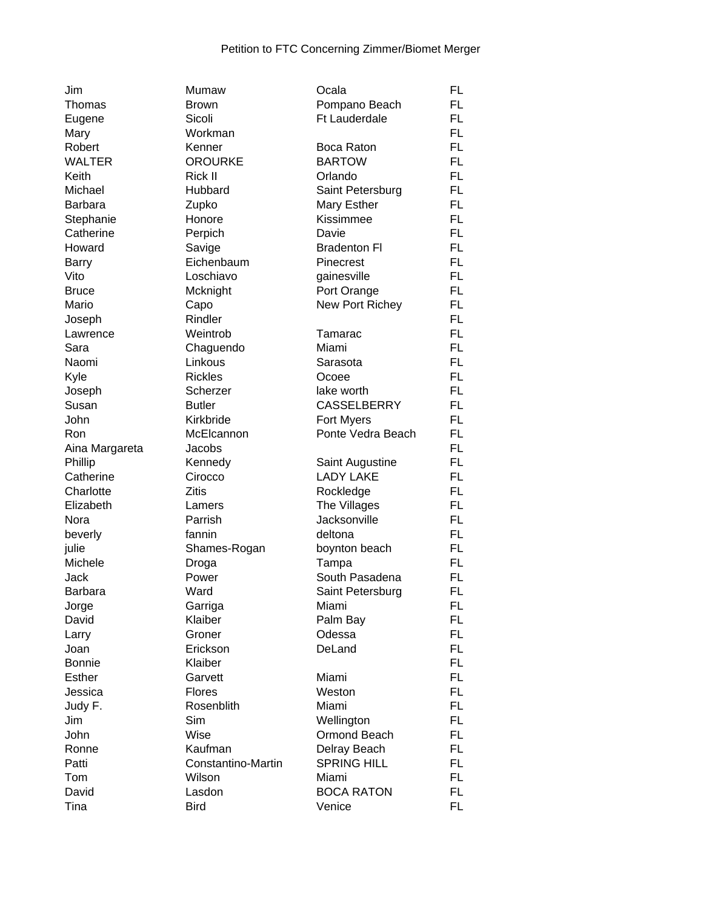Petition to FTC Concerning Zimmer/Biomet Merger

| | | | |
|---|---|---|---|
| Jim | Mumaw | Ocala | FL |
| Thomas | Brown | Pompano Beach | FL |
| Eugene | Sicoli | Ft Lauderdale | FL |
| Mary | Workman | | FL |
| Robert | Kenner | Boca Raton | FL |
| WALTER | OROURKE | BARTOW | FL |
| Keith | Rick II | Orlando | FL |
| Michael | Hubbard | Saint Petersburg | FL |
| Barbara | Zupko | Mary Esther | FL |
| Stephanie | Honore | Kissimmee | FL |
| Catherine | Perpich | Davie | FL |
| Howard | Savige | Bradenton Fl | FL |
| Barry | Eichenbaum | Pinecrest | FL |
| Vito | Loschiavo | gainesville | FL |
| Bruce | Mcknight | Port Orange | FL |
| Mario | Capo | New Port Richey | FL |
| Joseph | Rindler | | FL |
| Lawrence | Weintrob | Tamarac | FL |
| Sara | Chaguendo | Miami | FL |
| Naomi | Linkous | Sarasota | FL |
| Kyle | Rickles | Ocoee | FL |
| Joseph | Scherzer | lake worth | FL |
| Susan | Butler | CASSELBERRY | FL |
| John | Kirkbride | Fort Myers | FL |
| Ron | McElcannon | Ponte Vedra Beach | FL |
| Aina Margareta | Jacobs | | FL |
| Phillip | Kennedy | Saint Augustine | FL |
| Catherine | Cirocco | LADY LAKE | FL |
| Charlotte | Zitis | Rockledge | FL |
| Elizabeth | Lamers | The Villages | FL |
| Nora | Parrish | Jacksonville | FL |
| beverly | fannin | deltona | FL |
| julie | Shames-Rogan | boynton beach | FL |
| Michele | Droga | Tampa | FL |
| Jack | Power | South Pasadena | FL |
| Barbara | Ward | Saint Petersburg | FL |
| Jorge | Garriga | Miami | FL |
| David | Klaiber | Palm Bay | FL |
| Larry | Groner | Odessa | FL |
| Joan | Erickson | DeLand | FL |
| Bonnie | Klaiber | | FL |
| Esther | Garvett | Miami | FL |
| Jessica | Flores | Weston | FL |
| Judy F. | Rosenblith | Miami | FL |
| Jim | Sim | Wellington | FL |
| John | Wise | Ormond Beach | FL |
| Ronne | Kaufman | Delray Beach | FL |
| Patti | Constantino-Martin | SPRING HILL | FL |
| Tom | Wilson | Miami | FL |
| David | Lasdon | BOCA RATON | FL |
| Tina | Bird | Venice | FL |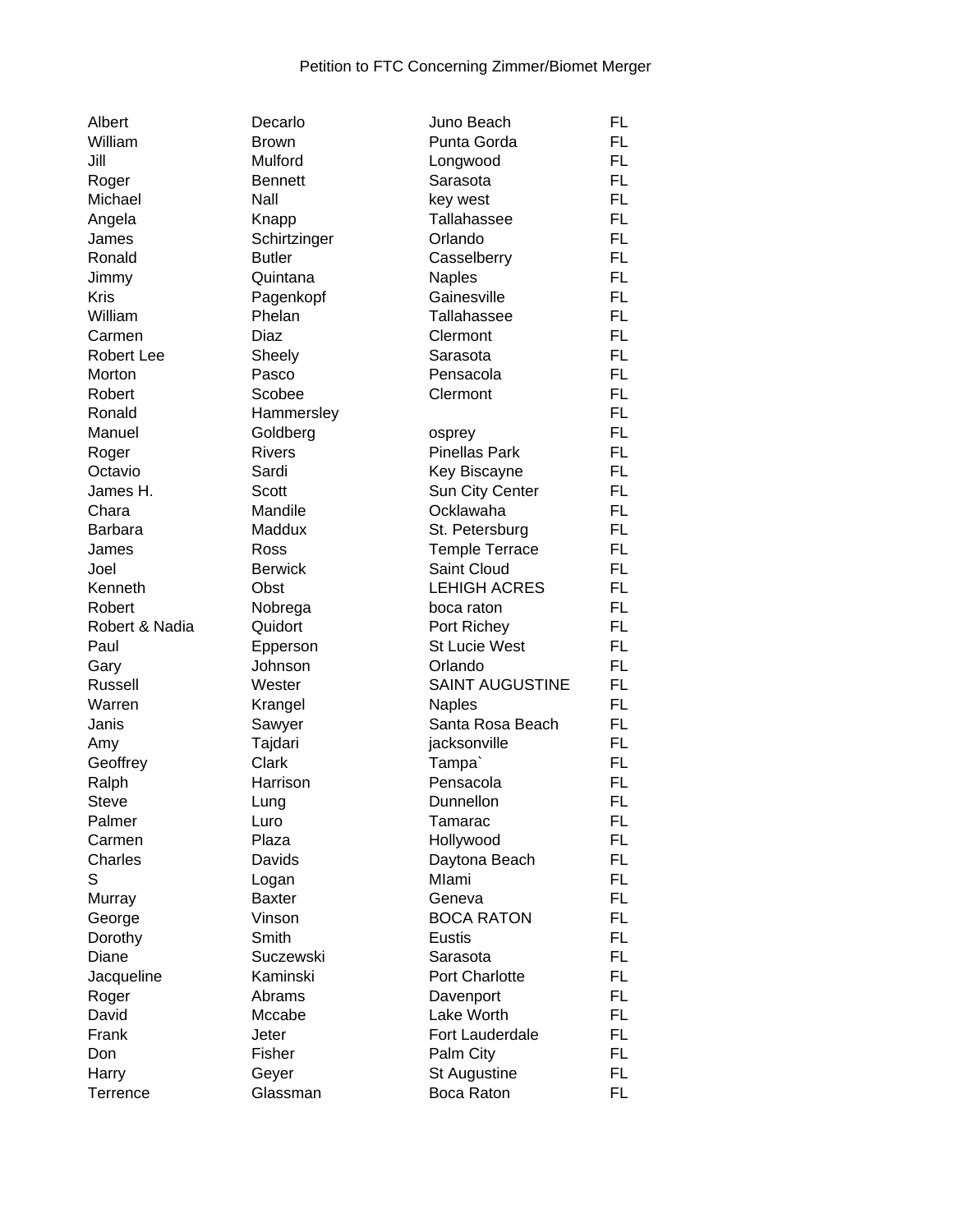Petition to FTC Concerning Zimmer/Biomet Merger

| | | | |
|---|---|---|---|
| Albert | Decarlo | Juno Beach | FL |
| William | Brown | Punta Gorda | FL |
| Jill | Mulford | Longwood | FL |
| Roger | Bennett | Sarasota | FL |
| Michael | Nall | key west | FL |
| Angela | Knapp | Tallahassee | FL |
| James | Schirtzinger | Orlando | FL |
| Ronald | Butler | Casselberry | FL |
| Jimmy | Quintana | Naples | FL |
| Kris | Pagenkopf | Gainesville | FL |
| William | Phelan | Tallahassee | FL |
| Carmen | Diaz | Clermont | FL |
| Robert Lee | Sheely | Sarasota | FL |
| Morton | Pasco | Pensacola | FL |
| Robert | Scobee | Clermont | FL |
| Ronald | Hammersley | | FL |
| Manuel | Goldberg | osprey | FL |
| Roger | Rivers | Pinellas Park | FL |
| Octavio | Sardi | Key Biscayne | FL |
| James H. | Scott | Sun City Center | FL |
| Chara | Mandile | Ocklawaha | FL |
| Barbara | Maddux | St. Petersburg | FL |
| James | Ross | Temple Terrace | FL |
| Joel | Berwick | Saint Cloud | FL |
| Kenneth | Obst | LEHIGH ACRES | FL |
| Robert | Nobrega | boca raton | FL |
| Robert & Nadia | Quidort | Port Richey | FL |
| Paul | Epperson | St Lucie West | FL |
| Gary | Johnson | Orlando | FL |
| Russell | Wester | SAINT AUGUSTINE | FL |
| Warren | Krangel | Naples | FL |
| Janis | Sawyer | Santa Rosa Beach | FL |
| Amy | Tajdari | jacksonville | FL |
| Geoffrey | Clark | Tampa` | FL |
| Ralph | Harrison | Pensacola | FL |
| Steve | Lung | Dunnellon | FL |
| Palmer | Luro | Tamarac | FL |
| Carmen | Plaza | Hollywood | FL |
| Charles | Davids | Daytona Beach | FL |
| S | Logan | MIami | FL |
| Murray | Baxter | Geneva | FL |
| George | Vinson | BOCA RATON | FL |
| Dorothy | Smith | Eustis | FL |
| Diane | Suczewski | Sarasota | FL |
| Jacqueline | Kaminski | Port Charlotte | FL |
| Roger | Abrams | Davenport | FL |
| David | Mccabe | Lake Worth | FL |
| Frank | Jeter | Fort Lauderdale | FL |
| Don | Fisher | Palm City | FL |
| Harry | Geyer | St Augustine | FL |
| Terrence | Glassman | Boca Raton | FL |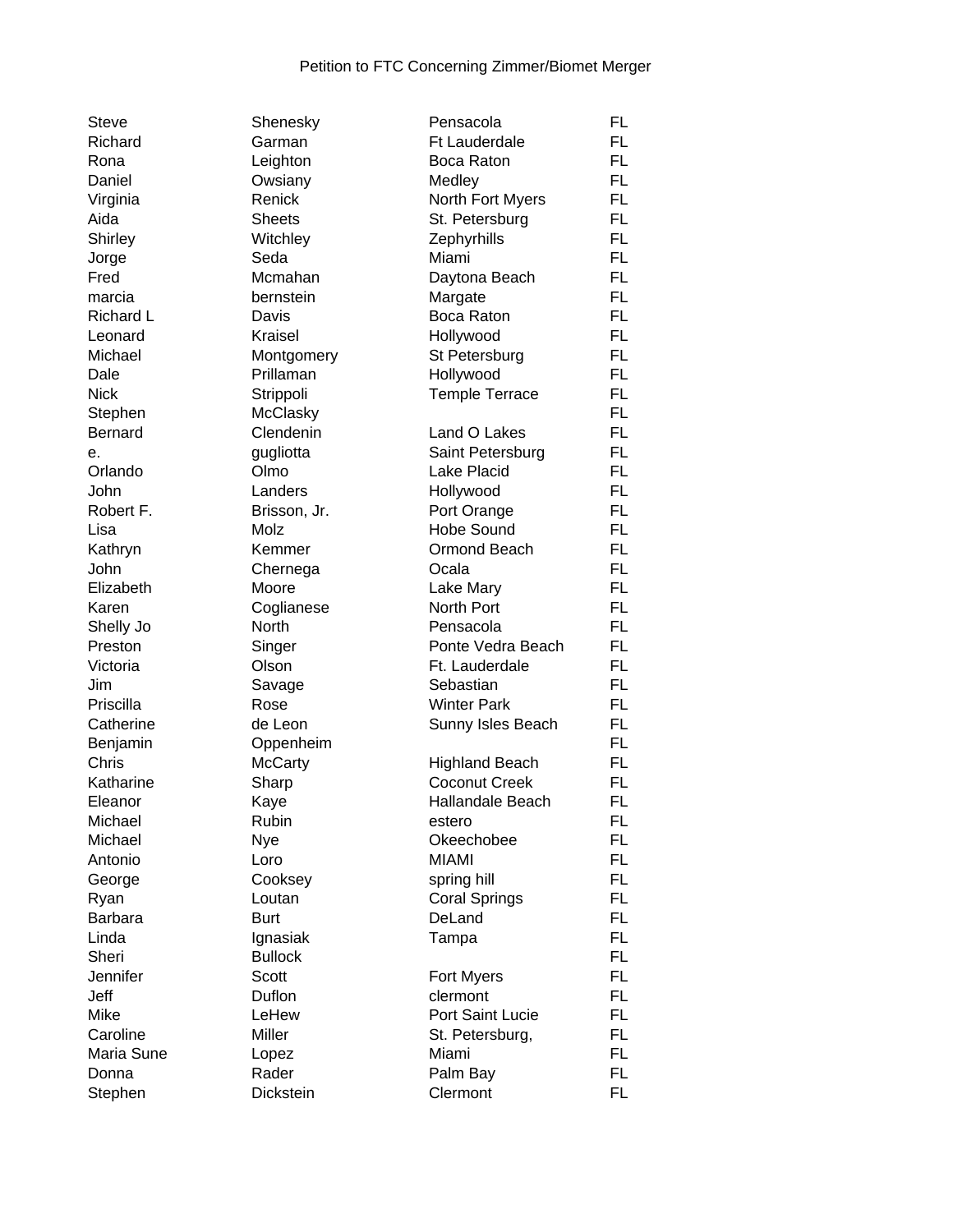Petition to FTC Concerning Zimmer/Biomet Merger

| | | | |
|---|---|---|---|
| Steve | Shenesky | Pensacola | FL |
| Richard | Garman | Ft Lauderdale | FL |
| Rona | Leighton | Boca Raton | FL |
| Daniel | Owsiany | Medley | FL |
| Virginia | Renick | North Fort Myers | FL |
| Aida | Sheets | St. Petersburg | FL |
| Shirley | Witchley | Zephyrhills | FL |
| Jorge | Seda | Miami | FL |
| Fred | Mcmahan | Daytona Beach | FL |
| marcia | bernstein | Margate | FL |
| Richard L | Davis | Boca Raton | FL |
| Leonard | Kraisel | Hollywood | FL |
| Michael | Montgomery | St Petersburg | FL |
| Dale | Prillaman | Hollywood | FL |
| Nick | Strippoli | Temple Terrace | FL |
| Stephen | McClasky | | FL |
| Bernard | Clendenin | Land O Lakes | FL |
| e. | gugliotta | Saint Petersburg | FL |
| Orlando | Olmo | Lake Placid | FL |
| John | Landers | Hollywood | FL |
| Robert F. | Brisson, Jr. | Port Orange | FL |
| Lisa | Molz | Hobe Sound | FL |
| Kathryn | Kemmer | Ormond Beach | FL |
| John | Chernega | Ocala | FL |
| Elizabeth | Moore | Lake Mary | FL |
| Karen | Coglianese | North Port | FL |
| Shelly Jo | North | Pensacola | FL |
| Preston | Singer | Ponte Vedra Beach | FL |
| Victoria | Olson | Ft. Lauderdale | FL |
| Jim | Savage | Sebastian | FL |
| Priscilla | Rose | Winter Park | FL |
| Catherine | de Leon | Sunny Isles Beach | FL |
| Benjamin | Oppenheim | | FL |
| Chris | McCarty | Highland Beach | FL |
| Katharine | Sharp | Coconut Creek | FL |
| Eleanor | Kaye | Hallandale Beach | FL |
| Michael | Rubin | estero | FL |
| Michael | Nye | Okeechobee | FL |
| Antonio | Loro | MIAMI | FL |
| George | Cooksey | spring hill | FL |
| Ryan | Loutan | Coral Springs | FL |
| Barbara | Burt | DeLand | FL |
| Linda | Ignasiak | Tampa | FL |
| Sheri | Bullock | | FL |
| Jennifer | Scott | Fort Myers | FL |
| Jeff | Duflon | clermont | FL |
| Mike | LeHew | Port Saint Lucie | FL |
| Caroline | Miller | St. Petersburg, | FL |
| Maria Sune | Lopez | Miami | FL |
| Donna | Rader | Palm Bay | FL |
| Stephen | Dickstein | Clermont | FL |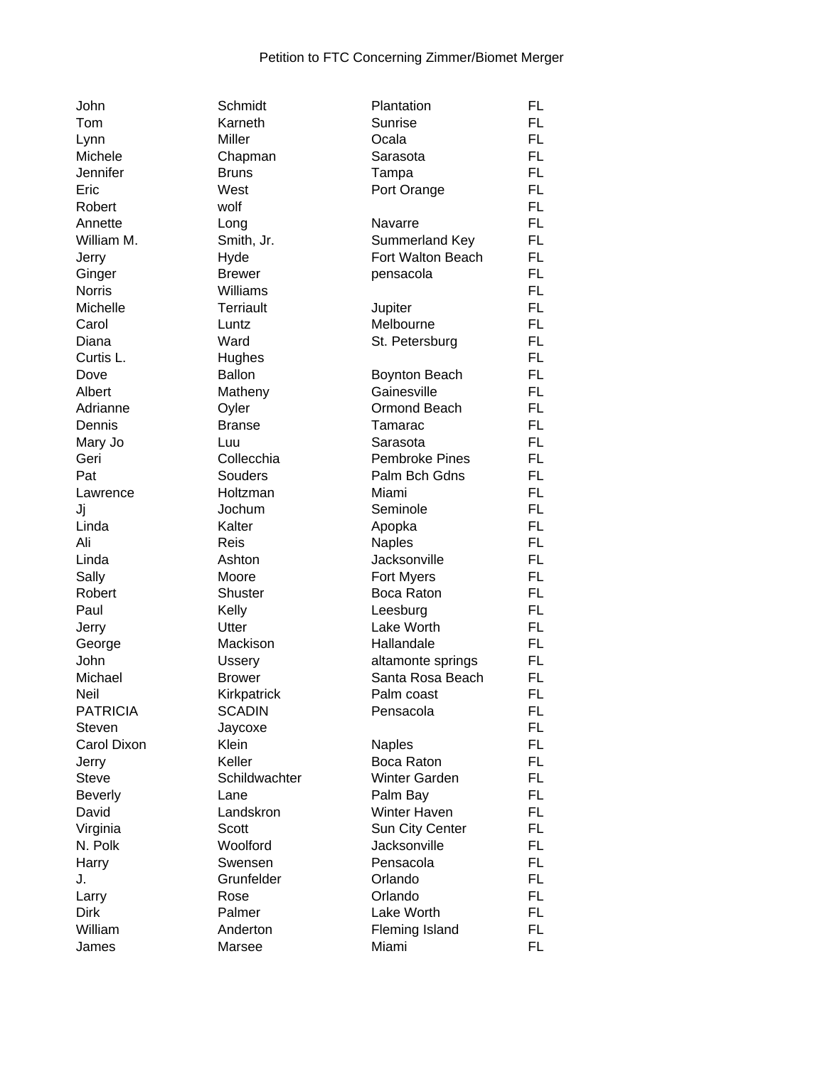Petition to FTC Concerning Zimmer/Biomet Merger

| | | | |
|---|---|---|---|
| John | Schmidt | Plantation | FL |
| Tom | Karneth | Sunrise | FL |
| Lynn | Miller | Ocala | FL |
| Michele | Chapman | Sarasota | FL |
| Jennifer | Bruns | Tampa | FL |
| Eric | West | Port Orange | FL |
| Robert | wolf | | FL |
| Annette | Long | Navarre | FL |
| William M. | Smith, Jr. | Summerland Key | FL |
| Jerry | Hyde | Fort Walton Beach | FL |
| Ginger | Brewer | pensacola | FL |
| Norris | Williams | | FL |
| Michelle | Terriault | Jupiter | FL |
| Carol | Luntz | Melbourne | FL |
| Diana | Ward | St. Petersburg | FL |
| Curtis L. | Hughes | | FL |
| Dove | Ballon | Boynton Beach | FL |
| Albert | Matheny | Gainesville | FL |
| Adrianne | Oyler | Ormond Beach | FL |
| Dennis | Branse | Tamarac | FL |
| Mary Jo | Luu | Sarasota | FL |
| Geri | Collecchia | Pembroke Pines | FL |
| Pat | Souders | Palm Bch Gdns | FL |
| Lawrence | Holtzman | Miami | FL |
| Jj | Jochum | Seminole | FL |
| Linda | Kalter | Apopka | FL |
| Ali | Reis | Naples | FL |
| Linda | Ashton | Jacksonville | FL |
| Sally | Moore | Fort Myers | FL |
| Robert | Shuster | Boca Raton | FL |
| Paul | Kelly | Leesburg | FL |
| Jerry | Utter | Lake Worth | FL |
| George | Mackison | Hallandale | FL |
| John | Ussery | altamonte springs | FL |
| Michael | Brower | Santa Rosa Beach | FL |
| Neil | Kirkpatrick | Palm coast | FL |
| PATRICIA | SCADIN | Pensacola | FL |
| Steven | Jaycoxe | | FL |
| Carol Dixon | Klein | Naples | FL |
| Jerry | Keller | Boca Raton | FL |
| Steve | Schildwachter | Winter Garden | FL |
| Beverly | Lane | Palm Bay | FL |
| David | Landskron | Winter Haven | FL |
| Virginia | Scott | Sun City Center | FL |
| N. Polk | Woolford | Jacksonville | FL |
| Harry | Swensen | Pensacola | FL |
| J. | Grunfelder | Orlando | FL |
| Larry | Rose | Orlando | FL |
| Dirk | Palmer | Lake Worth | FL |
| William | Anderton | Fleming Island | FL |
| James | Marsee | Miami | FL |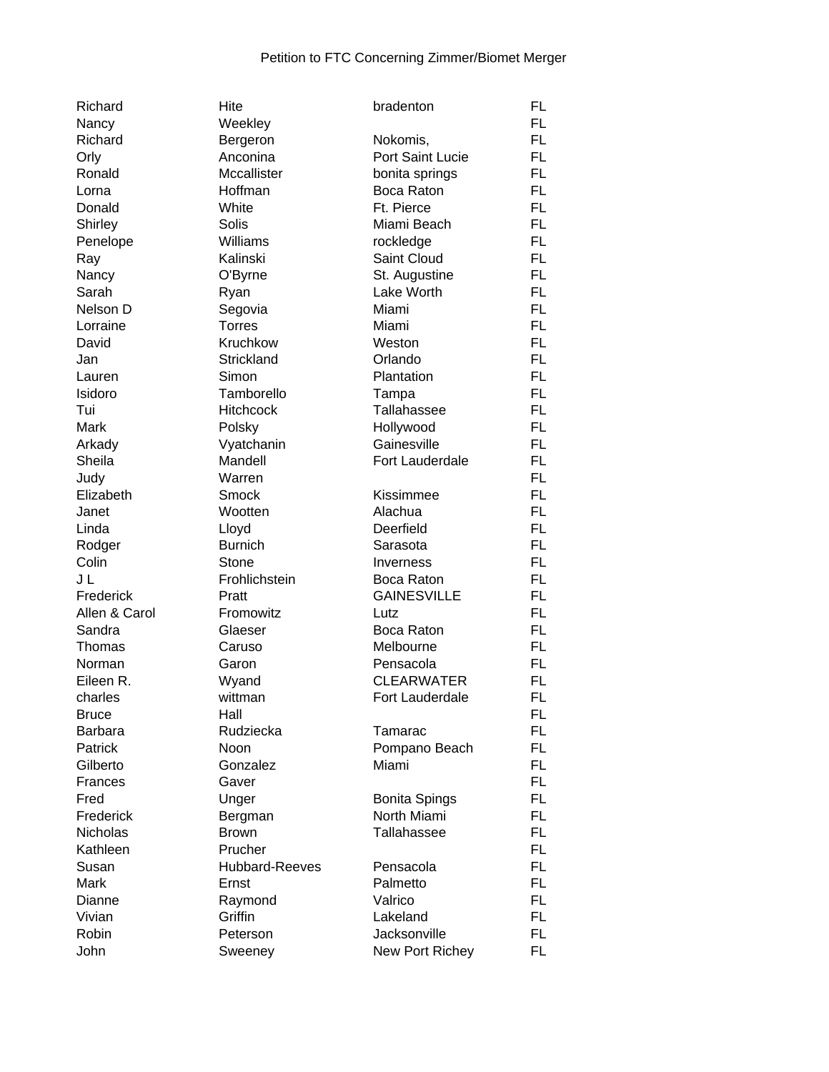Petition to FTC Concerning Zimmer/Biomet Merger

| | | | |
|---|---|---|---|
| Richard | Hite | bradenton | FL |
| Nancy | Weekley | | FL |
| Richard | Bergeron | Nokomis, | FL |
| Orly | Anconina | Port Saint Lucie | FL |
| Ronald | Mccallister | bonita springs | FL |
| Lorna | Hoffman | Boca Raton | FL |
| Donald | White | Ft. Pierce | FL |
| Shirley | Solis | Miami Beach | FL |
| Penelope | Williams | rockledge | FL |
| Ray | Kalinski | Saint Cloud | FL |
| Nancy | O'Byrne | St. Augustine | FL |
| Sarah | Ryan | Lake Worth | FL |
| Nelson D | Segovia | Miami | FL |
| Lorraine | Torres | Miami | FL |
| David | Kruchkow | Weston | FL |
| Jan | Strickland | Orlando | FL |
| Lauren | Simon | Plantation | FL |
| Isidoro | Tamborello | Tampa | FL |
| Tui | Hitchcock | Tallahassee | FL |
| Mark | Polsky | Hollywood | FL |
| Arkady | Vyatchanin | Gainesville | FL |
| Sheila | Mandell | Fort Lauderdale | FL |
| Judy | Warren | | FL |
| Elizabeth | Smock | Kissimmee | FL |
| Janet | Wootten | Alachua | FL |
| Linda | Lloyd | Deerfield | FL |
| Rodger | Burnich | Sarasota | FL |
| Colin | Stone | Inverness | FL |
| J L | Frohlichstein | Boca Raton | FL |
| Frederick | Pratt | GAINESVILLE | FL |
| Allen & Carol | Fromowitz | Lutz | FL |
| Sandra | Glaeser | Boca Raton | FL |
| Thomas | Caruso | Melbourne | FL |
| Norman | Garon | Pensacola | FL |
| Eileen R. | Wyand | CLEARWATER | FL |
| charles | wittman | Fort Lauderdale | FL |
| Bruce | Hall | | FL |
| Barbara | Rudziecka | Tamarac | FL |
| Patrick | Noon | Pompano Beach | FL |
| Gilberto | Gonzalez | Miami | FL |
| Frances | Gaver | | FL |
| Fred | Unger | Bonita Spings | FL |
| Frederick | Bergman | North Miami | FL |
| Nicholas | Brown | Tallahassee | FL |
| Kathleen | Prucher | | FL |
| Susan | Hubbard-Reeves | Pensacola | FL |
| Mark | Ernst | Palmetto | FL |
| Dianne | Raymond | Valrico | FL |
| Vivian | Griffin | Lakeland | FL |
| Robin | Peterson | Jacksonville | FL |
| John | Sweeney | New Port Richey | FL |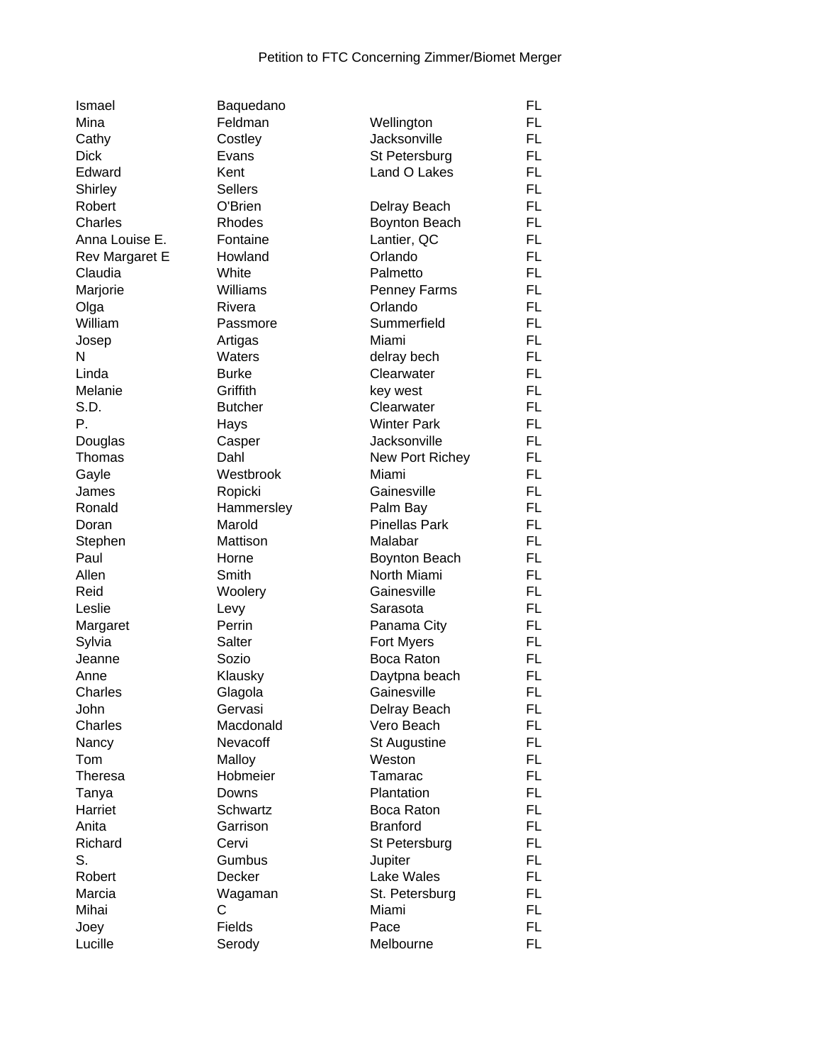Petition to FTC Concerning Zimmer/Biomet Merger

| | | | |
|---|---|---|---|
| Ismael | Baquedano | | FL |
| Mina | Feldman | Wellington | FL |
| Cathy | Costley | Jacksonville | FL |
| Dick | Evans | St Petersburg | FL |
| Edward | Kent | Land O Lakes | FL |
| Shirley | Sellers | | FL |
| Robert | O'Brien | Delray Beach | FL |
| Charles | Rhodes | Boynton Beach | FL |
| Anna Louise E. | Fontaine | Lantier, QC | FL |
| Rev Margaret E | Howland | Orlando | FL |
| Claudia | White | Palmetto | FL |
| Marjorie | Williams | Penney Farms | FL |
| Olga | Rivera | Orlando | FL |
| William | Passmore | Summerfield | FL |
| Josep | Artigas | Miami | FL |
| N | Waters | delray bech | FL |
| Linda | Burke | Clearwater | FL |
| Melanie | Griffith | key west | FL |
| S.D. | Butcher | Clearwater | FL |
| P. | Hays | Winter Park | FL |
| Douglas | Casper | Jacksonville | FL |
| Thomas | Dahl | New Port Richey | FL |
| Gayle | Westbrook | Miami | FL |
| James | Ropicki | Gainesville | FL |
| Ronald | Hammersley | Palm Bay | FL |
| Doran | Marold | Pinellas Park | FL |
| Stephen | Mattison | Malabar | FL |
| Paul | Horne | Boynton Beach | FL |
| Allen | Smith | North Miami | FL |
| Reid | Woolery | Gainesville | FL |
| Leslie | Levy | Sarasota | FL |
| Margaret | Perrin | Panama City | FL |
| Sylvia | Salter | Fort Myers | FL |
| Jeanne | Sozio | Boca Raton | FL |
| Anne | Klausky | Daytpna beach | FL |
| Charles | Glagola | Gainesville | FL |
| John | Gervasi | Delray Beach | FL |
| Charles | Macdonald | Vero Beach | FL |
| Nancy | Nevacoff | St Augustine | FL |
| Tom | Malloy | Weston | FL |
| Theresa | Hobmeier | Tamarac | FL |
| Tanya | Downs | Plantation | FL |
| Harriet | Schwartz | Boca Raton | FL |
| Anita | Garrison | Branford | FL |
| Richard | Cervi | St Petersburg | FL |
| S. | Gumbus | Jupiter | FL |
| Robert | Decker | Lake Wales | FL |
| Marcia | Wagaman | St. Petersburg | FL |
| Mihai | C | Miami | FL |
| Joey | Fields | Pace | FL |
| Lucille | Serody | Melbourne | FL |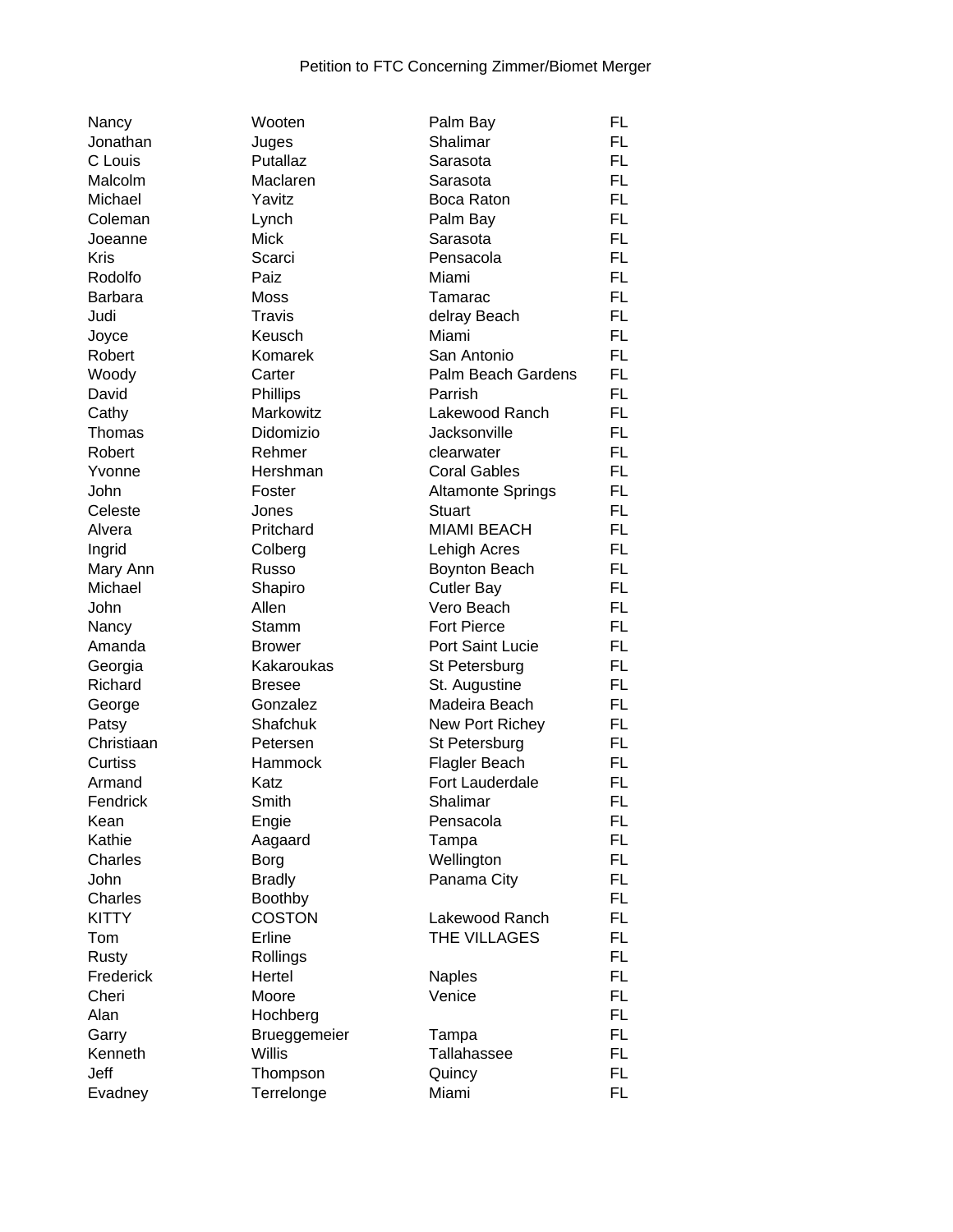Petition to FTC Concerning Zimmer/Biomet Merger

| | | | |
|---|---|---|---|
| Nancy | Wooten | Palm Bay | FL |
| Jonathan | Juges | Shalimar | FL |
| C Louis | Putallaz | Sarasota | FL |
| Malcolm | Maclaren | Sarasota | FL |
| Michael | Yavitz | Boca Raton | FL |
| Coleman | Lynch | Palm Bay | FL |
| Joeanne | Mick | Sarasota | FL |
| Kris | Scarci | Pensacola | FL |
| Rodolfo | Paiz | Miami | FL |
| Barbara | Moss | Tamarac | FL |
| Judi | Travis | delray Beach | FL |
| Joyce | Keusch | Miami | FL |
| Robert | Komarek | San Antonio | FL |
| Woody | Carter | Palm Beach Gardens | FL |
| David | Phillips | Parrish | FL |
| Cathy | Markowitz | Lakewood Ranch | FL |
| Thomas | Didomizio | Jacksonville | FL |
| Robert | Rehmer | clearwater | FL |
| Yvonne | Hershman | Coral Gables | FL |
| John | Foster | Altamonte Springs | FL |
| Celeste | Jones | Stuart | FL |
| Alvera | Pritchard | MIAMI BEACH | FL |
| Ingrid | Colberg | Lehigh Acres | FL |
| Mary Ann | Russo | Boynton Beach | FL |
| Michael | Shapiro | Cutler Bay | FL |
| John | Allen | Vero Beach | FL |
| Nancy | Stamm | Fort Pierce | FL |
| Amanda | Brower | Port Saint Lucie | FL |
| Georgia | Kakaroukas | St Petersburg | FL |
| Richard | Bresee | St. Augustine | FL |
| George | Gonzalez | Madeira Beach | FL |
| Patsy | Shafchuk | New Port Richey | FL |
| Christiaan | Petersen | St Petersburg | FL |
| Curtiss | Hammock | Flagler Beach | FL |
| Armand | Katz | Fort Lauderdale | FL |
| Fendrick | Smith | Shalimar | FL |
| Kean | Engie | Pensacola | FL |
| Kathie | Aagaard | Tampa | FL |
| Charles | Borg | Wellington | FL |
| John | Bradly | Panama City | FL |
| Charles | Boothby | | FL |
| KITTY | COSTON | Lakewood Ranch | FL |
| Tom | Erline | THE VILLAGES | FL |
| Rusty | Rollings | | FL |
| Frederick | Hertel | Naples | FL |
| Cheri | Moore | Venice | FL |
| Alan | Hochberg | | FL |
| Garry | Brueggemeier | Tampa | FL |
| Kenneth | Willis | Tallahassee | FL |
| Jeff | Thompson | Quincy | FL |
| Evadney | Terrelonge | Miami | FL |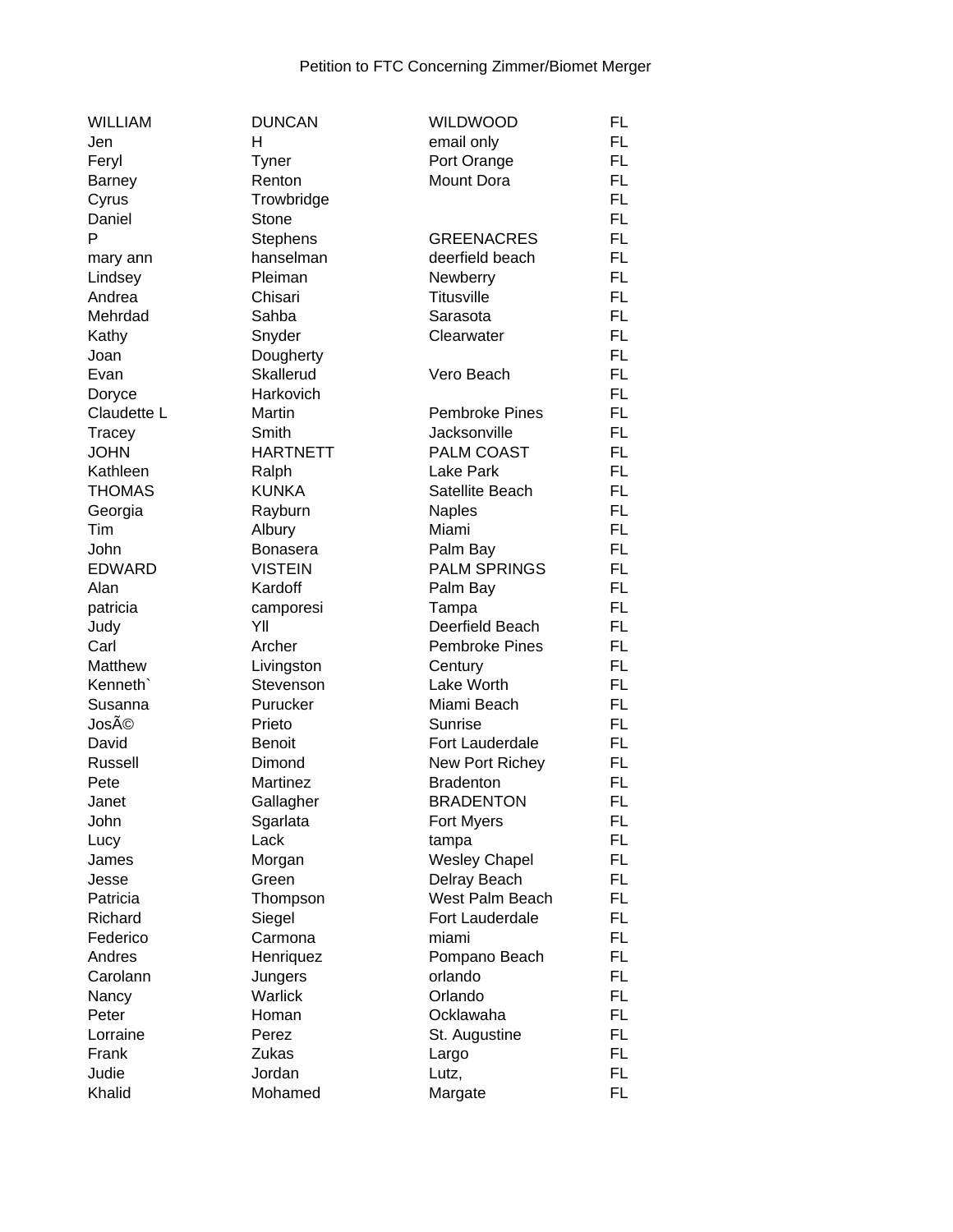Petition to FTC Concerning Zimmer/Biomet Merger

| | | | |
|---|---|---|---|
| WILLIAM | DUNCAN | WILDWOOD | FL |
| Jen | H | email only | FL |
| Feryl | Tyner | Port Orange | FL |
| Barney | Renton | Mount Dora | FL |
| Cyrus | Trowbridge | | FL |
| Daniel | Stone | | FL |
| P | Stephens | GREENACRES | FL |
| mary ann | hanselman | deerfield beach | FL |
| Lindsey | Pleiman | Newberry | FL |
| Andrea | Chisari | Titusville | FL |
| Mehrdad | Sahba | Sarasota | FL |
| Kathy | Snyder | Clearwater | FL |
| Joan | Dougherty | | FL |
| Evan | Skallerud | Vero Beach | FL |
| Doryce | Harkovich | | FL |
| Claudette L | Martin | Pembroke Pines | FL |
| Tracey | Smith | Jacksonville | FL |
| JOHN | HARTNETT | PALM COAST | FL |
| Kathleen | Ralph | Lake Park | FL |
| THOMAS | KUNKA | Satellite Beach | FL |
| Georgia | Rayburn | Naples | FL |
| Tim | Albury | Miami | FL |
| John | Bonasera | Palm Bay | FL |
| EDWARD | VISTEIN | PALM SPRINGS | FL |
| Alan | Kardoff | Palm Bay | FL |
| patricia | camporesi | Tampa | FL |
| Judy | Yll | Deerfield Beach | FL |
| Carl | Archer | Pembroke Pines | FL |
| Matthew | Livingston | Century | FL |
| Kenneth` | Stevenson | Lake Worth | FL |
| Susanna | Purucker | Miami Beach | FL |
| JosÃ© | Prieto | Sunrise | FL |
| David | Benoit | Fort Lauderdale | FL |
| Russell | Dimond | New Port Richey | FL |
| Pete | Martinez | Bradenton | FL |
| Janet | Gallagher | BRADENTON | FL |
| John | Sgarlata | Fort Myers | FL |
| Lucy | Lack | tampa | FL |
| James | Morgan | Wesley Chapel | FL |
| Jesse | Green | Delray Beach | FL |
| Patricia | Thompson | West Palm Beach | FL |
| Richard | Siegel | Fort Lauderdale | FL |
| Federico | Carmona | miami | FL |
| Andres | Henriquez | Pompano Beach | FL |
| Carolann | Jungers | orlando | FL |
| Nancy | Warlick | Orlando | FL |
| Peter | Homan | Ocklawaha | FL |
| Lorraine | Perez | St. Augustine | FL |
| Frank | Zukas | Largo | FL |
| Judie | Jordan | Lutz, | FL |
| Khalid | Mohamed | Margate | FL |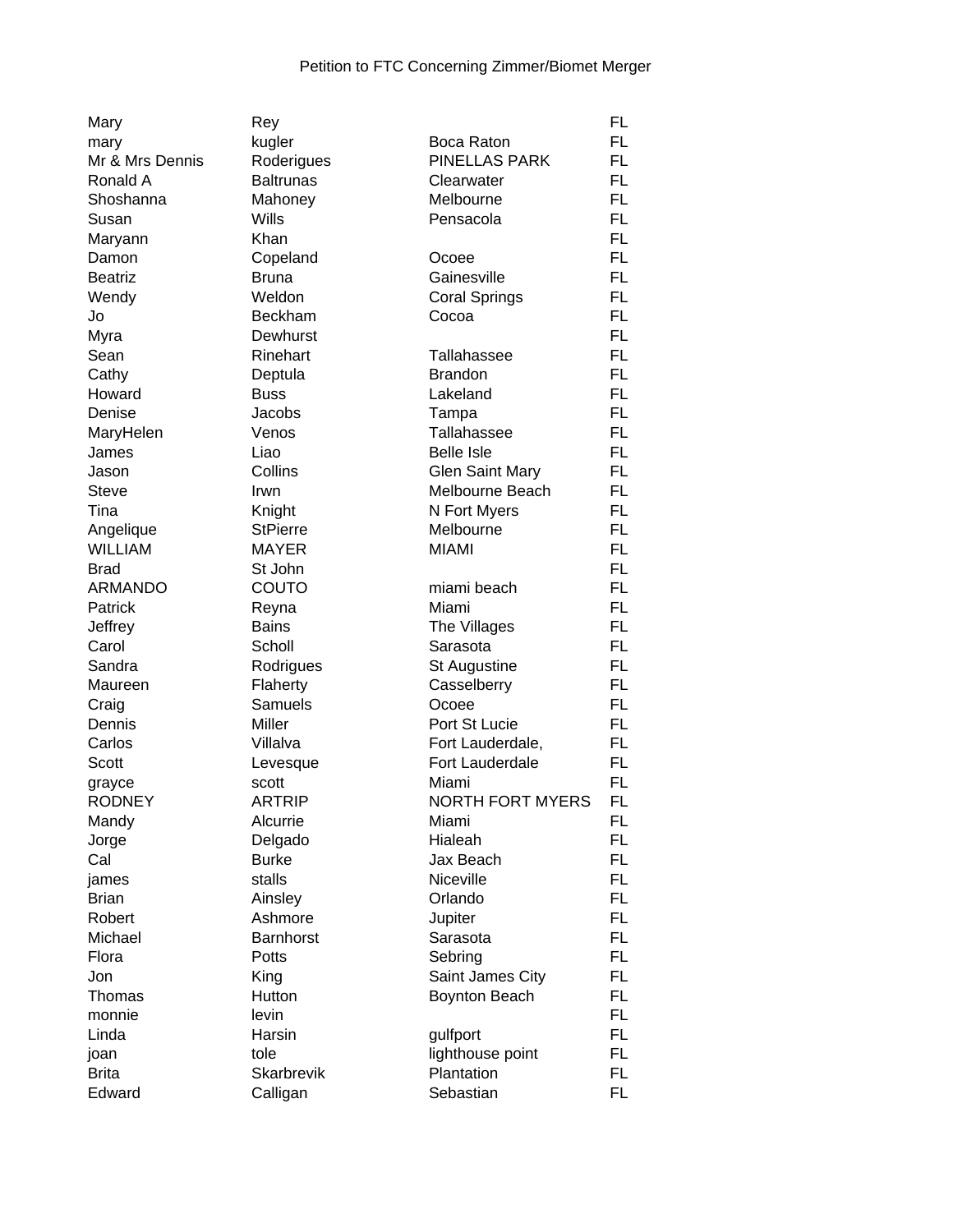Petition to FTC Concerning Zimmer/Biomet Merger

| | | | |
|---|---|---|---|
| Mary | Rey | | FL |
| mary | kugler | Boca Raton | FL |
| Mr & Mrs Dennis | Roderigues | PINELLAS PARK | FL |
| Ronald A | Baltrunas | Clearwater | FL |
| Shoshanna | Mahoney | Melbourne | FL |
| Susan | Wills | Pensacola | FL |
| Maryann | Khan | | FL |
| Damon | Copeland | Ocoee | FL |
| Beatriz | Bruna | Gainesville | FL |
| Wendy | Weldon | Coral Springs | FL |
| Jo | Beckham | Cocoa | FL |
| Myra | Dewhurst | | FL |
| Sean | Rinehart | Tallahassee | FL |
| Cathy | Deptula | Brandon | FL |
| Howard | Buss | Lakeland | FL |
| Denise | Jacobs | Tampa | FL |
| MaryHelen | Venos | Tallahassee | FL |
| James | Liao | Belle Isle | FL |
| Jason | Collins | Glen Saint Mary | FL |
| Steve | Irwn | Melbourne Beach | FL |
| Tina | Knight | N Fort Myers | FL |
| Angelique | StPierre | Melbourne | FL |
| WILLIAM | MAYER | MIAMI | FL |
| Brad | St John | | FL |
| ARMANDO | COUTO | miami beach | FL |
| Patrick | Reyna | Miami | FL |
| Jeffrey | Bains | The Villages | FL |
| Carol | Scholl | Sarasota | FL |
| Sandra | Rodrigues | St Augustine | FL |
| Maureen | Flaherty | Casselberry | FL |
| Craig | Samuels | Ocoee | FL |
| Dennis | Miller | Port St Lucie | FL |
| Carlos | Villalva | Fort Lauderdale, | FL |
| Scott | Levesque | Fort Lauderdale | FL |
| grayce | scott | Miami | FL |
| RODNEY | ARTRIP | NORTH FORT MYERS | FL |
| Mandy | Alcurrie | Miami | FL |
| Jorge | Delgado | Hialeah | FL |
| Cal | Burke | Jax Beach | FL |
| james | stalls | Niceville | FL |
| Brian | Ainsley | Orlando | FL |
| Robert | Ashmore | Jupiter | FL |
| Michael | Barnhorst | Sarasota | FL |
| Flora | Potts | Sebring | FL |
| Jon | King | Saint James City | FL |
| Thomas | Hutton | Boynton Beach | FL |
| monnie | levin | | FL |
| Linda | Harsin | gulfport | FL |
| joan | tole | lighthouse point | FL |
| Brita | Skarbrevik | Plantation | FL |
| Edward | Calligan | Sebastian | FL |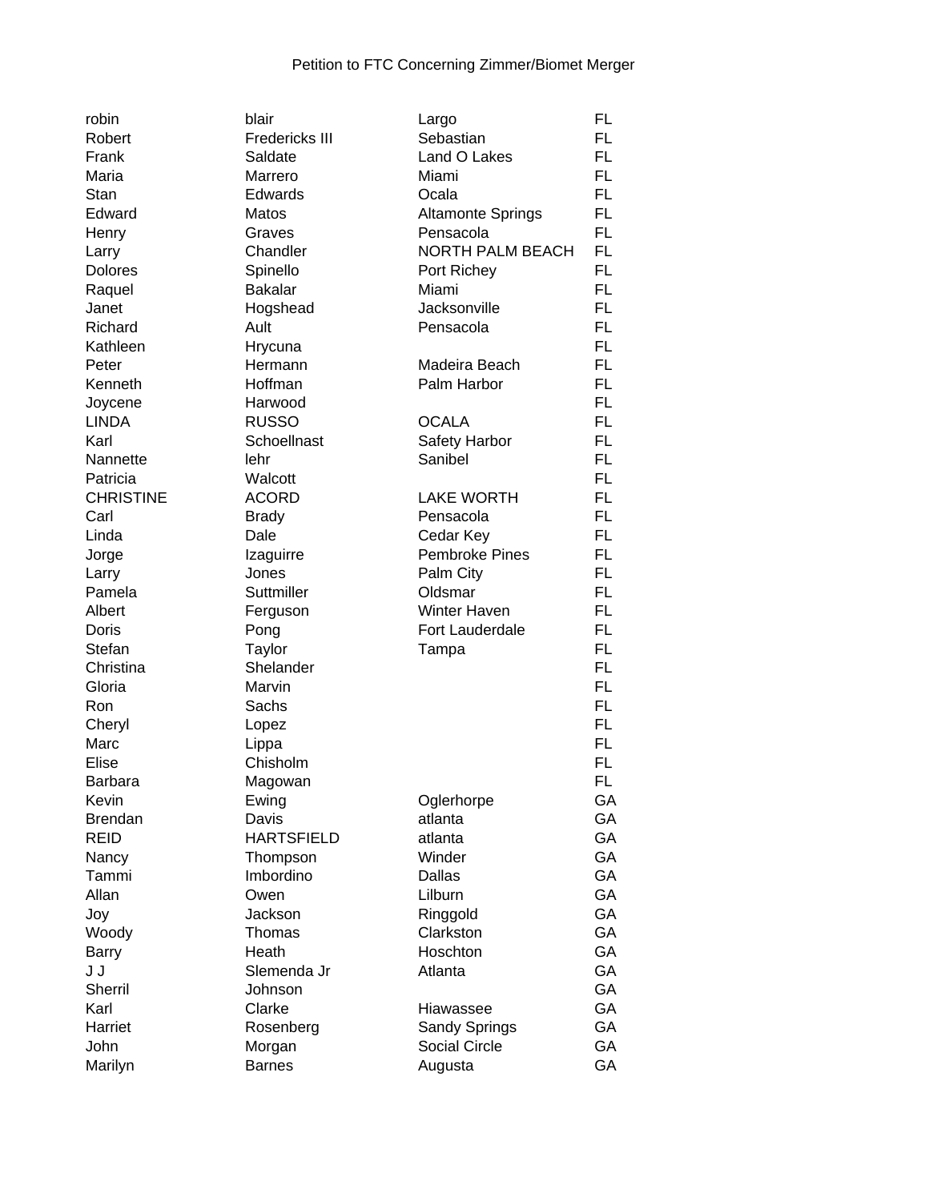Petition to FTC Concerning Zimmer/Biomet Merger

| | | | |
|---|---|---|---|
| robin | blair | Largo | FL |
| Robert | Fredericks III | Sebastian | FL |
| Frank | Saldate | Land O Lakes | FL |
| Maria | Marrero | Miami | FL |
| Stan | Edwards | Ocala | FL |
| Edward | Matos | Altamonte Springs | FL |
| Henry | Graves | Pensacola | FL |
| Larry | Chandler | NORTH PALM BEACH | FL |
| Dolores | Spinello | Port Richey | FL |
| Raquel | Bakalar | Miami | FL |
| Janet | Hogshead | Jacksonville | FL |
| Richard | Ault | Pensacola | FL |
| Kathleen | Hrycuna | | FL |
| Peter | Hermann | Madeira Beach | FL |
| Kenneth | Hoffman | Palm Harbor | FL |
| Joycene | Harwood | | FL |
| LINDA | RUSSO | OCALA | FL |
| Karl | Schoellnast | Safety Harbor | FL |
| Nannette | lehr | Sanibel | FL |
| Patricia | Walcott | | FL |
| CHRISTINE | ACORD | LAKE WORTH | FL |
| Carl | Brady | Pensacola | FL |
| Linda | Dale | Cedar Key | FL |
| Jorge | Izaguirre | Pembroke Pines | FL |
| Larry | Jones | Palm City | FL |
| Pamela | Suttmiller | Oldsmar | FL |
| Albert | Ferguson | Winter Haven | FL |
| Doris | Pong | Fort Lauderdale | FL |
| Stefan | Taylor | Tampa | FL |
| Christina | Shelander | | FL |
| Gloria | Marvin | | FL |
| Ron | Sachs | | FL |
| Cheryl | Lopez | | FL |
| Marc | Lippa | | FL |
| Elise | Chisholm | | FL |
| Barbara | Magowan | | FL |
| Kevin | Ewing | Oglerhorpe | GA |
| Brendan | Davis | atlanta | GA |
| REID | HARTSFIELD | atlanta | GA |
| Nancy | Thompson | Winder | GA |
| Tammi | Imbordino | Dallas | GA |
| Allan | Owen | Lilburn | GA |
| Joy | Jackson | Ringgold | GA |
| Woody | Thomas | Clarkston | GA |
| Barry | Heath | Hoschton | GA |
| J J | Slemenda Jr | Atlanta | GA |
| Sherril | Johnson | | GA |
| Karl | Clarke | Hiawassee | GA |
| Harriet | Rosenberg | Sandy Springs | GA |
| John | Morgan | Social Circle | GA |
| Marilyn | Barnes | Augusta | GA |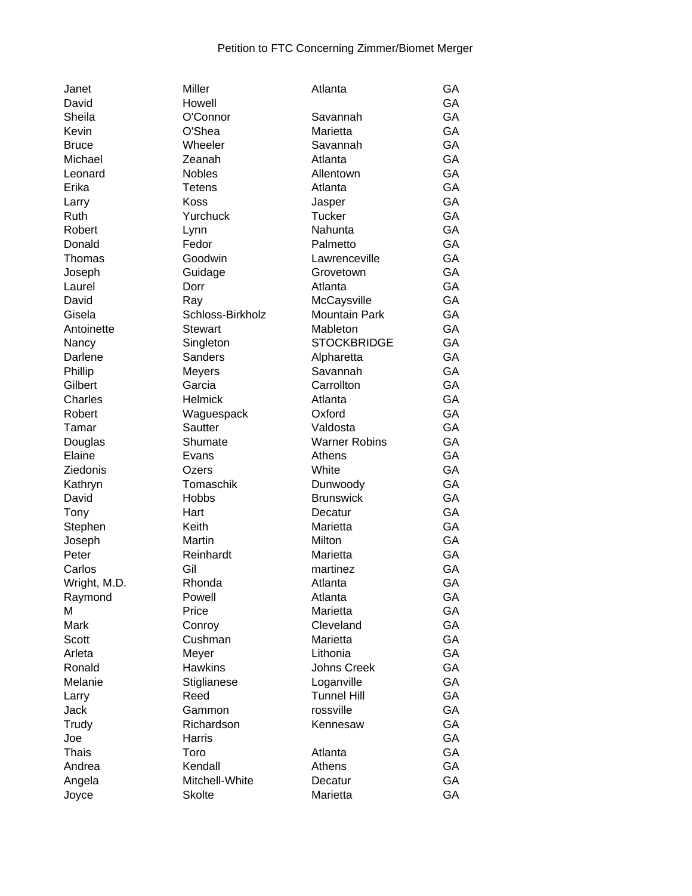Petition to FTC Concerning Zimmer/Biomet Merger

| | | | |
|---|---|---|---|
| Janet | Miller | Atlanta | GA |
| David | Howell | | GA |
| Sheila | O'Connor | Savannah | GA |
| Kevin | O'Shea | Marietta | GA |
| Bruce | Wheeler | Savannah | GA |
| Michael | Zeanah | Atlanta | GA |
| Leonard | Nobles | Allentown | GA |
| Erika | Tetens | Atlanta | GA |
| Larry | Koss | Jasper | GA |
| Ruth | Yurchuck | Tucker | GA |
| Robert | Lynn | Nahunta | GA |
| Donald | Fedor | Palmetto | GA |
| Thomas | Goodwin | Lawrenceville | GA |
| Joseph | Guidage | Grovetown | GA |
| Laurel | Dorr | Atlanta | GA |
| David | Ray | McCaysville | GA |
| Gisela | Schloss-Birkholz | Mountain Park | GA |
| Antoinette | Stewart | Mableton | GA |
| Nancy | Singleton | STOCKBRIDGE | GA |
| Darlene | Sanders | Alpharetta | GA |
| Phillip | Meyers | Savannah | GA |
| Gilbert | Garcia | Carrollton | GA |
| Charles | Helmick | Atlanta | GA |
| Robert | Waguespack | Oxford | GA |
| Tamar | Sautter | Valdosta | GA |
| Douglas | Shumate | Warner Robins | GA |
| Elaine | Evans | Athens | GA |
| Ziedonis | Ozers | White | GA |
| Kathryn | Tomaschik | Dunwoody | GA |
| David | Hobbs | Brunswick | GA |
| Tony | Hart | Decatur | GA |
| Stephen | Keith | Marietta | GA |
| Joseph | Martin | Milton | GA |
| Peter | Reinhardt | Marietta | GA |
| Carlos | Gil | martinez | GA |
| Wright, M.D. | Rhonda | Atlanta | GA |
| Raymond | Powell | Atlanta | GA |
| M | Price | Marietta | GA |
| Mark | Conroy | Cleveland | GA |
| Scott | Cushman | Marietta | GA |
| Arleta | Meyer | Lithonia | GA |
| Ronald | Hawkins | Johns Creek | GA |
| Melanie | Stiglianese | Loganville | GA |
| Larry | Reed | Tunnel Hill | GA |
| Jack | Gammon | rossville | GA |
| Trudy | Richardson | Kennesaw | GA |
| Joe | Harris | | GA |
| Thais | Toro | Atlanta | GA |
| Andrea | Kendall | Athens | GA |
| Angela | Mitchell-White | Decatur | GA |
| Joyce | Skolte | Marietta | GA |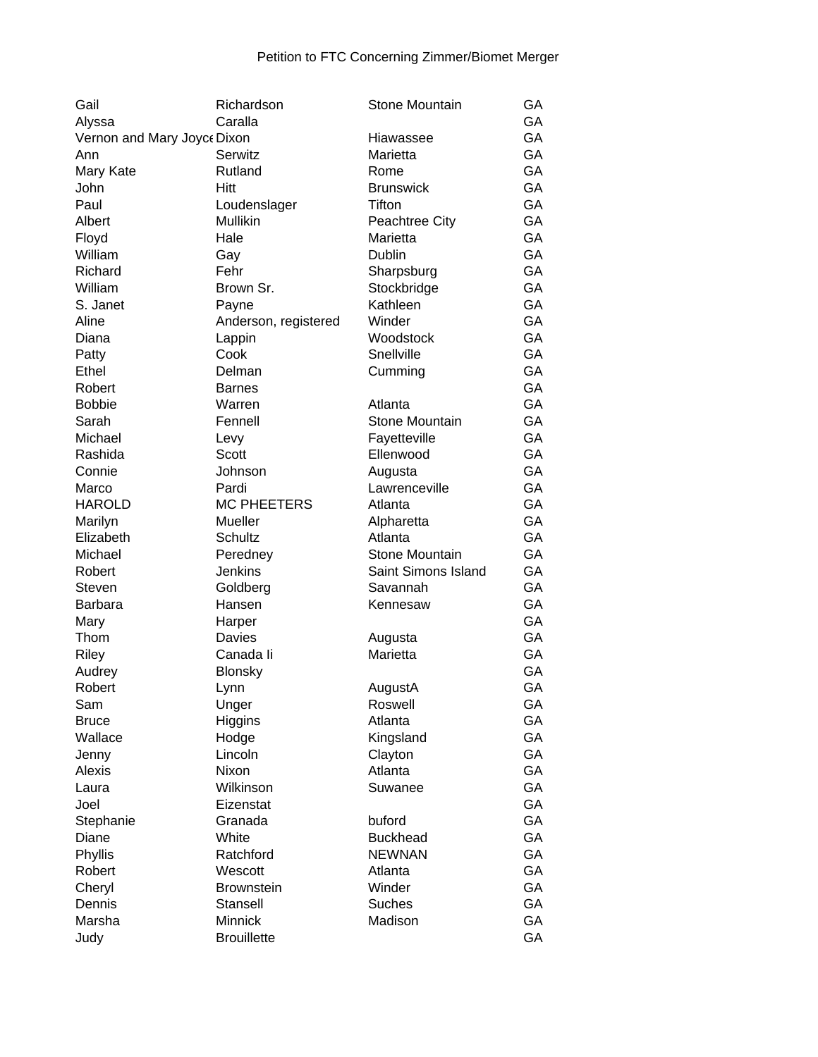Petition to FTC Concerning Zimmer/Biomet Merger

| | | | |
|---|---|---|---|
| Gail | Richardson | Stone Mountain | GA |
| Alyssa | Caralla | | GA |
| Vernon and Mary Joyce | Dixon | Hiawassee | GA |
| Ann | Serwitz | Marietta | GA |
| Mary Kate | Rutland | Rome | GA |
| John | Hitt | Brunswick | GA |
| Paul | Loudenslager | Tifton | GA |
| Albert | Mullikin | Peachtree City | GA |
| Floyd | Hale | Marietta | GA |
| William | Gay | Dublin | GA |
| Richard | Fehr | Sharpsburg | GA |
| William | Brown Sr. | Stockbridge | GA |
| S. Janet | Payne | Kathleen | GA |
| Aline | Anderson, registered | Winder | GA |
| Diana | Lappin | Woodstock | GA |
| Patty | Cook | Snellville | GA |
| Ethel | Delman | Cumming | GA |
| Robert | Barnes | | GA |
| Bobbie | Warren | Atlanta | GA |
| Sarah | Fennell | Stone Mountain | GA |
| Michael | Levy | Fayetteville | GA |
| Rashida | Scott | Ellenwood | GA |
| Connie | Johnson | Augusta | GA |
| Marco | Pardi | Lawrenceville | GA |
| HAROLD | MC PHEETERS | Atlanta | GA |
| Marilyn | Mueller | Alpharetta | GA |
| Elizabeth | Schultz | Atlanta | GA |
| Michael | Peredney | Stone Mountain | GA |
| Robert | Jenkins | Saint Simons Island | GA |
| Steven | Goldberg | Savannah | GA |
| Barbara | Hansen | Kennesaw | GA |
| Mary | Harper | | GA |
| Thom | Davies | Augusta | GA |
| Riley | Canada Ii | Marietta | GA |
| Audrey | Blonsky | | GA |
| Robert | Lynn | AugustA | GA |
| Sam | Unger | Roswell | GA |
| Bruce | Higgins | Atlanta | GA |
| Wallace | Hodge | Kingsland | GA |
| Jenny | Lincoln | Clayton | GA |
| Alexis | Nixon | Atlanta | GA |
| Laura | Wilkinson | Suwanee | GA |
| Joel | Eizenstat | | GA |
| Stephanie | Granada | buford | GA |
| Diane | White | Buckhead | GA |
| Phyllis | Ratchford | NEWNAN | GA |
| Robert | Wescott | Atlanta | GA |
| Cheryl | Brownstein | Winder | GA |
| Dennis | Stansell | Suches | GA |
| Marsha | Minnick | Madison | GA |
| Judy | Brouillette | | GA |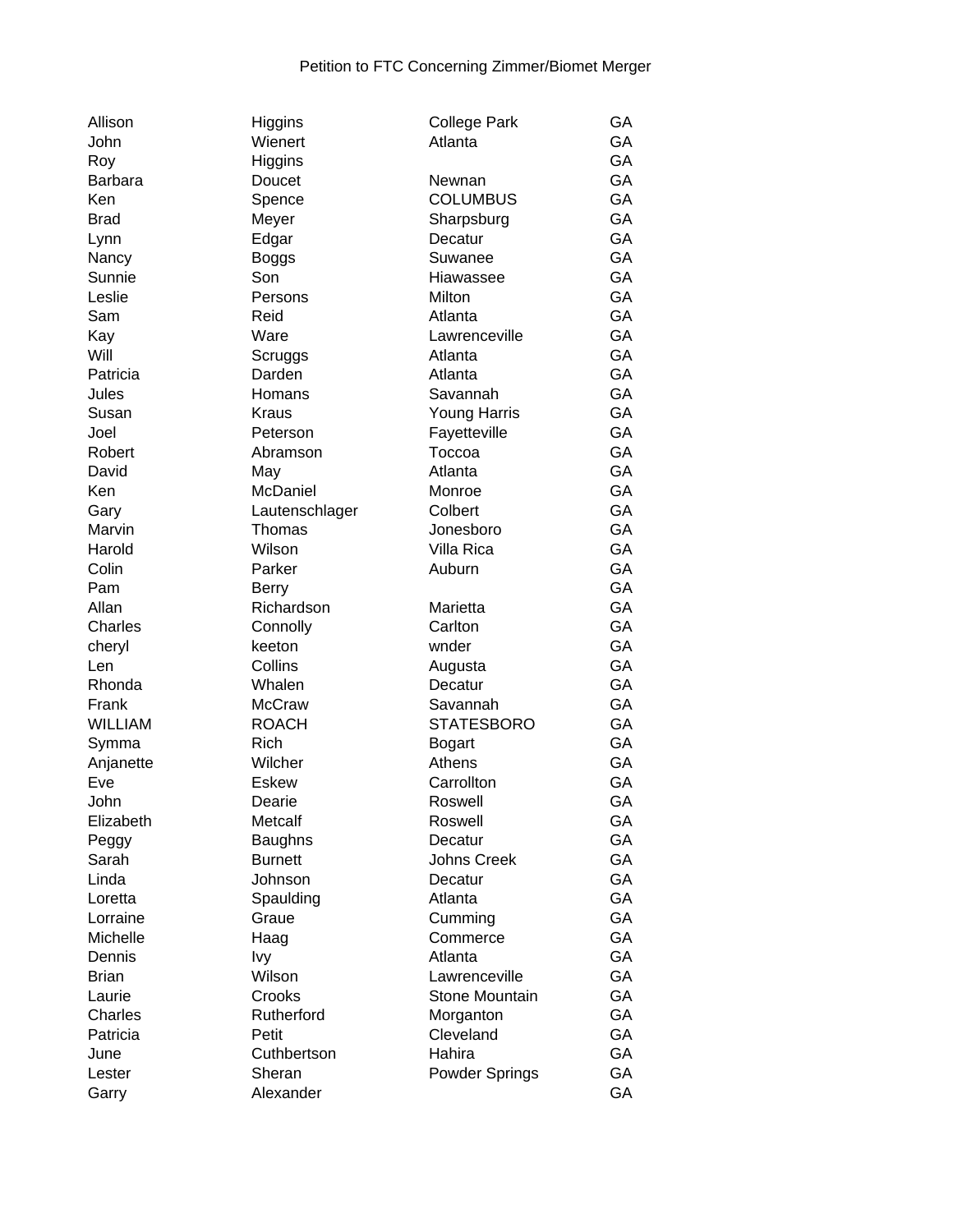Petition to FTC Concerning Zimmer/Biomet Merger

| | | | |
|---|---|---|---|
| Allison | Higgins | College Park | GA |
| John | Wienert | Atlanta | GA |
| Roy | Higgins | | GA |
| Barbara | Doucet | Newnan | GA |
| Ken | Spence | COLUMBUS | GA |
| Brad | Meyer | Sharpsburg | GA |
| Lynn | Edgar | Decatur | GA |
| Nancy | Boggs | Suwanee | GA |
| Sunnie | Son | Hiawassee | GA |
| Leslie | Persons | Milton | GA |
| Sam | Reid | Atlanta | GA |
| Kay | Ware | Lawrenceville | GA |
| Will | Scruggs | Atlanta | GA |
| Patricia | Darden | Atlanta | GA |
| Jules | Homans | Savannah | GA |
| Susan | Kraus | Young Harris | GA |
| Joel | Peterson | Fayetteville | GA |
| Robert | Abramson | Toccoa | GA |
| David | May | Atlanta | GA |
| Ken | McDaniel | Monroe | GA |
| Gary | Lautenschlager | Colbert | GA |
| Marvin | Thomas | Jonesboro | GA |
| Harold | Wilson | Villa Rica | GA |
| Colin | Parker | Auburn | GA |
| Pam | Berry | | GA |
| Allan | Richardson | Marietta | GA |
| Charles | Connolly | Carlton | GA |
| cheryl | keeton | wnder | GA |
| Len | Collins | Augusta | GA |
| Rhonda | Whalen | Decatur | GA |
| Frank | McCraw | Savannah | GA |
| WILLIAM | ROACH | STATESBORO | GA |
| Symma | Rich | Bogart | GA |
| Anjanette | Wilcher | Athens | GA |
| Eve | Eskew | Carrollton | GA |
| John | Dearie | Roswell | GA |
| Elizabeth | Metcalf | Roswell | GA |
| Peggy | Baughns | Decatur | GA |
| Sarah | Burnett | Johns Creek | GA |
| Linda | Johnson | Decatur | GA |
| Loretta | Spaulding | Atlanta | GA |
| Lorraine | Graue | Cumming | GA |
| Michelle | Haag | Commerce | GA |
| Dennis | Ivy | Atlanta | GA |
| Brian | Wilson | Lawrenceville | GA |
| Laurie | Crooks | Stone Mountain | GA |
| Charles | Rutherford | Morganton | GA |
| Patricia | Petit | Cleveland | GA |
| June | Cuthbertson | Hahira | GA |
| Lester | Sheran | Powder Springs | GA |
| Garry | Alexander | | GA |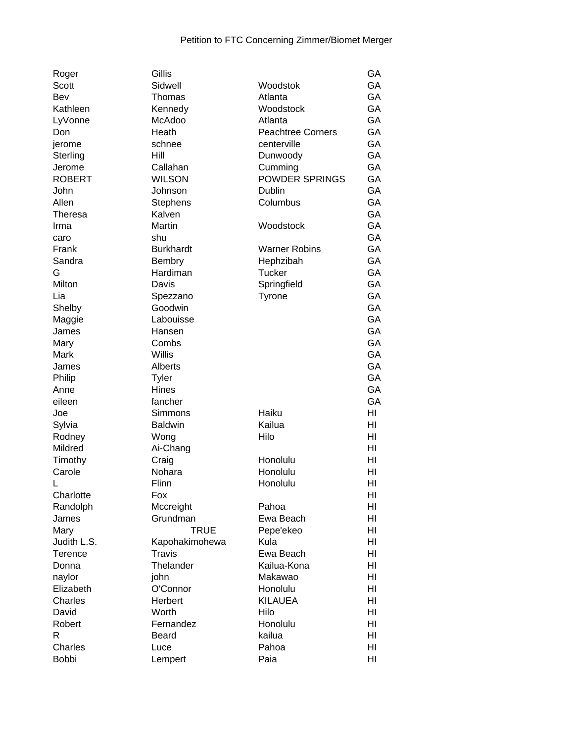Petition to FTC Concerning Zimmer/Biomet Merger

| | | | |
|---|---|---|---|
| Roger | Gillis | | GA |
| Scott | Sidwell | Woodstok | GA |
| Bev | Thomas | Atlanta | GA |
| Kathleen | Kennedy | Woodstock | GA |
| LyVonne | McAdoo | Atlanta | GA |
| Don | Heath | Peachtree Corners | GA |
| jerome | schnee | centerville | GA |
| Sterling | Hill | Dunwoody | GA |
| Jerome | Callahan | Cumming | GA |
| ROBERT | WILSON | POWDER SPRINGS | GA |
| John | Johnson | Dublin | GA |
| Allen | Stephens | Columbus | GA |
| Theresa | Kalven | | GA |
| Irma | Martin | Woodstock | GA |
| caro | shu | | GA |
| Frank | Burkhardt | Warner Robins | GA |
| Sandra | Bembry | Hephzibah | GA |
| G | Hardiman | Tucker | GA |
| Milton | Davis | Springfield | GA |
| Lia | Spezzano | Tyrone | GA |
| Shelby | Goodwin | | GA |
| Maggie | Labouisse | | GA |
| James | Hansen | | GA |
| Mary | Combs | | GA |
| Mark | Willis | | GA |
| James | Alberts | | GA |
| Philip | Tyler | | GA |
| Anne | Hines | | GA |
| eileen | fancher | | GA |
| Joe | Simmons | Haiku | HI |
| Sylvia | Baldwin | Kailua | HI |
| Rodney | Wong | Hilo | HI |
| Mildred | Ai-Chang | | HI |
| Timothy | Craig | Honolulu | HI |
| Carole | Nohara | Honolulu | HI |
| L | Flinn | Honolulu | HI |
| Charlotte | Fox | | HI |
| Randolph | Mccreight | Pahoa | HI |
| James | Grundman | Ewa Beach | HI |
| Mary | TRUE | Pepe'ekeo | HI |
| Judith L.S. | Kapohakimohewa | Kula | HI |
| Terence | Travis | Ewa Beach | HI |
| Donna | Thelander | Kailua-Kona | HI |
| naylor | john | Makawao | HI |
| Elizabeth | O'Connor | Honolulu | HI |
| Charles | Herbert | KILAUEA | HI |
| David | Worth | Hilo | HI |
| Robert | Fernandez | Honolulu | HI |
| R | Beard | kailua | HI |
| Charles | Luce | Pahoa | HI |
| Bobbi | Lempert | Paia | HI |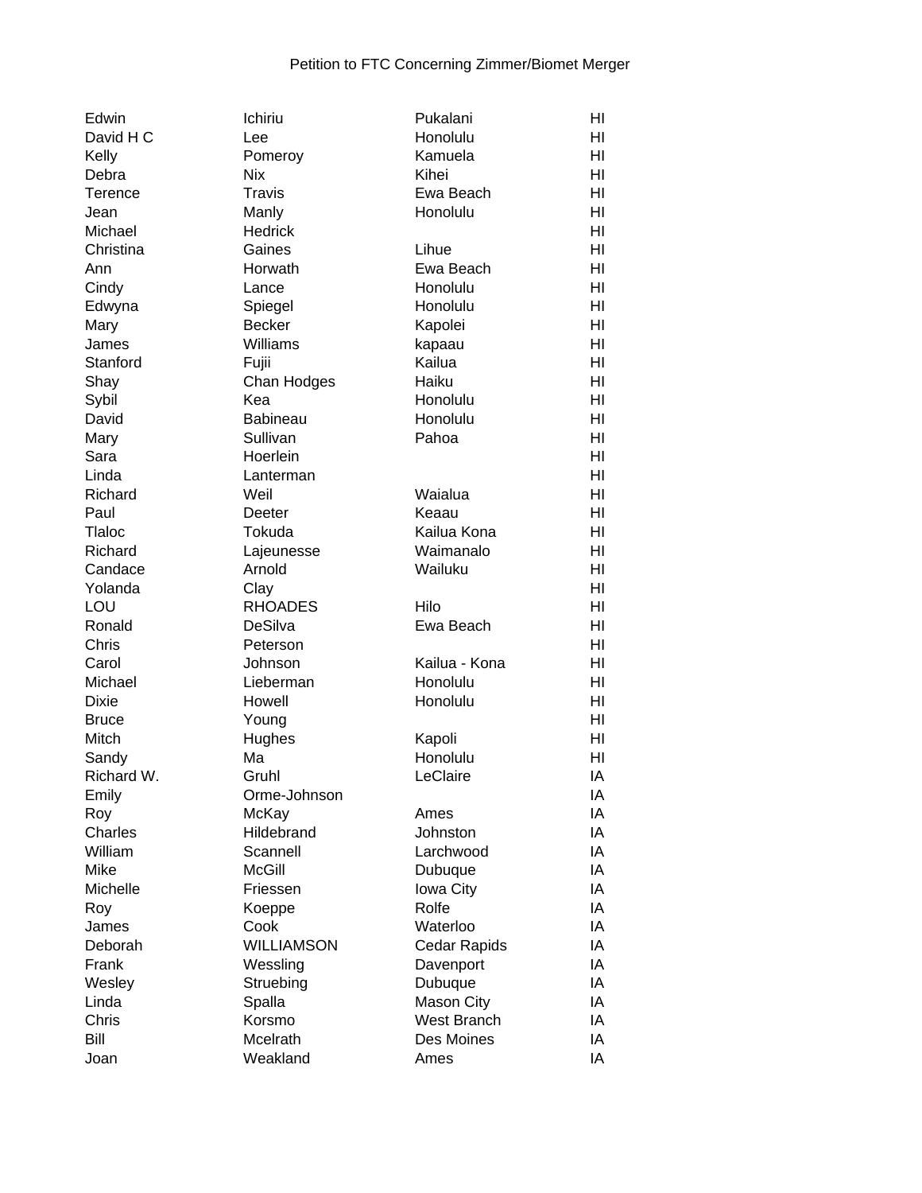Petition to FTC Concerning Zimmer/Biomet Merger

| | | | |
|---|---|---|---|
| Edwin | Ichiriu | Pukalani | HI |
| David H C | Lee | Honolulu | HI |
| Kelly | Pomeroy | Kamuela | HI |
| Debra | Nix | Kihei | HI |
| Terence | Travis | Ewa Beach | HI |
| Jean | Manly | Honolulu | HI |
| Michael | Hedrick | | HI |
| Christina | Gaines | Lihue | HI |
| Ann | Horwath | Ewa Beach | HI |
| Cindy | Lance | Honolulu | HI |
| Edwyna | Spiegel | Honolulu | HI |
| Mary | Becker | Kapolei | HI |
| James | Williams | kapaau | HI |
| Stanford | Fujii | Kailua | HI |
| Shay | Chan Hodges | Haiku | HI |
| Sybil | Kea | Honolulu | HI |
| David | Babineau | Honolulu | HI |
| Mary | Sullivan | Pahoa | HI |
| Sara | Hoerlein | | HI |
| Linda | Lanterman | | HI |
| Richard | Weil | Waialua | HI |
| Paul | Deeter | Keaau | HI |
| Tlaloc | Tokuda | Kailua Kona | HI |
| Richard | Lajeunesse | Waimanalo | HI |
| Candace | Arnold | Wailuku | HI |
| Yolanda | Clay | | HI |
| LOU | RHOADES | Hilo | HI |
| Ronald | DeSilva | Ewa Beach | HI |
| Chris | Peterson | | HI |
| Carol | Johnson | Kailua - Kona | HI |
| Michael | Lieberman | Honolulu | HI |
| Dixie | Howell | Honolulu | HI |
| Bruce | Young | | HI |
| Mitch | Hughes | Kapoli | HI |
| Sandy | Ma | Honolulu | HI |
| Richard W. | Gruhl | LeClaire | IA |
| Emily | Orme-Johnson | | IA |
| Roy | McKay | Ames | IA |
| Charles | Hildebrand | Johnston | IA |
| William | Scannell | Larchwood | IA |
| Mike | McGill | Dubuque | IA |
| Michelle | Friessen | Iowa City | IA |
| Roy | Koeppe | Rolfe | IA |
| James | Cook | Waterloo | IA |
| Deborah | WILLIAMSON | Cedar Rapids | IA |
| Frank | Wessling | Davenport | IA |
| Wesley | Struebing | Dubuque | IA |
| Linda | Spalla | Mason City | IA |
| Chris | Korsmo | West Branch | IA |
| Bill | Mcelrath | Des Moines | IA |
| Joan | Weakland | Ames | IA |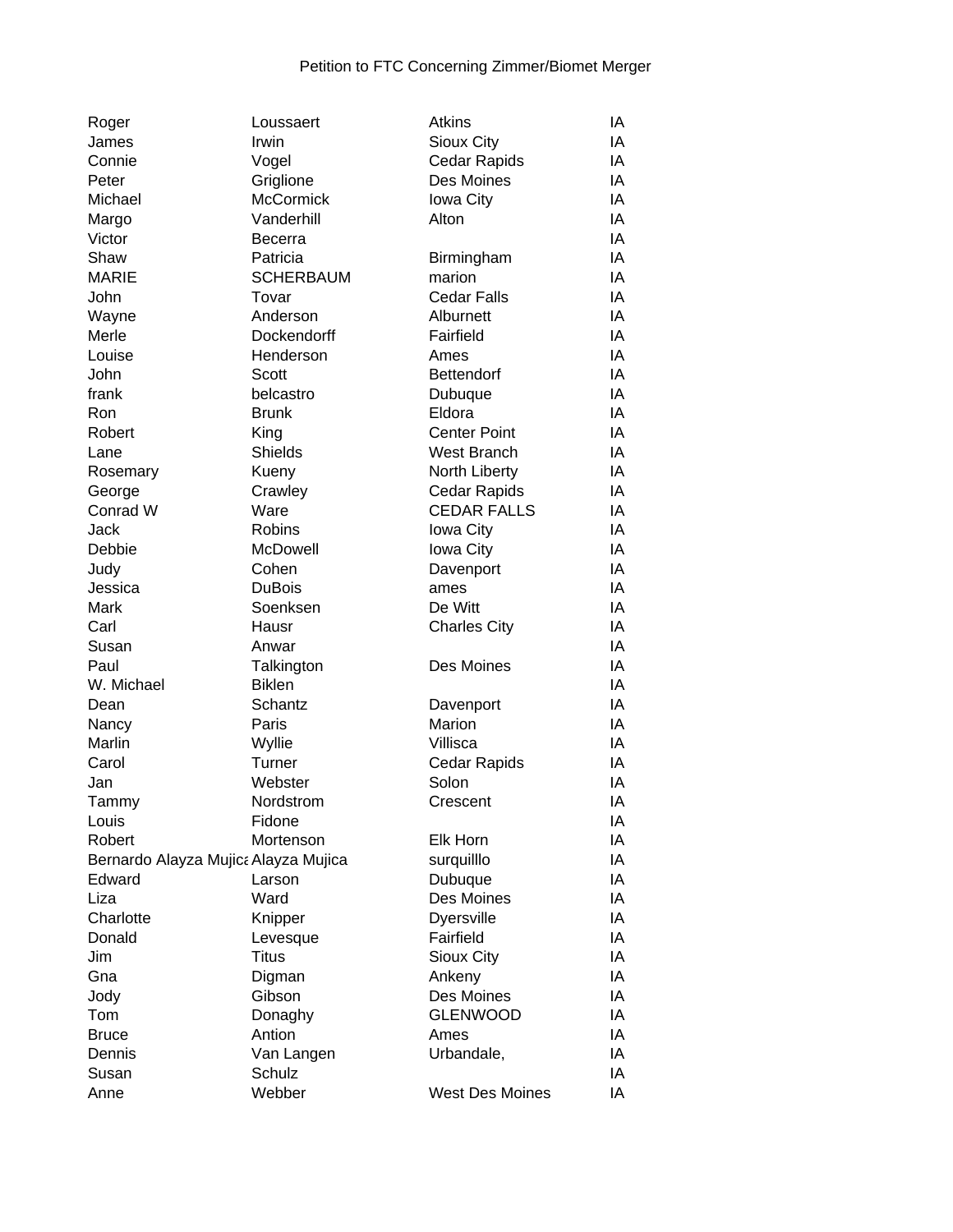Petition to FTC Concerning Zimmer/Biomet Merger

| | | | |
|---|---|---|---|
| Roger | Loussaert | Atkins | IA |
| James | Irwin | Sioux City | IA |
| Connie | Vogel | Cedar Rapids | IA |
| Peter | Griglione | Des Moines | IA |
| Michael | McCormick | Iowa City | IA |
| Margo | Vanderhill | Alton | IA |
| Victor | Becerra | | IA |
| Shaw | Patricia | Birmingham | IA |
| MARIE | SCHERBAUM | marion | IA |
| John | Tovar | Cedar Falls | IA |
| Wayne | Anderson | Alburnett | IA |
| Merle | Dockendorff | Fairfield | IA |
| Louise | Henderson | Ames | IA |
| John | Scott | Bettendorf | IA |
| frank | belcastro | Dubuque | IA |
| Ron | Brunk | Eldora | IA |
| Robert | King | Center Point | IA |
| Lane | Shields | West Branch | IA |
| Rosemary | Kueny | North Liberty | IA |
| George | Crawley | Cedar Rapids | IA |
| Conrad W | Ware | CEDAR FALLS | IA |
| Jack | Robins | Iowa City | IA |
| Debbie | McDowell | Iowa City | IA |
| Judy | Cohen | Davenport | IA |
| Jessica | DuBois | ames | IA |
| Mark | Soenksen | De Witt | IA |
| Carl | Hausr | Charles City | IA |
| Susan | Anwar | | IA |
| Paul | Talkington | Des Moines | IA |
| W. Michael | Biklen | | IA |
| Dean | Schantz | Davenport | IA |
| Nancy | Paris | Marion | IA |
| Marlin | Wyllie | Villisca | IA |
| Carol | Turner | Cedar Rapids | IA |
| Jan | Webster | Solon | IA |
| Tammy | Nordstrom | Crescent | IA |
| Louis | Fidone | | IA |
| Robert | Mortenson | Elk Horn | IA |
| Bernardo Alayza Mujica | Alayza Mujica | surquilllo | IA |
| Edward | Larson | Dubuque | IA |
| Liza | Ward | Des Moines | IA |
| Charlotte | Knipper | Dyersville | IA |
| Donald | Levesque | Fairfield | IA |
| Jim | Titus | Sioux City | IA |
| Gna | Digman | Ankeny | IA |
| Jody | Gibson | Des Moines | IA |
| Tom | Donaghy | GLENWOOD | IA |
| Bruce | Antion | Ames | IA |
| Dennis | Van Langen | Urbandale, | IA |
| Susan | Schulz | | IA |
| Anne | Webber | West Des Moines | IA |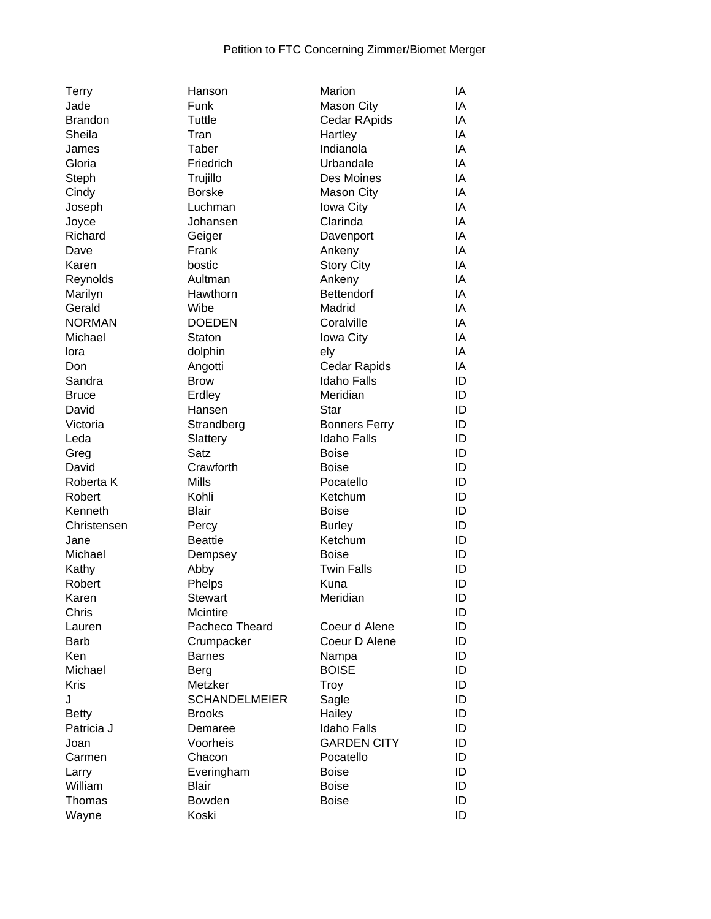Petition to FTC Concerning Zimmer/Biomet Merger

| | | | |
|---|---|---|---|
| Terry | Hanson | Marion | IA |
| Jade | Funk | Mason City | IA |
| Brandon | Tuttle | Cedar RApids | IA |
| Sheila | Tran | Hartley | IA |
| James | Taber | Indianola | IA |
| Gloria | Friedrich | Urbandale | IA |
| Steph | Trujillo | Des Moines | IA |
| Cindy | Borske | Mason City | IA |
| Joseph | Luchman | Iowa City | IA |
| Joyce | Johansen | Clarinda | IA |
| Richard | Geiger | Davenport | IA |
| Dave | Frank | Ankeny | IA |
| Karen | bostic | Story City | IA |
| Reynolds | Aultman | Ankeny | IA |
| Marilyn | Hawthorn | Bettendorf | IA |
| Gerald | Wibe | Madrid | IA |
| NORMAN | DOEDEN | Coralville | IA |
| Michael | Staton | Iowa City | IA |
| lora | dolphin | ely | IA |
| Don | Angotti | Cedar Rapids | IA |
| Sandra | Brow | Idaho Falls | ID |
| Bruce | Erdley | Meridian | ID |
| David | Hansen | Star | ID |
| Victoria | Strandberg | Bonners Ferry | ID |
| Leda | Slattery | Idaho Falls | ID |
| Greg | Satz | Boise | ID |
| David | Crawforth | Boise | ID |
| Roberta K | Mills | Pocatello | ID |
| Robert | Kohli | Ketchum | ID |
| Kenneth | Blair | Boise | ID |
| Christensen | Percy | Burley | ID |
| Jane | Beattie | Ketchum | ID |
| Michael | Dempsey | Boise | ID |
| Kathy | Abby | Twin Falls | ID |
| Robert | Phelps | Kuna | ID |
| Karen | Stewart | Meridian | ID |
| Chris | Mcintire | | ID |
| Lauren | Pacheco Theard | Coeur d Alene | ID |
| Barb | Crumpacker | Coeur D Alene | ID |
| Ken | Barnes | Nampa | ID |
| Michael | Berg | BOISE | ID |
| Kris | Metzker | Troy | ID |
| J | SCHANDELMEIER | Sagle | ID |
| Betty | Brooks | Hailey | ID |
| Patricia J | Demaree | Idaho Falls | ID |
| Joan | Voorheis | GARDEN CITY | ID |
| Carmen | Chacon | Pocatello | ID |
| Larry | Everingham | Boise | ID |
| William | Blair | Boise | ID |
| Thomas | Bowden | Boise | ID |
| Wayne | Koski | | ID |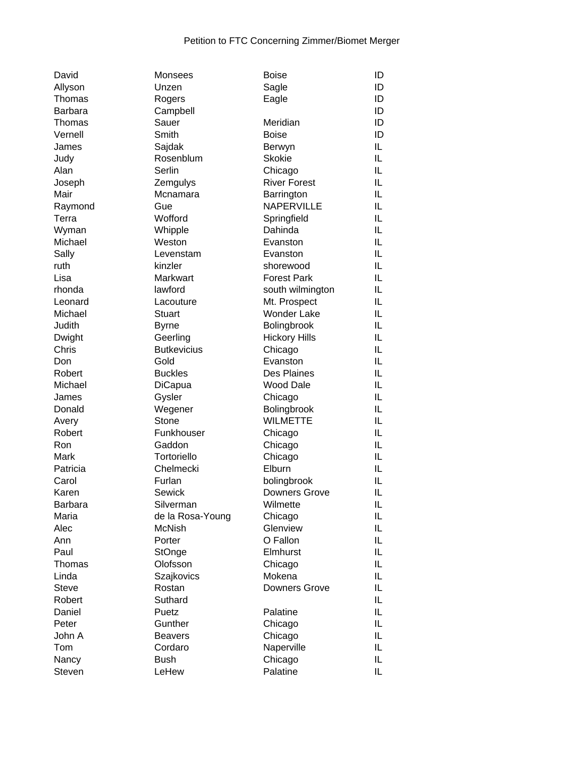Petition to FTC Concerning Zimmer/Biomet Merger

| | | | |
|---|---|---|---|
| David | Monsees | Boise | ID |
| Allyson | Unzen | Sagle | ID |
| Thomas | Rogers | Eagle | ID |
| Barbara | Campbell | | ID |
| Thomas | Sauer | Meridian | ID |
| Vernell | Smith | Boise | ID |
| James | Sajdak | Berwyn | IL |
| Judy | Rosenblum | Skokie | IL |
| Alan | Serlin | Chicago | IL |
| Joseph | Zemgulys | River Forest | IL |
| Mair | Mcnamara | Barrington | IL |
| Raymond | Gue | NAPERVILLE | IL |
| Terra | Wofford | Springfield | IL |
| Wyman | Whipple | Dahinda | IL |
| Michael | Weston | Evanston | IL |
| Sally | Levenstam | Evanston | IL |
| ruth | kinzler | shorewood | IL |
| Lisa | Markwart | Forest Park | IL |
| rhonda | lawford | south wilmington | IL |
| Leonard | Lacouture | Mt. Prospect | IL |
| Michael | Stuart | Wonder Lake | IL |
| Judith | Byrne | Bolingbrook | IL |
| Dwight | Geerling | Hickory Hills | IL |
| Chris | Butkevicius | Chicago | IL |
| Don | Gold | Evanston | IL |
| Robert | Buckles | Des Plaines | IL |
| Michael | DiCapua | Wood Dale | IL |
| James | Gysler | Chicago | IL |
| Donald | Wegener | Bolingbrook | IL |
| Avery | Stone | WILMETTE | IL |
| Robert | Funkhouser | Chicago | IL |
| Ron | Gaddon | Chicago | IL |
| Mark | Tortoriello | Chicago | IL |
| Patricia | Chelmecki | Elburn | IL |
| Carol | Furlan | bolingbrook | IL |
| Karen | Sewick | Downers Grove | IL |
| Barbara | Silverman | Wilmette | IL |
| Maria | de la Rosa-Young | Chicago | IL |
| Alec | McNish | Glenview | IL |
| Ann | Porter | O Fallon | IL |
| Paul | StOnge | Elmhurst | IL |
| Thomas | Olofsson | Chicago | IL |
| Linda | Szajkovics | Mokena | IL |
| Steve | Rostan | Downers Grove | IL |
| Robert | Suthard | | IL |
| Daniel | Puetz | Palatine | IL |
| Peter | Gunther | Chicago | IL |
| John A | Beavers | Chicago | IL |
| Tom | Cordaro | Naperville | IL |
| Nancy | Bush | Chicago | IL |
| Steven | LeHew | Palatine | IL |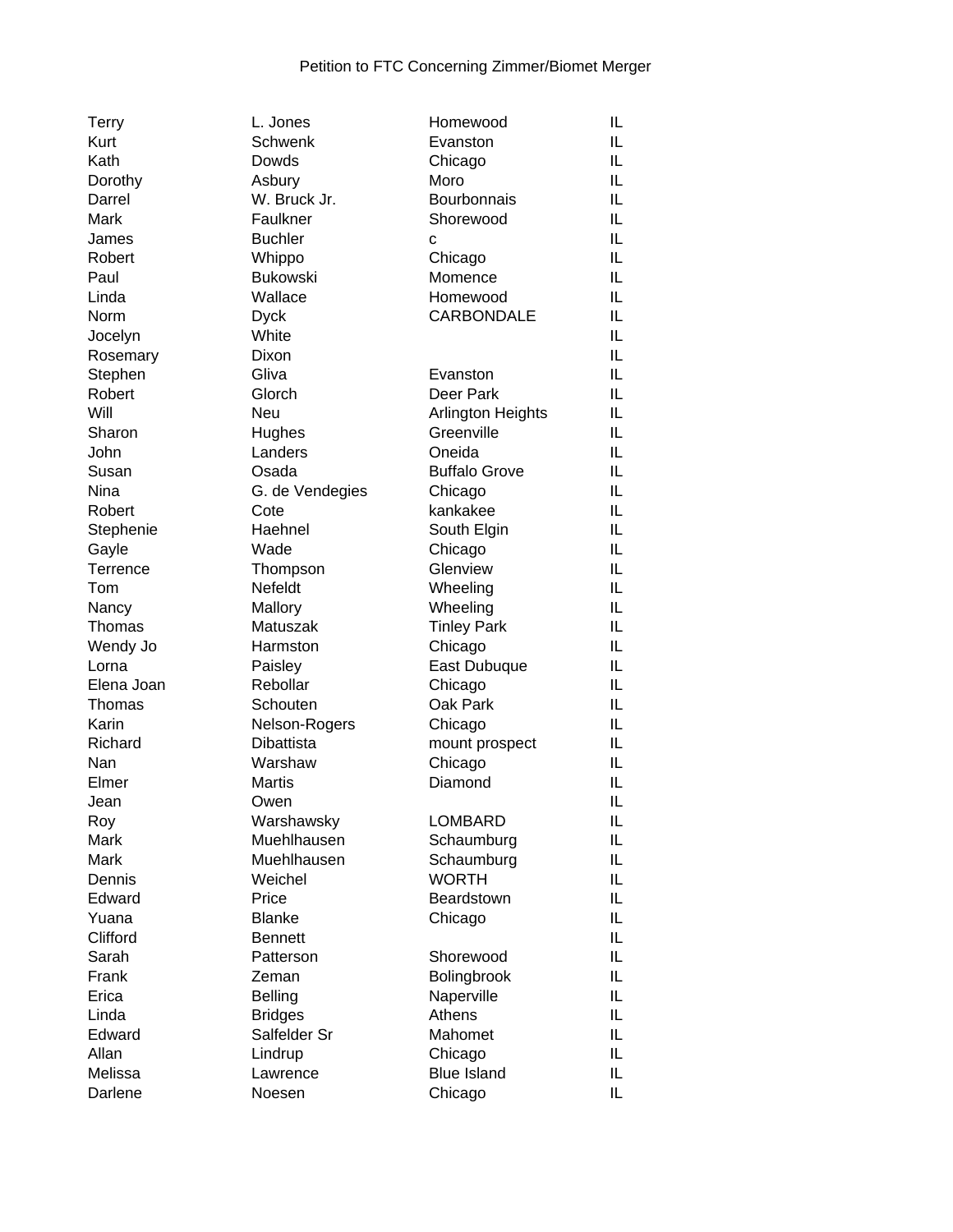Petition to FTC Concerning Zimmer/Biomet Merger

| | | | |
|---|---|---|---|
| Terry | L. Jones | Homewood | IL |
| Kurt | Schwenk | Evanston | IL |
| Kath | Dowds | Chicago | IL |
| Dorothy | Asbury | Moro | IL |
| Darrel | W. Bruck Jr. | Bourbonnais | IL |
| Mark | Faulkner | Shorewood | IL |
| James | Buchler | c | IL |
| Robert | Whippo | Chicago | IL |
| Paul | Bukowski | Momence | IL |
| Linda | Wallace | Homewood | IL |
| Norm | Dyck | CARBONDALE | IL |
| Jocelyn | White | | IL |
| Rosemary | Dixon | | IL |
| Stephen | Gliva | Evanston | IL |
| Robert | Glorch | Deer Park | IL |
| Will | Neu | Arlington Heights | IL |
| Sharon | Hughes | Greenville | IL |
| John | Landers | Oneida | IL |
| Susan | Osada | Buffalo Grove | IL |
| Nina | G. de Vendegies | Chicago | IL |
| Robert | Cote | kankakee | IL |
| Stephenie | Haehnel | South Elgin | IL |
| Gayle | Wade | Chicago | IL |
| Terrence | Thompson | Glenview | IL |
| Tom | Nefeldt | Wheeling | IL |
| Nancy | Mallory | Wheeling | IL |
| Thomas | Matuszak | Tinley Park | IL |
| Wendy Jo | Harmston | Chicago | IL |
| Lorna | Paisley | East Dubuque | IL |
| Elena Joan | Rebollar | Chicago | IL |
| Thomas | Schouten | Oak Park | IL |
| Karin | Nelson-Rogers | Chicago | IL |
| Richard | Dibattista | mount prospect | IL |
| Nan | Warshaw | Chicago | IL |
| Elmer | Martis | Diamond | IL |
| Jean | Owen | | IL |
| Roy | Warshawsky | LOMBARD | IL |
| Mark | Muehlhausen | Schaumburg | IL |
| Mark | Muehlhausen | Schaumburg | IL |
| Dennis | Weichel | WORTH | IL |
| Edward | Price | Beardstown | IL |
| Yuana | Blanke | Chicago | IL |
| Clifford | Bennett | | IL |
| Sarah | Patterson | Shorewood | IL |
| Frank | Zeman | Bolingbrook | IL |
| Erica | Belling | Naperville | IL |
| Linda | Bridges | Athens | IL |
| Edward | Salfelder Sr | Mahomet | IL |
| Allan | Lindrup | Chicago | IL |
| Melissa | Lawrence | Blue Island | IL |
| Darlene | Noesen | Chicago | IL |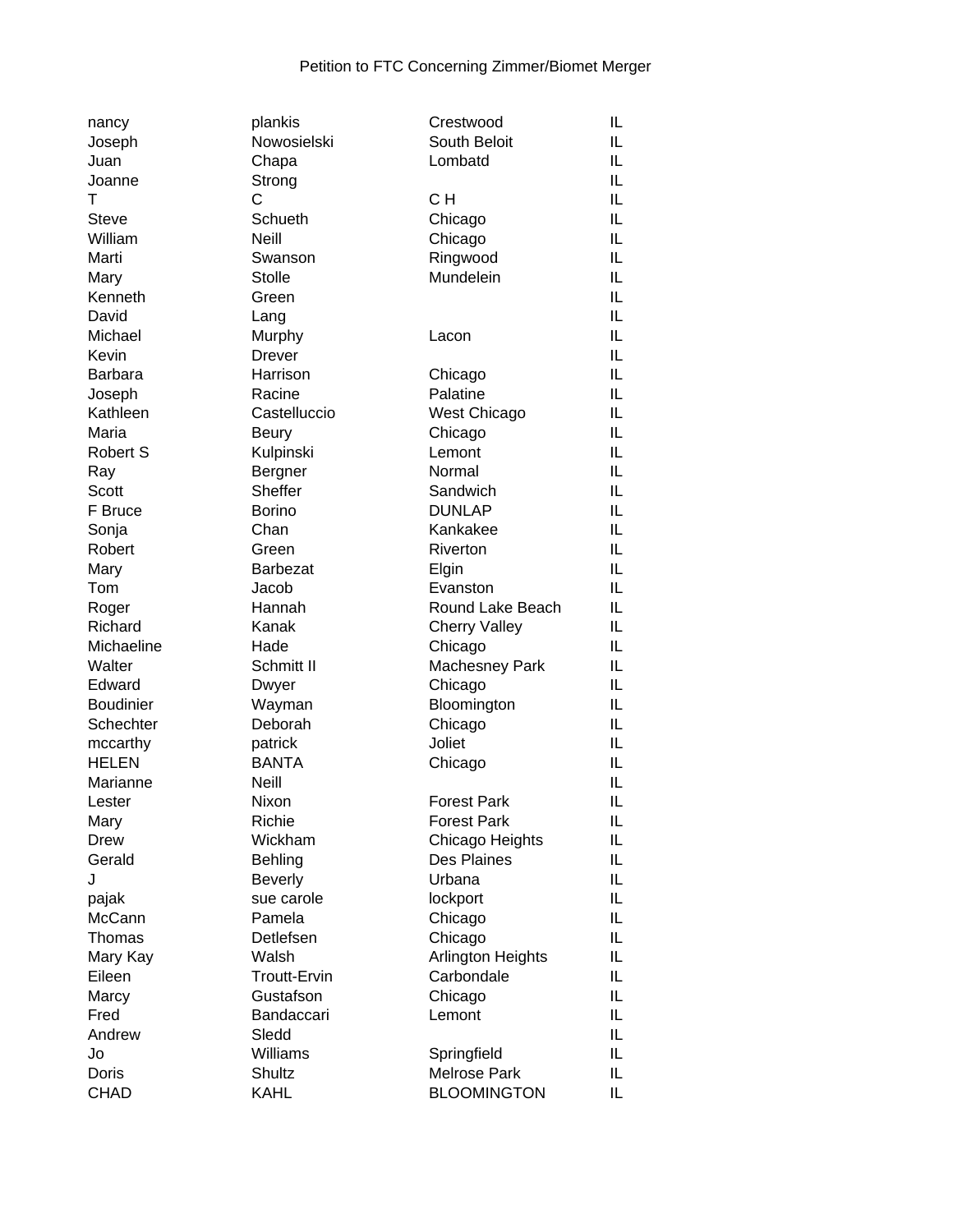Petition to FTC Concerning Zimmer/Biomet Merger

| | | | |
|---|---|---|---|
| nancy | plankis | Crestwood | IL |
| Joseph | Nowosielski | South Beloit | IL |
| Juan | Chapa | Lombatd | IL |
| Joanne | Strong | | IL |
| T | C | C H | IL |
| Steve | Schueth | Chicago | IL |
| William | Neill | Chicago | IL |
| Marti | Swanson | Ringwood | IL |
| Mary | Stolle | Mundelein | IL |
| Kenneth | Green | | IL |
| David | Lang | | IL |
| Michael | Murphy | Lacon | IL |
| Kevin | Drever | | IL |
| Barbara | Harrison | Chicago | IL |
| Joseph | Racine | Palatine | IL |
| Kathleen | Castelluccio | West Chicago | IL |
| Maria | Beury | Chicago | IL |
| Robert S | Kulpinski | Lemont | IL |
| Ray | Bergner | Normal | IL |
| Scott | Sheffer | Sandwich | IL |
| F Bruce | Borino | DUNLAP | IL |
| Sonja | Chan | Kankakee | IL |
| Robert | Green | Riverton | IL |
| Mary | Barbezat | Elgin | IL |
| Tom | Jacob | Evanston | IL |
| Roger | Hannah | Round Lake Beach | IL |
| Richard | Kanak | Cherry Valley | IL |
| Michaeline | Hade | Chicago | IL |
| Walter | Schmitt II | Machesney Park | IL |
| Edward | Dwyer | Chicago | IL |
| Boudinier | Wayman | Bloomington | IL |
| Schechter | Deborah | Chicago | IL |
| mccarthy | patrick | Joliet | IL |
| HELEN | BANTA | Chicago | IL |
| Marianne | Neill | | IL |
| Lester | Nixon | Forest Park | IL |
| Mary | Richie | Forest Park | IL |
| Drew | Wickham | Chicago Heights | IL |
| Gerald | Behling | Des Plaines | IL |
| J | Beverly | Urbana | IL |
| pajak | sue carole | lockport | IL |
| McCann | Pamela | Chicago | IL |
| Thomas | Detlefsen | Chicago | IL |
| Mary Kay | Walsh | Arlington Heights | IL |
| Eileen | Troutt-Ervin | Carbondale | IL |
| Marcy | Gustafson | Chicago | IL |
| Fred | Bandaccari | Lemont | IL |
| Andrew | Sledd | | IL |
| Jo | Williams | Springfield | IL |
| Doris | Shultz | Melrose Park | IL |
| CHAD | KAHL | BLOOMINGTON | IL |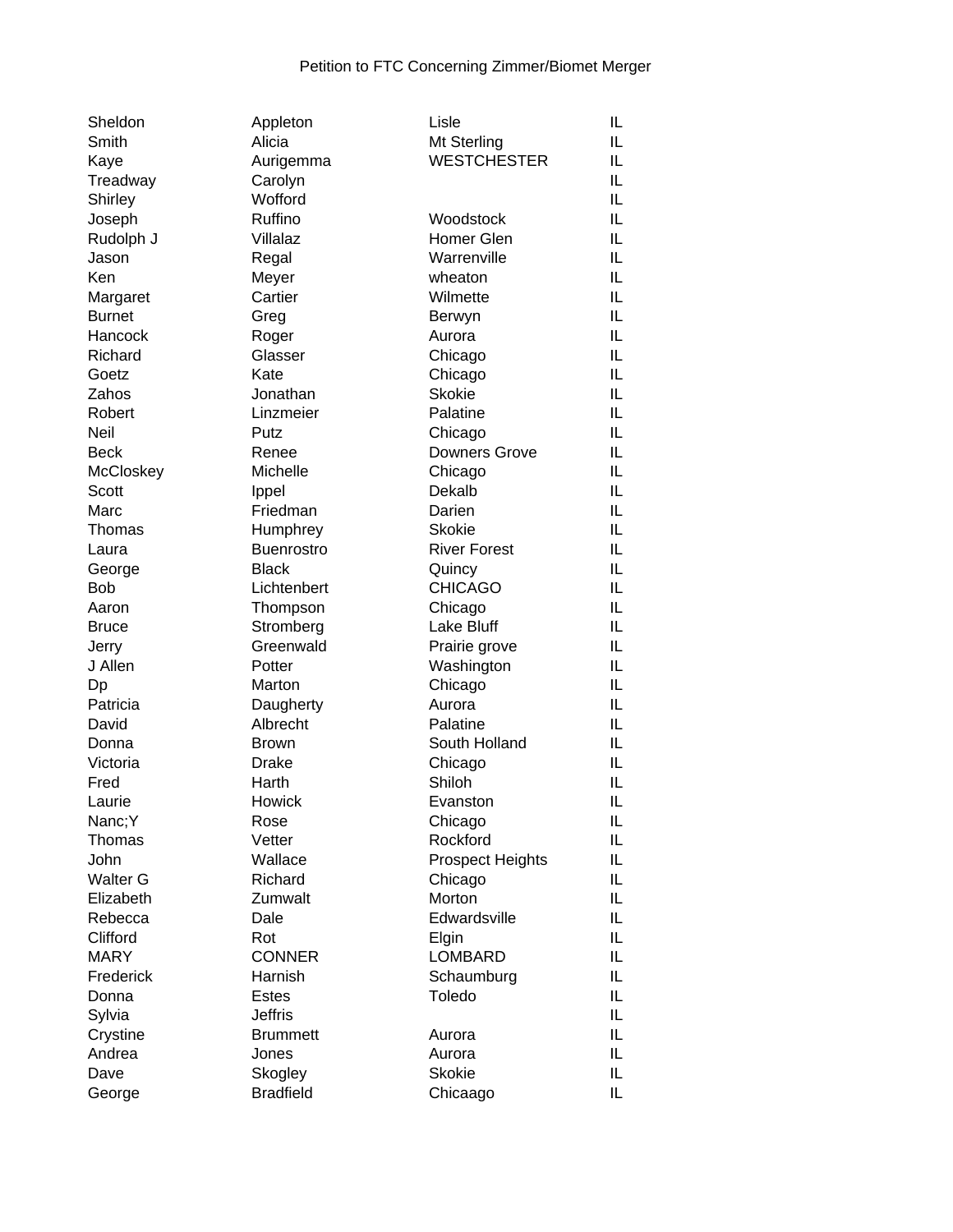Petition to FTC Concerning Zimmer/Biomet Merger

| | | | |
|---|---|---|---|
| Sheldon | Appleton | Lisle | IL |
| Smith | Alicia | Mt Sterling | IL |
| Kaye | Aurigemma | WESTCHESTER | IL |
| Treadway | Carolyn | | IL |
| Shirley | Wofford | | IL |
| Joseph | Ruffino | Woodstock | IL |
| Rudolph J | Villalaz | Homer Glen | IL |
| Jason | Regal | Warrenville | IL |
| Ken | Meyer | wheaton | IL |
| Margaret | Cartier | Wilmette | IL |
| Burnet | Greg | Berwyn | IL |
| Hancock | Roger | Aurora | IL |
| Richard | Glasser | Chicago | IL |
| Goetz | Kate | Chicago | IL |
| Zahos | Jonathan | Skokie | IL |
| Robert | Linzmeier | Palatine | IL |
| Neil | Putz | Chicago | IL |
| Beck | Renee | Downers Grove | IL |
| McCloskey | Michelle | Chicago | IL |
| Scott | Ippel | Dekalb | IL |
| Marc | Friedman | Darien | IL |
| Thomas | Humphrey | Skokie | IL |
| Laura | Buenrostro | River Forest | IL |
| George | Black | Quincy | IL |
| Bob | Lichtenbert | CHICAGO | IL |
| Aaron | Thompson | Chicago | IL |
| Bruce | Stromberg | Lake Bluff | IL |
| Jerry | Greenwald | Prairie grove | IL |
| J Allen | Potter | Washington | IL |
| Dp | Marton | Chicago | IL |
| Patricia | Daugherty | Aurora | IL |
| David | Albrecht | Palatine | IL |
| Donna | Brown | South Holland | IL |
| Victoria | Drake | Chicago | IL |
| Fred | Harth | Shiloh | IL |
| Laurie | Howick | Evanston | IL |
| Nanc;Y | Rose | Chicago | IL |
| Thomas | Vetter | Rockford | IL |
| John | Wallace | Prospect Heights | IL |
| Walter G | Richard | Chicago | IL |
| Elizabeth | Zumwalt | Morton | IL |
| Rebecca | Dale | Edwardsville | IL |
| Clifford | Rot | Elgin | IL |
| MARY | CONNER | LOMBARD | IL |
| Frederick | Harnish | Schaumburg | IL |
| Donna | Estes | Toledo | IL |
| Sylvia | Jeffris | | IL |
| Crystine | Brummett | Aurora | IL |
| Andrea | Jones | Aurora | IL |
| Dave | Skogley | Skokie | IL |
| George | Bradfield | Chicaago | IL |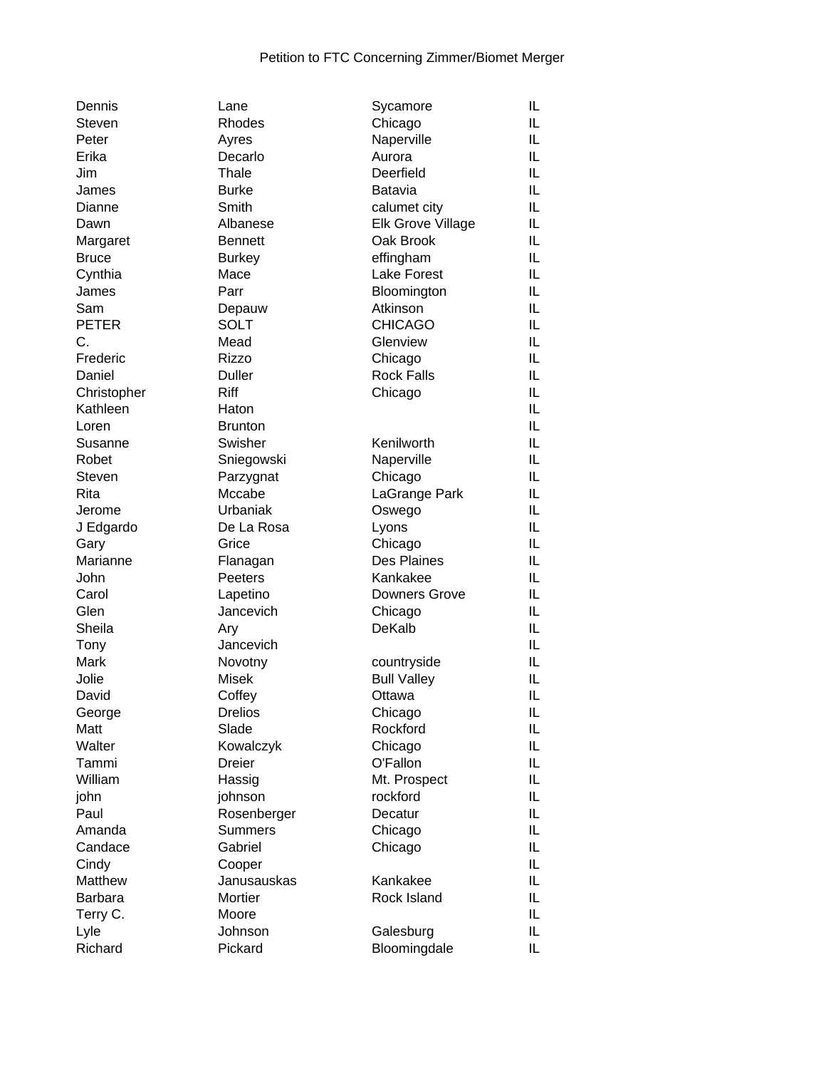Petition to FTC Concerning Zimmer/Biomet Merger

| | | | |
|---|---|---|---|
| Dennis | Lane | Sycamore | IL |
| Steven | Rhodes | Chicago | IL |
| Peter | Ayres | Naperville | IL |
| Erika | Decarlo | Aurora | IL |
| Jim | Thale | Deerfield | IL |
| James | Burke | Batavia | IL |
| Dianne | Smith | calumet city | IL |
| Dawn | Albanese | Elk Grove Village | IL |
| Margaret | Bennett | Oak Brook | IL |
| Bruce | Burkey | effingham | IL |
| Cynthia | Mace | Lake Forest | IL |
| James | Parr | Bloomington | IL |
| Sam | Depauw | Atkinson | IL |
| PETER | SOLT | CHICAGO | IL |
| C. | Mead | Glenview | IL |
| Frederic | Rizzo | Chicago | IL |
| Daniel | Duller | Rock Falls | IL |
| Christopher | Riff | Chicago | IL |
| Kathleen | Haton | | IL |
| Loren | Brunton | | IL |
| Susanne | Swisher | Kenilworth | IL |
| Robet | Sniegowski | Naperville | IL |
| Steven | Parzygnat | Chicago | IL |
| Rita | Mccabe | LaGrange Park | IL |
| Jerome | Urbaniak | Oswego | IL |
| J Edgardo | De La Rosa | Lyons | IL |
| Gary | Grice | Chicago | IL |
| Marianne | Flanagan | Des Plaines | IL |
| John | Peeters | Kankakee | IL |
| Carol | Lapetino | Downers Grove | IL |
| Glen | Jancevich | Chicago | IL |
| Sheila | Ary | DeKalb | IL |
| Tony | Jancevich | | IL |
| Mark | Novotny | countryside | IL |
| Jolie | Misek | Bull Valley | IL |
| David | Coffey | Ottawa | IL |
| George | Drelios | Chicago | IL |
| Matt | Slade | Rockford | IL |
| Walter | Kowalczyk | Chicago | IL |
| Tammi | Dreier | O'Fallon | IL |
| William | Hassig | Mt. Prospect | IL |
| john | johnson | rockford | IL |
| Paul | Rosenberger | Decatur | IL |
| Amanda | Summers | Chicago | IL |
| Candace | Gabriel | Chicago | IL |
| Cindy | Cooper | | IL |
| Matthew | Janusauskas | Kankakee | IL |
| Barbara | Mortier | Rock Island | IL |
| Terry C. | Moore | | IL |
| Lyle | Johnson | Galesburg | IL |
| Richard | Pickard | Bloomingdale | IL |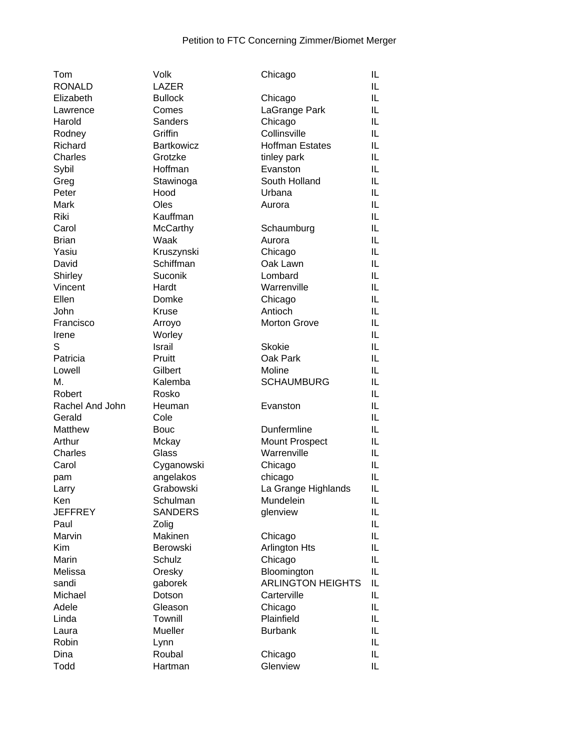Petition to FTC Concerning Zimmer/Biomet Merger

| | | | |
|---|---|---|---|
| Tom | Volk | Chicago | IL |
| RONALD | LAZER | | IL |
| Elizabeth | Bullock | Chicago | IL |
| Lawrence | Comes | LaGrange Park | IL |
| Harold | Sanders | Chicago | IL |
| Rodney | Griffin | Collinsville | IL |
| Richard | Bartkowicz | Hoffman Estates | IL |
| Charles | Grotzke | tinley park | IL |
| Sybil | Hoffman | Evanston | IL |
| Greg | Stawinoga | South Holland | IL |
| Peter | Hood | Urbana | IL |
| Mark | Oles | Aurora | IL |
| Riki | Kauffman | | IL |
| Carol | McCarthy | Schaumburg | IL |
| Brian | Waak | Aurora | IL |
| Yasiu | Kruszynski | Chicago | IL |
| David | Schiffman | Oak Lawn | IL |
| Shirley | Suconik | Lombard | IL |
| Vincent | Hardt | Warrenville | IL |
| Ellen | Domke | Chicago | IL |
| John | Kruse | Antioch | IL |
| Francisco | Arroyo | Morton Grove | IL |
| Irene | Worley | | IL |
| S | Israil | Skokie | IL |
| Patricia | Pruitt | Oak Park | IL |
| Lowell | Gilbert | Moline | IL |
| M. | Kalemba | SCHAUMBURG | IL |
| Robert | Rosko | | IL |
| Rachel And John | Heuman | Evanston | IL |
| Gerald | Cole | | IL |
| Matthew | Bouc | Dunfermline | IL |
| Arthur | Mckay | Mount Prospect | IL |
| Charles | Glass | Warrenville | IL |
| Carol | Cyganowski | Chicago | IL |
| pam | angelakos | chicago | IL |
| Larry | Grabowski | La Grange Highlands | IL |
| Ken | Schulman | Mundelein | IL |
| JEFFREY | SANDERS | glenview | IL |
| Paul | Zolig | | IL |
| Marvin | Makinen | Chicago | IL |
| Kim | Berowski | Arlington Hts | IL |
| Marin | Schulz | Chicago | IL |
| Melissa | Oresky | Bloomington | IL |
| sandi | gaborek | ARLINGTON HEIGHTS | IL |
| Michael | Dotson | Carterville | IL |
| Adele | Gleason | Chicago | IL |
| Linda | Townill | Plainfield | IL |
| Laura | Mueller | Burbank | IL |
| Robin | Lynn | | IL |
| Dina | Roubal | Chicago | IL |
| Todd | Hartman | Glenview | IL |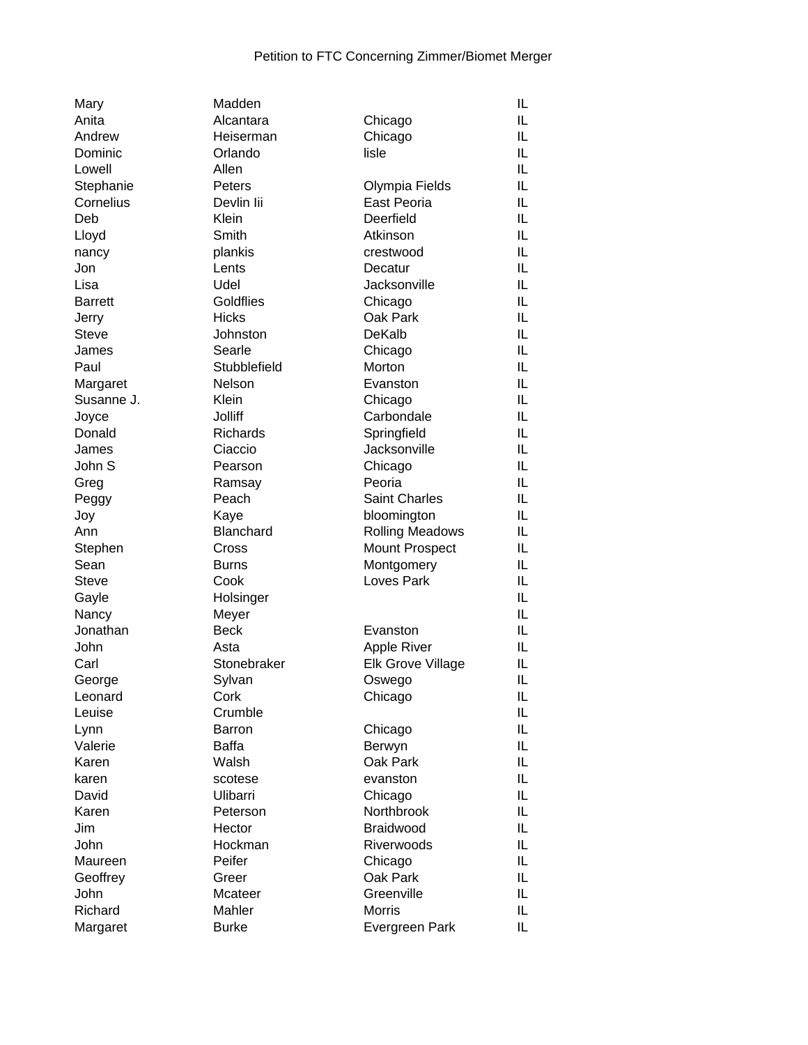Petition to FTC Concerning Zimmer/Biomet Merger

| | | | |
|---|---|---|---|
| Mary | Madden | | IL |
| Anita | Alcantara | Chicago | IL |
| Andrew | Heiserman | Chicago | IL |
| Dominic | Orlando | lisle | IL |
| Lowell | Allen | | IL |
| Stephanie | Peters | Olympia Fields | IL |
| Cornelius | Devlin Iii | East Peoria | IL |
| Deb | Klein | Deerfield | IL |
| Lloyd | Smith | Atkinson | IL |
| nancy | plankis | crestwood | IL |
| Jon | Lents | Decatur | IL |
| Lisa | Udel | Jacksonville | IL |
| Barrett | Goldflies | Chicago | IL |
| Jerry | Hicks | Oak Park | IL |
| Steve | Johnston | DeKalb | IL |
| James | Searle | Chicago | IL |
| Paul | Stubblefield | Morton | IL |
| Margaret | Nelson | Evanston | IL |
| Susanne J. | Klein | Chicago | IL |
| Joyce | Jolliff | Carbondale | IL |
| Donald | Richards | Springfield | IL |
| James | Ciaccio | Jacksonville | IL |
| John S | Pearson | Chicago | IL |
| Greg | Ramsay | Peoria | IL |
| Peggy | Peach | Saint Charles | IL |
| Joy | Kaye | bloomington | IL |
| Ann | Blanchard | Rolling Meadows | IL |
| Stephen | Cross | Mount Prospect | IL |
| Sean | Burns | Montgomery | IL |
| Steve | Cook | Loves Park | IL |
| Gayle | Holsinger | | IL |
| Nancy | Meyer | | IL |
| Jonathan | Beck | Evanston | IL |
| John | Asta | Apple River | IL |
| Carl | Stonebraker | Elk Grove Village | IL |
| George | Sylvan | Oswego | IL |
| Leonard | Cork | Chicago | IL |
| Leuise | Crumble | | IL |
| Lynn | Barron | Chicago | IL |
| Valerie | Baffa | Berwyn | IL |
| Karen | Walsh | Oak Park | IL |
| karen | scotese | evanston | IL |
| David | Ulibarri | Chicago | IL |
| Karen | Peterson | Northbrook | IL |
| Jim | Hector | Braidwood | IL |
| John | Hockman | Riverwoods | IL |
| Maureen | Peifer | Chicago | IL |
| Geoffrey | Greer | Oak Park | IL |
| John | Mcateer | Greenville | IL |
| Richard | Mahler | Morris | IL |
| Margaret | Burke | Evergreen Park | IL |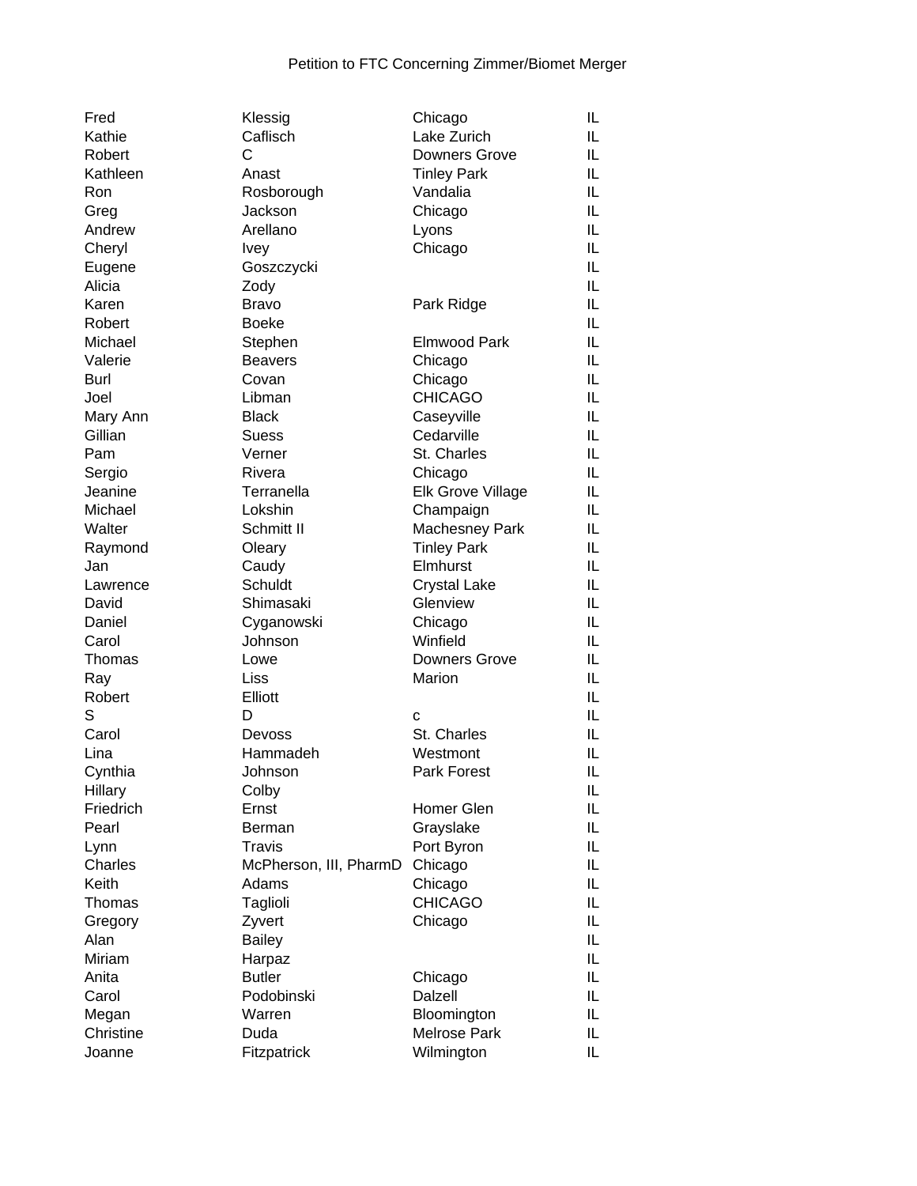Petition to FTC Concerning Zimmer/Biomet Merger

| | | | |
|---|---|---|---|
| Fred | Klessig | Chicago | IL |
| Kathie | Caflisch | Lake Zurich | IL |
| Robert | C | Downers Grove | IL |
| Kathleen | Anast | Tinley Park | IL |
| Ron | Rosborough | Vandalia | IL |
| Greg | Jackson | Chicago | IL |
| Andrew | Arellano | Lyons | IL |
| Cheryl | Ivey | Chicago | IL |
| Eugene | Goszczycki | | IL |
| Alicia | Zody | | IL |
| Karen | Bravo | Park Ridge | IL |
| Robert | Boeke | | IL |
| Michael | Stephen | Elmwood Park | IL |
| Valerie | Beavers | Chicago | IL |
| Burl | Covan | Chicago | IL |
| Joel | Libman | CHICAGO | IL |
| Mary Ann | Black | Caseyville | IL |
| Gillian | Suess | Cedarville | IL |
| Pam | Verner | St. Charles | IL |
| Sergio | Rivera | Chicago | IL |
| Jeanine | Terranella | Elk Grove Village | IL |
| Michael | Lokshin | Champaign | IL |
| Walter | Schmitt II | Machesney Park | IL |
| Raymond | Oleary | Tinley Park | IL |
| Jan | Caudy | Elmhurst | IL |
| Lawrence | Schuldt | Crystal Lake | IL |
| David | Shimasaki | Glenview | IL |
| Daniel | Cyganowski | Chicago | IL |
| Carol | Johnson | Winfield | IL |
| Thomas | Lowe | Downers Grove | IL |
| Ray | Liss | Marion | IL |
| Robert | Elliott | | IL |
| S | D | c | IL |
| Carol | Devoss | St. Charles | IL |
| Lina | Hammadeh | Westmont | IL |
| Cynthia | Johnson | Park Forest | IL |
| Hillary | Colby | | IL |
| Friedrich | Ernst | Homer Glen | IL |
| Pearl | Berman | Grayslake | IL |
| Lynn | Travis | Port Byron | IL |
| Charles | McPherson, III, PharmD | Chicago | IL |
| Keith | Adams | Chicago | IL |
| Thomas | Taglioli | CHICAGO | IL |
| Gregory | Zyvert | Chicago | IL |
| Alan | Bailey | | IL |
| Miriam | Harpaz | | IL |
| Anita | Butler | Chicago | IL |
| Carol | Podobinski | Dalzell | IL |
| Megan | Warren | Bloomington | IL |
| Christine | Duda | Melrose Park | IL |
| Joanne | Fitzpatrick | Wilmington | IL |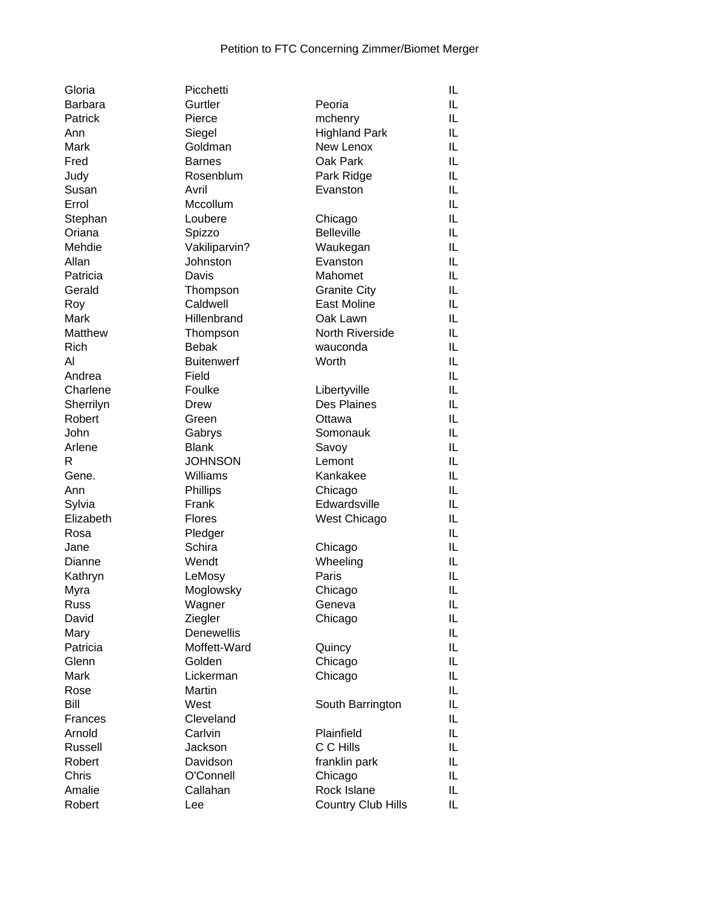Petition to FTC Concerning Zimmer/Biomet Merger

| | | | |
|---|---|---|---|
| Gloria | Picchetti | | IL |
| Barbara | Gurtler | Peoria | IL |
| Patrick | Pierce | mchenry | IL |
| Ann | Siegel | Highland Park | IL |
| Mark | Goldman | New Lenox | IL |
| Fred | Barnes | Oak Park | IL |
| Judy | Rosenblum | Park Ridge | IL |
| Susan | Avril | Evanston | IL |
| Errol | Mccollum | | IL |
| Stephan | Loubere | Chicago | IL |
| Oriana | Spizzo | Belleville | IL |
| Mehdie | Vakiliparvin? | Waukegan | IL |
| Allan | Johnston | Evanston | IL |
| Patricia | Davis | Mahomet | IL |
| Gerald | Thompson | Granite City | IL |
| Roy | Caldwell | East Moline | IL |
| Mark | Hillenbrand | Oak Lawn | IL |
| Matthew | Thompson | North Riverside | IL |
| Rich | Bebak | wauconda | IL |
| Al | Buitenwerf | Worth | IL |
| Andrea | Field | | IL |
| Charlene | Foulke | Libertyville | IL |
| Sherrilyn | Drew | Des Plaines | IL |
| Robert | Green | Ottawa | IL |
| John | Gabrys | Somonauk | IL |
| Arlene | Blank | Savoy | IL |
| R | JOHNSON | Lemont | IL |
| Gene. | Williams | Kankakee | IL |
| Ann | Phillips | Chicago | IL |
| Sylvia | Frank | Edwardsville | IL |
| Elizabeth | Flores | West Chicago | IL |
| Rosa | Pledger | | IL |
| Jane | Schira | Chicago | IL |
| Dianne | Wendt | Wheeling | IL |
| Kathryn | LeMosy | Paris | IL |
| Myra | Moglowsky | Chicago | IL |
| Russ | Wagner | Geneva | IL |
| David | Ziegler | Chicago | IL |
| Mary | Denewellis | | IL |
| Patricia | Moffett-Ward | Quincy | IL |
| Glenn | Golden | Chicago | IL |
| Mark | Lickerman | Chicago | IL |
| Rose | Martin | | IL |
| Bill | West | South Barrington | IL |
| Frances | Cleveland | | IL |
| Arnold | Carlvin | Plainfield | IL |
| Russell | Jackson | C C Hills | IL |
| Robert | Davidson | franklin park | IL |
| Chris | O'Connell | Chicago | IL |
| Amalie | Callahan | Rock Islane | IL |
| Robert | Lee | Country Club Hills | IL |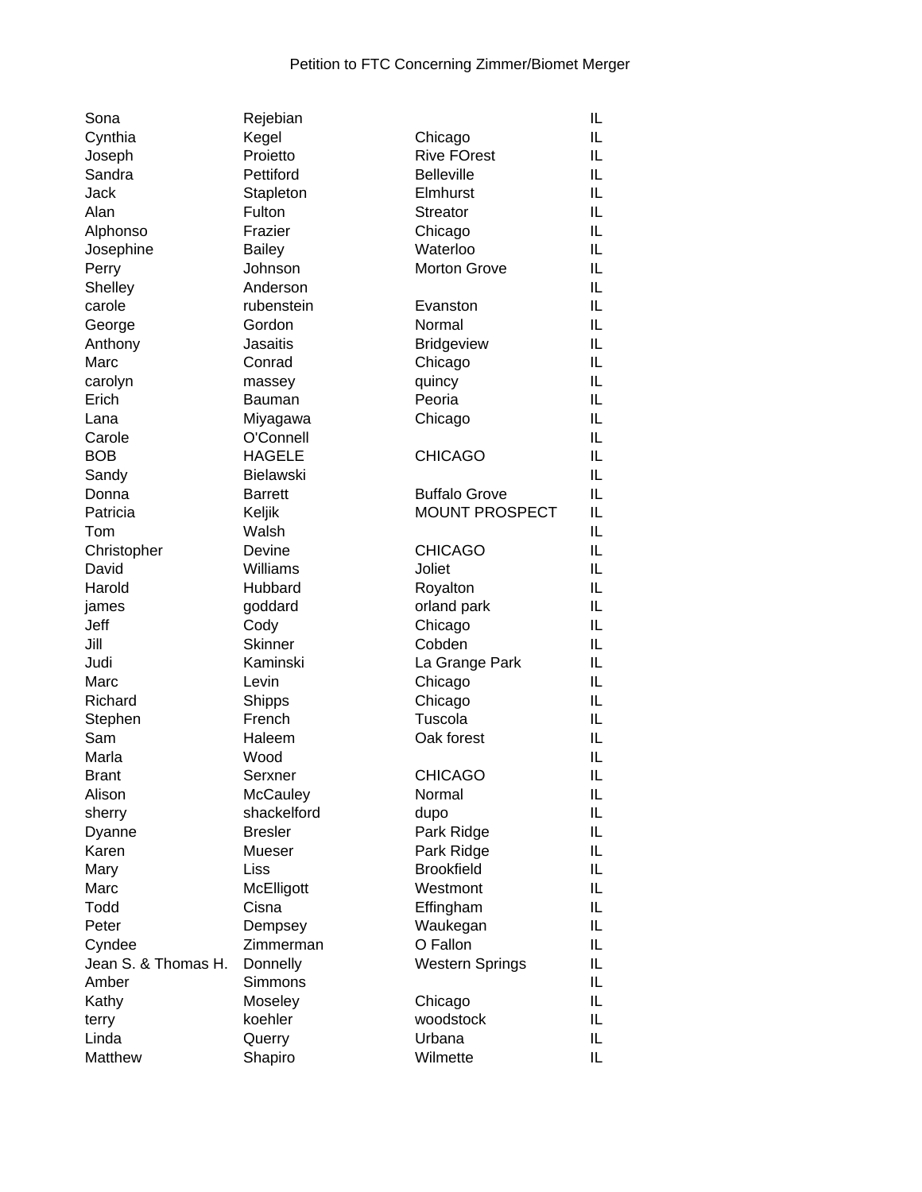Petition to FTC Concerning Zimmer/Biomet Merger

| | | | |
|---|---|---|---|
| Sona | Rejebian | | IL |
| Cynthia | Kegel | Chicago | IL |
| Joseph | Proietto | Rive FOrest | IL |
| Sandra | Pettiford | Belleville | IL |
| Jack | Stapleton | Elmhurst | IL |
| Alan | Fulton | Streator | IL |
| Alphonso | Frazier | Chicago | IL |
| Josephine | Bailey | Waterloo | IL |
| Perry | Johnson | Morton Grove | IL |
| Shelley | Anderson | | IL |
| carole | rubenstein | Evanston | IL |
| George | Gordon | Normal | IL |
| Anthony | Jasaitis | Bridgeview | IL |
| Marc | Conrad | Chicago | IL |
| carolyn | massey | quincy | IL |
| Erich | Bauman | Peoria | IL |
| Lana | Miyagawa | Chicago | IL |
| Carole | O'Connell | | IL |
| BOB | HAGELE | CHICAGO | IL |
| Sandy | Bielawski | | IL |
| Donna | Barrett | Buffalo Grove | IL |
| Patricia | Keljik | MOUNT PROSPECT | IL |
| Tom | Walsh | | IL |
| Christopher | Devine | CHICAGO | IL |
| David | Williams | Joliet | IL |
| Harold | Hubbard | Royalton | IL |
| james | goddard | orland park | IL |
| Jeff | Cody | Chicago | IL |
| Jill | Skinner | Cobden | IL |
| Judi | Kaminski | La Grange Park | IL |
| Marc | Levin | Chicago | IL |
| Richard | Shipps | Chicago | IL |
| Stephen | French | Tuscola | IL |
| Sam | Haleem | Oak forest | IL |
| Marla | Wood | | IL |
| Brant | Serxner | CHICAGO | IL |
| Alison | McCauley | Normal | IL |
| sherry | shackelford | dupo | IL |
| Dyanne | Bresler | Park Ridge | IL |
| Karen | Mueser | Park Ridge | IL |
| Mary | Liss | Brookfield | IL |
| Marc | McElligott | Westmont | IL |
| Todd | Cisna | Effingham | IL |
| Peter | Dempsey | Waukegan | IL |
| Cyndee | Zimmerman | O Fallon | IL |
| Jean S. & Thomas H. | Donnelly | Western Springs | IL |
| Amber | Simmons | | IL |
| Kathy | Moseley | Chicago | IL |
| terry | koehler | woodstock | IL |
| Linda | Querry | Urbana | IL |
| Matthew | Shapiro | Wilmette | IL |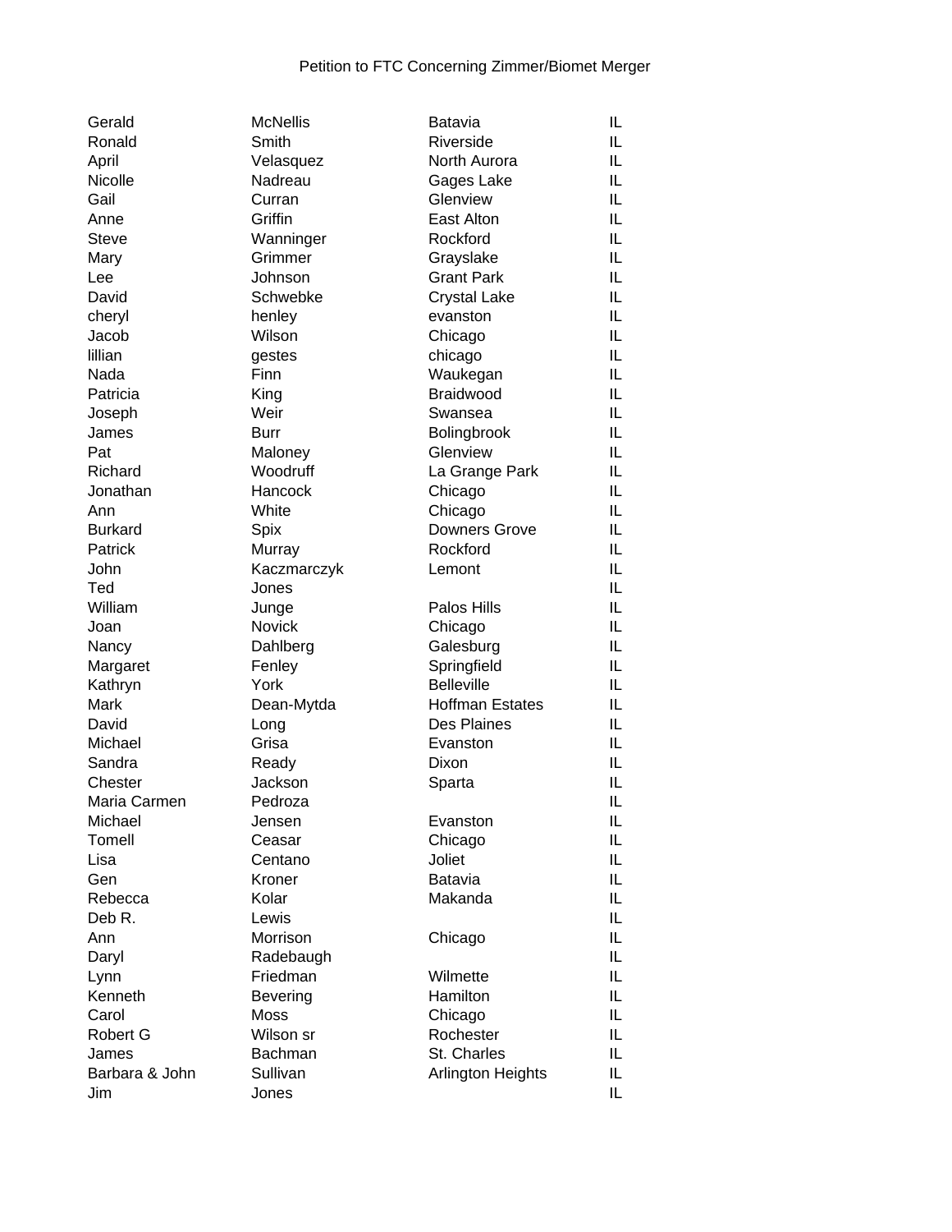Petition to FTC Concerning Zimmer/Biomet Merger

| | | | |
|---|---|---|---|
| Gerald | McNellis | Batavia | IL |
| Ronald | Smith | Riverside | IL |
| April | Velasquez | North Aurora | IL |
| Nicolle | Nadreau | Gages Lake | IL |
| Gail | Curran | Glenview | IL |
| Anne | Griffin | East Alton | IL |
| Steve | Wanninger | Rockford | IL |
| Mary | Grimmer | Grayslake | IL |
| Lee | Johnson | Grant Park | IL |
| David | Schwebke | Crystal Lake | IL |
| cheryl | henley | evanston | IL |
| Jacob | Wilson | Chicago | IL |
| lillian | gestes | chicago | IL |
| Nada | Finn | Waukegan | IL |
| Patricia | King | Braidwood | IL |
| Joseph | Weir | Swansea | IL |
| James | Burr | Bolingbrook | IL |
| Pat | Maloney | Glenview | IL |
| Richard | Woodruff | La Grange Park | IL |
| Jonathan | Hancock | Chicago | IL |
| Ann | White | Chicago | IL |
| Burkard | Spix | Downers Grove | IL |
| Patrick | Murray | Rockford | IL |
| John | Kaczmarczyk | Lemont | IL |
| Ted | Jones | | IL |
| William | Junge | Palos Hills | IL |
| Joan | Novick | Chicago | IL |
| Nancy | Dahlberg | Galesburg | IL |
| Margaret | Fenley | Springfield | IL |
| Kathryn | York | Belleville | IL |
| Mark | Dean-Mytda | Hoffman Estates | IL |
| David | Long | Des Plaines | IL |
| Michael | Grisa | Evanston | IL |
| Sandra | Ready | Dixon | IL |
| Chester | Jackson | Sparta | IL |
| Maria Carmen | Pedroza | | IL |
| Michael | Jensen | Evanston | IL |
| Tomell | Ceasar | Chicago | IL |
| Lisa | Centano | Joliet | IL |
| Gen | Kroner | Batavia | IL |
| Rebecca | Kolar | Makanda | IL |
| Deb R. | Lewis | | IL |
| Ann | Morrison | Chicago | IL |
| Daryl | Radebaugh | | IL |
| Lynn | Friedman | Wilmette | IL |
| Kenneth | Bevering | Hamilton | IL |
| Carol | Moss | Chicago | IL |
| Robert G | Wilson sr | Rochester | IL |
| James | Bachman | St. Charles | IL |
| Barbara & John | Sullivan | Arlington Heights | IL |
| Jim | Jones | | IL |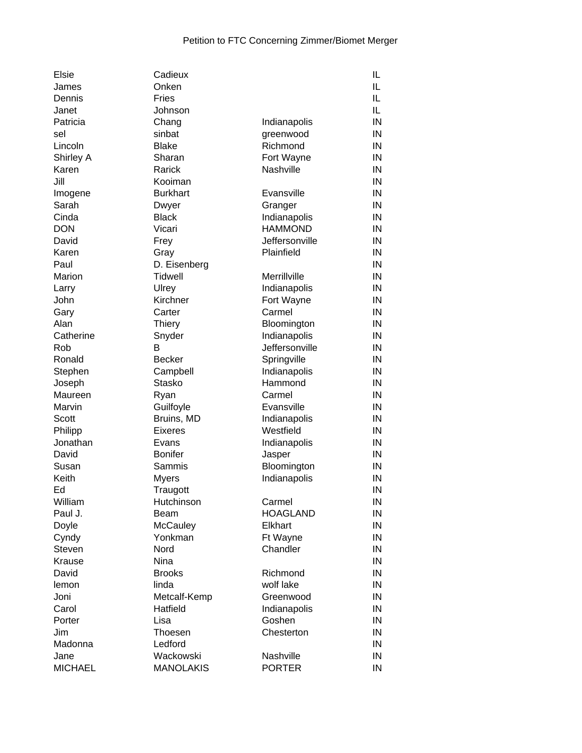Petition to FTC Concerning Zimmer/Biomet Merger

| | | | |
|---|---|---|---|
| Elsie | Cadieux | | IL |
| James | Onken | | IL |
| Dennis | Fries | | IL |
| Janet | Johnson | | IL |
| Patricia | Chang | Indianapolis | IN |
| sel | sinbat | greenwood | IN |
| Lincoln | Blake | Richmond | IN |
| Shirley A | Sharan | Fort Wayne | IN |
| Karen | Rarick | Nashville | IN |
| Jill | Kooiman | | IN |
| Imogene | Burkhart | Evansville | IN |
| Sarah | Dwyer | Granger | IN |
| Cinda | Black | Indianapolis | IN |
| DON | Vicari | HAMMOND | IN |
| David | Frey | Jeffersonville | IN |
| Karen | Gray | Plainfield | IN |
| Paul | D. Eisenberg | | IN |
| Marion | Tidwell | Merrillville | IN |
| Larry | Ulrey | Indianapolis | IN |
| John | Kirchner | Fort Wayne | IN |
| Gary | Carter | Carmel | IN |
| Alan | Thiery | Bloomington | IN |
| Catherine | Snyder | Indianapolis | IN |
| Rob | B | Jeffersonville | IN |
| Ronald | Becker | Springville | IN |
| Stephen | Campbell | Indianapolis | IN |
| Joseph | Stasko | Hammond | IN |
| Maureen | Ryan | Carmel | IN |
| Marvin | Guilfoyle | Evansville | IN |
| Scott | Bruins, MD | Indianapolis | IN |
| Philipp | Eixeres | Westfield | IN |
| Jonathan | Evans | Indianapolis | IN |
| David | Bonifer | Jasper | IN |
| Susan | Sammis | Bloomington | IN |
| Keith | Myers | Indianapolis | IN |
| Ed | Traugott | | IN |
| William | Hutchinson | Carmel | IN |
| Paul J. | Beam | HOAGLAND | IN |
| Doyle | McCauley | Elkhart | IN |
| Cyndy | Yonkman | Ft Wayne | IN |
| Steven | Nord | Chandler | IN |
| Krause | Nina | | IN |
| David | Brooks | Richmond | IN |
| lemon | linda | wolf lake | IN |
| Joni | Metcalf-Kemp | Greenwood | IN |
| Carol | Hatfield | Indianapolis | IN |
| Porter | Lisa | Goshen | IN |
| Jim | Thoesen | Chesterton | IN |
| Madonna | Ledford | | IN |
| Jane | Wackowski | Nashville | IN |
| MICHAEL | MANOLAKIS | PORTER | IN |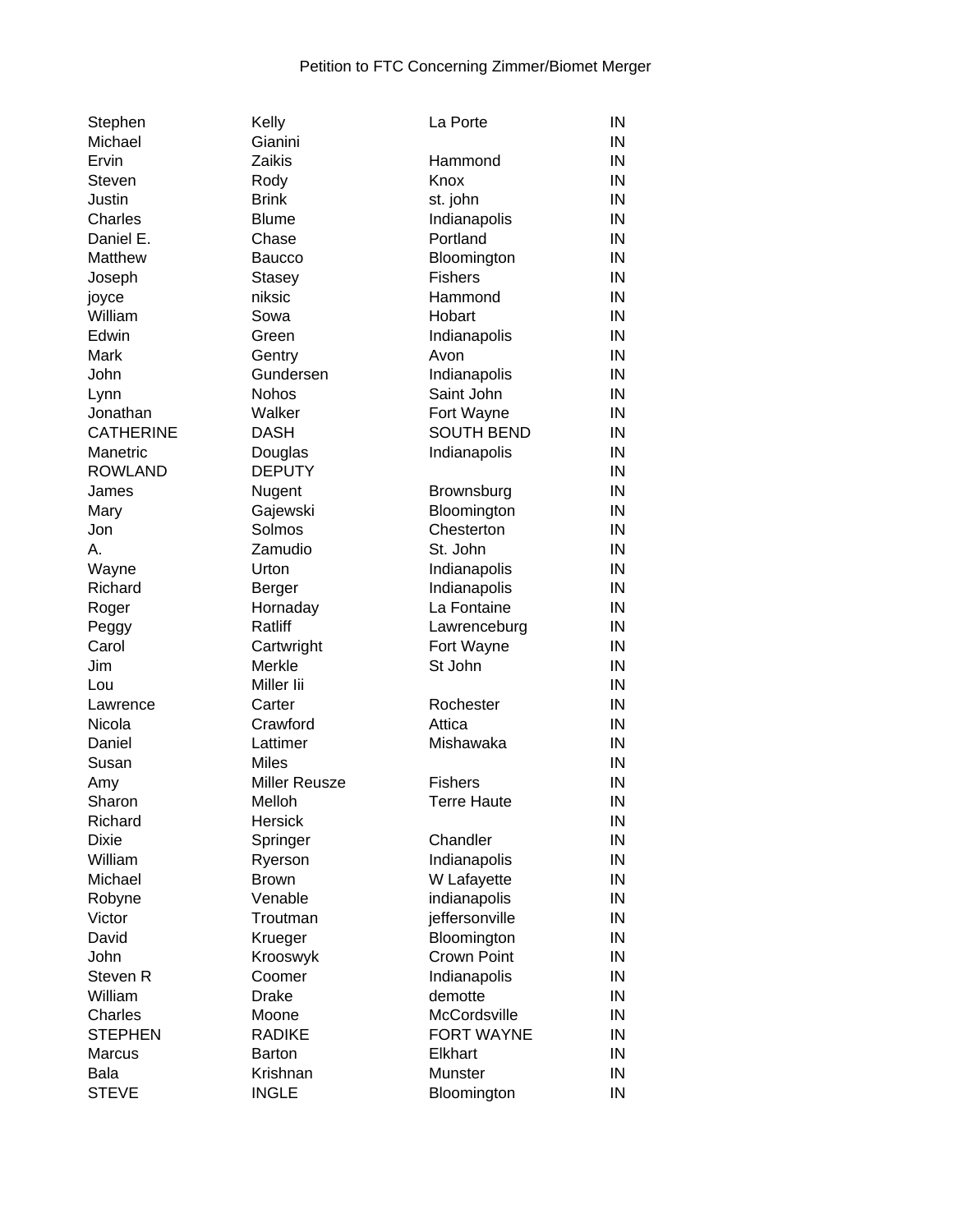Petition to FTC Concerning Zimmer/Biomet Merger

| | | | |
|---|---|---|---|
| Stephen | Kelly | La Porte | IN |
| Michael | Gianini | | IN |
| Ervin | Zaikis | Hammond | IN |
| Steven | Rody | Knox | IN |
| Justin | Brink | st. john | IN |
| Charles | Blume | Indianapolis | IN |
| Daniel E. | Chase | Portland | IN |
| Matthew | Baucco | Bloomington | IN |
| Joseph | Stasey | Fishers | IN |
| joyce | niksic | Hammond | IN |
| William | Sowa | Hobart | IN |
| Edwin | Green | Indianapolis | IN |
| Mark | Gentry | Avon | IN |
| John | Gundersen | Indianapolis | IN |
| Lynn | Nohos | Saint John | IN |
| Jonathan | Walker | Fort Wayne | IN |
| CATHERINE | DASH | SOUTH BEND | IN |
| Manetric | Douglas | Indianapolis | IN |
| ROWLAND | DEPUTY | | IN |
| James | Nugent | Brownsburg | IN |
| Mary | Gajewski | Bloomington | IN |
| Jon | Solmos | Chesterton | IN |
| A. | Zamudio | St. John | IN |
| Wayne | Urton | Indianapolis | IN |
| Richard | Berger | Indianapolis | IN |
| Roger | Hornaday | La Fontaine | IN |
| Peggy | Ratliff | Lawrenceburg | IN |
| Carol | Cartwright | Fort Wayne | IN |
| Jim | Merkle | St John | IN |
| Lou | Miller Iii | | IN |
| Lawrence | Carter | Rochester | IN |
| Nicola | Crawford | Attica | IN |
| Daniel | Lattimer | Mishawaka | IN |
| Susan | Miles | | IN |
| Amy | Miller Reusze | Fishers | IN |
| Sharon | Melloh | Terre Haute | IN |
| Richard | Hersick | | IN |
| Dixie | Springer | Chandler | IN |
| William | Ryerson | Indianapolis | IN |
| Michael | Brown | W Lafayette | IN |
| Robyne | Venable | indianapolis | IN |
| Victor | Troutman | jeffersonville | IN |
| David | Krueger | Bloomington | IN |
| John | Krooswyk | Crown Point | IN |
| Steven R | Coomer | Indianapolis | IN |
| William | Drake | demotte | IN |
| Charles | Moone | McCordsville | IN |
| STEPHEN | RADIKE | FORT WAYNE | IN |
| Marcus | Barton | Elkhart | IN |
| Bala | Krishnan | Munster | IN |
| STEVE | INGLE | Bloomington | IN |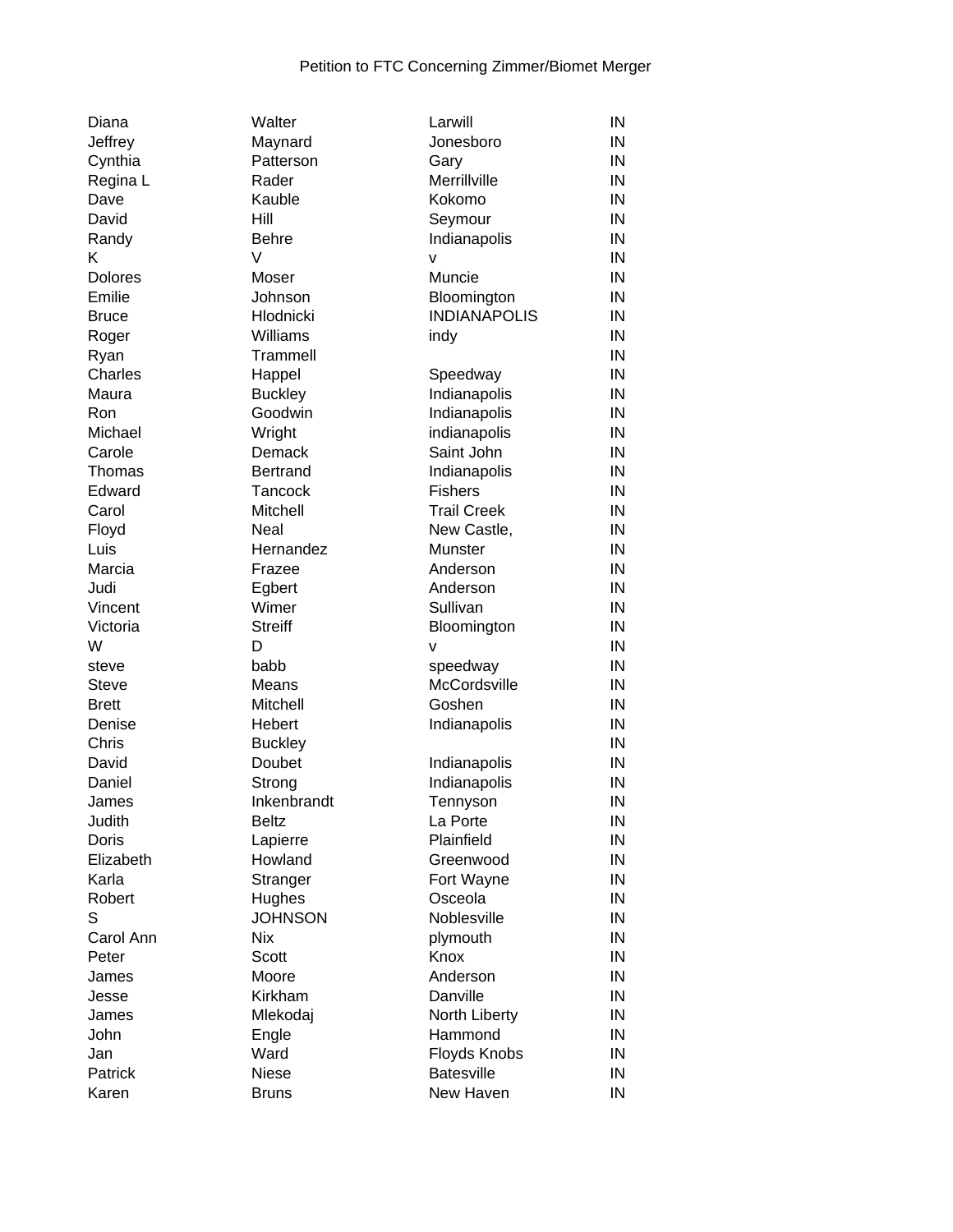Petition to FTC Concerning Zimmer/Biomet Merger

| | | | |
|---|---|---|---|
| Diana | Walter | Larwill | IN |
| Jeffrey | Maynard | Jonesboro | IN |
| Cynthia | Patterson | Gary | IN |
| Regina L | Rader | Merrillville | IN |
| Dave | Kauble | Kokomo | IN |
| David | Hill | Seymour | IN |
| Randy | Behre | Indianapolis | IN |
| K | V | v | IN |
| Dolores | Moser | Muncie | IN |
| Emilie | Johnson | Bloomington | IN |
| Bruce | Hlodnicki | INDIANAPOLIS | IN |
| Roger | Williams | indy | IN |
| Ryan | Trammell | | IN |
| Charles | Happel | Speedway | IN |
| Maura | Buckley | Indianapolis | IN |
| Ron | Goodwin | Indianapolis | IN |
| Michael | Wright | indianapolis | IN |
| Carole | Demack | Saint John | IN |
| Thomas | Bertrand | Indianapolis | IN |
| Edward | Tancock | Fishers | IN |
| Carol | Mitchell | Trail Creek | IN |
| Floyd | Neal | New Castle, | IN |
| Luis | Hernandez | Munster | IN |
| Marcia | Frazee | Anderson | IN |
| Judi | Egbert | Anderson | IN |
| Vincent | Wimer | Sullivan | IN |
| Victoria | Streiff | Bloomington | IN |
| W | D | v | IN |
| steve | babb | speedway | IN |
| Steve | Means | McCordsville | IN |
| Brett | Mitchell | Goshen | IN |
| Denise | Hebert | Indianapolis | IN |
| Chris | Buckley | | IN |
| David | Doubet | Indianapolis | IN |
| Daniel | Strong | Indianapolis | IN |
| James | Inkenbrandt | Tennyson | IN |
| Judith | Beltz | La Porte | IN |
| Doris | Lapierre | Plainfield | IN |
| Elizabeth | Howland | Greenwood | IN |
| Karla | Stranger | Fort Wayne | IN |
| Robert | Hughes | Osceola | IN |
| S | JOHNSON | Noblesville | IN |
| Carol Ann | Nix | plymouth | IN |
| Peter | Scott | Knox | IN |
| James | Moore | Anderson | IN |
| Jesse | Kirkham | Danville | IN |
| James | Mlekodaj | North Liberty | IN |
| John | Engle | Hammond | IN |
| Jan | Ward | Floyds Knobs | IN |
| Patrick | Niese | Batesville | IN |
| Karen | Bruns | New Haven | IN |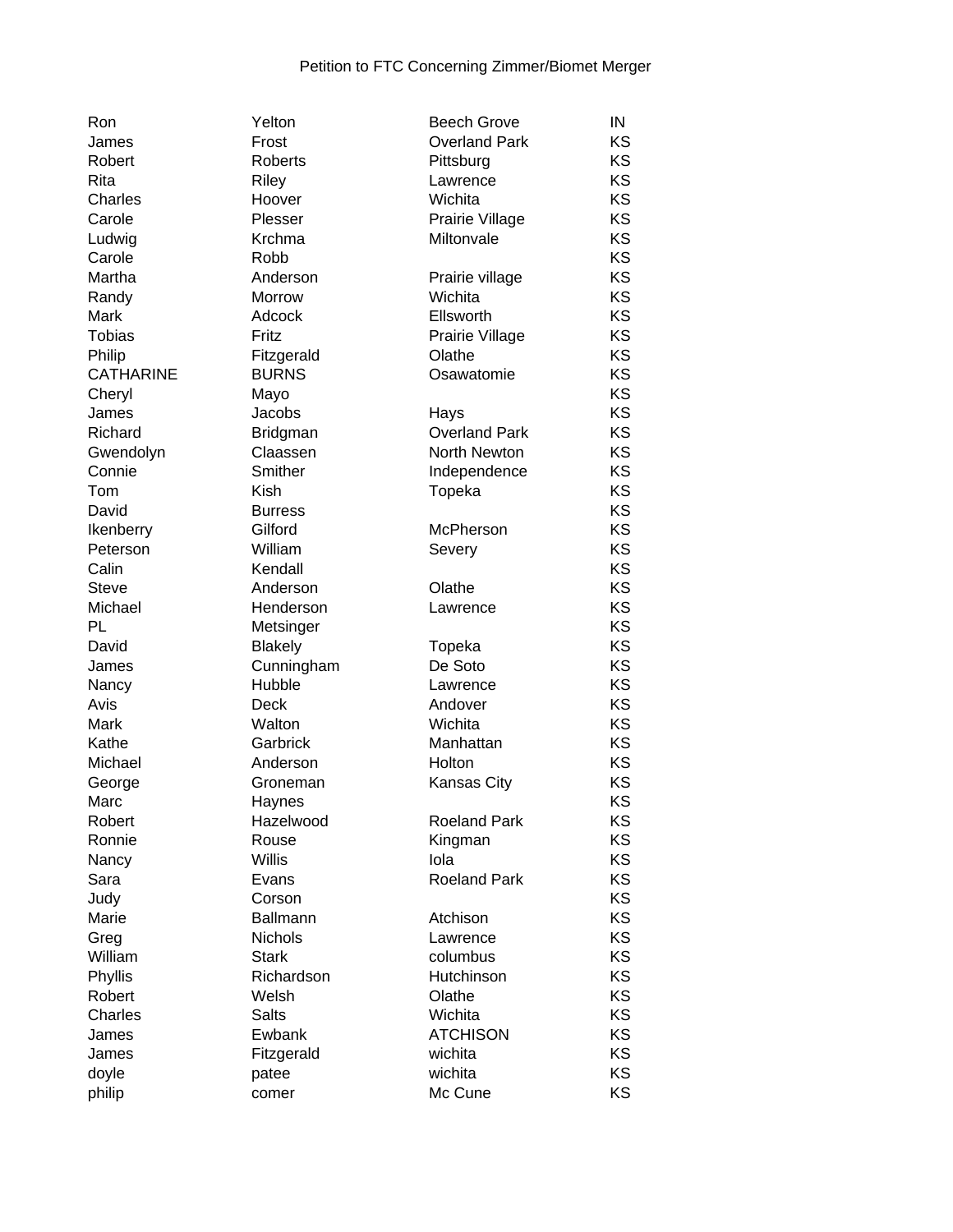Petition to FTC Concerning Zimmer/Biomet Merger

| | | | |
|---|---|---|---|
| Ron | Yelton | Beech Grove | IN |
| James | Frost | Overland Park | KS |
| Robert | Roberts | Pittsburg | KS |
| Rita | Riley | Lawrence | KS |
| Charles | Hoover | Wichita | KS |
| Carole | Plesser | Prairie Village | KS |
| Ludwig | Krchma | Miltonvale | KS |
| Carole | Robb | | KS |
| Martha | Anderson | Prairie village | KS |
| Randy | Morrow | Wichita | KS |
| Mark | Adcock | Ellsworth | KS |
| Tobias | Fritz | Prairie Village | KS |
| Philip | Fitzgerald | Olathe | KS |
| CATHARINE | BURNS | Osawatomie | KS |
| Cheryl | Mayo | | KS |
| James | Jacobs | Hays | KS |
| Richard | Bridgman | Overland Park | KS |
| Gwendolyn | Claassen | North Newton | KS |
| Connie | Smither | Independence | KS |
| Tom | Kish | Topeka | KS |
| David | Burress | | KS |
| Ikenberry | Gilford | McPherson | KS |
| Peterson | William | Severy | KS |
| Calin | Kendall | | KS |
| Steve | Anderson | Olathe | KS |
| Michael | Henderson | Lawrence | KS |
| PL | Metsinger | | KS |
| David | Blakely | Topeka | KS |
| James | Cunningham | De Soto | KS |
| Nancy | Hubble | Lawrence | KS |
| Avis | Deck | Andover | KS |
| Mark | Walton | Wichita | KS |
| Kathe | Garbrick | Manhattan | KS |
| Michael | Anderson | Holton | KS |
| George | Groneman | Kansas City | KS |
| Marc | Haynes | | KS |
| Robert | Hazelwood | Roeland Park | KS |
| Ronnie | Rouse | Kingman | KS |
| Nancy | Willis | Iola | KS |
| Sara | Evans | Roeland Park | KS |
| Judy | Corson | | KS |
| Marie | Ballmann | Atchison | KS |
| Greg | Nichols | Lawrence | KS |
| William | Stark | columbus | KS |
| Phyllis | Richardson | Hutchinson | KS |
| Robert | Welsh | Olathe | KS |
| Charles | Salts | Wichita | KS |
| James | Ewbank | ATCHISON | KS |
| James | Fitzgerald | wichita | KS |
| doyle | patee | wichita | KS |
| philip | comer | Mc Cune | KS |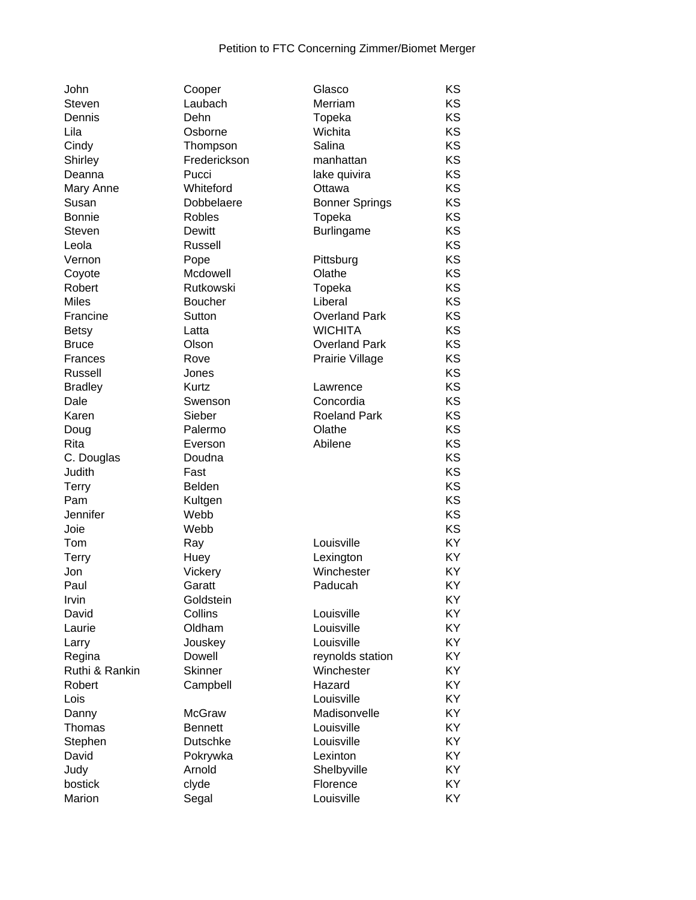Petition to FTC Concerning Zimmer/Biomet Merger

| | | | |
|---|---|---|---|
| John | Cooper | Glasco | KS |
| Steven | Laubach | Merriam | KS |
| Dennis | Dehn | Topeka | KS |
| Lila | Osborne | Wichita | KS |
| Cindy | Thompson | Salina | KS |
| Shirley | Frederickson | manhattan | KS |
| Deanna | Pucci | lake quivira | KS |
| Mary Anne | Whiteford | Ottawa | KS |
| Susan | Dobbelaere | Bonner Springs | KS |
| Bonnie | Robles | Topeka | KS |
| Steven | Dewitt | Burlingame | KS |
| Leola | Russell | | KS |
| Vernon | Pope | Pittsburg | KS |
| Coyote | Mcdowell | Olathe | KS |
| Robert | Rutkowski | Topeka | KS |
| Miles | Boucher | Liberal | KS |
| Francine | Sutton | Overland Park | KS |
| Betsy | Latta | WICHITA | KS |
| Bruce | Olson | Overland Park | KS |
| Frances | Rove | Prairie Village | KS |
| Russell | Jones | | KS |
| Bradley | Kurtz | Lawrence | KS |
| Dale | Swenson | Concordia | KS |
| Karen | Sieber | Roeland Park | KS |
| Doug | Palermo | Olathe | KS |
| Rita | Everson | Abilene | KS |
| C. Douglas | Doudna | | KS |
| Judith | Fast | | KS |
| Terry | Belden | | KS |
| Pam | Kultgen | | KS |
| Jennifer | Webb | | KS |
| Joie | Webb | | KS |
| Tom | Ray | Louisville | KY |
| Terry | Huey | Lexington | KY |
| Jon | Vickery | Winchester | KY |
| Paul | Garatt | Paducah | KY |
| Irvin | Goldstein | | KY |
| David | Collins | Louisville | KY |
| Laurie | Oldham | Louisville | KY |
| Larry | Jouskey | Louisville | KY |
| Regina | Dowell | reynolds station | KY |
| Ruthi & Rankin | Skinner | Winchester | KY |
| Robert | Campbell | Hazard | KY |
| Lois | | Louisville | KY |
| Danny | McGraw | Madisonvelle | KY |
| Thomas | Bennett | Louisville | KY |
| Stephen | Dutschke | Louisville | KY |
| David | Pokrywka | Lexinton | KY |
| Judy | Arnold | Shelbyville | KY |
| bostick | clyde | Florence | KY |
| Marion | Segal | Louisville | KY |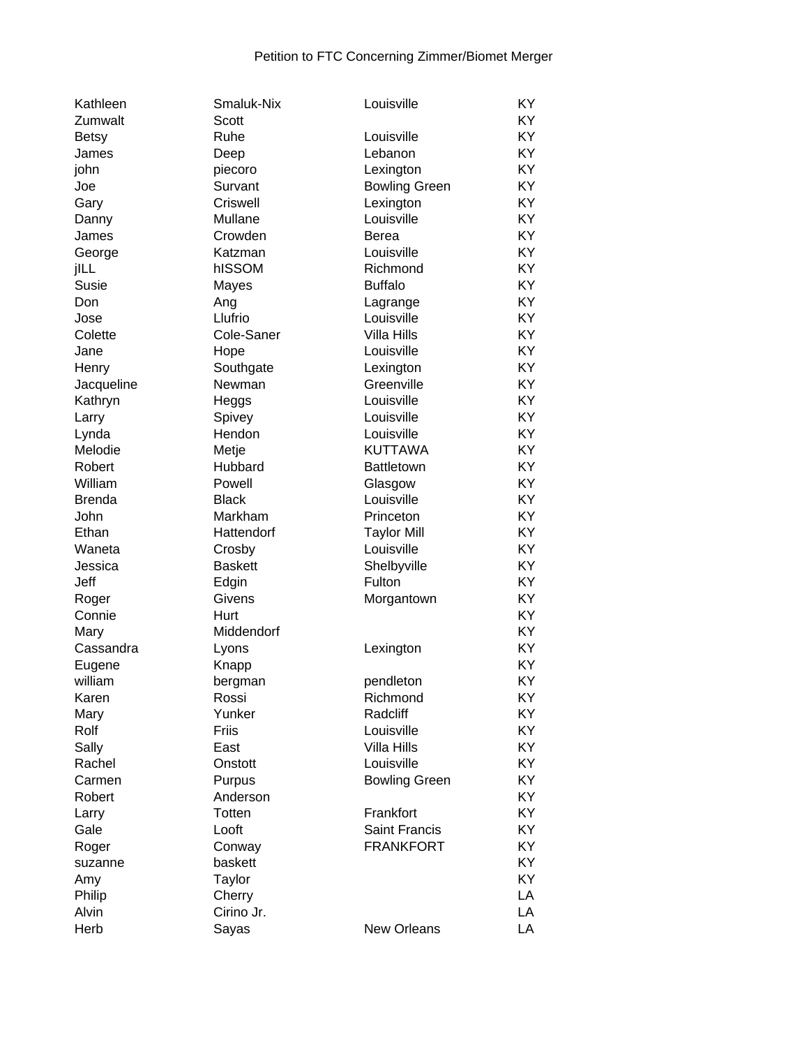Petition to FTC Concerning Zimmer/Biomet Merger

| | | | |
|---|---|---|---|
| Kathleen | Smaluk-Nix | Louisville | KY |
| Zumwalt | Scott | | KY |
| Betsy | Ruhe | Louisville | KY |
| James | Deep | Lebanon | KY |
| john | piecoro | Lexington | KY |
| Joe | Survant | Bowling Green | KY |
| Gary | Criswell | Lexington | KY |
| Danny | Mullane | Louisville | KY |
| James | Crowden | Berea | KY |
| George | Katzman | Louisville | KY |
| jILL | hISSOM | Richmond | KY |
| Susie | Mayes | Buffalo | KY |
| Don | Ang | Lagrange | KY |
| Jose | Llufrio | Louisville | KY |
| Colette | Cole-Saner | Villa Hills | KY |
| Jane | Hope | Louisville | KY |
| Henry | Southgate | Lexington | KY |
| Jacqueline | Newman | Greenville | KY |
| Kathryn | Heggs | Louisville | KY |
| Larry | Spivey | Louisville | KY |
| Lynda | Hendon | Louisville | KY |
| Melodie | Metje | KUTTAWA | KY |
| Robert | Hubbard | Battletown | KY |
| William | Powell | Glasgow | KY |
| Brenda | Black | Louisville | KY |
| John | Markham | Princeton | KY |
| Ethan | Hattendorf | Taylor Mill | KY |
| Waneta | Crosby | Louisville | KY |
| Jessica | Baskett | Shelbyville | KY |
| Jeff | Edgin | Fulton | KY |
| Roger | Givens | Morgantown | KY |
| Connie | Hurt | | KY |
| Mary | Middendorf | | KY |
| Cassandra | Lyons | Lexington | KY |
| Eugene | Knapp | | KY |
| william | bergman | pendleton | KY |
| Karen | Rossi | Richmond | KY |
| Mary | Yunker | Radcliff | KY |
| Rolf | Friis | Louisville | KY |
| Sally | East | Villa Hills | KY |
| Rachel | Onstott | Louisville | KY |
| Carmen | Purpus | Bowling Green | KY |
| Robert | Anderson | | KY |
| Larry | Totten | Frankfort | KY |
| Gale | Looft | Saint Francis | KY |
| Roger | Conway | FRANKFORT | KY |
| suzanne | baskett | | KY |
| Amy | Taylor | | KY |
| Philip | Cherry | | LA |
| Alvin | Cirino Jr. | | LA |
| Herb | Sayas | New Orleans | LA |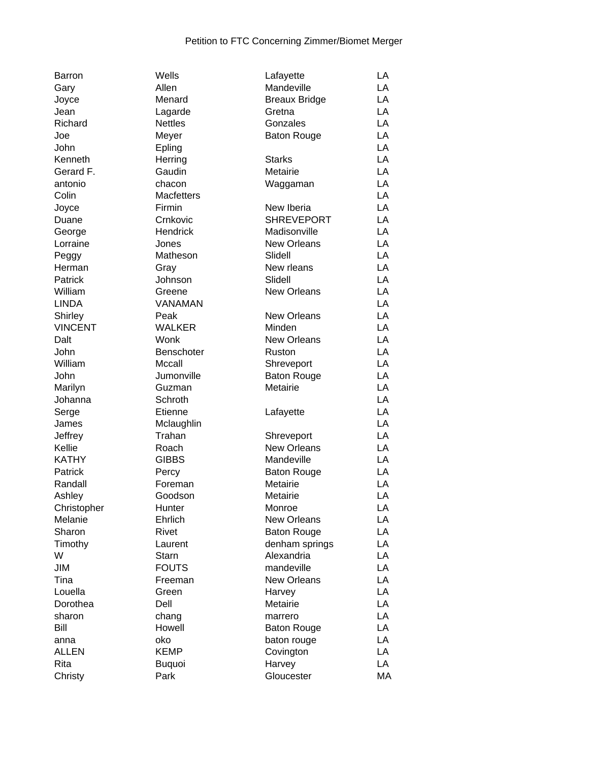Petition to FTC Concerning Zimmer/Biomet Merger

| | | | |
|---|---|---|---|
| Barron | Wells | Lafayette | LA |
| Gary | Allen | Mandeville | LA |
| Joyce | Menard | Breaux Bridge | LA |
| Jean | Lagarde | Gretna | LA |
| Richard | Nettles | Gonzales | LA |
| Joe | Meyer | Baton Rouge | LA |
| John | Epling | | LA |
| Kenneth | Herring | Starks | LA |
| Gerard F. | Gaudin | Metairie | LA |
| antonio | chacon | Waggaman | LA |
| Colin | Macfetters | | LA |
| Joyce | Firmin | New Iberia | LA |
| Duane | Crnkovic | SHREVEPORT | LA |
| George | Hendrick | Madisonville | LA |
| Lorraine | Jones | New Orleans | LA |
| Peggy | Matheson | Slidell | LA |
| Herman | Gray | New rleans | LA |
| Patrick | Johnson | Slidell | LA |
| William | Greene | New Orleans | LA |
| LINDA | VANAMAN | | LA |
| Shirley | Peak | New Orleans | LA |
| VINCENT | WALKER | Minden | LA |
| Dalt | Wonk | New Orleans | LA |
| John | Benschoter | Ruston | LA |
| William | Mccall | Shreveport | LA |
| John | Jumonville | Baton Rouge | LA |
| Marilyn | Guzman | Metairie | LA |
| Johanna | Schroth | | LA |
| Serge | Etienne | Lafayette | LA |
| James | Mclaughlin | | LA |
| Jeffrey | Trahan | Shreveport | LA |
| Kellie | Roach | New Orleans | LA |
| KATHY | GIBBS | Mandeville | LA |
| Patrick | Percy | Baton Rouge | LA |
| Randall | Foreman | Metairie | LA |
| Ashley | Goodson | Metairie | LA |
| Christopher | Hunter | Monroe | LA |
| Melanie | Ehrlich | New Orleans | LA |
| Sharon | Rivet | Baton Rouge | LA |
| Timothy | Laurent | denham springs | LA |
| W | Starn | Alexandria | LA |
| JIM | FOUTS | mandeville | LA |
| Tina | Freeman | New Orleans | LA |
| Louella | Green | Harvey | LA |
| Dorothea | Dell | Metairie | LA |
| sharon | chang | marrero | LA |
| Bill | Howell | Baton Rouge | LA |
| anna | oko | baton rouge | LA |
| ALLEN | KEMP | Covington | LA |
| Rita | Buquoi | Harvey | LA |
| Christy | Park | Gloucester | MA |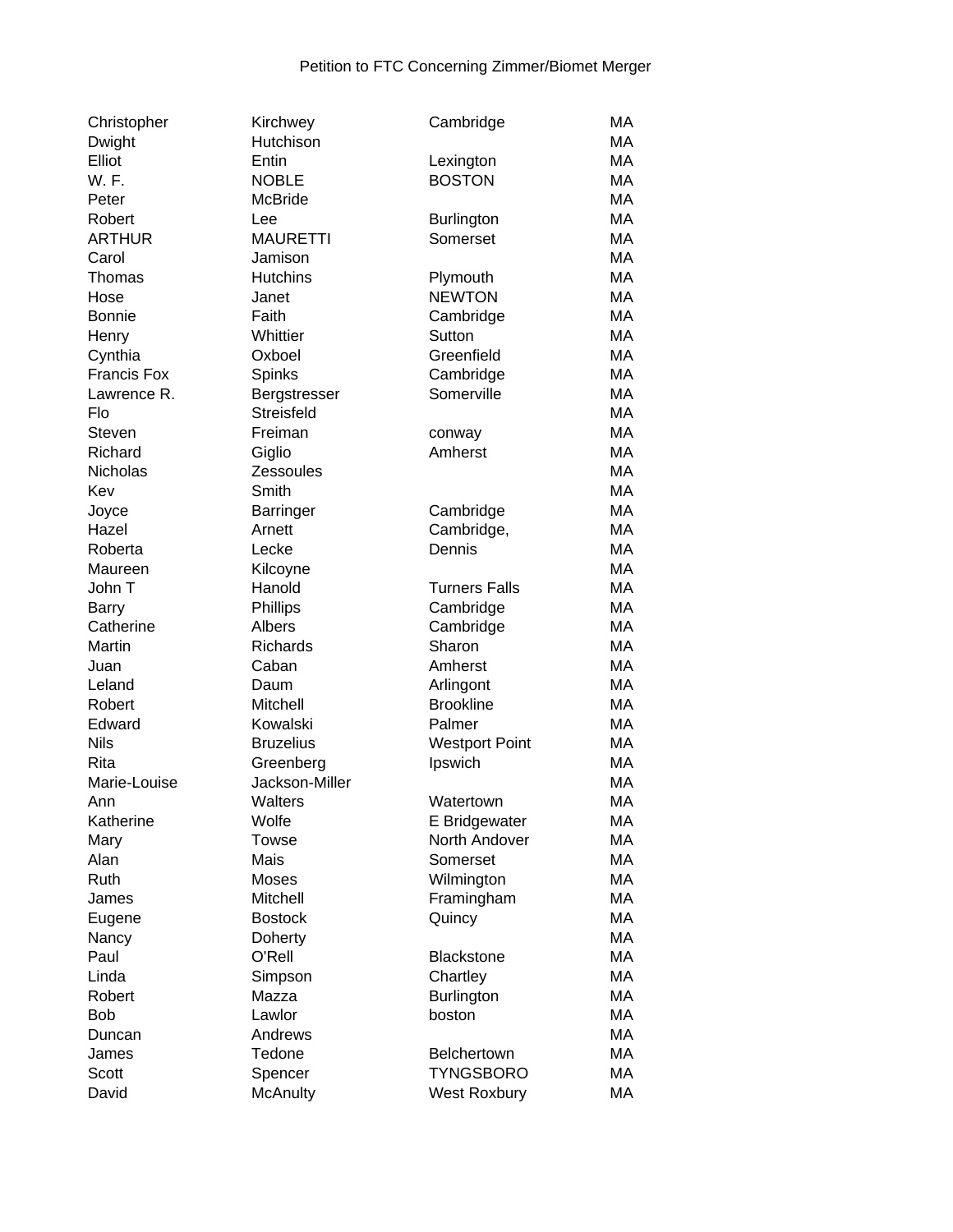Petition to FTC Concerning Zimmer/Biomet Merger

| | | | |
|---|---|---|---|
| Christopher | Kirchwey | Cambridge | MA |
| Dwight | Hutchison | | MA |
| Elliot | Entin | Lexington | MA |
| W. F. | NOBLE | BOSTON | MA |
| Peter | McBride | | MA |
| Robert | Lee | Burlington | MA |
| ARTHUR | MAURETTI | Somerset | MA |
| Carol | Jamison | | MA |
| Thomas | Hutchins | Plymouth | MA |
| Hose | Janet | NEWTON | MA |
| Bonnie | Faith | Cambridge | MA |
| Henry | Whittier | Sutton | MA |
| Cynthia | Oxboel | Greenfield | MA |
| Francis Fox | Spinks | Cambridge | MA |
| Lawrence R. | Bergstresser | Somerville | MA |
| Flo | Streisfeld | | MA |
| Steven | Freiman | conway | MA |
| Richard | Giglio | Amherst | MA |
| Nicholas | Zessoules | | MA |
| Kev | Smith | | MA |
| Joyce | Barringer | Cambridge | MA |
| Hazel | Arnett | Cambridge, | MA |
| Roberta | Lecke | Dennis | MA |
| Maureen | Kilcoyne | | MA |
| John T | Hanold | Turners Falls | MA |
| Barry | Phillips | Cambridge | MA |
| Catherine | Albers | Cambridge | MA |
| Martin | Richards | Sharon | MA |
| Juan | Caban | Amherst | MA |
| Leland | Daum | Arlingont | MA |
| Robert | Mitchell | Brookline | MA |
| Edward | Kowalski | Palmer | MA |
| Nils | Bruzelius | Westport Point | MA |
| Rita | Greenberg | Ipswich | MA |
| Marie-Louise | Jackson-Miller | | MA |
| Ann | Walters | Watertown | MA |
| Katherine | Wolfe | E Bridgewater | MA |
| Mary | Towse | North Andover | MA |
| Alan | Mais | Somerset | MA |
| Ruth | Moses | Wilmington | MA |
| James | Mitchell | Framingham | MA |
| Eugene | Bostock | Quincy | MA |
| Nancy | Doherty | | MA |
| Paul | O'Rell | Blackstone | MA |
| Linda | Simpson | Chartley | MA |
| Robert | Mazza | Burlington | MA |
| Bob | Lawlor | boston | MA |
| Duncan | Andrews | | MA |
| James | Tedone | Belchertown | MA |
| Scott | Spencer | TYNGSBORO | MA |
| David | McAnulty | West Roxbury | MA |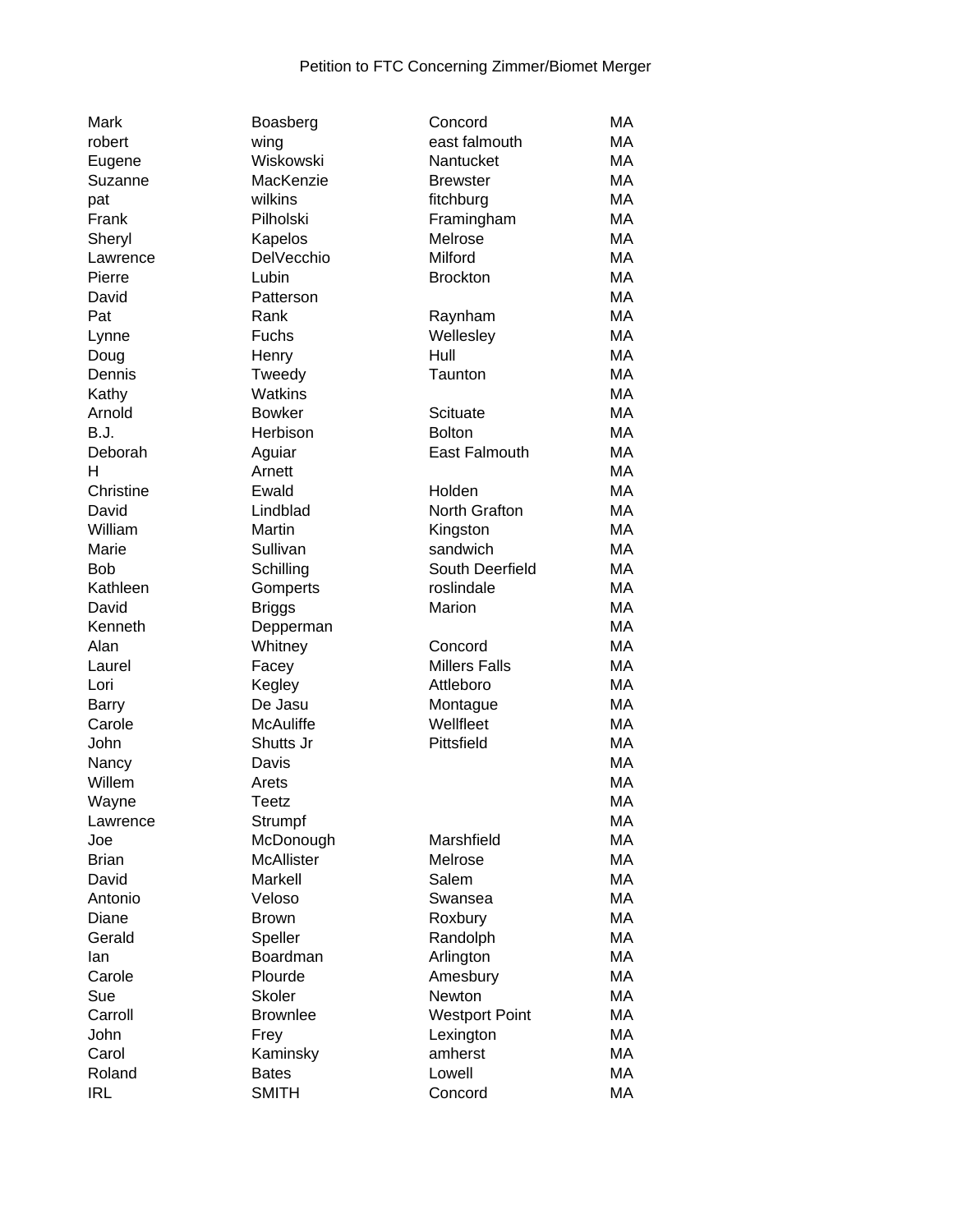| | | | |
|---|---|---|---|
| Mark | Boasberg | Concord | MA |
| robert | wing | east falmouth | MA |
| Eugene | Wiskowski | Nantucket | MA |
| Suzanne | MacKenzie | Brewster | MA |
| pat | wilkins | fitchburg | MA |
| Frank | Pilholski | Framingham | MA |
| Sheryl | Kapelos | Melrose | MA |
| Lawrence | DelVecchio | Milford | MA |
| Pierre | Lubin | Brockton | MA |
| David | Patterson | | MA |
| Pat | Rank | Raynham | MA |
| Lynne | Fuchs | Wellesley | MA |
| Doug | Henry | Hull | MA |
| Dennis | Tweedy | Taunton | MA |
| Kathy | Watkins | | MA |
| Arnold | Bowker | Scituate | MA |
| B.J. | Herbison | Bolton | MA |
| Deborah | Aguiar | East Falmouth | MA |
| H | Arnett | | MA |
| Christine | Ewald | Holden | MA |
| David | Lindblad | North Grafton | MA |
| William | Martin | Kingston | MA |
| Marie | Sullivan | sandwich | MA |
| Bob | Schilling | South Deerfield | MA |
| Kathleen | Gomperts | roslindale | MA |
| David | Briggs | Marion | MA |
| Kenneth | Depperman | | MA |
| Alan | Whitney | Concord | MA |
| Laurel | Facey | Millers Falls | MA |
| Lori | Kegley | Attleboro | MA |
| Barry | De Jasu | Montague | MA |
| Carole | McAuliffe | Wellfleet | MA |
| John | Shutts Jr | Pittsfield | MA |
| Nancy | Davis | | MA |
| Willem | Arets | | MA |
| Wayne | Teetz | | MA |
| Lawrence | Strumpf | | MA |
| Joe | McDonough | Marshfield | MA |
| Brian | McAllister | Melrose | MA |
| David | Markell | Salem | MA |
| Antonio | Veloso | Swansea | MA |
| Diane | Brown | Roxbury | MA |
| Gerald | Speller | Randolph | MA |
| Ian | Boardman | Arlington | MA |
| Carole | Plourde | Amesbury | MA |
| Sue | Skoler | Newton | MA |
| Carroll | Brownlee | Westport Point | MA |
| John | Frey | Lexington | MA |
| Carol | Kaminsky | amherst | MA |
| Roland | Bates | Lowell | MA |
| IRL | SMITH | Concord | MA |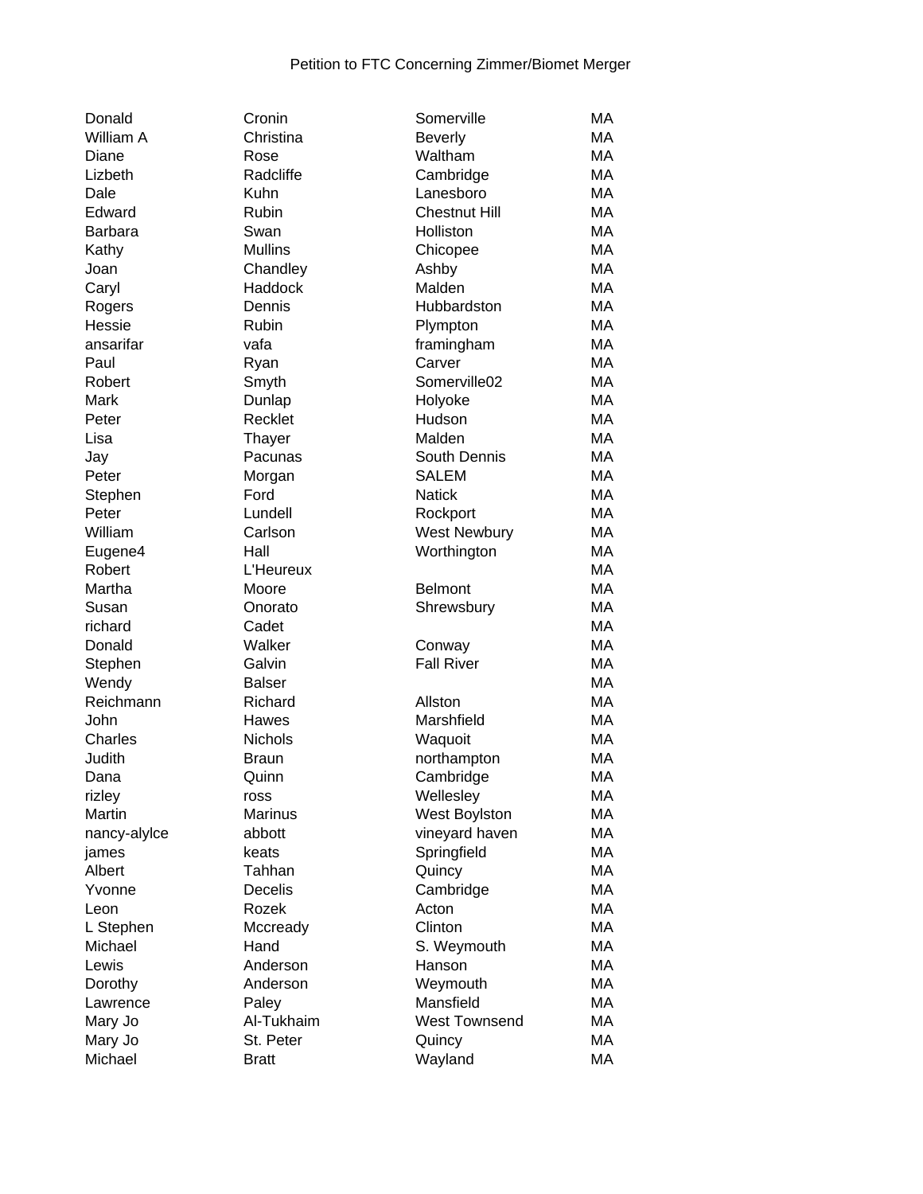Petition to FTC Concerning Zimmer/Biomet Merger

| | | | |
|---|---|---|---|
| Donald | Cronin | Somerville | MA |
| William A | Christina | Beverly | MA |
| Diane | Rose | Waltham | MA |
| Lizbeth | Radcliffe | Cambridge | MA |
| Dale | Kuhn | Lanesboro | MA |
| Edward | Rubin | Chestnut Hill | MA |
| Barbara | Swan | Holliston | MA |
| Kathy | Mullins | Chicopee | MA |
| Joan | Chandley | Ashby | MA |
| Caryl | Haddock | Malden | MA |
| Rogers | Dennis | Hubbardston | MA |
| Hessie | Rubin | Plympton | MA |
| ansarifar | vafa | framingham | MA |
| Paul | Ryan | Carver | MA |
| Robert | Smyth | Somerville02 | MA |
| Mark | Dunlap | Holyoke | MA |
| Peter | Recklet | Hudson | MA |
| Lisa | Thayer | Malden | MA |
| Jay | Pacunas | South Dennis | MA |
| Peter | Morgan | SALEM | MA |
| Stephen | Ford | Natick | MA |
| Peter | Lundell | Rockport | MA |
| William | Carlson | West Newbury | MA |
| Eugene4 | Hall | Worthington | MA |
| Robert | L'Heureux | | MA |
| Martha | Moore | Belmont | MA |
| Susan | Onorato | Shrewsbury | MA |
| richard | Cadet | | MA |
| Donald | Walker | Conway | MA |
| Stephen | Galvin | Fall River | MA |
| Wendy | Balser | | MA |
| Reichmann | Richard | Allston | MA |
| John | Hawes | Marshfield | MA |
| Charles | Nichols | Waquoit | MA |
| Judith | Braun | northampton | MA |
| Dana | Quinn | Cambridge | MA |
| rizley | ross | Wellesley | MA |
| Martin | Marinus | West Boylston | MA |
| nancy-alylce | abbott | vineyard haven | MA |
| james | keats | Springfield | MA |
| Albert | Tahhan | Quincy | MA |
| Yvonne | Decelis | Cambridge | MA |
| Leon | Rozek | Acton | MA |
| L Stephen | Mccready | Clinton | MA |
| Michael | Hand | S. Weymouth | MA |
| Lewis | Anderson | Hanson | MA |
| Dorothy | Anderson | Weymouth | MA |
| Lawrence | Paley | Mansfield | MA |
| Mary Jo | Al-Tukhaim | West Townsend | MA |
| Mary Jo | St. Peter | Quincy | MA |
| Michael | Bratt | Wayland | MA |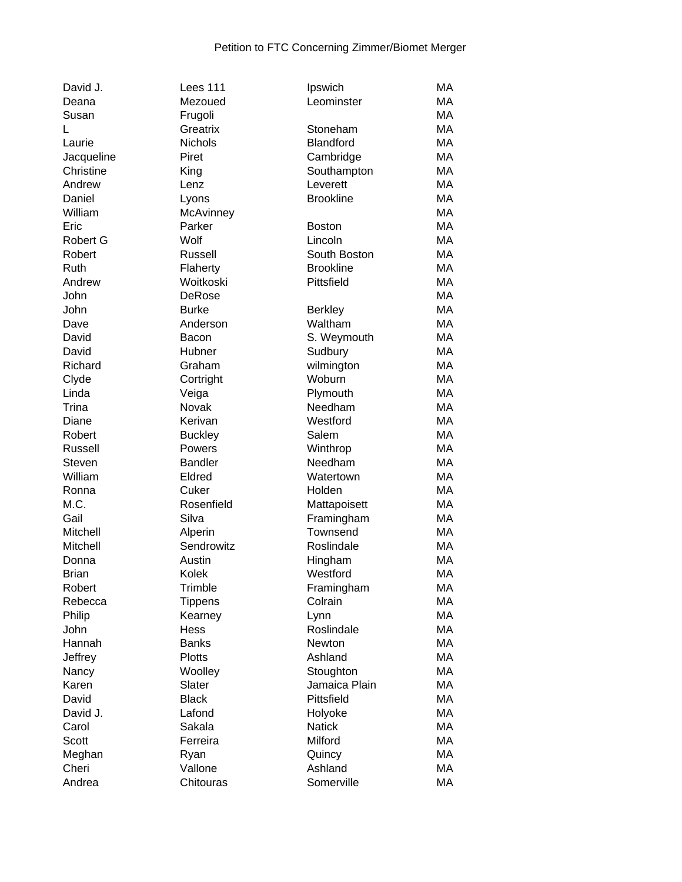Petition to FTC Concerning Zimmer/Biomet Merger

| | | | |
|---|---|---|---|
| David J. | Lees 111 | Ipswich | MA |
| Deana | Mezoued | Leominster | MA |
| Susan | Frugoli | | MA |
| L | Greatrix | Stoneham | MA |
| Laurie | Nichols | Blandford | MA |
| Jacqueline | Piret | Cambridge | MA |
| Christine | King | Southampton | MA |
| Andrew | Lenz | Leverett | MA |
| Daniel | Lyons | Brookline | MA |
| William | McAvinney | | MA |
| Eric | Parker | Boston | MA |
| Robert G | Wolf | Lincoln | MA |
| Robert | Russell | South Boston | MA |
| Ruth | Flaherty | Brookline | MA |
| Andrew | Woitkoski | Pittsfield | MA |
| John | DeRose | | MA |
| John | Burke | Berkley | MA |
| Dave | Anderson | Waltham | MA |
| David | Bacon | S. Weymouth | MA |
| David | Hubner | Sudbury | MA |
| Richard | Graham | wilmington | MA |
| Clyde | Cortright | Woburn | MA |
| Linda | Veiga | Plymouth | MA |
| Trina | Novak | Needham | MA |
| Diane | Kerivan | Westford | MA |
| Robert | Buckley | Salem | MA |
| Russell | Powers | Winthrop | MA |
| Steven | Bandler | Needham | MA |
| William | Eldred | Watertown | MA |
| Ronna | Cuker | Holden | MA |
| M.C. | Rosenfield | Mattapoisett | MA |
| Gail | Silva | Framingham | MA |
| Mitchell | Alperin | Townsend | MA |
| Mitchell | Sendrowitz | Roslindale | MA |
| Donna | Austin | Hingham | MA |
| Brian | Kolek | Westford | MA |
| Robert | Trimble | Framingham | MA |
| Rebecca | Tippens | Colrain | MA |
| Philip | Kearney | Lynn | MA |
| John | Hess | Roslindale | MA |
| Hannah | Banks | Newton | MA |
| Jeffrey | Plotts | Ashland | MA |
| Nancy | Woolley | Stoughton | MA |
| Karen | Slater | Jamaica Plain | MA |
| David | Black | Pittsfield | MA |
| David J. | Lafond | Holyoke | MA |
| Carol | Sakala | Natick | MA |
| Scott | Ferreira | Milford | MA |
| Meghan | Ryan | Quincy | MA |
| Cheri | Vallone | Ashland | MA |
| Andrea | Chitouras | Somerville | MA |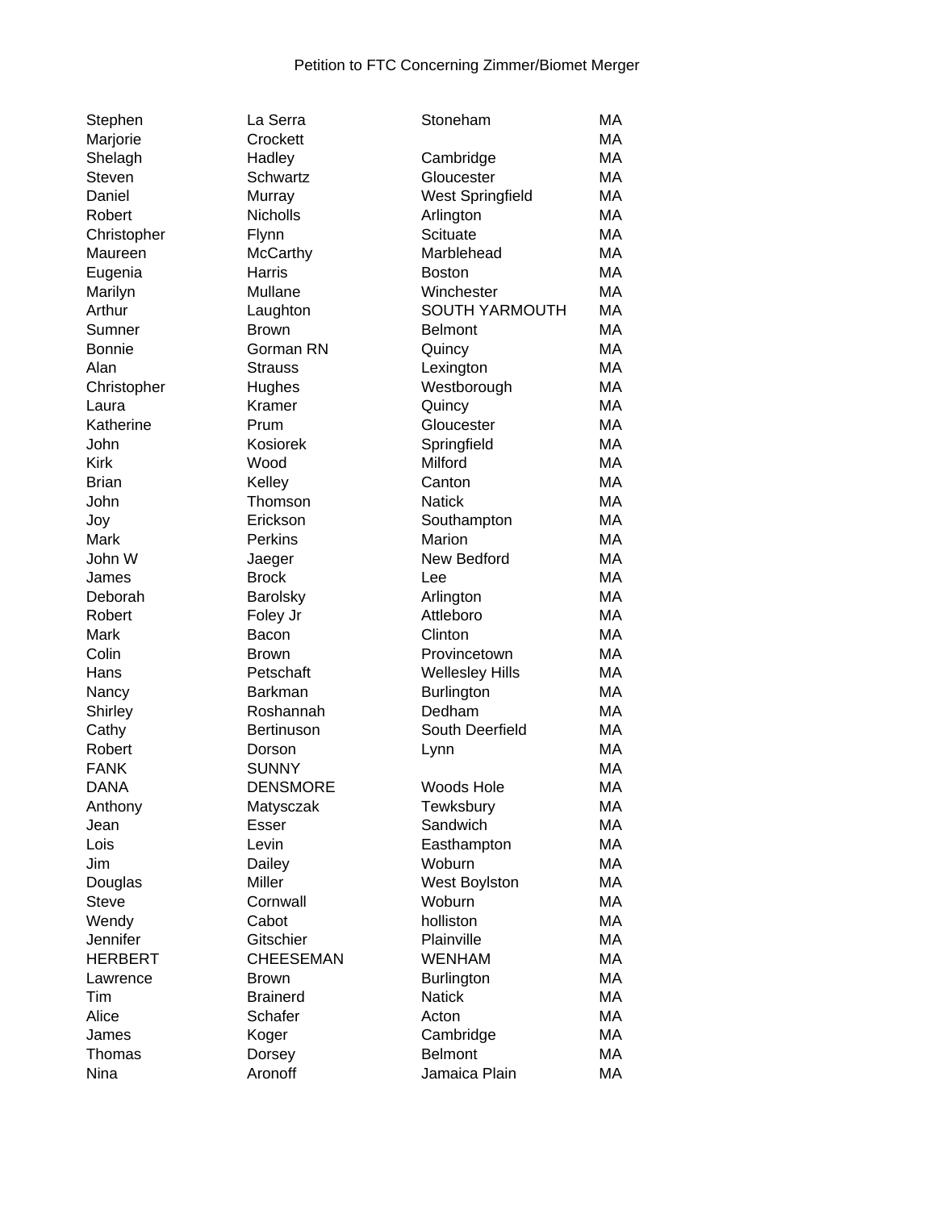Petition to FTC Concerning Zimmer/Biomet Merger

| | | | |
|---|---|---|---|
| Stephen | La Serra | Stoneham | MA |
| Marjorie | Crockett | | MA |
| Shelagh | Hadley | Cambridge | MA |
| Steven | Schwartz | Gloucester | MA |
| Daniel | Murray | West Springfield | MA |
| Robert | Nicholls | Arlington | MA |
| Christopher | Flynn | Scituate | MA |
| Maureen | McCarthy | Marblehead | MA |
| Eugenia | Harris | Boston | MA |
| Marilyn | Mullane | Winchester | MA |
| Arthur | Laughton | SOUTH YARMOUTH | MA |
| Sumner | Brown | Belmont | MA |
| Bonnie | Gorman RN | Quincy | MA |
| Alan | Strauss | Lexington | MA |
| Christopher | Hughes | Westborough | MA |
| Laura | Kramer | Quincy | MA |
| Katherine | Prum | Gloucester | MA |
| John | Kosiorek | Springfield | MA |
| Kirk | Wood | Milford | MA |
| Brian | Kelley | Canton | MA |
| John | Thomson | Natick | MA |
| Joy | Erickson | Southampton | MA |
| Mark | Perkins | Marion | MA |
| John W | Jaeger | New Bedford | MA |
| James | Brock | Lee | MA |
| Deborah | Barolsky | Arlington | MA |
| Robert | Foley Jr | Attleboro | MA |
| Mark | Bacon | Clinton | MA |
| Colin | Brown | Provincetown | MA |
| Hans | Petschaft | Wellesley Hills | MA |
| Nancy | Barkman | Burlington | MA |
| Shirley | Roshannah | Dedham | MA |
| Cathy | Bertinuson | South Deerfield | MA |
| Robert | Dorson | Lynn | MA |
| FANK | SUNNY | | MA |
| DANA | DENSMORE | Woods Hole | MA |
| Anthony | Matysczak | Tewksbury | MA |
| Jean | Esser | Sandwich | MA |
| Lois | Levin | Easthampton | MA |
| Jim | Dailey | Woburn | MA |
| Douglas | Miller | West Boylston | MA |
| Steve | Cornwall | Woburn | MA |
| Wendy | Cabot | holliston | MA |
| Jennifer | Gitschier | Plainville | MA |
| HERBERT | CHEESEMAN | WENHAM | MA |
| Lawrence | Brown | Burlington | MA |
| Tim | Brainerd | Natick | MA |
| Alice | Schafer | Acton | MA |
| James | Koger | Cambridge | MA |
| Thomas | Dorsey | Belmont | MA |
| Nina | Aronoff | Jamaica Plain | MA |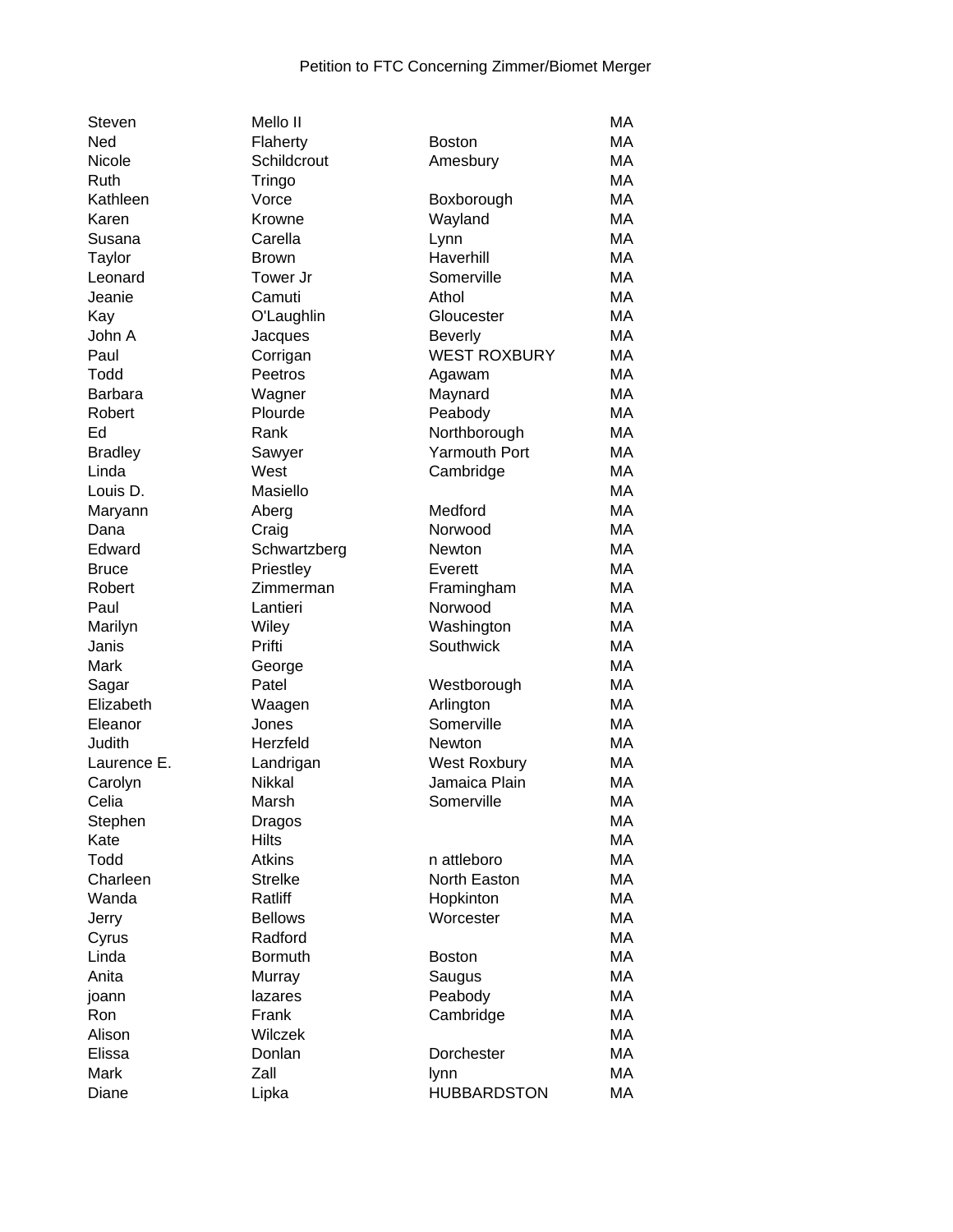Petition to FTC Concerning Zimmer/Biomet Merger

| | | | |
|---|---|---|---|
| Steven | Mello II | | MA |
| Ned | Flaherty | Boston | MA |
| Nicole | Schildcrout | Amesbury | MA |
| Ruth | Tringo | | MA |
| Kathleen | Vorce | Boxborough | MA |
| Karen | Krowne | Wayland | MA |
| Susana | Carella | Lynn | MA |
| Taylor | Brown | Haverhill | MA |
| Leonard | Tower Jr | Somerville | MA |
| Jeanie | Camuti | Athol | MA |
| Kay | O'Laughlin | Gloucester | MA |
| John A | Jacques | Beverly | MA |
| Paul | Corrigan | WEST ROXBURY | MA |
| Todd | Peetros | Agawam | MA |
| Barbara | Wagner | Maynard | MA |
| Robert | Plourde | Peabody | MA |
| Ed | Rank | Northborough | MA |
| Bradley | Sawyer | Yarmouth Port | MA |
| Linda | West | Cambridge | MA |
| Louis D. | Masiello | | MA |
| Maryann | Aberg | Medford | MA |
| Dana | Craig | Norwood | MA |
| Edward | Schwartzberg | Newton | MA |
| Bruce | Priestley | Everett | MA |
| Robert | Zimmerman | Framingham | MA |
| Paul | Lantieri | Norwood | MA |
| Marilyn | Wiley | Washington | MA |
| Janis | Prifti | Southwick | MA |
| Mark | George | | MA |
| Sagar | Patel | Westborough | MA |
| Elizabeth | Waagen | Arlington | MA |
| Eleanor | Jones | Somerville | MA |
| Judith | Herzfeld | Newton | MA |
| Laurence E. | Landrigan | West Roxbury | MA |
| Carolyn | Nikkal | Jamaica Plain | MA |
| Celia | Marsh | Somerville | MA |
| Stephen | Dragos | | MA |
| Kate | Hilts | | MA |
| Todd | Atkins | n attleboro | MA |
| Charleen | Strelke | North Easton | MA |
| Wanda | Ratliff | Hopkinton | MA |
| Jerry | Bellows | Worcester | MA |
| Cyrus | Radford | | MA |
| Linda | Bormuth | Boston | MA |
| Anita | Murray | Saugus | MA |
| joann | lazares | Peabody | MA |
| Ron | Frank | Cambridge | MA |
| Alison | Wilczek | | MA |
| Elissa | Donlan | Dorchester | MA |
| Mark | Zall | lynn | MA |
| Diane | Lipka | HUBBARDSTON | MA |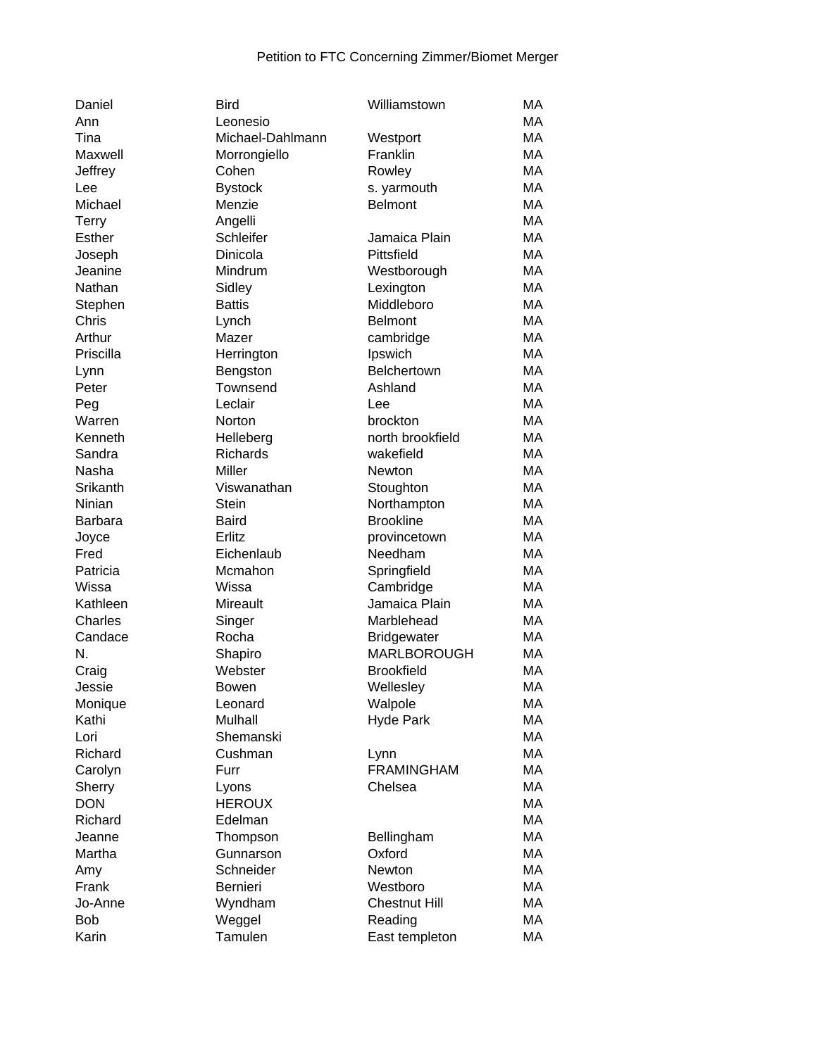Petition to FTC Concerning Zimmer/Biomet Merger

| | | | |
|---|---|---|---|
| Daniel | Bird | Williamstown | MA |
| Ann | Leonesio | | MA |
| Tina | Michael-Dahlmann | Westport | MA |
| Maxwell | Morrongiello | Franklin | MA |
| Jeffrey | Cohen | Rowley | MA |
| Lee | Bystock | s. yarmouth | MA |
| Michael | Menzie | Belmont | MA |
| Terry | Angelli | | MA |
| Esther | Schleifer | Jamaica Plain | MA |
| Joseph | Dinicola | Pittsfield | MA |
| Jeanine | Mindrum | Westborough | MA |
| Nathan | Sidley | Lexington | MA |
| Stephen | Battis | Middleboro | MA |
| Chris | Lynch | Belmont | MA |
| Arthur | Mazer | cambridge | MA |
| Priscilla | Herrington | Ipswich | MA |
| Lynn | Bengston | Belchertown | MA |
| Peter | Townsend | Ashland | MA |
| Peg | Leclair | Lee | MA |
| Warren | Norton | brockton | MA |
| Kenneth | Helleberg | north brookfield | MA |
| Sandra | Richards | wakefield | MA |
| Nasha | Miller | Newton | MA |
| Srikanth | Viswanathan | Stoughton | MA |
| Ninian | Stein | Northampton | MA |
| Barbara | Baird | Brookline | MA |
| Joyce | Erlitz | provincetown | MA |
| Fred | Eichenlaub | Needham | MA |
| Patricia | Mcmahon | Springfield | MA |
| Wissa | Wissa | Cambridge | MA |
| Kathleen | Mireault | Jamaica Plain | MA |
| Charles | Singer | Marblehead | MA |
| Candace | Rocha | Bridgewater | MA |
| N. | Shapiro | MARLBOROUGH | MA |
| Craig | Webster | Brookfield | MA |
| Jessie | Bowen | Wellesley | MA |
| Monique | Leonard | Walpole | MA |
| Kathi | Mulhall | Hyde Park | MA |
| Lori | Shemanski | | MA |
| Richard | Cushman | Lynn | MA |
| Carolyn | Furr | FRAMINGHAM | MA |
| Sherry | Lyons | Chelsea | MA |
| DON | HEROUX | | MA |
| Richard | Edelman | | MA |
| Jeanne | Thompson | Bellingham | MA |
| Martha | Gunnarson | Oxford | MA |
| Amy | Schneider | Newton | MA |
| Frank | Bernieri | Westboro | MA |
| Jo-Anne | Wyndham | Chestnut Hill | MA |
| Bob | Weggel | Reading | MA |
| Karin | Tamulen | East templeton | MA |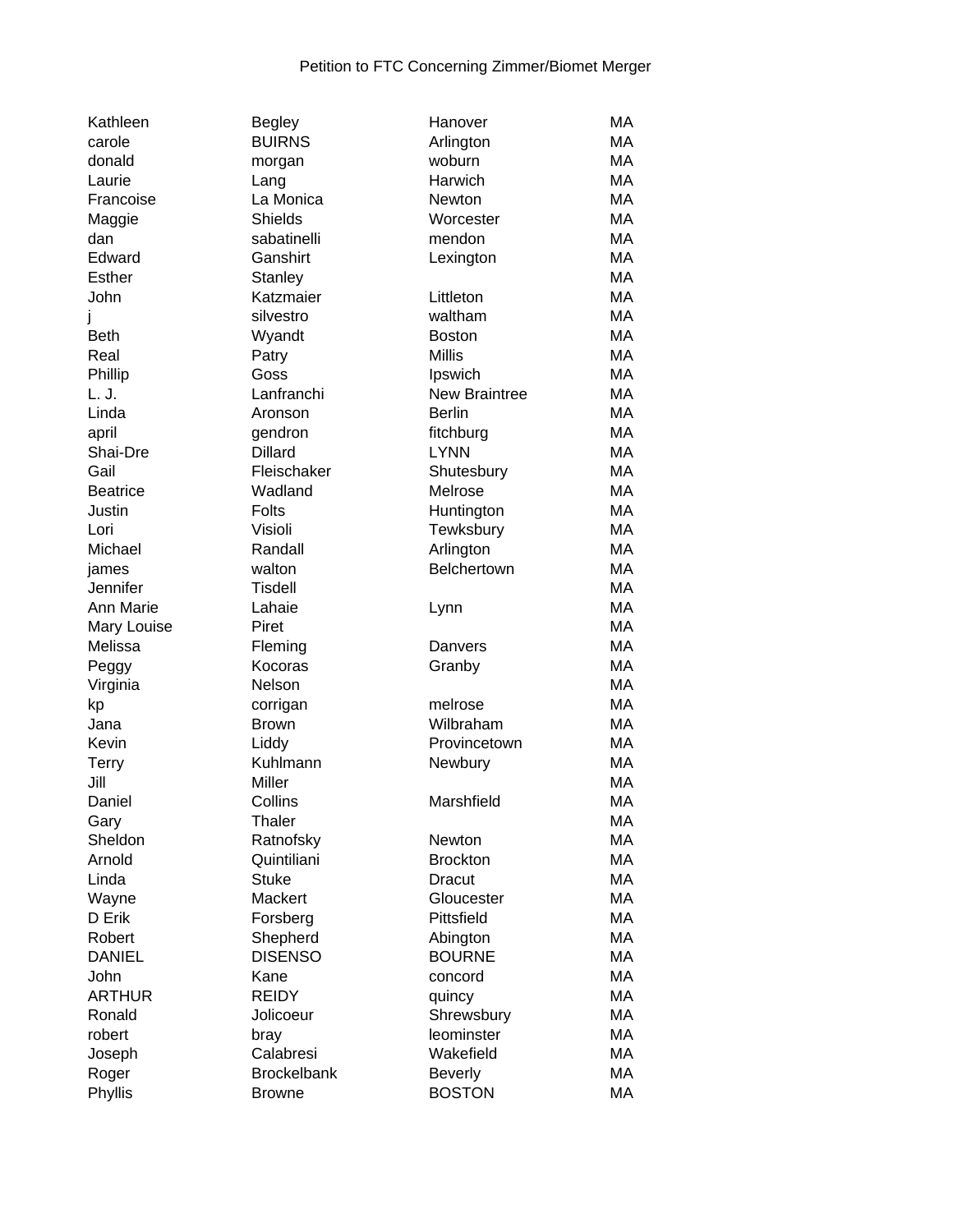Petition to FTC Concerning Zimmer/Biomet Merger

| | | | |
|---|---|---|---|
| Kathleen | Begley | Hanover | MA |
| carole | BUIRNS | Arlington | MA |
| donald | morgan | woburn | MA |
| Laurie | Lang | Harwich | MA |
| Francoise | La Monica | Newton | MA |
| Maggie | Shields | Worcester | MA |
| dan | sabatinelli | mendon | MA |
| Edward | Ganshirt | Lexington | MA |
| Esther | Stanley | | MA |
| John | Katzmaier | Littleton | MA |
| j | silvestro | waltham | MA |
| Beth | Wyandt | Boston | MA |
| Real | Patry | Millis | MA |
| Phillip | Goss | Ipswich | MA |
| L. J. | Lanfranchi | New Braintree | MA |
| Linda | Aronson | Berlin | MA |
| april | gendron | fitchburg | MA |
| Shai-Dre | Dillard | LYNN | MA |
| Gail | Fleischaker | Shutesbury | MA |
| Beatrice | Wadland | Melrose | MA |
| Justin | Folts | Huntington | MA |
| Lori | Visioli | Tewksbury | MA |
| Michael | Randall | Arlington | MA |
| james | walton | Belchertown | MA |
| Jennifer | Tisdell | | MA |
| Ann Marie | Lahaie | Lynn | MA |
| Mary Louise | Piret | | MA |
| Melissa | Fleming | Danvers | MA |
| Peggy | Kocoras | Granby | MA |
| Virginia | Nelson | | MA |
| kp | corrigan | melrose | MA |
| Jana | Brown | Wilbraham | MA |
| Kevin | Liddy | Provincetown | MA |
| Terry | Kuhlmann | Newbury | MA |
| Jill | Miller | | MA |
| Daniel | Collins | Marshfield | MA |
| Gary | Thaler | | MA |
| Sheldon | Ratnofsky | Newton | MA |
| Arnold | Quintiliani | Brockton | MA |
| Linda | Stuke | Dracut | MA |
| Wayne | Mackert | Gloucester | MA |
| D Erik | Forsberg | Pittsfield | MA |
| Robert | Shepherd | Abington | MA |
| DANIEL | DISENSO | BOURNE | MA |
| John | Kane | concord | MA |
| ARTHUR | REIDY | quincy | MA |
| Ronald | Jolicoeur | Shrewsbury | MA |
| robert | bray | leominster | MA |
| Joseph | Calabresi | Wakefield | MA |
| Roger | Brockelbank | Beverly | MA |
| Phyllis | Browne | BOSTON | MA |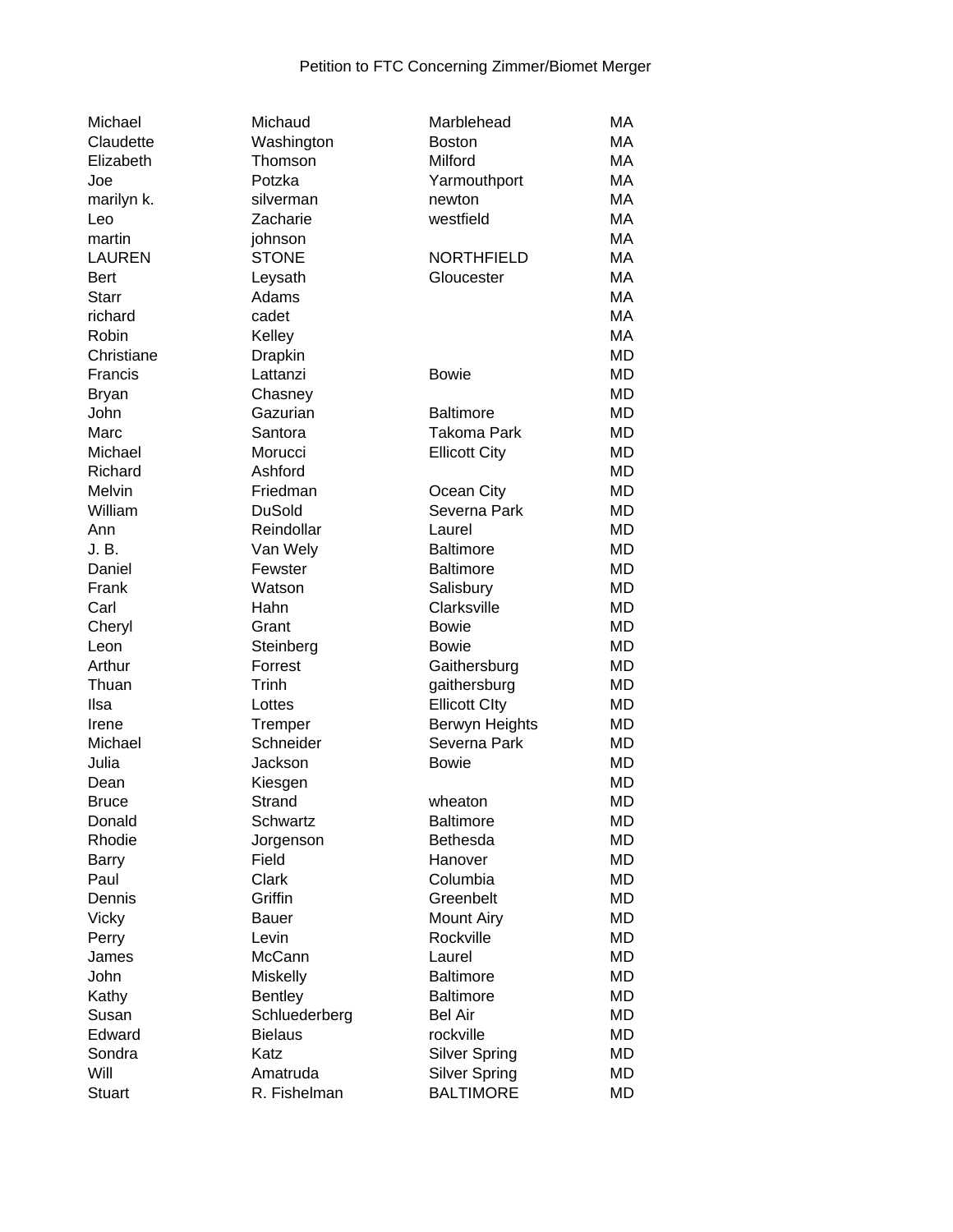Petition to FTC Concerning Zimmer/Biomet Merger

| | | | |
|---|---|---|---|
| Michael | Michaud | Marblehead | MA |
| Claudette | Washington | Boston | MA |
| Elizabeth | Thomson | Milford | MA |
| Joe | Potzka | Yarmouthport | MA |
| marilyn k. | silverman | newton | MA |
| Leo | Zacharie | westfield | MA |
| martin | johnson | | MA |
| LAUREN | STONE | NORTHFIELD | MA |
| Bert | Leysath | Gloucester | MA |
| Starr | Adams | | MA |
| richard | cadet | | MA |
| Robin | Kelley | | MA |
| Christiane | Drapkin | | MD |
| Francis | Lattanzi | Bowie | MD |
| Bryan | Chasney | | MD |
| John | Gazurian | Baltimore | MD |
| Marc | Santora | Takoma Park | MD |
| Michael | Morucci | Ellicott City | MD |
| Richard | Ashford | | MD |
| Melvin | Friedman | Ocean City | MD |
| William | DuSold | Severna Park | MD |
| Ann | Reindollar | Laurel | MD |
| J. B. | Van Wely | Baltimore | MD |
| Daniel | Fewster | Baltimore | MD |
| Frank | Watson | Salisbury | MD |
| Carl | Hahn | Clarksville | MD |
| Cheryl | Grant | Bowie | MD |
| Leon | Steinberg | Bowie | MD |
| Arthur | Forrest | Gaithersburg | MD |
| Thuan | Trinh | gaithersburg | MD |
| Ilsa | Lottes | Ellicott CIty | MD |
| Irene | Tremper | Berwyn Heights | MD |
| Michael | Schneider | Severna Park | MD |
| Julia | Jackson | Bowie | MD |
| Dean | Kiesgen | | MD |
| Bruce | Strand | wheaton | MD |
| Donald | Schwartz | Baltimore | MD |
| Rhodie | Jorgenson | Bethesda | MD |
| Barry | Field | Hanover | MD |
| Paul | Clark | Columbia | MD |
| Dennis | Griffin | Greenbelt | MD |
| Vicky | Bauer | Mount Airy | MD |
| Perry | Levin | Rockville | MD |
| James | McCann | Laurel | MD |
| John | Miskelly | Baltimore | MD |
| Kathy | Bentley | Baltimore | MD |
| Susan | Schluederberg | Bel Air | MD |
| Edward | Bielaus | rockville | MD |
| Sondra | Katz | Silver Spring | MD |
| Will | Amatruda | Silver Spring | MD |
| Stuart | R. Fishelman | BALTIMORE | MD |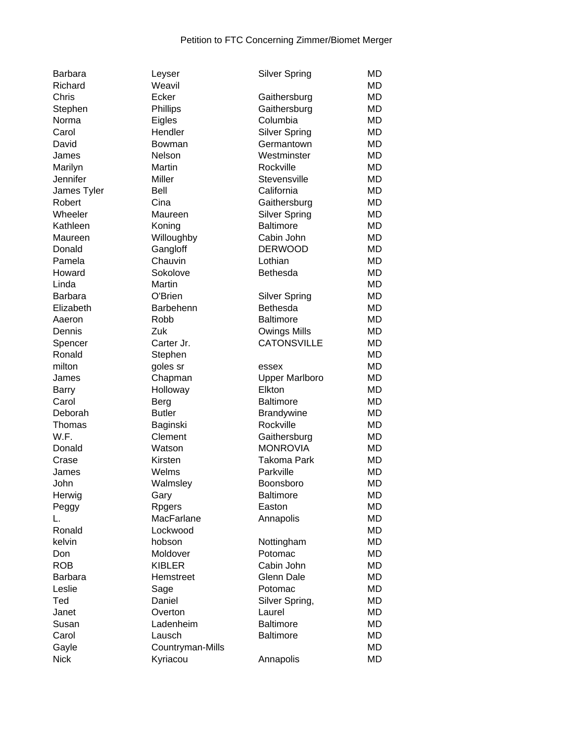Petition to FTC Concerning Zimmer/Biomet Merger

| | | | |
|---|---|---|---|
| Barbara | Leyser | Silver Spring | MD |
| Richard | Weavil | | MD |
| Chris | Ecker | Gaithersburg | MD |
| Stephen | Phillips | Gaithersburg | MD |
| Norma | Eigles | Columbia | MD |
| Carol | Hendler | Silver Spring | MD |
| David | Bowman | Germantown | MD |
| James | Nelson | Westminster | MD |
| Marilyn | Martin | Rockville | MD |
| Jennifer | Miller | Stevensville | MD |
| James Tyler | Bell | California | MD |
| Robert | Cina | Gaithersburg | MD |
| Wheeler | Maureen | Silver Spring | MD |
| Kathleen | Koning | Baltimore | MD |
| Maureen | Willoughby | Cabin John | MD |
| Donald | Gangloff | DERWOOD | MD |
| Pamela | Chauvin | Lothian | MD |
| Howard | Sokolove | Bethesda | MD |
| Linda | Martin | | MD |
| Barbara | O'Brien | Silver Spring | MD |
| Elizabeth | Barbehenn | Bethesda | MD |
| Aaeron | Robb | Baltimore | MD |
| Dennis | Zuk | Owings Mills | MD |
| Spencer | Carter Jr. | CATONSVILLE | MD |
| Ronald | Stephen | | MD |
| milton | goles sr | essex | MD |
| James | Chapman | Upper Marlboro | MD |
| Barry | Holloway | Elkton | MD |
| Carol | Berg | Baltimore | MD |
| Deborah | Butler | Brandywine | MD |
| Thomas | Baginski | Rockville | MD |
| W.F. | Clement | Gaithersburg | MD |
| Donald | Watson | MONROVIA | MD |
| Crase | Kirsten | Takoma Park | MD |
| James | Welms | Parkville | MD |
| John | Walmsley | Boonsboro | MD |
| Herwig | Gary | Baltimore | MD |
| Peggy | Rpgers | Easton | MD |
| L. | MacFarlane | Annapolis | MD |
| Ronald | Lockwood | | MD |
| kelvin | hobson | Nottingham | MD |
| Don | Moldover | Potomac | MD |
| ROB | KIBLER | Cabin John | MD |
| Barbara | Hemstreet | Glenn Dale | MD |
| Leslie | Sage | Potomac | MD |
| Ted | Daniel | Silver Spring, | MD |
| Janet | Overton | Laurel | MD |
| Susan | Ladenheim | Baltimore | MD |
| Carol | Lausch | Baltimore | MD |
| Gayle | Countryman-Mills | | MD |
| Nick | Kyriacou | Annapolis | MD |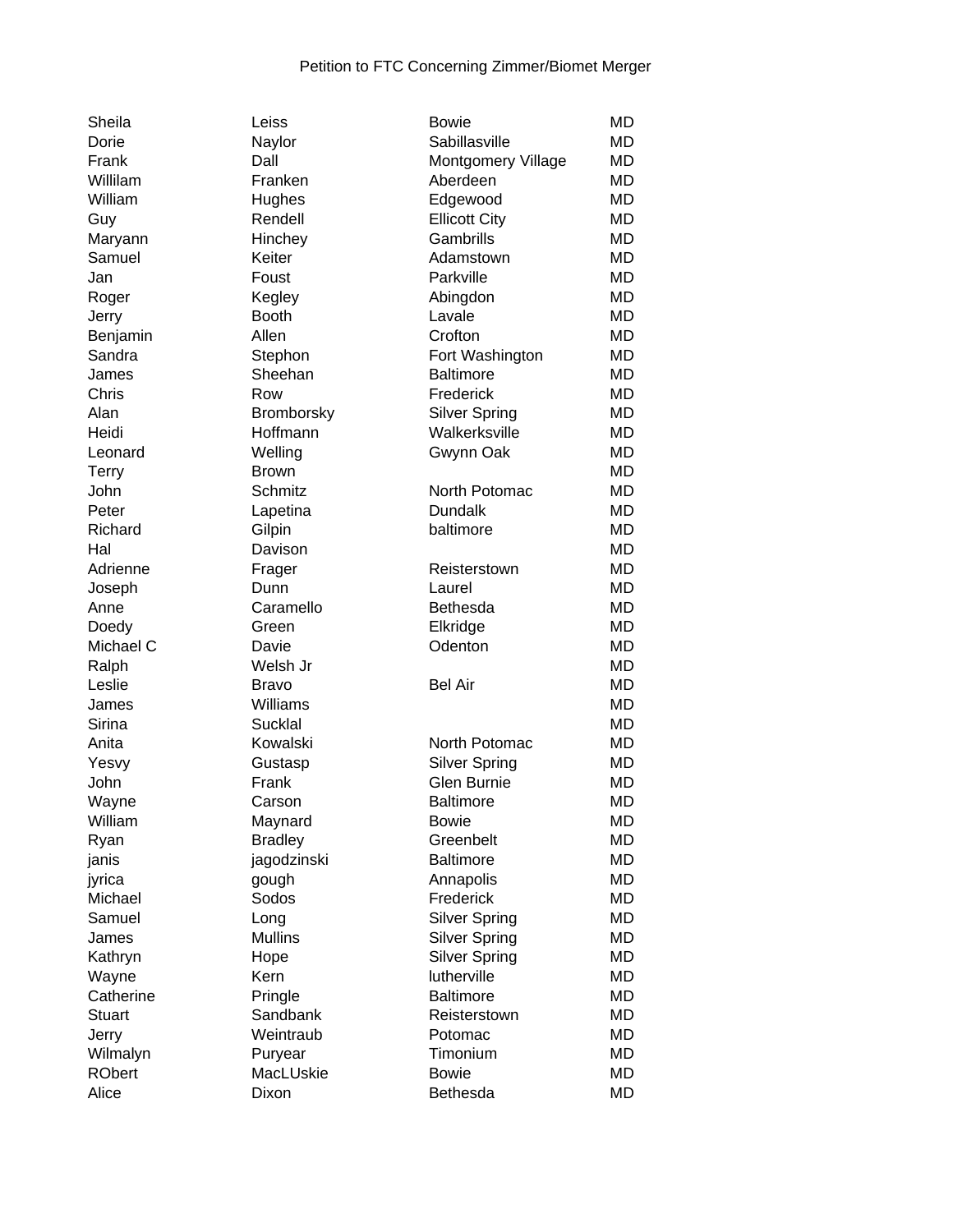Petition to FTC Concerning Zimmer/Biomet Merger

| | | | |
|---|---|---|---|
| Sheila | Leiss | Bowie | MD |
| Dorie | Naylor | Sabillasville | MD |
| Frank | Dall | Montgomery Village | MD |
| Willilam | Franken | Aberdeen | MD |
| William | Hughes | Edgewood | MD |
| Guy | Rendell | Ellicott City | MD |
| Maryann | Hinchey | Gambrills | MD |
| Samuel | Keiter | Adamstown | MD |
| Jan | Foust | Parkville | MD |
| Roger | Kegley | Abingdon | MD |
| Jerry | Booth | Lavale | MD |
| Benjamin | Allen | Crofton | MD |
| Sandra | Stephon | Fort Washington | MD |
| James | Sheehan | Baltimore | MD |
| Chris | Row | Frederick | MD |
| Alan | Bromborsky | Silver Spring | MD |
| Heidi | Hoffmann | Walkerksville | MD |
| Leonard | Welling | Gwynn Oak | MD |
| Terry | Brown | | MD |
| John | Schmitz | North Potomac | MD |
| Peter | Lapetina | Dundalk | MD |
| Richard | Gilpin | baltimore | MD |
| Hal | Davison | | MD |
| Adrienne | Frager | Reisterstown | MD |
| Joseph | Dunn | Laurel | MD |
| Anne | Caramello | Bethesda | MD |
| Doedy | Green | Elkridge | MD |
| Michael C | Davie | Odenton | MD |
| Ralph | Welsh Jr | | MD |
| Leslie | Bravo | Bel Air | MD |
| James | Williams | | MD |
| Sirina | Sucklal | | MD |
| Anita | Kowalski | North Potomac | MD |
| Yesvy | Gustasp | Silver Spring | MD |
| John | Frank | Glen Burnie | MD |
| Wayne | Carson | Baltimore | MD |
| William | Maynard | Bowie | MD |
| Ryan | Bradley | Greenbelt | MD |
| janis | jagodzinski | Baltimore | MD |
| jyrica | gough | Annapolis | MD |
| Michael | Sodos | Frederick | MD |
| Samuel | Long | Silver Spring | MD |
| James | Mullins | Silver Spring | MD |
| Kathryn | Hope | Silver Spring | MD |
| Wayne | Kern | lutherville | MD |
| Catherine | Pringle | Baltimore | MD |
| Stuart | Sandbank | Reisterstown | MD |
| Jerry | Weintraub | Potomac | MD |
| Wilmalyn | Puryear | Timonium | MD |
| RObert | MacLUskie | Bowie | MD |
| Alice | Dixon | Bethesda | MD |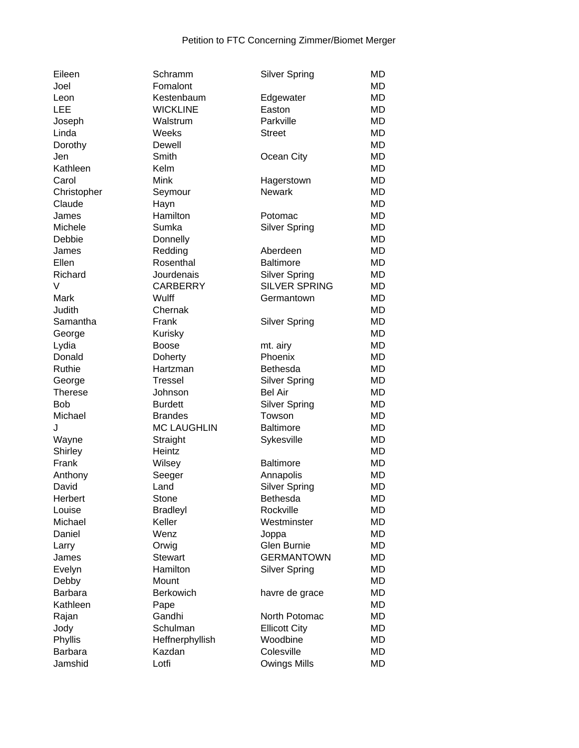Petition to FTC Concerning Zimmer/Biomet Merger

| | | | |
|---|---|---|---|
| Eileen | Schramm | Silver Spring | MD |
| Joel | Fomalont | | MD |
| Leon | Kestenbaum | Edgewater | MD |
| LEE | WICKLINE | Easton | MD |
| Joseph | Walstrum | Parkville | MD |
| Linda | Weeks | Street | MD |
| Dorothy | Dewell | | MD |
| Jen | Smith | Ocean City | MD |
| Kathleen | Kelm | | MD |
| Carol | Mink | Hagerstown | MD |
| Christopher | Seymour | Newark | MD |
| Claude | Hayn | | MD |
| James | Hamilton | Potomac | MD |
| Michele | Sumka | Silver Spring | MD |
| Debbie | Donnelly | | MD |
| James | Redding | Aberdeen | MD |
| Ellen | Rosenthal | Baltimore | MD |
| Richard | Jourdenais | Silver Spring | MD |
| V | CARBERRY | SILVER SPRING | MD |
| Mark | Wulff | Germantown | MD |
| Judith | Chernak | | MD |
| Samantha | Frank | Silver Spring | MD |
| George | Kurisky | | MD |
| Lydia | Boose | mt. airy | MD |
| Donald | Doherty | Phoenix | MD |
| Ruthie | Hartzman | Bethesda | MD |
| George | Tressel | Silver Spring | MD |
| Therese | Johnson | Bel Air | MD |
| Bob | Burdett | Silver Spring | MD |
| Michael | Brandes | Towson | MD |
| J | MC LAUGHLIN | Baltimore | MD |
| Wayne | Straight | Sykesville | MD |
| Shirley | Heintz | | MD |
| Frank | Wilsey | Baltimore | MD |
| Anthony | Seeger | Annapolis | MD |
| David | Land | Silver Spring | MD |
| Herbert | Stone | Bethesda | MD |
| Louise | Bradleyl | Rockville | MD |
| Michael | Keller | Westminster | MD |
| Daniel | Wenz | Joppa | MD |
| Larry | Orwig | Glen Burnie | MD |
| James | Stewart | GERMANTOWN | MD |
| Evelyn | Hamilton | Silver Spring | MD |
| Debby | Mount | | MD |
| Barbara | Berkowich | havre de grace | MD |
| Kathleen | Pape | | MD |
| Rajan | Gandhi | North Potomac | MD |
| Jody | Schulman | Ellicott City | MD |
| Phyllis | Heffnerphyllish | Woodbine | MD |
| Barbara | Kazdan | Colesville | MD |
| Jamshid | Lotfi | Owings Mills | MD |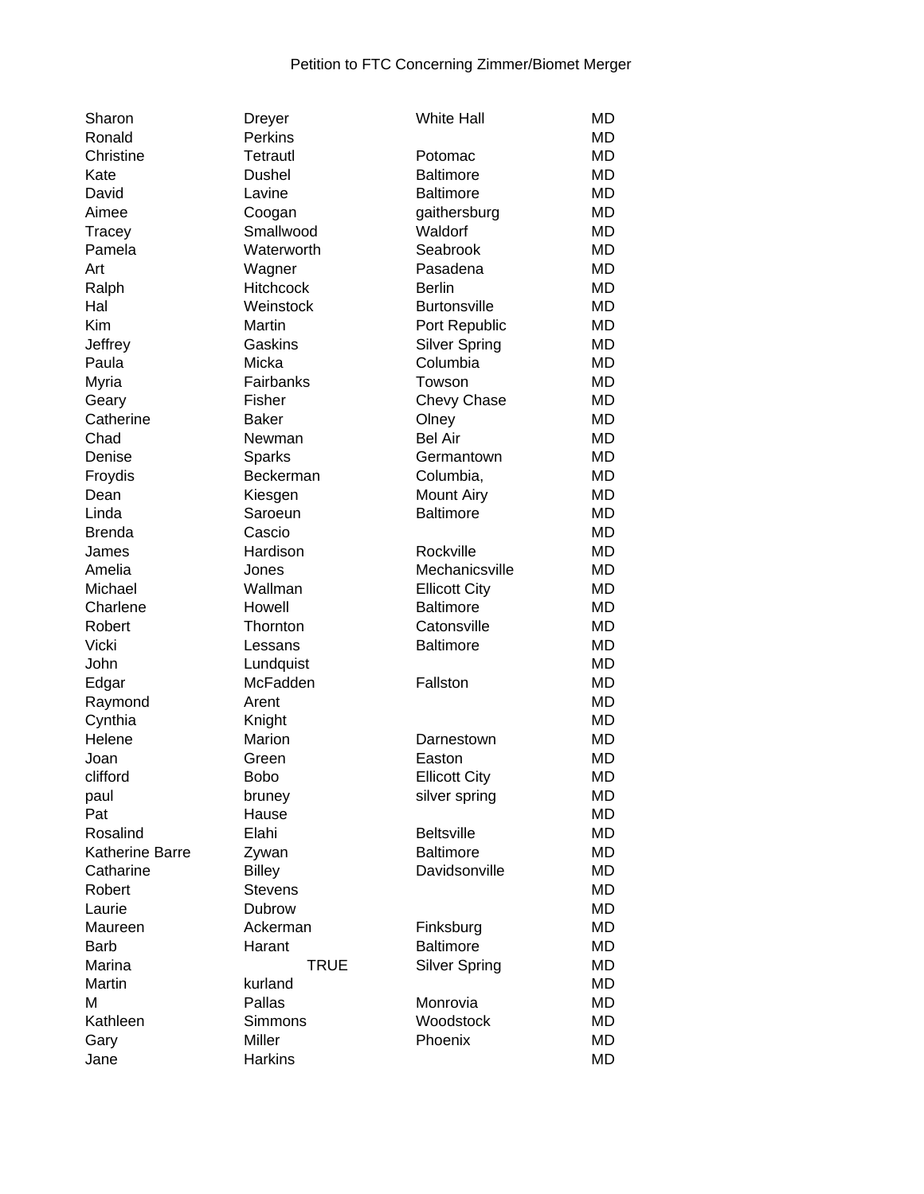Petition to FTC Concerning Zimmer/Biomet Merger

| | | | |
|---|---|---|---|
| Sharon | Dreyer | White Hall | MD |
| Ronald | Perkins | | MD |
| Christine | Tetrautl | Potomac | MD |
| Kate | Dushel | Baltimore | MD |
| David | Lavine | Baltimore | MD |
| Aimee | Coogan | gaithersburg | MD |
| Tracey | Smallwood | Waldorf | MD |
| Pamela | Waterworth | Seabrook | MD |
| Art | Wagner | Pasadena | MD |
| Ralph | Hitchcock | Berlin | MD |
| Hal | Weinstock | Burtonsville | MD |
| Kim | Martin | Port Republic | MD |
| Jeffrey | Gaskins | Silver Spring | MD |
| Paula | Micka | Columbia | MD |
| Myria | Fairbanks | Towson | MD |
| Geary | Fisher | Chevy Chase | MD |
| Catherine | Baker | Olney | MD |
| Chad | Newman | Bel Air | MD |
| Denise | Sparks | Germantown | MD |
| Froydis | Beckerman | Columbia, | MD |
| Dean | Kiesgen | Mount Airy | MD |
| Linda | Saroeun | Baltimore | MD |
| Brenda | Cascio | | MD |
| James | Hardison | Rockville | MD |
| Amelia | Jones | Mechanicsville | MD |
| Michael | Wallman | Ellicott City | MD |
| Charlene | Howell | Baltimore | MD |
| Robert | Thornton | Catonsville | MD |
| Vicki | Lessans | Baltimore | MD |
| John | Lundquist | | MD |
| Edgar | McFadden | Fallston | MD |
| Raymond | Arent | | MD |
| Cynthia | Knight | | MD |
| Helene | Marion | Darnestown | MD |
| Joan | Green | Easton | MD |
| clifford | Bobo | Ellicott City | MD |
| paul | bruney | silver spring | MD |
| Pat | Hause | | MD |
| Rosalind | Elahi | Beltsville | MD |
| Katherine Barre | Zywan | Baltimore | MD |
| Catharine | Billey | Davidsonville | MD |
| Robert | Stevens | | MD |
| Laurie | Dubrow | | MD |
| Maureen | Ackerman | Finksburg | MD |
| Barb | Harant | Baltimore | MD |
| Marina | TRUE | Silver Spring | MD |
| Martin | kurland | | MD |
| M | Pallas | Monrovia | MD |
| Kathleen | Simmons | Woodstock | MD |
| Gary | Miller | Phoenix | MD |
| Jane | Harkins | | MD |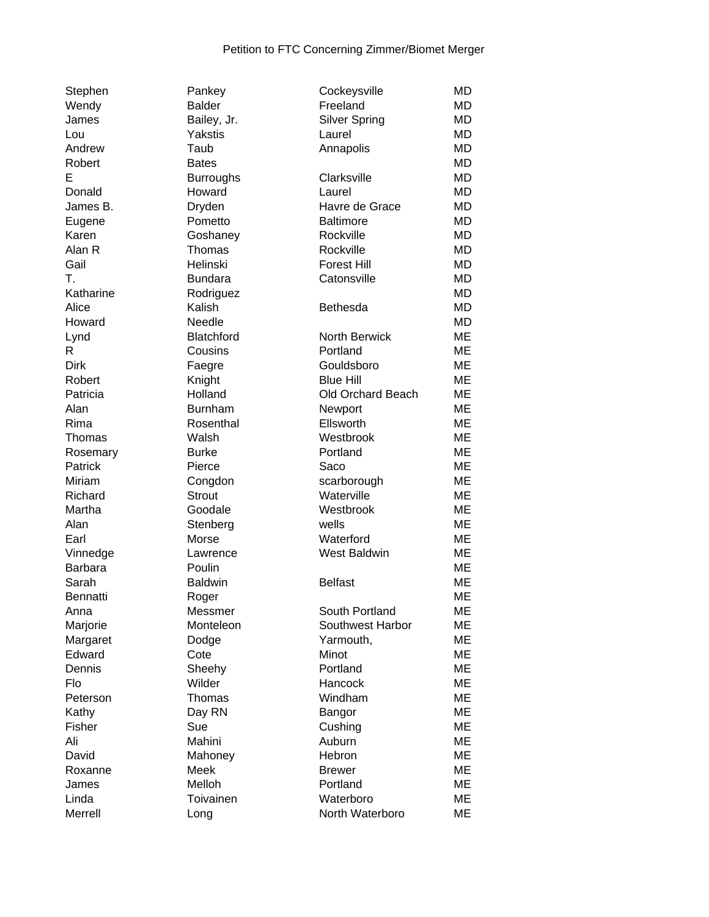Petition to FTC Concerning Zimmer/Biomet Merger

| | | | |
|---|---|---|---|
| Stephen | Pankey | Cockeysville | MD |
| Wendy | Balder | Freeland | MD |
| James | Bailey, Jr. | Silver Spring | MD |
| Lou | Yakstis | Laurel | MD |
| Andrew | Taub | Annapolis | MD |
| Robert | Bates | | MD |
| E | Burroughs | Clarksville | MD |
| Donald | Howard | Laurel | MD |
| James B. | Dryden | Havre de Grace | MD |
| Eugene | Pometto | Baltimore | MD |
| Karen | Goshaney | Rockville | MD |
| Alan R | Thomas | Rockville | MD |
| Gail | Helinski | Forest Hill | MD |
| T. | Bundara | Catonsville | MD |
| Katharine | Rodriguez | | MD |
| Alice | Kalish | Bethesda | MD |
| Howard | Needle | | MD |
| Lynd | Blatchford | North Berwick | ME |
| R | Cousins | Portland | ME |
| Dirk | Faegre | Gouldsboro | ME |
| Robert | Knight | Blue Hill | ME |
| Patricia | Holland | Old Orchard Beach | ME |
| Alan | Burnham | Newport | ME |
| Rima | Rosenthal | Ellsworth | ME |
| Thomas | Walsh | Westbrook | ME |
| Rosemary | Burke | Portland | ME |
| Patrick | Pierce | Saco | ME |
| Miriam | Congdon | scarborough | ME |
| Richard | Strout | Waterville | ME |
| Martha | Goodale | Westbrook | ME |
| Alan | Stenberg | wells | ME |
| Earl | Morse | Waterford | ME |
| Vinnedge | Lawrence | West Baldwin | ME |
| Barbara | Poulin | | ME |
| Sarah | Baldwin | Belfast | ME |
| Bennatti | Roger | | ME |
| Anna | Messmer | South Portland | ME |
| Marjorie | Monteleon | Southwest Harbor | ME |
| Margaret | Dodge | Yarmouth, | ME |
| Edward | Cote | Minot | ME |
| Dennis | Sheehy | Portland | ME |
| Flo | Wilder | Hancock | ME |
| Peterson | Thomas | Windham | ME |
| Kathy | Day RN | Bangor | ME |
| Fisher | Sue | Cushing | ME |
| Ali | Mahini | Auburn | ME |
| David | Mahoney | Hebron | ME |
| Roxanne | Meek | Brewer | ME |
| James | Melloh | Portland | ME |
| Linda | Toivainen | Waterboro | ME |
| Merrell | Long | North Waterboro | ME |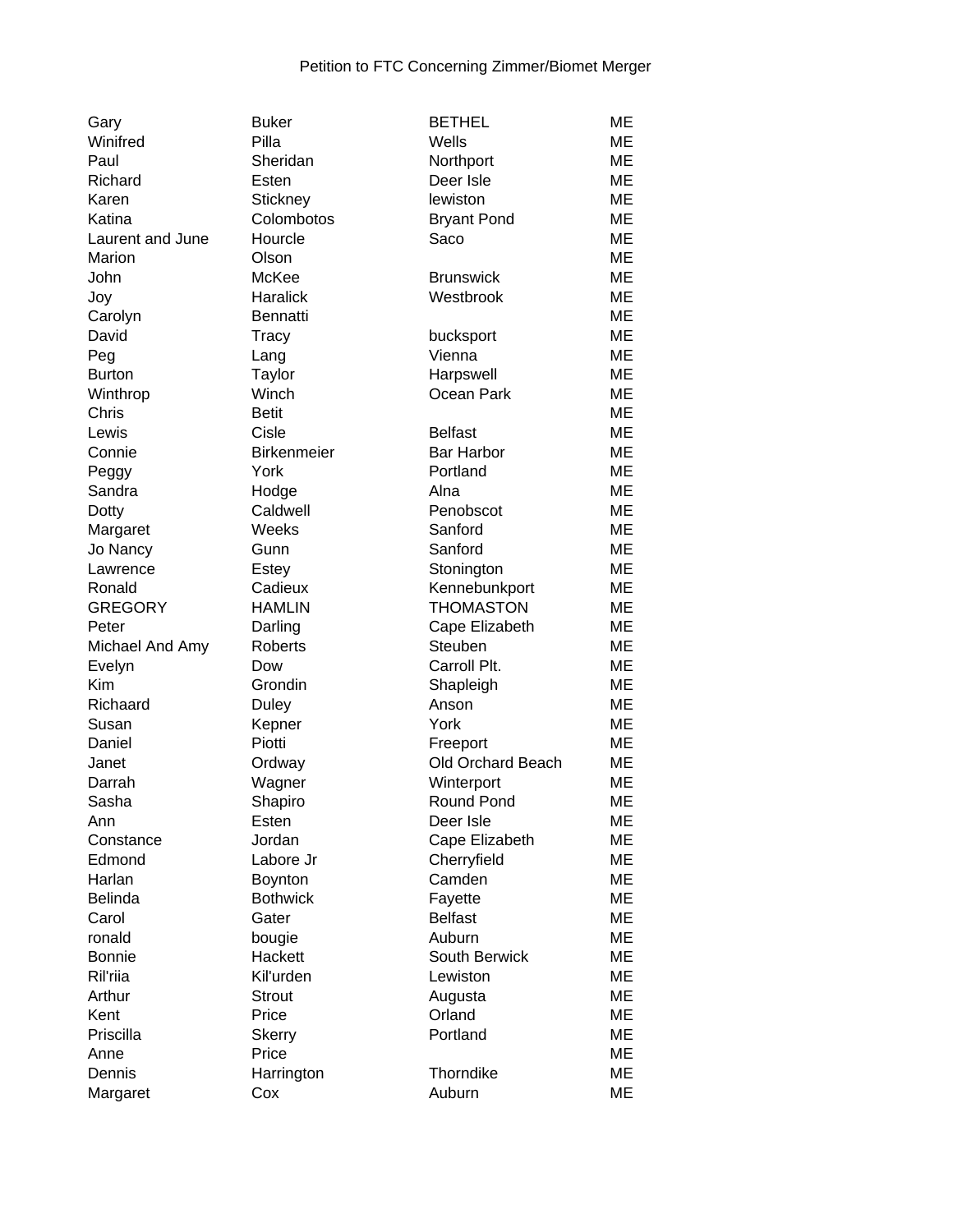Petition to FTC Concerning Zimmer/Biomet Merger

| | | | |
|---|---|---|---|
| Gary | Buker | BETHEL | ME |
| Winifred | Pilla | Wells | ME |
| Paul | Sheridan | Northport | ME |
| Richard | Esten | Deer Isle | ME |
| Karen | Stickney | lewiston | ME |
| Katina | Colombotos | Bryant Pond | ME |
| Laurent and June | Hourcle | Saco | ME |
| Marion | Olson | | ME |
| John | McKee | Brunswick | ME |
| Joy | Haralick | Westbrook | ME |
| Carolyn | Bennatti | | ME |
| David | Tracy | bucksport | ME |
| Peg | Lang | Vienna | ME |
| Burton | Taylor | Harpswell | ME |
| Winthrop | Winch | Ocean Park | ME |
| Chris | Betit | | ME |
| Lewis | Cisle | Belfast | ME |
| Connie | Birkenmeier | Bar Harbor | ME |
| Peggy | York | Portland | ME |
| Sandra | Hodge | Alna | ME |
| Dotty | Caldwell | Penobscot | ME |
| Margaret | Weeks | Sanford | ME |
| Jo Nancy | Gunn | Sanford | ME |
| Lawrence | Estey | Stonington | ME |
| Ronald | Cadieux | Kennebunkport | ME |
| GREGORY | HAMLIN | THOMASTON | ME |
| Peter | Darling | Cape Elizabeth | ME |
| Michael And Amy | Roberts | Steuben | ME |
| Evelyn | Dow | Carroll Plt. | ME |
| Kim | Grondin | Shapleigh | ME |
| Richaard | Duley | Anson | ME |
| Susan | Kepner | York | ME |
| Daniel | Piotti | Freeport | ME |
| Janet | Ordway | Old Orchard Beach | ME |
| Darrah | Wagner | Winterport | ME |
| Sasha | Shapiro | Round Pond | ME |
| Ann | Esten | Deer Isle | ME |
| Constance | Jordan | Cape Elizabeth | ME |
| Edmond | Labore Jr | Cherryfield | ME |
| Harlan | Boynton | Camden | ME |
| Belinda | Bothwick | Fayette | ME |
| Carol | Gater | Belfast | ME |
| ronald | bougie | Auburn | ME |
| Bonnie | Hackett | South Berwick | ME |
| Ril'riia | Kil'urden | Lewiston | ME |
| Arthur | Strout | Augusta | ME |
| Kent | Price | Orland | ME |
| Priscilla | Skerry | Portland | ME |
| Anne | Price | | ME |
| Dennis | Harrington | Thorndike | ME |
| Margaret | Cox | Auburn | ME |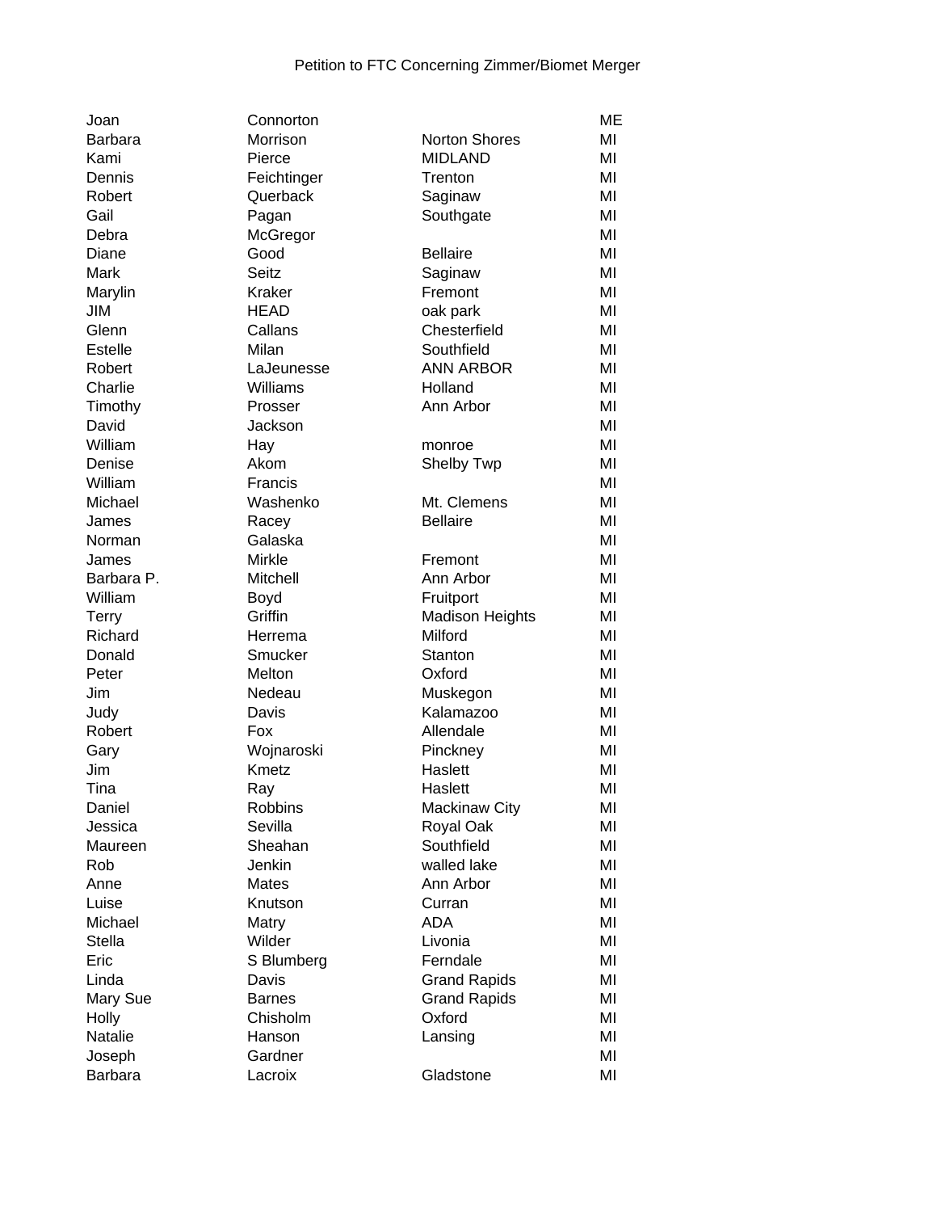Petition to FTC Concerning Zimmer/Biomet Merger

| | | | |
|---|---|---|---|
| Joan | Connorton | | ME |
| Barbara | Morrison | Norton Shores | MI |
| Kami | Pierce | MIDLAND | MI |
| Dennis | Feichtinger | Trenton | MI |
| Robert | Querback | Saginaw | MI |
| Gail | Pagan | Southgate | MI |
| Debra | McGregor | | MI |
| Diane | Good | Bellaire | MI |
| Mark | Seitz | Saginaw | MI |
| Marylin | Kraker | Fremont | MI |
| JIM | HEAD | oak park | MI |
| Glenn | Callans | Chesterfield | MI |
| Estelle | Milan | Southfield | MI |
| Robert | LaJeunesse | ANN ARBOR | MI |
| Charlie | Williams | Holland | MI |
| Timothy | Prosser | Ann Arbor | MI |
| David | Jackson | | MI |
| William | Hay | monroe | MI |
| Denise | Akom | Shelby Twp | MI |
| William | Francis | | MI |
| Michael | Washenko | Mt. Clemens | MI |
| James | Racey | Bellaire | MI |
| Norman | Galaska | | MI |
| James | Mirkle | Fremont | MI |
| Barbara P. | Mitchell | Ann Arbor | MI |
| William | Boyd | Fruitport | MI |
| Terry | Griffin | Madison Heights | MI |
| Richard | Herrema | Milford | MI |
| Donald | Smucker | Stanton | MI |
| Peter | Melton | Oxford | MI |
| Jim | Nedeau | Muskegon | MI |
| Judy | Davis | Kalamazoo | MI |
| Robert | Fox | Allendale | MI |
| Gary | Wojnaroski | Pinckney | MI |
| Jim | Kmetz | Haslett | MI |
| Tina | Ray | Haslett | MI |
| Daniel | Robbins | Mackinaw City | MI |
| Jessica | Sevilla | Royal Oak | MI |
| Maureen | Sheahan | Southfield | MI |
| Rob | Jenkin | walled lake | MI |
| Anne | Mates | Ann Arbor | MI |
| Luise | Knutson | Curran | MI |
| Michael | Matry | ADA | MI |
| Stella | Wilder | Livonia | MI |
| Eric | S Blumberg | Ferndale | MI |
| Linda | Davis | Grand Rapids | MI |
| Mary Sue | Barnes | Grand Rapids | MI |
| Holly | Chisholm | Oxford | MI |
| Natalie | Hanson | Lansing | MI |
| Joseph | Gardner | | MI |
| Barbara | Lacroix | Gladstone | MI |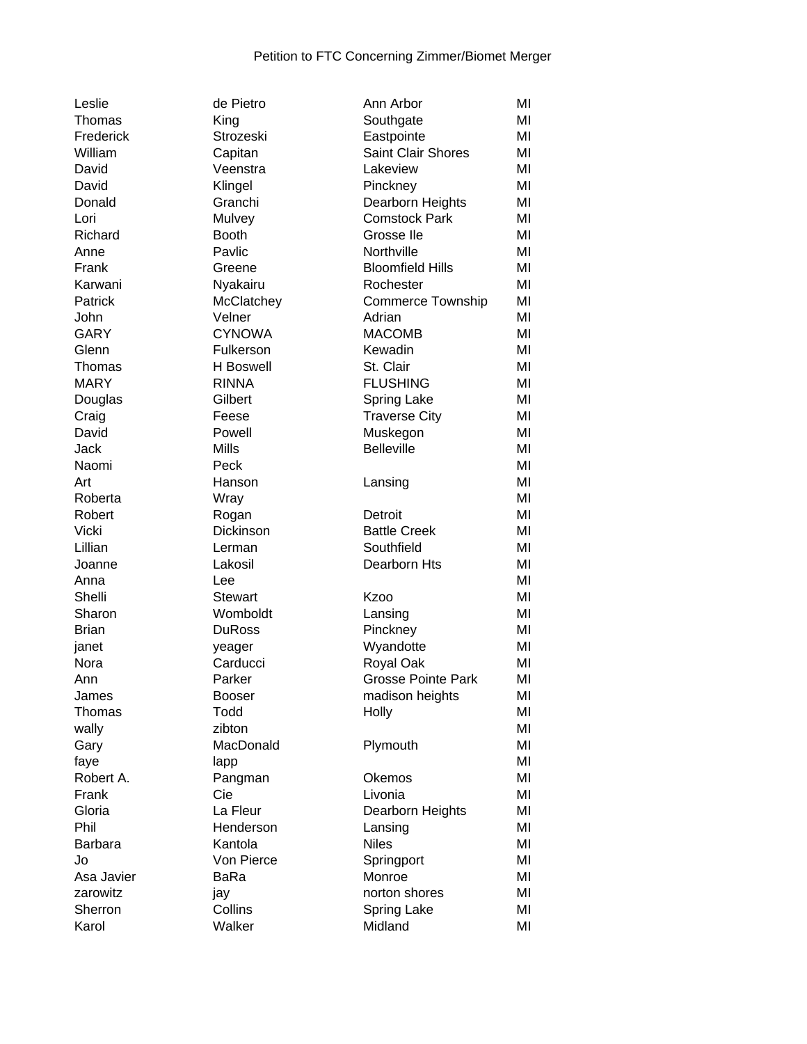Petition to FTC Concerning Zimmer/Biomet Merger

| | | | |
|---|---|---|---|
| Leslie | de Pietro | Ann Arbor | MI |
| Thomas | King | Southgate | MI |
| Frederick | Strozeski | Eastpointe | MI |
| William | Capitan | Saint Clair Shores | MI |
| David | Veenstra | Lakeview | MI |
| David | Klingel | Pinckney | MI |
| Donald | Granchi | Dearborn Heights | MI |
| Lori | Mulvey | Comstock Park | MI |
| Richard | Booth | Grosse Ile | MI |
| Anne | Pavlic | Northville | MI |
| Frank | Greene | Bloomfield Hills | MI |
| Karwani | Nyakairu | Rochester | MI |
| Patrick | McClatchey | Commerce Township | MI |
| John | Velner | Adrian | MI |
| GARY | CYNOWA | MACOMB | MI |
| Glenn | Fulkerson | Kewadin | MI |
| Thomas | H Boswell | St. Clair | MI |
| MARY | RINNA | FLUSHING | MI |
| Douglas | Gilbert | Spring Lake | MI |
| Craig | Feese | Traverse City | MI |
| David | Powell | Muskegon | MI |
| Jack | Mills | Belleville | MI |
| Naomi | Peck | | MI |
| Art | Hanson | Lansing | MI |
| Roberta | Wray | | MI |
| Robert | Rogan | Detroit | MI |
| Vicki | Dickinson | Battle Creek | MI |
| Lillian | Lerman | Southfield | MI |
| Joanne | Lakosil | Dearborn Hts | MI |
| Anna | Lee | | MI |
| Shelli | Stewart | Kzoo | MI |
| Sharon | Womboldt | Lansing | MI |
| Brian | DuRoss | Pinckney | MI |
| janet | yeager | Wyandotte | MI |
| Nora | Carducci | Royal Oak | MI |
| Ann | Parker | Grosse Pointe Park | MI |
| James | Booser | madison heights | MI |
| Thomas | Todd | Holly | MI |
| wally | zibton | | MI |
| Gary | MacDonald | Plymouth | MI |
| faye | lapp | | MI |
| Robert A. | Pangman | Okemos | MI |
| Frank | Cie | Livonia | MI |
| Gloria | La Fleur | Dearborn Heights | MI |
| Phil | Henderson | Lansing | MI |
| Barbara | Kantola | Niles | MI |
| Jo | Von Pierce | Springport | MI |
| Asa Javier | BaRa | Monroe | MI |
| zarowitz | jay | norton shores | MI |
| Sherron | Collins | Spring Lake | MI |
| Karol | Walker | Midland | MI |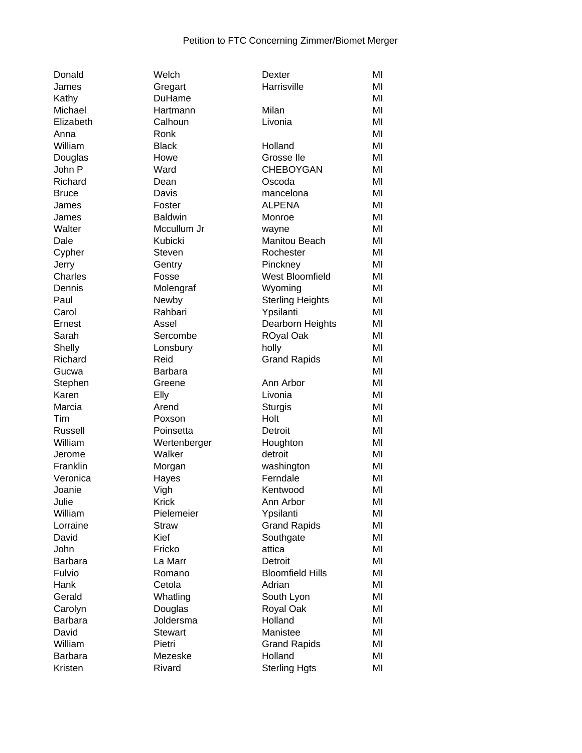Petition to FTC Concerning Zimmer/Biomet Merger

| | | | |
|---|---|---|---|
| Donald | Welch | Dexter | MI |
| James | Gregart | Harrisville | MI |
| Kathy | DuHame | | MI |
| Michael | Hartmann | Milan | MI |
| Elizabeth | Calhoun | Livonia | MI |
| Anna | Ronk | | MI |
| William | Black | Holland | MI |
| Douglas | Howe | Grosse Ile | MI |
| John P | Ward | CHEBOYGAN | MI |
| Richard | Dean | Oscoda | MI |
| Bruce | Davis | mancelona | MI |
| James | Foster | ALPENA | MI |
| James | Baldwin | Monroe | MI |
| Walter | Mccullum Jr | wayne | MI |
| Dale | Kubicki | Manitou Beach | MI |
| Cypher | Steven | Rochester | MI |
| Jerry | Gentry | Pinckney | MI |
| Charles | Fosse | West Bloomfield | MI |
| Dennis | Molengraf | Wyoming | MI |
| Paul | Newby | Sterling Heights | MI |
| Carol | Rahbari | Ypsilanti | MI |
| Ernest | Assel | Dearborn Heights | MI |
| Sarah | Sercombe | ROyal Oak | MI |
| Shelly | Lonsbury | holly | MI |
| Richard | Reid | Grand Rapids | MI |
| Gucwa | Barbara | | MI |
| Stephen | Greene | Ann Arbor | MI |
| Karen | Elly | Livonia | MI |
| Marcia | Arend | Sturgis | MI |
| Tim | Poxson | Holt | MI |
| Russell | Poinsetta | Detroit | MI |
| William | Wertenberger | Houghton | MI |
| Jerome | Walker | detroit | MI |
| Franklin | Morgan | washington | MI |
| Veronica | Hayes | Ferndale | MI |
| Joanie | Vigh | Kentwood | MI |
| Julie | Krick | Ann Arbor | MI |
| William | Pielemeier | Ypsilanti | MI |
| Lorraine | Straw | Grand Rapids | MI |
| David | Kief | Southgate | MI |
| John | Fricko | attica | MI |
| Barbara | La Marr | Detroit | MI |
| Fulvio | Romano | Bloomfield Hills | MI |
| Hank | Cetola | Adrian | MI |
| Gerald | Whatling | South Lyon | MI |
| Carolyn | Douglas | Royal Oak | MI |
| Barbara | Joldersma | Holland | MI |
| David | Stewart | Manistee | MI |
| William | Pietri | Grand Rapids | MI |
| Barbara | Mezeske | Holland | MI |
| Kristen | Rivard | Sterling Hgts | MI |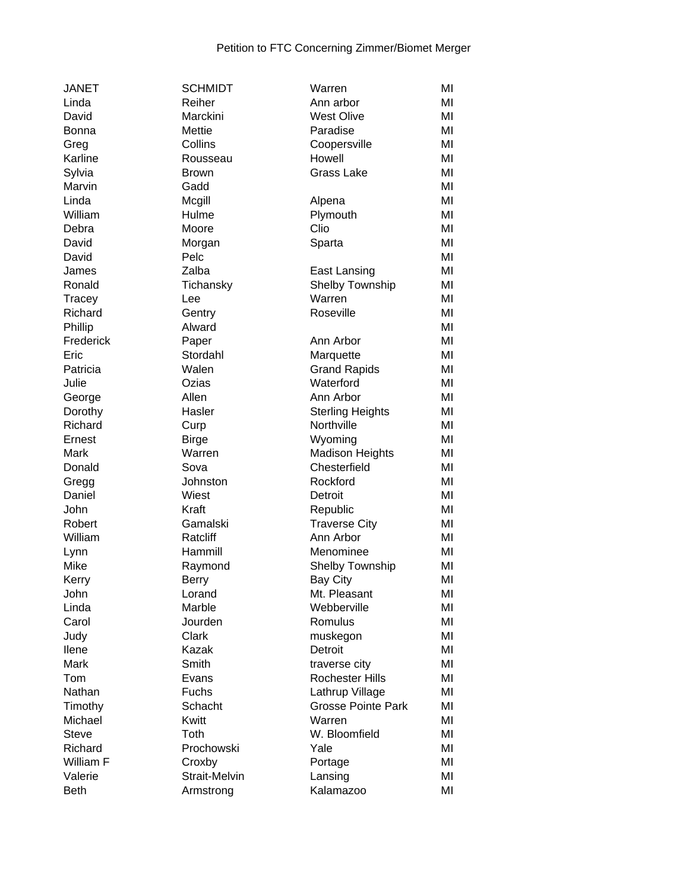Petition to FTC Concerning Zimmer/Biomet Merger

| | | | |
|---|---|---|---|
| JANET | SCHMIDT | Warren | MI |
| Linda | Reiher | Ann arbor | MI |
| David | Marckini | West Olive | MI |
| Bonna | Mettie | Paradise | MI |
| Greg | Collins | Coopersville | MI |
| Karline | Rousseau | Howell | MI |
| Sylvia | Brown | Grass Lake | MI |
| Marvin | Gadd | | MI |
| Linda | Mcgill | Alpena | MI |
| William | Hulme | Plymouth | MI |
| Debra | Moore | Clio | MI |
| David | Morgan | Sparta | MI |
| David | Pelc | | MI |
| James | Zalba | East Lansing | MI |
| Ronald | Tichansky | Shelby Township | MI |
| Tracey | Lee | Warren | MI |
| Richard | Gentry | Roseville | MI |
| Phillip | Alward | | MI |
| Frederick | Paper | Ann Arbor | MI |
| Eric | Stordahl | Marquette | MI |
| Patricia | Walen | Grand Rapids | MI |
| Julie | Ozias | Waterford | MI |
| George | Allen | Ann Arbor | MI |
| Dorothy | Hasler | Sterling Heights | MI |
| Richard | Curp | Northville | MI |
| Ernest | Birge | Wyoming | MI |
| Mark | Warren | Madison Heights | MI |
| Donald | Sova | Chesterfield | MI |
| Gregg | Johnston | Rockford | MI |
| Daniel | Wiest | Detroit | MI |
| John | Kraft | Republic | MI |
| Robert | Gamalski | Traverse City | MI |
| William | Ratcliff | Ann Arbor | MI |
| Lynn | Hammill | Menominee | MI |
| Mike | Raymond | Shelby Township | MI |
| Kerry | Berry | Bay City | MI |
| John | Lorand | Mt. Pleasant | MI |
| Linda | Marble | Webberville | MI |
| Carol | Jourden | Romulus | MI |
| Judy | Clark | muskegon | MI |
| Ilene | Kazak | Detroit | MI |
| Mark | Smith | traverse city | MI |
| Tom | Evans | Rochester Hills | MI |
| Nathan | Fuchs | Lathrup Village | MI |
| Timothy | Schacht | Grosse Pointe Park | MI |
| Michael | Kwitt | Warren | MI |
| Steve | Toth | W. Bloomfield | MI |
| Richard | Prochowski | Yale | MI |
| William F | Croxby | Portage | MI |
| Valerie | Strait-Melvin | Lansing | MI |
| Beth | Armstrong | Kalamazoo | MI |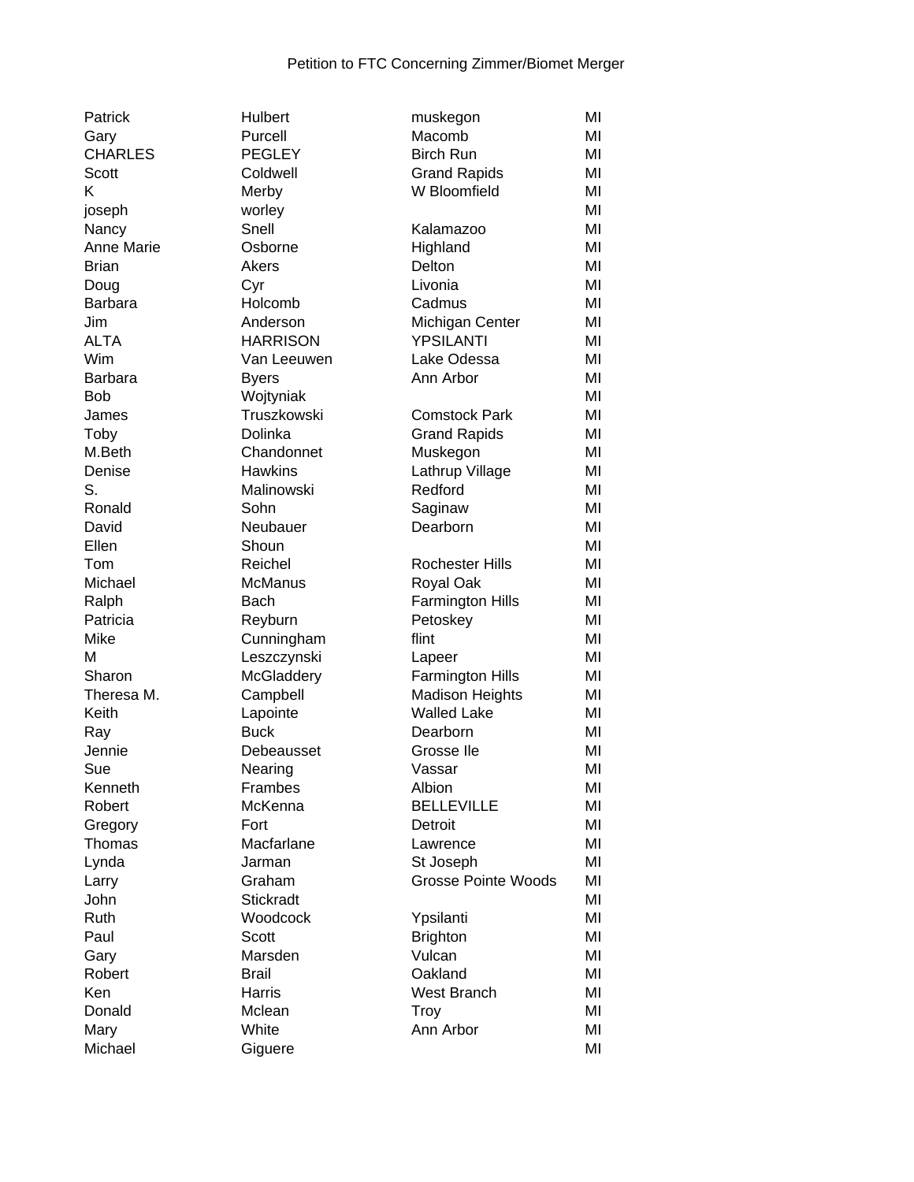Petition to FTC Concerning Zimmer/Biomet Merger

| | | | |
|---|---|---|---|
| Patrick | Hulbert | muskegon | MI |
| Gary | Purcell | Macomb | MI |
| CHARLES | PEGLEY | Birch Run | MI |
| Scott | Coldwell | Grand Rapids | MI |
| K | Merby | W Bloomfield | MI |
| joseph | worley | | MI |
| Nancy | Snell | Kalamazoo | MI |
| Anne Marie | Osborne | Highland | MI |
| Brian | Akers | Delton | MI |
| Doug | Cyr | Livonia | MI |
| Barbara | Holcomb | Cadmus | MI |
| Jim | Anderson | Michigan Center | MI |
| ALTA | HARRISON | YPSILANTI | MI |
| Wim | Van Leeuwen | Lake Odessa | MI |
| Barbara | Byers | Ann Arbor | MI |
| Bob | Wojtyniak | | MI |
| James | Truszkowski | Comstock Park | MI |
| Toby | Dolinka | Grand Rapids | MI |
| M.Beth | Chandonnet | Muskegon | MI |
| Denise | Hawkins | Lathrup Village | MI |
| S. | Malinowski | Redford | MI |
| Ronald | Sohn | Saginaw | MI |
| David | Neubauer | Dearborn | MI |
| Ellen | Shoun | | MI |
| Tom | Reichel | Rochester Hills | MI |
| Michael | McManus | Royal Oak | MI |
| Ralph | Bach | Farmington Hills | MI |
| Patricia | Reyburn | Petoskey | MI |
| Mike | Cunningham | flint | MI |
| M | Leszczynski | Lapeer | MI |
| Sharon | McGladdery | Farmington Hills | MI |
| Theresa M. | Campbell | Madison Heights | MI |
| Keith | Lapointe | Walled Lake | MI |
| Ray | Buck | Dearborn | MI |
| Jennie | Debeausset | Grosse Ile | MI |
| Sue | Nearing | Vassar | MI |
| Kenneth | Frambes | Albion | MI |
| Robert | McKenna | BELLEVILLE | MI |
| Gregory | Fort | Detroit | MI |
| Thomas | Macfarlane | Lawrence | MI |
| Lynda | Jarman | St Joseph | MI |
| Larry | Graham | Grosse Pointe Woods | MI |
| John | Stickradt | | MI |
| Ruth | Woodcock | Ypsilanti | MI |
| Paul | Scott | Brighton | MI |
| Gary | Marsden | Vulcan | MI |
| Robert | Brail | Oakland | MI |
| Ken | Harris | West Branch | MI |
| Donald | Mclean | Troy | MI |
| Mary | White | Ann Arbor | MI |
| Michael | Giguere | | MI |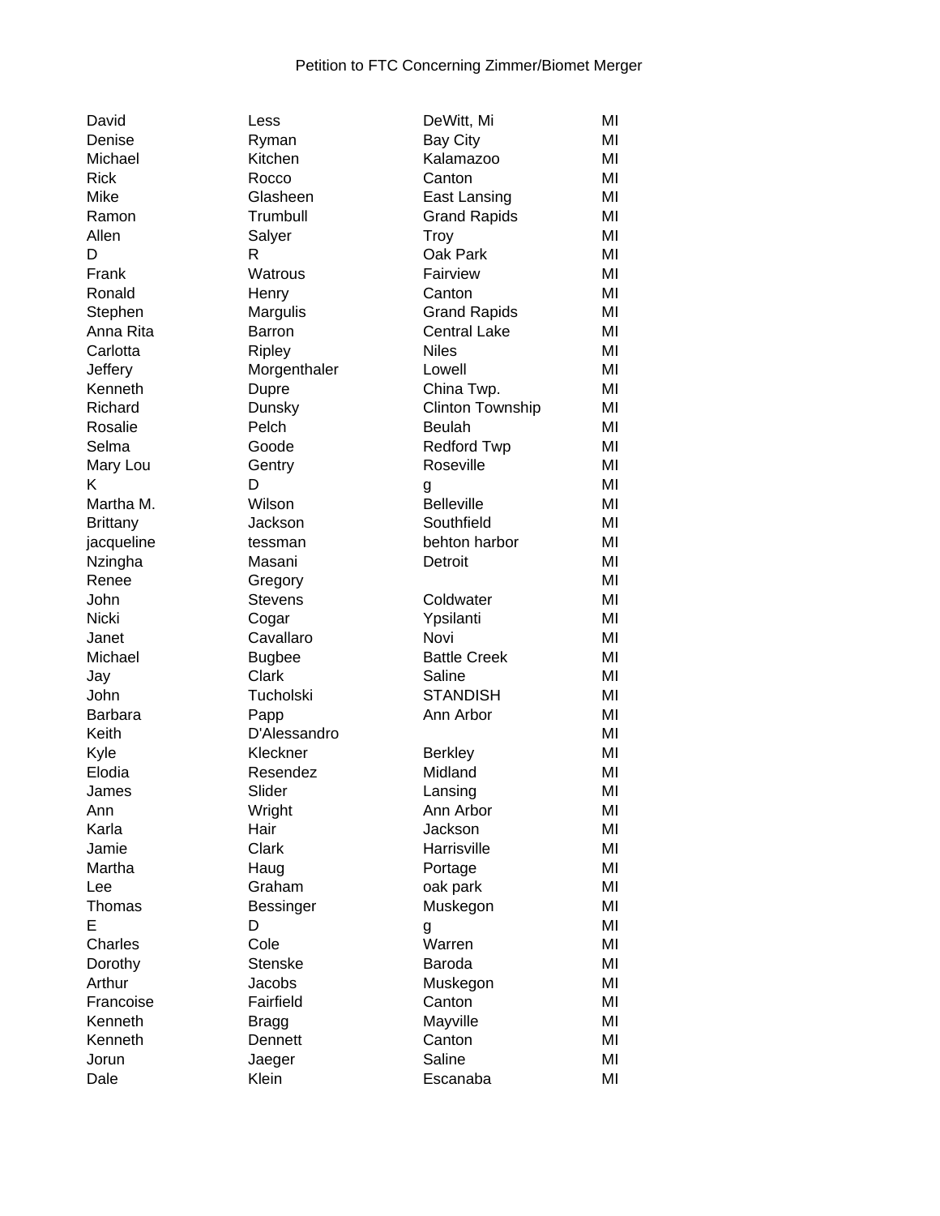Petition to FTC Concerning Zimmer/Biomet Merger

| | | | |
|---|---|---|---|
| David | Less | DeWitt, Mi | MI |
| Denise | Ryman | Bay City | MI |
| Michael | Kitchen | Kalamazoo | MI |
| Rick | Rocco | Canton | MI |
| Mike | Glasheen | East Lansing | MI |
| Ramon | Trumbull | Grand Rapids | MI |
| Allen | Salyer | Troy | MI |
| D | R | Oak Park | MI |
| Frank | Watrous | Fairview | MI |
| Ronald | Henry | Canton | MI |
| Stephen | Margulis | Grand Rapids | MI |
| Anna Rita | Barron | Central Lake | MI |
| Carlotta | Ripley | Niles | MI |
| Jeffery | Morgenthaler | Lowell | MI |
| Kenneth | Dupre | China Twp. | MI |
| Richard | Dunsky | Clinton Township | MI |
| Rosalie | Pelch | Beulah | MI |
| Selma | Goode | Redford Twp | MI |
| Mary Lou | Gentry | Roseville | MI |
| K | D | g | MI |
| Martha M. | Wilson | Belleville | MI |
| Brittany | Jackson | Southfield | MI |
| jacqueline | tessman | behton harbor | MI |
| Nzingha | Masani | Detroit | MI |
| Renee | Gregory | | MI |
| John | Stevens | Coldwater | MI |
| Nicki | Cogar | Ypsilanti | MI |
| Janet | Cavallaro | Novi | MI |
| Michael | Bugbee | Battle Creek | MI |
| Jay | Clark | Saline | MI |
| John | Tucholski | STANDISH | MI |
| Barbara | Papp | Ann Arbor | MI |
| Keith | D'Alessandro | | MI |
| Kyle | Kleckner | Berkley | MI |
| Elodia | Resendez | Midland | MI |
| James | Slider | Lansing | MI |
| Ann | Wright | Ann Arbor | MI |
| Karla | Hair | Jackson | MI |
| Jamie | Clark | Harrisville | MI |
| Martha | Haug | Portage | MI |
| Lee | Graham | oak park | MI |
| Thomas | Bessinger | Muskegon | MI |
| E | D | g | MI |
| Charles | Cole | Warren | MI |
| Dorothy | Stenske | Baroda | MI |
| Arthur | Jacobs | Muskegon | MI |
| Francoise | Fairfield | Canton | MI |
| Kenneth | Bragg | Mayville | MI |
| Kenneth | Dennett | Canton | MI |
| Jorun | Jaeger | Saline | MI |
| Dale | Klein | Escanaba | MI |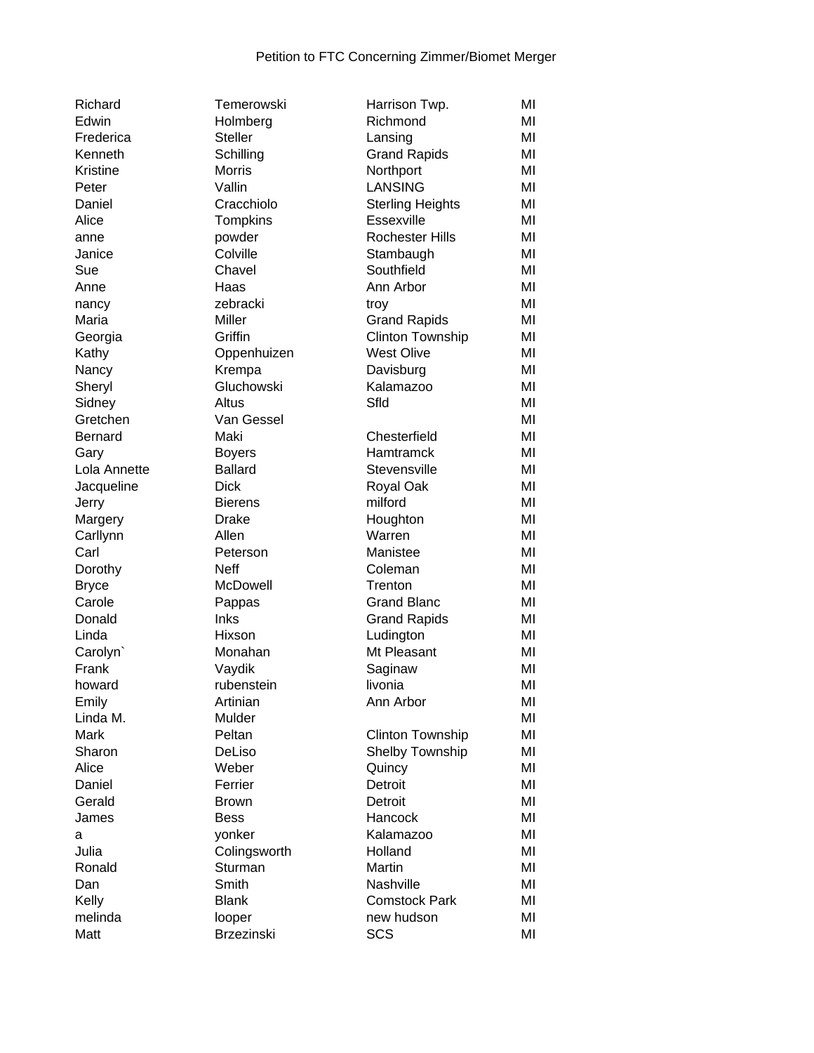| | | | |
|---|---|---|---|
| Richard | Temerowski | Harrison Twp. | MI |
| Edwin | Holmberg | Richmond | MI |
| Frederica | Steller | Lansing | MI |
| Kenneth | Schilling | Grand Rapids | MI |
| Kristine | Morris | Northport | MI |
| Peter | Vallin | LANSING | MI |
| Daniel | Cracchiolo | Sterling Heights | MI |
| Alice | Tompkins | Essexville | MI |
| anne | powder | Rochester Hills | MI |
| Janice | Colville | Stambaugh | MI |
| Sue | Chavel | Southfield | MI |
| Anne | Haas | Ann Arbor | MI |
| nancy | zebracki | troy | MI |
| Maria | Miller | Grand Rapids | MI |
| Georgia | Griffin | Clinton Township | MI |
| Kathy | Oppenhuizen | West Olive | MI |
| Nancy | Krempa | Davisburg | MI |
| Sheryl | Gluchowski | Kalamazoo | MI |
| Sidney | Altus | Sfld | MI |
| Gretchen | Van Gessel | | MI |
| Bernard | Maki | Chesterfield | MI |
| Gary | Boyers | Hamtramck | MI |
| Lola Annette | Ballard | Stevensville | MI |
| Jacqueline | Dick | Royal Oak | MI |
| Jerry | Bierens | milford | MI |
| Margery | Drake | Houghton | MI |
| Carllynn | Allen | Warren | MI |
| Carl | Peterson | Manistee | MI |
| Dorothy | Neff | Coleman | MI |
| Bryce | McDowell | Trenton | MI |
| Carole | Pappas | Grand Blanc | MI |
| Donald | Inks | Grand Rapids | MI |
| Linda | Hixson | Ludington | MI |
| Carolyn` | Monahan | Mt Pleasant | MI |
| Frank | Vaydik | Saginaw | MI |
| howard | rubenstein | livonia | MI |
| Emily | Artinian | Ann Arbor | MI |
| Linda M. | Mulder | | MI |
| Mark | Peltan | Clinton Township | MI |
| Sharon | DeLiso | Shelby Township | MI |
| Alice | Weber | Quincy | MI |
| Daniel | Ferrier | Detroit | MI |
| Gerald | Brown | Detroit | MI |
| James | Bess | Hancock | MI |
| a | yonker | Kalamazoo | MI |
| Julia | Colingsworth | Holland | MI |
| Ronald | Sturman | Martin | MI |
| Dan | Smith | Nashville | MI |
| Kelly | Blank | Comstock Park | MI |
| melinda | looper | new hudson | MI |
| Matt | Brzezinski | SCS | MI |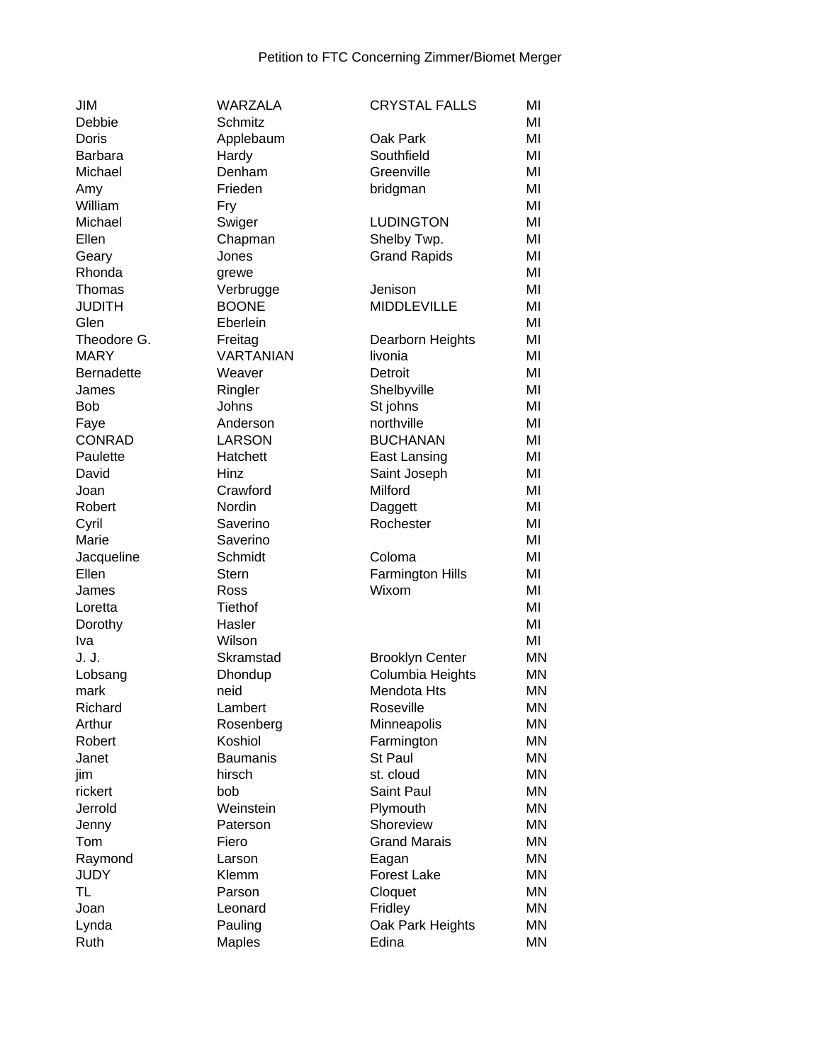Petition to FTC Concerning Zimmer/Biomet Merger

| | | | |
|---|---|---|---|
| JIM | WARZALA | CRYSTAL FALLS | MI |
| Debbie | Schmitz | | MI |
| Doris | Applebaum | Oak Park | MI |
| Barbara | Hardy | Southfield | MI |
| Michael | Denham | Greenville | MI |
| Amy | Frieden | bridgman | MI |
| William | Fry | | MI |
| Michael | Swiger | LUDINGTON | MI |
| Ellen | Chapman | Shelby Twp. | MI |
| Geary | Jones | Grand Rapids | MI |
| Rhonda | grewe | | MI |
| Thomas | Verbrugge | Jenison | MI |
| JUDITH | BOONE | MIDDLEVILLE | MI |
| Glen | Eberlein | | MI |
| Theodore G. | Freitag | Dearborn Heights | MI |
| MARY | VARTANIAN | livonia | MI |
| Bernadette | Weaver | Detroit | MI |
| James | Ringler | Shelbyville | MI |
| Bob | Johns | St johns | MI |
| Faye | Anderson | northville | MI |
| CONRAD | LARSON | BUCHANAN | MI |
| Paulette | Hatchett | East Lansing | MI |
| David | Hinz | Saint Joseph | MI |
| Joan | Crawford | Milford | MI |
| Robert | Nordin | Daggett | MI |
| Cyril | Saverino | Rochester | MI |
| Marie | Saverino | | MI |
| Jacqueline | Schmidt | Coloma | MI |
| Ellen | Stern | Farmington Hills | MI |
| James | Ross | Wixom | MI |
| Loretta | Tiethof | | MI |
| Dorothy | Hasler | | MI |
| Iva | Wilson | | MI |
| J. J. | Skramstad | Brooklyn Center | MN |
| Lobsang | Dhondup | Columbia Heights | MN |
| mark | neid | Mendota Hts | MN |
| Richard | Lambert | Roseville | MN |
| Arthur | Rosenberg | Minneapolis | MN |
| Robert | Koshiol | Farmington | MN |
| Janet | Baumanis | St Paul | MN |
| jim | hirsch | st. cloud | MN |
| rickert | bob | Saint Paul | MN |
| Jerrold | Weinstein | Plymouth | MN |
| Jenny | Paterson | Shoreview | MN |
| Tom | Fiero | Grand Marais | MN |
| Raymond | Larson | Eagan | MN |
| JUDY | Klemm | Forest Lake | MN |
| TL | Parson | Cloquet | MN |
| Joan | Leonard | Fridley | MN |
| Lynda | Pauling | Oak Park Heights | MN |
| Ruth | Maples | Edina | MN |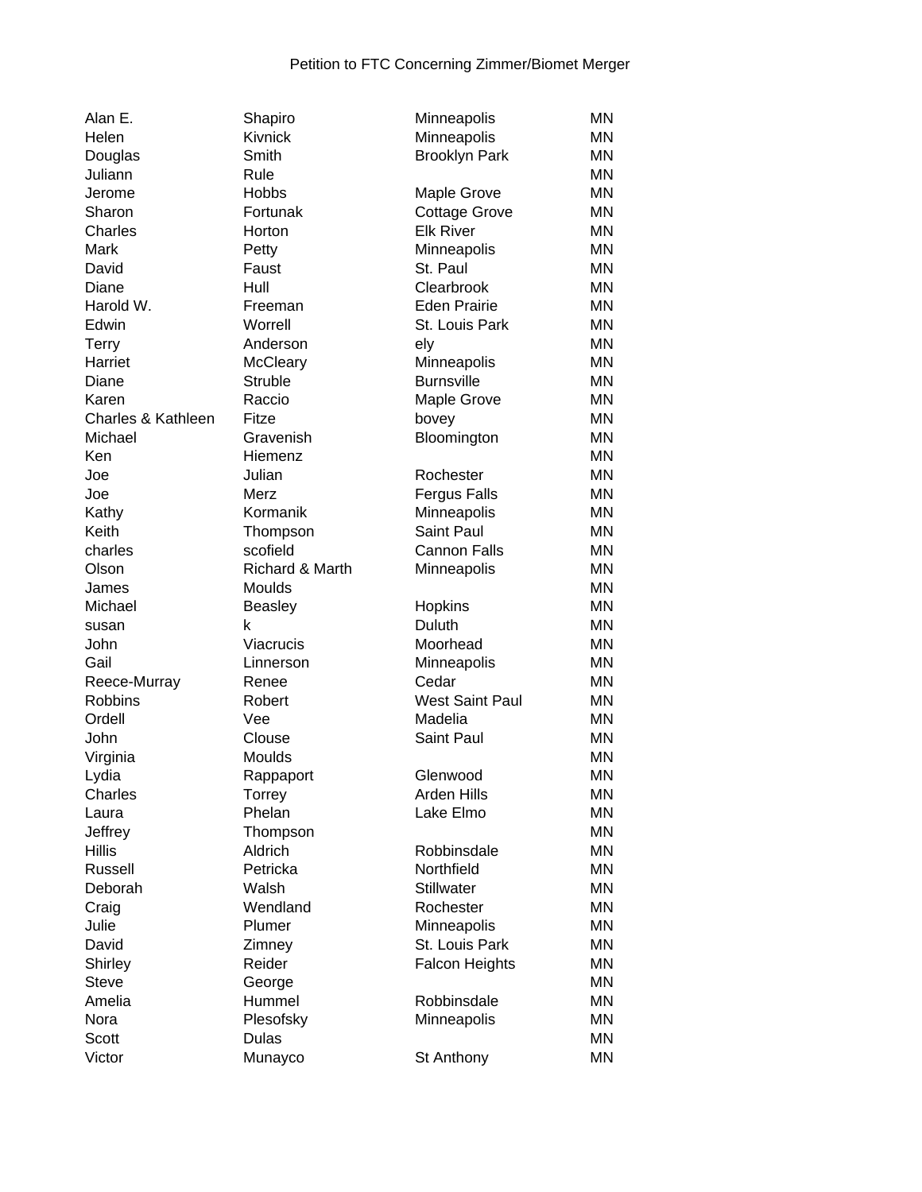Petition to FTC Concerning Zimmer/Biomet Merger

| | | | |
|---|---|---|---|
| Alan E. | Shapiro | Minneapolis | MN |
| Helen | Kivnick | Minneapolis | MN |
| Douglas | Smith | Brooklyn Park | MN |
| Juliann | Rule | | MN |
| Jerome | Hobbs | Maple Grove | MN |
| Sharon | Fortunak | Cottage Grove | MN |
| Charles | Horton | Elk River | MN |
| Mark | Petty | Minneapolis | MN |
| David | Faust | St. Paul | MN |
| Diane | Hull | Clearbrook | MN |
| Harold W. | Freeman | Eden Prairie | MN |
| Edwin | Worrell | St. Louis Park | MN |
| Terry | Anderson | ely | MN |
| Harriet | McCleary | Minneapolis | MN |
| Diane | Struble | Burnsville | MN |
| Karen | Raccio | Maple Grove | MN |
| Charles & Kathleen | Fitze | bovey | MN |
| Michael | Gravenish | Bloomington | MN |
| Ken | Hiemenz | | MN |
| Joe | Julian | Rochester | MN |
| Joe | Merz | Fergus Falls | MN |
| Kathy | Kormanik | Minneapolis | MN |
| Keith | Thompson | Saint Paul | MN |
| charles | scofield | Cannon Falls | MN |
| Olson | Richard & Marth | Minneapolis | MN |
| James | Moulds | | MN |
| Michael | Beasley | Hopkins | MN |
| susan | k | Duluth | MN |
| John | Viacrucis | Moorhead | MN |
| Gail | Linnerson | Minneapolis | MN |
| Reece-Murray | Renee | Cedar | MN |
| Robbins | Robert | West Saint Paul | MN |
| Ordell | Vee | Madelia | MN |
| John | Clouse | Saint Paul | MN |
| Virginia | Moulds | | MN |
| Lydia | Rappaport | Glenwood | MN |
| Charles | Torrey | Arden Hills | MN |
| Laura | Phelan | Lake Elmo | MN |
| Jeffrey | Thompson | | MN |
| Hillis | Aldrich | Robbinsdale | MN |
| Russell | Petricka | Northfield | MN |
| Deborah | Walsh | Stillwater | MN |
| Craig | Wendland | Rochester | MN |
| Julie | Plumer | Minneapolis | MN |
| David | Zimney | St. Louis Park | MN |
| Shirley | Reider | Falcon Heights | MN |
| Steve | George | | MN |
| Amelia | Hummel | Robbinsdale | MN |
| Nora | Plesofsky | Minneapolis | MN |
| Scott | Dulas | | MN |
| Victor | Munayco | St Anthony | MN |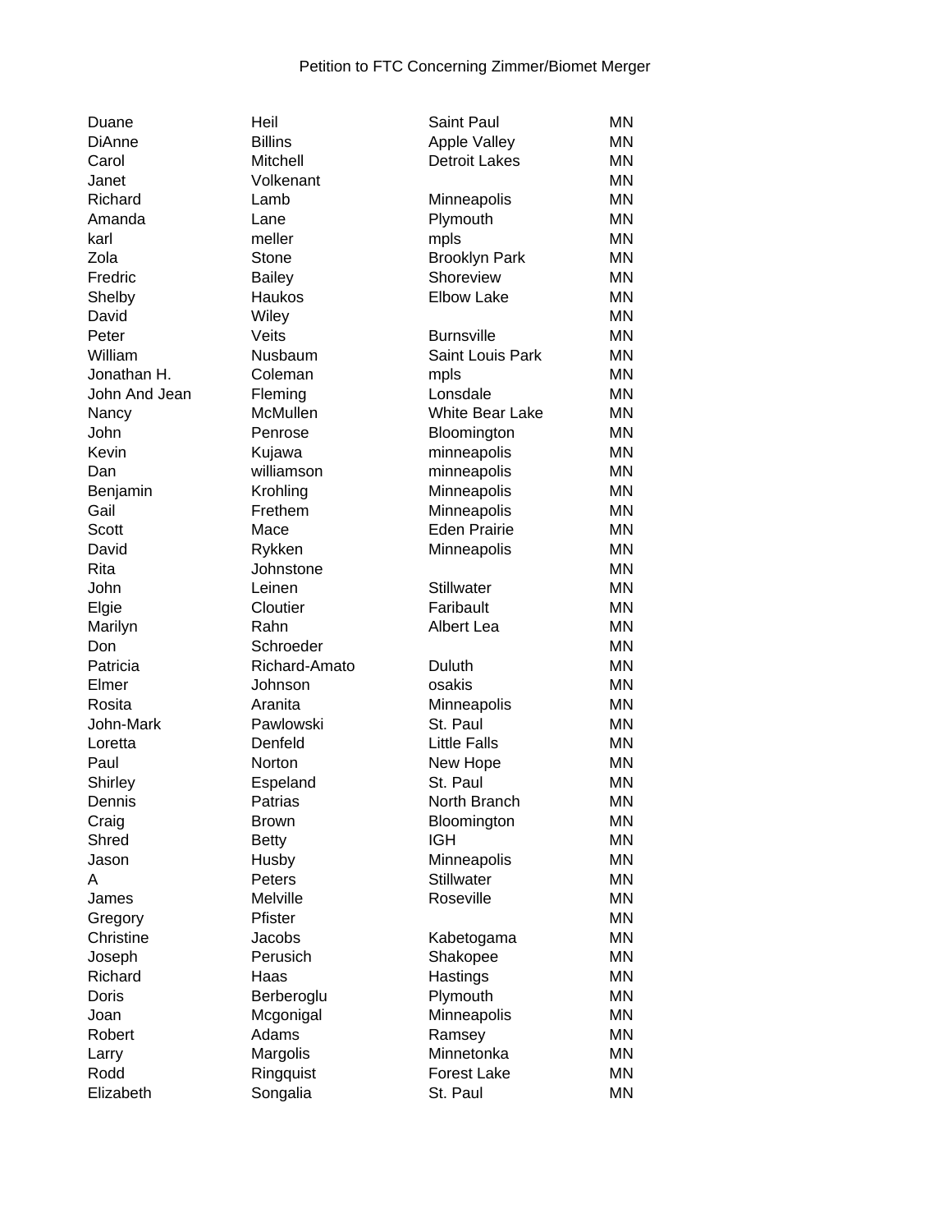Petition to FTC Concerning Zimmer/Biomet Merger

| | | | |
|---|---|---|---|
| Duane | Heil | Saint Paul | MN |
| DiAnne | Billins | Apple Valley | MN |
| Carol | Mitchell | Detroit Lakes | MN |
| Janet | Volkenant | | MN |
| Richard | Lamb | Minneapolis | MN |
| Amanda | Lane | Plymouth | MN |
| karl | meller | mpls | MN |
| Zola | Stone | Brooklyn Park | MN |
| Fredric | Bailey | Shoreview | MN |
| Shelby | Haukos | Elbow Lake | MN |
| David | Wiley | | MN |
| Peter | Veits | Burnsville | MN |
| William | Nusbaum | Saint Louis Park | MN |
| Jonathan H. | Coleman | mpls | MN |
| John And Jean | Fleming | Lonsdale | MN |
| Nancy | McMullen | White Bear Lake | MN |
| John | Penrose | Bloomington | MN |
| Kevin | Kujawa | minneapolis | MN |
| Dan | williamson | minneapolis | MN |
| Benjamin | Krohling | Minneapolis | MN |
| Gail | Frethem | Minneapolis | MN |
| Scott | Mace | Eden Prairie | MN |
| David | Rykken | Minneapolis | MN |
| Rita | Johnstone | | MN |
| John | Leinen | Stillwater | MN |
| Elgie | Cloutier | Faribault | MN |
| Marilyn | Rahn | Albert Lea | MN |
| Don | Schroeder | | MN |
| Patricia | Richard-Amato | Duluth | MN |
| Elmer | Johnson | osakis | MN |
| Rosita | Aranita | Minneapolis | MN |
| John-Mark | Pawlowski | St. Paul | MN |
| Loretta | Denfeld | Little Falls | MN |
| Paul | Norton | New Hope | MN |
| Shirley | Espeland | St. Paul | MN |
| Dennis | Patrias | North Branch | MN |
| Craig | Brown | Bloomington | MN |
| Shred | Betty | IGH | MN |
| Jason | Husby | Minneapolis | MN |
| A | Peters | Stillwater | MN |
| James | Melville | Roseville | MN |
| Gregory | Pfister | | MN |
| Christine | Jacobs | Kabetogama | MN |
| Joseph | Perusich | Shakopee | MN |
| Richard | Haas | Hastings | MN |
| Doris | Berberoglu | Plymouth | MN |
| Joan | Mcgonigal | Minneapolis | MN |
| Robert | Adams | Ramsey | MN |
| Larry | Margolis | Minnetonka | MN |
| Rodd | Ringquist | Forest Lake | MN |
| Elizabeth | Songalia | St. Paul | MN |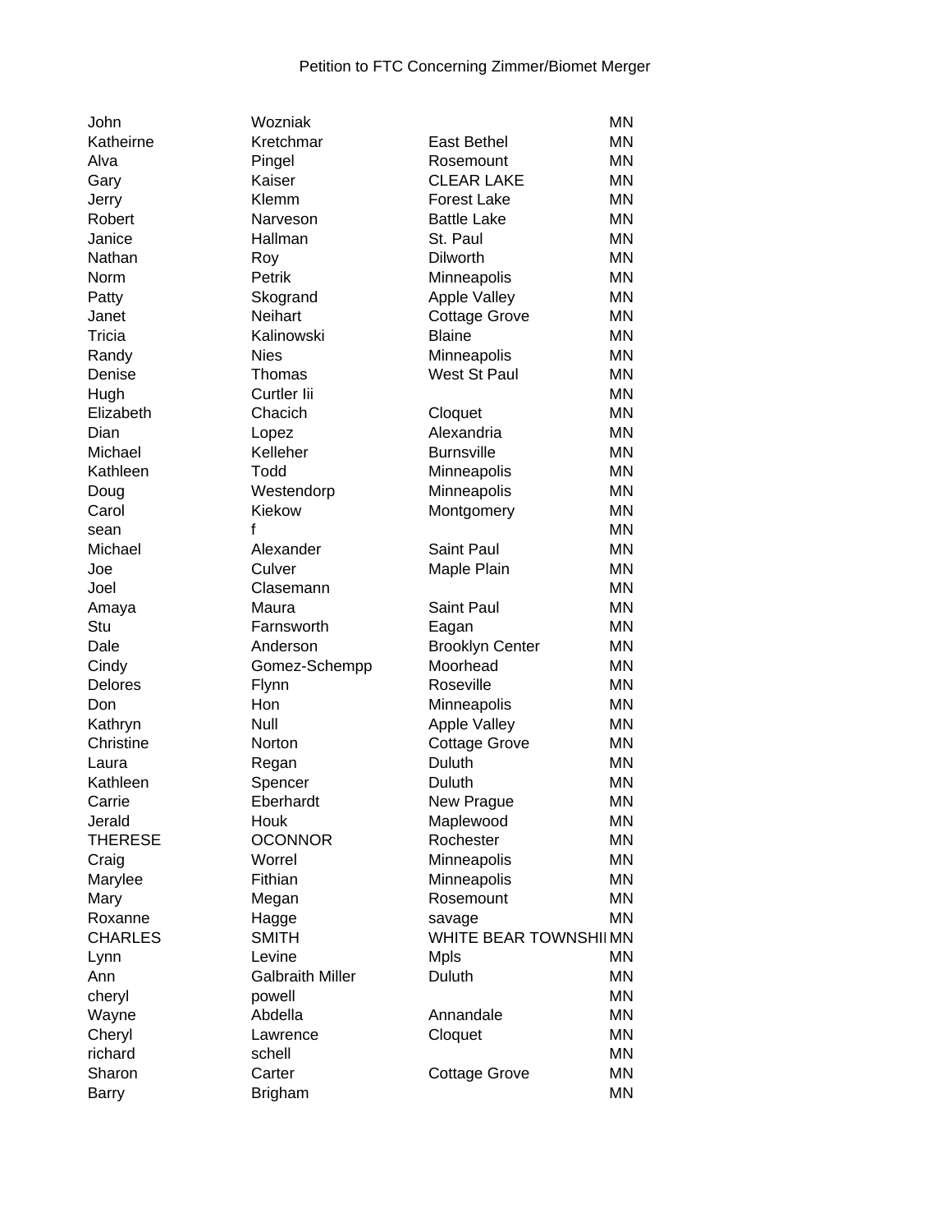Petition to FTC Concerning Zimmer/Biomet Merger

| | | | |
|---|---|---|---|
| John | Wozniak | | MN |
| Katheirne | Kretchmar | East Bethel | MN |
| Alva | Pingel | Rosemount | MN |
| Gary | Kaiser | CLEAR LAKE | MN |
| Jerry | Klemm | Forest Lake | MN |
| Robert | Narveson | Battle Lake | MN |
| Janice | Hallman | St. Paul | MN |
| Nathan | Roy | Dilworth | MN |
| Norm | Petrik | Minneapolis | MN |
| Patty | Skogrand | Apple Valley | MN |
| Janet | Neihart | Cottage Grove | MN |
| Tricia | Kalinowski | Blaine | MN |
| Randy | Nies | Minneapolis | MN |
| Denise | Thomas | West St Paul | MN |
| Hugh | Curtler Iii | | MN |
| Elizabeth | Chacich | Cloquet | MN |
| Dian | Lopez | Alexandria | MN |
| Michael | Kelleher | Burnsville | MN |
| Kathleen | Todd | Minneapolis | MN |
| Doug | Westendorp | Minneapolis | MN |
| Carol | Kiekow | Montgomery | MN |
| sean | f | | MN |
| Michael | Alexander | Saint Paul | MN |
| Joe | Culver | Maple Plain | MN |
| Joel | Clasemann | | MN |
| Amaya | Maura | Saint Paul | MN |
| Stu | Farnsworth | Eagan | MN |
| Dale | Anderson | Brooklyn Center | MN |
| Cindy | Gomez-Schempp | Moorhead | MN |
| Delores | Flynn | Roseville | MN |
| Don | Hon | Minneapolis | MN |
| Kathryn | Null | Apple Valley | MN |
| Christine | Norton | Cottage Grove | MN |
| Laura | Regan | Duluth | MN |
| Kathleen | Spencer | Duluth | MN |
| Carrie | Eberhardt | New Prague | MN |
| Jerald | Houk | Maplewood | MN |
| THERESE | OCONNOR | Rochester | MN |
| Craig | Worrel | Minneapolis | MN |
| Marylee | Fithian | Minneapolis | MN |
| Mary | Megan | Rosemount | MN |
| Roxanne | Hagge | savage | MN |
| CHARLES | SMITH | WHITE BEAR TOWNSHI | MN |
| Lynn | Levine | Mpls | MN |
| Ann | Galbraith Miller | Duluth | MN |
| cheryl | powell | | MN |
| Wayne | Abdella | Annandale | MN |
| Cheryl | Lawrence | Cloquet | MN |
| richard | schell | | MN |
| Sharon | Carter | Cottage Grove | MN |
| Barry | Brigham | | MN |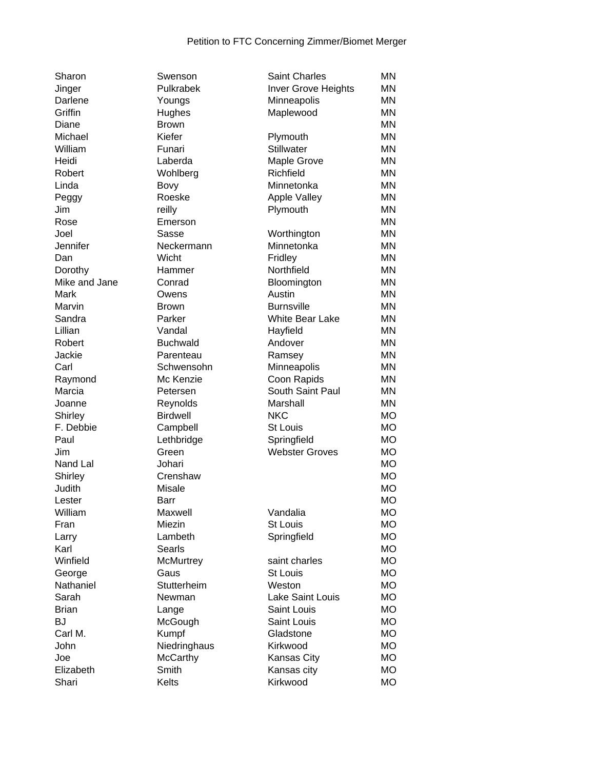Petition to FTC Concerning Zimmer/Biomet Merger

| | | | |
|---|---|---|---|
| Sharon | Swenson | Saint Charles | MN |
| Jinger | Pulkrabek | Inver Grove Heights | MN |
| Darlene | Youngs | Minneapolis | MN |
| Griffin | Hughes | Maplewood | MN |
| Diane | Brown | | MN |
| Michael | Kiefer | Plymouth | MN |
| William | Funari | Stillwater | MN |
| Heidi | Laberda | Maple Grove | MN |
| Robert | Wohlberg | Richfield | MN |
| Linda | Bovy | Minnetonka | MN |
| Peggy | Roeske | Apple Valley | MN |
| Jim | reilly | Plymouth | MN |
| Rose | Emerson | | MN |
| Joel | Sasse | Worthington | MN |
| Jennifer | Neckermann | Minnetonka | MN |
| Dan | Wicht | Fridley | MN |
| Dorothy | Hammer | Northfield | MN |
| Mike and Jane | Conrad | Bloomington | MN |
| Mark | Owens | Austin | MN |
| Marvin | Brown | Burnsville | MN |
| Sandra | Parker | White Bear Lake | MN |
| Lillian | Vandal | Hayfield | MN |
| Robert | Buchwald | Andover | MN |
| Jackie | Parenteau | Ramsey | MN |
| Carl | Schwensohn | Minneapolis | MN |
| Raymond | Mc Kenzie | Coon Rapids | MN |
| Marcia | Petersen | South Saint Paul | MN |
| Joanne | Reynolds | Marshall | MN |
| Shirley | Birdwell | NKC | MO |
| F. Debbie | Campbell | St Louis | MO |
| Paul | Lethbridge | Springfield | MO |
| Jim | Green | Webster Groves | MO |
| Nand Lal | Johari | | MO |
| Shirley | Crenshaw | | MO |
| Judith | Misale | | MO |
| Lester | Barr | | MO |
| William | Maxwell | Vandalia | MO |
| Fran | Miezin | St Louis | MO |
| Larry | Lambeth | Springfield | MO |
| Karl | Searls | | MO |
| Winfield | McMurtrey | saint charles | MO |
| George | Gaus | St Louis | MO |
| Nathaniel | Stutterheim | Weston | MO |
| Sarah | Newman | Lake Saint Louis | MO |
| Brian | Lange | Saint Louis | MO |
| BJ | McGough | Saint Louis | MO |
| Carl M. | Kumpf | Gladstone | MO |
| John | Niedringhaus | Kirkwood | MO |
| Joe | McCarthy | Kansas City | MO |
| Elizabeth | Smith | Kansas city | MO |
| Shari | Kelts | Kirkwood | MO |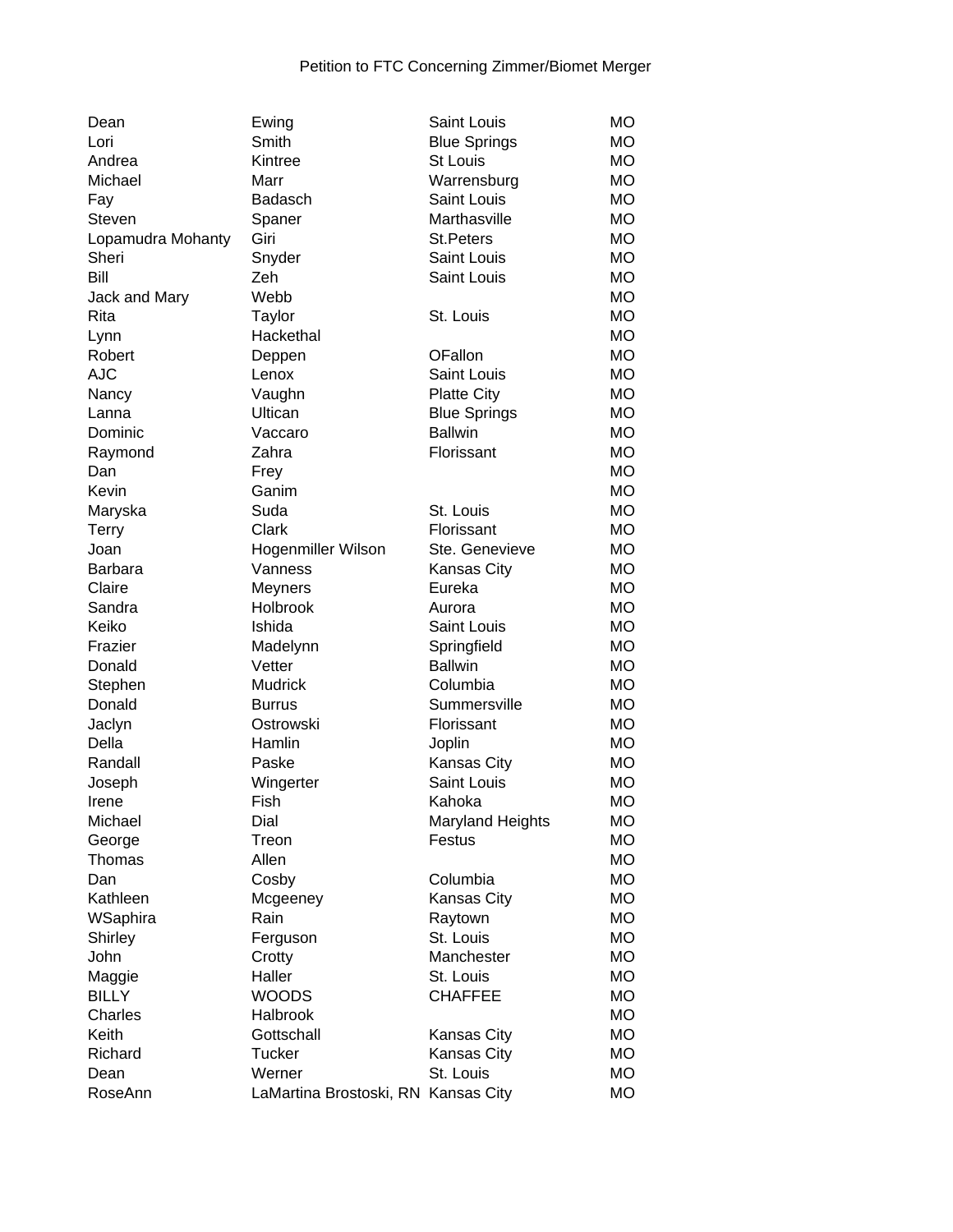Petition to FTC Concerning Zimmer/Biomet Merger

| | | | |
|---|---|---|---|
| Dean | Ewing | Saint Louis | MO |
| Lori | Smith | Blue Springs | MO |
| Andrea | Kintree | St Louis | MO |
| Michael | Marr | Warrensburg | MO |
| Fay | Badasch | Saint Louis | MO |
| Steven | Spaner | Marthasville | MO |
| Lopamudra Mohanty | Giri | St.Peters | MO |
| Sheri | Snyder | Saint Louis | MO |
| Bill | Zeh | Saint Louis | MO |
| Jack and Mary | Webb | | MO |
| Rita | Taylor | St. Louis | MO |
| Lynn | Hackethal | | MO |
| Robert | Deppen | OFallon | MO |
| AJC | Lenox | Saint Louis | MO |
| Nancy | Vaughn | Platte City | MO |
| Lanna | Ultican | Blue Springs | MO |
| Dominic | Vaccaro | Ballwin | MO |
| Raymond | Zahra | Florissant | MO |
| Dan | Frey | | MO |
| Kevin | Ganim | | MO |
| Maryska | Suda | St. Louis | MO |
| Terry | Clark | Florissant | MO |
| Joan | Hogenmiller Wilson | Ste. Genevieve | MO |
| Barbara | Vanness | Kansas City | MO |
| Claire | Meyners | Eureka | MO |
| Sandra | Holbrook | Aurora | MO |
| Keiko | Ishida | Saint Louis | MO |
| Frazier | Madelynn | Springfield | MO |
| Donald | Vetter | Ballwin | MO |
| Stephen | Mudrick | Columbia | MO |
| Donald | Burrus | Summersville | MO |
| Jaclyn | Ostrowski | Florissant | MO |
| Della | Hamlin | Joplin | MO |
| Randall | Paske | Kansas City | MO |
| Joseph | Wingerter | Saint Louis | MO |
| Irene | Fish | Kahoka | MO |
| Michael | Dial | Maryland Heights | MO |
| George | Treon | Festus | MO |
| Thomas | Allen | | MO |
| Dan | Cosby | Columbia | MO |
| Kathleen | Mcgeeney | Kansas City | MO |
| WSaphira | Rain | Raytown | MO |
| Shirley | Ferguson | St. Louis | MO |
| John | Crotty | Manchester | MO |
| Maggie | Haller | St. Louis | MO |
| BILLY | WOODS | CHAFFEE | MO |
| Charles | Halbrook | | MO |
| Keith | Gottschall | Kansas City | MO |
| Richard | Tucker | Kansas City | MO |
| Dean | Werner | St. Louis | MO |
| RoseAnn | LaMartina Brostoski, RN | Kansas City | MO |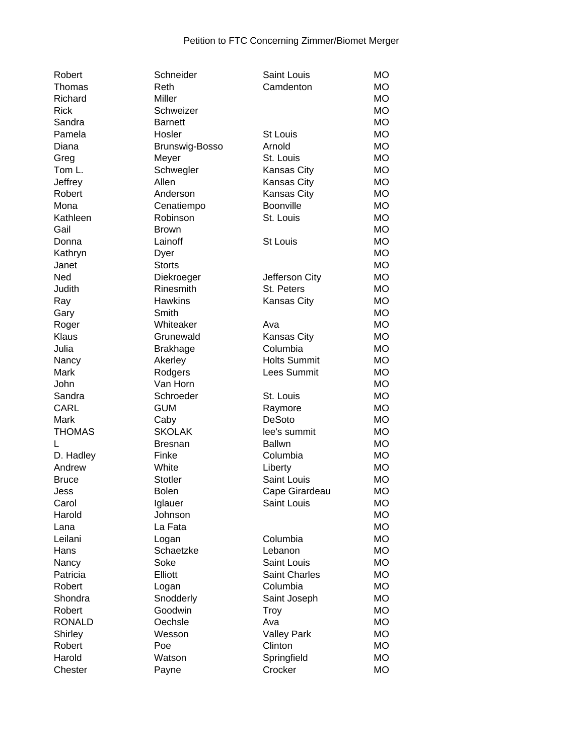Petition to FTC Concerning Zimmer/Biomet Merger

| | | | |
|---|---|---|---|
| Robert | Schneider | Saint Louis | MO |
| Thomas | Reth | Camdenton | MO |
| Richard | Miller | | MO |
| Rick | Schweizer | | MO |
| Sandra | Barnett | | MO |
| Pamela | Hosler | St Louis | MO |
| Diana | Brunswig-Bosso | Arnold | MO |
| Greg | Meyer | St. Louis | MO |
| Tom L. | Schwegler | Kansas City | MO |
| Jeffrey | Allen | Kansas City | MO |
| Robert | Anderson | Kansas City | MO |
| Mona | Cenatiempo | Boonville | MO |
| Kathleen | Robinson | St. Louis | MO |
| Gail | Brown | | MO |
| Donna | Lainoff | St Louis | MO |
| Kathryn | Dyer | | MO |
| Janet | Storts | | MO |
| Ned | Diekroeger | Jefferson City | MO |
| Judith | Rinesmith | St. Peters | MO |
| Ray | Hawkins | Kansas City | MO |
| Gary | Smith | | MO |
| Roger | Whiteaker | Ava | MO |
| Klaus | Grunewald | Kansas City | MO |
| Julia | Brakhage | Columbia | MO |
| Nancy | Akerley | Holts Summit | MO |
| Mark | Rodgers | Lees Summit | MO |
| John | Van Horn | | MO |
| Sandra | Schroeder | St. Louis | MO |
| CARL | GUM | Raymore | MO |
| Mark | Caby | DeSoto | MO |
| THOMAS | SKOLAK | lee's summit | MO |
| L | Bresnan | Ballwn | MO |
| D. Hadley | Finke | Columbia | MO |
| Andrew | White | Liberty | MO |
| Bruce | Stotler | Saint Louis | MO |
| Jess | Bolen | Cape Girardeau | MO |
| Carol | Iglauer | Saint Louis | MO |
| Harold | Johnson | | MO |
| Lana | La Fata | | MO |
| Leilani | Logan | Columbia | MO |
| Hans | Schaetzke | Lebanon | MO |
| Nancy | Soke | Saint Louis | MO |
| Patricia | Elliott | Saint Charles | MO |
| Robert | Logan | Columbia | MO |
| Shondra | Snodderly | Saint Joseph | MO |
| Robert | Goodwin | Troy | MO |
| RONALD | Oechsle | Ava | MO |
| Shirley | Wesson | Valley Park | MO |
| Robert | Poe | Clinton | MO |
| Harold | Watson | Springfield | MO |
| Chester | Payne | Crocker | MO |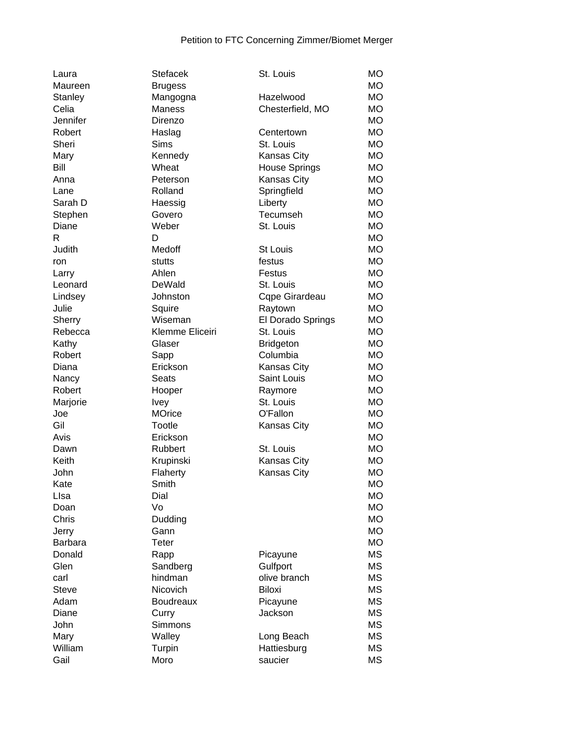Petition to FTC Concerning Zimmer/Biomet Merger

| | | | |
|---|---|---|---|
| Laura | Stefacek | St. Louis | MO |
| Maureen | Brugess | | MO |
| Stanley | Mangogna | Hazelwood | MO |
| Celia | Maness | Chesterfield, MO | MO |
| Jennifer | Direnzo | | MO |
| Robert | Haslag | Centertown | MO |
| Sheri | Sims | St. Louis | MO |
| Mary | Kennedy | Kansas City | MO |
| Bill | Wheat | House Springs | MO |
| Anna | Peterson | Kansas City | MO |
| Lane | Rolland | Springfield | MO |
| Sarah D | Haessig | Liberty | MO |
| Stephen | Govero | Tecumseh | MO |
| Diane | Weber | St. Louis | MO |
| R | D | | MO |
| Judith | Medoff | St Louis | MO |
| ron | stutts | festus | MO |
| Larry | Ahlen | Festus | MO |
| Leonard | DeWald | St. Louis | MO |
| Lindsey | Johnston | Cqpe Girardeau | MO |
| Julie | Squire | Raytown | MO |
| Sherry | Wiseman | El Dorado Springs | MO |
| Rebecca | Klemme Eliceiri | St. Louis | MO |
| Kathy | Glaser | Bridgeton | MO |
| Robert | Sapp | Columbia | MO |
| Diana | Erickson | Kansas City | MO |
| Nancy | Seats | Saint Louis | MO |
| Robert | Hooper | Raymore | MO |
| Marjorie | Ivey | St. Louis | MO |
| Joe | MOrice | O'Fallon | MO |
| Gil | Tootle | Kansas City | MO |
| Avis | Erickson | | MO |
| Dawn | Rubbert | St. Louis | MO |
| Keith | Krupinski | Kansas City | MO |
| John | Flaherty | Kansas City | MO |
| Kate | Smith | | MO |
| LIsa | Dial | | MO |
| Doan | Vo | | MO |
| Chris | Dudding | | MO |
| Jerry | Gann | | MO |
| Barbara | Teter | | MO |
| Donald | Rapp | Picayune | MS |
| Glen | Sandberg | Gulfport | MS |
| carl | hindman | olive branch | MS |
| Steve | Nicovich | Biloxi | MS |
| Adam | Boudreaux | Picayune | MS |
| Diane | Curry | Jackson | MS |
| John | Simmons | | MS |
| Mary | Walley | Long Beach | MS |
| William | Turpin | Hattiesburg | MS |
| Gail | Moro | saucier | MS |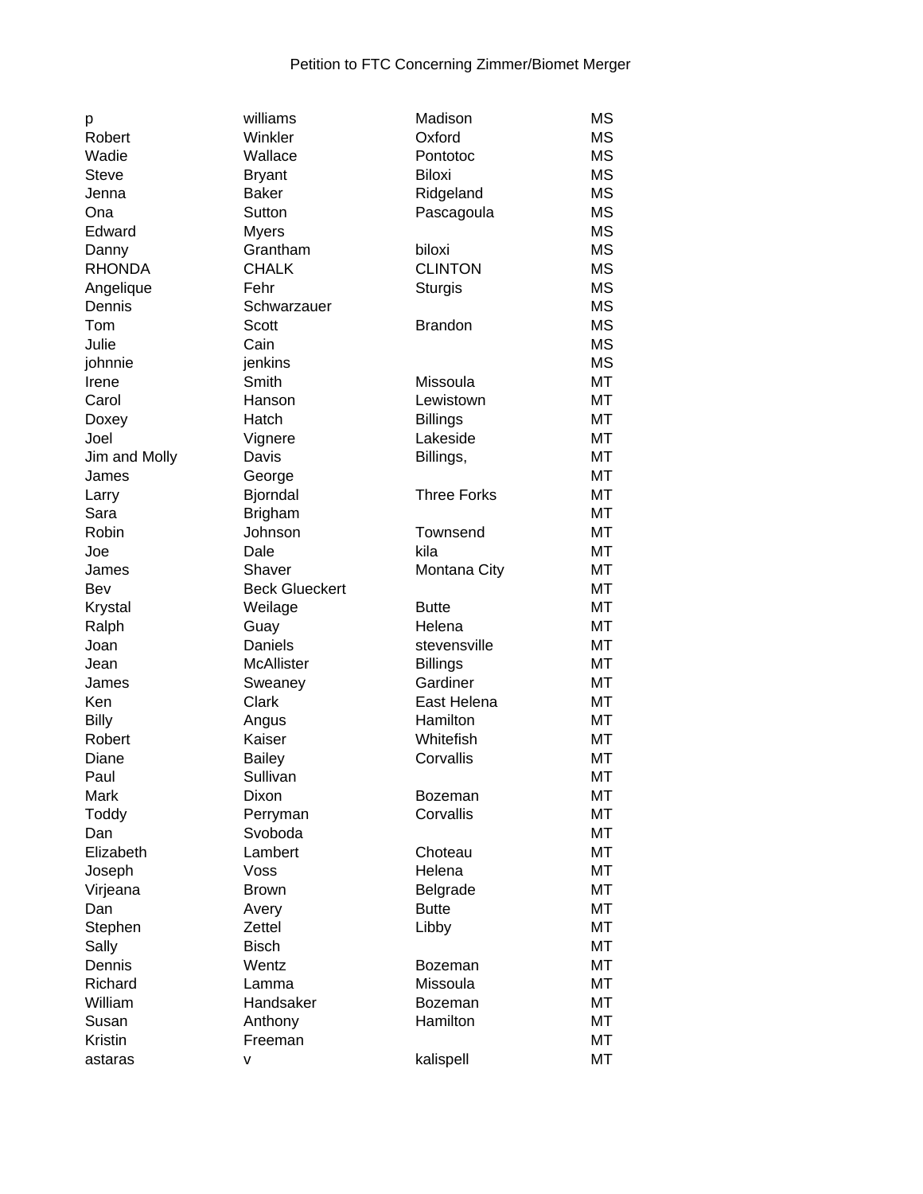Petition to FTC Concerning Zimmer/Biomet Merger

| | | | |
|---|---|---|---|
| p | williams | Madison | MS |
| Robert | Winkler | Oxford | MS |
| Wadie | Wallace | Pontotoc | MS |
| Steve | Bryant | Biloxi | MS |
| Jenna | Baker | Ridgeland | MS |
| Ona | Sutton | Pascagoula | MS |
| Edward | Myers | | MS |
| Danny | Grantham | biloxi | MS |
| RHONDA | CHALK | CLINTON | MS |
| Angelique | Fehr | Sturgis | MS |
| Dennis | Schwarzauer | | MS |
| Tom | Scott | Brandon | MS |
| Julie | Cain | | MS |
| johnnie | jenkins | | MS |
| Irene | Smith | Missoula | MT |
| Carol | Hanson | Lewistown | MT |
| Doxey | Hatch | Billings | MT |
| Joel | Vignere | Lakeside | MT |
| Jim and Molly | Davis | Billings, | MT |
| James | George | | MT |
| Larry | Bjorndal | Three Forks | MT |
| Sara | Brigham | | MT |
| Robin | Johnson | Townsend | MT |
| Joe | Dale | kila | MT |
| James | Shaver | Montana City | MT |
| Bev | Beck Glueckert | | MT |
| Krystal | Weilage | Butte | MT |
| Ralph | Guay | Helena | MT |
| Joan | Daniels | stevensville | MT |
| Jean | McAllister | Billings | MT |
| James | Sweaney | Gardiner | MT |
| Ken | Clark | East Helena | MT |
| Billy | Angus | Hamilton | MT |
| Robert | Kaiser | Whitefish | MT |
| Diane | Bailey | Corvallis | MT |
| Paul | Sullivan | | MT |
| Mark | Dixon | Bozeman | MT |
| Toddy | Perryman | Corvallis | MT |
| Dan | Svoboda | | MT |
| Elizabeth | Lambert | Choteau | MT |
| Joseph | Voss | Helena | MT |
| Virjeana | Brown | Belgrade | MT |
| Dan | Avery | Butte | MT |
| Stephen | Zettel | Libby | MT |
| Sally | Bisch | | MT |
| Dennis | Wentz | Bozeman | MT |
| Richard | Lamma | Missoula | MT |
| William | Handsaker | Bozeman | MT |
| Susan | Anthony | Hamilton | MT |
| Kristin | Freeman | | MT |
| astaras | v | kalispell | MT |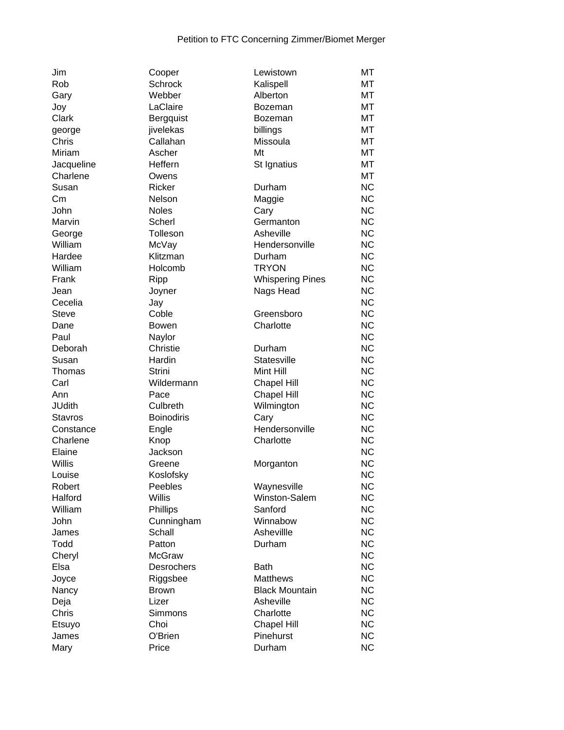Petition to FTC Concerning Zimmer/Biomet Merger

| | | | |
|---|---|---|---|
| Jim | Cooper | Lewistown | MT |
| Rob | Schrock | Kalispell | MT |
| Gary | Webber | Alberton | MT |
| Joy | LaClaire | Bozeman | MT |
| Clark | Bergquist | Bozeman | MT |
| george | jivelekas | billings | MT |
| Chris | Callahan | Missoula | MT |
| Miriam | Ascher | Mt | MT |
| Jacqueline | Heffern | St Ignatius | MT |
| Charlene | Owens | | MT |
| Susan | Ricker | Durham | NC |
| Cm | Nelson | Maggie | NC |
| John | Noles | Cary | NC |
| Marvin | Scherl | Germanton | NC |
| George | Tolleson | Asheville | NC |
| William | McVay | Hendersonville | NC |
| Hardee | Klitzman | Durham | NC |
| William | Holcomb | TRYON | NC |
| Frank | Ripp | Whispering Pines | NC |
| Jean | Joyner | Nags Head | NC |
| Cecelia | Jay | | NC |
| Steve | Coble | Greensboro | NC |
| Dane | Bowen | Charlotte | NC |
| Paul | Naylor | | NC |
| Deborah | Christie | Durham | NC |
| Susan | Hardin | Statesville | NC |
| Thomas | Strini | Mint Hill | NC |
| Carl | Wildermann | Chapel Hill | NC |
| Ann | Pace | Chapel Hill | NC |
| JUdith | Culbreth | Wilmington | NC |
| Stavros | Boinodiris | Cary | NC |
| Constance | Engle | Hendersonville | NC |
| Charlene | Knop | Charlotte | NC |
| Elaine | Jackson | | NC |
| Willis | Greene | Morganton | NC |
| Louise | Koslofsky | | NC |
| Robert | Peebles | Waynesville | NC |
| Halford | Willis | Winston-Salem | NC |
| William | Phillips | Sanford | NC |
| John | Cunningham | Winnabow | NC |
| James | Schall | Ashevillle | NC |
| Todd | Patton | Durham | NC |
| Cheryl | McGraw | | NC |
| Elsa | Desrochers | Bath | NC |
| Joyce | Riggsbee | Matthews | NC |
| Nancy | Brown | Black Mountain | NC |
| Deja | Lizer | Asheville | NC |
| Chris | Simmons | Charlotte | NC |
| Etsuyo | Choi | Chapel Hill | NC |
| James | O'Brien | Pinehurst | NC |
| Mary | Price | Durham | NC |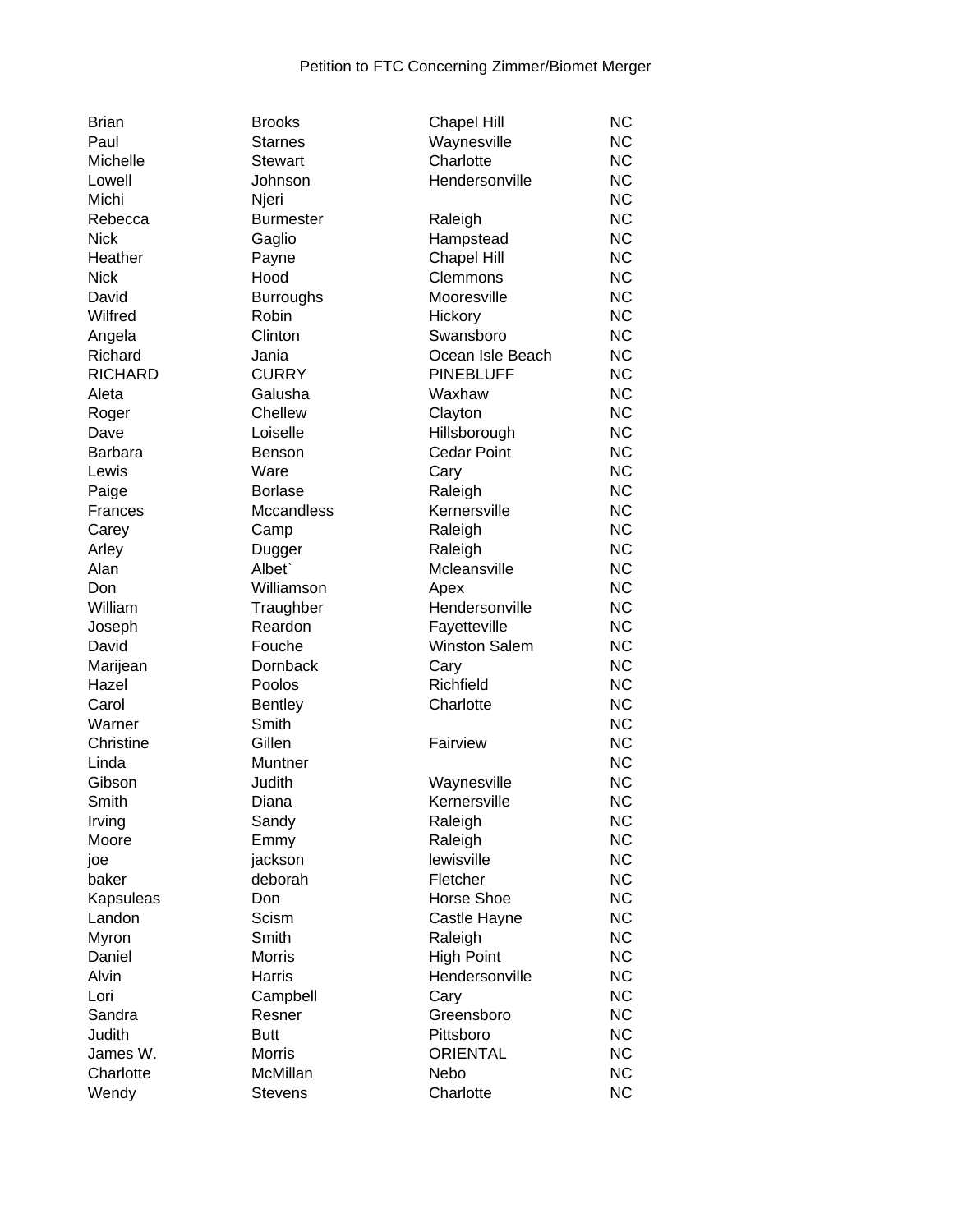Petition to FTC Concerning Zimmer/Biomet Merger

| | | | |
|---|---|---|---|
| Brian | Brooks | Chapel Hill | NC |
| Paul | Starnes | Waynesville | NC |
| Michelle | Stewart | Charlotte | NC |
| Lowell | Johnson | Hendersonville | NC |
| Michi | Njeri | | NC |
| Rebecca | Burmester | Raleigh | NC |
| Nick | Gaglio | Hampstead | NC |
| Heather | Payne | Chapel Hill | NC |
| Nick | Hood | Clemmons | NC |
| David | Burroughs | Mooresville | NC |
| Wilfred | Robin | Hickory | NC |
| Angela | Clinton | Swansboro | NC |
| Richard | Jania | Ocean Isle Beach | NC |
| RICHARD | CURRY | PINEBLUFF | NC |
| Aleta | Galusha | Waxhaw | NC |
| Roger | Chellew | Clayton | NC |
| Dave | Loiselle | Hillsborough | NC |
| Barbara | Benson | Cedar Point | NC |
| Lewis | Ware | Cary | NC |
| Paige | Borlase | Raleigh | NC |
| Frances | Mccandless | Kernersville | NC |
| Carey | Camp | Raleigh | NC |
| Arley | Dugger | Raleigh | NC |
| Alan | Albet` | Mcleansville | NC |
| Don | Williamson | Apex | NC |
| William | Traughber | Hendersonville | NC |
| Joseph | Reardon | Fayetteville | NC |
| David | Fouche | Winston Salem | NC |
| Marijean | Dornback | Cary | NC |
| Hazel | Poolos | Richfield | NC |
| Carol | Bentley | Charlotte | NC |
| Warner | Smith | | NC |
| Christine | Gillen | Fairview | NC |
| Linda | Muntner | | NC |
| Gibson | Judith | Waynesville | NC |
| Smith | Diana | Kernersville | NC |
| Irving | Sandy | Raleigh | NC |
| Moore | Emmy | Raleigh | NC |
| joe | jackson | lewisville | NC |
| baker | deborah | Fletcher | NC |
| Kapsuleas | Don | Horse Shoe | NC |
| Landon | Scism | Castle Hayne | NC |
| Myron | Smith | Raleigh | NC |
| Daniel | Morris | High Point | NC |
| Alvin | Harris | Hendersonville | NC |
| Lori | Campbell | Cary | NC |
| Sandra | Resner | Greensboro | NC |
| Judith | Butt | Pittsboro | NC |
| James W. | Morris | ORIENTAL | NC |
| Charlotte | McMillan | Nebo | NC |
| Wendy | Stevens | Charlotte | NC |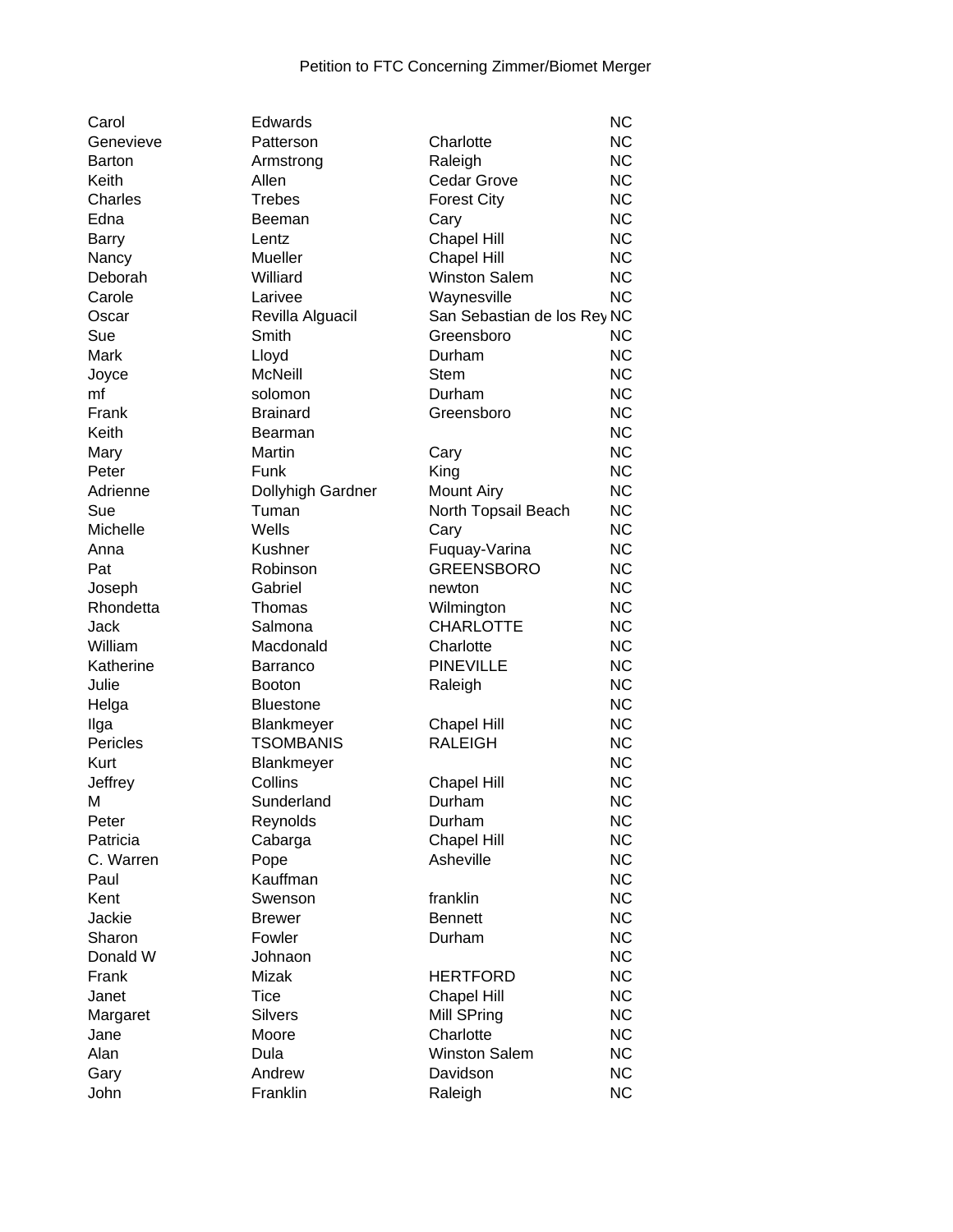Petition to FTC Concerning Zimmer/Biomet Merger

| | | | |
|---|---|---|---|
| Carol | Edwards | | NC |
| Genevieve | Patterson | Charlotte | NC |
| Barton | Armstrong | Raleigh | NC |
| Keith | Allen | Cedar Grove | NC |
| Charles | Trebes | Forest City | NC |
| Edna | Beeman | Cary | NC |
| Barry | Lentz | Chapel Hill | NC |
| Nancy | Mueller | Chapel Hill | NC |
| Deborah | Williard | Winston Salem | NC |
| Carole | Larivee | Waynesville | NC |
| Oscar | Revilla Alguacil | San Sebastian de los Rey | NC |
| Sue | Smith | Greensboro | NC |
| Mark | Lloyd | Durham | NC |
| Joyce | McNeill | Stem | NC |
| mf | solomon | Durham | NC |
| Frank | Brainard | Greensboro | NC |
| Keith | Bearman | | NC |
| Mary | Martin | Cary | NC |
| Peter | Funk | King | NC |
| Adrienne | Dollyhigh Gardner | Mount Airy | NC |
| Sue | Tuman | North Topsail Beach | NC |
| Michelle | Wells | Cary | NC |
| Anna | Kushner | Fuquay-Varina | NC |
| Pat | Robinson | GREENSBORO | NC |
| Joseph | Gabriel | newton | NC |
| Rhondetta | Thomas | Wilmington | NC |
| Jack | Salmona | CHARLOTTE | NC |
| William | Macdonald | Charlotte | NC |
| Katherine | Barranco | PINEVILLE | NC |
| Julie | Booton | Raleigh | NC |
| Helga | Bluestone | | NC |
| Ilga | Blankmeyer | Chapel Hill | NC |
| Pericles | TSOMBANIS | RALEIGH | NC |
| Kurt | Blankmeyer | | NC |
| Jeffrey | Collins | Chapel Hill | NC |
| M | Sunderland | Durham | NC |
| Peter | Reynolds | Durham | NC |
| Patricia | Cabarga | Chapel Hill | NC |
| C. Warren | Pope | Asheville | NC |
| Paul | Kauffman | | NC |
| Kent | Swenson | franklin | NC |
| Jackie | Brewer | Bennett | NC |
| Sharon | Fowler | Durham | NC |
| Donald W | Johnaon | | NC |
| Frank | Mizak | HERTFORD | NC |
| Janet | Tice | Chapel Hill | NC |
| Margaret | Silvers | Mill SPring | NC |
| Jane | Moore | Charlotte | NC |
| Alan | Dula | Winston Salem | NC |
| Gary | Andrew | Davidson | NC |
| John | Franklin | Raleigh | NC |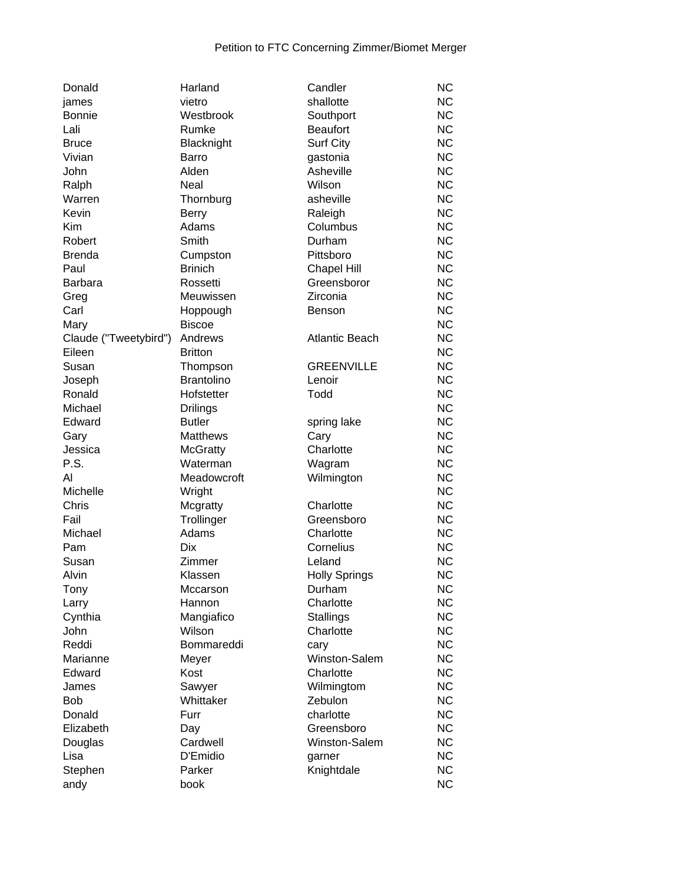Petition to FTC Concerning Zimmer/Biomet Merger

| | | | |
|---|---|---|---|
| Donald | Harland | Candler | NC |
| james | vietro | shallotte | NC |
| Bonnie | Westbrook | Southport | NC |
| Lali | Rumke | Beaufort | NC |
| Bruce | Blacknight | Surf City | NC |
| Vivian | Barro | gastonia | NC |
| John | Alden | Asheville | NC |
| Ralph | Neal | Wilson | NC |
| Warren | Thornburg | asheville | NC |
| Kevin | Berry | Raleigh | NC |
| Kim | Adams | Columbus | NC |
| Robert | Smith | Durham | NC |
| Brenda | Cumpston | Pittsboro | NC |
| Paul | Brinich | Chapel Hill | NC |
| Barbara | Rossetti | Greensboror | NC |
| Greg | Meuwissen | Zirconia | NC |
| Carl | Hoppough | Benson | NC |
| Mary | Biscoe | | NC |
| Claude ("Tweetybird") | Andrews | Atlantic Beach | NC |
| Eileen | Britton | | NC |
| Susan | Thompson | GREENVILLE | NC |
| Joseph | Brantolino | Lenoir | NC |
| Ronald | Hofstetter | Todd | NC |
| Michael | Drilings | | NC |
| Edward | Butler | spring lake | NC |
| Gary | Matthews | Cary | NC |
| Jessica | McGratty | Charlotte | NC |
| P.S. | Waterman | Wagram | NC |
| Al | Meadowcroft | Wilmington | NC |
| Michelle | Wright | | NC |
| Chris | Mcgratty | Charlotte | NC |
| Fail | Trollinger | Greensboro | NC |
| Michael | Adams | Charlotte | NC |
| Pam | Dix | Cornelius | NC |
| Susan | Zimmer | Leland | NC |
| Alvin | Klassen | Holly Springs | NC |
| Tony | Mccarson | Durham | NC |
| Larry | Hannon | Charlotte | NC |
| Cynthia | Mangiafico | Stallings | NC |
| John | Wilson | Charlotte | NC |
| Reddi | Bommareddi | cary | NC |
| Marianne | Meyer | Winston-Salem | NC |
| Edward | Kost | Charlotte | NC |
| James | Sawyer | Wilmingtom | NC |
| Bob | Whittaker | Zebulon | NC |
| Donald | Furr | charlotte | NC |
| Elizabeth | Day | Greensboro | NC |
| Douglas | Cardwell | Winston-Salem | NC |
| Lisa | D'Emidio | garner | NC |
| Stephen | Parker | Knightdale | NC |
| andy | book | | NC |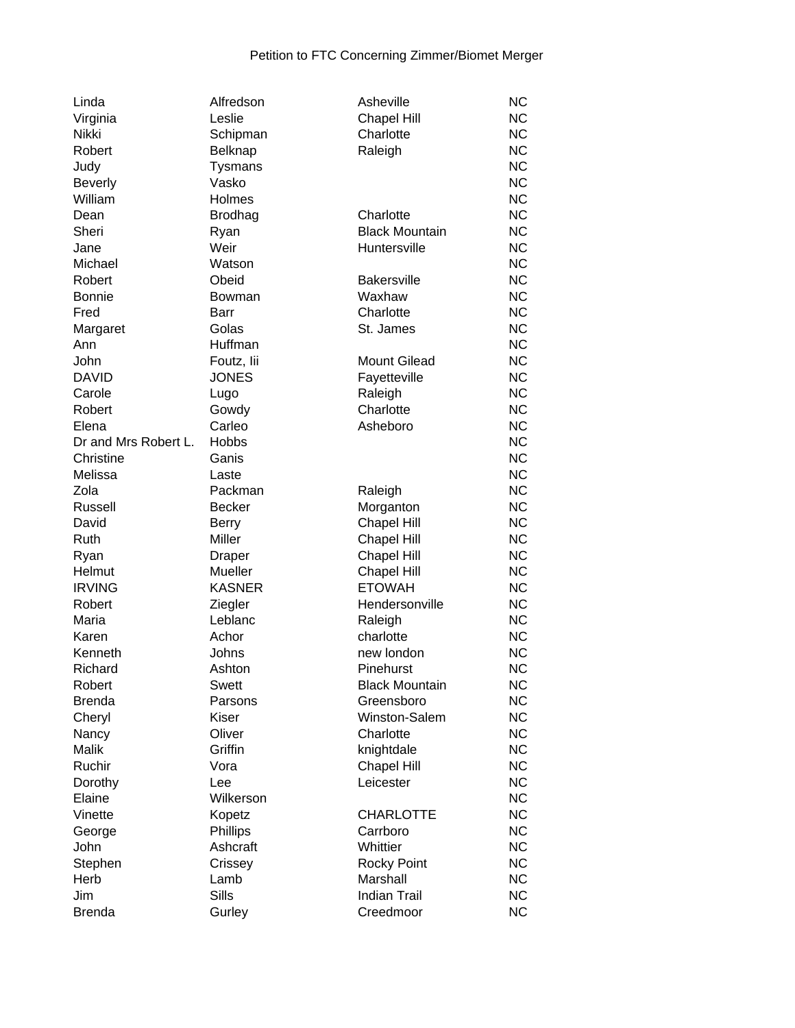Petition to FTC Concerning Zimmer/Biomet Merger

| | | | |
|---|---|---|---|
| Linda | Alfredson | Asheville | NC |
| Virginia | Leslie | Chapel Hill | NC |
| Nikki | Schipman | Charlotte | NC |
| Robert | Belknap | Raleigh | NC |
| Judy | Tysmans | | NC |
| Beverly | Vasko | | NC |
| William | Holmes | | NC |
| Dean | Brodhag | Charlotte | NC |
| Sheri | Ryan | Black Mountain | NC |
| Jane | Weir | Huntersville | NC |
| Michael | Watson | | NC |
| Robert | Obeid | Bakersville | NC |
| Bonnie | Bowman | Waxhaw | NC |
| Fred | Barr | Charlotte | NC |
| Margaret | Golas | St. James | NC |
| Ann | Huffman | | NC |
| John | Foutz, Iii | Mount Gilead | NC |
| DAVID | JONES | Fayetteville | NC |
| Carole | Lugo | Raleigh | NC |
| Robert | Gowdy | Charlotte | NC |
| Elena | Carleo | Asheboro | NC |
| Dr and Mrs Robert L. | Hobbs | | NC |
| Christine | Ganis | | NC |
| Melissa | Laste | | NC |
| Zola | Packman | Raleigh | NC |
| Russell | Becker | Morganton | NC |
| David | Berry | Chapel Hill | NC |
| Ruth | Miller | Chapel Hill | NC |
| Ryan | Draper | Chapel Hill | NC |
| Helmut | Mueller | Chapel Hill | NC |
| IRVING | KASNER | ETOWAH | NC |
| Robert | Ziegler | Hendersonville | NC |
| Maria | Leblanc | Raleigh | NC |
| Karen | Achor | charlotte | NC |
| Kenneth | Johns | new london | NC |
| Richard | Ashton | Pinehurst | NC |
| Robert | Swett | Black Mountain | NC |
| Brenda | Parsons | Greensboro | NC |
| Cheryl | Kiser | Winston-Salem | NC |
| Nancy | Oliver | Charlotte | NC |
| Malik | Griffin | knightdale | NC |
| Ruchir | Vora | Chapel Hill | NC |
| Dorothy | Lee | Leicester | NC |
| Elaine | Wilkerson | | NC |
| Vinette | Kopetz | CHARLOTTE | NC |
| George | Phillips | Carrboro | NC |
| John | Ashcraft | Whittier | NC |
| Stephen | Crissey | Rocky Point | NC |
| Herb | Lamb | Marshall | NC |
| Jim | Sills | Indian Trail | NC |
| Brenda | Gurley | Creedmoor | NC |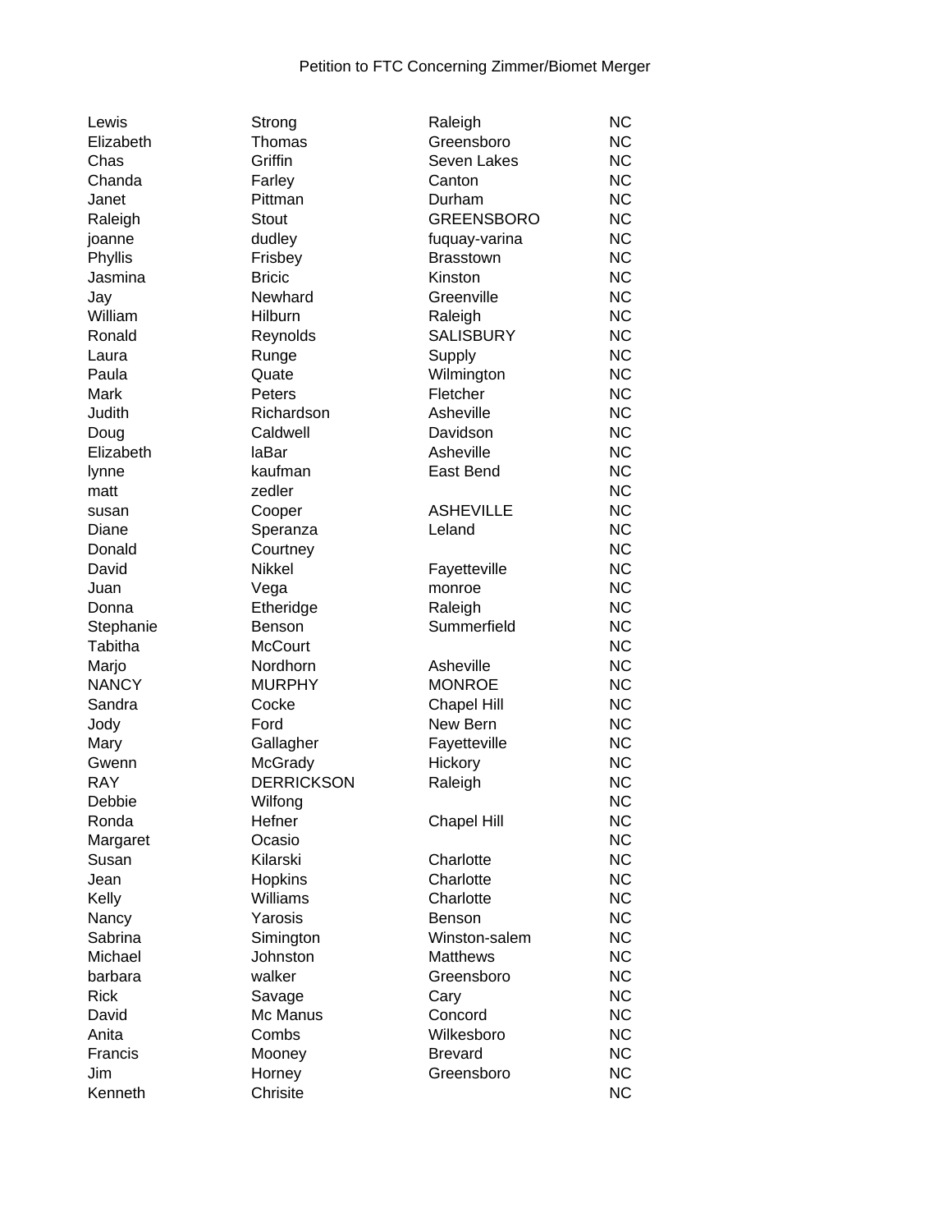Petition to FTC Concerning Zimmer/Biomet Merger

| | | | |
|---|---|---|---|
| Lewis | Strong | Raleigh | NC |
| Elizabeth | Thomas | Greensboro | NC |
| Chas | Griffin | Seven Lakes | NC |
| Chanda | Farley | Canton | NC |
| Janet | Pittman | Durham | NC |
| Raleigh | Stout | GREENSBORO | NC |
| joanne | dudley | fuquay-varina | NC |
| Phyllis | Frisbey | Brasstown | NC |
| Jasmina | Bricic | Kinston | NC |
| Jay | Newhard | Greenville | NC |
| William | Hilburn | Raleigh | NC |
| Ronald | Reynolds | SALISBURY | NC |
| Laura | Runge | Supply | NC |
| Paula | Quate | Wilmington | NC |
| Mark | Peters | Fletcher | NC |
| Judith | Richardson | Asheville | NC |
| Doug | Caldwell | Davidson | NC |
| Elizabeth | laBar | Asheville | NC |
| lynne | kaufman | East Bend | NC |
| matt | zedler | | NC |
| susan | Cooper | ASHEVILLE | NC |
| Diane | Speranza | Leland | NC |
| Donald | Courtney | | NC |
| David | Nikkel | Fayetteville | NC |
| Juan | Vega | monroe | NC |
| Donna | Etheridge | Raleigh | NC |
| Stephanie | Benson | Summerfield | NC |
| Tabitha | McCourt | | NC |
| Marjo | Nordhorn | Asheville | NC |
| NANCY | MURPHY | MONROE | NC |
| Sandra | Cocke | Chapel Hill | NC |
| Jody | Ford | New Bern | NC |
| Mary | Gallagher | Fayetteville | NC |
| Gwenn | McGrady | Hickory | NC |
| RAY | DERRICKSON | Raleigh | NC |
| Debbie | Wilfong | | NC |
| Ronda | Hefner | Chapel Hill | NC |
| Margaret | Ocasio | | NC |
| Susan | Kilarski | Charlotte | NC |
| Jean | Hopkins | Charlotte | NC |
| Kelly | Williams | Charlotte | NC |
| Nancy | Yarosis | Benson | NC |
| Sabrina | Simington | Winston-salem | NC |
| Michael | Johnston | Matthews | NC |
| barbara | walker | Greensboro | NC |
| Rick | Savage | Cary | NC |
| David | Mc Manus | Concord | NC |
| Anita | Combs | Wilkesboro | NC |
| Francis | Mooney | Brevard | NC |
| Jim | Horney | Greensboro | NC |
| Kenneth | Chrisite | | NC |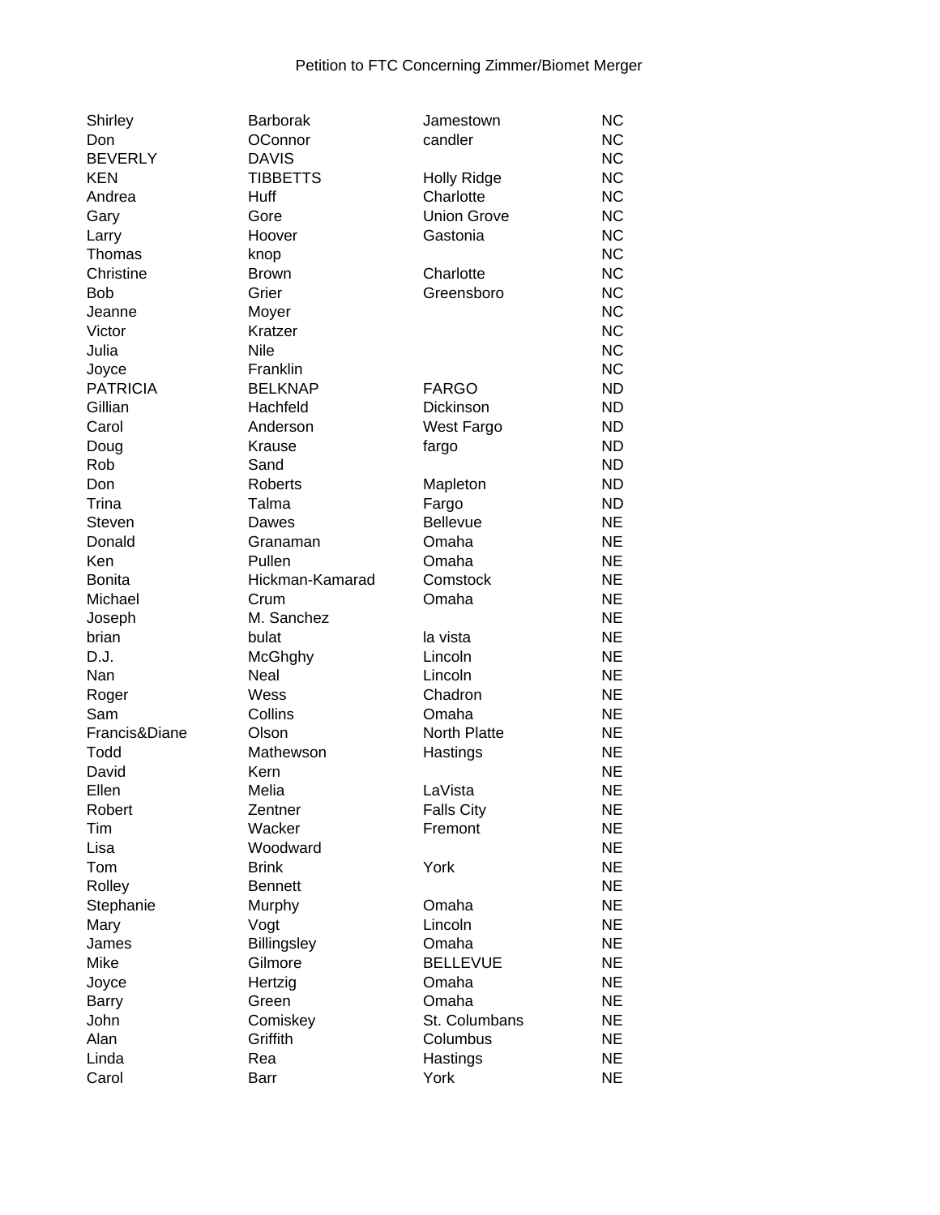Petition to FTC Concerning Zimmer/Biomet Merger

| | | | |
|---|---|---|---|
| Shirley | Barborak | Jamestown | NC |
| Don | OConnor | candler | NC |
| BEVERLY | DAVIS | | NC |
| KEN | TIBBETTS | Holly Ridge | NC |
| Andrea | Huff | Charlotte | NC |
| Gary | Gore | Union Grove | NC |
| Larry | Hoover | Gastonia | NC |
| Thomas | knop | | NC |
| Christine | Brown | Charlotte | NC |
| Bob | Grier | Greensboro | NC |
| Jeanne | Moyer | | NC |
| Victor | Kratzer | | NC |
| Julia | Nile | | NC |
| Joyce | Franklin | | NC |
| PATRICIA | BELKNAP | FARGO | ND |
| Gillian | Hachfeld | Dickinson | ND |
| Carol | Anderson | West Fargo | ND |
| Doug | Krause | fargo | ND |
| Rob | Sand | | ND |
| Don | Roberts | Mapleton | ND |
| Trina | Talma | Fargo | ND |
| Steven | Dawes | Bellevue | NE |
| Donald | Granaman | Omaha | NE |
| Ken | Pullen | Omaha | NE |
| Bonita | Hickman-Kamarad | Comstock | NE |
| Michael | Crum | Omaha | NE |
| Joseph | M. Sanchez | | NE |
| brian | bulat | la vista | NE |
| D.J. | McGhghy | Lincoln | NE |
| Nan | Neal | Lincoln | NE |
| Roger | Wess | Chadron | NE |
| Sam | Collins | Omaha | NE |
| Francis&Diane | Olson | North Platte | NE |
| Todd | Mathewson | Hastings | NE |
| David | Kern | | NE |
| Ellen | Melia | LaVista | NE |
| Robert | Zentner | Falls City | NE |
| Tim | Wacker | Fremont | NE |
| Lisa | Woodward | | NE |
| Tom | Brink | York | NE |
| Rolley | Bennett | | NE |
| Stephanie | Murphy | Omaha | NE |
| Mary | Vogt | Lincoln | NE |
| James | Billingsley | Omaha | NE |
| Mike | Gilmore | BELLEVUE | NE |
| Joyce | Hertzig | Omaha | NE |
| Barry | Green | Omaha | NE |
| John | Comiskey | St. Columbans | NE |
| Alan | Griffith | Columbus | NE |
| Linda | Rea | Hastings | NE |
| Carol | Barr | York | NE |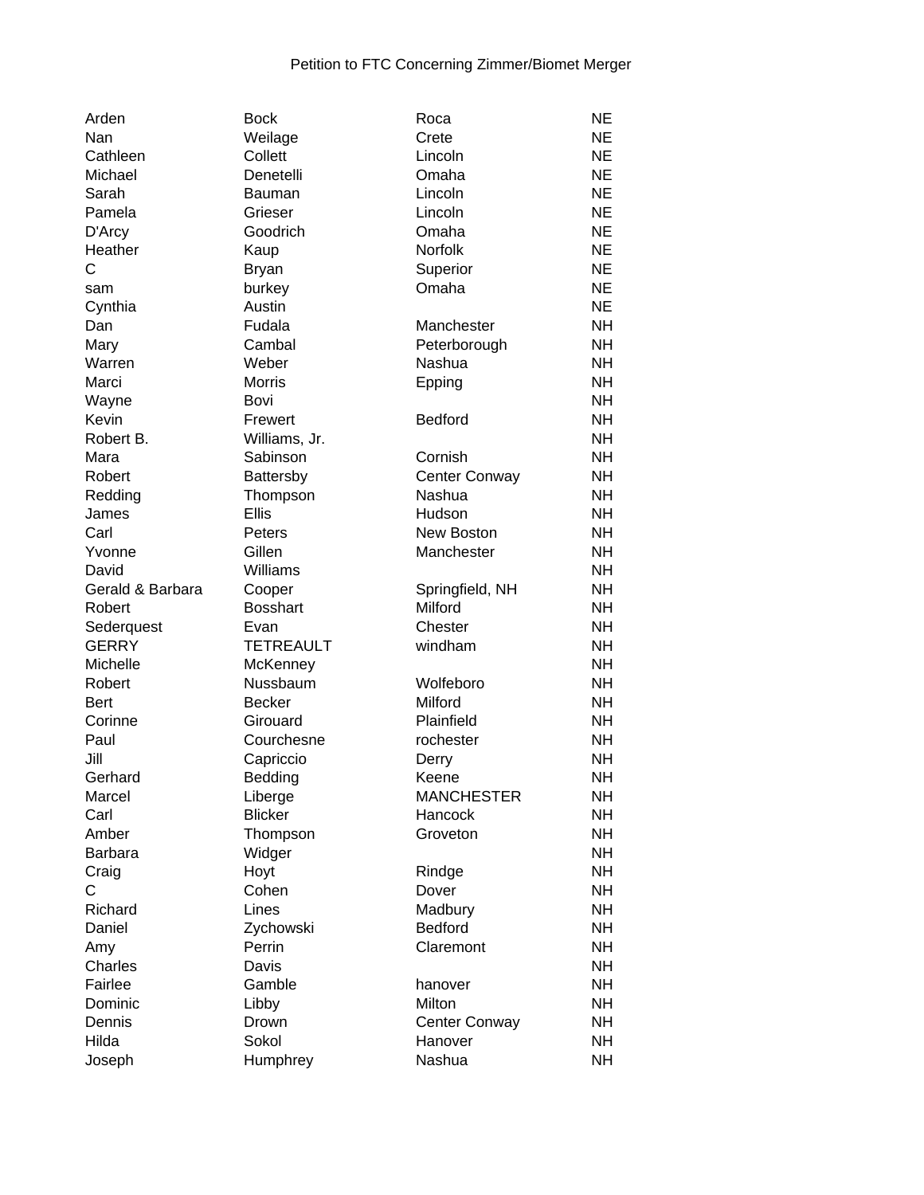Petition to FTC Concerning Zimmer/Biomet Merger

| | | | |
|---|---|---|---|
| Arden | Bock | Roca | NE |
| Nan | Weilage | Crete | NE |
| Cathleen | Collett | Lincoln | NE |
| Michael | Denetelli | Omaha | NE |
| Sarah | Bauman | Lincoln | NE |
| Pamela | Grieser | Lincoln | NE |
| D'Arcy | Goodrich | Omaha | NE |
| Heather | Kaup | Norfolk | NE |
| C | Bryan | Superior | NE |
| sam | burkey | Omaha | NE |
| Cynthia | Austin | | NE |
| Dan | Fudala | Manchester | NH |
| Mary | Cambal | Peterborough | NH |
| Warren | Weber | Nashua | NH |
| Marci | Morris | Epping | NH |
| Wayne | Bovi | | NH |
| Kevin | Frewert | Bedford | NH |
| Robert B. | Williams, Jr. | | NH |
| Mara | Sabinson | Cornish | NH |
| Robert | Battersby | Center Conway | NH |
| Redding | Thompson | Nashua | NH |
| James | Ellis | Hudson | NH |
| Carl | Peters | New Boston | NH |
| Yvonne | Gillen | Manchester | NH |
| David | Williams | | NH |
| Gerald & Barbara | Cooper | Springfield, NH | NH |
| Robert | Bosshart | Milford | NH |
| Sederquest | Evan | Chester | NH |
| GERRY | TETREAULT | windham | NH |
| Michelle | McKenney | | NH |
| Robert | Nussbaum | Wolfeboro | NH |
| Bert | Becker | Milford | NH |
| Corinne | Girouard | Plainfield | NH |
| Paul | Courchesne | rochester | NH |
| Jill | Capriccio | Derry | NH |
| Gerhard | Bedding | Keene | NH |
| Marcel | Liberge | MANCHESTER | NH |
| Carl | Blicker | Hancock | NH |
| Amber | Thompson | Groveton | NH |
| Barbara | Widger | | NH |
| Craig | Hoyt | Rindge | NH |
| C | Cohen | Dover | NH |
| Richard | Lines | Madbury | NH |
| Daniel | Zychowski | Bedford | NH |
| Amy | Perrin | Claremont | NH |
| Charles | Davis | | NH |
| Fairlee | Gamble | hanover | NH |
| Dominic | Libby | Milton | NH |
| Dennis | Drown | Center Conway | NH |
| Hilda | Sokol | Hanover | NH |
| Joseph | Humphrey | Nashua | NH |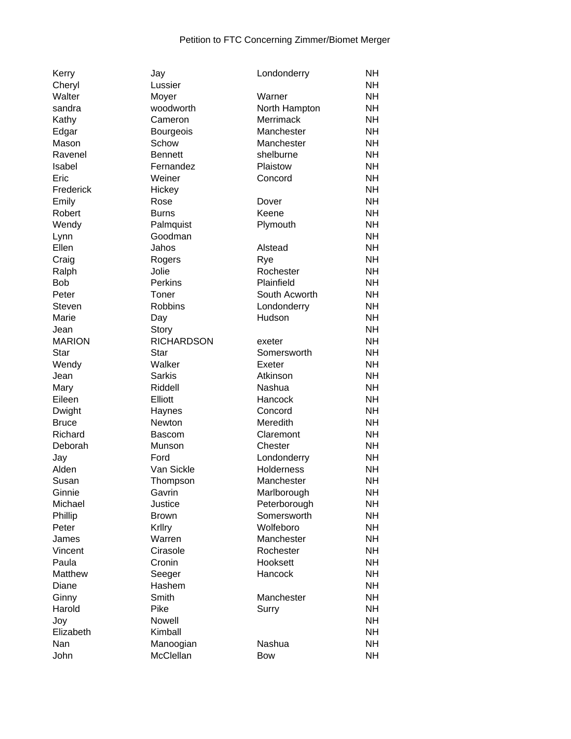Petition to FTC Concerning Zimmer/Biomet Merger

| | | | |
|---|---|---|---|
| Kerry | Jay | Londonderry | NH |
| Cheryl | Lussier | | NH |
| Walter | Moyer | Warner | NH |
| sandra | woodworth | North Hampton | NH |
| Kathy | Cameron | Merrimack | NH |
| Edgar | Bourgeois | Manchester | NH |
| Mason | Schow | Manchester | NH |
| Ravenel | Bennett | shelburne | NH |
| Isabel | Fernandez | Plaistow | NH |
| Eric | Weiner | Concord | NH |
| Frederick | Hickey | | NH |
| Emily | Rose | Dover | NH |
| Robert | Burns | Keene | NH |
| Wendy | Palmquist | Plymouth | NH |
| Lynn | Goodman | | NH |
| Ellen | Jahos | Alstead | NH |
| Craig | Rogers | Rye | NH |
| Ralph | Jolie | Rochester | NH |
| Bob | Perkins | Plainfield | NH |
| Peter | Toner | South Acworth | NH |
| Steven | Robbins | Londonderry | NH |
| Marie | Day | Hudson | NH |
| Jean | Story | | NH |
| MARION | RICHARDSON | exeter | NH |
| Star | Star | Somersworth | NH |
| Wendy | Walker | Exeter | NH |
| Jean | Sarkis | Atkinson | NH |
| Mary | Riddell | Nashua | NH |
| Eileen | Elliott | Hancock | NH |
| Dwight | Haynes | Concord | NH |
| Bruce | Newton | Meredith | NH |
| Richard | Bascom | Claremont | NH |
| Deborah | Munson | Chester | NH |
| Jay | Ford | Londonderry | NH |
| Alden | Van Sickle | Holderness | NH |
| Susan | Thompson | Manchester | NH |
| Ginnie | Gavrin | Marlborough | NH |
| Michael | Justice | Peterborough | NH |
| Phillip | Brown | Somersworth | NH |
| Peter | Krllry | Wolfeboro | NH |
| James | Warren | Manchester | NH |
| Vincent | Cirasole | Rochester | NH |
| Paula | Cronin | Hooksett | NH |
| Matthew | Seeger | Hancock | NH |
| Diane | Hashem | | NH |
| Ginny | Smith | Manchester | NH |
| Harold | Pike | Surry | NH |
| Joy | Nowell | | NH |
| Elizabeth | Kimball | | NH |
| Nan | Manoogian | Nashua | NH |
| John | McClellan | Bow | NH |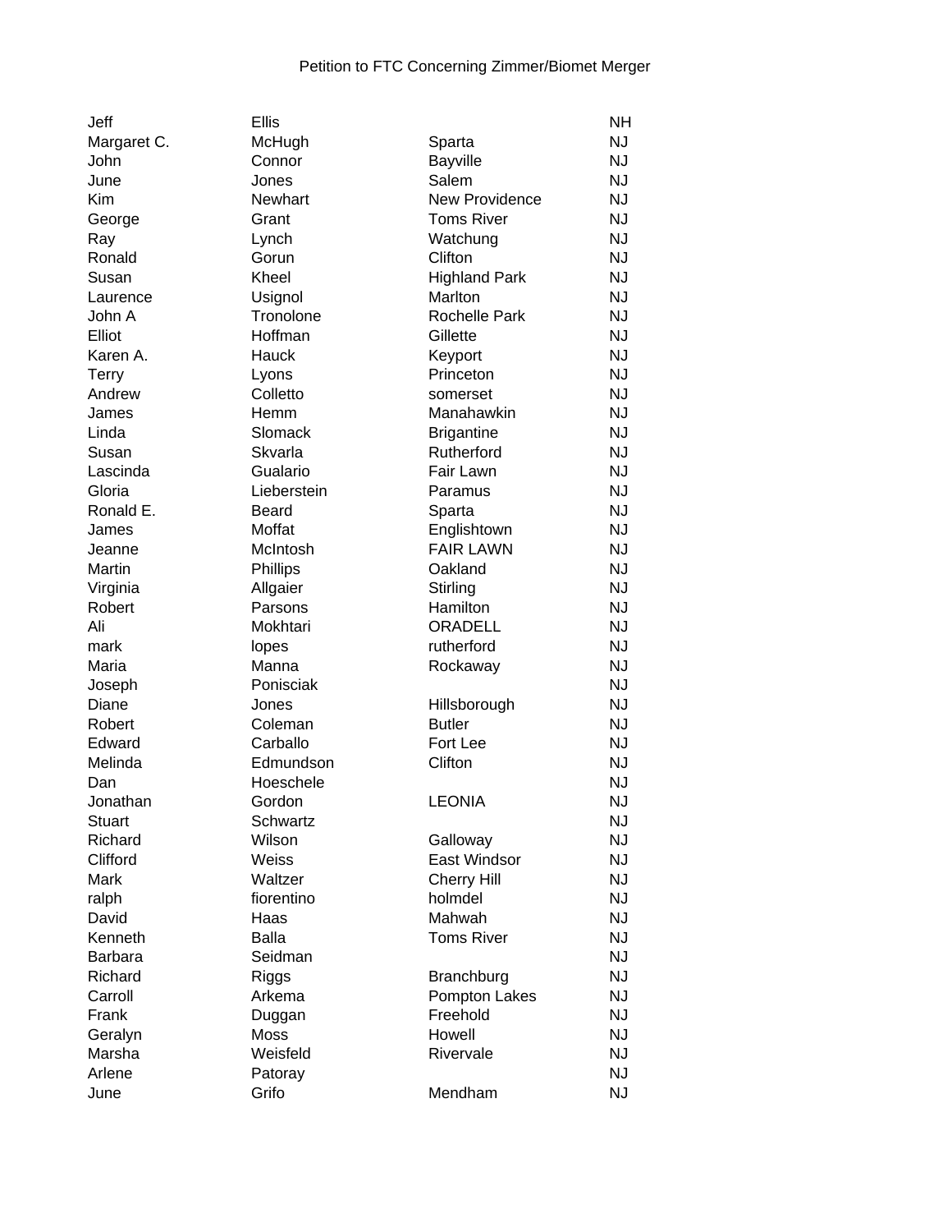Petition to FTC Concerning Zimmer/Biomet Merger

| | | | |
|---|---|---|---|
| Jeff | Ellis | | NH |
| Margaret C. | McHugh | Sparta | NJ |
| John | Connor | Bayville | NJ |
| June | Jones | Salem | NJ |
| Kim | Newhart | New Providence | NJ |
| George | Grant | Toms River | NJ |
| Ray | Lynch | Watchung | NJ |
| Ronald | Gorun | Clifton | NJ |
| Susan | Kheel | Highland Park | NJ |
| Laurence | Usignol | Marlton | NJ |
| John A | Tronolone | Rochelle Park | NJ |
| Elliot | Hoffman | Gillette | NJ |
| Karen A. | Hauck | Keyport | NJ |
| Terry | Lyons | Princeton | NJ |
| Andrew | Colletto | somerset | NJ |
| James | Hemm | Manahawkin | NJ |
| Linda | Slomack | Brigantine | NJ |
| Susan | Skvarla | Rutherford | NJ |
| Lascinda | Gualario | Fair Lawn | NJ |
| Gloria | Lieberstein | Paramus | NJ |
| Ronald E. | Beard | Sparta | NJ |
| James | Moffat | Englishtown | NJ |
| Jeanne | McIntosh | FAIR LAWN | NJ |
| Martin | Phillips | Oakland | NJ |
| Virginia | Allgaier | Stirling | NJ |
| Robert | Parsons | Hamilton | NJ |
| Ali | Mokhtari | ORADELL | NJ |
| mark | lopes | rutherford | NJ |
| Maria | Manna | Rockaway | NJ |
| Joseph | Ponisciak | | NJ |
| Diane | Jones | Hillsborough | NJ |
| Robert | Coleman | Butler | NJ |
| Edward | Carballo | Fort Lee | NJ |
| Melinda | Edmundson | Clifton | NJ |
| Dan | Hoeschele | | NJ |
| Jonathan | Gordon | LEONIA | NJ |
| Stuart | Schwartz | | NJ |
| Richard | Wilson | Galloway | NJ |
| Clifford | Weiss | East Windsor | NJ |
| Mark | Waltzer | Cherry Hill | NJ |
| ralph | fiorentino | holmdel | NJ |
| David | Haas | Mahwah | NJ |
| Kenneth | Balla | Toms River | NJ |
| Barbara | Seidman | | NJ |
| Richard | Riggs | Branchburg | NJ |
| Carroll | Arkema | Pompton Lakes | NJ |
| Frank | Duggan | Freehold | NJ |
| Geralyn | Moss | Howell | NJ |
| Marsha | Weisfeld | Rivervale | NJ |
| Arlene | Patoray | | NJ |
| June | Grifo | Mendham | NJ |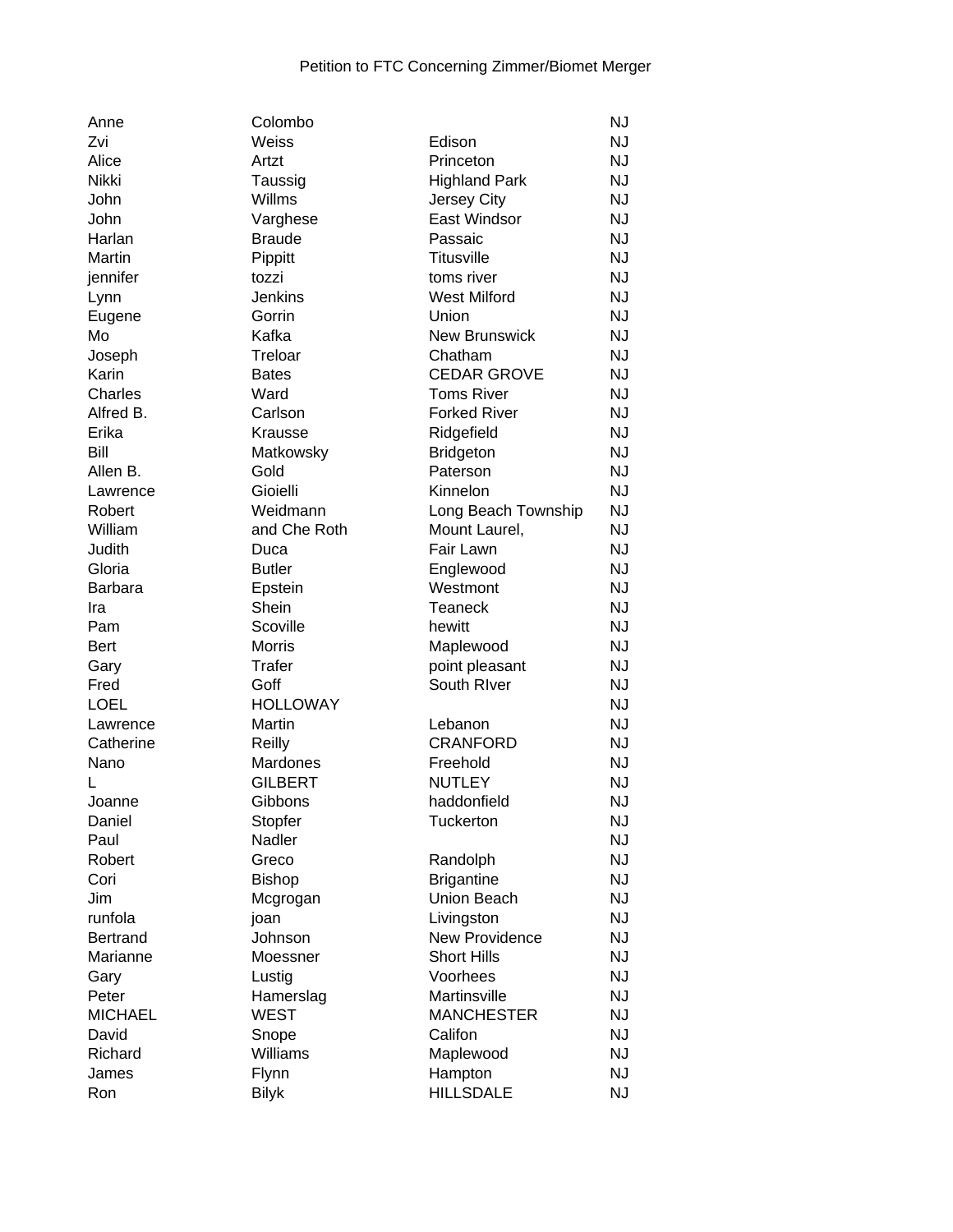Petition to FTC Concerning Zimmer/Biomet Merger

| | | | |
|---|---|---|---|
| Anne | Colombo | | NJ |
| Zvi | Weiss | Edison | NJ |
| Alice | Artzt | Princeton | NJ |
| Nikki | Taussig | Highland Park | NJ |
| John | Willms | Jersey City | NJ |
| John | Varghese | East Windsor | NJ |
| Harlan | Braude | Passaic | NJ |
| Martin | Pippitt | Titusville | NJ |
| jennifer | tozzi | toms river | NJ |
| Lynn | Jenkins | West Milford | NJ |
| Eugene | Gorrin | Union | NJ |
| Mo | Kafka | New Brunswick | NJ |
| Joseph | Treloar | Chatham | NJ |
| Karin | Bates | CEDAR GROVE | NJ |
| Charles | Ward | Toms River | NJ |
| Alfred B. | Carlson | Forked River | NJ |
| Erika | Krausse | Ridgefield | NJ |
| Bill | Matkowsky | Bridgeton | NJ |
| Allen B. | Gold | Paterson | NJ |
| Lawrence | Gioielli | Kinnelon | NJ |
| Robert | Weidmann | Long Beach Township | NJ |
| William | and Che Roth | Mount Laurel, | NJ |
| Judith | Duca | Fair Lawn | NJ |
| Gloria | Butler | Englewood | NJ |
| Barbara | Epstein | Westmont | NJ |
| Ira | Shein | Teaneck | NJ |
| Pam | Scoville | hewitt | NJ |
| Bert | Morris | Maplewood | NJ |
| Gary | Trafer | point pleasant | NJ |
| Fred | Goff | South RIver | NJ |
| LOEL | HOLLOWAY | | NJ |
| Lawrence | Martin | Lebanon | NJ |
| Catherine | Reilly | CRANFORD | NJ |
| Nano | Mardones | Freehold | NJ |
| L | GILBERT | NUTLEY | NJ |
| Joanne | Gibbons | haddonfield | NJ |
| Daniel | Stopfer | Tuckerton | NJ |
| Paul | Nadler | | NJ |
| Robert | Greco | Randolph | NJ |
| Cori | Bishop | Brigantine | NJ |
| Jim | Mcgrogan | Union Beach | NJ |
| runfola | joan | Livingston | NJ |
| Bertrand | Johnson | New Providence | NJ |
| Marianne | Moessner | Short Hills | NJ |
| Gary | Lustig | Voorhees | NJ |
| Peter | Hamerslag | Martinsville | NJ |
| MICHAEL | WEST | MANCHESTER | NJ |
| David | Snope | Califon | NJ |
| Richard | Williams | Maplewood | NJ |
| James | Flynn | Hampton | NJ |
| Ron | Bilyk | HILLSDALE | NJ |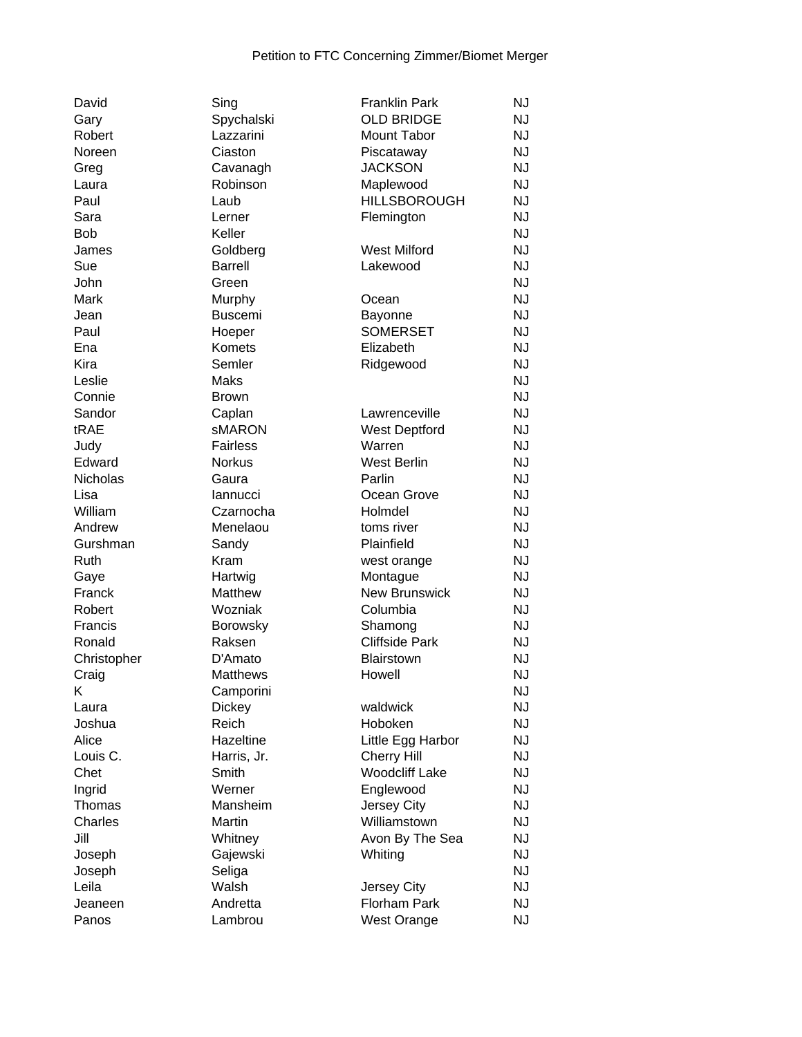Petition to FTC Concerning Zimmer/Biomet Merger

| | | | |
|---|---|---|---|
| David | Sing | Franklin Park | NJ |
| Gary | Spychalski | OLD BRIDGE | NJ |
| Robert | Lazzarini | Mount Tabor | NJ |
| Noreen | Ciaston | Piscataway | NJ |
| Greg | Cavanagh | JACKSON | NJ |
| Laura | Robinson | Maplewood | NJ |
| Paul | Laub | HILLSBOROUGH | NJ |
| Sara | Lerner | Flemington | NJ |
| Bob | Keller | | NJ |
| James | Goldberg | West Milford | NJ |
| Sue | Barrell | Lakewood | NJ |
| John | Green | | NJ |
| Mark | Murphy | Ocean | NJ |
| Jean | Buscemi | Bayonne | NJ |
| Paul | Hoeper | SOMERSET | NJ |
| Ena | Komets | Elizabeth | NJ |
| Kira | Semler | Ridgewood | NJ |
| Leslie | Maks | | NJ |
| Connie | Brown | | NJ |
| Sandor | Caplan | Lawrenceville | NJ |
| tRAE | sMARON | West Deptford | NJ |
| Judy | Fairless | Warren | NJ |
| Edward | Norkus | West Berlin | NJ |
| Nicholas | Gaura | Parlin | NJ |
| Lisa | Iannucci | Ocean Grove | NJ |
| William | Czarnocha | Holmdel | NJ |
| Andrew | Menelaou | toms river | NJ |
| Gurshman | Sandy | Plainfield | NJ |
| Ruth | Kram | west orange | NJ |
| Gaye | Hartwig | Montague | NJ |
| Franck | Matthew | New Brunswick | NJ |
| Robert | Wozniak | Columbia | NJ |
| Francis | Borowsky | Shamong | NJ |
| Ronald | Raksen | Cliffside Park | NJ |
| Christopher | D'Amato | Blairstown | NJ |
| Craig | Matthews | Howell | NJ |
| K | Camporini | | NJ |
| Laura | Dickey | waldwick | NJ |
| Joshua | Reich | Hoboken | NJ |
| Alice | Hazeltine | Little Egg Harbor | NJ |
| Louis C. | Harris, Jr. | Cherry Hill | NJ |
| Chet | Smith | Woodcliff Lake | NJ |
| Ingrid | Werner | Englewood | NJ |
| Thomas | Mansheim | Jersey City | NJ |
| Charles | Martin | Williamstown | NJ |
| Jill | Whitney | Avon By The Sea | NJ |
| Joseph | Gajewski | Whiting | NJ |
| Joseph | Seliga | | NJ |
| Leila | Walsh | Jersey City | NJ |
| Jeaneen | Andretta | Florham Park | NJ |
| Panos | Lambrou | West Orange | NJ |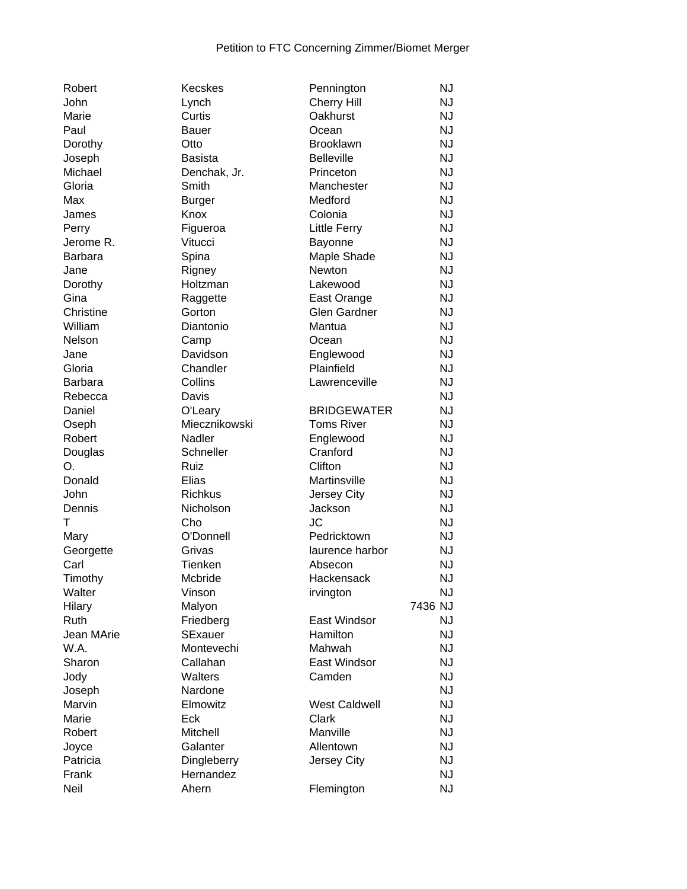Petition to FTC Concerning Zimmer/Biomet Merger

| | | | | |
|---|---|---|---|---|
| Robert | Kecskes | Pennington | | NJ |
| John | Lynch | Cherry Hill | | NJ |
| Marie | Curtis | Oakhurst | | NJ |
| Paul | Bauer | Ocean | | NJ |
| Dorothy | Otto | Brooklawn | | NJ |
| Joseph | Basista | Belleville | | NJ |
| Michael | Denchak, Jr. | Princeton | | NJ |
| Gloria | Smith | Manchester | | NJ |
| Max | Burger | Medford | | NJ |
| James | Knox | Colonia | | NJ |
| Perry | Figueroa | Little Ferry | | NJ |
| Jerome R. | Vitucci | Bayonne | | NJ |
| Barbara | Spina | Maple Shade | | NJ |
| Jane | Rigney | Newton | | NJ |
| Dorothy | Holtzman | Lakewood | | NJ |
| Gina | Raggette | East Orange | | NJ |
| Christine | Gorton | Glen Gardner | | NJ |
| William | Diantonio | Mantua | | NJ |
| Nelson | Camp | Ocean | | NJ |
| Jane | Davidson | Englewood | | NJ |
| Gloria | Chandler | Plainfield | | NJ |
| Barbara | Collins | Lawrenceville | | NJ |
| Rebecca | Davis | | | NJ |
| Daniel | O'Leary | BRIDGEWATER | | NJ |
| Oseph | Miecznikowski | Toms River | | NJ |
| Robert | Nadler | Englewood | | NJ |
| Douglas | Schneller | Cranford | | NJ |
| O. | Ruiz | Clifton | | NJ |
| Donald | Elias | Martinsville | | NJ |
| John | Richkus | Jersey City | | NJ |
| Dennis | Nicholson | Jackson | | NJ |
| T | Cho | JC | | NJ |
| Mary | O'Donnell | Pedricktown | | NJ |
| Georgette | Grivas | laurence harbor | | NJ |
| Carl | Tienken | Absecon | | NJ |
| Timothy | Mcbride | Hackensack | | NJ |
| Walter | Vinson | irvington | | NJ |
| Hilary | Malyon | | 7436 | NJ |
| Ruth | Friedberg | East Windsor | | NJ |
| Jean MArie | SExauer | Hamilton | | NJ |
| W.A. | Montevechi | Mahwah | | NJ |
| Sharon | Callahan | East Windsor | | NJ |
| Jody | Walters | Camden | | NJ |
| Joseph | Nardone | | | NJ |
| Marvin | Elmowitz | West Caldwell | | NJ |
| Marie | Eck | Clark | | NJ |
| Robert | Mitchell | Manville | | NJ |
| Joyce | Galanter | Allentown | | NJ |
| Patricia | Dingleberry | Jersey City | | NJ |
| Frank | Hernandez | | | NJ |
| Neil | Ahern | Flemington | | NJ |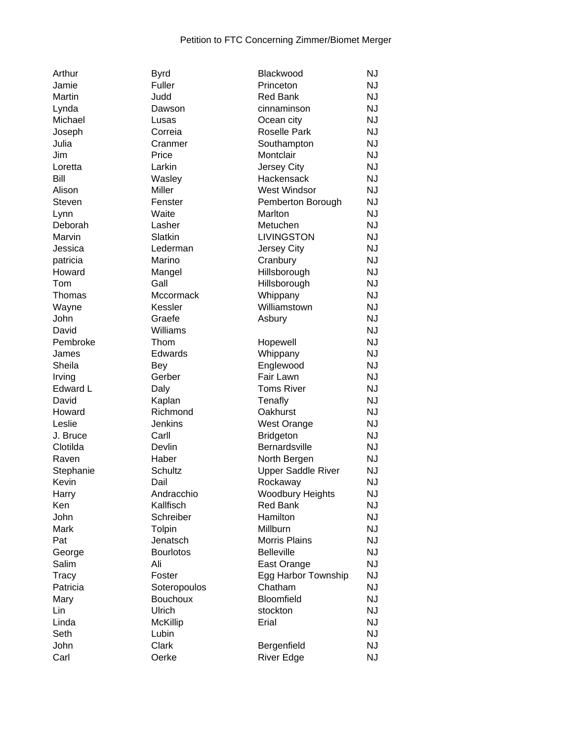Petition to FTC Concerning Zimmer/Biomet Merger

| | | | |
|---|---|---|---|
| Arthur | Byrd | Blackwood | NJ |
| Jamie | Fuller | Princeton | NJ |
| Martin | Judd | Red Bank | NJ |
| Lynda | Dawson | cinnaminson | NJ |
| Michael | Lusas | Ocean city | NJ |
| Joseph | Correia | Roselle Park | NJ |
| Julia | Cranmer | Southampton | NJ |
| Jim | Price | Montclair | NJ |
| Loretta | Larkin | Jersey City | NJ |
| Bill | Wasley | Hackensack | NJ |
| Alison | Miller | West Windsor | NJ |
| Steven | Fenster | Pemberton Borough | NJ |
| Lynn | Waite | Marlton | NJ |
| Deborah | Lasher | Metuchen | NJ |
| Marvin | Slatkin | LIVINGSTON | NJ |
| Jessica | Lederman | Jersey City | NJ |
| patricia | Marino | Cranbury | NJ |
| Howard | Mangel | Hillsborough | NJ |
| Tom | Gall | Hillsborough | NJ |
| Thomas | Mccormack | Whippany | NJ |
| Wayne | Kessler | Williamstown | NJ |
| John | Graefe | Asbury | NJ |
| David | Williams | | NJ |
| Pembroke | Thom | Hopewell | NJ |
| James | Edwards | Whippany | NJ |
| Sheila | Bey | Englewood | NJ |
| Irving | Gerber | Fair Lawn | NJ |
| Edward L | Daly | Toms River | NJ |
| David | Kaplan | Tenafly | NJ |
| Howard | Richmond | Oakhurst | NJ |
| Leslie | Jenkins | West Orange | NJ |
| J. Bruce | Carll | Bridgeton | NJ |
| Clotilda | Devlin | Bernardsville | NJ |
| Raven | Haber | North Bergen | NJ |
| Stephanie | Schultz | Upper Saddle River | NJ |
| Kevin | Dail | Rockaway | NJ |
| Harry | Andracchio | Woodbury Heights | NJ |
| Ken | Kallfisch | Red Bank | NJ |
| John | Schreiber | Hamilton | NJ |
| Mark | Tolpin | Millburn | NJ |
| Pat | Jenatsch | Morris Plains | NJ |
| George | Bourlotos | Belleville | NJ |
| Salim | Ali | East Orange | NJ |
| Tracy | Foster | Egg Harbor Township | NJ |
| Patricia | Soteropoulos | Chatham | NJ |
| Mary | Bouchoux | Bloomfield | NJ |
| Lin | Ulrich | stockton | NJ |
| Linda | McKillip | Erial | NJ |
| Seth | Lubin | | NJ |
| John | Clark | Bergenfield | NJ |
| Carl | Oerke | River Edge | NJ |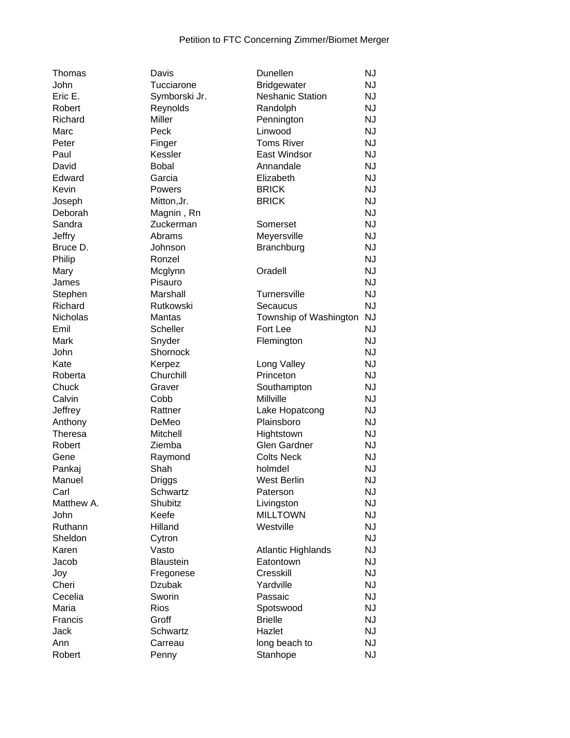Petition to FTC Concerning Zimmer/Biomet Merger

| | | | |
|---|---|---|---|
| Thomas | Davis | Dunellen | NJ |
| John | Tucciarone | Bridgewater | NJ |
| Eric E. | Symborski Jr. | Neshanic Station | NJ |
| Robert | Reynolds | Randolph | NJ |
| Richard | Miller | Pennington | NJ |
| Marc | Peck | Linwood | NJ |
| Peter | Finger | Toms River | NJ |
| Paul | Kessler | East Windsor | NJ |
| David | Bobal | Annandale | NJ |
| Edward | Garcia | Elizabeth | NJ |
| Kevin | Powers | BRICK | NJ |
| Joseph | Mitton,Jr. | BRICK | NJ |
| Deborah | Magnin , Rn | | NJ |
| Sandra | Zuckerman | Somerset | NJ |
| Jeffry | Abrams | Meyersville | NJ |
| Bruce D. | Johnson | Branchburg | NJ |
| Philip | Ronzel | | NJ |
| Mary | Mcglynn | Oradell | NJ |
| James | Pisauro | | NJ |
| Stephen | Marshall | Turnersville | NJ |
| Richard | Rutkowski | Secaucus | NJ |
| Nicholas | Mantas | Township of Washington | NJ |
| Emil | Scheller | Fort Lee | NJ |
| Mark | Snyder | Flemington | NJ |
| John | Shornock | | NJ |
| Kate | Kerpez | Long Valley | NJ |
| Roberta | Churchill | Princeton | NJ |
| Chuck | Graver | Southampton | NJ |
| Calvin | Cobb | Millville | NJ |
| Jeffrey | Rattner | Lake Hopatcong | NJ |
| Anthony | DeMeo | Plainsboro | NJ |
| Theresa | Mitchell | Hightstown | NJ |
| Robert | Ziemba | Glen Gardner | NJ |
| Gene | Raymond | Colts Neck | NJ |
| Pankaj | Shah | holmdel | NJ |
| Manuel | Driggs | West Berlin | NJ |
| Carl | Schwartz | Paterson | NJ |
| Matthew A. | Shubitz | Livingston | NJ |
| John | Keefe | MILLTOWN | NJ |
| Ruthann | Hilland | Westville | NJ |
| Sheldon | Cytron | | NJ |
| Karen | Vasto | Atlantic Highlands | NJ |
| Jacob | Blaustein | Eatontown | NJ |
| Joy | Fregonese | Cresskill | NJ |
| Cheri | Dzubak | Yardville | NJ |
| Cecelia | Sworin | Passaic | NJ |
| Maria | Rios | Spotswood | NJ |
| Francis | Groff | Brielle | NJ |
| Jack | Schwartz | Hazlet | NJ |
| Ann | Carreau | long beach to | NJ |
| Robert | Penny | Stanhope | NJ |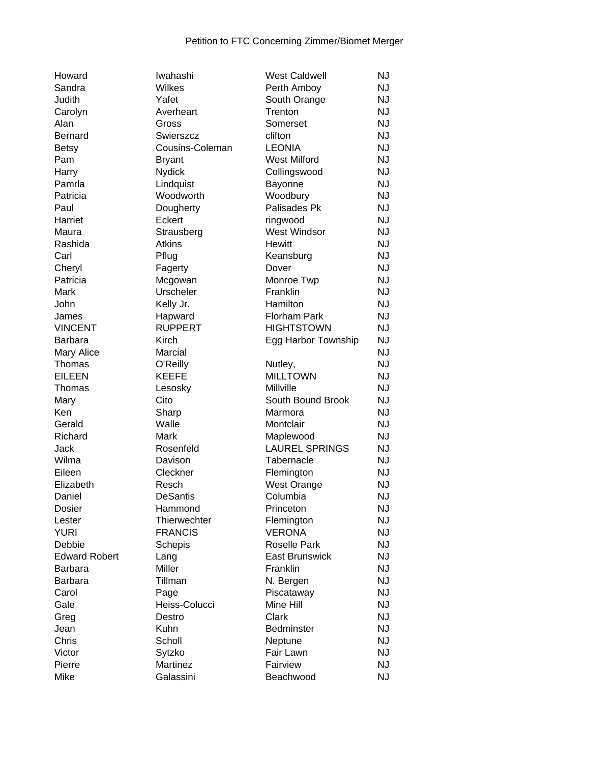Petition to FTC Concerning Zimmer/Biomet Merger

| | | | |
|---|---|---|---|
| Howard | Iwahashi | West Caldwell | NJ |
| Sandra | Wilkes | Perth Amboy | NJ |
| Judith | Yafet | South Orange | NJ |
| Carolyn | Averheart | Trenton | NJ |
| Alan | Gross | Somerset | NJ |
| Bernard | Swierszcz | clifton | NJ |
| Betsy | Cousins-Coleman | LEONIA | NJ |
| Pam | Bryant | West Milford | NJ |
| Harry | Nydick | Collingswood | NJ |
| Pamrla | Lindquist | Bayonne | NJ |
| Patricia | Woodworth | Woodbury | NJ |
| Paul | Dougherty | Palisades Pk | NJ |
| Harriet | Eckert | ringwood | NJ |
| Maura | Strausberg | West Windsor | NJ |
| Rashida | Atkins | Hewitt | NJ |
| Carl | Pflug | Keansburg | NJ |
| Cheryl | Fagerty | Dover | NJ |
| Patricia | Mcgowan | Monroe Twp | NJ |
| Mark | Urscheler | Franklin | NJ |
| John | Kelly Jr. | Hamilton | NJ |
| James | Hapward | Florham Park | NJ |
| VINCENT | RUPPERT | HIGHTSTOWN | NJ |
| Barbara | Kirch | Egg Harbor Township | NJ |
| Mary Alice | Marcial | | NJ |
| Thomas | O'Reilly | Nutley, | NJ |
| EILEEN | KEEFE | MILLTOWN | NJ |
| Thomas | Lesosky | Millville | NJ |
| Mary | Cito | South Bound Brook | NJ |
| Ken | Sharp | Marmora | NJ |
| Gerald | Walle | Montclair | NJ |
| Richard | Mark | Maplewood | NJ |
| Jack | Rosenfeld | LAUREL SPRINGS | NJ |
| Wilma | Davison | Tabernacle | NJ |
| Eileen | Cleckner | Flemington | NJ |
| Elizabeth | Resch | West Orange | NJ |
| Daniel | DeSantis | Columbia | NJ |
| Dosier | Hammond | Princeton | NJ |
| Lester | Thierwechter | Flemington | NJ |
| YURI | FRANCIS | VERONA | NJ |
| Debbie | Schepis | Roselle Park | NJ |
| Edward Robert | Lang | East Brunswick | NJ |
| Barbara | Miller | Franklin | NJ |
| Barbara | Tillman | N. Bergen | NJ |
| Carol | Page | Piscataway | NJ |
| Gale | Heiss-Colucci | Mine Hill | NJ |
| Greg | Destro | Clark | NJ |
| Jean | Kuhn | Bedminster | NJ |
| Chris | Scholl | Neptune | NJ |
| Victor | Sytzko | Fair Lawn | NJ |
| Pierre | Martinez | Fairview | NJ |
| Mike | Galassini | Beachwood | NJ |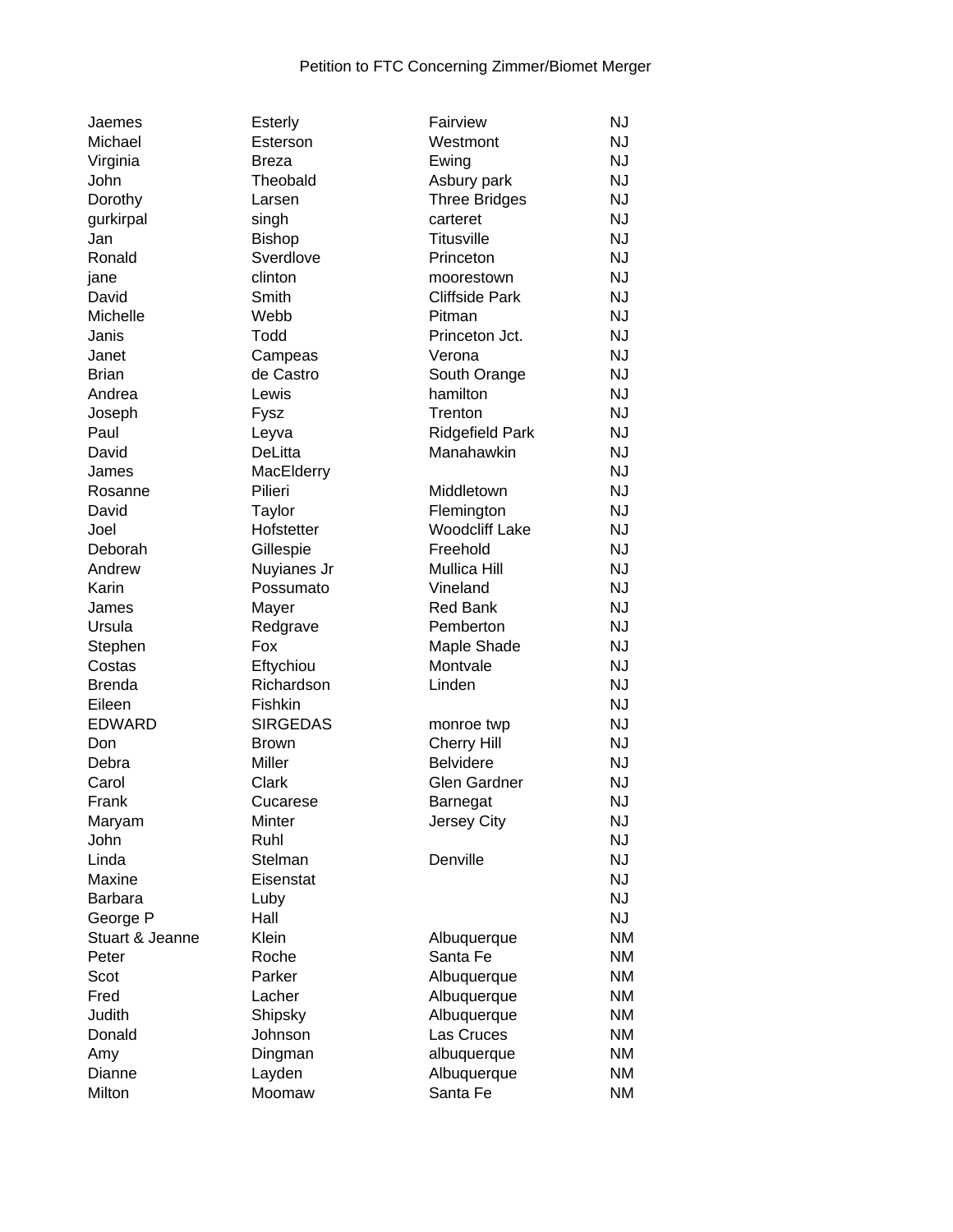Petition to FTC Concerning Zimmer/Biomet Merger

| | | | |
|---|---|---|---|
| Jaemes | Esterly | Fairview | NJ |
| Michael | Esterson | Westmont | NJ |
| Virginia | Breza | Ewing | NJ |
| John | Theobald | Asbury park | NJ |
| Dorothy | Larsen | Three Bridges | NJ |
| gurkirpal | singh | carteret | NJ |
| Jan | Bishop | Titusville | NJ |
| Ronald | Sverdlove | Princeton | NJ |
| jane | clinton | moorestown | NJ |
| David | Smith | Cliffside Park | NJ |
| Michelle | Webb | Pitman | NJ |
| Janis | Todd | Princeton Jct. | NJ |
| Janet | Campeas | Verona | NJ |
| Brian | de Castro | South Orange | NJ |
| Andrea | Lewis | hamilton | NJ |
| Joseph | Fysz | Trenton | NJ |
| Paul | Leyva | Ridgefield Park | NJ |
| David | DeLitta | Manahawkin | NJ |
| James | MacElderry | | NJ |
| Rosanne | Pilieri | Middletown | NJ |
| David | Taylor | Flemington | NJ |
| Joel | Hofstetter | Woodcliff Lake | NJ |
| Deborah | Gillespie | Freehold | NJ |
| Andrew | Nuyianes Jr | Mullica Hill | NJ |
| Karin | Possumato | Vineland | NJ |
| James | Mayer | Red Bank | NJ |
| Ursula | Redgrave | Pemberton | NJ |
| Stephen | Fox | Maple Shade | NJ |
| Costas | Eftychiou | Montvale | NJ |
| Brenda | Richardson | Linden | NJ |
| Eileen | Fishkin | | NJ |
| EDWARD | SIRGEDAS | monroe twp | NJ |
| Don | Brown | Cherry Hill | NJ |
| Debra | Miller | Belvidere | NJ |
| Carol | Clark | Glen Gardner | NJ |
| Frank | Cucarese | Barnegat | NJ |
| Maryam | Minter | Jersey City | NJ |
| John | Ruhl | | NJ |
| Linda | Stelman | Denville | NJ |
| Maxine | Eisenstat | | NJ |
| Barbara | Luby | | NJ |
| George P | Hall | | NJ |
| Stuart & Jeanne | Klein | Albuquerque | NM |
| Peter | Roche | Santa Fe | NM |
| Scot | Parker | Albuquerque | NM |
| Fred | Lacher | Albuquerque | NM |
| Judith | Shipsky | Albuquerque | NM |
| Donald | Johnson | Las Cruces | NM |
| Amy | Dingman | albuquerque | NM |
| Dianne | Layden | Albuquerque | NM |
| Milton | Moomaw | Santa Fe | NM |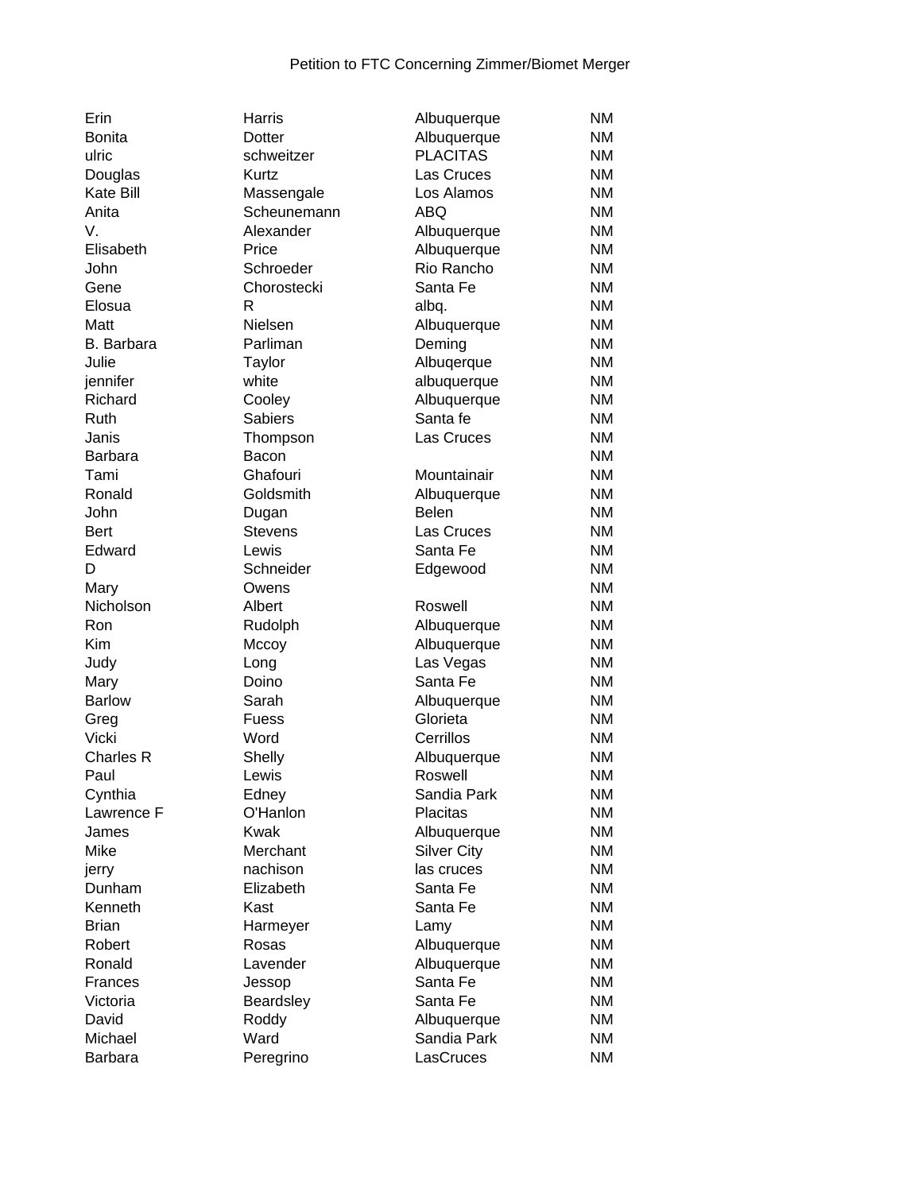Petition to FTC Concerning Zimmer/Biomet Merger

| | | | |
|---|---|---|---|
| Erin | Harris | Albuquerque | NM |
| Bonita | Dotter | Albuquerque | NM |
| ulric | schweitzer | PLACITAS | NM |
| Douglas | Kurtz | Las Cruces | NM |
| Kate Bill | Massengale | Los Alamos | NM |
| Anita | Scheunemann | ABQ | NM |
| V. | Alexander | Albuquerque | NM |
| Elisabeth | Price | Albuquerque | NM |
| John | Schroeder | Rio Rancho | NM |
| Gene | Chorostecki | Santa Fe | NM |
| Elosua | R | albq. | NM |
| Matt | Nielsen | Albuquerque | NM |
| B. Barbara | Parliman | Deming | NM |
| Julie | Taylor | Albuqerque | NM |
| jennifer | white | albuquerque | NM |
| Richard | Cooley | Albuquerque | NM |
| Ruth | Sabiers | Santa fe | NM |
| Janis | Thompson | Las Cruces | NM |
| Barbara | Bacon | | NM |
| Tami | Ghafouri | Mountainair | NM |
| Ronald | Goldsmith | Albuquerque | NM |
| John | Dugan | Belen | NM |
| Bert | Stevens | Las Cruces | NM |
| Edward | Lewis | Santa Fe | NM |
| D | Schneider | Edgewood | NM |
| Mary | Owens | | NM |
| Nicholson | Albert | Roswell | NM |
| Ron | Rudolph | Albuquerque | NM |
| Kim | Mccoy | Albuquerque | NM |
| Judy | Long | Las Vegas | NM |
| Mary | Doino | Santa Fe | NM |
| Barlow | Sarah | Albuquerque | NM |
| Greg | Fuess | Glorieta | NM |
| Vicki | Word | Cerrillos | NM |
| Charles R | Shelly | Albuquerque | NM |
| Paul | Lewis | Roswell | NM |
| Cynthia | Edney | Sandia Park | NM |
| Lawrence F | O'Hanlon | Placitas | NM |
| James | Kwak | Albuquerque | NM |
| Mike | Merchant | Silver City | NM |
| jerry | nachison | las cruces | NM |
| Dunham | Elizabeth | Santa Fe | NM |
| Kenneth | Kast | Santa Fe | NM |
| Brian | Harmeyer | Lamy | NM |
| Robert | Rosas | Albuquerque | NM |
| Ronald | Lavender | Albuquerque | NM |
| Frances | Jessop | Santa Fe | NM |
| Victoria | Beardsley | Santa Fe | NM |
| David | Roddy | Albuquerque | NM |
| Michael | Ward | Sandia Park | NM |
| Barbara | Peregrino | LasCruces | NM |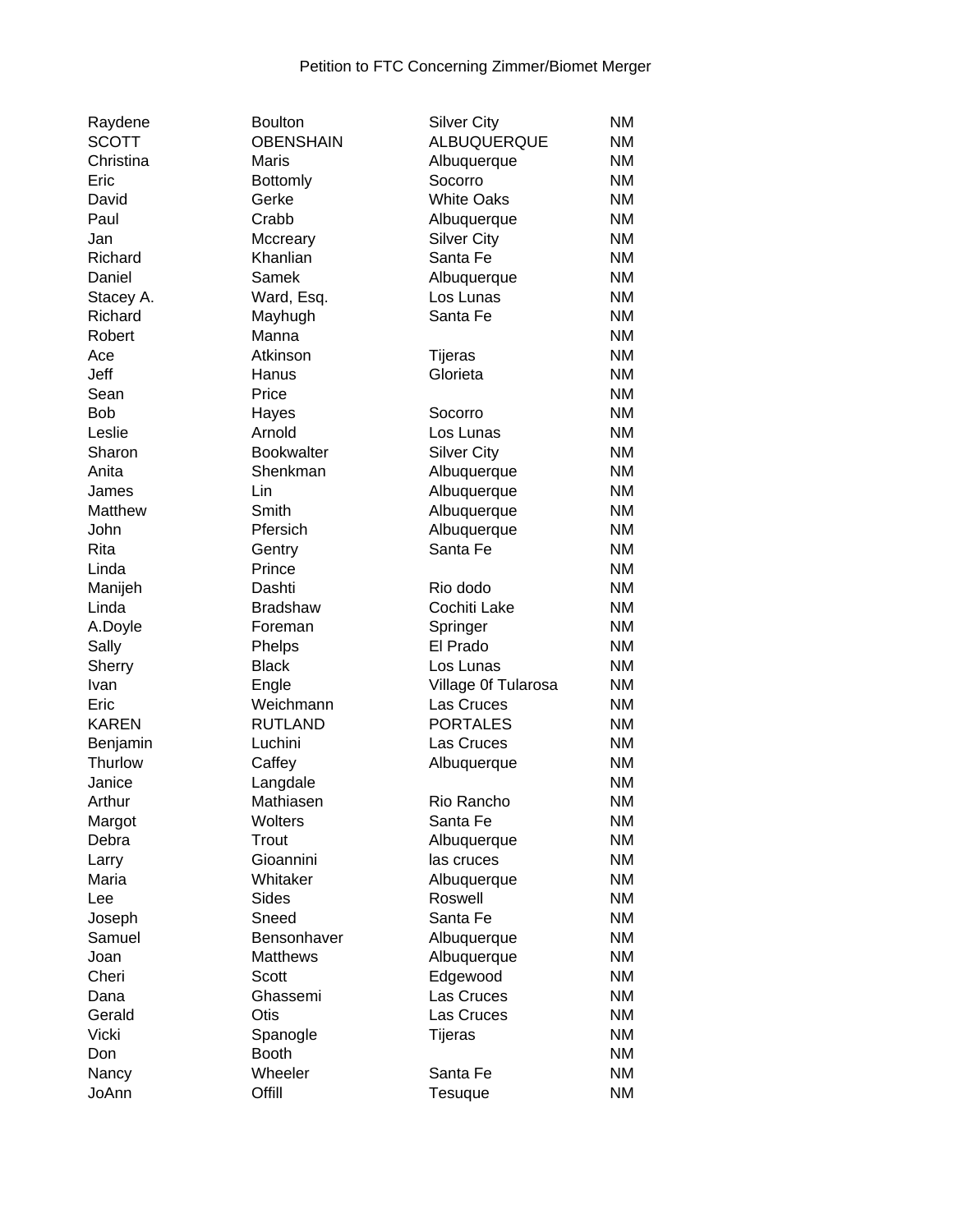Petition to FTC Concerning Zimmer/Biomet Merger

| | | | |
|---|---|---|---|
| Raydene | Boulton | Silver City | NM |
| SCOTT | OBENSHAIN | ALBUQUERQUE | NM |
| Christina | Maris | Albuquerque | NM |
| Eric | Bottomly | Socorro | NM |
| David | Gerke | White Oaks | NM |
| Paul | Crabb | Albuquerque | NM |
| Jan | Mccreary | Silver City | NM |
| Richard | Khanlian | Santa Fe | NM |
| Daniel | Samek | Albuquerque | NM |
| Stacey A. | Ward, Esq. | Los Lunas | NM |
| Richard | Mayhugh | Santa Fe | NM |
| Robert | Manna | | NM |
| Ace | Atkinson | Tijeras | NM |
| Jeff | Hanus | Glorieta | NM |
| Sean | Price | | NM |
| Bob | Hayes | Socorro | NM |
| Leslie | Arnold | Los Lunas | NM |
| Sharon | Bookwalter | Silver City | NM |
| Anita | Shenkman | Albuquerque | NM |
| James | Lin | Albuquerque | NM |
| Matthew | Smith | Albuquerque | NM |
| John | Pfersich | Albuquerque | NM |
| Rita | Gentry | Santa Fe | NM |
| Linda | Prince | | NM |
| Manijeh | Dashti | Rio dodo | NM |
| Linda | Bradshaw | Cochiti Lake | NM |
| A.Doyle | Foreman | Springer | NM |
| Sally | Phelps | El Prado | NM |
| Sherry | Black | Los Lunas | NM |
| Ivan | Engle | Village 0f Tularosa | NM |
| Eric | Weichmann | Las Cruces | NM |
| KAREN | RUTLAND | PORTALES | NM |
| Benjamin | Luchini | Las Cruces | NM |
| Thurlow | Caffey | Albuquerque | NM |
| Janice | Langdale | | NM |
| Arthur | Mathiasen | Rio Rancho | NM |
| Margot | Wolters | Santa Fe | NM |
| Debra | Trout | Albuquerque | NM |
| Larry | Gioannini | las cruces | NM |
| Maria | Whitaker | Albuquerque | NM |
| Lee | Sides | Roswell | NM |
| Joseph | Sneed | Santa Fe | NM |
| Samuel | Bensonhaver | Albuquerque | NM |
| Joan | Matthews | Albuquerque | NM |
| Cheri | Scott | Edgewood | NM |
| Dana | Ghassemi | Las Cruces | NM |
| Gerald | Otis | Las Cruces | NM |
| Vicki | Spanogle | Tijeras | NM |
| Don | Booth | | NM |
| Nancy | Wheeler | Santa Fe | NM |
| JoAnn | Offill | Tesuque | NM |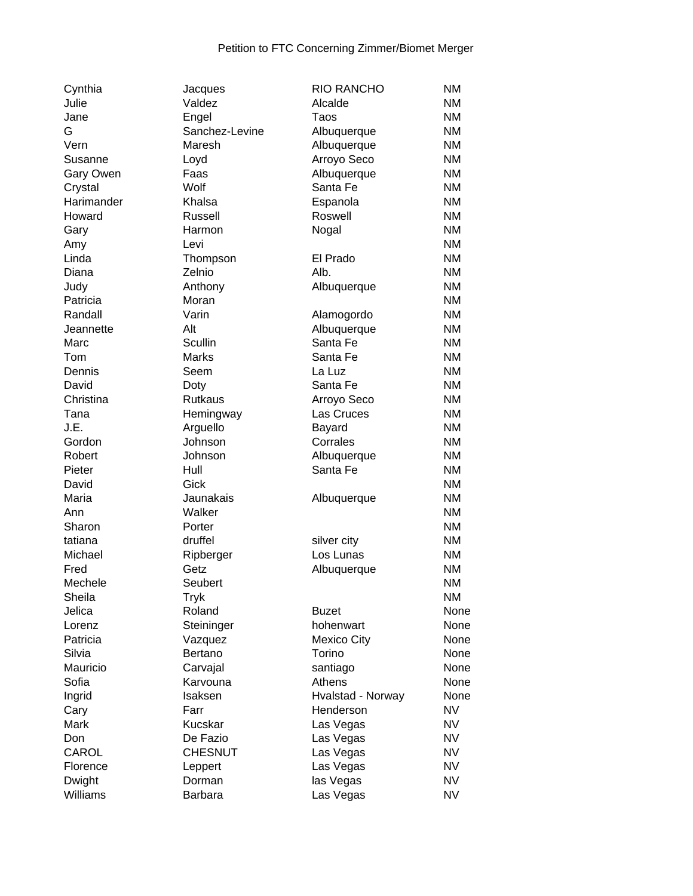Petition to FTC Concerning Zimmer/Biomet Merger

| | | | |
|---|---|---|---|
| Cynthia | Jacques | RIO RANCHO | NM |
| Julie | Valdez | Alcalde | NM |
| Jane | Engel | Taos | NM |
| G | Sanchez-Levine | Albuquerque | NM |
| Vern | Maresh | Albuquerque | NM |
| Susanne | Loyd | Arroyo Seco | NM |
| Gary Owen | Faas | Albuquerque | NM |
| Crystal | Wolf | Santa Fe | NM |
| Harimander | Khalsa | Espanola | NM |
| Howard | Russell | Roswell | NM |
| Gary | Harmon | Nogal | NM |
| Amy | Levi | | NM |
| Linda | Thompson | El Prado | NM |
| Diana | Zelnio | Alb. | NM |
| Judy | Anthony | Albuquerque | NM |
| Patricia | Moran | | NM |
| Randall | Varin | Alamogordo | NM |
| Jeannette | Alt | Albuquerque | NM |
| Marc | Scullin | Santa Fe | NM |
| Tom | Marks | Santa Fe | NM |
| Dennis | Seem | La Luz | NM |
| David | Doty | Santa Fe | NM |
| Christina | Rutkaus | Arroyo Seco | NM |
| Tana | Hemingway | Las Cruces | NM |
| J.E. | Arguello | Bayard | NM |
| Gordon | Johnson | Corrales | NM |
| Robert | Johnson | Albuquerque | NM |
| Pieter | Hull | Santa Fe | NM |
| David | Gick | | NM |
| Maria | Jaunakais | Albuquerque | NM |
| Ann | Walker | | NM |
| Sharon | Porter | | NM |
| tatiana | druffel | silver city | NM |
| Michael | Ripberger | Los Lunas | NM |
| Fred | Getz | Albuquerque | NM |
| Mechele | Seubert | | NM |
| Sheila | Tryk | | NM |
| Jelica | Roland | Buzet | None |
| Lorenz | Steininger | hohenwart | None |
| Patricia | Vazquez | Mexico City | None |
| Silvia | Bertano | Torino | None |
| Mauricio | Carvajal | santiago | None |
| Sofia | Karvouna | Athens | None |
| Ingrid | Isaksen | Hvalstad - Norway | None |
| Cary | Farr | Henderson | NV |
| Mark | Kucskar | Las Vegas | NV |
| Don | De Fazio | Las Vegas | NV |
| CAROL | CHESNUT | Las Vegas | NV |
| Florence | Leppert | Las Vegas | NV |
| Dwight | Dorman | las Vegas | NV |
| Williams | Barbara | Las Vegas | NV |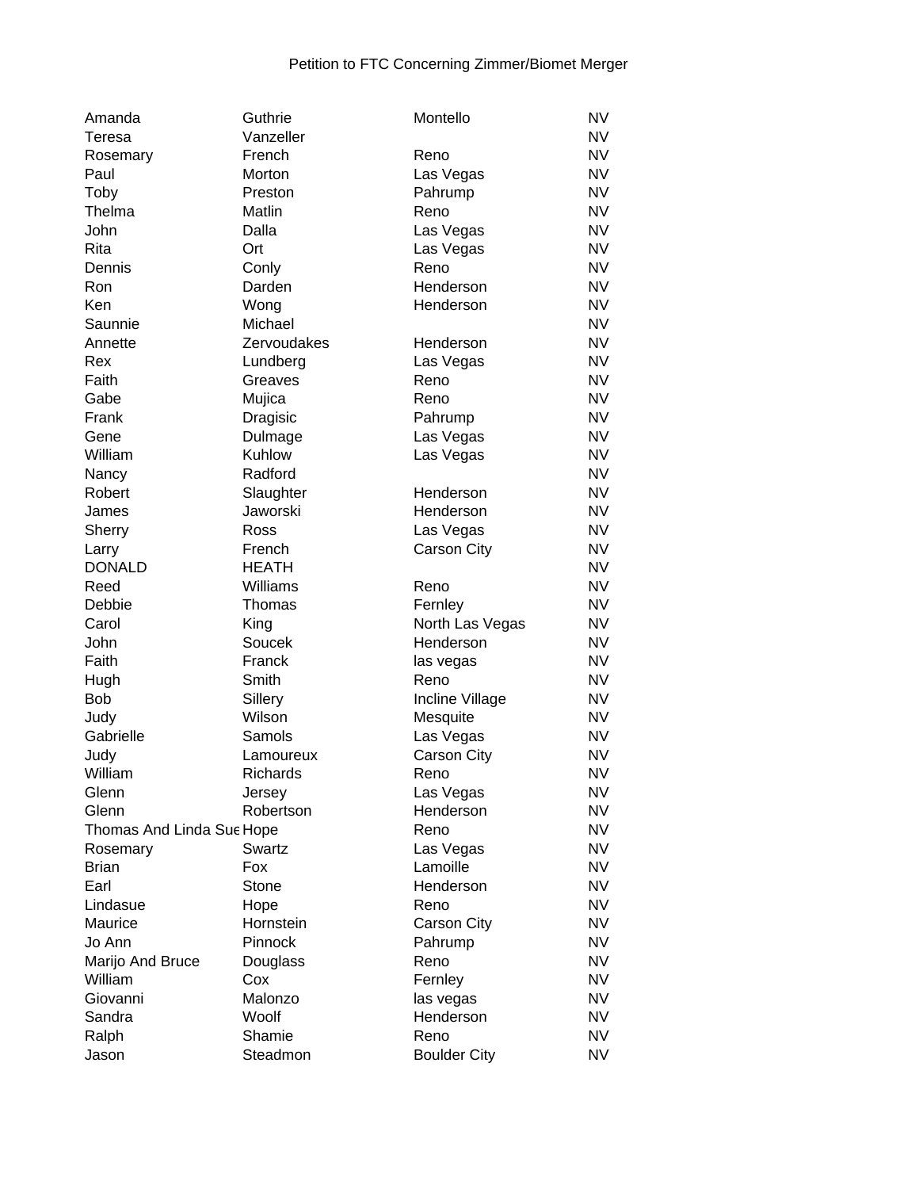Petition to FTC Concerning Zimmer/Biomet Merger

| | | | |
|---|---|---|---|
| Amanda | Guthrie | Montello | NV |
| Teresa | Vanzeller | | NV |
| Rosemary | French | Reno | NV |
| Paul | Morton | Las Vegas | NV |
| Toby | Preston | Pahrump | NV |
| Thelma | Matlin | Reno | NV |
| John | Dalla | Las Vegas | NV |
| Rita | Ort | Las Vegas | NV |
| Dennis | Conly | Reno | NV |
| Ron | Darden | Henderson | NV |
| Ken | Wong | Henderson | NV |
| Saunnie | Michael | | NV |
| Annette | Zervoudakes | Henderson | NV |
| Rex | Lundberg | Las Vegas | NV |
| Faith | Greaves | Reno | NV |
| Gabe | Mujica | Reno | NV |
| Frank | Dragisic | Pahrump | NV |
| Gene | Dulmage | Las Vegas | NV |
| William | Kuhlow | Las Vegas | NV |
| Nancy | Radford | | NV |
| Robert | Slaughter | Henderson | NV |
| James | Jaworski | Henderson | NV |
| Sherry | Ross | Las Vegas | NV |
| Larry | French | Carson City | NV |
| DONALD | HEATH | | NV |
| Reed | Williams | Reno | NV |
| Debbie | Thomas | Fernley | NV |
| Carol | King | North Las Vegas | NV |
| John | Soucek | Henderson | NV |
| Faith | Franck | las vegas | NV |
| Hugh | Smith | Reno | NV |
| Bob | Sillery | Incline Village | NV |
| Judy | Wilson | Mesquite | NV |
| Gabrielle | Samols | Las Vegas | NV |
| Judy | Lamoureux | Carson City | NV |
| William | Richards | Reno | NV |
| Glenn | Jersey | Las Vegas | NV |
| Glenn | Robertson | Henderson | NV |
| Thomas And Linda Sue | Hope | Reno | NV |
| Rosemary | Swartz | Las Vegas | NV |
| Brian | Fox | Lamoille | NV |
| Earl | Stone | Henderson | NV |
| Lindasue | Hope | Reno | NV |
| Maurice | Hornstein | Carson City | NV |
| Jo Ann | Pinnock | Pahrump | NV |
| Marijo And Bruce | Douglass | Reno | NV |
| William | Cox | Fernley | NV |
| Giovanni | Malonzo | las vegas | NV |
| Sandra | Woolf | Henderson | NV |
| Ralph | Shamie | Reno | NV |
| Jason | Steadmon | Boulder City | NV |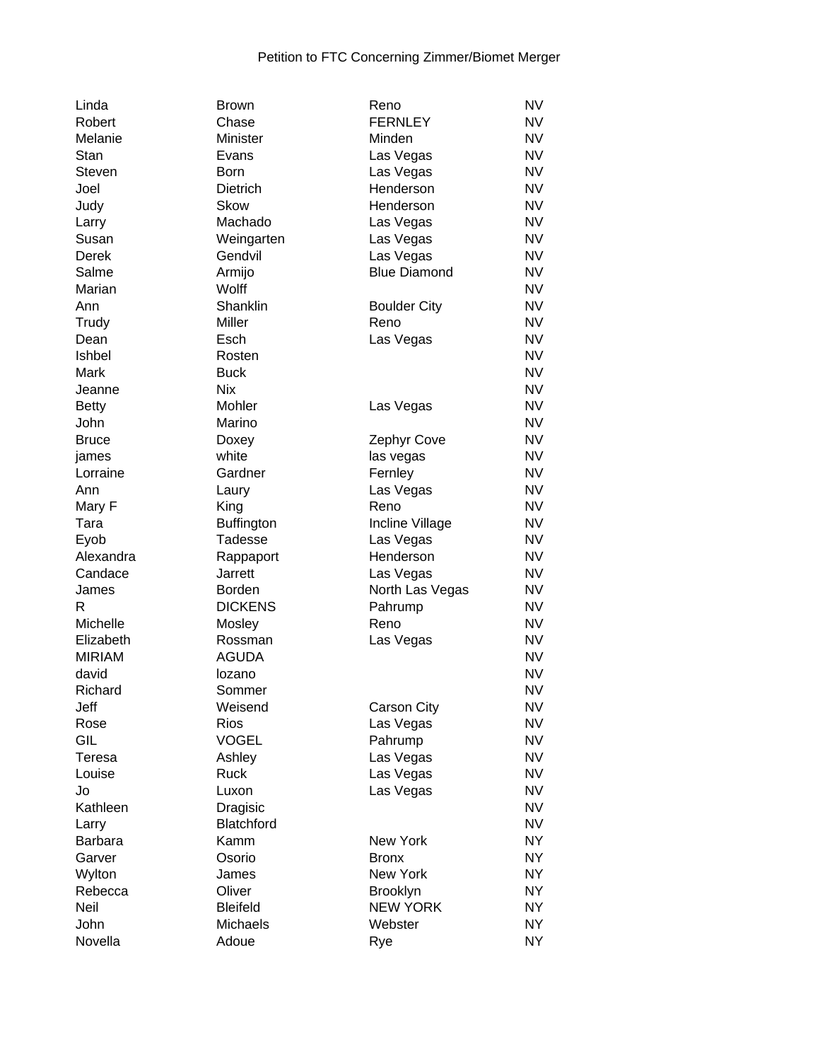Petition to FTC Concerning Zimmer/Biomet Merger

| | | | |
|---|---|---|---|
| Linda | Brown | Reno | NV |
| Robert | Chase | FERNLEY | NV |
| Melanie | Minister | Minden | NV |
| Stan | Evans | Las Vegas | NV |
| Steven | Born | Las Vegas | NV |
| Joel | Dietrich | Henderson | NV |
| Judy | Skow | Henderson | NV |
| Larry | Machado | Las Vegas | NV |
| Susan | Weingarten | Las Vegas | NV |
| Derek | Gendvil | Las Vegas | NV |
| Salme | Armijo | Blue Diamond | NV |
| Marian | Wolff | | NV |
| Ann | Shanklin | Boulder City | NV |
| Trudy | Miller | Reno | NV |
| Dean | Esch | Las Vegas | NV |
| Ishbel | Rosten | | NV |
| Mark | Buck | | NV |
| Jeanne | Nix | | NV |
| Betty | Mohler | Las Vegas | NV |
| John | Marino | | NV |
| Bruce | Doxey | Zephyr Cove | NV |
| james | white | las vegas | NV |
| Lorraine | Gardner | Fernley | NV |
| Ann | Laury | Las Vegas | NV |
| Mary F | King | Reno | NV |
| Tara | Buffington | Incline Village | NV |
| Eyob | Tadesse | Las Vegas | NV |
| Alexandra | Rappaport | Henderson | NV |
| Candace | Jarrett | Las Vegas | NV |
| James | Borden | North Las Vegas | NV |
| R | DICKENS | Pahrump | NV |
| Michelle | Mosley | Reno | NV |
| Elizabeth | Rossman | Las Vegas | NV |
| MIRIAM | AGUDA | | NV |
| david | lozano | | NV |
| Richard | Sommer | | NV |
| Jeff | Weisend | Carson City | NV |
| Rose | Rios | Las Vegas | NV |
| GIL | VOGEL | Pahrump | NV |
| Teresa | Ashley | Las Vegas | NV |
| Louise | Ruck | Las Vegas | NV |
| Jo | Luxon | Las Vegas | NV |
| Kathleen | Dragisic | | NV |
| Larry | Blatchford | | NV |
| Barbara | Kamm | New York | NY |
| Garver | Osorio | Bronx | NY |
| Wylton | James | New York | NY |
| Rebecca | Oliver | Brooklyn | NY |
| Neil | Bleifeld | NEW YORK | NY |
| John | Michaels | Webster | NY |
| Novella | Adoue | Rye | NY |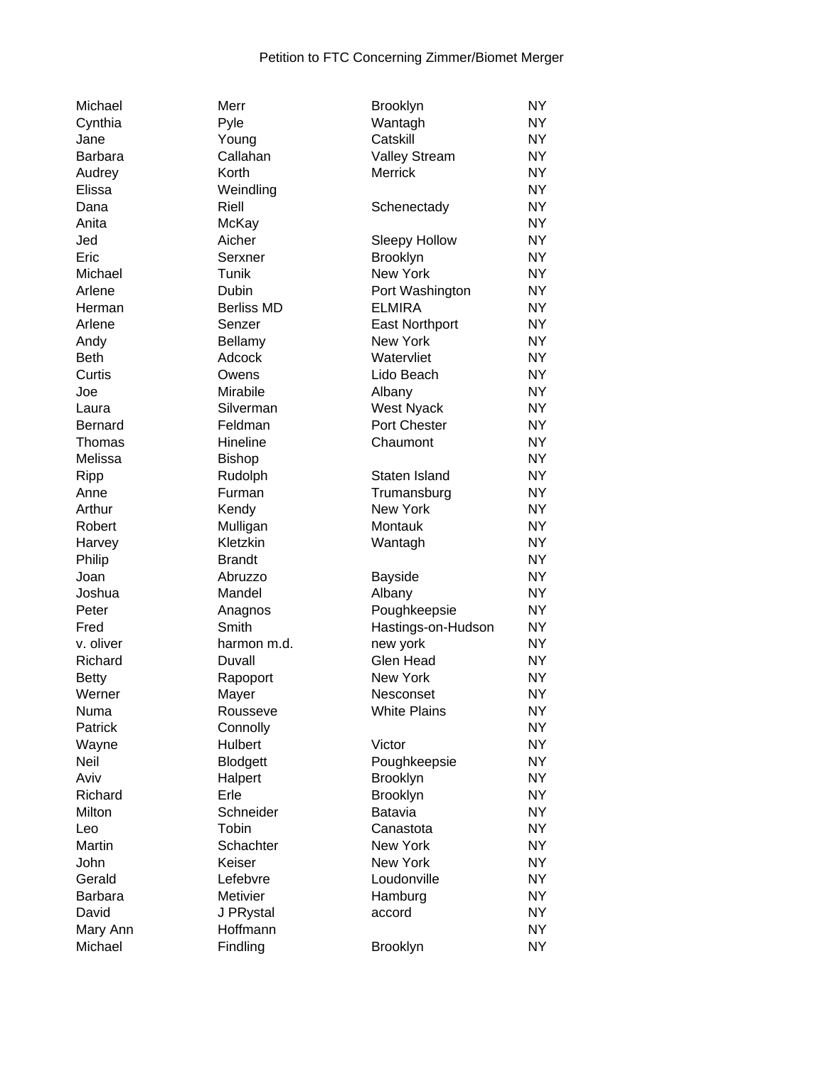Petition to FTC Concerning Zimmer/Biomet Merger

| | | | |
|---|---|---|---|
| Michael | Merr | Brooklyn | NY |
| Cynthia | Pyle | Wantagh | NY |
| Jane | Young | Catskill | NY |
| Barbara | Callahan | Valley Stream | NY |
| Audrey | Korth | Merrick | NY |
| Elissa | Weindling | | NY |
| Dana | Riell | Schenectady | NY |
| Anita | McKay | | NY |
| Jed | Aicher | Sleepy Hollow | NY |
| Eric | Serxner | Brooklyn | NY |
| Michael | Tunik | New York | NY |
| Arlene | Dubin | Port Washington | NY |
| Herman | Berliss MD | ELMIRA | NY |
| Arlene | Senzer | East Northport | NY |
| Andy | Bellamy | New York | NY |
| Beth | Adcock | Watervliet | NY |
| Curtis | Owens | Lido Beach | NY |
| Joe | Mirabile | Albany | NY |
| Laura | Silverman | West Nyack | NY |
| Bernard | Feldman | Port Chester | NY |
| Thomas | Hineline | Chaumont | NY |
| Melissa | Bishop | | NY |
| Ripp | Rudolph | Staten Island | NY |
| Anne | Furman | Trumansburg | NY |
| Arthur | Kendy | New York | NY |
| Robert | Mulligan | Montauk | NY |
| Harvey | Kletzkin | Wantagh | NY |
| Philip | Brandt | | NY |
| Joan | Abruzzo | Bayside | NY |
| Joshua | Mandel | Albany | NY |
| Peter | Anagnos | Poughkeepsie | NY |
| Fred | Smith | Hastings-on-Hudson | NY |
| v. oliver | harmon m.d. | new york | NY |
| Richard | Duvall | Glen Head | NY |
| Betty | Rapoport | New York | NY |
| Werner | Mayer | Nesconset | NY |
| Numa | Rousseve | White Plains | NY |
| Patrick | Connolly | | NY |
| Wayne | Hulbert | Victor | NY |
| Neil | Blodgett | Poughkeepsie | NY |
| Aviv | Halpert | Brooklyn | NY |
| Richard | Erle | Brooklyn | NY |
| Milton | Schneider | Batavia | NY |
| Leo | Tobin | Canastota | NY |
| Martin | Schachter | New York | NY |
| John | Keiser | New York | NY |
| Gerald | Lefebvre | Loudonville | NY |
| Barbara | Metivier | Hamburg | NY |
| David | J PRystal | accord | NY |
| Mary Ann | Hoffmann | | NY |
| Michael | Findling | Brooklyn | NY |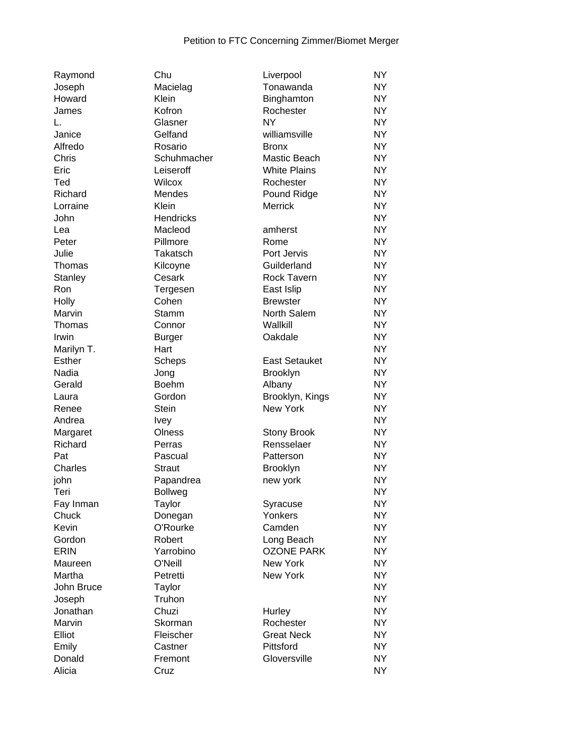Petition to FTC Concerning Zimmer/Biomet Merger

| | | | |
|---|---|---|---|
| Raymond | Chu | Liverpool | NY |
| Joseph | Macielag | Tonawanda | NY |
| Howard | Klein | Binghamton | NY |
| James | Kofron | Rochester | NY |
| L. | Glasner | NY | NY |
| Janice | Gelfand | williamsville | NY |
| Alfredo | Rosario | Bronx | NY |
| Chris | Schuhmacher | Mastic Beach | NY |
| Eric | Leiseroff | White Plains | NY |
| Ted | Wilcox | Rochester | NY |
| Richard | Mendes | Pound Ridge | NY |
| Lorraine | Klein | Merrick | NY |
| John | Hendricks | | NY |
| Lea | Macleod | amherst | NY |
| Peter | Pillmore | Rome | NY |
| Julie | Takatsch | Port Jervis | NY |
| Thomas | Kilcoyne | Guilderland | NY |
| Stanley | Cesark | Rock Tavern | NY |
| Ron | Tergesen | East Islip | NY |
| Holly | Cohen | Brewster | NY |
| Marvin | Stamm | North Salem | NY |
| Thomas | Connor | Wallkill | NY |
| Irwin | Burger | Oakdale | NY |
| Marilyn T. | Hart | | NY |
| Esther | Scheps | East Setauket | NY |
| Nadia | Jong | Brooklyn | NY |
| Gerald | Boehm | Albany | NY |
| Laura | Gordon | Brooklyn, Kings | NY |
| Renee | Stein | New York | NY |
| Andrea | Ivey | | NY |
| Margaret | Olness | Stony Brook | NY |
| Richard | Perras | Rensselaer | NY |
| Pat | Pascual | Patterson | NY |
| Charles | Straut | Brooklyn | NY |
| john | Papandrea | new york | NY |
| Teri | Bollweg | | NY |
| Fay Inman | Taylor | Syracuse | NY |
| Chuck | Donegan | Yonkers | NY |
| Kevin | O'Rourke | Camden | NY |
| Gordon | Robert | Long Beach | NY |
| ERIN | Yarrobino | OZONE PARK | NY |
| Maureen | O'Neill | New York | NY |
| Martha | Petretti | New York | NY |
| John Bruce | Taylor | | NY |
| Joseph | Truhon | | NY |
| Jonathan | Chuzi | Hurley | NY |
| Marvin | Skorman | Rochester | NY |
| Elliot | Fleischer | Great Neck | NY |
| Emily | Castner | Pittsford | NY |
| Donald | Fremont | Gloversville | NY |
| Alicia | Cruz | | NY |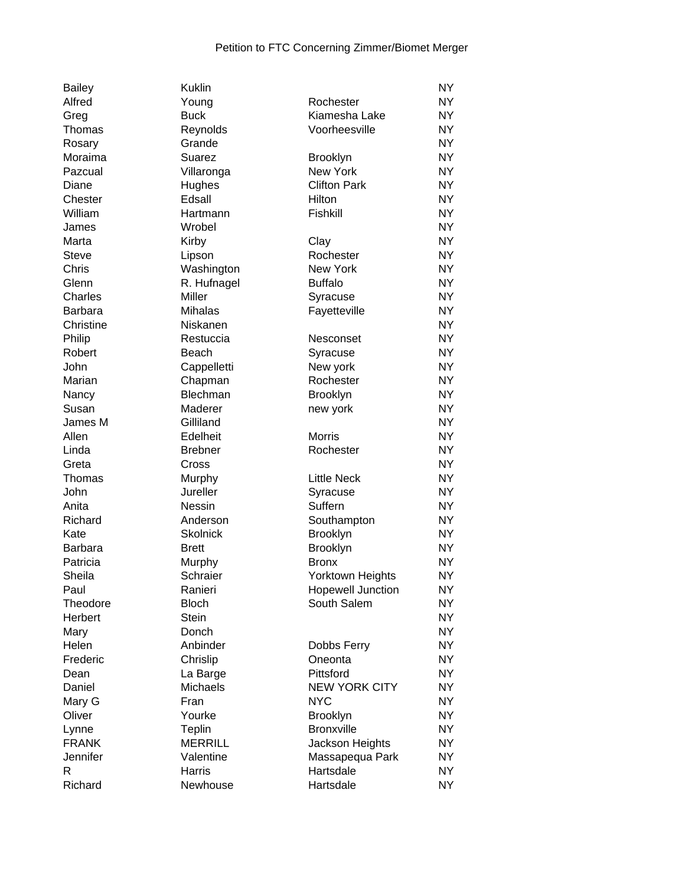Petition to FTC Concerning Zimmer/Biomet Merger

| | | | |
|---|---|---|---|
| Bailey | Kuklin | | NY |
| Alfred | Young | Rochester | NY |
| Greg | Buck | Kiamesha Lake | NY |
| Thomas | Reynolds | Voorheesville | NY |
| Rosary | Grande | | NY |
| Moraima | Suarez | Brooklyn | NY |
| Pazcual | Villaronga | New York | NY |
| Diane | Hughes | Clifton Park | NY |
| Chester | Edsall | Hilton | NY |
| William | Hartmann | Fishkill | NY |
| James | Wrobel | | NY |
| Marta | Kirby | Clay | NY |
| Steve | Lipson | Rochester | NY |
| Chris | Washington | New York | NY |
| Glenn | R. Hufnagel | Buffalo | NY |
| Charles | Miller | Syracuse | NY |
| Barbara | Mihalas | Fayetteville | NY |
| Christine | Niskanen | | NY |
| Philip | Restuccia | Nesconset | NY |
| Robert | Beach | Syracuse | NY |
| John | Cappelletti | New york | NY |
| Marian | Chapman | Rochester | NY |
| Nancy | Blechman | Brooklyn | NY |
| Susan | Maderer | new york | NY |
| James M | Gilliland | | NY |
| Allen | Edelheit | Morris | NY |
| Linda | Brebner | Rochester | NY |
| Greta | Cross | | NY |
| Thomas | Murphy | Little Neck | NY |
| John | Jureller | Syracuse | NY |
| Anita | Nessin | Suffern | NY |
| Richard | Anderson | Southampton | NY |
| Kate | Skolnick | Brooklyn | NY |
| Barbara | Brett | Brooklyn | NY |
| Patricia | Murphy | Bronx | NY |
| Sheila | Schraier | Yorktown Heights | NY |
| Paul | Ranieri | Hopewell Junction | NY |
| Theodore | Bloch | South Salem | NY |
| Herbert | Stein | | NY |
| Mary | Donch | | NY |
| Helen | Anbinder | Dobbs Ferry | NY |
| Frederic | Chrislip | Oneonta | NY |
| Dean | La Barge | Pittsford | NY |
| Daniel | Michaels | NEW YORK CITY | NY |
| Mary G | Fran | NYC | NY |
| Oliver | Yourke | Brooklyn | NY |
| Lynne | Teplin | Bronxville | NY |
| FRANK | MERRILL | Jackson Heights | NY |
| Jennifer | Valentine | Massapequa Park | NY |
| R | Harris | Hartsdale | NY |
| Richard | Newhouse | Hartsdale | NY |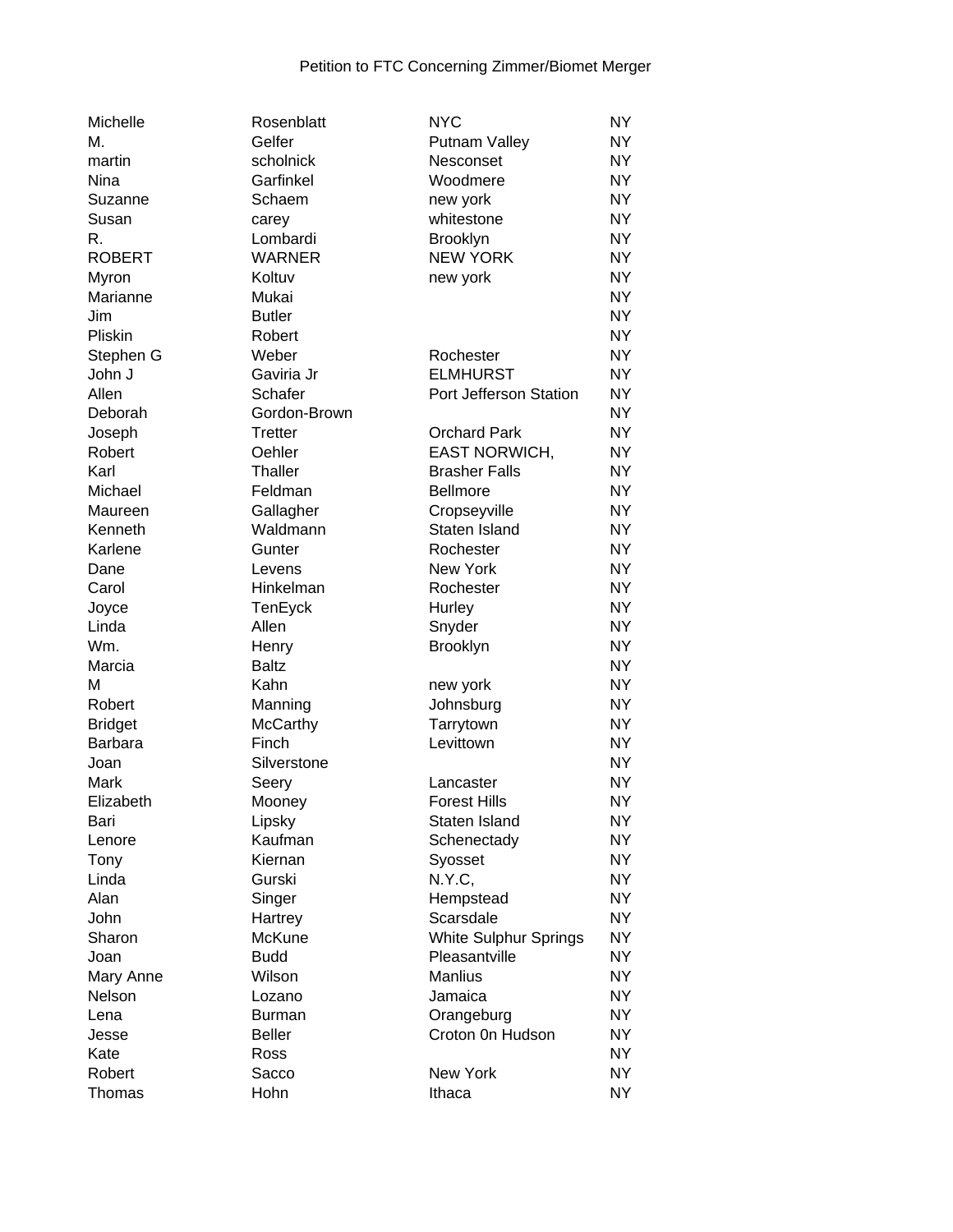Petition to FTC Concerning Zimmer/Biomet Merger

| | | | |
|---|---|---|---|
| Michelle | Rosenblatt | NYC | NY |
| M. | Gelfer | Putnam Valley | NY |
| martin | scholnick | Nesconset | NY |
| Nina | Garfinkel | Woodmere | NY |
| Suzanne | Schaem | new york | NY |
| Susan | carey | whitestone | NY |
| R. | Lombardi | Brooklyn | NY |
| ROBERT | WARNER | NEW YORK | NY |
| Myron | Koltuv | new york | NY |
| Marianne | Mukai | | NY |
| Jim | Butler | | NY |
| Pliskin | Robert | | NY |
| Stephen G | Weber | Rochester | NY |
| John J | Gaviria Jr | ELMHURST | NY |
| Allen | Schafer | Port Jefferson Station | NY |
| Deborah | Gordon-Brown | | NY |
| Joseph | Tretter | Orchard Park | NY |
| Robert | Oehler | EAST NORWICH, | NY |
| Karl | Thaller | Brasher Falls | NY |
| Michael | Feldman | Bellmore | NY |
| Maureen | Gallagher | Cropseyville | NY |
| Kenneth | Waldmann | Staten Island | NY |
| Karlene | Gunter | Rochester | NY |
| Dane | Levens | New York | NY |
| Carol | Hinkelman | Rochester | NY |
| Joyce | TenEyck | Hurley | NY |
| Linda | Allen | Snyder | NY |
| Wm. | Henry | Brooklyn | NY |
| Marcia | Baltz | | NY |
| M | Kahn | new york | NY |
| Robert | Manning | Johnsburg | NY |
| Bridget | McCarthy | Tarrytown | NY |
| Barbara | Finch | Levittown | NY |
| Joan | Silverstone | | NY |
| Mark | Seery | Lancaster | NY |
| Elizabeth | Mooney | Forest Hills | NY |
| Bari | Lipsky | Staten Island | NY |
| Lenore | Kaufman | Schenectady | NY |
| Tony | Kiernan | Syosset | NY |
| Linda | Gurski | N.Y.C, | NY |
| Alan | Singer | Hempstead | NY |
| John | Hartrey | Scarsdale | NY |
| Sharon | McKune | White Sulphur Springs | NY |
| Joan | Budd | Pleasantville | NY |
| Mary Anne | Wilson | Manlius | NY |
| Nelson | Lozano | Jamaica | NY |
| Lena | Burman | Orangeburg | NY |
| Jesse | Beller | Croton 0n Hudson | NY |
| Kate | Ross | | NY |
| Robert | Sacco | New York | NY |
| Thomas | Hohn | Ithaca | NY |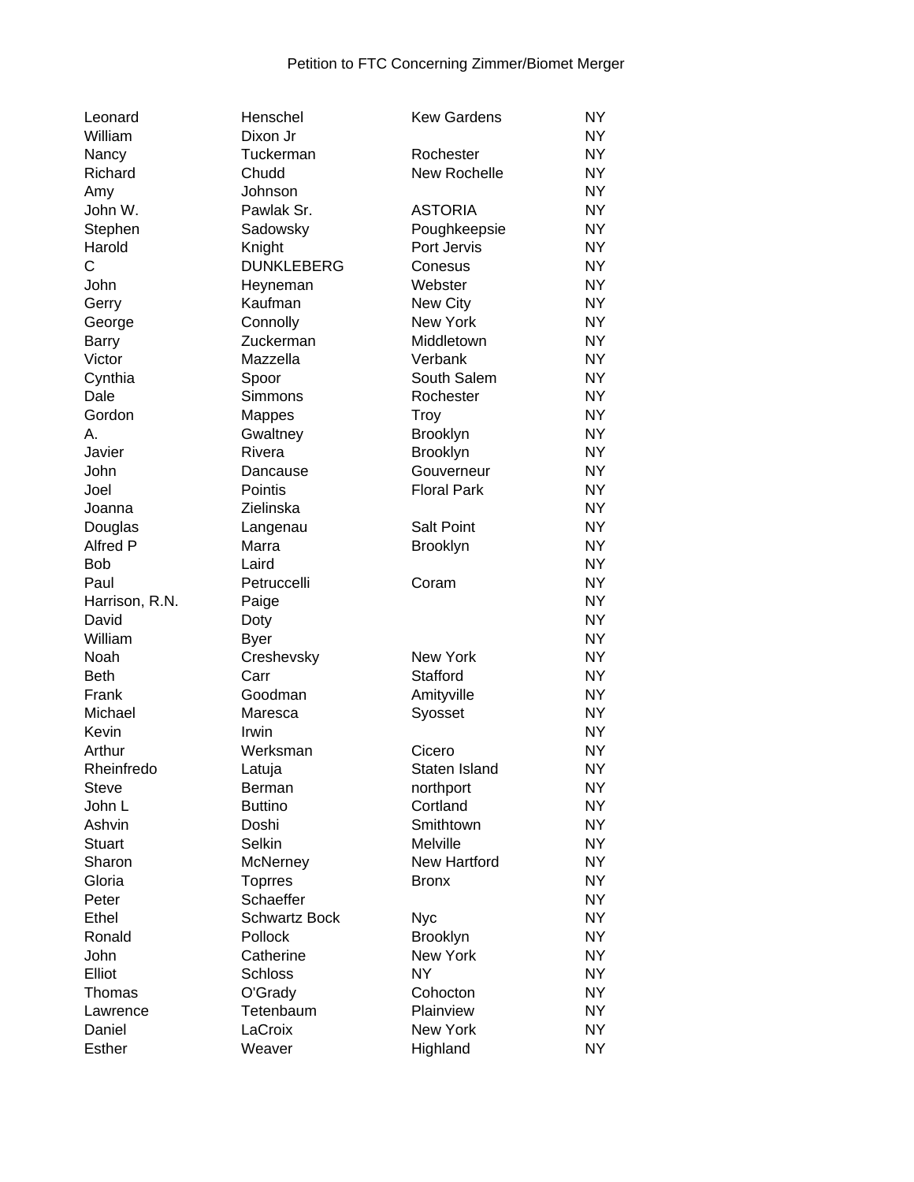Petition to FTC Concerning Zimmer/Biomet Merger

| | | | |
|---|---|---|---|
| Leonard | Henschel | Kew Gardens | NY |
| William | Dixon Jr | | NY |
| Nancy | Tuckerman | Rochester | NY |
| Richard | Chudd | New Rochelle | NY |
| Amy | Johnson | | NY |
| John W. | Pawlak Sr. | ASTORIA | NY |
| Stephen | Sadowsky | Poughkeepsie | NY |
| Harold | Knight | Port Jervis | NY |
| C | DUNKLEBERG | Conesus | NY |
| John | Heyneman | Webster | NY |
| Gerry | Kaufman | New City | NY |
| George | Connolly | New York | NY |
| Barry | Zuckerman | Middletown | NY |
| Victor | Mazzella | Verbank | NY |
| Cynthia | Spoor | South Salem | NY |
| Dale | Simmons | Rochester | NY |
| Gordon | Mappes | Troy | NY |
| A. | Gwaltney | Brooklyn | NY |
| Javier | Rivera | Brooklyn | NY |
| John | Dancause | Gouverneur | NY |
| Joel | Pointis | Floral Park | NY |
| Joanna | Zielinska | | NY |
| Douglas | Langenau | Salt Point | NY |
| Alfred P | Marra | Brooklyn | NY |
| Bob | Laird | | NY |
| Paul | Petruccelli | Coram | NY |
| Harrison, R.N. | Paige | | NY |
| David | Doty | | NY |
| William | Byer | | NY |
| Noah | Creshevsky | New York | NY |
| Beth | Carr | Stafford | NY |
| Frank | Goodman | Amityville | NY |
| Michael | Maresca | Syosset | NY |
| Kevin | Irwin | | NY |
| Arthur | Werksman | Cicero | NY |
| Rheinfredo | Latuja | Staten Island | NY |
| Steve | Berman | northport | NY |
| John L | Buttino | Cortland | NY |
| Ashvin | Doshi | Smithtown | NY |
| Stuart | Selkin | Melville | NY |
| Sharon | McNerney | New Hartford | NY |
| Gloria | Toprres | Bronx | NY |
| Peter | Schaeffer | | NY |
| Ethel | Schwartz Bock | Nyc | NY |
| Ronald | Pollock | Brooklyn | NY |
| John | Catherine | New York | NY |
| Elliot | Schloss | NY | NY |
| Thomas | O'Grady | Cohocton | NY |
| Lawrence | Tetenbaum | Plainview | NY |
| Daniel | LaCroix | New York | NY |
| Esther | Weaver | Highland | NY |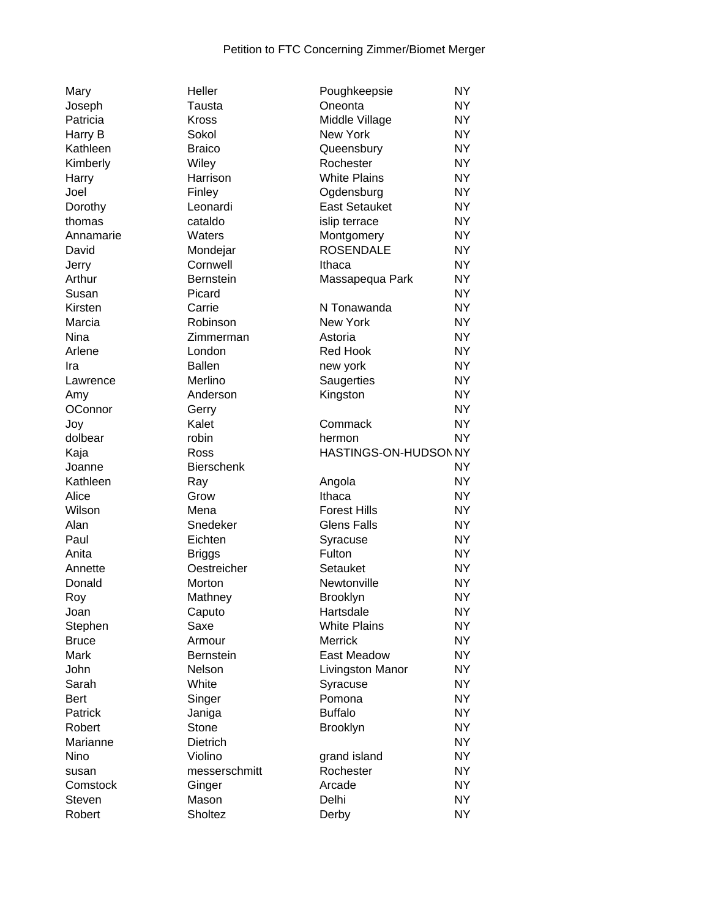Petition to FTC Concerning Zimmer/Biomet Merger

| | | | |
|---|---|---|---|
| Mary | Heller | Poughkeepsie | NY |
| Joseph | Tausta | Oneonta | NY |
| Patricia | Kross | Middle Village | NY |
| Harry B | Sokol | New York | NY |
| Kathleen | Braico | Queensbury | NY |
| Kimberly | Wiley | Rochester | NY |
| Harry | Harrison | White Plains | NY |
| Joel | Finley | Ogdensburg | NY |
| Dorothy | Leonardi | East Setauket | NY |
| thomas | cataldo | islip terrace | NY |
| Annamarie | Waters | Montgomery | NY |
| David | Mondejar | ROSENDALE | NY |
| Jerry | Cornwell | Ithaca | NY |
| Arthur | Bernstein | Massapequa Park | NY |
| Susan | Picard | | NY |
| Kirsten | Carrie | N Tonawanda | NY |
| Marcia | Robinson | New York | NY |
| Nina | Zimmerman | Astoria | NY |
| Arlene | London | Red Hook | NY |
| Ira | Ballen | new york | NY |
| Lawrence | Merlino | Saugerties | NY |
| Amy | Anderson | Kingston | NY |
| OConnor | Gerry | | NY |
| Joy | Kalet | Commack | NY |
| dolbear | robin | hermon | NY |
| Kaja | Ross | HASTINGS-ON-HUDSON | NY |
| Joanne | Bierschenk | | NY |
| Kathleen | Ray | Angola | NY |
| Alice | Grow | Ithaca | NY |
| Wilson | Mena | Forest Hills | NY |
| Alan | Snedeker | Glens Falls | NY |
| Paul | Eichten | Syracuse | NY |
| Anita | Briggs | Fulton | NY |
| Annette | Oestreicher | Setauket | NY |
| Donald | Morton | Newtonville | NY |
| Roy | Mathney | Brooklyn | NY |
| Joan | Caputo | Hartsdale | NY |
| Stephen | Saxe | White Plains | NY |
| Bruce | Armour | Merrick | NY |
| Mark | Bernstein | East Meadow | NY |
| John | Nelson | Livingston Manor | NY |
| Sarah | White | Syracuse | NY |
| Bert | Singer | Pomona | NY |
| Patrick | Janiga | Buffalo | NY |
| Robert | Stone | Brooklyn | NY |
| Marianne | Dietrich | | NY |
| Nino | Violino | grand island | NY |
| susan | messerschmitt | Rochester | NY |
| Comstock | Ginger | Arcade | NY |
| Steven | Mason | Delhi | NY |
| Robert | Sholtez | Derby | NY |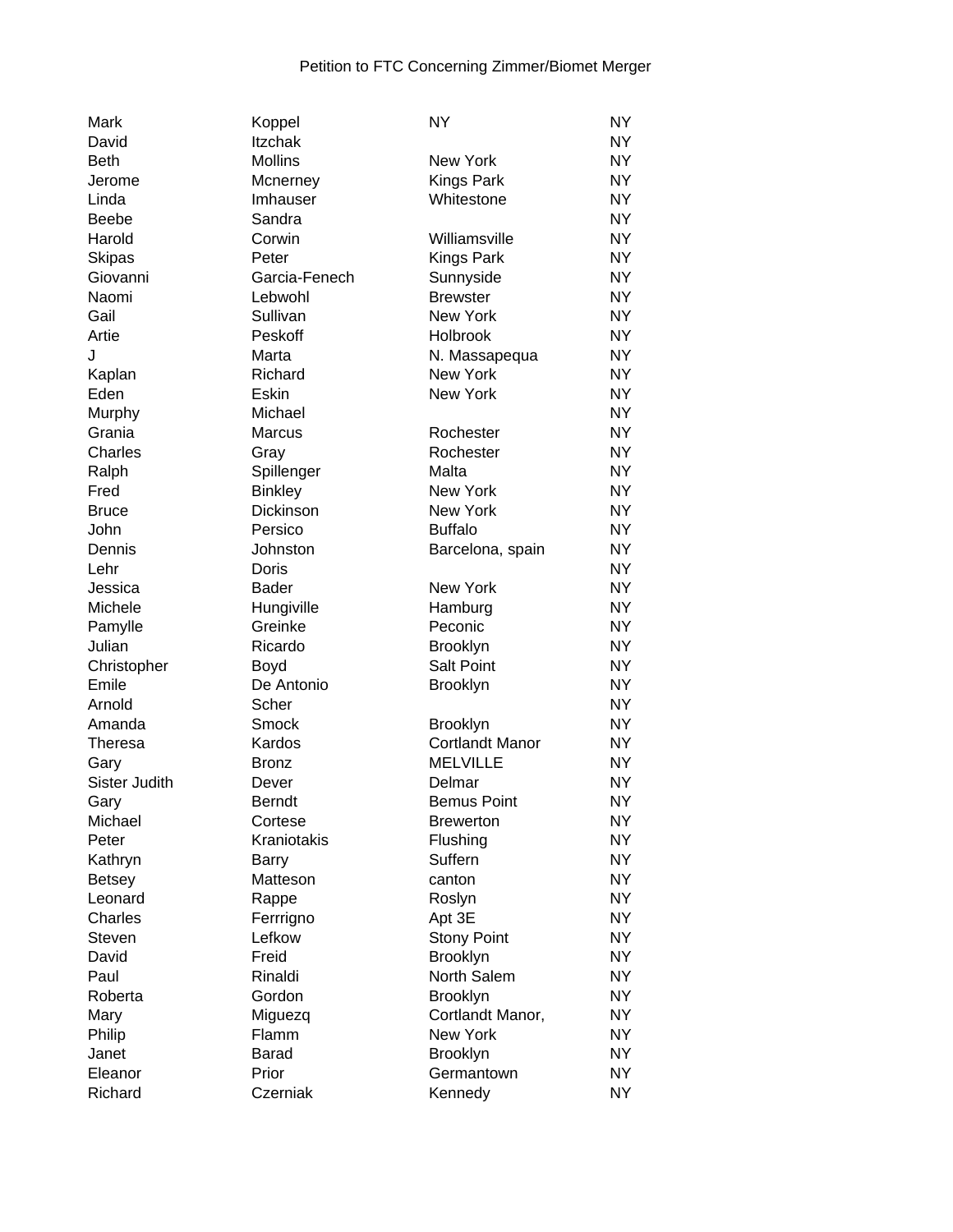Petition to FTC Concerning Zimmer/Biomet Merger

| | | | |
|---|---|---|---|
| Mark | Koppel | NY | NY |
| David | Itzchak | | NY |
| Beth | Mollins | New York | NY |
| Jerome | Mcnerney | Kings Park | NY |
| Linda | Imhauser | Whitestone | NY |
| Beebe | Sandra | | NY |
| Harold | Corwin | Williamsville | NY |
| Skipas | Peter | Kings Park | NY |
| Giovanni | Garcia-Fenech | Sunnyside | NY |
| Naomi | Lebwohl | Brewster | NY |
| Gail | Sullivan | New York | NY |
| Artie | Peskoff | Holbrook | NY |
| J | Marta | N. Massapequa | NY |
| Kaplan | Richard | New York | NY |
| Eden | Eskin | New York | NY |
| Murphy | Michael | | NY |
| Grania | Marcus | Rochester | NY |
| Charles | Gray | Rochester | NY |
| Ralph | Spillenger | Malta | NY |
| Fred | Binkley | New York | NY |
| Bruce | Dickinson | New York | NY |
| John | Persico | Buffalo | NY |
| Dennis | Johnston | Barcelona, spain | NY |
| Lehr | Doris | | NY |
| Jessica | Bader | New York | NY |
| Michele | Hungiville | Hamburg | NY |
| Pamylle | Greinke | Peconic | NY |
| Julian | Ricardo | Brooklyn | NY |
| Christopher | Boyd | Salt Point | NY |
| Emile | De Antonio | Brooklyn | NY |
| Arnold | Scher | | NY |
| Amanda | Smock | Brooklyn | NY |
| Theresa | Kardos | Cortlandt Manor | NY |
| Gary | Bronz | MELVILLE | NY |
| Sister Judith | Dever | Delmar | NY |
| Gary | Berndt | Bemus Point | NY |
| Michael | Cortese | Brewerton | NY |
| Peter | Kraniotakis | Flushing | NY |
| Kathryn | Barry | Suffern | NY |
| Betsey | Matteson | canton | NY |
| Leonard | Rappe | Roslyn | NY |
| Charles | Ferrrigno | Apt 3E | NY |
| Steven | Lefkow | Stony Point | NY |
| David | Freid | Brooklyn | NY |
| Paul | Rinaldi | North Salem | NY |
| Roberta | Gordon | Brooklyn | NY |
| Mary | Miguezq | Cortlandt Manor, | NY |
| Philip | Flamm | New York | NY |
| Janet | Barad | Brooklyn | NY |
| Eleanor | Prior | Germantown | NY |
| Richard | Czerniak | Kennedy | NY |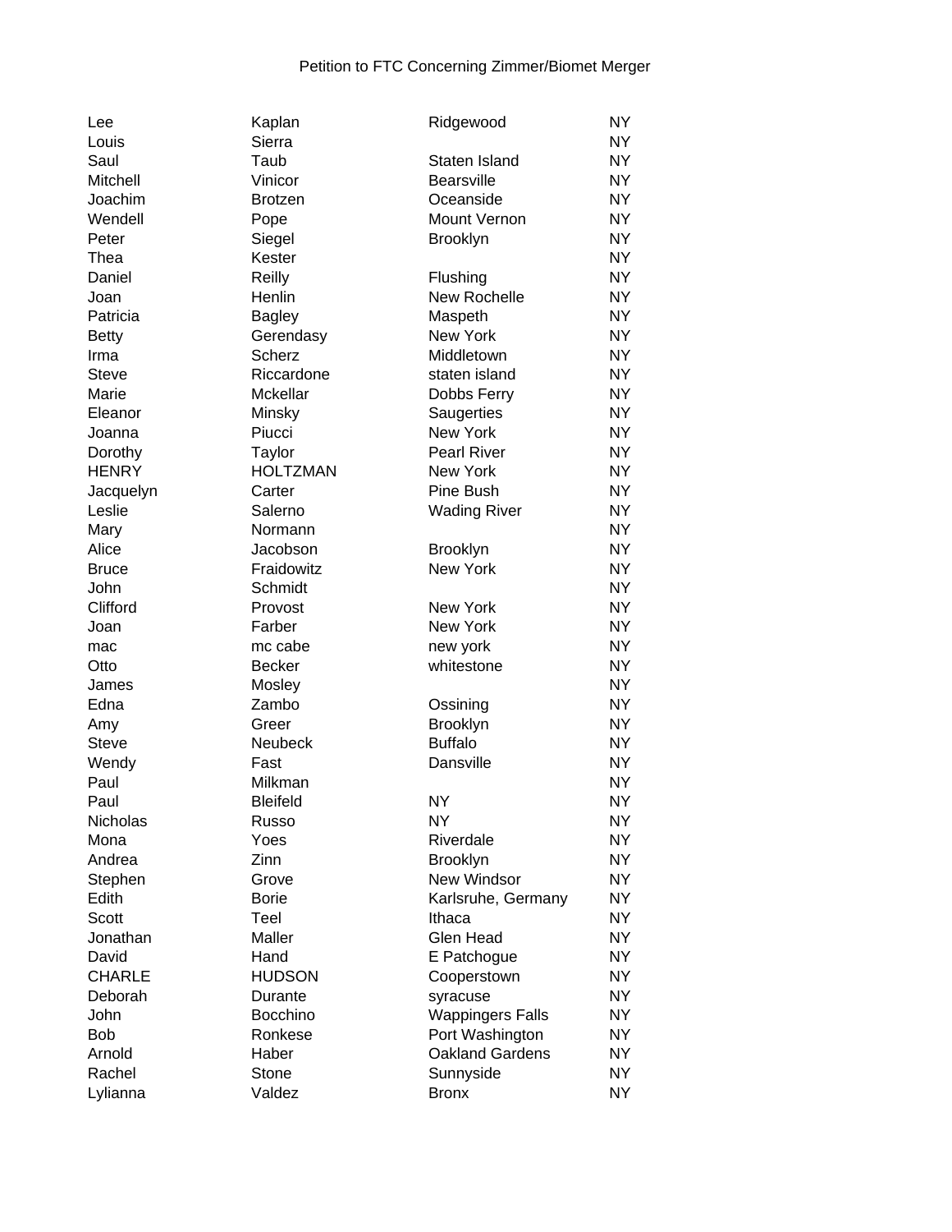Petition to FTC Concerning Zimmer/Biomet Merger

| | | | |
|---|---|---|---|
| Lee | Kaplan | Ridgewood | NY |
| Louis | Sierra | | NY |
| Saul | Taub | Staten Island | NY |
| Mitchell | Vinicor | Bearsville | NY |
| Joachim | Brotzen | Oceanside | NY |
| Wendell | Pope | Mount Vernon | NY |
| Peter | Siegel | Brooklyn | NY |
| Thea | Kester | | NY |
| Daniel | Reilly | Flushing | NY |
| Joan | Henlin | New Rochelle | NY |
| Patricia | Bagley | Maspeth | NY |
| Betty | Gerendasy | New York | NY |
| Irma | Scherz | Middletown | NY |
| Steve | Riccardone | staten island | NY |
| Marie | Mckellar | Dobbs Ferry | NY |
| Eleanor | Minsky | Saugerties | NY |
| Joanna | Piucci | New York | NY |
| Dorothy | Taylor | Pearl River | NY |
| HENRY | HOLTZMAN | New York | NY |
| Jacquelyn | Carter | Pine Bush | NY |
| Leslie | Salerno | Wading River | NY |
| Mary | Normann | | NY |
| Alice | Jacobson | Brooklyn | NY |
| Bruce | Fraidowitz | New York | NY |
| John | Schmidt | | NY |
| Clifford | Provost | New York | NY |
| Joan | Farber | New York | NY |
| mac | mc cabe | new york | NY |
| Otto | Becker | whitestone | NY |
| James | Mosley | | NY |
| Edna | Zambo | Ossining | NY |
| Amy | Greer | Brooklyn | NY |
| Steve | Neubeck | Buffalo | NY |
| Wendy | Fast | Dansville | NY |
| Paul | Milkman | | NY |
| Paul | Bleifeld | NY | NY |
| Nicholas | Russo | NY | NY |
| Mona | Yoes | Riverdale | NY |
| Andrea | Zinn | Brooklyn | NY |
| Stephen | Grove | New Windsor | NY |
| Edith | Borie | Karlsruhe, Germany | NY |
| Scott | Teel | Ithaca | NY |
| Jonathan | Maller | Glen Head | NY |
| David | Hand | E Patchogue | NY |
| CHARLE | HUDSON | Cooperstown | NY |
| Deborah | Durante | syracuse | NY |
| John | Bocchino | Wappingers Falls | NY |
| Bob | Ronkese | Port Washington | NY |
| Arnold | Haber | Oakland Gardens | NY |
| Rachel | Stone | Sunnyside | NY |
| Lylianna | Valdez | Bronx | NY |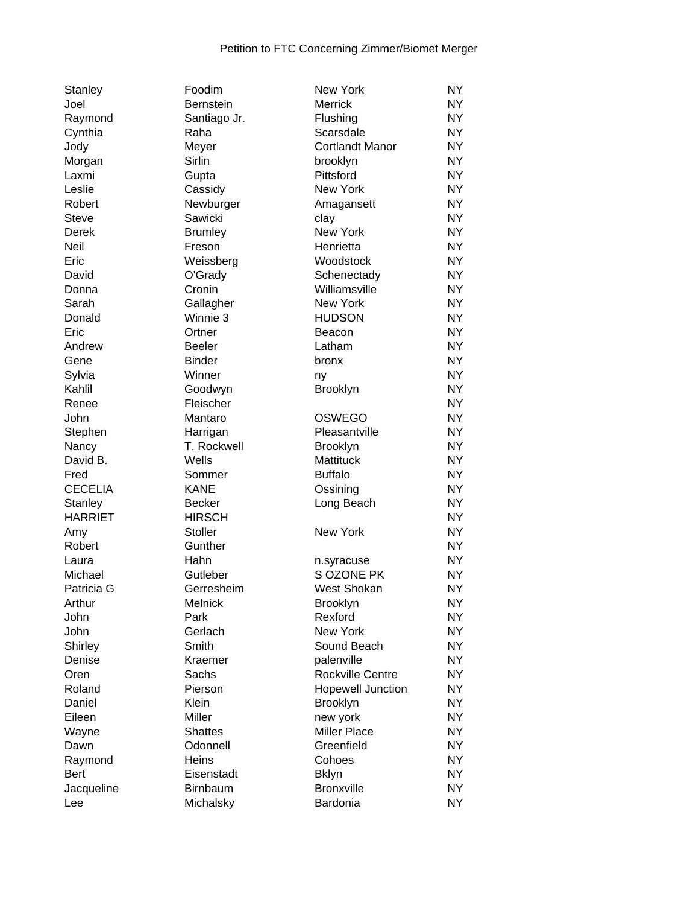Petition to FTC Concerning Zimmer/Biomet Merger

| | | | |
|---|---|---|---|
| Stanley | Foodim | New York | NY |
| Joel | Bernstein | Merrick | NY |
| Raymond | Santiago Jr. | Flushing | NY |
| Cynthia | Raha | Scarsdale | NY |
| Jody | Meyer | Cortlandt Manor | NY |
| Morgan | Sirlin | brooklyn | NY |
| Laxmi | Gupta | Pittsford | NY |
| Leslie | Cassidy | New York | NY |
| Robert | Newburger | Amagansett | NY |
| Steve | Sawicki | clay | NY |
| Derek | Brumley | New York | NY |
| Neil | Freson | Henrietta | NY |
| Eric | Weissberg | Woodstock | NY |
| David | O'Grady | Schenectady | NY |
| Donna | Cronin | Williamsville | NY |
| Sarah | Gallagher | New York | NY |
| Donald | Winnie 3 | HUDSON | NY |
| Eric | Ortner | Beacon | NY |
| Andrew | Beeler | Latham | NY |
| Gene | Binder | bronx | NY |
| Sylvia | Winner | ny | NY |
| Kahlil | Goodwyn | Brooklyn | NY |
| Renee | Fleischer | | NY |
| John | Mantaro | OSWEGO | NY |
| Stephen | Harrigan | Pleasantville | NY |
| Nancy | T. Rockwell | Brooklyn | NY |
| David B. | Wells | Mattituck | NY |
| Fred | Sommer | Buffalo | NY |
| CECELIA | KANE | Ossining | NY |
| Stanley | Becker | Long Beach | NY |
| HARRIET | HIRSCH | | NY |
| Amy | Stoller | New York | NY |
| Robert | Gunther | | NY |
| Laura | Hahn | n.syracuse | NY |
| Michael | Gutleber | S OZONE PK | NY |
| Patricia G | Gerresheim | West Shokan | NY |
| Arthur | Melnick | Brooklyn | NY |
| John | Park | Rexford | NY |
| John | Gerlach | New York | NY |
| Shirley | Smith | Sound Beach | NY |
| Denise | Kraemer | palenville | NY |
| Oren | Sachs | Rockville Centre | NY |
| Roland | Pierson | Hopewell Junction | NY |
| Daniel | Klein | Brooklyn | NY |
| Eileen | Miller | new york | NY |
| Wayne | Shattes | Miller Place | NY |
| Dawn | Odonnell | Greenfield | NY |
| Raymond | Heins | Cohoes | NY |
| Bert | Eisenstadt | Bklyn | NY |
| Jacqueline | Birnbaum | Bronxville | NY |
| Lee | Michalsky | Bardonia | NY |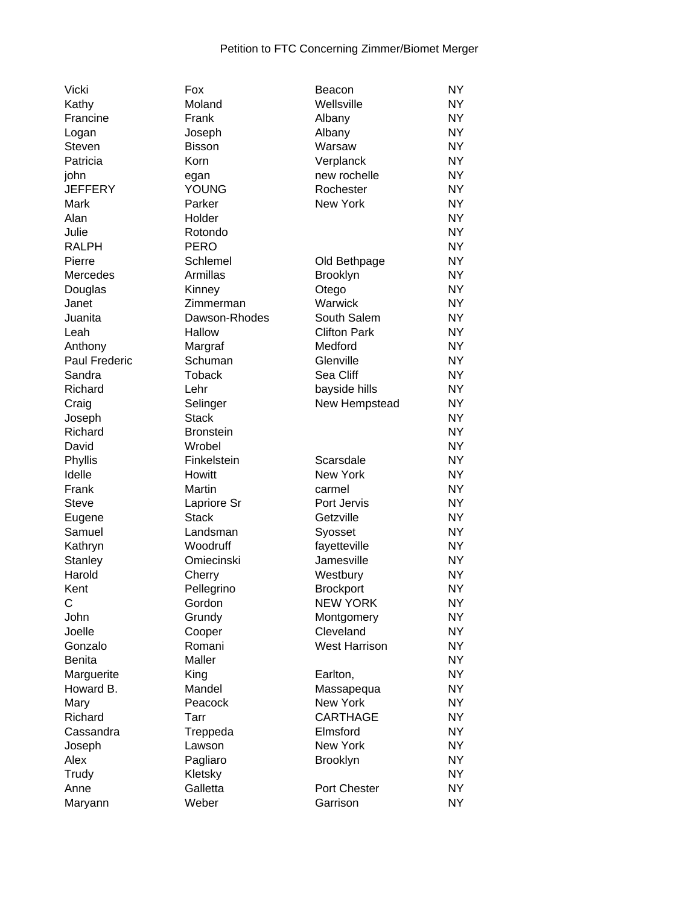Petition to FTC Concerning Zimmer/Biomet Merger

| | | | |
|---|---|---|---|
| Vicki | Fox | Beacon | NY |
| Kathy | Moland | Wellsville | NY |
| Francine | Frank | Albany | NY |
| Logan | Joseph | Albany | NY |
| Steven | Bisson | Warsaw | NY |
| Patricia | Korn | Verplanck | NY |
| john | egan | new rochelle | NY |
| JEFFERY | YOUNG | Rochester | NY |
| Mark | Parker | New York | NY |
| Alan | Holder | | NY |
| Julie | Rotondo | | NY |
| RALPH | PERO | | NY |
| Pierre | Schlemel | Old Bethpage | NY |
| Mercedes | Armillas | Brooklyn | NY |
| Douglas | Kinney | Otego | NY |
| Janet | Zimmerman | Warwick | NY |
| Juanita | Dawson-Rhodes | South Salem | NY |
| Leah | Hallow | Clifton Park | NY |
| Anthony | Margraf | Medford | NY |
| Paul Frederic | Schuman | Glenville | NY |
| Sandra | Toback | Sea Cliff | NY |
| Richard | Lehr | bayside hills | NY |
| Craig | Selinger | New Hempstead | NY |
| Joseph | Stack | | NY |
| Richard | Bronstein | | NY |
| David | Wrobel | | NY |
| Phyllis | Finkelstein | Scarsdale | NY |
| Idelle | Howitt | New York | NY |
| Frank | Martin | carmel | NY |
| Steve | Lapriore Sr | Port Jervis | NY |
| Eugene | Stack | Getzville | NY |
| Samuel | Landsman | Syosset | NY |
| Kathryn | Woodruff | fayetteville | NY |
| Stanley | Omiecinski | Jamesville | NY |
| Harold | Cherry | Westbury | NY |
| Kent | Pellegrino | Brockport | NY |
| C | Gordon | NEW YORK | NY |
| John | Grundy | Montgomery | NY |
| Joelle | Cooper | Cleveland | NY |
| Gonzalo | Romani | West Harrison | NY |
| Benita | Maller | | NY |
| Marguerite | King | Earlton, | NY |
| Howard B. | Mandel | Massapequa | NY |
| Mary | Peacock | New York | NY |
| Richard | Tarr | CARTHAGE | NY |
| Cassandra | Treppeda | Elmsford | NY |
| Joseph | Lawson | New York | NY |
| Alex | Pagliaro | Brooklyn | NY |
| Trudy | Kletsky | | NY |
| Anne | Galletta | Port Chester | NY |
| Maryann | Weber | Garrison | NY |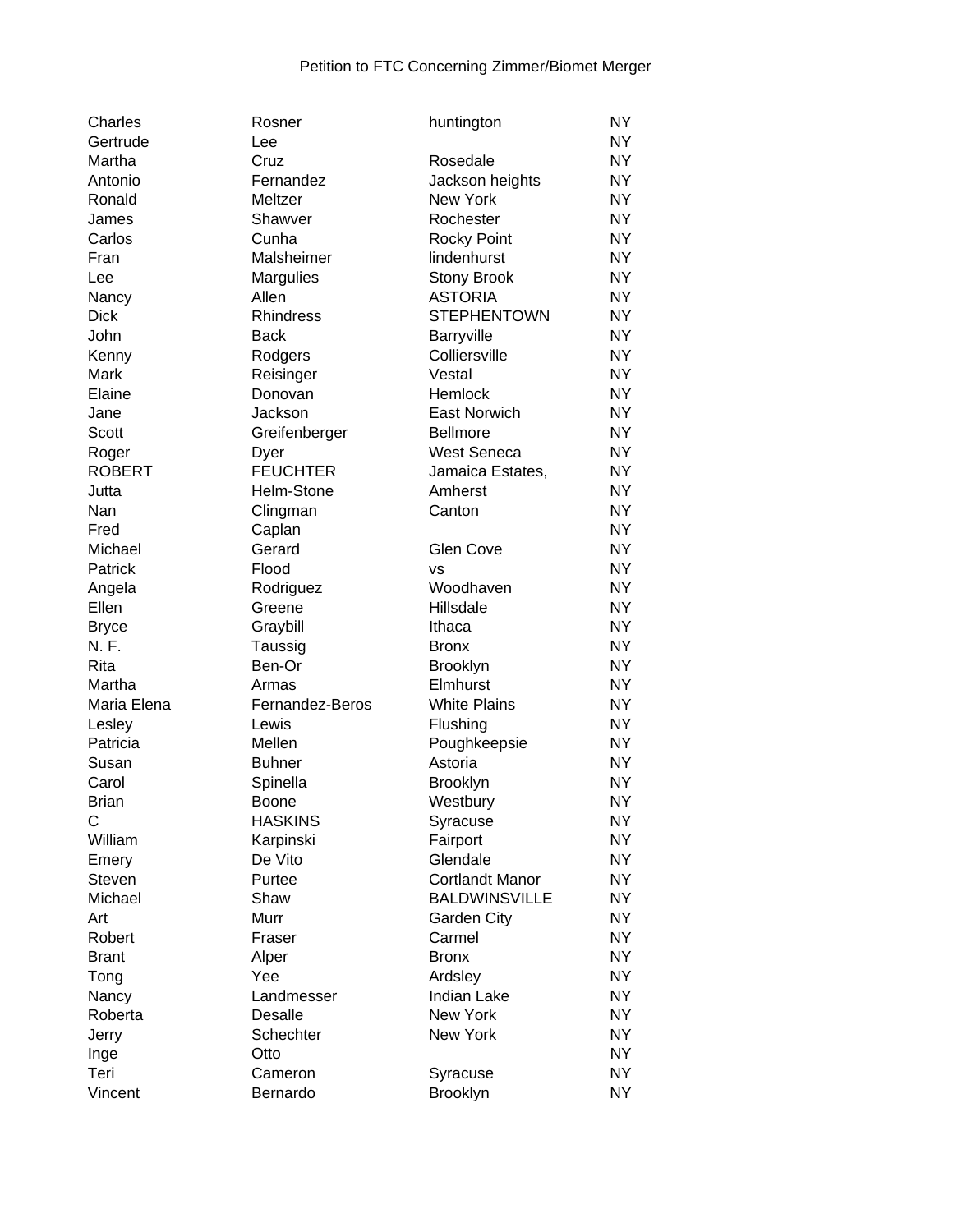Petition to FTC Concerning Zimmer/Biomet Merger

| | | | |
|---|---|---|---|
| Charles | Rosner | huntington | NY |
| Gertrude | Lee | | NY |
| Martha | Cruz | Rosedale | NY |
| Antonio | Fernandez | Jackson heights | NY |
| Ronald | Meltzer | New York | NY |
| James | Shawver | Rochester | NY |
| Carlos | Cunha | Rocky Point | NY |
| Fran | Malsheimer | lindenhurst | NY |
| Lee | Margulies | Stony Brook | NY |
| Nancy | Allen | ASTORIA | NY |
| Dick | Rhindress | STEPHENTOWN | NY |
| John | Back | Barryville | NY |
| Kenny | Rodgers | Colliersville | NY |
| Mark | Reisinger | Vestal | NY |
| Elaine | Donovan | Hemlock | NY |
| Jane | Jackson | East Norwich | NY |
| Scott | Greifenberger | Bellmore | NY |
| Roger | Dyer | West Seneca | NY |
| ROBERT | FEUCHTER | Jamaica Estates, | NY |
| Jutta | Helm-Stone | Amherst | NY |
| Nan | Clingman | Canton | NY |
| Fred | Caplan | | NY |
| Michael | Gerard | Glen Cove | NY |
| Patrick | Flood | vs | NY |
| Angela | Rodriguez | Woodhaven | NY |
| Ellen | Greene | Hillsdale | NY |
| Bryce | Graybill | Ithaca | NY |
| N. F. | Taussig | Bronx | NY |
| Rita | Ben-Or | Brooklyn | NY |
| Martha | Armas | Elmhurst | NY |
| Maria Elena | Fernandez-Beros | White Plains | NY |
| Lesley | Lewis | Flushing | NY |
| Patricia | Mellen | Poughkeepsie | NY |
| Susan | Buhner | Astoria | NY |
| Carol | Spinella | Brooklyn | NY |
| Brian | Boone | Westbury | NY |
| C | HASKINS | Syracuse | NY |
| William | Karpinski | Fairport | NY |
| Emery | De Vito | Glendale | NY |
| Steven | Purtee | Cortlandt Manor | NY |
| Michael | Shaw | BALDWINSVILLE | NY |
| Art | Murr | Garden City | NY |
| Robert | Fraser | Carmel | NY |
| Brant | Alper | Bronx | NY |
| Tong | Yee | Ardsley | NY |
| Nancy | Landmesser | Indian Lake | NY |
| Roberta | Desalle | New York | NY |
| Jerry | Schechter | New York | NY |
| Inge | Otto | | NY |
| Teri | Cameron | Syracuse | NY |
| Vincent | Bernardo | Brooklyn | NY |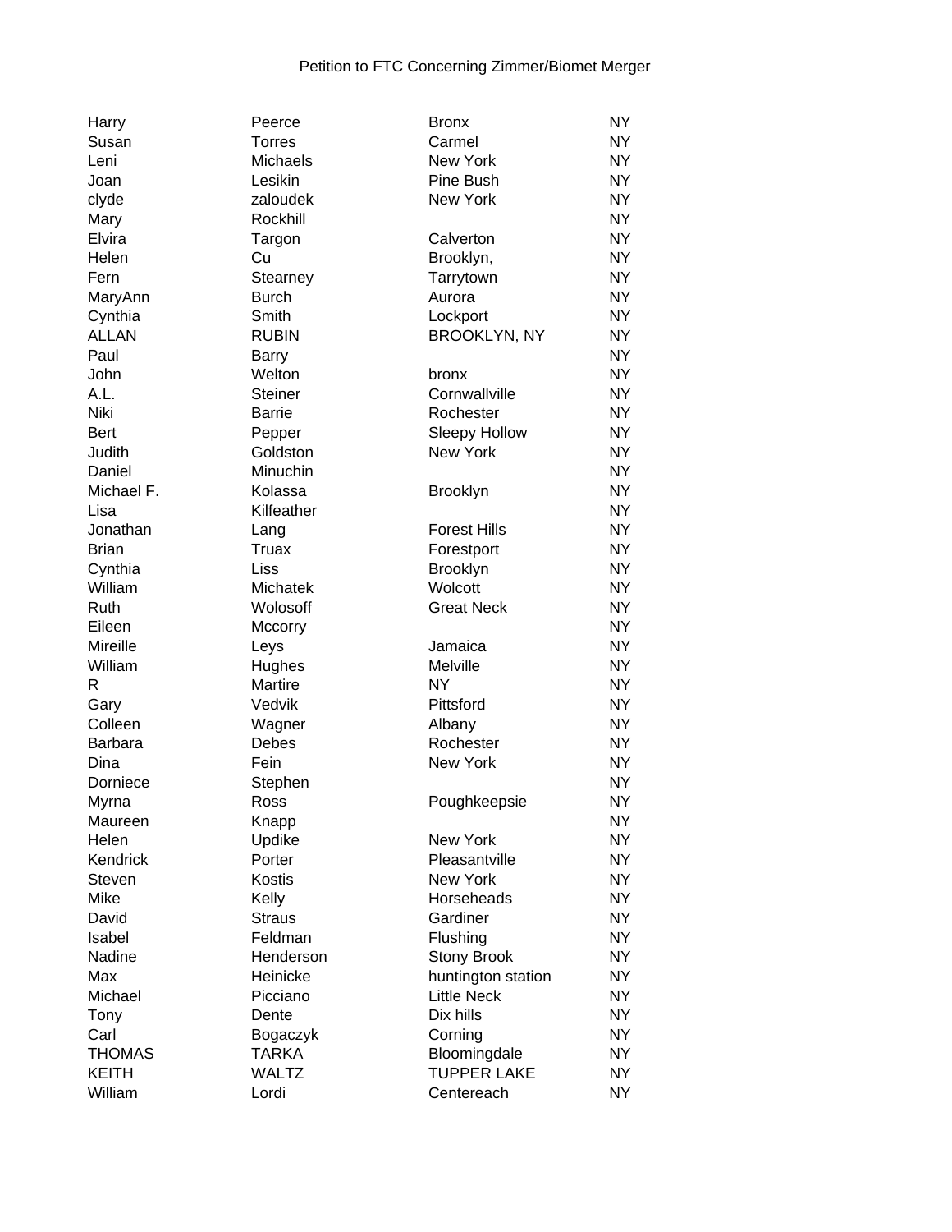Petition to FTC Concerning Zimmer/Biomet Merger

| | | | |
|---|---|---|---|
| Harry | Peerce | Bronx | NY |
| Susan | Torres | Carmel | NY |
| Leni | Michaels | New York | NY |
| Joan | Lesikin | Pine Bush | NY |
| clyde | zaloudek | New York | NY |
| Mary | Rockhill | | NY |
| Elvira | Targon | Calverton | NY |
| Helen | Cu | Brooklyn, | NY |
| Fern | Stearney | Tarrytown | NY |
| MaryAnn | Burch | Aurora | NY |
| Cynthia | Smith | Lockport | NY |
| ALLAN | RUBIN | BROOKLYN, NY | NY |
| Paul | Barry | | NY |
| John | Welton | bronx | NY |
| A.L. | Steiner | Cornwallville | NY |
| Niki | Barrie | Rochester | NY |
| Bert | Pepper | Sleepy Hollow | NY |
| Judith | Goldston | New York | NY |
| Daniel | Minuchin | | NY |
| Michael F. | Kolassa | Brooklyn | NY |
| Lisa | Kilfeather | | NY |
| Jonathan | Lang | Forest Hills | NY |
| Brian | Truax | Forestport | NY |
| Cynthia | Liss | Brooklyn | NY |
| William | Michatek | Wolcott | NY |
| Ruth | Wolosoff | Great Neck | NY |
| Eileen | Mccorry | | NY |
| Mireille | Leys | Jamaica | NY |
| William | Hughes | Melville | NY |
| R | Martire | NY | NY |
| Gary | Vedvik | Pittsford | NY |
| Colleen | Wagner | Albany | NY |
| Barbara | Debes | Rochester | NY |
| Dina | Fein | New York | NY |
| Dorniece | Stephen | | NY |
| Myrna | Ross | Poughkeepsie | NY |
| Maureen | Knapp | | NY |
| Helen | Updike | New York | NY |
| Kendrick | Porter | Pleasantville | NY |
| Steven | Kostis | New York | NY |
| Mike | Kelly | Horseheads | NY |
| David | Straus | Gardiner | NY |
| Isabel | Feldman | Flushing | NY |
| Nadine | Henderson | Stony Brook | NY |
| Max | Heinicke | huntington station | NY |
| Michael | Picciano | Little Neck | NY |
| Tony | Dente | Dix hills | NY |
| Carl | Bogaczyk | Corning | NY |
| THOMAS | TARKA | Bloomingdale | NY |
| KEITH | WALTZ | TUPPER LAKE | NY |
| William | Lordi | Centereach | NY |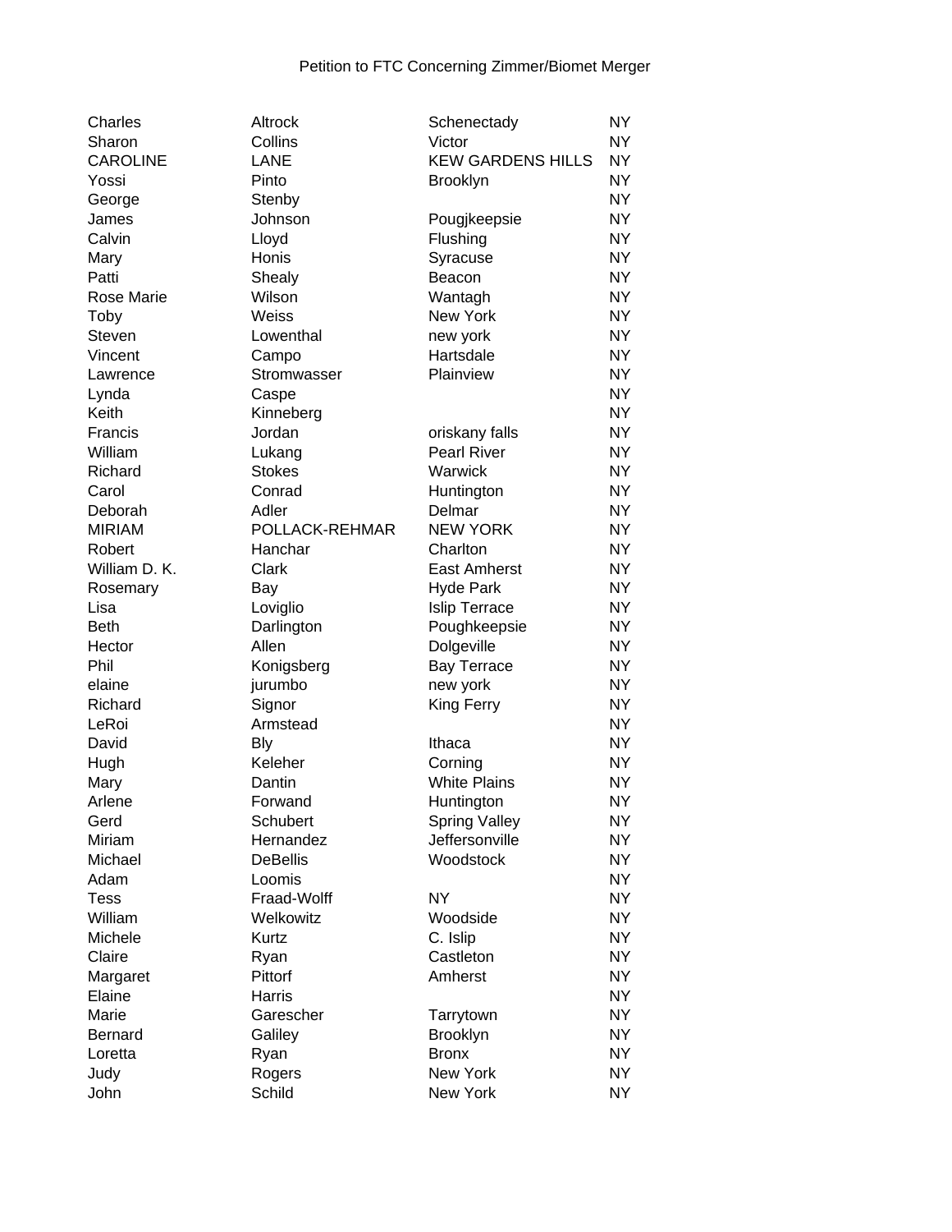Petition to FTC Concerning Zimmer/Biomet Merger

| | | | |
|---|---|---|---|
| Charles | Altrock | Schenectady | NY |
| Sharon | Collins | Victor | NY |
| CAROLINE | LANE | KEW GARDENS HILLS | NY |
| Yossi | Pinto | Brooklyn | NY |
| George | Stenby | | NY |
| James | Johnson | Pougjkeepsie | NY |
| Calvin | Lloyd | Flushing | NY |
| Mary | Honis | Syracuse | NY |
| Patti | Shealy | Beacon | NY |
| Rose Marie | Wilson | Wantagh | NY |
| Toby | Weiss | New York | NY |
| Steven | Lowenthal | new york | NY |
| Vincent | Campo | Hartsdale | NY |
| Lawrence | Stromwasser | Plainview | NY |
| Lynda | Caspe | | NY |
| Keith | Kinneberg | | NY |
| Francis | Jordan | oriskany falls | NY |
| William | Lukang | Pearl River | NY |
| Richard | Stokes | Warwick | NY |
| Carol | Conrad | Huntington | NY |
| Deborah | Adler | Delmar | NY |
| MIRIAM | POLLACK-REHMAR | NEW YORK | NY |
| Robert | Hanchar | Charlton | NY |
| William D. K. | Clark | East Amherst | NY |
| Rosemary | Bay | Hyde Park | NY |
| Lisa | Loviglio | Islip Terrace | NY |
| Beth | Darlington | Poughkeepsie | NY |
| Hector | Allen | Dolgeville | NY |
| Phil | Konigsberg | Bay Terrace | NY |
| elaine | jurumbo | new york | NY |
| Richard | Signor | King Ferry | NY |
| LeRoi | Armstead | | NY |
| David | Bly | Ithaca | NY |
| Hugh | Keleher | Corning | NY |
| Mary | Dantin | White Plains | NY |
| Arlene | Forwand | Huntington | NY |
| Gerd | Schubert | Spring Valley | NY |
| Miriam | Hernandez | Jeffersonville | NY |
| Michael | DeBellis | Woodstock | NY |
| Adam | Loomis | | NY |
| Tess | Fraad-Wolff | NY | NY |
| William | Welkowitz | Woodside | NY |
| Michele | Kurtz | C. Islip | NY |
| Claire | Ryan | Castleton | NY |
| Margaret | Pittorf | Amherst | NY |
| Elaine | Harris | | NY |
| Marie | Garescher | Tarrytown | NY |
| Bernard | Galiley | Brooklyn | NY |
| Loretta | Ryan | Bronx | NY |
| Judy | Rogers | New York | NY |
| John | Schild | New York | NY |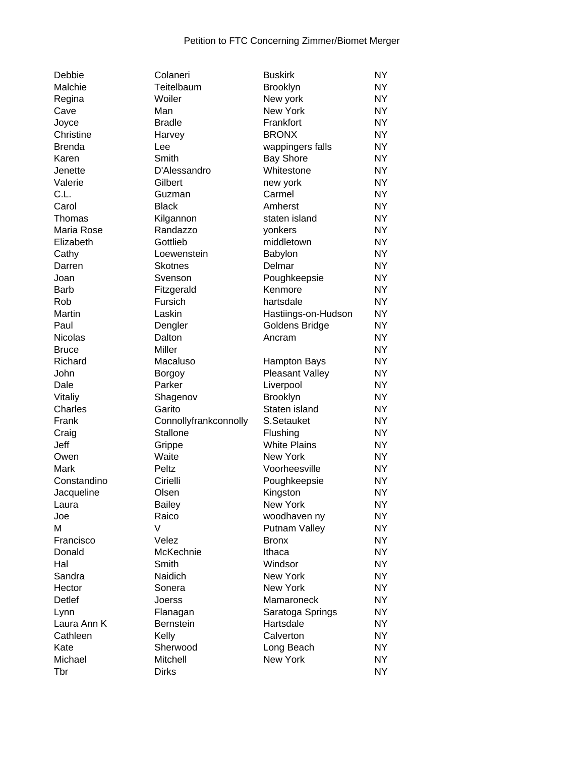Petition to FTC Concerning Zimmer/Biomet Merger

| | | | |
|---|---|---|---|
| Debbie | Colaneri | Buskirk | NY |
| Malchie | Teitelbaum | Brooklyn | NY |
| Regina | Woiler | New york | NY |
| Cave | Man | New York | NY |
| Joyce | Bradle | Frankfort | NY |
| Christine | Harvey | BRONX | NY |
| Brenda | Lee | wappingers falls | NY |
| Karen | Smith | Bay Shore | NY |
| Jenette | D'Alessandro | Whitestone | NY |
| Valerie | Gilbert | new york | NY |
| C.L. | Guzman | Carmel | NY |
| Carol | Black | Amherst | NY |
| Thomas | Kilgannon | staten island | NY |
| Maria Rose | Randazzo | yonkers | NY |
| Elizabeth | Gottlieb | middletown | NY |
| Cathy | Loewenstein | Babylon | NY |
| Darren | Skotnes | Delmar | NY |
| Joan | Svenson | Poughkeepsie | NY |
| Barb | Fitzgerald | Kenmore | NY |
| Rob | Fursich | hartsdale | NY |
| Martin | Laskin | Hastiings-on-Hudson | NY |
| Paul | Dengler | Goldens Bridge | NY |
| Nicolas | Dalton | Ancram | NY |
| Bruce | Miller | | NY |
| Richard | Macaluso | Hampton Bays | NY |
| John | Borgoy | Pleasant Valley | NY |
| Dale | Parker | Liverpool | NY |
| Vitaliy | Shagenov | Brooklyn | NY |
| Charles | Garito | Staten island | NY |
| Frank | Connollyfrankconnolly | S.Setauket | NY |
| Craig | Stallone | Flushing | NY |
| Jeff | Grippe | White Plains | NY |
| Owen | Waite | New York | NY |
| Mark | Peltz | Voorheesville | NY |
| Constandino | Cirielli | Poughkeepsie | NY |
| Jacqueline | Olsen | Kingston | NY |
| Laura | Bailey | New York | NY |
| Joe | Raico | woodhaven ny | NY |
| M | V | Putnam Valley | NY |
| Francisco | Velez | Bronx | NY |
| Donald | McKechnie | Ithaca | NY |
| Hal | Smith | Windsor | NY |
| Sandra | Naidich | New York | NY |
| Hector | Sonera | New York | NY |
| Detlef | Joerss | Mamaroneck | NY |
| Lynn | Flanagan | Saratoga Springs | NY |
| Laura Ann K | Bernstein | Hartsdale | NY |
| Cathleen | Kelly | Calverton | NY |
| Kate | Sherwood | Long Beach | NY |
| Michael | Mitchell | New York | NY |
| Tbr | Dirks | | NY |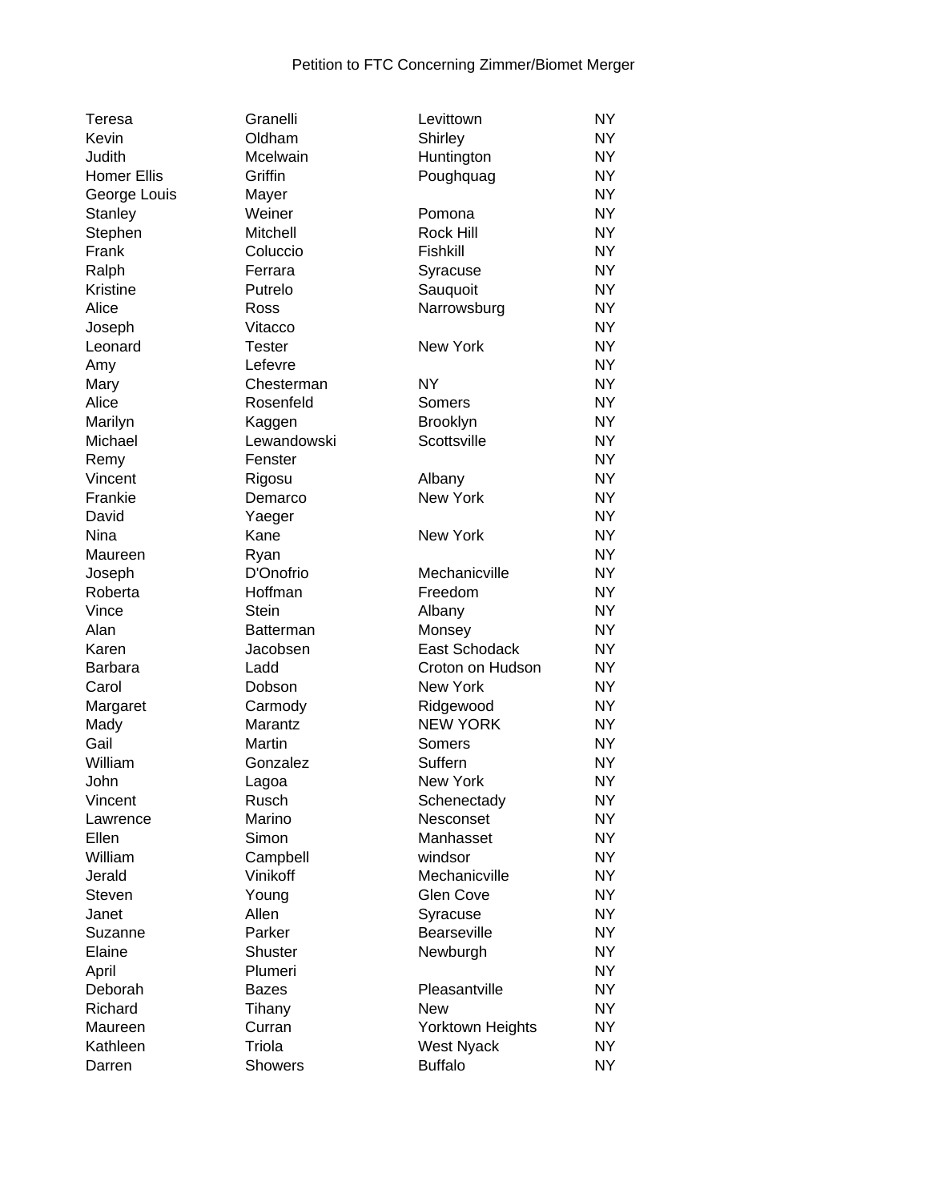Petition to FTC Concerning Zimmer/Biomet Merger

| | | | |
|---|---|---|---|
| Teresa | Granelli | Levittown | NY |
| Kevin | Oldham | Shirley | NY |
| Judith | Mcelwain | Huntington | NY |
| Homer Ellis | Griffin | Poughquag | NY |
| George Louis | Mayer | | NY |
| Stanley | Weiner | Pomona | NY |
| Stephen | Mitchell | Rock Hill | NY |
| Frank | Coluccio | Fishkill | NY |
| Ralph | Ferrara | Syracuse | NY |
| Kristine | Putrelo | Sauquoit | NY |
| Alice | Ross | Narrowsburg | NY |
| Joseph | Vitacco | | NY |
| Leonard | Tester | New York | NY |
| Amy | Lefevre | | NY |
| Mary | Chesterman | NY | NY |
| Alice | Rosenfeld | Somers | NY |
| Marilyn | Kaggen | Brooklyn | NY |
| Michael | Lewandowski | Scottsville | NY |
| Remy | Fenster | | NY |
| Vincent | Rigosu | Albany | NY |
| Frankie | Demarco | New York | NY |
| David | Yaeger | | NY |
| Nina | Kane | New York | NY |
| Maureen | Ryan | | NY |
| Joseph | D'Onofrio | Mechanicville | NY |
| Roberta | Hoffman | Freedom | NY |
| Vince | Stein | Albany | NY |
| Alan | Batterman | Monsey | NY |
| Karen | Jacobsen | East Schodack | NY |
| Barbara | Ladd | Croton on Hudson | NY |
| Carol | Dobson | New York | NY |
| Margaret | Carmody | Ridgewood | NY |
| Mady | Marantz | NEW YORK | NY |
| Gail | Martin | Somers | NY |
| William | Gonzalez | Suffern | NY |
| John | Lagoa | New York | NY |
| Vincent | Rusch | Schenectady | NY |
| Lawrence | Marino | Nesconset | NY |
| Ellen | Simon | Manhasset | NY |
| William | Campbell | windsor | NY |
| Jerald | Vinikoff | Mechanicville | NY |
| Steven | Young | Glen Cove | NY |
| Janet | Allen | Syracuse | NY |
| Suzanne | Parker | Bearseville | NY |
| Elaine | Shuster | Newburgh | NY |
| April | Plumeri | | NY |
| Deborah | Bazes | Pleasantville | NY |
| Richard | Tihany | New | NY |
| Maureen | Curran | Yorktown Heights | NY |
| Kathleen | Triola | West Nyack | NY |
| Darren | Showers | Buffalo | NY |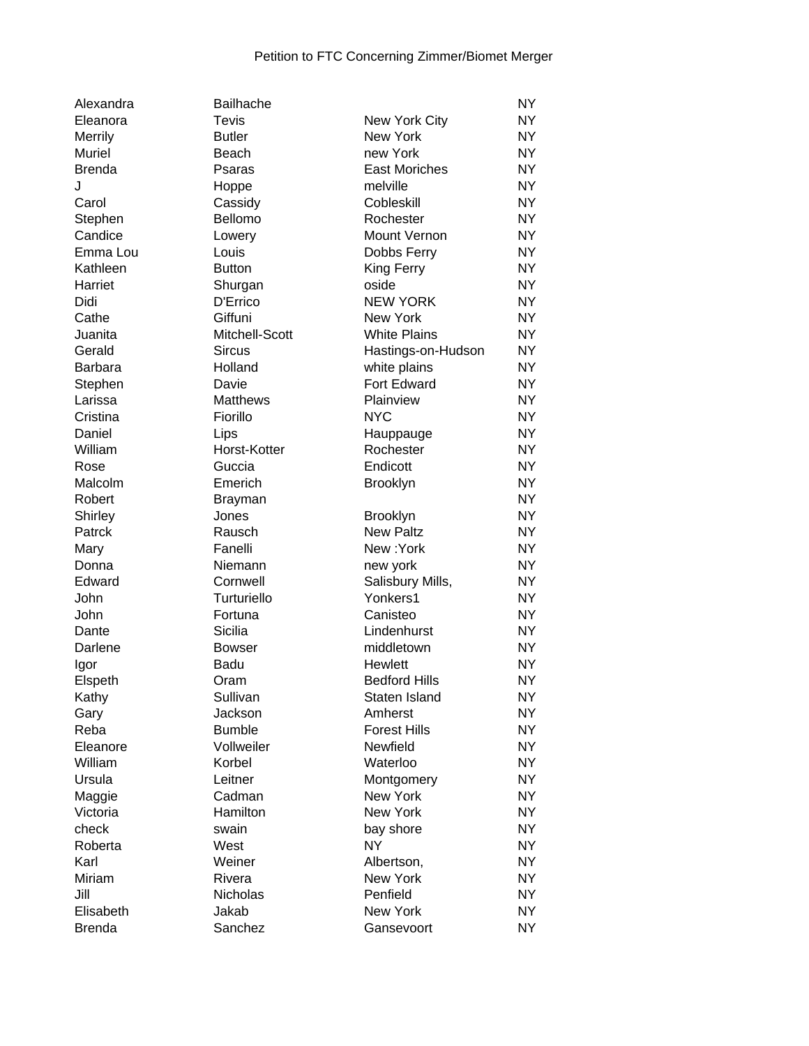Petition to FTC Concerning Zimmer/Biomet Merger

| | | | |
|---|---|---|---|
| Alexandra | Bailhache | | NY |
| Eleanora | Tevis | New York City | NY |
| Merrily | Butler | New York | NY |
| Muriel | Beach | new York | NY |
| Brenda | Psaras | East Moriches | NY |
| J | Hoppe | melville | NY |
| Carol | Cassidy | Cobleskill | NY |
| Stephen | Bellomo | Rochester | NY |
| Candice | Lowery | Mount Vernon | NY |
| Emma Lou | Louis | Dobbs Ferry | NY |
| Kathleen | Button | King Ferry | NY |
| Harriet | Shurgan | oside | NY |
| Didi | D'Errico | NEW YORK | NY |
| Cathe | Giffuni | New York | NY |
| Juanita | Mitchell-Scott | White Plains | NY |
| Gerald | Sircus | Hastings-on-Hudson | NY |
| Barbara | Holland | white plains | NY |
| Stephen | Davie | Fort Edward | NY |
| Larissa | Matthews | Plainview | NY |
| Cristina | Fiorillo | NYC | NY |
| Daniel | Lips | Hauppauge | NY |
| William | Horst-Kotter | Rochester | NY |
| Rose | Guccia | Endicott | NY |
| Malcolm | Emerich | Brooklyn | NY |
| Robert | Brayman | | NY |
| Shirley | Jones | Brooklyn | NY |
| Patrck | Rausch | New Paltz | NY |
| Mary | Fanelli | New :York | NY |
| Donna | Niemann | new york | NY |
| Edward | Cornwell | Salisbury Mills, | NY |
| John | Turturiello | Yonkers1 | NY |
| John | Fortuna | Canisteo | NY |
| Dante | Sicilia | Lindenhurst | NY |
| Darlene | Bowser | middletown | NY |
| Igor | Badu | Hewlett | NY |
| Elspeth | Oram | Bedford Hills | NY |
| Kathy | Sullivan | Staten Island | NY |
| Gary | Jackson | Amherst | NY |
| Reba | Bumble | Forest Hills | NY |
| Eleanore | Vollweiler | Newfield | NY |
| William | Korbel | Waterloo | NY |
| Ursula | Leitner | Montgomery | NY |
| Maggie | Cadman | New York | NY |
| Victoria | Hamilton | New York | NY |
| check | swain | bay shore | NY |
| Roberta | West | NY | NY |
| Karl | Weiner | Albertson, | NY |
| Miriam | Rivera | New York | NY |
| Jill | Nicholas | Penfield | NY |
| Elisabeth | Jakab | New York | NY |
| Brenda | Sanchez | Gansevoort | NY |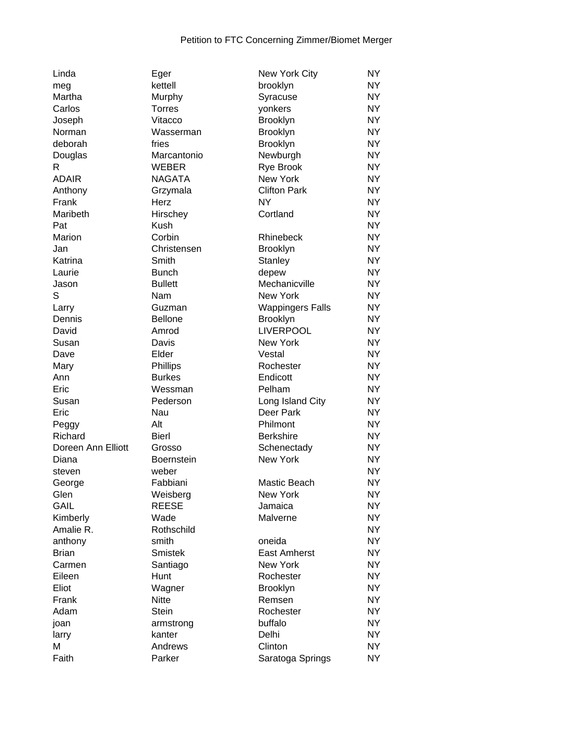Petition to FTC Concerning Zimmer/Biomet Merger

| | | | |
|---|---|---|---|
| Linda | Eger | New York City | NY |
| meg | kettell | brooklyn | NY |
| Martha | Murphy | Syracuse | NY |
| Carlos | Torres | yonkers | NY |
| Joseph | Vitacco | Brooklyn | NY |
| Norman | Wasserman | Brooklyn | NY |
| deborah | fries | Brooklyn | NY |
| Douglas | Marcantonio | Newburgh | NY |
| R | WEBER | Rye Brook | NY |
| ADAIR | NAGATA | New York | NY |
| Anthony | Grzymala | Clifton Park | NY |
| Frank | Herz | NY | NY |
| Maribeth | Hirschey | Cortland | NY |
| Pat | Kush | | NY |
| Marion | Corbin | Rhinebeck | NY |
| Jan | Christensen | Brooklyn | NY |
| Katrina | Smith | Stanley | NY |
| Laurie | Bunch | depew | NY |
| Jason | Bullett | Mechanicville | NY |
| S | Nam | New York | NY |
| Larry | Guzman | Wappingers Falls | NY |
| Dennis | Bellone | Brooklyn | NY |
| David | Amrod | LIVERPOOL | NY |
| Susan | Davis | New York | NY |
| Dave | Elder | Vestal | NY |
| Mary | Phillips | Rochester | NY |
| Ann | Burkes | Endicott | NY |
| Eric | Wessman | Pelham | NY |
| Susan | Pederson | Long Island City | NY |
| Eric | Nau | Deer Park | NY |
| Peggy | Alt | Philmont | NY |
| Richard | Bierl | Berkshire | NY |
| Doreen Ann Elliott | Grosso | Schenectady | NY |
| Diana | Boernstein | New York | NY |
| steven | weber | | NY |
| George | Fabbiani | Mastic Beach | NY |
| Glen | Weisberg | New York | NY |
| GAIL | REESE | Jamaica | NY |
| Kimberly | Wade | Malverne | NY |
| Amalie R. | Rothschild | | NY |
| anthony | smith | oneida | NY |
| Brian | Smistek | East Amherst | NY |
| Carmen | Santiago | New York | NY |
| Eileen | Hunt | Rochester | NY |
| Eliot | Wagner | Brooklyn | NY |
| Frank | Nitte | Remsen | NY |
| Adam | Stein | Rochester | NY |
| joan | armstrong | buffalo | NY |
| larry | kanter | Delhi | NY |
| M | Andrews | Clinton | NY |
| Faith | Parker | Saratoga Springs | NY |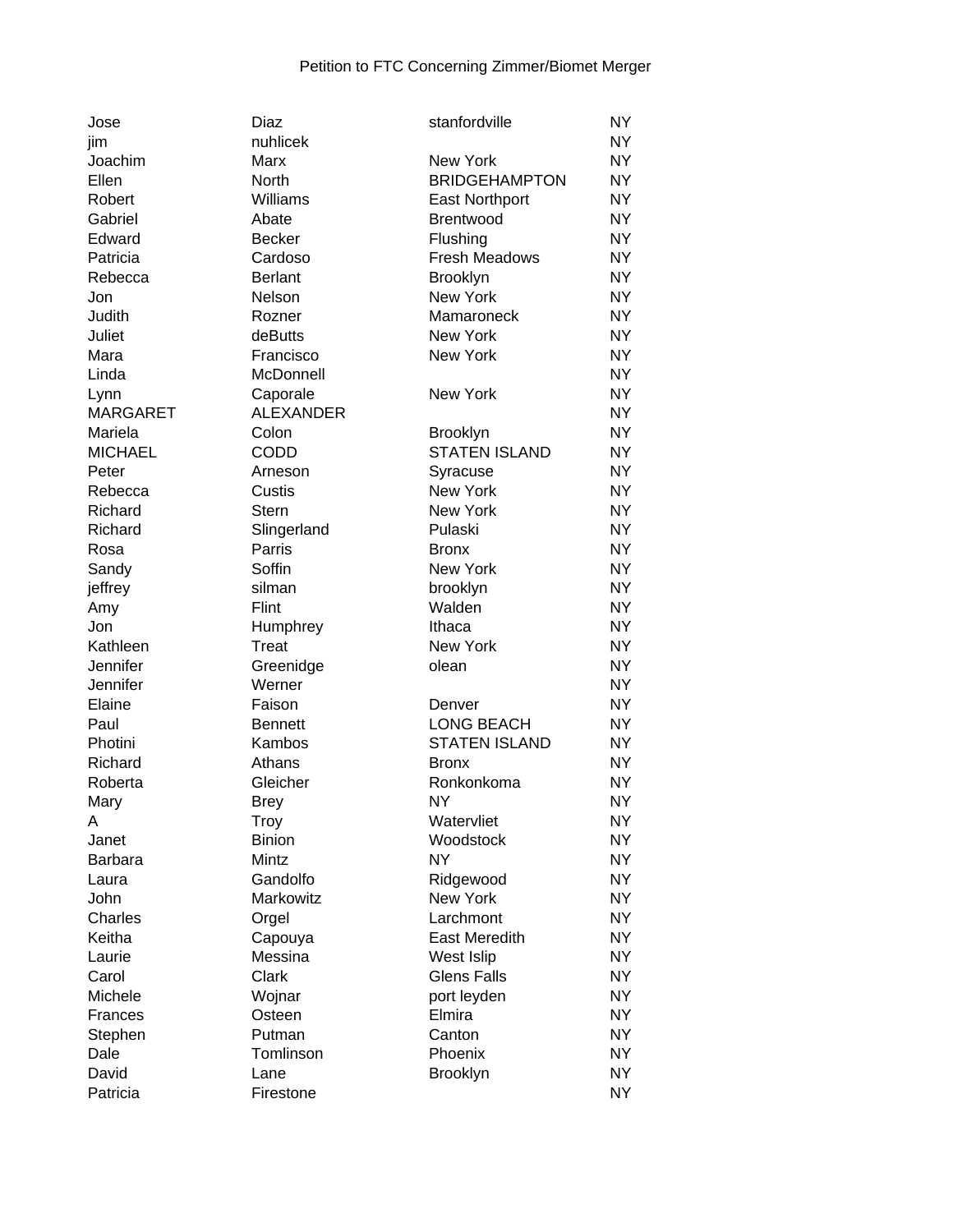Petition to FTC Concerning Zimmer/Biomet Merger

| | | | |
|---|---|---|---|
| Jose | Diaz | stanfordville | NY |
| jim | nuhlicek | | NY |
| Joachim | Marx | New York | NY |
| Ellen | North | BRIDGEHAMPTON | NY |
| Robert | Williams | East Northport | NY |
| Gabriel | Abate | Brentwood | NY |
| Edward | Becker | Flushing | NY |
| Patricia | Cardoso | Fresh Meadows | NY |
| Rebecca | Berlant | Brooklyn | NY |
| Jon | Nelson | New York | NY |
| Judith | Rozner | Mamaroneck | NY |
| Juliet | deButts | New York | NY |
| Mara | Francisco | New York | NY |
| Linda | McDonnell | | NY |
| Lynn | Caporale | New York | NY |
| MARGARET | ALEXANDER | | NY |
| Mariela | Colon | Brooklyn | NY |
| MICHAEL | CODD | STATEN ISLAND | NY |
| Peter | Arneson | Syracuse | NY |
| Rebecca | Custis | New York | NY |
| Richard | Stern | New York | NY |
| Richard | Slingerland | Pulaski | NY |
| Rosa | Parris | Bronx | NY |
| Sandy | Soffin | New York | NY |
| jeffrey | silman | brooklyn | NY |
| Amy | Flint | Walden | NY |
| Jon | Humphrey | Ithaca | NY |
| Kathleen | Treat | New York | NY |
| Jennifer | Greenidge | olean | NY |
| Jennifer | Werner | | NY |
| Elaine | Faison | Denver | NY |
| Paul | Bennett | LONG BEACH | NY |
| Photini | Kambos | STATEN ISLAND | NY |
| Richard | Athans | Bronx | NY |
| Roberta | Gleicher | Ronkonkoma | NY |
| Mary | Brey | NY | NY |
| A | Troy | Watervliet | NY |
| Janet | Binion | Woodstock | NY |
| Barbara | Mintz | NY | NY |
| Laura | Gandolfo | Ridgewood | NY |
| John | Markowitz | New York | NY |
| Charles | Orgel | Larchmont | NY |
| Keitha | Capouya | East Meredith | NY |
| Laurie | Messina | West Islip | NY |
| Carol | Clark | Glens Falls | NY |
| Michele | Wojnar | port leyden | NY |
| Frances | Osteen | Elmira | NY |
| Stephen | Putman | Canton | NY |
| Dale | Tomlinson | Phoenix | NY |
| David | Lane | Brooklyn | NY |
| Patricia | Firestone | | NY |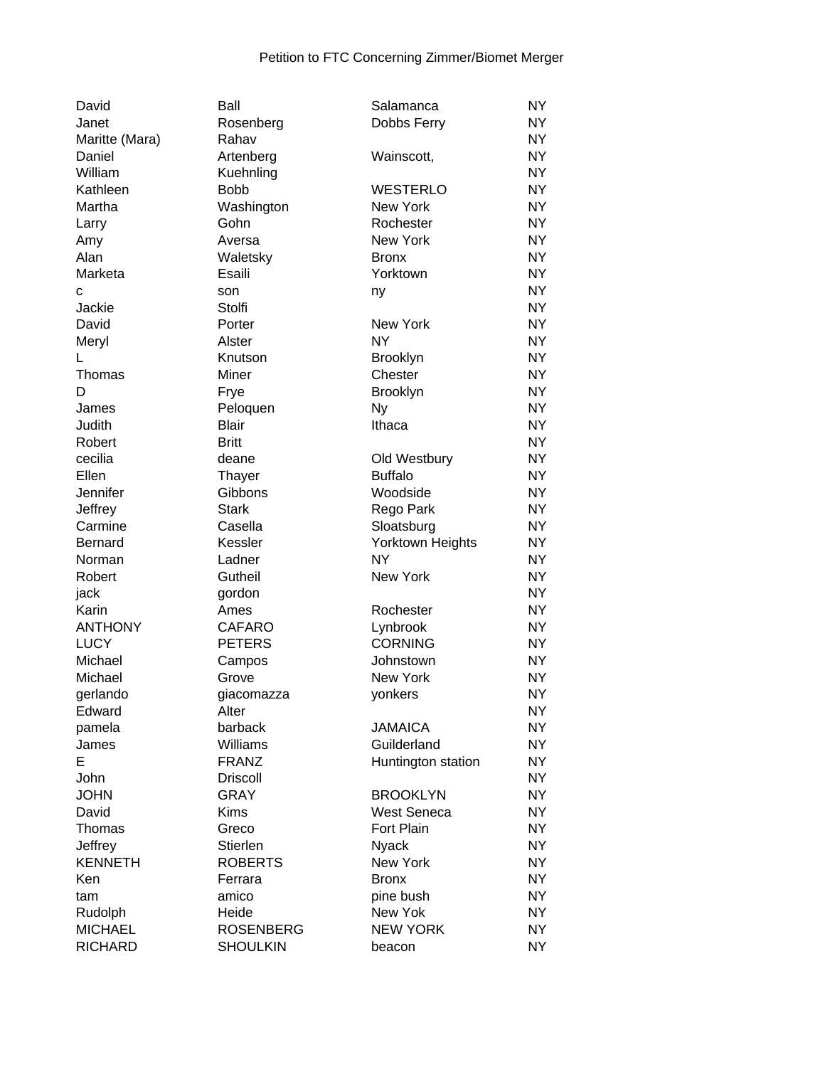Petition to FTC Concerning Zimmer/Biomet Merger

| | | | |
|---|---|---|---|
| David | Ball | Salamanca | NY |
| Janet | Rosenberg | Dobbs Ferry | NY |
| Maritte (Mara) | Rahav | | NY |
| Daniel | Artenberg | Wainscott, | NY |
| William | Kuehnling | | NY |
| Kathleen | Bobb | WESTERLO | NY |
| Martha | Washington | New York | NY |
| Larry | Gohn | Rochester | NY |
| Amy | Aversa | New York | NY |
| Alan | Waletsky | Bronx | NY |
| Marketa | Esaili | Yorktown | NY |
| c | son | ny | NY |
| Jackie | Stolfi | | NY |
| David | Porter | New York | NY |
| Meryl | Alster | NY | NY |
| L | Knutson | Brooklyn | NY |
| Thomas | Miner | Chester | NY |
| D | Frye | Brooklyn | NY |
| James | Peloquen | Ny | NY |
| Judith | Blair | Ithaca | NY |
| Robert | Britt | | NY |
| cecilia | deane | Old Westbury | NY |
| Ellen | Thayer | Buffalo | NY |
| Jennifer | Gibbons | Woodside | NY |
| Jeffrey | Stark | Rego Park | NY |
| Carmine | Casella | Sloatsburg | NY |
| Bernard | Kessler | Yorktown Heights | NY |
| Norman | Ladner | NY | NY |
| Robert | Gutheil | New York | NY |
| jack | gordon | | NY |
| Karin | Ames | Rochester | NY |
| ANTHONY | CAFARO | Lynbrook | NY |
| LUCY | PETERS | CORNING | NY |
| Michael | Campos | Johnstown | NY |
| Michael | Grove | New York | NY |
| gerlando | giacomazza | yonkers | NY |
| Edward | Alter | | NY |
| pamela | barback | JAMAICA | NY |
| James | Williams | Guilderland | NY |
| E | FRANZ | Huntington station | NY |
| John | Driscoll | | NY |
| JOHN | GRAY | BROOKLYN | NY |
| David | Kims | West Seneca | NY |
| Thomas | Greco | Fort Plain | NY |
| Jeffrey | Stierlen | Nyack | NY |
| KENNETH | ROBERTS | New York | NY |
| Ken | Ferrara | Bronx | NY |
| tam | amico | pine bush | NY |
| Rudolph | Heide | New Yok | NY |
| MICHAEL | ROSENBERG | NEW YORK | NY |
| RICHARD | SHOULKIN | beacon | NY |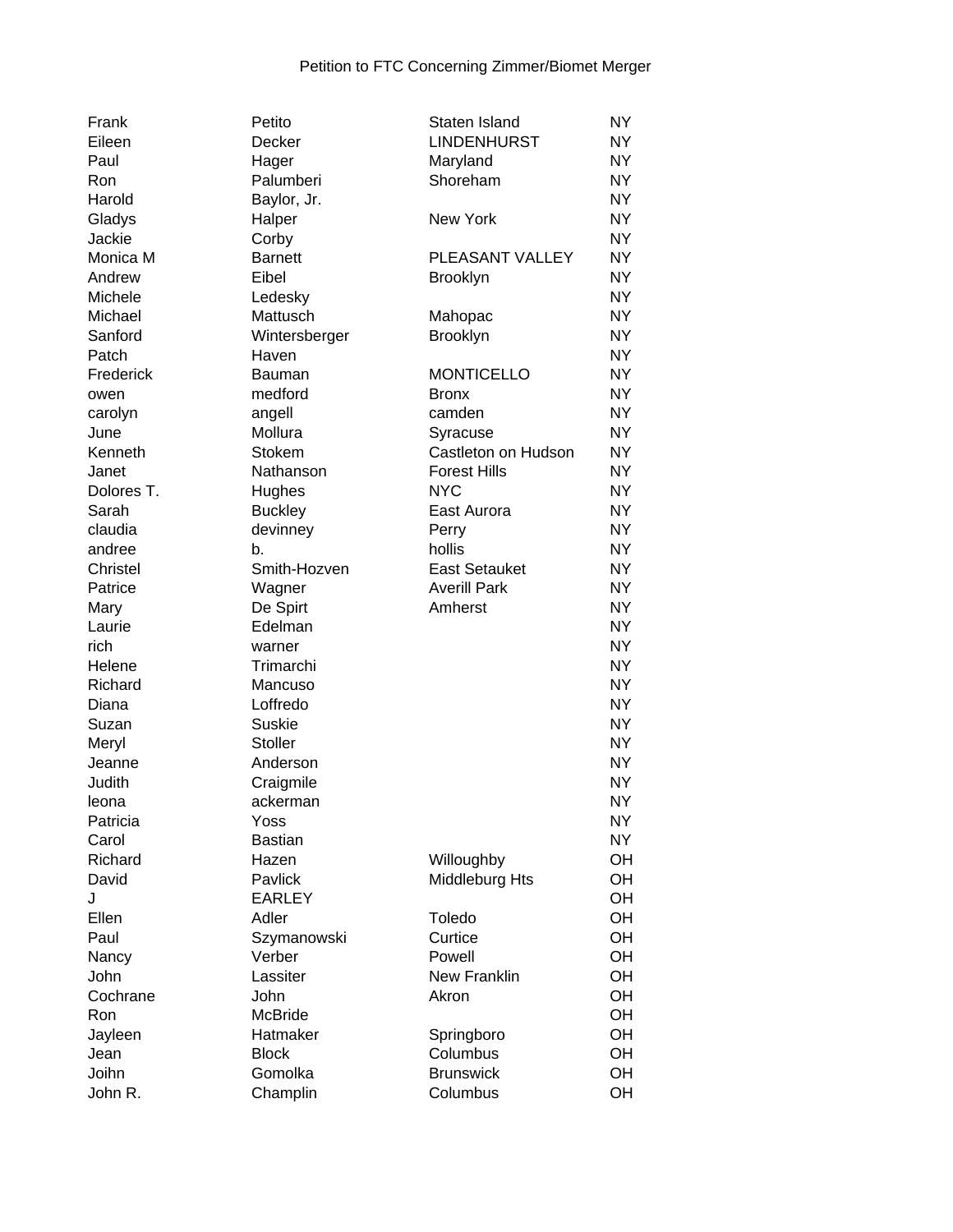Petition to FTC Concerning Zimmer/Biomet Merger

| | | | |
|---|---|---|---|
| Frank | Petito | Staten Island | NY |
| Eileen | Decker | LINDENHURST | NY |
| Paul | Hager | Maryland | NY |
| Ron | Palumberi | Shoreham | NY |
| Harold | Baylor, Jr. | | NY |
| Gladys | Halper | New York | NY |
| Jackie | Corby | | NY |
| Monica M | Barnett | PLEASANT VALLEY | NY |
| Andrew | Eibel | Brooklyn | NY |
| Michele | Ledesky | | NY |
| Michael | Mattusch | Mahopac | NY |
| Sanford | Wintersberger | Brooklyn | NY |
| Patch | Haven | | NY |
| Frederick | Bauman | MONTICELLO | NY |
| owen | medford | Bronx | NY |
| carolyn | angell | camden | NY |
| June | Mollura | Syracuse | NY |
| Kenneth | Stokem | Castleton on Hudson | NY |
| Janet | Nathanson | Forest Hills | NY |
| Dolores T. | Hughes | NYC | NY |
| Sarah | Buckley | East Aurora | NY |
| claudia | devinney | Perry | NY |
| andree | b. | hollis | NY |
| Christel | Smith-Hozven | East Setauket | NY |
| Patrice | Wagner | Averill Park | NY |
| Mary | De Spirt | Amherst | NY |
| Laurie | Edelman | | NY |
| rich | warner | | NY |
| Helene | Trimarchi | | NY |
| Richard | Mancuso | | NY |
| Diana | Loffredo | | NY |
| Suzan | Suskie | | NY |
| Meryl | Stoller | | NY |
| Jeanne | Anderson | | NY |
| Judith | Craigmile | | NY |
| leona | ackerman | | NY |
| Patricia | Yoss | | NY |
| Carol | Bastian | | NY |
| Richard | Hazen | Willoughby | OH |
| David | Pavlick | Middleburg Hts | OH |
| J | EARLEY | | OH |
| Ellen | Adler | Toledo | OH |
| Paul | Szymanowski | Curtice | OH |
| Nancy | Verber | Powell | OH |
| John | Lassiter | New Franklin | OH |
| Cochrane | John | Akron | OH |
| Ron | McBride | | OH |
| Jayleen | Hatmaker | Springboro | OH |
| Jean | Block | Columbus | OH |
| Joihn | Gomolka | Brunswick | OH |
| John R. | Champlin | Columbus | OH |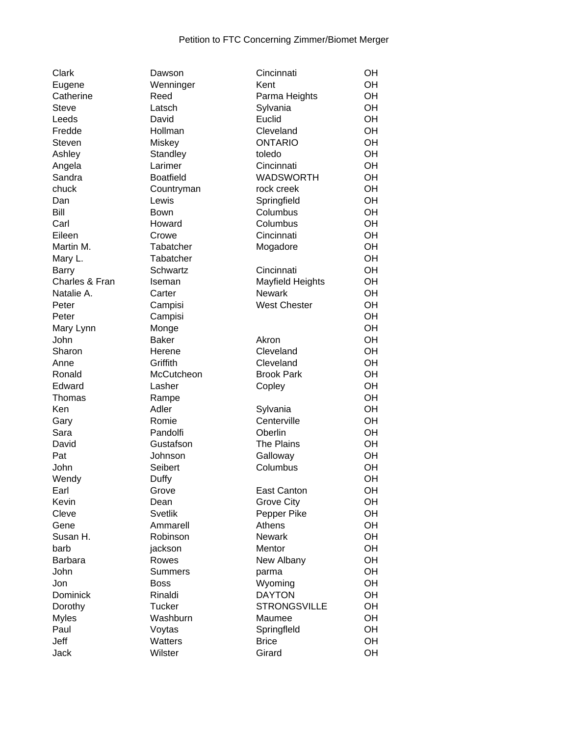Petition to FTC Concerning Zimmer/Biomet Merger

| | | | |
|---|---|---|---|
| Clark | Dawson | Cincinnati | OH |
| Eugene | Wenninger | Kent | OH |
| Catherine | Reed | Parma Heights | OH |
| Steve | Latsch | Sylvania | OH |
| Leeds | David | Euclid | OH |
| Fredde | Hollman | Cleveland | OH |
| Steven | Miskey | ONTARIO | OH |
| Ashley | Standley | toledo | OH |
| Angela | Larimer | Cincinnati | OH |
| Sandra | Boatfield | WADSWORTH | OH |
| chuck | Countryman | rock creek | OH |
| Dan | Lewis | Springfield | OH |
| Bill | Bown | Columbus | OH |
| Carl | Howard | Columbus | OH |
| Eileen | Crowe | Cincinnati | OH |
| Martin M. | Tabatcher | Mogadore | OH |
| Mary L. | Tabatcher | | OH |
| Barry | Schwartz | Cincinnati | OH |
| Charles & Fran | Iseman | Mayfield Heights | OH |
| Natalie A. | Carter | Newark | OH |
| Peter | Campisi | West Chester | OH |
| Peter | Campisi | | OH |
| Mary Lynn | Monge | | OH |
| John | Baker | Akron | OH |
| Sharon | Herene | Cleveland | OH |
| Anne | Griffith | Cleveland | OH |
| Ronald | McCutcheon | Brook Park | OH |
| Edward | Lasher | Copley | OH |
| Thomas | Rampe | | OH |
| Ken | Adler | Sylvania | OH |
| Gary | Romie | Centerville | OH |
| Sara | Pandolfi | Oberlin | OH |
| David | Gustafson | The Plains | OH |
| Pat | Johnson | Galloway | OH |
| John | Seibert | Columbus | OH |
| Wendy | Duffy | | OH |
| Earl | Grove | East Canton | OH |
| Kevin | Dean | Grove City | OH |
| Cleve | Svetlik | Pepper Pike | OH |
| Gene | Ammarell | Athens | OH |
| Susan H. | Robinson | Newark | OH |
| barb | jackson | Mentor | OH |
| Barbara | Rowes | New Albany | OH |
| John | Summers | parma | OH |
| Jon | Boss | Wyoming | OH |
| Dominick | Rinaldi | DAYTON | OH |
| Dorothy | Tucker | STRONGSVILLE | OH |
| Myles | Washburn | Maumee | OH |
| Paul | Voytas | Springfleld | OH |
| Jeff | Watters | Brice | OH |
| Jack | Wilster | Girard | OH |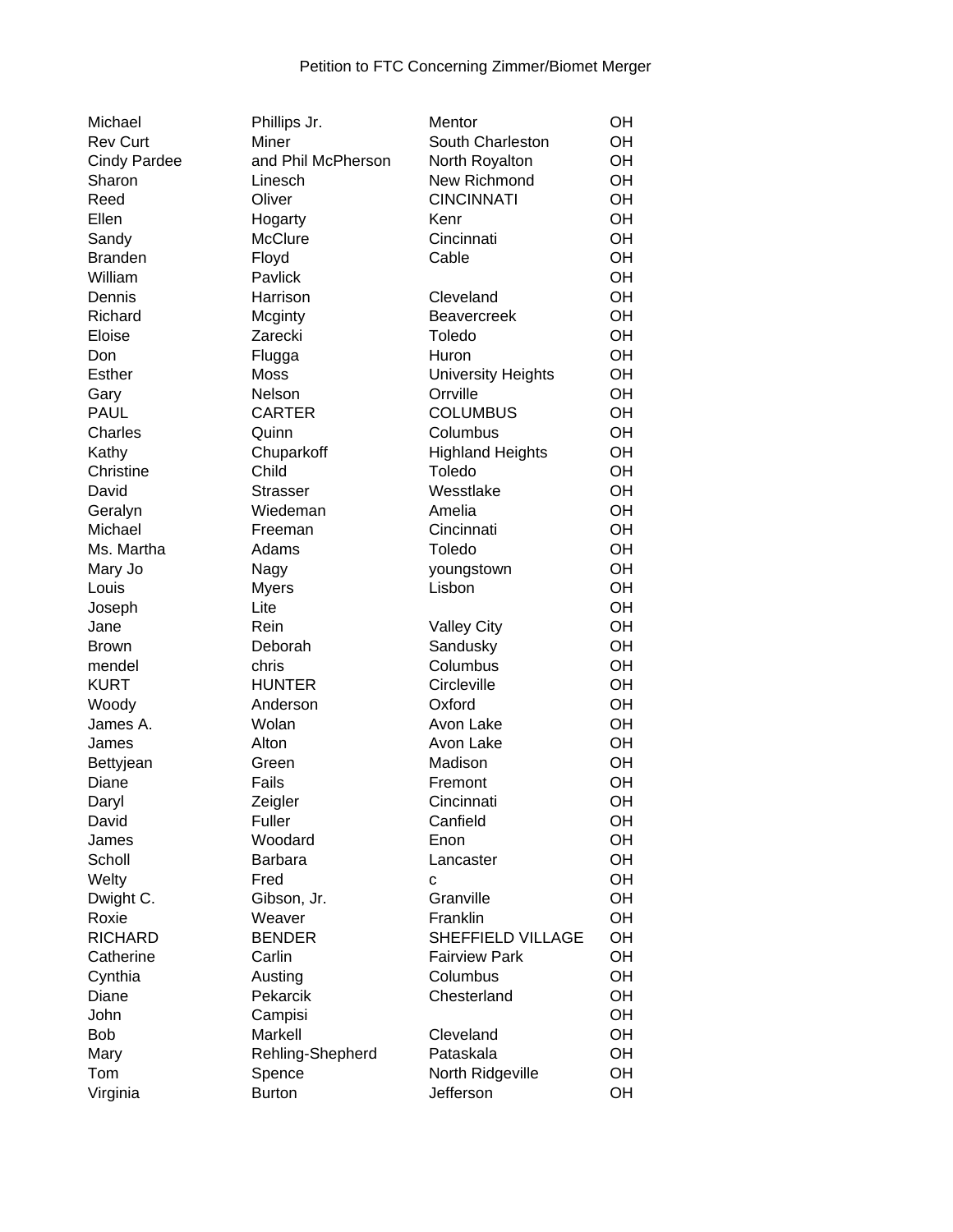Petition to FTC Concerning Zimmer/Biomet Merger

| | | | |
|---|---|---|---|
| Michael | Phillips Jr. | Mentor | OH |
| Rev Curt | Miner | South Charleston | OH |
| Cindy Pardee | and Phil McPherson | North Royalton | OH |
| Sharon | Linesch | New Richmond | OH |
| Reed | Oliver | CINCINNATI | OH |
| Ellen | Hogarty | Kenr | OH |
| Sandy | McClure | Cincinnati | OH |
| Branden | Floyd | Cable | OH |
| William | Pavlick | | OH |
| Dennis | Harrison | Cleveland | OH |
| Richard | Mcginty | Beavercreek | OH |
| Eloise | Zarecki | Toledo | OH |
| Don | Flugga | Huron | OH |
| Esther | Moss | University Heights | OH |
| Gary | Nelson | Orrville | OH |
| PAUL | CARTER | COLUMBUS | OH |
| Charles | Quinn | Columbus | OH |
| Kathy | Chuparkoff | Highland Heights | OH |
| Christine | Child | Toledo | OH |
| David | Strasser | Wesstlake | OH |
| Geralyn | Wiedeman | Amelia | OH |
| Michael | Freeman | Cincinnati | OH |
| Ms. Martha | Adams | Toledo | OH |
| Mary Jo | Nagy | youngstown | OH |
| Louis | Myers | Lisbon | OH |
| Joseph | Lite | | OH |
| Jane | Rein | Valley City | OH |
| Brown | Deborah | Sandusky | OH |
| mendel | chris | Columbus | OH |
| KURT | HUNTER | Circleville | OH |
| Woody | Anderson | Oxford | OH |
| James A. | Wolan | Avon Lake | OH |
| James | Alton | Avon Lake | OH |
| Bettyjean | Green | Madison | OH |
| Diane | Fails | Fremont | OH |
| Daryl | Zeigler | Cincinnati | OH |
| David | Fuller | Canfield | OH |
| James | Woodard | Enon | OH |
| Scholl | Barbara | Lancaster | OH |
| Welty | Fred | c | OH |
| Dwight C. | Gibson, Jr. | Granville | OH |
| Roxie | Weaver | Franklin | OH |
| RICHARD | BENDER | SHEFFIELD VILLAGE | OH |
| Catherine | Carlin | Fairview Park | OH |
| Cynthia | Austing | Columbus | OH |
| Diane | Pekarcik | Chesterland | OH |
| John | Campisi | | OH |
| Bob | Markell | Cleveland | OH |
| Mary | Rehling-Shepherd | Pataskala | OH |
| Tom | Spence | North Ridgeville | OH |
| Virginia | Burton | Jefferson | OH |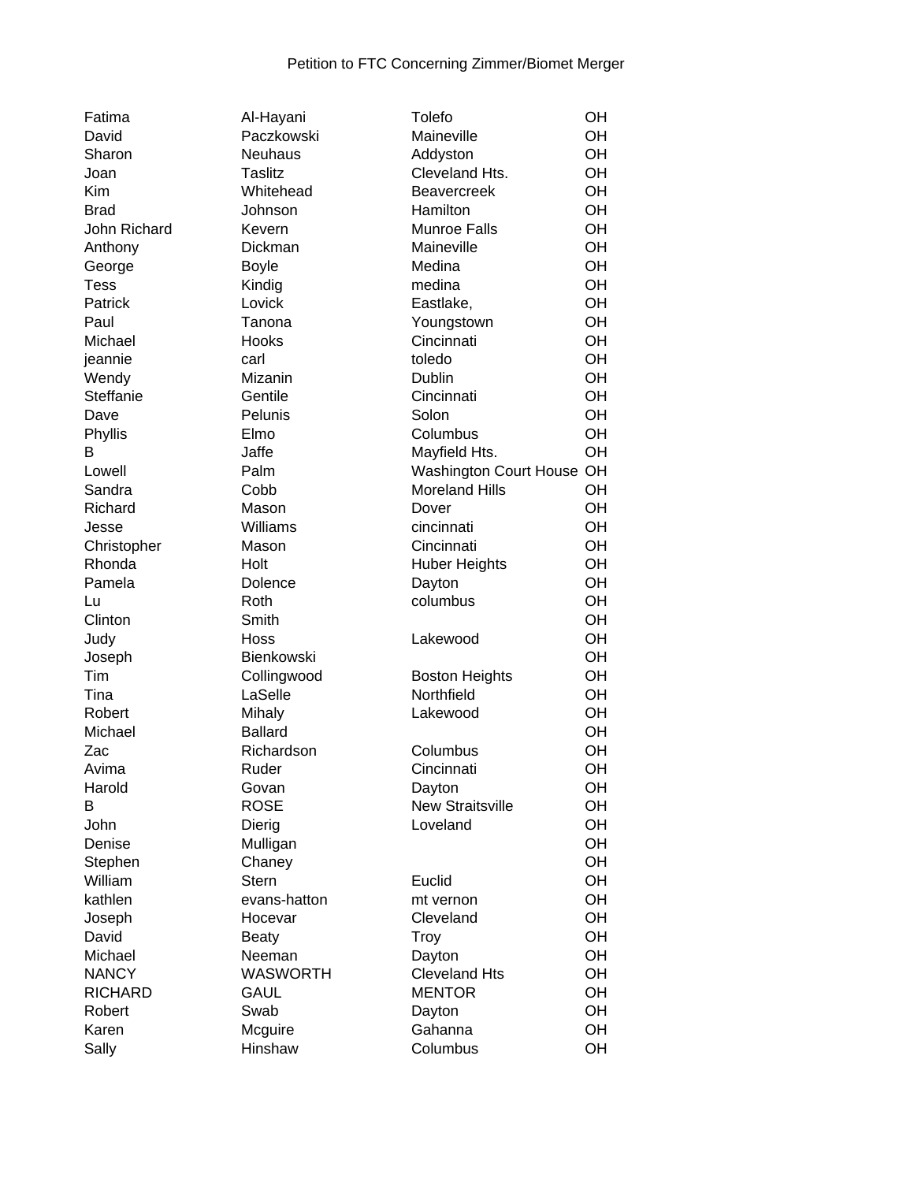Petition to FTC Concerning Zimmer/Biomet Merger

| | | | |
|---|---|---|---|
| Fatima | Al-Hayani | Tolefo | OH |
| David | Paczkowski | Maineville | OH |
| Sharon | Neuhaus | Addyston | OH |
| Joan | Taslitz | Cleveland Hts. | OH |
| Kim | Whitehead | Beavercreek | OH |
| Brad | Johnson | Hamilton | OH |
| John Richard | Kevern | Munroe Falls | OH |
| Anthony | Dickman | Maineville | OH |
| George | Boyle | Medina | OH |
| Tess | Kindig | medina | OH |
| Patrick | Lovick | Eastlake, | OH |
| Paul | Tanona | Youngstown | OH |
| Michael | Hooks | Cincinnati | OH |
| jeannie | carl | toledo | OH |
| Wendy | Mizanin | Dublin | OH |
| Steffanie | Gentile | Cincinnati | OH |
| Dave | Pelunis | Solon | OH |
| Phyllis | Elmo | Columbus | OH |
| B | Jaffe | Mayfield Hts. | OH |
| Lowell | Palm | Washington Court House | OH |
| Sandra | Cobb | Moreland Hills | OH |
| Richard | Mason | Dover | OH |
| Jesse | Williams | cincinnati | OH |
| Christopher | Mason | Cincinnati | OH |
| Rhonda | Holt | Huber Heights | OH |
| Pamela | Dolence | Dayton | OH |
| Lu | Roth | columbus | OH |
| Clinton | Smith | | OH |
| Judy | Hoss | Lakewood | OH |
| Joseph | Bienkowski | | OH |
| Tim | Collingwood | Boston Heights | OH |
| Tina | LaSelle | Northfield | OH |
| Robert | Mihaly | Lakewood | OH |
| Michael | Ballard | | OH |
| Zac | Richardson | Columbus | OH |
| Avima | Ruder | Cincinnati | OH |
| Harold | Govan | Dayton | OH |
| B | ROSE | New Straitsville | OH |
| John | Dierig | Loveland | OH |
| Denise | Mulligan | | OH |
| Stephen | Chaney | | OH |
| William | Stern | Euclid | OH |
| kathlen | evans-hatton | mt vernon | OH |
| Joseph | Hocevar | Cleveland | OH |
| David | Beaty | Troy | OH |
| Michael | Neeman | Dayton | OH |
| NANCY | WASWORTH | Cleveland Hts | OH |
| RICHARD | GAUL | MENTOR | OH |
| Robert | Swab | Dayton | OH |
| Karen | Mcguire | Gahanna | OH |
| Sally | Hinshaw | Columbus | OH |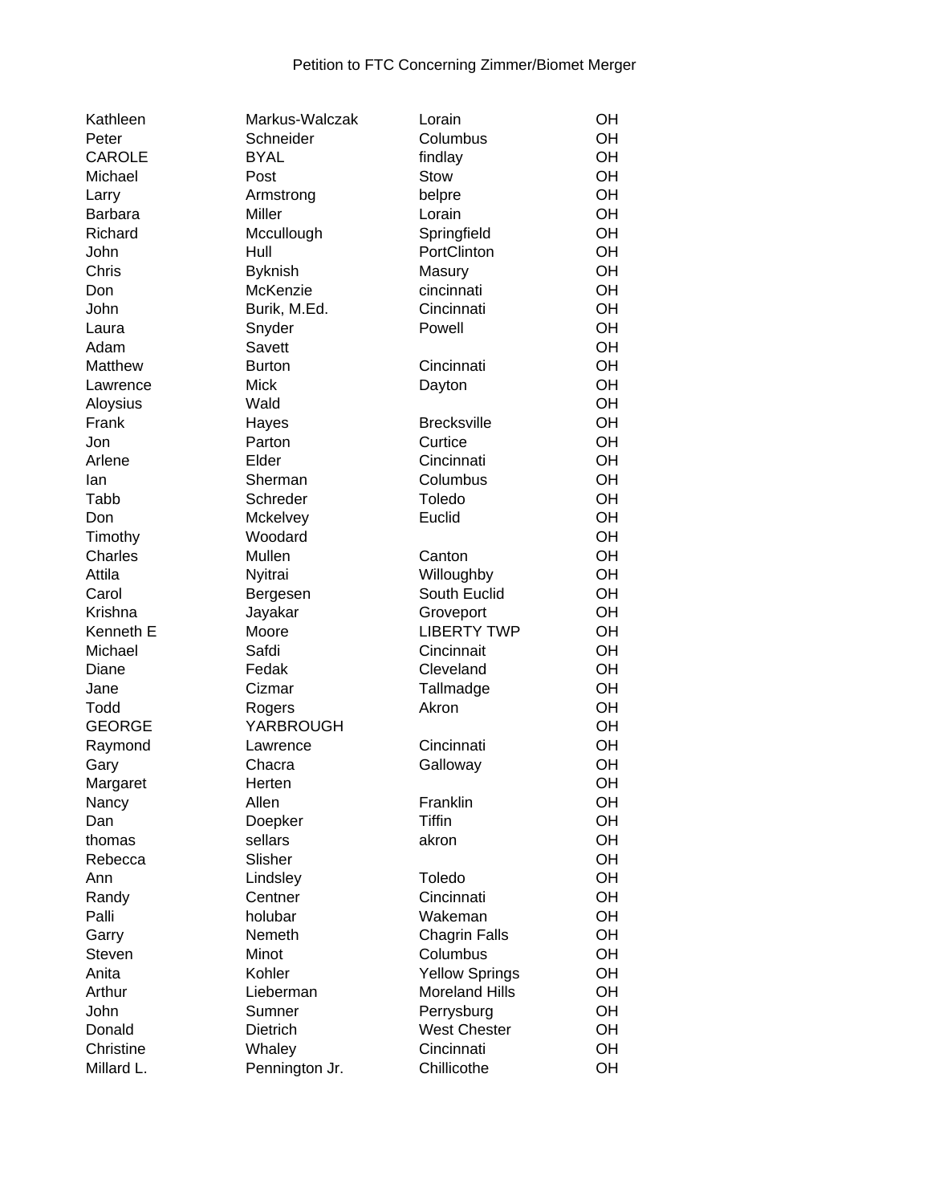Petition to FTC Concerning Zimmer/Biomet Merger

| | | | |
|---|---|---|---|
| Kathleen | Markus-Walczak | Lorain | OH |
| Peter | Schneider | Columbus | OH |
| CAROLE | BYAL | findlay | OH |
| Michael | Post | Stow | OH |
| Larry | Armstrong | belpre | OH |
| Barbara | Miller | Lorain | OH |
| Richard | Mccullough | Springfield | OH |
| John | Hull | PortClinton | OH |
| Chris | Byknish | Masury | OH |
| Don | McKenzie | cincinnati | OH |
| John | Burik, M.Ed. | Cincinnati | OH |
| Laura | Snyder | Powell | OH |
| Adam | Savett | | OH |
| Matthew | Burton | Cincinnati | OH |
| Lawrence | Mick | Dayton | OH |
| Aloysius | Wald | | OH |
| Frank | Hayes | Brecksville | OH |
| Jon | Parton | Curtice | OH |
| Arlene | Elder | Cincinnati | OH |
| Ian | Sherman | Columbus | OH |
| Tabb | Schreder | Toledo | OH |
| Don | Mckelvey | Euclid | OH |
| Timothy | Woodard | | OH |
| Charles | Mullen | Canton | OH |
| Attila | Nyitrai | Willoughby | OH |
| Carol | Bergesen | South Euclid | OH |
| Krishna | Jayakar | Groveport | OH |
| Kenneth E | Moore | LIBERTY TWP | OH |
| Michael | Safdi | Cincinnait | OH |
| Diane | Fedak | Cleveland | OH |
| Jane | Cizmar | Tallmadge | OH |
| Todd | Rogers | Akron | OH |
| GEORGE | YARBROUGH | | OH |
| Raymond | Lawrence | Cincinnati | OH |
| Gary | Chacra | Galloway | OH |
| Margaret | Herten | | OH |
| Nancy | Allen | Franklin | OH |
| Dan | Doepker | Tiffin | OH |
| thomas | sellars | akron | OH |
| Rebecca | Slisher | | OH |
| Ann | Lindsley | Toledo | OH |
| Randy | Centner | Cincinnati | OH |
| Palli | holubar | Wakeman | OH |
| Garry | Nemeth | Chagrin Falls | OH |
| Steven | Minot | Columbus | OH |
| Anita | Kohler | Yellow Springs | OH |
| Arthur | Lieberman | Moreland Hills | OH |
| John | Sumner | Perrysburg | OH |
| Donald | Dietrich | West Chester | OH |
| Christine | Whaley | Cincinnati | OH |
| Millard L. | Pennington Jr. | Chillicothe | OH |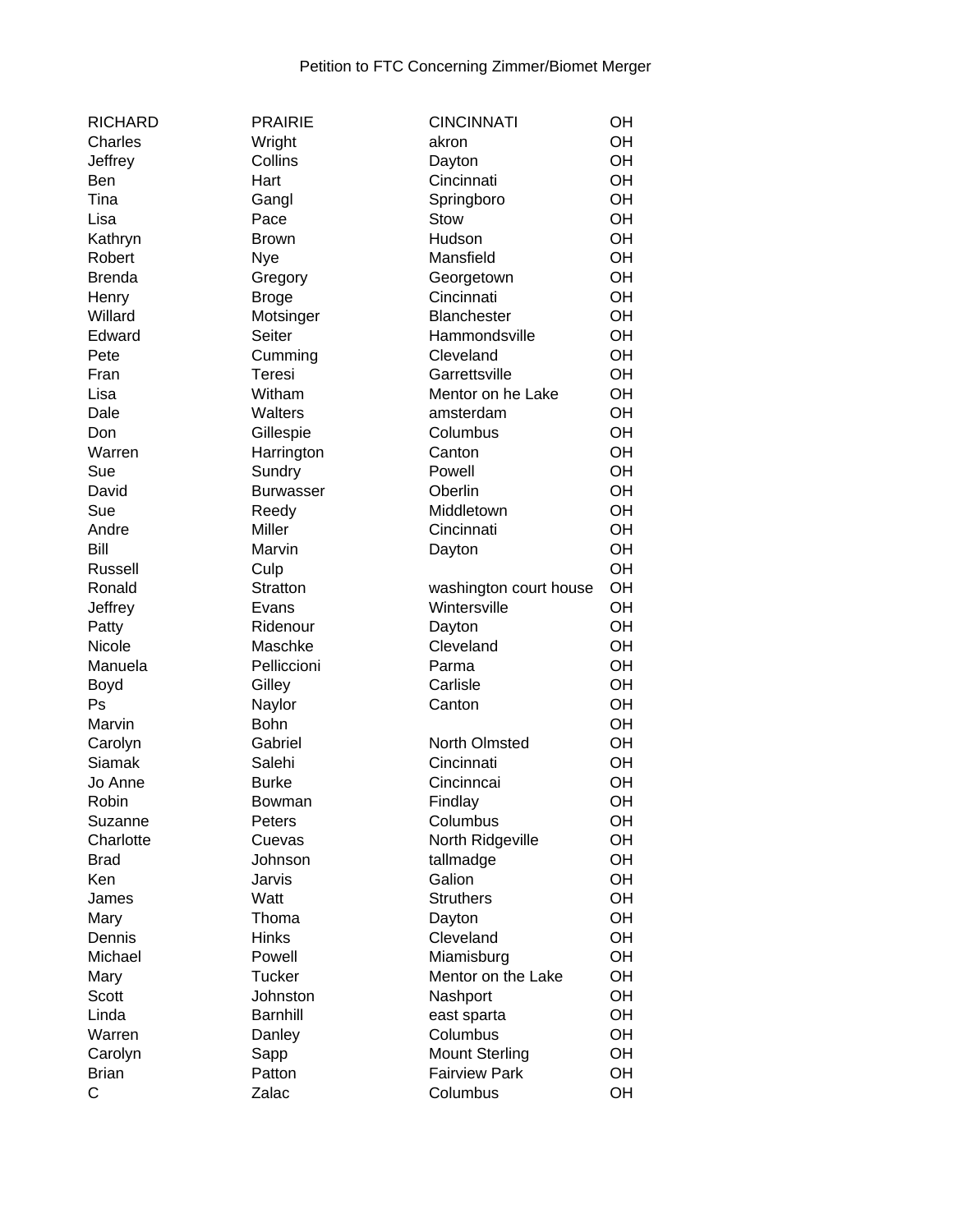Petition to FTC Concerning Zimmer/Biomet Merger

| | | | |
|---|---|---|---|
| RICHARD | PRAIRIE | CINCINNATI | OH |
| Charles | Wright | akron | OH |
| Jeffrey | Collins | Dayton | OH |
| Ben | Hart | Cincinnati | OH |
| Tina | Gangl | Springboro | OH |
| Lisa | Pace | Stow | OH |
| Kathryn | Brown | Hudson | OH |
| Robert | Nye | Mansfield | OH |
| Brenda | Gregory | Georgetown | OH |
| Henry | Broge | Cincinnati | OH |
| Willard | Motsinger | Blanchester | OH |
| Edward | Seiter | Hammondsville | OH |
| Pete | Cumming | Cleveland | OH |
| Fran | Teresi | Garrettsville | OH |
| Lisa | Witham | Mentor on he Lake | OH |
| Dale | Walters | amsterdam | OH |
| Don | Gillespie | Columbus | OH |
| Warren | Harrington | Canton | OH |
| Sue | Sundry | Powell | OH |
| David | Burwasser | Oberlin | OH |
| Sue | Reedy | Middletown | OH |
| Andre | Miller | Cincinnati | OH |
| Bill | Marvin | Dayton | OH |
| Russell | Culp | | OH |
| Ronald | Stratton | washington court house | OH |
| Jeffrey | Evans | Wintersville | OH |
| Patty | Ridenour | Dayton | OH |
| Nicole | Maschke | Cleveland | OH |
| Manuela | Pelliccioni | Parma | OH |
| Boyd | Gilley | Carlisle | OH |
| Ps | Naylor | Canton | OH |
| Marvin | Bohn | | OH |
| Carolyn | Gabriel | North Olmsted | OH |
| Siamak | Salehi | Cincinnati | OH |
| Jo Anne | Burke | Cincinncai | OH |
| Robin | Bowman | Findlay | OH |
| Suzanne | Peters | Columbus | OH |
| Charlotte | Cuevas | North Ridgeville | OH |
| Brad | Johnson | tallmadge | OH |
| Ken | Jarvis | Galion | OH |
| James | Watt | Struthers | OH |
| Mary | Thoma | Dayton | OH |
| Dennis | Hinks | Cleveland | OH |
| Michael | Powell | Miamisburg | OH |
| Mary | Tucker | Mentor on the Lake | OH |
| Scott | Johnston | Nashport | OH |
| Linda | Barnhill | east sparta | OH |
| Warren | Danley | Columbus | OH |
| Carolyn | Sapp | Mount Sterling | OH |
| Brian | Patton | Fairview Park | OH |
| C | Zalac | Columbus | OH |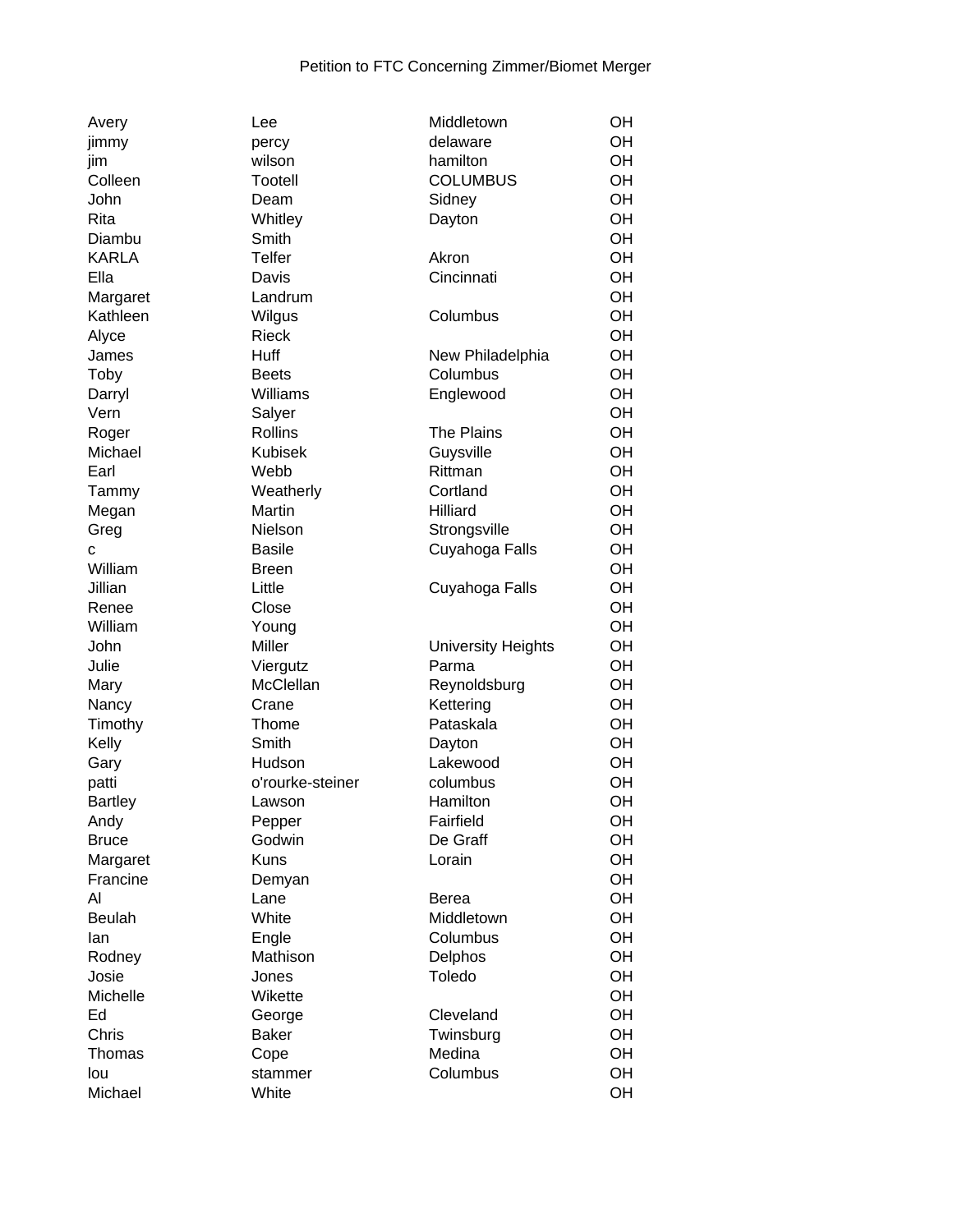Petition to FTC Concerning Zimmer/Biomet Merger

| | | | |
|---|---|---|---|
| Avery | Lee | Middletown | OH |
| jimmy | percy | delaware | OH |
| jim | wilson | hamilton | OH |
| Colleen | Tootell | COLUMBUS | OH |
| John | Deam | Sidney | OH |
| Rita | Whitley | Dayton | OH |
| Diambu | Smith | | OH |
| KARLA | Telfer | Akron | OH |
| Ella | Davis | Cincinnati | OH |
| Margaret | Landrum | | OH |
| Kathleen | Wilgus | Columbus | OH |
| Alyce | Rieck | | OH |
| James | Huff | New Philadelphia | OH |
| Toby | Beets | Columbus | OH |
| Darryl | Williams | Englewood | OH |
| Vern | Salyer | | OH |
| Roger | Rollins | The Plains | OH |
| Michael | Kubisek | Guysville | OH |
| Earl | Webb | Rittman | OH |
| Tammy | Weatherly | Cortland | OH |
| Megan | Martin | Hilliard | OH |
| Greg | Nielson | Strongsville | OH |
| c | Basile | Cuyahoga Falls | OH |
| William | Breen | | OH |
| Jillian | Little | Cuyahoga Falls | OH |
| Renee | Close | | OH |
| William | Young | | OH |
| John | Miller | University Heights | OH |
| Julie | Viergutz | Parma | OH |
| Mary | McClellan | Reynoldsburg | OH |
| Nancy | Crane | Kettering | OH |
| Timothy | Thome | Pataskala | OH |
| Kelly | Smith | Dayton | OH |
| Gary | Hudson | Lakewood | OH |
| patti | o'rourke-steiner | columbus | OH |
| Bartley | Lawson | Hamilton | OH |
| Andy | Pepper | Fairfield | OH |
| Bruce | Godwin | De Graff | OH |
| Margaret | Kuns | Lorain | OH |
| Francine | Demyan | | OH |
| Al | Lane | Berea | OH |
| Beulah | White | Middletown | OH |
| Ian | Engle | Columbus | OH |
| Rodney | Mathison | Delphos | OH |
| Josie | Jones | Toledo | OH |
| Michelle | Wikette | | OH |
| Ed | George | Cleveland | OH |
| Chris | Baker | Twinsburg | OH |
| Thomas | Cope | Medina | OH |
| lou | stammer | Columbus | OH |
| Michael | White | | OH |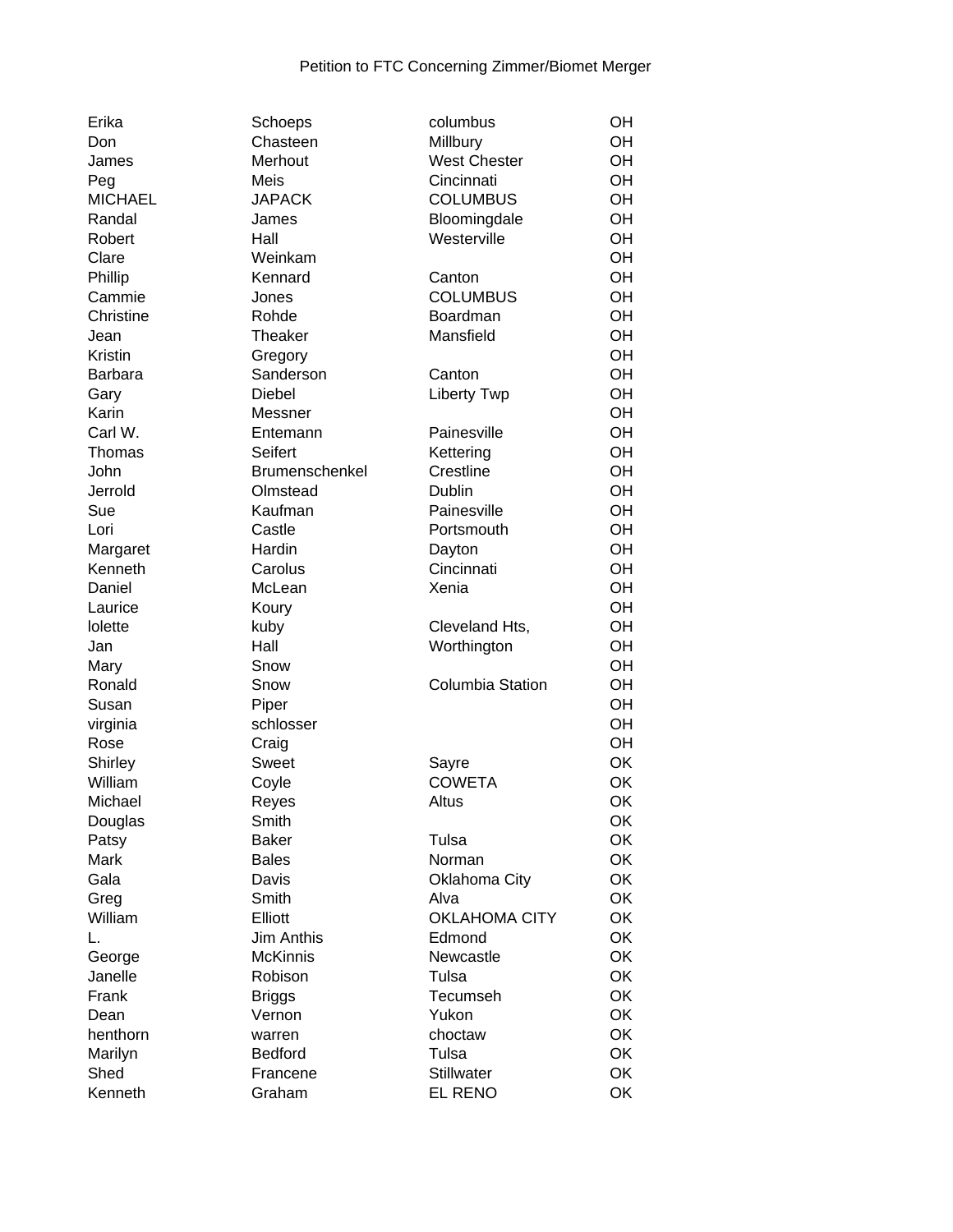Petition to FTC Concerning Zimmer/Biomet Merger

| | | | |
|---|---|---|---|
| Erika | Schoeps | columbus | OH |
| Don | Chasteen | Millbury | OH |
| James | Merhout | West Chester | OH |
| Peg | Meis | Cincinnati | OH |
| MICHAEL | JAPACK | COLUMBUS | OH |
| Randal | James | Bloomingdale | OH |
| Robert | Hall | Westerville | OH |
| Clare | Weinkam | | OH |
| Phillip | Kennard | Canton | OH |
| Cammie | Jones | COLUMBUS | OH |
| Christine | Rohde | Boardman | OH |
| Jean | Theaker | Mansfield | OH |
| Kristin | Gregory | | OH |
| Barbara | Sanderson | Canton | OH |
| Gary | Diebel | Liberty Twp | OH |
| Karin | Messner | | OH |
| Carl W. | Entemann | Painesville | OH |
| Thomas | Seifert | Kettering | OH |
| John | Brumenschenkel | Crestline | OH |
| Jerrold | Olmstead | Dublin | OH |
| Sue | Kaufman | Painesville | OH |
| Lori | Castle | Portsmouth | OH |
| Margaret | Hardin | Dayton | OH |
| Kenneth | Carolus | Cincinnati | OH |
| Daniel | McLean | Xenia | OH |
| Laurice | Koury | | OH |
| lolette | kuby | Cleveland Hts, | OH |
| Jan | Hall | Worthington | OH |
| Mary | Snow | | OH |
| Ronald | Snow | Columbia Station | OH |
| Susan | Piper | | OH |
| virginia | schlosser | | OH |
| Rose | Craig | | OH |
| Shirley | Sweet | Sayre | OK |
| William | Coyle | COWETA | OK |
| Michael | Reyes | Altus | OK |
| Douglas | Smith | | OK |
| Patsy | Baker | Tulsa | OK |
| Mark | Bales | Norman | OK |
| Gala | Davis | Oklahoma City | OK |
| Greg | Smith | Alva | OK |
| William | Elliott | OKLAHOMA CITY | OK |
| L. | Jim Anthis | Edmond | OK |
| George | McKinnis | Newcastle | OK |
| Janelle | Robison | Tulsa | OK |
| Frank | Briggs | Tecumseh | OK |
| Dean | Vernon | Yukon | OK |
| henthorn | warren | choctaw | OK |
| Marilyn | Bedford | Tulsa | OK |
| Shed | Francene | Stillwater | OK |
| Kenneth | Graham | EL RENO | OK |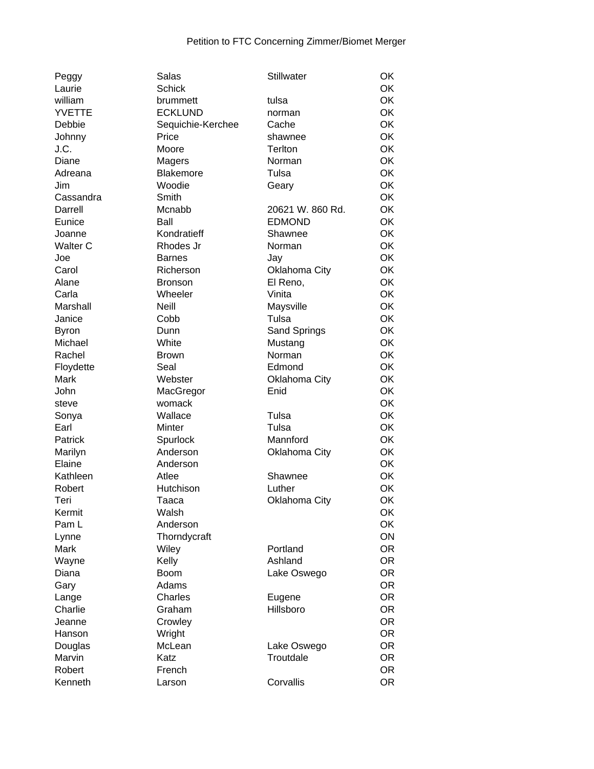Petition to FTC Concerning Zimmer/Biomet Merger

| | | | |
|---|---|---|---|
| Peggy | Salas | Stillwater | OK |
| Laurie | Schick | | OK |
| william | brummett | tulsa | OK |
| YVETTE | ECKLUND | norman | OK |
| Debbie | Sequichie-Kerchee | Cache | OK |
| Johnny | Price | shawnee | OK |
| J.C. | Moore | Terlton | OK |
| Diane | Magers | Norman | OK |
| Adreana | Blakemore | Tulsa | OK |
| Jim | Woodie | Geary | OK |
| Cassandra | Smith | | OK |
| Darrell | Mcnabb | 20621 W. 860 Rd. | OK |
| Eunice | Ball | EDMOND | OK |
| Joanne | Kondratieff | Shawnee | OK |
| Walter C | Rhodes Jr | Norman | OK |
| Joe | Barnes | Jay | OK |
| Carol | Richerson | Oklahoma City | OK |
| Alane | Bronson | El Reno, | OK |
| Carla | Wheeler | Vinita | OK |
| Marshall | Neill | Maysville | OK |
| Janice | Cobb | Tulsa | OK |
| Byron | Dunn | Sand Springs | OK |
| Michael | White | Mustang | OK |
| Rachel | Brown | Norman | OK |
| Floydette | Seal | Edmond | OK |
| Mark | Webster | Oklahoma City | OK |
| John | MacGregor | Enid | OK |
| steve | womack | | OK |
| Sonya | Wallace | Tulsa | OK |
| Earl | Minter | Tulsa | OK |
| Patrick | Spurlock | Mannford | OK |
| Marilyn | Anderson | Oklahoma City | OK |
| Elaine | Anderson | | OK |
| Kathleen | Atlee | Shawnee | OK |
| Robert | Hutchison | Luther | OK |
| Teri | Taaca | Oklahoma City | OK |
| Kermit | Walsh | | OK |
| Pam L | Anderson | | OK |
| Lynne | Thorndycraft | | ON |
| Mark | Wiley | Portland | OR |
| Wayne | Kelly | Ashland | OR |
| Diana | Boom | Lake Oswego | OR |
| Gary | Adams | | OR |
| Lange | Charles | Eugene | OR |
| Charlie | Graham | Hillsboro | OR |
| Jeanne | Crowley | | OR |
| Hanson | Wright | | OR |
| Douglas | McLean | Lake Oswego | OR |
| Marvin | Katz | Troutdale | OR |
| Robert | French | | OR |
| Kenneth | Larson | Corvallis | OR |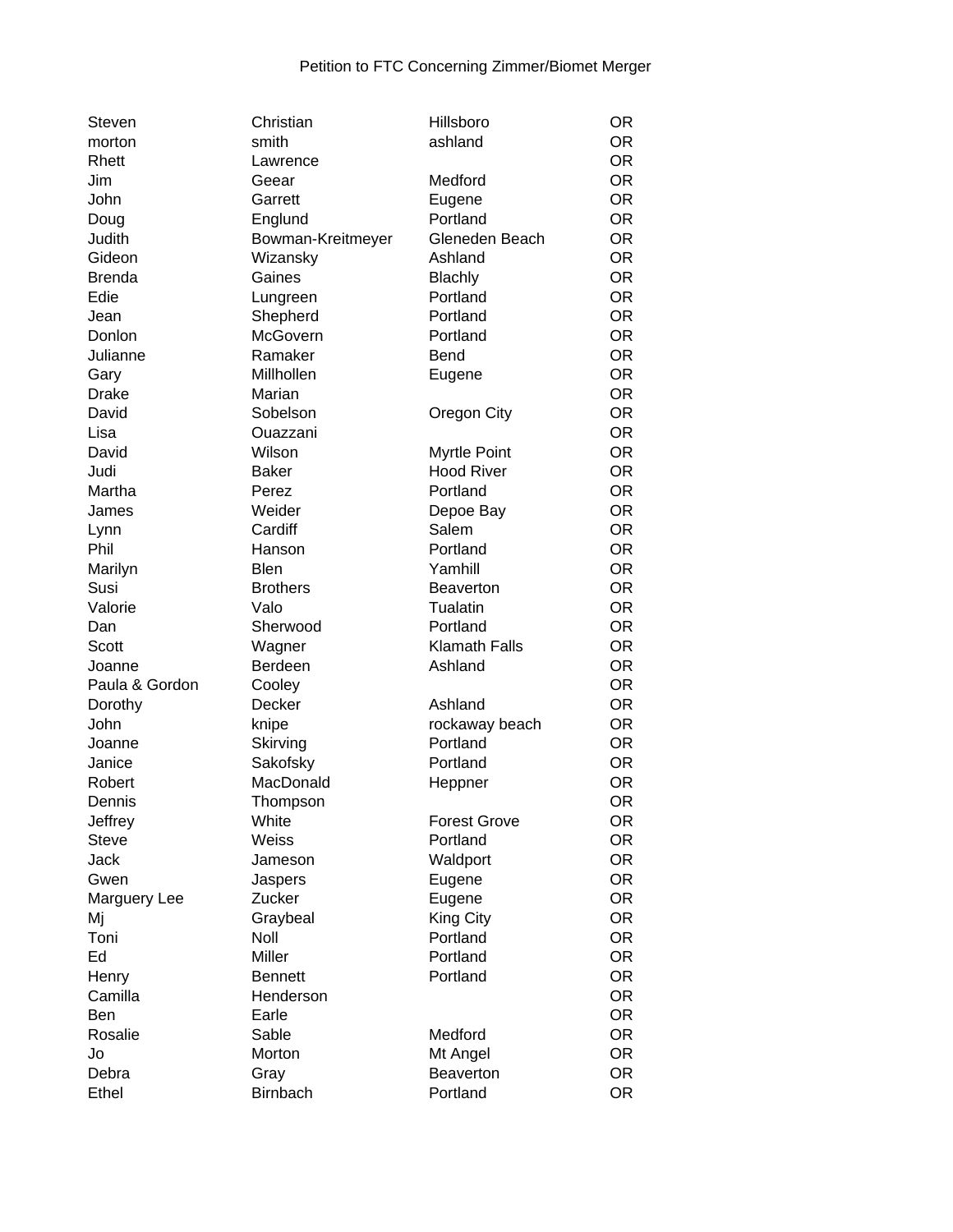Petition to FTC Concerning Zimmer/Biomet Merger

| | | | |
|---|---|---|---|
| Steven | Christian | Hillsboro | OR |
| morton | smith | ashland | OR |
| Rhett | Lawrence | | OR |
| Jim | Geear | Medford | OR |
| John | Garrett | Eugene | OR |
| Doug | Englund | Portland | OR |
| Judith | Bowman-Kreitmeyer | Gleneden Beach | OR |
| Gideon | Wizansky | Ashland | OR |
| Brenda | Gaines | Blachly | OR |
| Edie | Lungreen | Portland | OR |
| Jean | Shepherd | Portland | OR |
| Donlon | McGovern | Portland | OR |
| Julianne | Ramaker | Bend | OR |
| Gary | Millhollen | Eugene | OR |
| Drake | Marian | | OR |
| David | Sobelson | Oregon City | OR |
| Lisa | Ouazzani | | OR |
| David | Wilson | Myrtle Point | OR |
| Judi | Baker | Hood River | OR |
| Martha | Perez | Portland | OR |
| James | Weider | Depoe Bay | OR |
| Lynn | Cardiff | Salem | OR |
| Phil | Hanson | Portland | OR |
| Marilyn | Blen | Yamhill | OR |
| Susi | Brothers | Beaverton | OR |
| Valorie | Valo | Tualatin | OR |
| Dan | Sherwood | Portland | OR |
| Scott | Wagner | Klamath Falls | OR |
| Joanne | Berdeen | Ashland | OR |
| Paula & Gordon | Cooley | | OR |
| Dorothy | Decker | Ashland | OR |
| John | knipe | rockaway beach | OR |
| Joanne | Skirving | Portland | OR |
| Janice | Sakofsky | Portland | OR |
| Robert | MacDonald | Heppner | OR |
| Dennis | Thompson | | OR |
| Jeffrey | White | Forest Grove | OR |
| Steve | Weiss | Portland | OR |
| Jack | Jameson | Waldport | OR |
| Gwen | Jaspers | Eugene | OR |
| Marguery Lee | Zucker | Eugene | OR |
| Mj | Graybeal | King City | OR |
| Toni | Noll | Portland | OR |
| Ed | Miller | Portland | OR |
| Henry | Bennett | Portland | OR |
| Camilla | Henderson | | OR |
| Ben | Earle | | OR |
| Rosalie | Sable | Medford | OR |
| Jo | Morton | Mt Angel | OR |
| Debra | Gray | Beaverton | OR |
| Ethel | Birnbach | Portland | OR |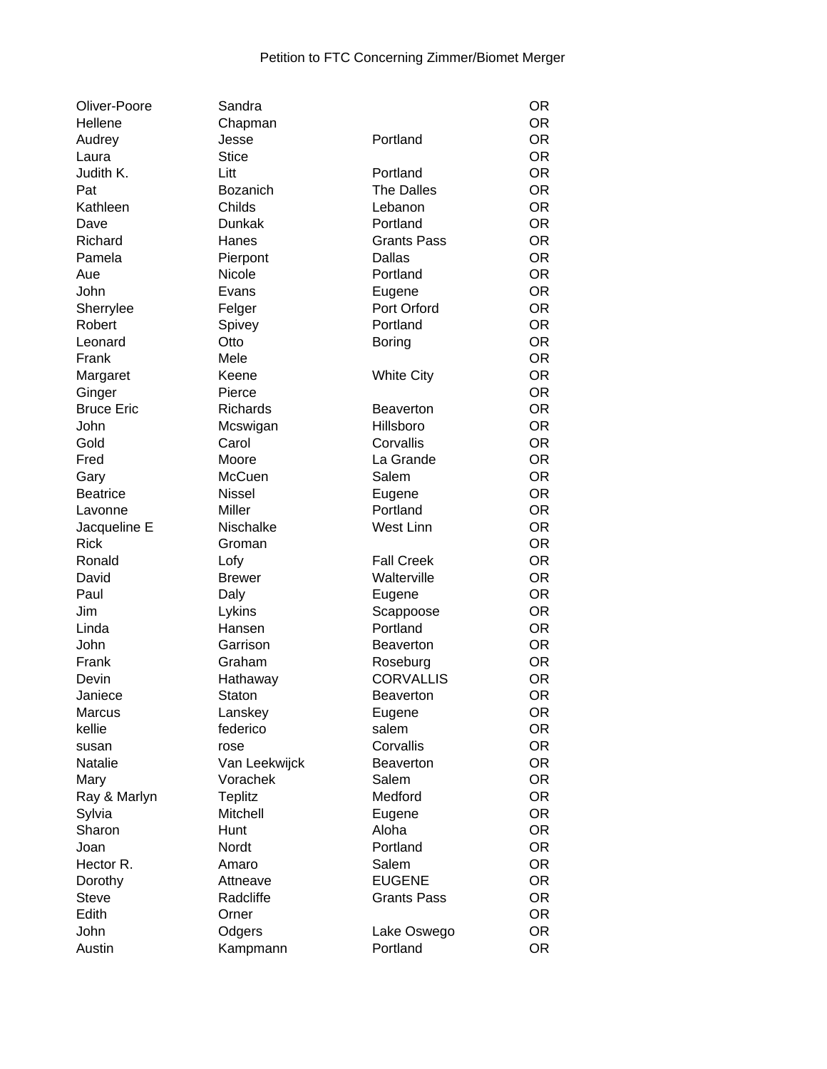Petition to FTC Concerning Zimmer/Biomet Merger

| | | | |
|---|---|---|---|
| Oliver-Poore | Sandra | | OR |
| Hellene | Chapman | | OR |
| Audrey | Jesse | Portland | OR |
| Laura | Stice | | OR |
| Judith K. | Litt | Portland | OR |
| Pat | Bozanich | The Dalles | OR |
| Kathleen | Childs | Lebanon | OR |
| Dave | Dunkak | Portland | OR |
| Richard | Hanes | Grants Pass | OR |
| Pamela | Pierpont | Dallas | OR |
| Aue | Nicole | Portland | OR |
| John | Evans | Eugene | OR |
| Sherrylee | Felger | Port Orford | OR |
| Robert | Spivey | Portland | OR |
| Leonard | Otto | Boring | OR |
| Frank | Mele | | OR |
| Margaret | Keene | White City | OR |
| Ginger | Pierce | | OR |
| Bruce Eric | Richards | Beaverton | OR |
| John | Mcswigan | Hillsboro | OR |
| Gold | Carol | Corvallis | OR |
| Fred | Moore | La Grande | OR |
| Gary | McCuen | Salem | OR |
| Beatrice | Nissel | Eugene | OR |
| Lavonne | Miller | Portland | OR |
| Jacqueline E | Nischalke | West Linn | OR |
| Rick | Groman | | OR |
| Ronald | Lofy | Fall Creek | OR |
| David | Brewer | Walterville | OR |
| Paul | Daly | Eugene | OR |
| Jim | Lykins | Scappoose | OR |
| Linda | Hansen | Portland | OR |
| John | Garrison | Beaverton | OR |
| Frank | Graham | Roseburg | OR |
| Devin | Hathaway | CORVALLIS | OR |
| Janiece | Staton | Beaverton | OR |
| Marcus | Lanskey | Eugene | OR |
| kellie | federico | salem | OR |
| susan | rose | Corvallis | OR |
| Natalie | Van Leekwijck | Beaverton | OR |
| Mary | Vorachek | Salem | OR |
| Ray & Marlyn | Teplitz | Medford | OR |
| Sylvia | Mitchell | Eugene | OR |
| Sharon | Hunt | Aloha | OR |
| Joan | Nordt | Portland | OR |
| Hector R. | Amaro | Salem | OR |
| Dorothy | Attneave | EUGENE | OR |
| Steve | Radcliffe | Grants Pass | OR |
| Edith | Orner | | OR |
| John | Odgers | Lake Oswego | OR |
| Austin | Kampmann | Portland | OR |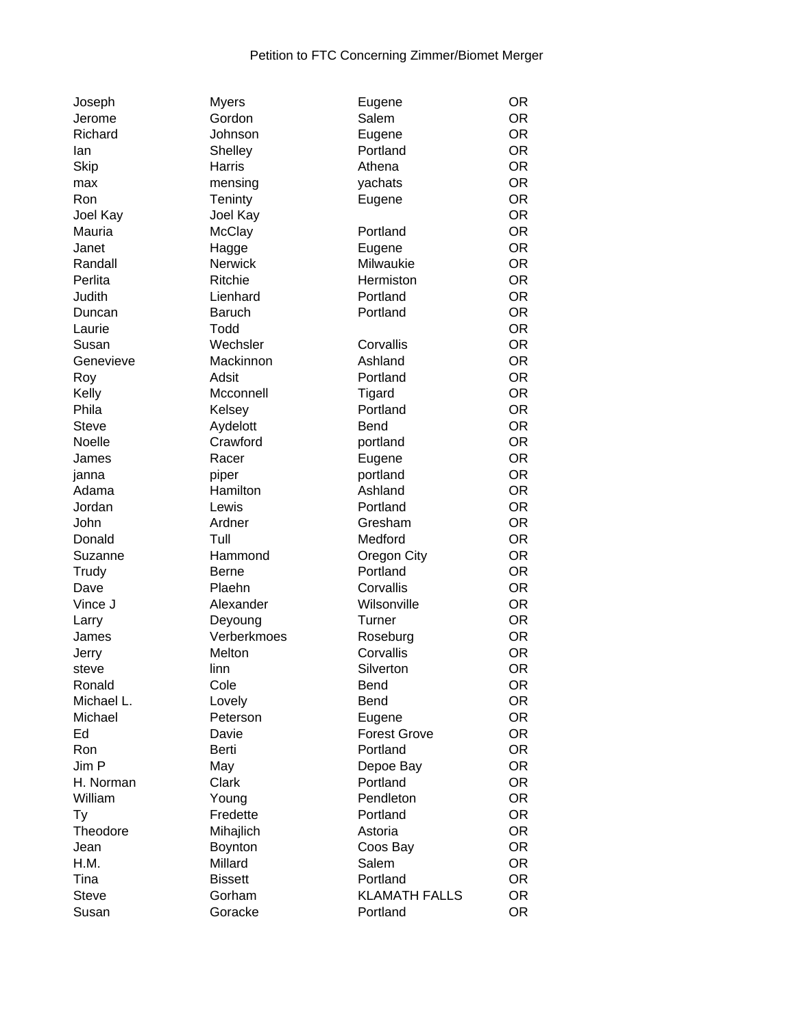Petition to FTC Concerning Zimmer/Biomet Merger

| | | | |
|---|---|---|---|
| Joseph | Myers | Eugene | OR |
| Jerome | Gordon | Salem | OR |
| Richard | Johnson | Eugene | OR |
| Ian | Shelley | Portland | OR |
| Skip | Harris | Athena | OR |
| max | mensing | yachats | OR |
| Ron | Teninty | Eugene | OR |
| Joel Kay | Joel Kay | | OR |
| Mauria | McClay | Portland | OR |
| Janet | Hagge | Eugene | OR |
| Randall | Nerwick | Milwaukie | OR |
| Perlita | Ritchie | Hermiston | OR |
| Judith | Lienhard | Portland | OR |
| Duncan | Baruch | Portland | OR |
| Laurie | Todd | | OR |
| Susan | Wechsler | Corvallis | OR |
| Genevieve | Mackinnon | Ashland | OR |
| Roy | Adsit | Portland | OR |
| Kelly | Mcconnell | Tigard | OR |
| Phila | Kelsey | Portland | OR |
| Steve | Aydelott | Bend | OR |
| Noelle | Crawford | portland | OR |
| James | Racer | Eugene | OR |
| janna | piper | portland | OR |
| Adama | Hamilton | Ashland | OR |
| Jordan | Lewis | Portland | OR |
| John | Ardner | Gresham | OR |
| Donald | Tull | Medford | OR |
| Suzanne | Hammond | Oregon City | OR |
| Trudy | Berne | Portland | OR |
| Dave | Plaehn | Corvallis | OR |
| Vince J | Alexander | Wilsonville | OR |
| Larry | Deyoung | Turner | OR |
| James | Verberkmoes | Roseburg | OR |
| Jerry | Melton | Corvallis | OR |
| steve | linn | Silverton | OR |
| Ronald | Cole | Bend | OR |
| Michael L. | Lovely | Bend | OR |
| Michael | Peterson | Eugene | OR |
| Ed | Davie | Forest Grove | OR |
| Ron | Berti | Portland | OR |
| Jim P | May | Depoe Bay | OR |
| H. Norman | Clark | Portland | OR |
| William | Young | Pendleton | OR |
| Ty | Fredette | Portland | OR |
| Theodore | Mihajlich | Astoria | OR |
| Jean | Boynton | Coos Bay | OR |
| H.M. | Millard | Salem | OR |
| Tina | Bissett | Portland | OR |
| Steve | Gorham | KLAMATH FALLS | OR |
| Susan | Goracke | Portland | OR |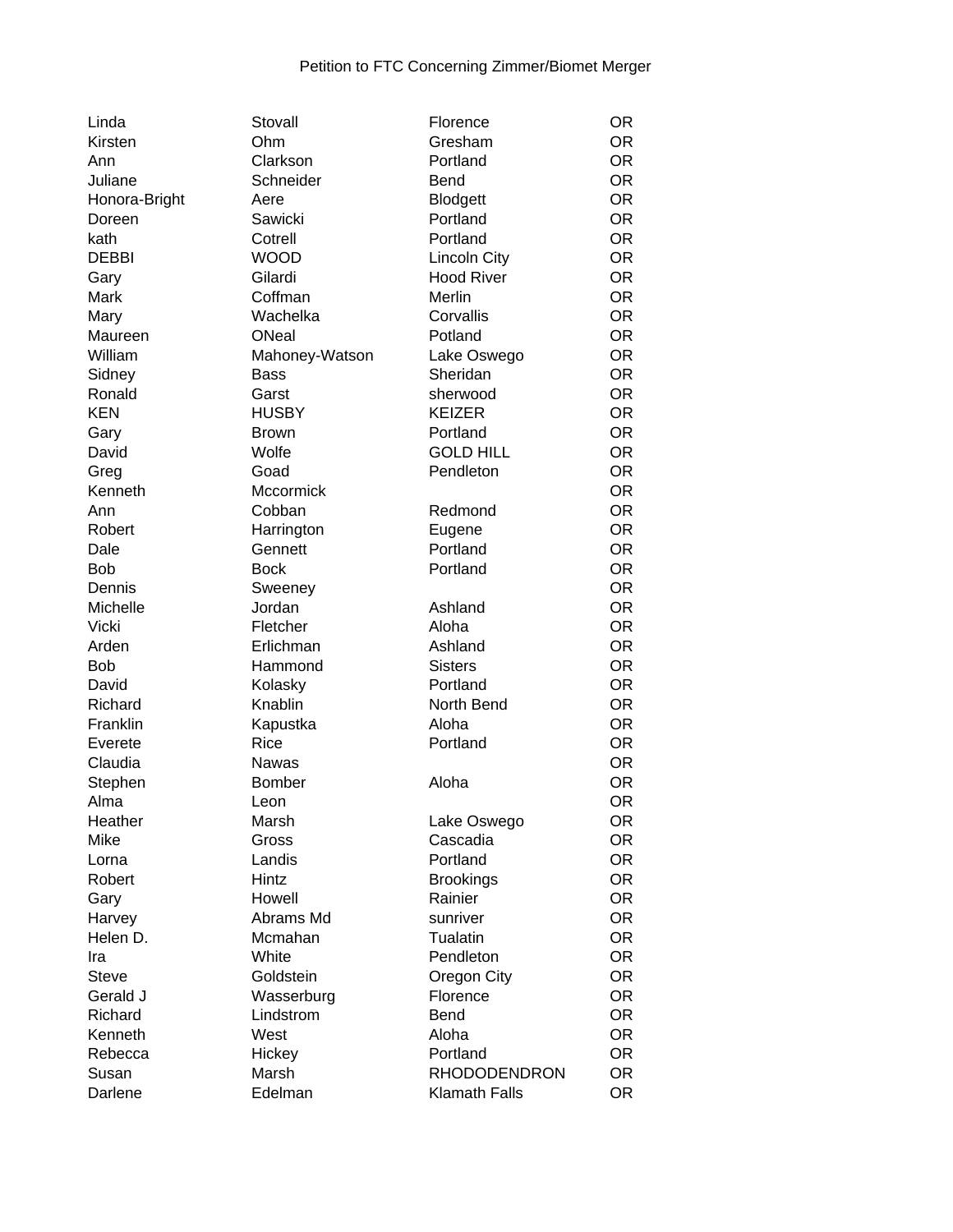Petition to FTC Concerning Zimmer/Biomet Merger

| | | | |
|---|---|---|---|
| Linda | Stovall | Florence | OR |
| Kirsten | Ohm | Gresham | OR |
| Ann | Clarkson | Portland | OR |
| Juliane | Schneider | Bend | OR |
| Honora-Bright | Aere | Blodgett | OR |
| Doreen | Sawicki | Portland | OR |
| kath | Cotrell | Portland | OR |
| DEBBI | WOOD | Lincoln City | OR |
| Gary | Gilardi | Hood River | OR |
| Mark | Coffman | Merlin | OR |
| Mary | Wachelka | Corvallis | OR |
| Maureen | ONeal | Potland | OR |
| William | Mahoney-Watson | Lake Oswego | OR |
| Sidney | Bass | Sheridan | OR |
| Ronald | Garst | sherwood | OR |
| KEN | HUSBY | KEIZER | OR |
| Gary | Brown | Portland | OR |
| David | Wolfe | GOLD HILL | OR |
| Greg | Goad | Pendleton | OR |
| Kenneth | Mccormick | | OR |
| Ann | Cobban | Redmond | OR |
| Robert | Harrington | Eugene | OR |
| Dale | Gennett | Portland | OR |
| Bob | Bock | Portland | OR |
| Dennis | Sweeney | | OR |
| Michelle | Jordan | Ashland | OR |
| Vicki | Fletcher | Aloha | OR |
| Arden | Erlichman | Ashland | OR |
| Bob | Hammond | Sisters | OR |
| David | Kolasky | Portland | OR |
| Richard | Knablin | North Bend | OR |
| Franklin | Kapustka | Aloha | OR |
| Everete | Rice | Portland | OR |
| Claudia | Nawas | | OR |
| Stephen | Bomber | Aloha | OR |
| Alma | Leon | | OR |
| Heather | Marsh | Lake Oswego | OR |
| Mike | Gross | Cascadia | OR |
| Lorna | Landis | Portland | OR |
| Robert | Hintz | Brookings | OR |
| Gary | Howell | Rainier | OR |
| Harvey | Abrams Md | sunriver | OR |
| Helen D. | Mcmahan | Tualatin | OR |
| Ira | White | Pendleton | OR |
| Steve | Goldstein | Oregon City | OR |
| Gerald J | Wasserburg | Florence | OR |
| Richard | Lindstrom | Bend | OR |
| Kenneth | West | Aloha | OR |
| Rebecca | Hickey | Portland | OR |
| Susan | Marsh | RHODODENDRON | OR |
| Darlene | Edelman | Klamath Falls | OR |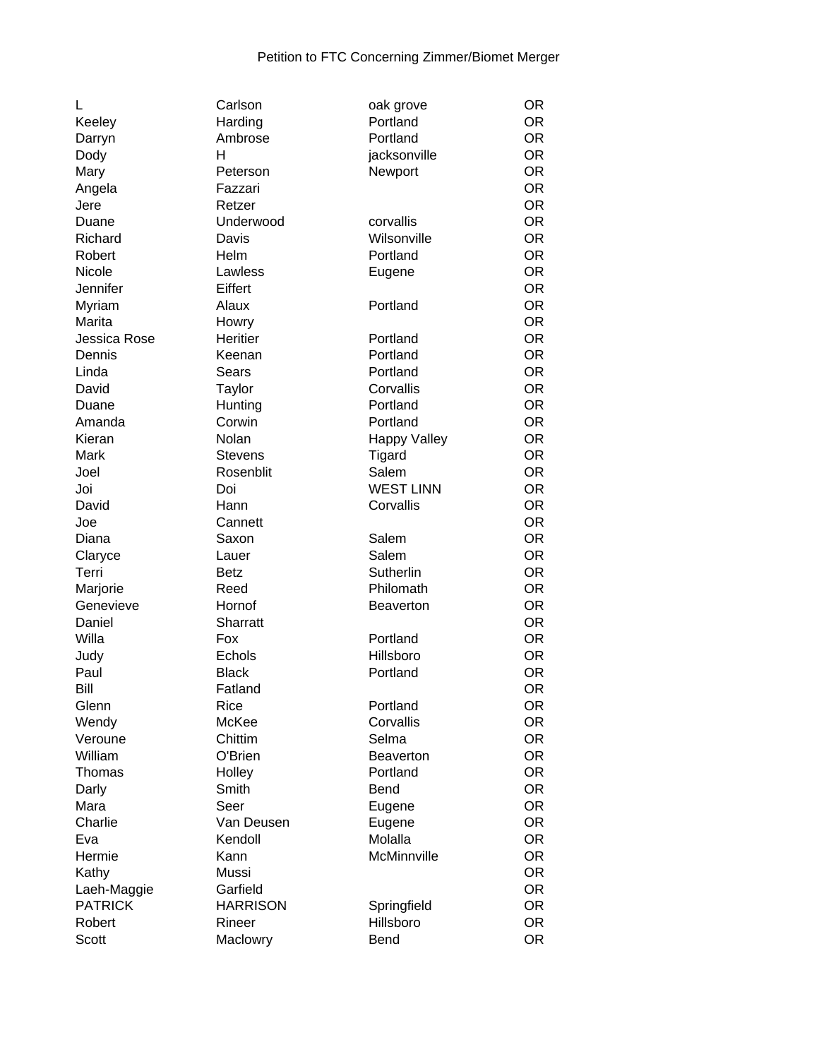Petition to FTC Concerning Zimmer/Biomet Merger

| | | | |
|---|---|---|---|
| L | Carlson | oak grove | OR |
| Keeley | Harding | Portland | OR |
| Darryn | Ambrose | Portland | OR |
| Dody | H | jacksonville | OR |
| Mary | Peterson | Newport | OR |
| Angela | Fazzari | | OR |
| Jere | Retzer | | OR |
| Duane | Underwood | corvallis | OR |
| Richard | Davis | Wilsonville | OR |
| Robert | Helm | Portland | OR |
| Nicole | Lawless | Eugene | OR |
| Jennifer | Eiffert | | OR |
| Myriam | Alaux | Portland | OR |
| Marita | Howry | | OR |
| Jessica Rose | Heritier | Portland | OR |
| Dennis | Keenan | Portland | OR |
| Linda | Sears | Portland | OR |
| David | Taylor | Corvallis | OR |
| Duane | Hunting | Portland | OR |
| Amanda | Corwin | Portland | OR |
| Kieran | Nolan | Happy Valley | OR |
| Mark | Stevens | Tigard | OR |
| Joel | Rosenblit | Salem | OR |
| Joi | Doi | WEST LINN | OR |
| David | Hann | Corvallis | OR |
| Joe | Cannett | | OR |
| Diana | Saxon | Salem | OR |
| Claryce | Lauer | Salem | OR |
| Terri | Betz | Sutherlin | OR |
| Marjorie | Reed | Philomath | OR |
| Genevieve | Hornof | Beaverton | OR |
| Daniel | Sharratt | | OR |
| Willa | Fox | Portland | OR |
| Judy | Echols | Hillsboro | OR |
| Paul | Black | Portland | OR |
| Bill | Fatland | | OR |
| Glenn | Rice | Portland | OR |
| Wendy | McKee | Corvallis | OR |
| Veroune | Chittim | Selma | OR |
| William | O'Brien | Beaverton | OR |
| Thomas | Holley | Portland | OR |
| Darly | Smith | Bend | OR |
| Mara | Seer | Eugene | OR |
| Charlie | Van Deusen | Eugene | OR |
| Eva | Kendoll | Molalla | OR |
| Hermie | Kann | McMinnville | OR |
| Kathy | Mussi | | OR |
| Laeh-Maggie | Garfield | | OR |
| PATRICK | HARRISON | Springfield | OR |
| Robert | Rineer | Hillsboro | OR |
| Scott | Maclowry | Bend | OR |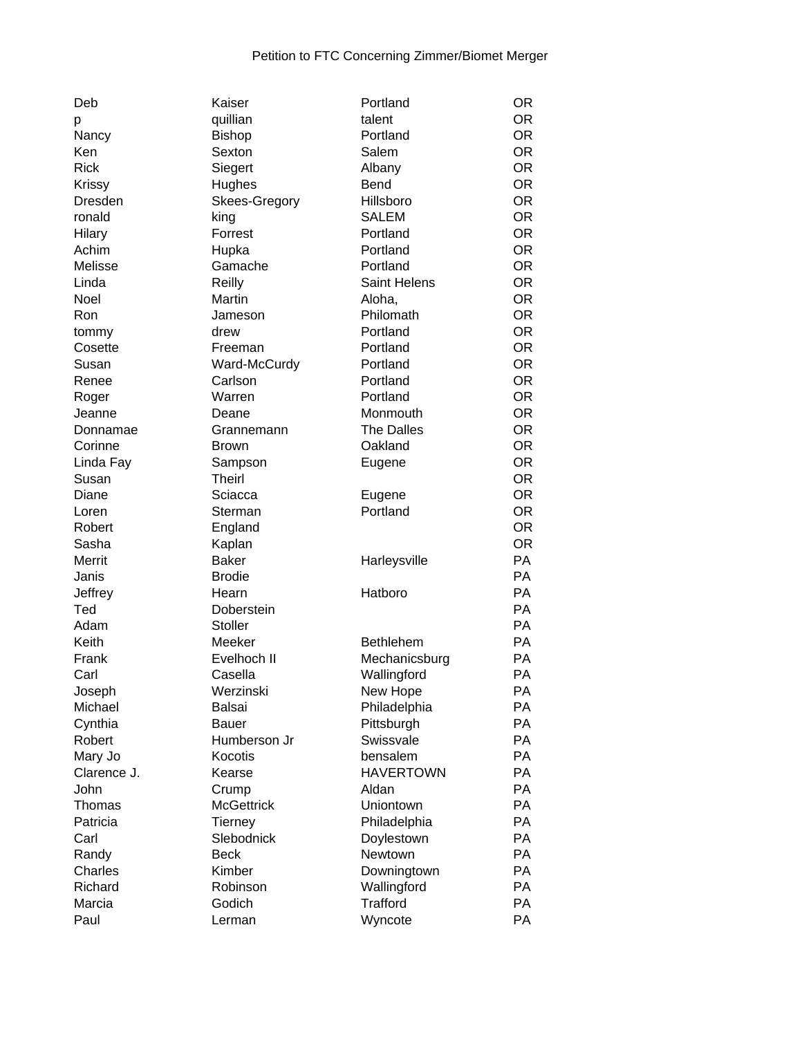Petition to FTC Concerning Zimmer/Biomet Merger

| | | | |
|---|---|---|---|
| Deb | Kaiser | Portland | OR |
| p | quillian | talent | OR |
| Nancy | Bishop | Portland | OR |
| Ken | Sexton | Salem | OR |
| Rick | Siegert | Albany | OR |
| Krissy | Hughes | Bend | OR |
| Dresden | Skees-Gregory | Hillsboro | OR |
| ronald | king | SALEM | OR |
| Hilary | Forrest | Portland | OR |
| Achim | Hupka | Portland | OR |
| Melisse | Gamache | Portland | OR |
| Linda | Reilly | Saint Helens | OR |
| Noel | Martin | Aloha, | OR |
| Ron | Jameson | Philomath | OR |
| tommy | drew | Portland | OR |
| Cosette | Freeman | Portland | OR |
| Susan | Ward-McCurdy | Portland | OR |
| Renee | Carlson | Portland | OR |
| Roger | Warren | Portland | OR |
| Jeanne | Deane | Monmouth | OR |
| Donnamae | Grannemann | The Dalles | OR |
| Corinne | Brown | Oakland | OR |
| Linda Fay | Sampson | Eugene | OR |
| Susan | Theirl | | OR |
| Diane | Sciacca | Eugene | OR |
| Loren | Sterman | Portland | OR |
| Robert | England | | OR |
| Sasha | Kaplan | | OR |
| Merrit | Baker | Harleysville | PA |
| Janis | Brodie | | PA |
| Jeffrey | Hearn | Hatboro | PA |
| Ted | Doberstein | | PA |
| Adam | Stoller | | PA |
| Keith | Meeker | Bethlehem | PA |
| Frank | Evelhoch II | Mechanicsburg | PA |
| Carl | Casella | Wallingford | PA |
| Joseph | Werzinski | New Hope | PA |
| Michael | Balsai | Philadelphia | PA |
| Cynthia | Bauer | Pittsburgh | PA |
| Robert | Humberson Jr | Swissvale | PA |
| Mary Jo | Kocotis | bensalem | PA |
| Clarence J. | Kearse | HAVERTOWN | PA |
| John | Crump | Aldan | PA |
| Thomas | McGettrick | Uniontown | PA |
| Patricia | Tierney | Philadelphia | PA |
| Carl | Slebodnick | Doylestown | PA |
| Randy | Beck | Newtown | PA |
| Charles | Kimber | Downingtown | PA |
| Richard | Robinson | Wallingford | PA |
| Marcia | Godich | Trafford | PA |
| Paul | Lerman | Wyncote | PA |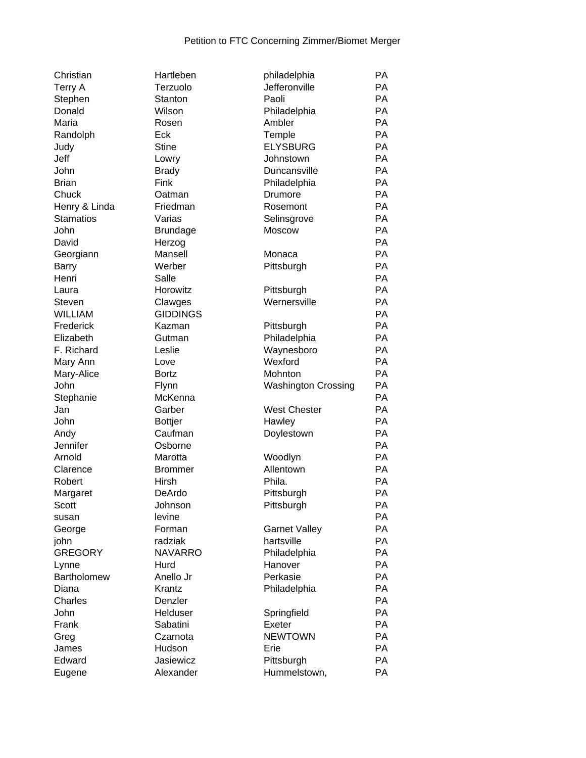Petition to FTC Concerning Zimmer/Biomet Merger

| | | | |
|---|---|---|---|
| Christian | Hartleben | philadelphia | PA |
| Terry A | Terzuolo | Jefferonville | PA |
| Stephen | Stanton | Paoli | PA |
| Donald | Wilson | Philadelphia | PA |
| Maria | Rosen | Ambler | PA |
| Randolph | Eck | Temple | PA |
| Judy | Stine | ELYSBURG | PA |
| Jeff | Lowry | Johnstown | PA |
| John | Brady | Duncansville | PA |
| Brian | Fink | Philadelphia | PA |
| Chuck | Oatman | Drumore | PA |
| Henry & Linda | Friedman | Rosemont | PA |
| Stamatios | Varias | Selinsgrove | PA |
| John | Brundage | Moscow | PA |
| David | Herzog | | PA |
| Georgiann | Mansell | Monaca | PA |
| Barry | Werber | Pittsburgh | PA |
| Henri | Salle | | PA |
| Laura | Horowitz | Pittsburgh | PA |
| Steven | Clawges | Wernersville | PA |
| WILLIAM | GIDDINGS | | PA |
| Frederick | Kazman | Pittsburgh | PA |
| Elizabeth | Gutman | Philadelphia | PA |
| F. Richard | Leslie | Waynesboro | PA |
| Mary Ann | Love | Wexford | PA |
| Mary-Alice | Bortz | Mohnton | PA |
| John | Flynn | Washington Crossing | PA |
| Stephanie | McKenna | | PA |
| Jan | Garber | West Chester | PA |
| John | Bottjer | Hawley | PA |
| Andy | Caufman | Doylestown | PA |
| Jennifer | Osborne | | PA |
| Arnold | Marotta | Woodlyn | PA |
| Clarence | Brommer | Allentown | PA |
| Robert | Hirsh | Phila. | PA |
| Margaret | DeArdo | Pittsburgh | PA |
| Scott | Johnson | Pittsburgh | PA |
| susan | levine | | PA |
| George | Forman | Garnet Valley | PA |
| john | radziak | hartsville | PA |
| GREGORY | NAVARRO | Philadelphia | PA |
| Lynne | Hurd | Hanover | PA |
| Bartholomew | Anello Jr | Perkasie | PA |
| Diana | Krantz | Philadelphia | PA |
| Charles | Denzler | | PA |
| John | Helduser | Springfield | PA |
| Frank | Sabatini | Exeter | PA |
| Greg | Czarnota | NEWTOWN | PA |
| James | Hudson | Erie | PA |
| Edward | Jasiewicz | Pittsburgh | PA |
| Eugene | Alexander | Hummelstown, | PA |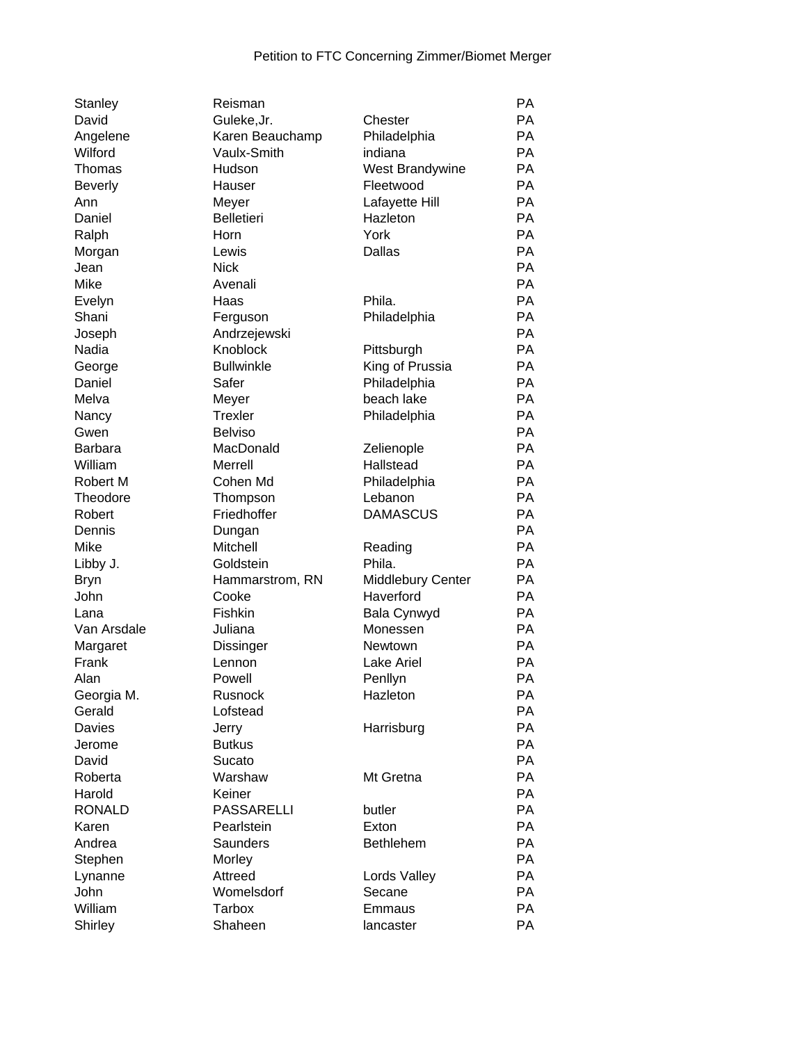Petition to FTC Concerning Zimmer/Biomet Merger

| | | | |
|---|---|---|---|
| Stanley | Reisman | | PA |
| David | Guleke,Jr. | Chester | PA |
| Angelene | Karen Beauchamp | Philadelphia | PA |
| Wilford | Vaulx-Smith | indiana | PA |
| Thomas | Hudson | West Brandywine | PA |
| Beverly | Hauser | Fleetwood | PA |
| Ann | Meyer | Lafayette Hill | PA |
| Daniel | Belletieri | Hazleton | PA |
| Ralph | Horn | York | PA |
| Morgan | Lewis | Dallas | PA |
| Jean | Nick | | PA |
| Mike | Avenali | | PA |
| Evelyn | Haas | Phila. | PA |
| Shani | Ferguson | Philadelphia | PA |
| Joseph | Andrzejewski | | PA |
| Nadia | Knoblock | Pittsburgh | PA |
| George | Bullwinkle | King of Prussia | PA |
| Daniel | Safer | Philadelphia | PA |
| Melva | Meyer | beach lake | PA |
| Nancy | Trexler | Philadelphia | PA |
| Gwen | Belviso | | PA |
| Barbara | MacDonald | Zelienople | PA |
| William | Merrell | Hallstead | PA |
| Robert M | Cohen Md | Philadelphia | PA |
| Theodore | Thompson | Lebanon | PA |
| Robert | Friedhoffer | DAMASCUS | PA |
| Dennis | Dungan | | PA |
| Mike | Mitchell | Reading | PA |
| Libby J. | Goldstein | Phila. | PA |
| Bryn | Hammarstrom, RN | Middlebury Center | PA |
| John | Cooke | Haverford | PA |
| Lana | Fishkin | Bala Cynwyd | PA |
| Van Arsdale | Juliana | Monessen | PA |
| Margaret | Dissinger | Newtown | PA |
| Frank | Lennon | Lake Ariel | PA |
| Alan | Powell | Penllyn | PA |
| Georgia M. | Rusnock | Hazleton | PA |
| Gerald | Lofstead | | PA |
| Davies | Jerry | Harrisburg | PA |
| Jerome | Butkus | | PA |
| David | Sucato | | PA |
| Roberta | Warshaw | Mt Gretna | PA |
| Harold | Keiner | | PA |
| RONALD | PASSARELLI | butler | PA |
| Karen | Pearlstein | Exton | PA |
| Andrea | Saunders | Bethlehem | PA |
| Stephen | Morley | | PA |
| Lynanne | Attreed | Lords Valley | PA |
| John | Womelsdorf | Secane | PA |
| William | Tarbox | Emmaus | PA |
| Shirley | Shaheen | lancaster | PA |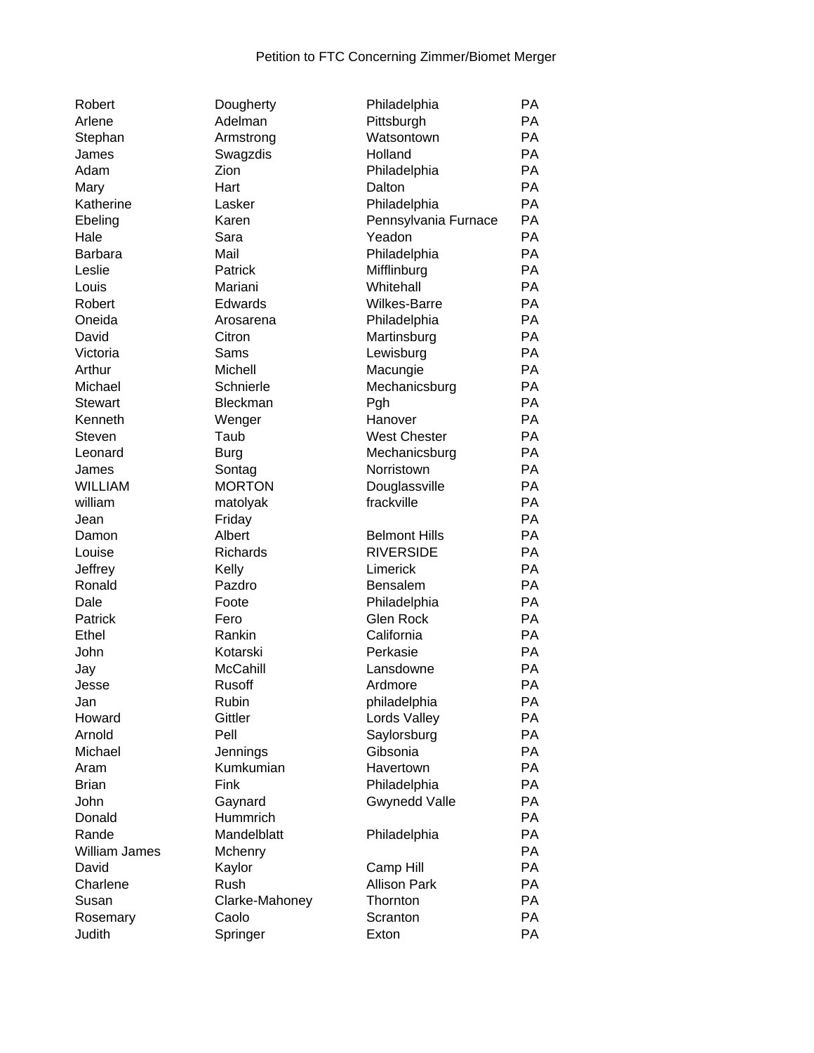Petition to FTC Concerning Zimmer/Biomet Merger

| | | | |
|---|---|---|---|
| Robert | Dougherty | Philadelphia | PA |
| Arlene | Adelman | Pittsburgh | PA |
| Stephan | Armstrong | Watsontown | PA |
| James | Swagzdis | Holland | PA |
| Adam | Zion | Philadelphia | PA |
| Mary | Hart | Dalton | PA |
| Katherine | Lasker | Philadelphia | PA |
| Ebeling | Karen | Pennsylvania Furnace | PA |
| Hale | Sara | Yeadon | PA |
| Barbara | Mail | Philadelphia | PA |
| Leslie | Patrick | Mifflinburg | PA |
| Louis | Mariani | Whitehall | PA |
| Robert | Edwards | Wilkes-Barre | PA |
| Oneida | Arosarena | Philadelphia | PA |
| David | Citron | Martinsburg | PA |
| Victoria | Sams | Lewisburg | PA |
| Arthur | Michell | Macungie | PA |
| Michael | Schnierle | Mechanicsburg | PA |
| Stewart | Bleckman | Pgh | PA |
| Kenneth | Wenger | Hanover | PA |
| Steven | Taub | West Chester | PA |
| Leonard | Burg | Mechanicsburg | PA |
| James | Sontag | Norristown | PA |
| WILLIAM | MORTON | Douglassville | PA |
| william | matolyak | frackville | PA |
| Jean | Friday | | PA |
| Damon | Albert | Belmont Hills | PA |
| Louise | Richards | RIVERSIDE | PA |
| Jeffrey | Kelly | Limerick | PA |
| Ronald | Pazdro | Bensalem | PA |
| Dale | Foote | Philadelphia | PA |
| Patrick | Fero | Glen Rock | PA |
| Ethel | Rankin | California | PA |
| John | Kotarski | Perkasie | PA |
| Jay | McCahill | Lansdowne | PA |
| Jesse | Rusoff | Ardmore | PA |
| Jan | Rubin | philadelphia | PA |
| Howard | Gittler | Lords Valley | PA |
| Arnold | Pell | Saylorsburg | PA |
| Michael | Jennings | Gibsonia | PA |
| Aram | Kumkumian | Havertown | PA |
| Brian | Fink | Philadelphia | PA |
| John | Gaynard | Gwynedd Valle | PA |
| Donald | Hummrich | | PA |
| Rande | Mandelblatt | Philadelphia | PA |
| William James | Mchenry | | PA |
| David | Kaylor | Camp Hill | PA |
| Charlene | Rush | Allison Park | PA |
| Susan | Clarke-Mahoney | Thornton | PA |
| Rosemary | Caolo | Scranton | PA |
| Judith | Springer | Exton | PA |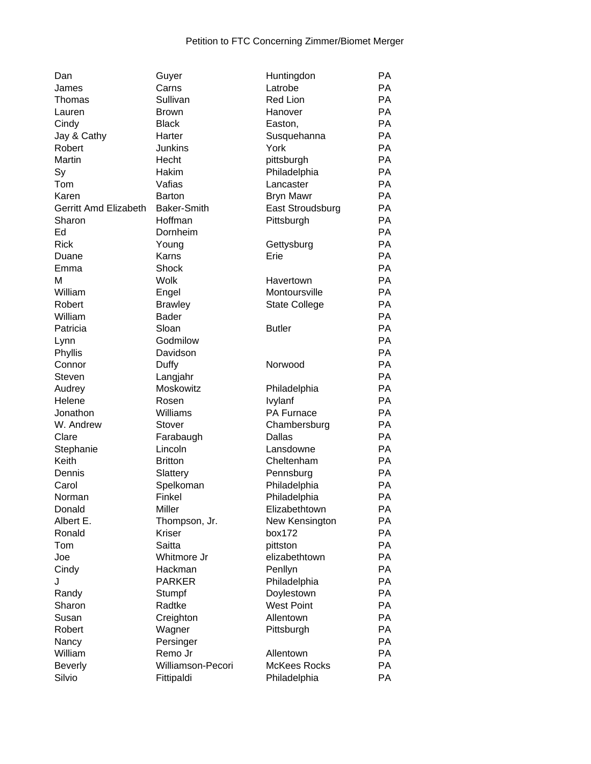Petition to FTC Concerning Zimmer/Biomet Merger

| | | | |
|---|---|---|---|
| Dan | Guyer | Huntingdon | PA |
| James | Carns | Latrobe | PA |
| Thomas | Sullivan | Red Lion | PA |
| Lauren | Brown | Hanover | PA |
| Cindy | Black | Easton, | PA |
| Jay & Cathy | Harter | Susquehanna | PA |
| Robert | Junkins | York | PA |
| Martin | Hecht | pittsburgh | PA |
| Sy | Hakim | Philadelphia | PA |
| Tom | Vafias | Lancaster | PA |
| Karen | Barton | Bryn Mawr | PA |
| Gerritt Amd Elizabeth | Baker-Smith | East Stroudsburg | PA |
| Sharon | Hoffman | Pittsburgh | PA |
| Ed | Dornheim | | PA |
| Rick | Young | Gettysburg | PA |
| Duane | Karns | Erie | PA |
| Emma | Shock | | PA |
| M | Wolk | Havertown | PA |
| William | Engel | Montoursville | PA |
| Robert | Brawley | State College | PA |
| William | Bader | | PA |
| Patricia | Sloan | Butler | PA |
| Lynn | Godmilow | | PA |
| Phyllis | Davidson | | PA |
| Connor | Duffy | Norwood | PA |
| Steven | Langjahr | | PA |
| Audrey | Moskowitz | Philadelphia | PA |
| Helene | Rosen | Ivylanf | PA |
| Jonathon | Williams | PA Furnace | PA |
| W. Andrew | Stover | Chambersburg | PA |
| Clare | Farabaugh | Dallas | PA |
| Stephanie | Lincoln | Lansdowne | PA |
| Keith | Britton | Cheltenham | PA |
| Dennis | Slattery | Pennsburg | PA |
| Carol | Spelkoman | Philadelphia | PA |
| Norman | Finkel | Philadelphia | PA |
| Donald | Miller | Elizabethtown | PA |
| Albert E. | Thompson, Jr. | New Kensington | PA |
| Ronald | Kriser | box172 | PA |
| Tom | Saitta | pittston | PA |
| Joe | Whitmore Jr | elizabethtown | PA |
| Cindy | Hackman | Penllyn | PA |
| J | PARKER | Philadelphia | PA |
| Randy | Stumpf | Doylestown | PA |
| Sharon | Radtke | West Point | PA |
| Susan | Creighton | Allentown | PA |
| Robert | Wagner | Pittsburgh | PA |
| Nancy | Persinger | | PA |
| William | Remo Jr | Allentown | PA |
| Beverly | Williamson-Pecori | McKees Rocks | PA |
| Silvio | Fittipaldi | Philadelphia | PA |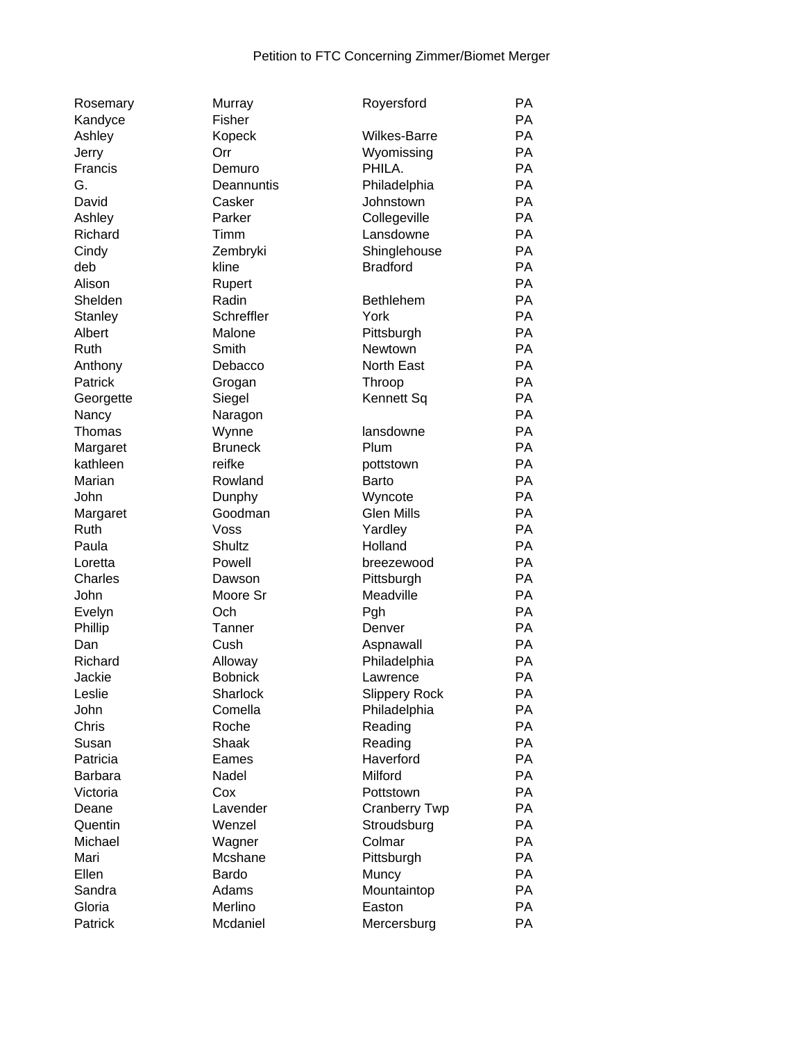Petition to FTC Concerning Zimmer/Biomet Merger

| | | | |
|---|---|---|---|
| Rosemary | Murray | Royersford | PA |
| Kandyce | Fisher | | PA |
| Ashley | Kopeck | Wilkes-Barre | PA |
| Jerry | Orr | Wyomissing | PA |
| Francis | Demuro | PHILA. | PA |
| G. | Deannuntis | Philadelphia | PA |
| David | Casker | Johnstown | PA |
| Ashley | Parker | Collegeville | PA |
| Richard | Timm | Lansdowne | PA |
| Cindy | Zembryki | Shinglehouse | PA |
| deb | kline | Bradford | PA |
| Alison | Rupert | | PA |
| Shelden | Radin | Bethlehem | PA |
| Stanley | Schreffler | York | PA |
| Albert | Malone | Pittsburgh | PA |
| Ruth | Smith | Newtown | PA |
| Anthony | Debacco | North East | PA |
| Patrick | Grogan | Throop | PA |
| Georgette | Siegel | Kennett Sq | PA |
| Nancy | Naragon | | PA |
| Thomas | Wynne | lansdowne | PA |
| Margaret | Bruneck | Plum | PA |
| kathleen | reifke | pottstown | PA |
| Marian | Rowland | Barto | PA |
| John | Dunphy | Wyncote | PA |
| Margaret | Goodman | Glen Mills | PA |
| Ruth | Voss | Yardley | PA |
| Paula | Shultz | Holland | PA |
| Loretta | Powell | breezewood | PA |
| Charles | Dawson | Pittsburgh | PA |
| John | Moore Sr | Meadville | PA |
| Evelyn | Och | Pgh | PA |
| Phillip | Tanner | Denver | PA |
| Dan | Cush | Aspnawall | PA |
| Richard | Alloway | Philadelphia | PA |
| Jackie | Bobnick | Lawrence | PA |
| Leslie | Sharlock | Slippery Rock | PA |
| John | Comella | Philadelphia | PA |
| Chris | Roche | Reading | PA |
| Susan | Shaak | Reading | PA |
| Patricia | Eames | Haverford | PA |
| Barbara | Nadel | Milford | PA |
| Victoria | Cox | Pottstown | PA |
| Deane | Lavender | Cranberry Twp | PA |
| Quentin | Wenzel | Stroudsburg | PA |
| Michael | Wagner | Colmar | PA |
| Mari | Mcshane | Pittsburgh | PA |
| Ellen | Bardo | Muncy | PA |
| Sandra | Adams | Mountaintop | PA |
| Gloria | Merlino | Easton | PA |
| Patrick | Mcdaniel | Mercersburg | PA |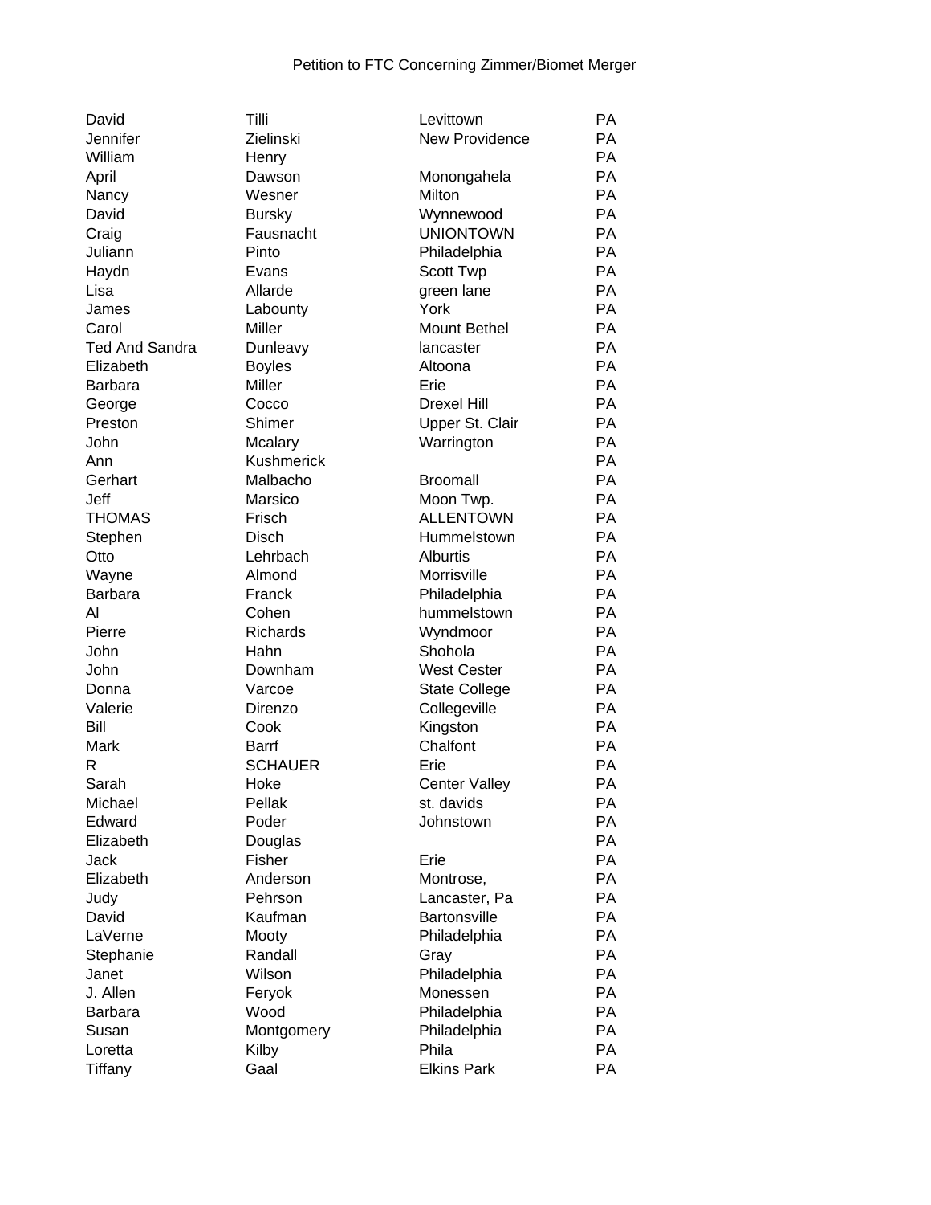Petition to FTC Concerning Zimmer/Biomet Merger

| | | | |
|---|---|---|---|
| David | Tilli | Levittown | PA |
| Jennifer | Zielinski | New Providence | PA |
| William | Henry | | PA |
| April | Dawson | Monongahela | PA |
| Nancy | Wesner | Milton | PA |
| David | Bursky | Wynnewood | PA |
| Craig | Fausnacht | UNIONTOWN | PA |
| Juliann | Pinto | Philadelphia | PA |
| Haydn | Evans | Scott Twp | PA |
| Lisa | Allarde | green lane | PA |
| James | Labounty | York | PA |
| Carol | Miller | Mount Bethel | PA |
| Ted And Sandra | Dunleavy | lancaster | PA |
| Elizabeth | Boyles | Altoona | PA |
| Barbara | Miller | Erie | PA |
| George | Cocco | Drexel Hill | PA |
| Preston | Shimer | Upper St. Clair | PA |
| John | Mcalary | Warrington | PA |
| Ann | Kushmerick | | PA |
| Gerhart | Malbacho | Broomall | PA |
| Jeff | Marsico | Moon Twp. | PA |
| THOMAS | Frisch | ALLENTOWN | PA |
| Stephen | Disch | Hummelstown | PA |
| Otto | Lehrbach | Alburtis | PA |
| Wayne | Almond | Morrisville | PA |
| Barbara | Franck | Philadelphia | PA |
| Al | Cohen | hummelstown | PA |
| Pierre | Richards | Wyndmoor | PA |
| John | Hahn | Shohola | PA |
| John | Downham | West Cester | PA |
| Donna | Varcoe | State College | PA |
| Valerie | Direnzo | Collegeville | PA |
| Bill | Cook | Kingston | PA |
| Mark | Barrf | Chalfont | PA |
| R | SCHAUER | Erie | PA |
| Sarah | Hoke | Center Valley | PA |
| Michael | Pellak | st. davids | PA |
| Edward | Poder | Johnstown | PA |
| Elizabeth | Douglas | | PA |
| Jack | Fisher | Erie | PA |
| Elizabeth | Anderson | Montrose, | PA |
| Judy | Pehrson | Lancaster, Pa | PA |
| David | Kaufman | Bartonsville | PA |
| LaVerne | Mooty | Philadelphia | PA |
| Stephanie | Randall | Gray | PA |
| Janet | Wilson | Philadelphia | PA |
| J. Allen | Feryok | Monessen | PA |
| Barbara | Wood | Philadelphia | PA |
| Susan | Montgomery | Philadelphia | PA |
| Loretta | Kilby | Phila | PA |
| Tiffany | Gaal | Elkins Park | PA |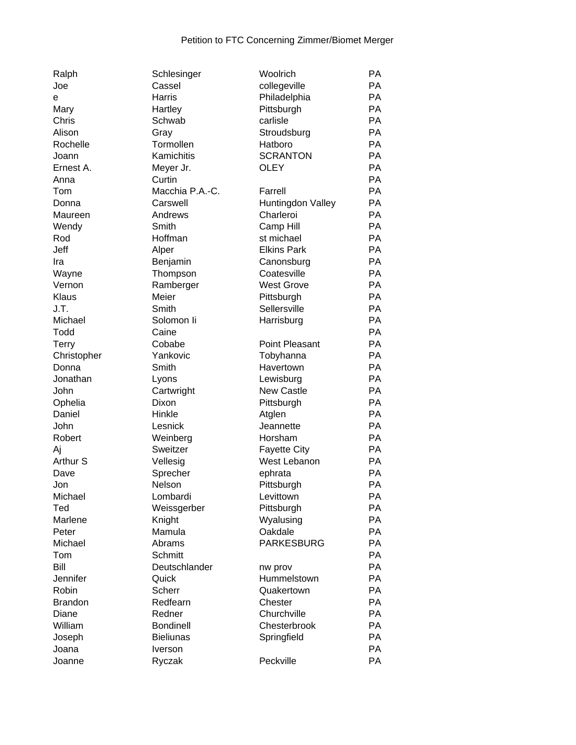Petition to FTC Concerning Zimmer/Biomet Merger

| | | | |
|---|---|---|---|
| Ralph | Schlesinger | Woolrich | PA |
| Joe | Cassel | collegeville | PA |
| e | Harris | Philadelphia | PA |
| Mary | Hartley | Pittsburgh | PA |
| Chris | Schwab | carlisle | PA |
| Alison | Gray | Stroudsburg | PA |
| Rochelle | Tormollen | Hatboro | PA |
| Joann | Kamichitis | SCRANTON | PA |
| Ernest A. | Meyer Jr. | OLEY | PA |
| Anna | Curtin | | PA |
| Tom | Macchia P.A.-C. | Farrell | PA |
| Donna | Carswell | Huntingdon Valley | PA |
| Maureen | Andrews | Charleroi | PA |
| Wendy | Smith | Camp Hill | PA |
| Rod | Hoffman | st michael | PA |
| Jeff | Alper | Elkins Park | PA |
| Ira | Benjamin | Canonsburg | PA |
| Wayne | Thompson | Coatesville | PA |
| Vernon | Ramberger | West Grove | PA |
| Klaus | Meier | Pittsburgh | PA |
| J.T. | Smith | Sellersville | PA |
| Michael | Solomon Ii | Harrisburg | PA |
| Todd | Caine | | PA |
| Terry | Cobabe | Point Pleasant | PA |
| Christopher | Yankovic | Tobyhanna | PA |
| Donna | Smith | Havertown | PA |
| Jonathan | Lyons | Lewisburg | PA |
| John | Cartwright | New Castle | PA |
| Ophelia | Dixon | Pittsburgh | PA |
| Daniel | Hinkle | Atglen | PA |
| John | Lesnick | Jeannette | PA |
| Robert | Weinberg | Horsham | PA |
| Aj | Sweitzer | Fayette City | PA |
| Arthur S | Vellesig | West Lebanon | PA |
| Dave | Sprecher | ephrata | PA |
| Jon | Nelson | Pittsburgh | PA |
| Michael | Lombardi | Levittown | PA |
| Ted | Weissgerber | Pittsburgh | PA |
| Marlene | Knight | Wyalusing | PA |
| Peter | Mamula | Oakdale | PA |
| Michael | Abrams | PARKESBURG | PA |
| Tom | Schmitt | | PA |
| Bill | Deutschlander | nw prov | PA |
| Jennifer | Quick | Hummelstown | PA |
| Robin | Scherr | Quakertown | PA |
| Brandon | Redfearn | Chester | PA |
| Diane | Redner | Churchville | PA |
| William | Bondinell | Chesterbrook | PA |
| Joseph | Bieliunas | Springfield | PA |
| Joana | Iverson | | PA |
| Joanne | Ryczak | Peckville | PA |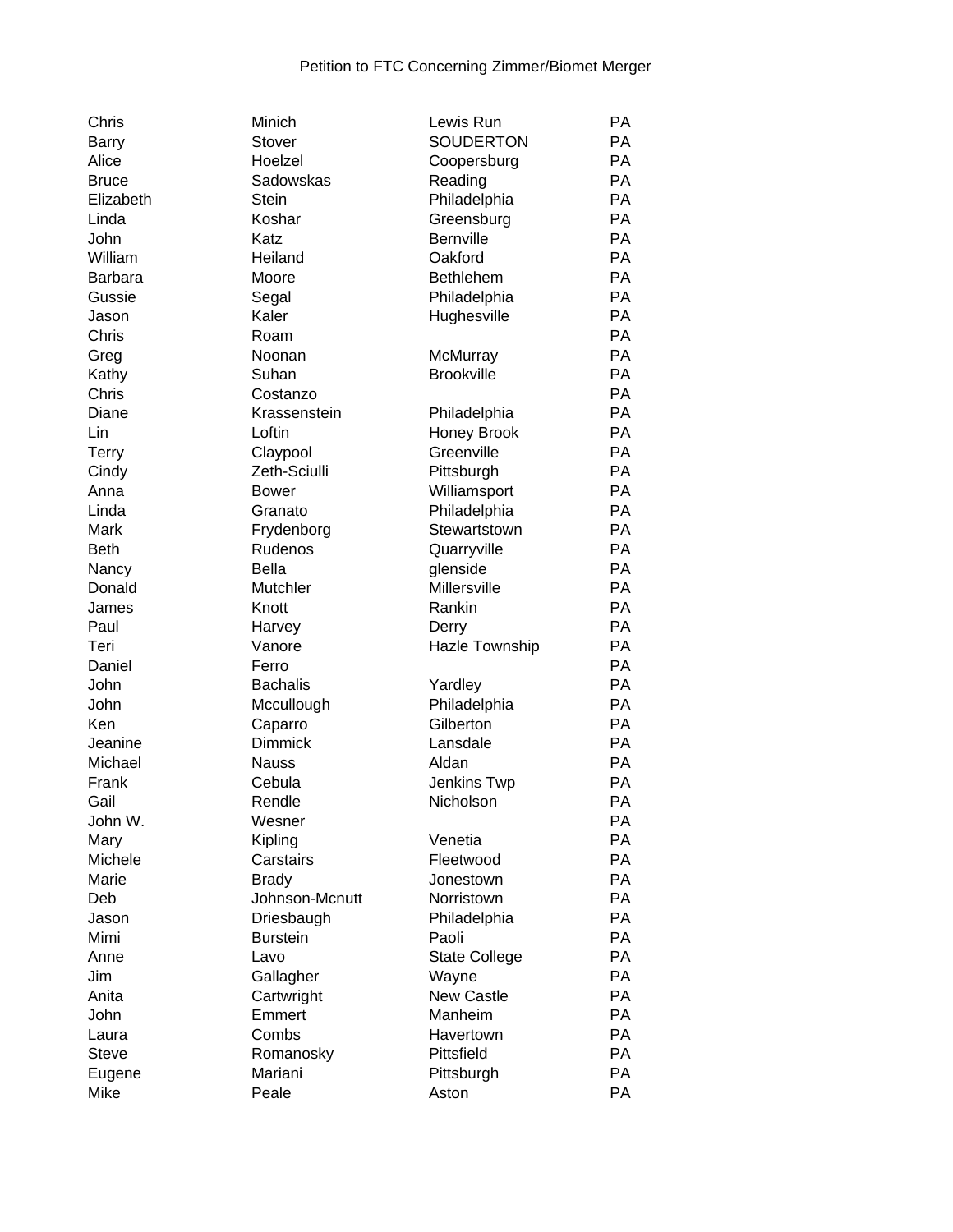Petition to FTC Concerning Zimmer/Biomet Merger

| | | | |
|---|---|---|---|
| Chris | Minich | Lewis Run | PA |
| Barry | Stover | SOUDERTON | PA |
| Alice | Hoelzel | Coopersburg | PA |
| Bruce | Sadowskas | Reading | PA |
| Elizabeth | Stein | Philadelphia | PA |
| Linda | Koshar | Greensburg | PA |
| John | Katz | Bernville | PA |
| William | Heiland | Oakford | PA |
| Barbara | Moore | Bethlehem | PA |
| Gussie | Segal | Philadelphia | PA |
| Jason | Kaler | Hughesville | PA |
| Chris | Roam | | PA |
| Greg | Noonan | McMurray | PA |
| Kathy | Suhan | Brookville | PA |
| Chris | Costanzo | | PA |
| Diane | Krassenstein | Philadelphia | PA |
| Lin | Loftin | Honey Brook | PA |
| Terry | Claypool | Greenville | PA |
| Cindy | Zeth-Sciulli | Pittsburgh | PA |
| Anna | Bower | Williamsport | PA |
| Linda | Granato | Philadelphia | PA |
| Mark | Frydenborg | Stewartstown | PA |
| Beth | Rudenos | Quarryville | PA |
| Nancy | Bella | glenside | PA |
| Donald | Mutchler | Millersville | PA |
| James | Knott | Rankin | PA |
| Paul | Harvey | Derry | PA |
| Teri | Vanore | Hazle Township | PA |
| Daniel | Ferro | | PA |
| John | Bachalis | Yardley | PA |
| John | Mccullough | Philadelphia | PA |
| Ken | Caparro | Gilberton | PA |
| Jeanine | Dimmick | Lansdale | PA |
| Michael | Nauss | Aldan | PA |
| Frank | Cebula | Jenkins Twp | PA |
| Gail | Rendle | Nicholson | PA |
| John W. | Wesner | | PA |
| Mary | Kipling | Venetia | PA |
| Michele | Carstairs | Fleetwood | PA |
| Marie | Brady | Jonestown | PA |
| Deb | Johnson-Mcnutt | Norristown | PA |
| Jason | Driesbaugh | Philadelphia | PA |
| Mimi | Burstein | Paoli | PA |
| Anne | Lavo | State College | PA |
| Jim | Gallagher | Wayne | PA |
| Anita | Cartwright | New Castle | PA |
| John | Emmert | Manheim | PA |
| Laura | Combs | Havertown | PA |
| Steve | Romanosky | Pittsfield | PA |
| Eugene | Mariani | Pittsburgh | PA |
| Mike | Peale | Aston | PA |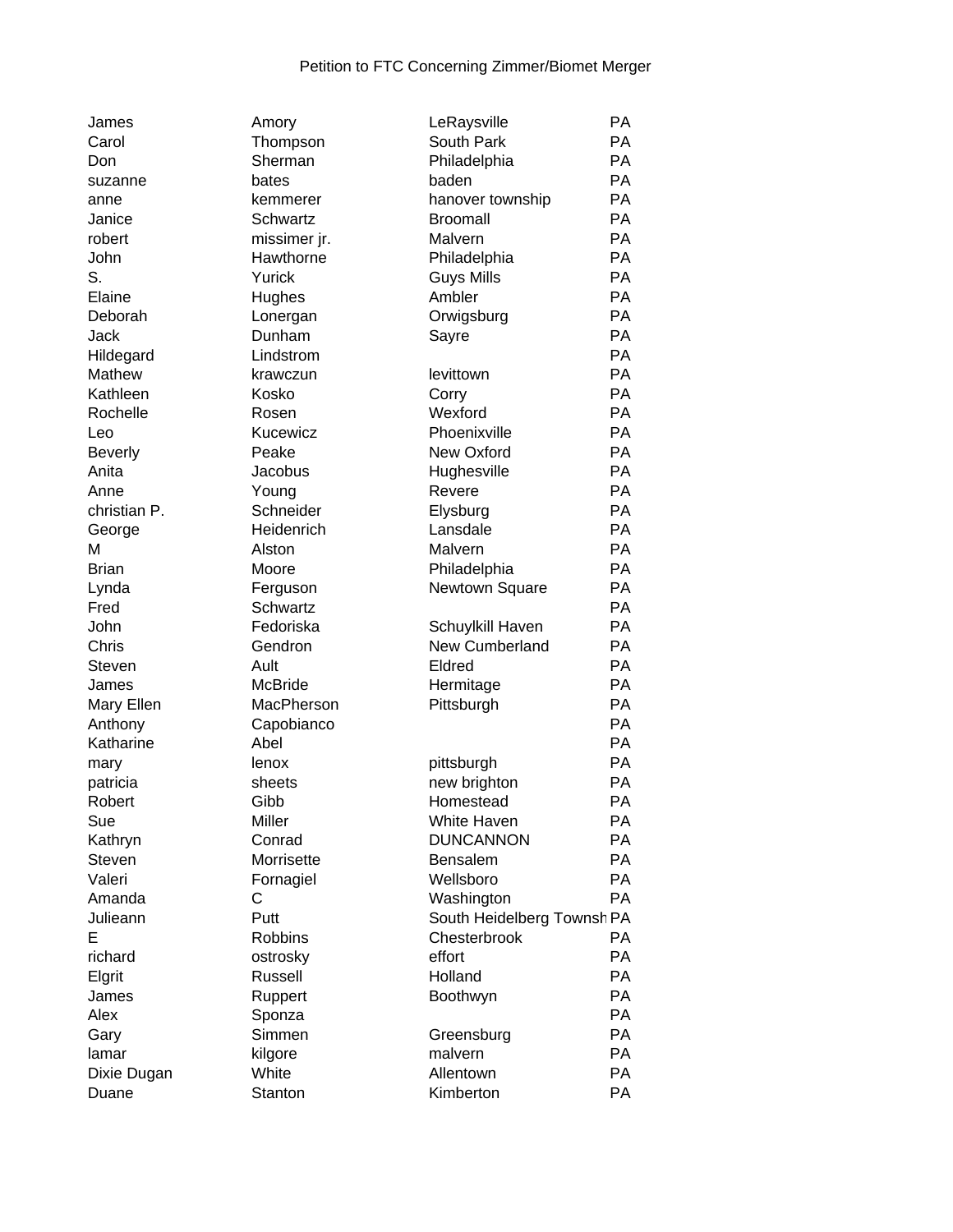Petition to FTC Concerning Zimmer/Biomet Merger

| | | | |
|---|---|---|---|
| James | Amory | LeRaysville | PA |
| Carol | Thompson | South Park | PA |
| Don | Sherman | Philadelphia | PA |
| suzanne | bates | baden | PA |
| anne | kemmerer | hanover township | PA |
| Janice | Schwartz | Broomall | PA |
| robert | missimer jr. | Malvern | PA |
| John | Hawthorne | Philadelphia | PA |
| S. | Yurick | Guys Mills | PA |
| Elaine | Hughes | Ambler | PA |
| Deborah | Lonergan | Orwigsburg | PA |
| Jack | Dunham | Sayre | PA |
| Hildegard | Lindstrom | | PA |
| Mathew | krawczun | levittown | PA |
| Kathleen | Kosko | Corry | PA |
| Rochelle | Rosen | Wexford | PA |
| Leo | Kucewicz | Phoenixville | PA |
| Beverly | Peake | New Oxford | PA |
| Anita | Jacobus | Hughesville | PA |
| Anne | Young | Revere | PA |
| christian P. | Schneider | Elysburg | PA |
| George | Heidenrich | Lansdale | PA |
| M | Alston | Malvern | PA |
| Brian | Moore | Philadelphia | PA |
| Lynda | Ferguson | Newtown Square | PA |
| Fred | Schwartz | | PA |
| John | Fedoriska | Schuylkill Haven | PA |
| Chris | Gendron | New Cumberland | PA |
| Steven | Ault | Eldred | PA |
| James | McBride | Hermitage | PA |
| Mary Ellen | MacPherson | Pittsburgh | PA |
| Anthony | Capobianco | | PA |
| Katharine | Abel | | PA |
| mary | lenox | pittsburgh | PA |
| patricia | sheets | new brighton | PA |
| Robert | Gibb | Homestead | PA |
| Sue | Miller | White Haven | PA |
| Kathryn | Conrad | DUNCANNON | PA |
| Steven | Morrisette | Bensalem | PA |
| Valeri | Fornagiel | Wellsboro | PA |
| Amanda | C | Washington | PA |
| Julieann | Putt | South Heidelberg Townsh | PA |
| E | Robbins | Chesterbrook | PA |
| richard | ostrosky | effort | PA |
| Elgrit | Russell | Holland | PA |
| James | Ruppert | Boothwyn | PA |
| Alex | Sponza | | PA |
| Gary | Simmen | Greensburg | PA |
| lamar | kilgore | malvern | PA |
| Dixie Dugan | White | Allentown | PA |
| Duane | Stanton | Kimberton | PA |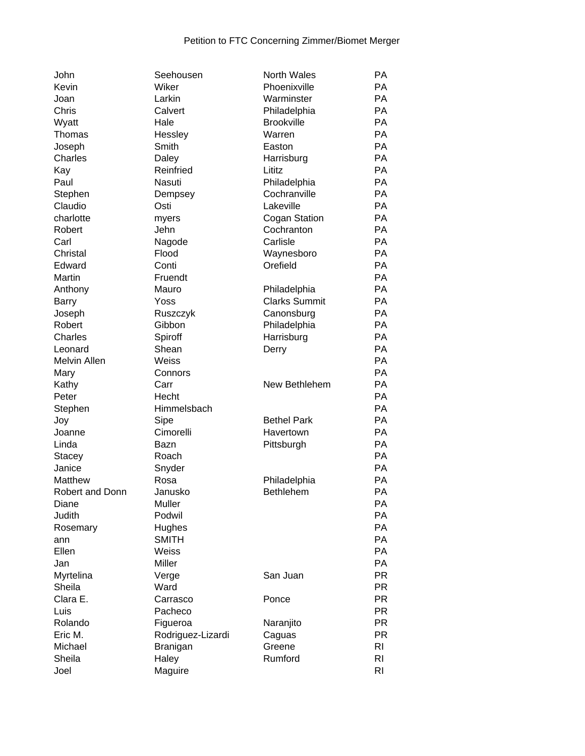Petition to FTC Concerning Zimmer/Biomet Merger

| | | | |
|---|---|---|---|
| John | Seehousen | North Wales | PA |
| Kevin | Wiker | Phoenixville | PA |
| Joan | Larkin | Warminster | PA |
| Chris | Calvert | Philadelphia | PA |
| Wyatt | Hale | Brookville | PA |
| Thomas | Hessley | Warren | PA |
| Joseph | Smith | Easton | PA |
| Charles | Daley | Harrisburg | PA |
| Kay | Reinfried | Lititz | PA |
| Paul | Nasuti | Philadelphia | PA |
| Stephen | Dempsey | Cochranville | PA |
| Claudio | Osti | Lakeville | PA |
| charlotte | myers | Cogan Station | PA |
| Robert | Jehn | Cochranton | PA |
| Carl | Nagode | Carlisle | PA |
| Christal | Flood | Waynesboro | PA |
| Edward | Conti | Orefield | PA |
| Martin | Fruendt | | PA |
| Anthony | Mauro | Philadelphia | PA |
| Barry | Yoss | Clarks Summit | PA |
| Joseph | Ruszczyk | Canonsburg | PA |
| Robert | Gibbon | Philadelphia | PA |
| Charles | Spiroff | Harrisburg | PA |
| Leonard | Shean | Derry | PA |
| Melvin Allen | Weiss | | PA |
| Mary | Connors | | PA |
| Kathy | Carr | New Bethlehem | PA |
| Peter | Hecht | | PA |
| Stephen | Himmelsbach | | PA |
| Joy | Sipe | Bethel Park | PA |
| Joanne | Cimorelli | Havertown | PA |
| Linda | Bazn | Pittsburgh | PA |
| Stacey | Roach | | PA |
| Janice | Snyder | | PA |
| Matthew | Rosa | Philadelphia | PA |
| Robert and Donn | Janusko | Bethlehem | PA |
| Diane | Muller | | PA |
| Judith | Podwil | | PA |
| Rosemary | Hughes | | PA |
| ann | SMITH | | PA |
| Ellen | Weiss | | PA |
| Jan | Miller | | PA |
| Myrtelina | Verge | San Juan | PR |
| Sheila | Ward | | PR |
| Clara E. | Carrasco | Ponce | PR |
| Luis | Pacheco | | PR |
| Rolando | Figueroa | Naranjito | PR |
| Eric M. | Rodriguez-Lizardi | Caguas | PR |
| Michael | Branigan | Greene | RI |
| Sheila | Haley | Rumford | RI |
| Joel | Maguire | | RI |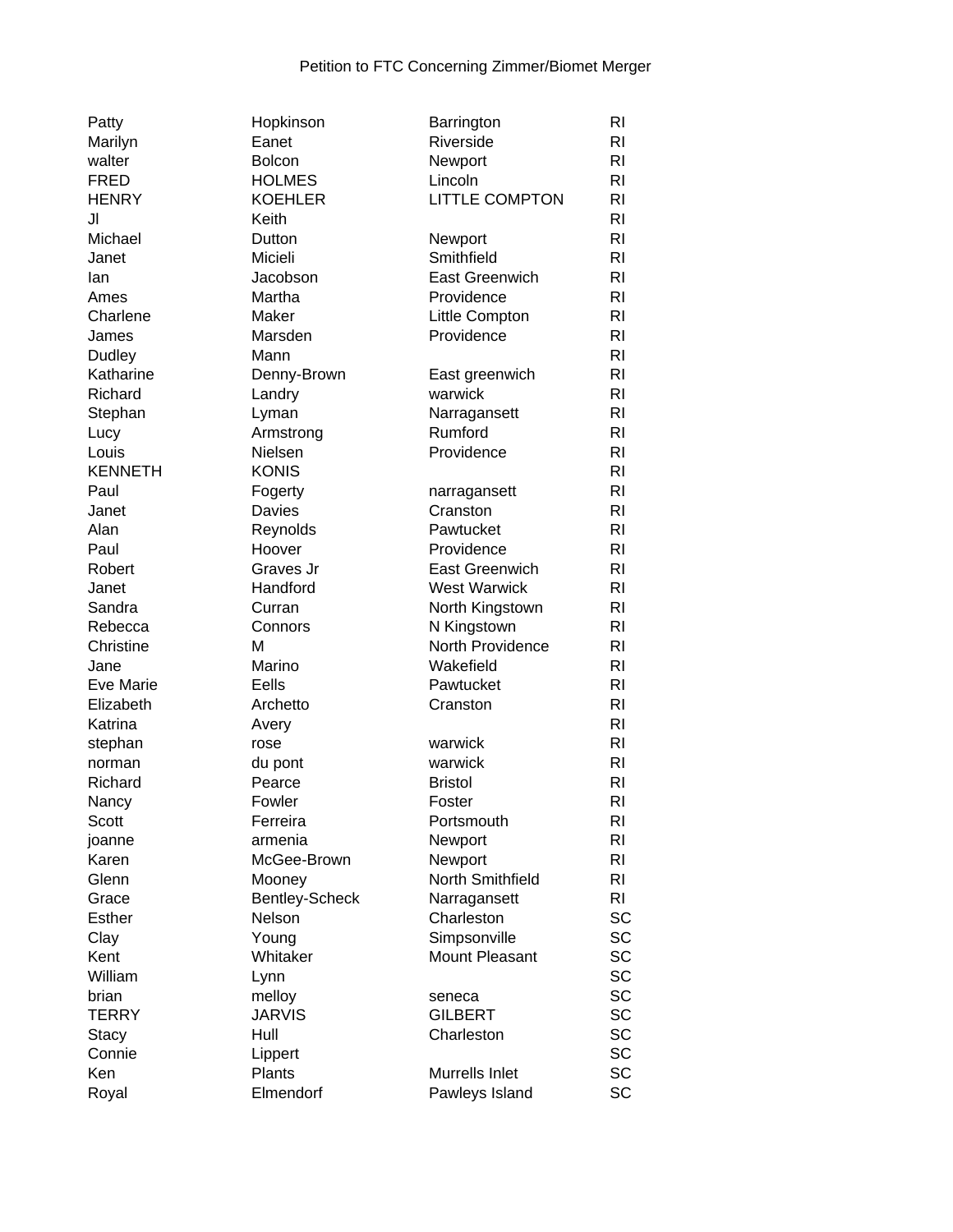Petition to FTC Concerning Zimmer/Biomet Merger

| | | | |
|---|---|---|---|
| Patty | Hopkinson | Barrington | RI |
| Marilyn | Eanet | Riverside | RI |
| walter | Bolcon | Newport | RI |
| FRED | HOLMES | Lincoln | RI |
| HENRY | KOEHLER | LITTLE COMPTON | RI |
| Jl | Keith | | RI |
| Michael | Dutton | Newport | RI |
| Janet | Micieli | Smithfield | RI |
| Ian | Jacobson | East Greenwich | RI |
| Ames | Martha | Providence | RI |
| Charlene | Maker | Little Compton | RI |
| James | Marsden | Providence | RI |
| Dudley | Mann | | RI |
| Katharine | Denny-Brown | East greenwich | RI |
| Richard | Landry | warwick | RI |
| Stephan | Lyman | Narragansett | RI |
| Lucy | Armstrong | Rumford | RI |
| Louis | Nielsen | Providence | RI |
| KENNETH | KONIS | | RI |
| Paul | Fogerty | narragansett | RI |
| Janet | Davies | Cranston | RI |
| Alan | Reynolds | Pawtucket | RI |
| Paul | Hoover | Providence | RI |
| Robert | Graves Jr | East Greenwich | RI |
| Janet | Handford | West Warwick | RI |
| Sandra | Curran | North Kingstown | RI |
| Rebecca | Connors | N Kingstown | RI |
| Christine | M | North Providence | RI |
| Jane | Marino | Wakefield | RI |
| Eve Marie | Eells | Pawtucket | RI |
| Elizabeth | Archetto | Cranston | RI |
| Katrina | Avery | | RI |
| stephan | rose | warwick | RI |
| norman | du pont | warwick | RI |
| Richard | Pearce | Bristol | RI |
| Nancy | Fowler | Foster | RI |
| Scott | Ferreira | Portsmouth | RI |
| joanne | armenia | Newport | RI |
| Karen | McGee-Brown | Newport | RI |
| Glenn | Mooney | North Smithfield | RI |
| Grace | Bentley-Scheck | Narragansett | RI |
| Esther | Nelson | Charleston | SC |
| Clay | Young | Simpsonville | SC |
| Kent | Whitaker | Mount Pleasant | SC |
| William | Lynn | | SC |
| brian | melloy | seneca | SC |
| TERRY | JARVIS | GILBERT | SC |
| Stacy | Hull | Charleston | SC |
| Connie | Lippert | | SC |
| Ken | Plants | Murrells Inlet | SC |
| Royal | Elmendorf | Pawleys Island | SC |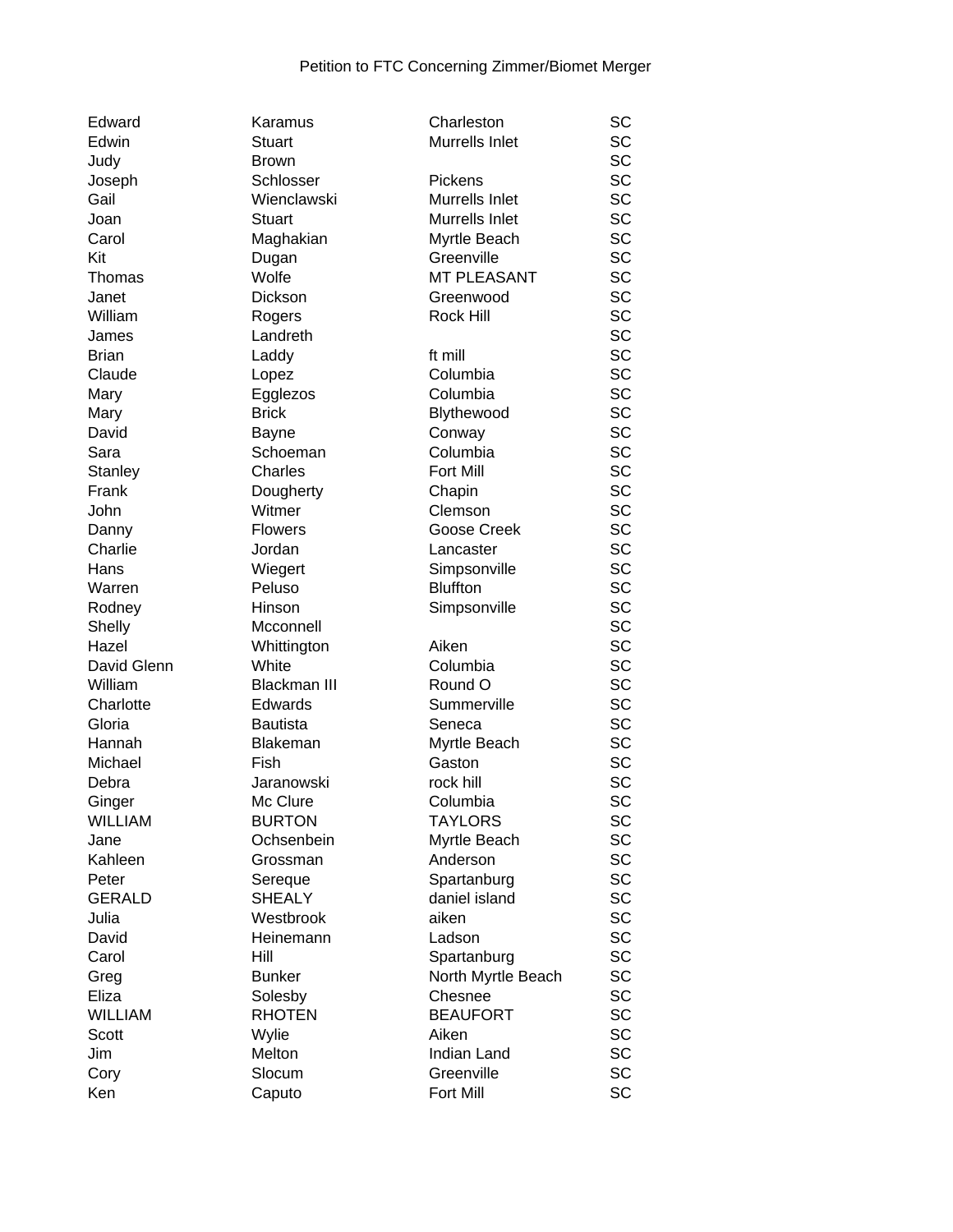Petition to FTC Concerning Zimmer/Biomet Merger

| | | | |
|---|---|---|---|
| Edward | Karamus | Charleston | SC |
| Edwin | Stuart | Murrells Inlet | SC |
| Judy | Brown | | SC |
| Joseph | Schlosser | Pickens | SC |
| Gail | Wienclawski | Murrells Inlet | SC |
| Joan | Stuart | Murrells Inlet | SC |
| Carol | Maghakian | Myrtle Beach | SC |
| Kit | Dugan | Greenville | SC |
| Thomas | Wolfe | MT PLEASANT | SC |
| Janet | Dickson | Greenwood | SC |
| William | Rogers | Rock Hill | SC |
| James | Landreth | | SC |
| Brian | Laddy | ft mill | SC |
| Claude | Lopez | Columbia | SC |
| Mary | Egglezos | Columbia | SC |
| Mary | Brick | Blythewood | SC |
| David | Bayne | Conway | SC |
| Sara | Schoeman | Columbia | SC |
| Stanley | Charles | Fort Mill | SC |
| Frank | Dougherty | Chapin | SC |
| John | Witmer | Clemson | SC |
| Danny | Flowers | Goose Creek | SC |
| Charlie | Jordan | Lancaster | SC |
| Hans | Wiegert | Simpsonville | SC |
| Warren | Peluso | Bluffton | SC |
| Rodney | Hinson | Simpsonville | SC |
| Shelly | Mcconnell | | SC |
| Hazel | Whittington | Aiken | SC |
| David Glenn | White | Columbia | SC |
| William | Blackman III | Round O | SC |
| Charlotte | Edwards | Summerville | SC |
| Gloria | Bautista | Seneca | SC |
| Hannah | Blakeman | Myrtle Beach | SC |
| Michael | Fish | Gaston | SC |
| Debra | Jaranowski | rock hill | SC |
| Ginger | Mc Clure | Columbia | SC |
| WILLIAM | BURTON | TAYLORS | SC |
| Jane | Ochsenbein | Myrtle Beach | SC |
| Kahleen | Grossman | Anderson | SC |
| Peter | Sereque | Spartanburg | SC |
| GERALD | SHEALY | daniel island | SC |
| Julia | Westbrook | aiken | SC |
| David | Heinemann | Ladson | SC |
| Carol | Hill | Spartanburg | SC |
| Greg | Bunker | North Myrtle Beach | SC |
| Eliza | Solesby | Chesnee | SC |
| WILLIAM | RHOTEN | BEAUFORT | SC |
| Scott | Wylie | Aiken | SC |
| Jim | Melton | Indian Land | SC |
| Cory | Slocum | Greenville | SC |
| Ken | Caputo | Fort Mill | SC |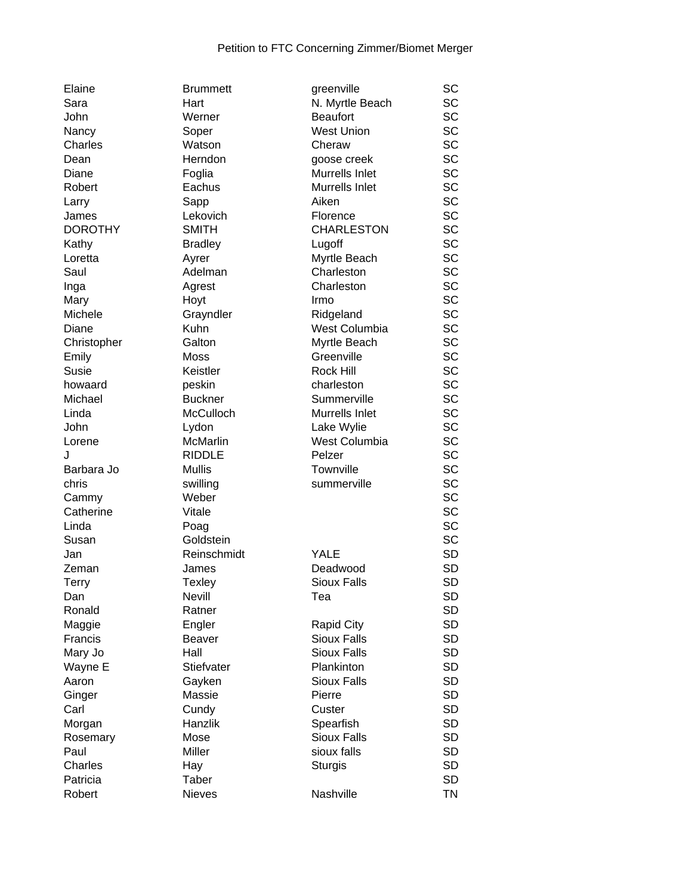Petition to FTC Concerning Zimmer/Biomet Merger

| | | | |
|---|---|---|---|
| Elaine | Brummett | greenville | SC |
| Sara | Hart | N. Myrtle Beach | SC |
| John | Werner | Beaufort | SC |
| Nancy | Soper | West Union | SC |
| Charles | Watson | Cheraw | SC |
| Dean | Herndon | goose creek | SC |
| Diane | Foglia | Murrells Inlet | SC |
| Robert | Eachus | Murrells Inlet | SC |
| Larry | Sapp | Aiken | SC |
| James | Lekovich | Florence | SC |
| DOROTHY | SMITH | CHARLESTON | SC |
| Kathy | Bradley | Lugoff | SC |
| Loretta | Ayrer | Myrtle Beach | SC |
| Saul | Adelman | Charleston | SC |
| Inga | Agrest | Charleston | SC |
| Mary | Hoyt | Irmo | SC |
| Michele | Grayndler | Ridgeland | SC |
| Diane | Kuhn | West Columbia | SC |
| Christopher | Galton | Myrtle Beach | SC |
| Emily | Moss | Greenville | SC |
| Susie | Keistler | Rock Hill | SC |
| howaard | peskin | charleston | SC |
| Michael | Buckner | Summerville | SC |
| Linda | McCulloch | Murrells Inlet | SC |
| John | Lydon | Lake Wylie | SC |
| Lorene | McMarlin | West Columbia | SC |
| J | RIDDLE | Pelzer | SC |
| Barbara Jo | Mullis | Townville | SC |
| chris | swilling | summerville | SC |
| Cammy | Weber | | SC |
| Catherine | Vitale | | SC |
| Linda | Poag | | SC |
| Susan | Goldstein | | SC |
| Jan | Reinschmidt | YALE | SD |
| Zeman | James | Deadwood | SD |
| Terry | Texley | Sioux Falls | SD |
| Dan | Nevill | Tea | SD |
| Ronald | Ratner | | SD |
| Maggie | Engler | Rapid City | SD |
| Francis | Beaver | Sioux Falls | SD |
| Mary Jo | Hall | Sioux Falls | SD |
| Wayne E | Stiefvater | Plankinton | SD |
| Aaron | Gayken | Sioux Falls | SD |
| Ginger | Massie | Pierre | SD |
| Carl | Cundy | Custer | SD |
| Morgan | Hanzlik | Spearfish | SD |
| Rosemary | Mose | Sioux Falls | SD |
| Paul | Miller | sioux falls | SD |
| Charles | Hay | Sturgis | SD |
| Patricia | Taber | | SD |
| Robert | Nieves | Nashville | TN |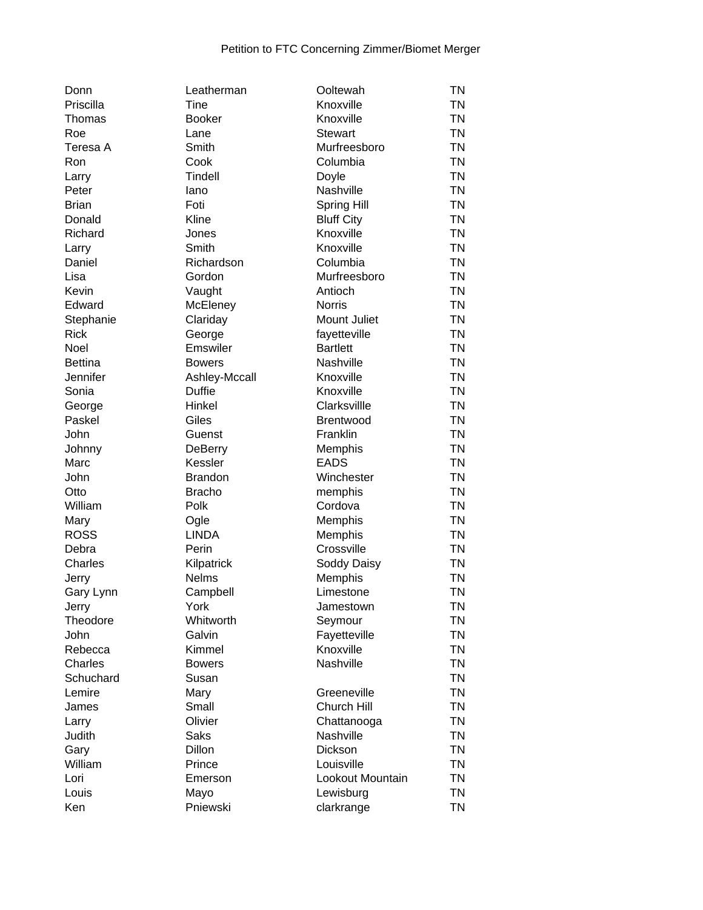Petition to FTC Concerning Zimmer/Biomet Merger

| | | | |
|---|---|---|---|
| Donn | Leatherman | Ooltewah | TN |
| Priscilla | Tine | Knoxville | TN |
| Thomas | Booker | Knoxville | TN |
| Roe | Lane | Stewart | TN |
| Teresa A | Smith | Murfreesboro | TN |
| Ron | Cook | Columbia | TN |
| Larry | Tindell | Doyle | TN |
| Peter | Iano | Nashville | TN |
| Brian | Foti | Spring Hill | TN |
| Donald | Kline | Bluff City | TN |
| Richard | Jones | Knoxville | TN |
| Larry | Smith | Knoxville | TN |
| Daniel | Richardson | Columbia | TN |
| Lisa | Gordon | Murfreesboro | TN |
| Kevin | Vaught | Antioch | TN |
| Edward | McEleney | Norris | TN |
| Stephanie | Clariday | Mount Juliet | TN |
| Rick | George | fayetteville | TN |
| Noel | Emswiler | Bartlett | TN |
| Bettina | Bowers | Nashville | TN |
| Jennifer | Ashley-Mccall | Knoxville | TN |
| Sonia | Duffie | Knoxville | TN |
| George | Hinkel | Clarksvillle | TN |
| Paskel | Giles | Brentwood | TN |
| John | Guenst | Franklin | TN |
| Johnny | DeBerry | Memphis | TN |
| Marc | Kessler | EADS | TN |
| John | Brandon | Winchester | TN |
| Otto | Bracho | memphis | TN |
| William | Polk | Cordova | TN |
| Mary | Ogle | Memphis | TN |
| ROSS | LINDA | Memphis | TN |
| Debra | Perin | Crossville | TN |
| Charles | Kilpatrick | Soddy Daisy | TN |
| Jerry | Nelms | Memphis | TN |
| Gary Lynn | Campbell | Limestone | TN |
| Jerry | York | Jamestown | TN |
| Theodore | Whitworth | Seymour | TN |
| John | Galvin | Fayetteville | TN |
| Rebecca | Kimmel | Knoxville | TN |
| Charles | Bowers | Nashville | TN |
| Schuchard | Susan | | TN |
| Lemire | Mary | Greeneville | TN |
| James | Small | Church Hill | TN |
| Larry | Olivier | Chattanooga | TN |
| Judith | Saks | Nashville | TN |
| Gary | Dillon | Dickson | TN |
| William | Prince | Louisville | TN |
| Lori | Emerson | Lookout Mountain | TN |
| Louis | Mayo | Lewisburg | TN |
| Ken | Pniewski | clarkrange | TN |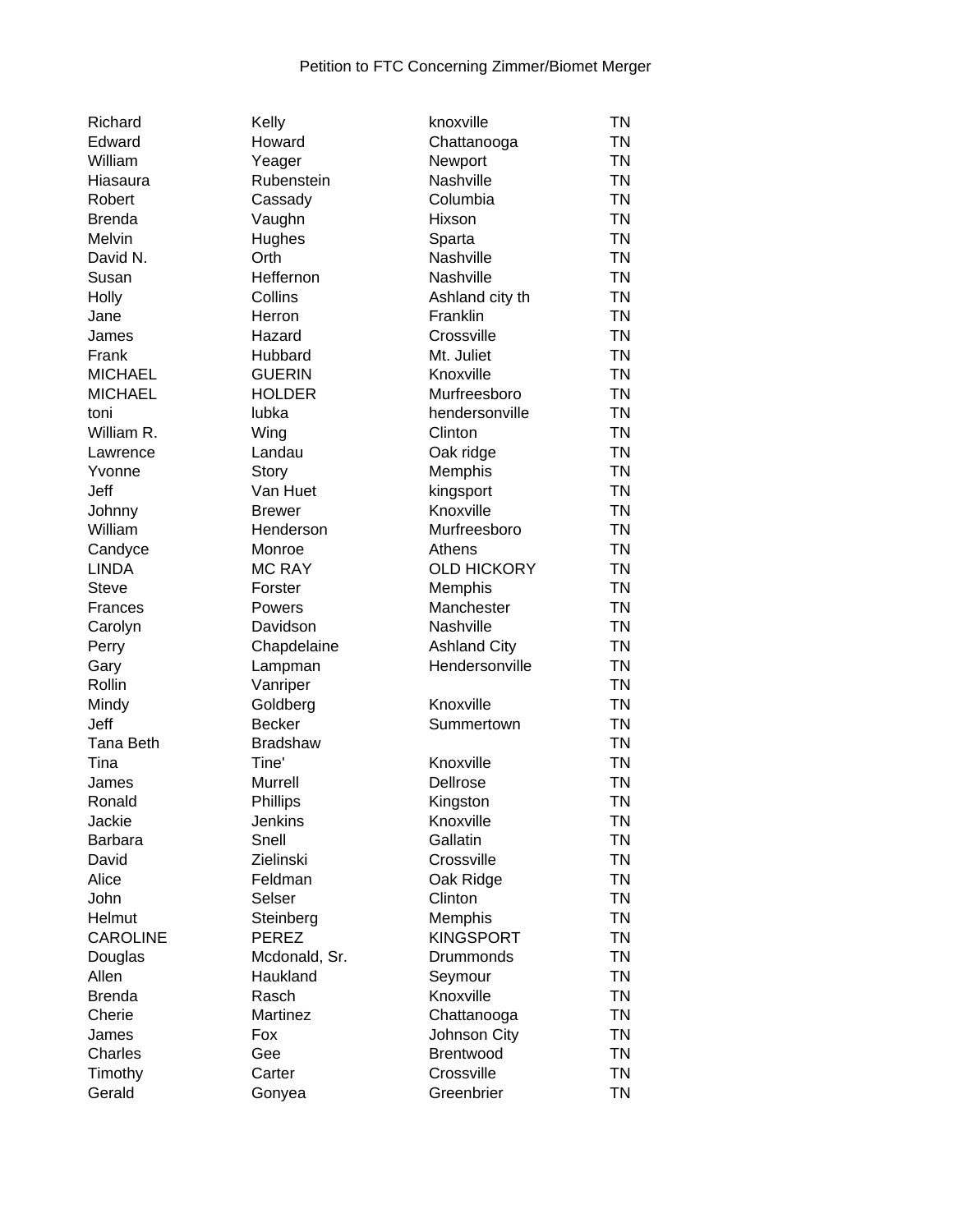Petition to FTC Concerning Zimmer/Biomet Merger

| | | | |
|---|---|---|---|
| Richard | Kelly | knoxville | TN |
| Edward | Howard | Chattanooga | TN |
| William | Yeager | Newport | TN |
| Hiasaura | Rubenstein | Nashville | TN |
| Robert | Cassady | Columbia | TN |
| Brenda | Vaughn | Hixson | TN |
| Melvin | Hughes | Sparta | TN |
| David N. | Orth | Nashville | TN |
| Susan | Heffernon | Nashville | TN |
| Holly | Collins | Ashland city th | TN |
| Jane | Herron | Franklin | TN |
| James | Hazard | Crossville | TN |
| Frank | Hubbard | Mt. Juliet | TN |
| MICHAEL | GUERIN | Knoxville | TN |
| MICHAEL | HOLDER | Murfreesboro | TN |
| toni | lubka | hendersonville | TN |
| William R. | Wing | Clinton | TN |
| Lawrence | Landau | Oak ridge | TN |
| Yvonne | Story | Memphis | TN |
| Jeff | Van Huet | kingsport | TN |
| Johnny | Brewer | Knoxville | TN |
| William | Henderson | Murfreesboro | TN |
| Candyce | Monroe | Athens | TN |
| LINDA | MC RAY | OLD HICKORY | TN |
| Steve | Forster | Memphis | TN |
| Frances | Powers | Manchester | TN |
| Carolyn | Davidson | Nashville | TN |
| Perry | Chapdelaine | Ashland City | TN |
| Gary | Lampman | Hendersonville | TN |
| Rollin | Vanriper | | TN |
| Mindy | Goldberg | Knoxville | TN |
| Jeff | Becker | Summertown | TN |
| Tana Beth | Bradshaw | | TN |
| Tina | Tine' | Knoxville | TN |
| James | Murrell | Dellrose | TN |
| Ronald | Phillips | Kingston | TN |
| Jackie | Jenkins | Knoxville | TN |
| Barbara | Snell | Gallatin | TN |
| David | Zielinski | Crossville | TN |
| Alice | Feldman | Oak Ridge | TN |
| John | Selser | Clinton | TN |
| Helmut | Steinberg | Memphis | TN |
| CAROLINE | PEREZ | KINGSPORT | TN |
| Douglas | Mcdonald, Sr. | Drummonds | TN |
| Allen | Haukland | Seymour | TN |
| Brenda | Rasch | Knoxville | TN |
| Cherie | Martinez | Chattanooga | TN |
| James | Fox | Johnson City | TN |
| Charles | Gee | Brentwood | TN |
| Timothy | Carter | Crossville | TN |
| Gerald | Gonyea | Greenbrier | TN |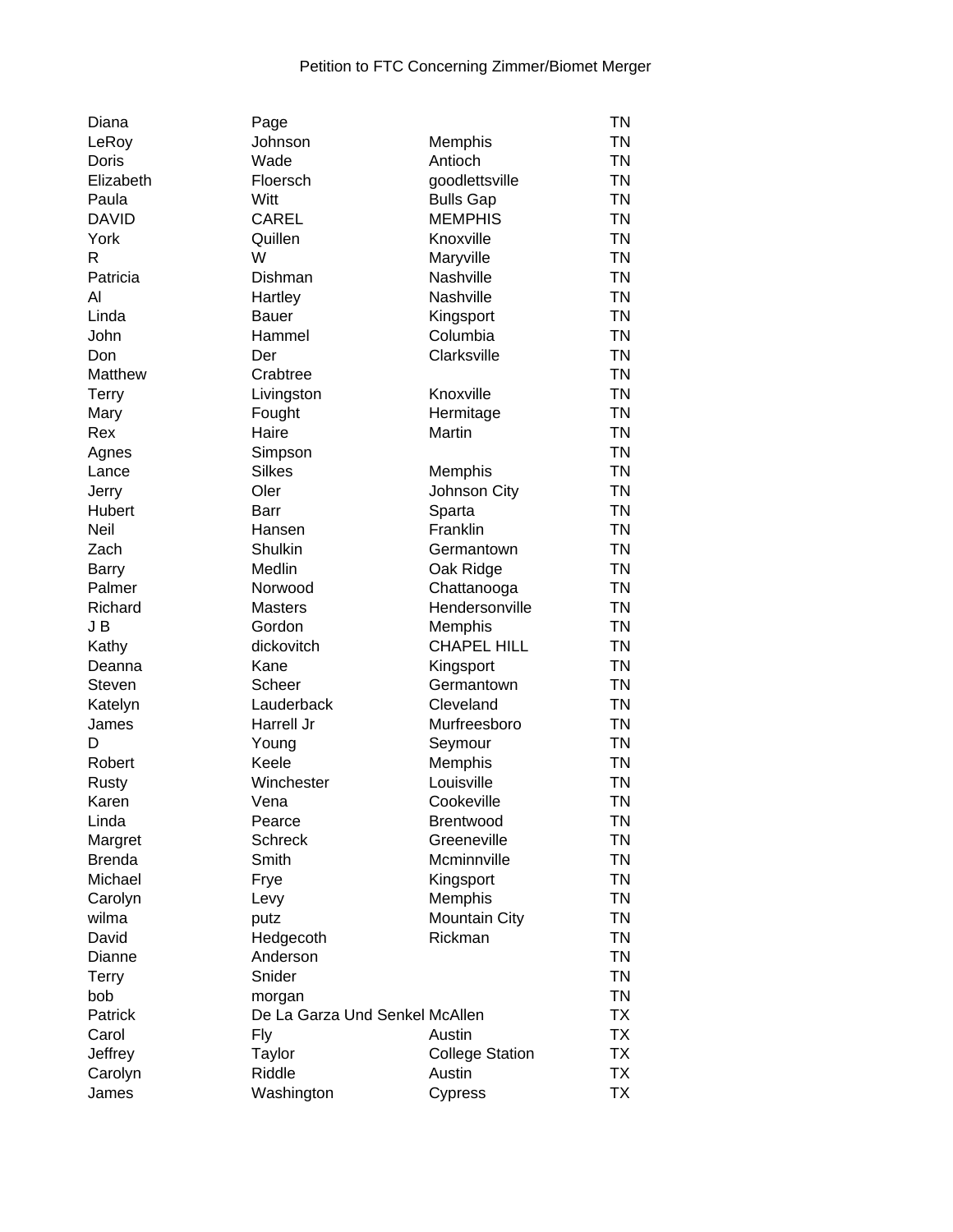Petition to FTC Concerning Zimmer/Biomet Merger

| | | | |
|---|---|---|---|
| Diana | Page | | TN |
| LeRoy | Johnson | Memphis | TN |
| Doris | Wade | Antioch | TN |
| Elizabeth | Floersch | goodlettsville | TN |
| Paula | Witt | Bulls Gap | TN |
| DAVID | CAREL | MEMPHIS | TN |
| York | Quillen | Knoxville | TN |
| R | W | Maryville | TN |
| Patricia | Dishman | Nashville | TN |
| Al | Hartley | Nashville | TN |
| Linda | Bauer | Kingsport | TN |
| John | Hammel | Columbia | TN |
| Don | Der | Clarksville | TN |
| Matthew | Crabtree | | TN |
| Terry | Livingston | Knoxville | TN |
| Mary | Fought | Hermitage | TN |
| Rex | Haire | Martin | TN |
| Agnes | Simpson | | TN |
| Lance | Silkes | Memphis | TN |
| Jerry | Oler | Johnson City | TN |
| Hubert | Barr | Sparta | TN |
| Neil | Hansen | Franklin | TN |
| Zach | Shulkin | Germantown | TN |
| Barry | Medlin | Oak Ridge | TN |
| Palmer | Norwood | Chattanooga | TN |
| Richard | Masters | Hendersonville | TN |
| J B | Gordon | Memphis | TN |
| Kathy | dickovitch | CHAPEL HILL | TN |
| Deanna | Kane | Kingsport | TN |
| Steven | Scheer | Germantown | TN |
| Katelyn | Lauderback | Cleveland | TN |
| James | Harrell Jr | Murfreesboro | TN |
| D | Young | Seymour | TN |
| Robert | Keele | Memphis | TN |
| Rusty | Winchester | Louisville | TN |
| Karen | Vena | Cookeville | TN |
| Linda | Pearce | Brentwood | TN |
| Margret | Schreck | Greeneville | TN |
| Brenda | Smith | Mcminnville | TN |
| Michael | Frye | Kingsport | TN |
| Carolyn | Levy | Memphis | TN |
| wilma | putz | Mountain City | TN |
| David | Hedgecoth | Rickman | TN |
| Dianne | Anderson | | TN |
| Terry | Snider | | TN |
| bob | morgan | | TN |
| Patrick | De La Garza Und Senkel | McAllen | TX |
| Carol | Fly | Austin | TX |
| Jeffrey | Taylor | College Station | TX |
| Carolyn | Riddle | Austin | TX |
| James | Washington | Cypress | TX |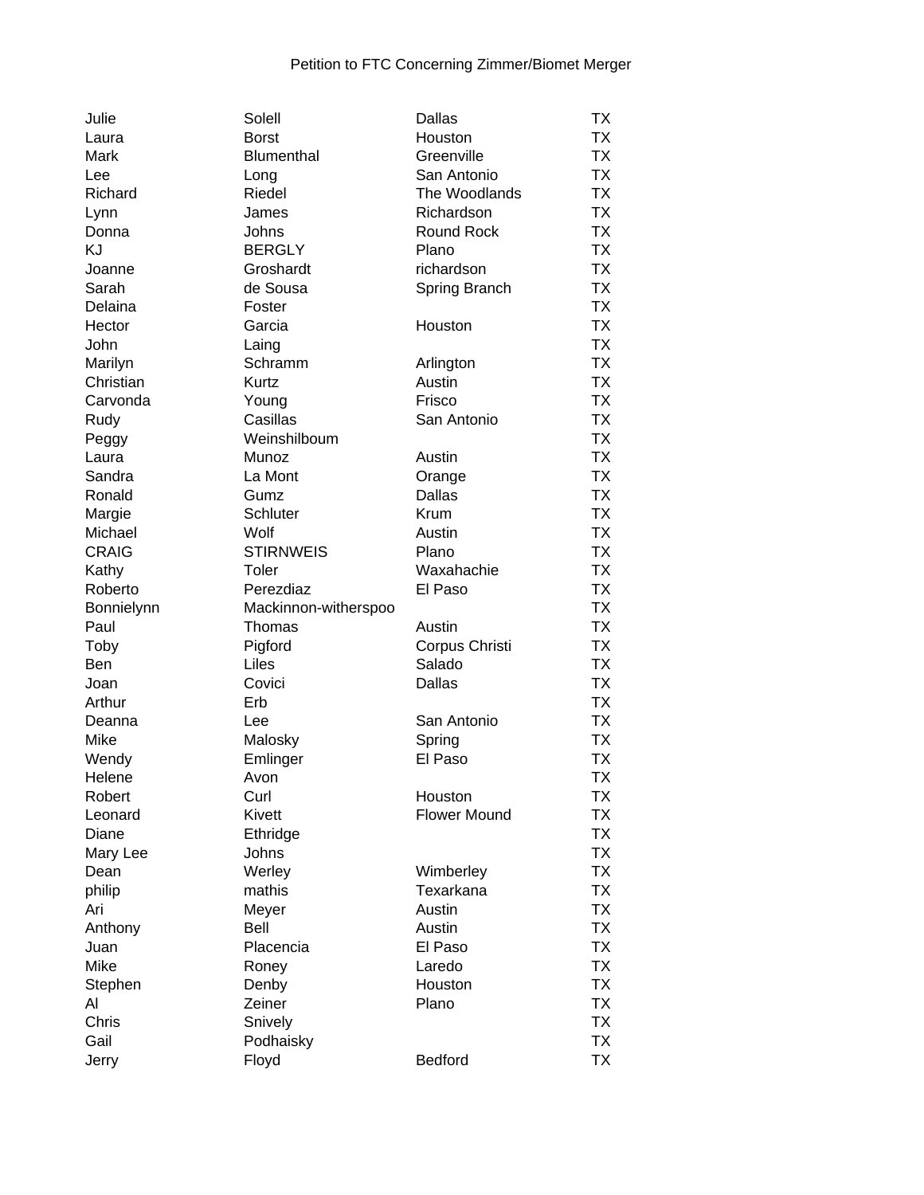Petition to FTC Concerning Zimmer/Biomet Merger

| | | | |
|---|---|---|---|
| Julie | Solell | Dallas | TX |
| Laura | Borst | Houston | TX |
| Mark | Blumenthal | Greenville | TX |
| Lee | Long | San Antonio | TX |
| Richard | Riedel | The Woodlands | TX |
| Lynn | James | Richardson | TX |
| Donna | Johns | Round Rock | TX |
| KJ | BERGLY | Plano | TX |
| Joanne | Groshardt | richardson | TX |
| Sarah | de Sousa | Spring Branch | TX |
| Delaina | Foster | | TX |
| Hector | Garcia | Houston | TX |
| John | Laing | | TX |
| Marilyn | Schramm | Arlington | TX |
| Christian | Kurtz | Austin | TX |
| Carvonda | Young | Frisco | TX |
| Rudy | Casillas | San Antonio | TX |
| Peggy | Weinshilboum | | TX |
| Laura | Munoz | Austin | TX |
| Sandra | La Mont | Orange | TX |
| Ronald | Gumz | Dallas | TX |
| Margie | Schluter | Krum | TX |
| Michael | Wolf | Austin | TX |
| CRAIG | STIRNWEIS | Plano | TX |
| Kathy | Toler | Waxahachie | TX |
| Roberto | Perezdiaz | El Paso | TX |
| Bonnielynn | Mackinnon-witherspoo | | TX |
| Paul | Thomas | Austin | TX |
| Toby | Pigford | Corpus Christi | TX |
| Ben | Liles | Salado | TX |
| Joan | Covici | Dallas | TX |
| Arthur | Erb | | TX |
| Deanna | Lee | San Antonio | TX |
| Mike | Malosky | Spring | TX |
| Wendy | Emlinger | El Paso | TX |
| Helene | Avon | | TX |
| Robert | Curl | Houston | TX |
| Leonard | Kivett | Flower Mound | TX |
| Diane | Ethridge | | TX |
| Mary Lee | Johns | | TX |
| Dean | Werley | Wimberley | TX |
| philip | mathis | Texarkana | TX |
| Ari | Meyer | Austin | TX |
| Anthony | Bell | Austin | TX |
| Juan | Placencia | El Paso | TX |
| Mike | Roney | Laredo | TX |
| Stephen | Denby | Houston | TX |
| Al | Zeiner | Plano | TX |
| Chris | Snively | | TX |
| Gail | Podhaisky | | TX |
| Jerry | Floyd | Bedford | TX |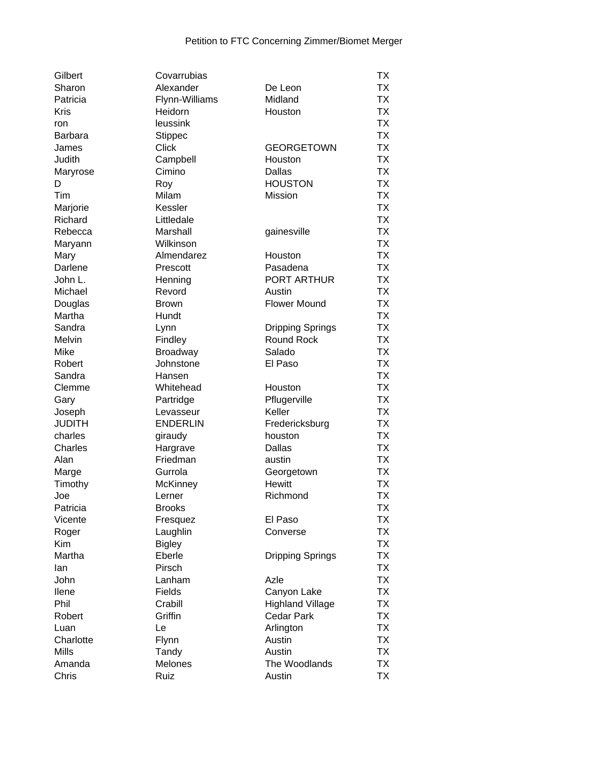Petition to FTC Concerning Zimmer/Biomet Merger

| | | | |
|---|---|---|---|
| Gilbert | Covarrubias | | TX |
| Sharon | Alexander | De Leon | TX |
| Patricia | Flynn-Williams | Midland | TX |
| Kris | Heidorn | Houston | TX |
| ron | leussink | | TX |
| Barbara | Stippec | | TX |
| James | Click | GEORGETOWN | TX |
| Judith | Campbell | Houston | TX |
| Maryrose | Cimino | Dallas | TX |
| D | Roy | HOUSTON | TX |
| Tim | Milam | Mission | TX |
| Marjorie | Kessler | | TX |
| Richard | Littledale | | TX |
| Rebecca | Marshall | gainesville | TX |
| Maryann | Wilkinson | | TX |
| Mary | Almendarez | Houston | TX |
| Darlene | Prescott | Pasadena | TX |
| John L. | Henning | PORT ARTHUR | TX |
| Michael | Revord | Austin | TX |
| Douglas | Brown | Flower Mound | TX |
| Martha | Hundt | | TX |
| Sandra | Lynn | Dripping Springs | TX |
| Melvin | Findley | Round Rock | TX |
| Mike | Broadway | Salado | TX |
| Robert | Johnstone | El Paso | TX |
| Sandra | Hansen | | TX |
| Clemme | Whitehead | Houston | TX |
| Gary | Partridge | Pflugerville | TX |
| Joseph | Levasseur | Keller | TX |
| JUDITH | ENDERLIN | Fredericksburg | TX |
| charles | giraudy | houston | TX |
| Charles | Hargrave | Dallas | TX |
| Alan | Friedman | austin | TX |
| Marge | Gurrola | Georgetown | TX |
| Timothy | McKinney | Hewitt | TX |
| Joe | Lerner | Richmond | TX |
| Patricia | Brooks | | TX |
| Vicente | Fresquez | El Paso | TX |
| Roger | Laughlin | Converse | TX |
| Kim | Bigley | | TX |
| Martha | Eberle | Dripping Springs | TX |
| Ian | Pirsch | | TX |
| John | Lanham | Azle | TX |
| Ilene | Fields | Canyon Lake | TX |
| Phil | Crabill | Highland Village | TX |
| Robert | Griffin | Cedar Park | TX |
| Luan | Le | Arlington | TX |
| Charlotte | Flynn | Austin | TX |
| Mills | Tandy | Austin | TX |
| Amanda | Melones | The Woodlands | TX |
| Chris | Ruiz | Austin | TX |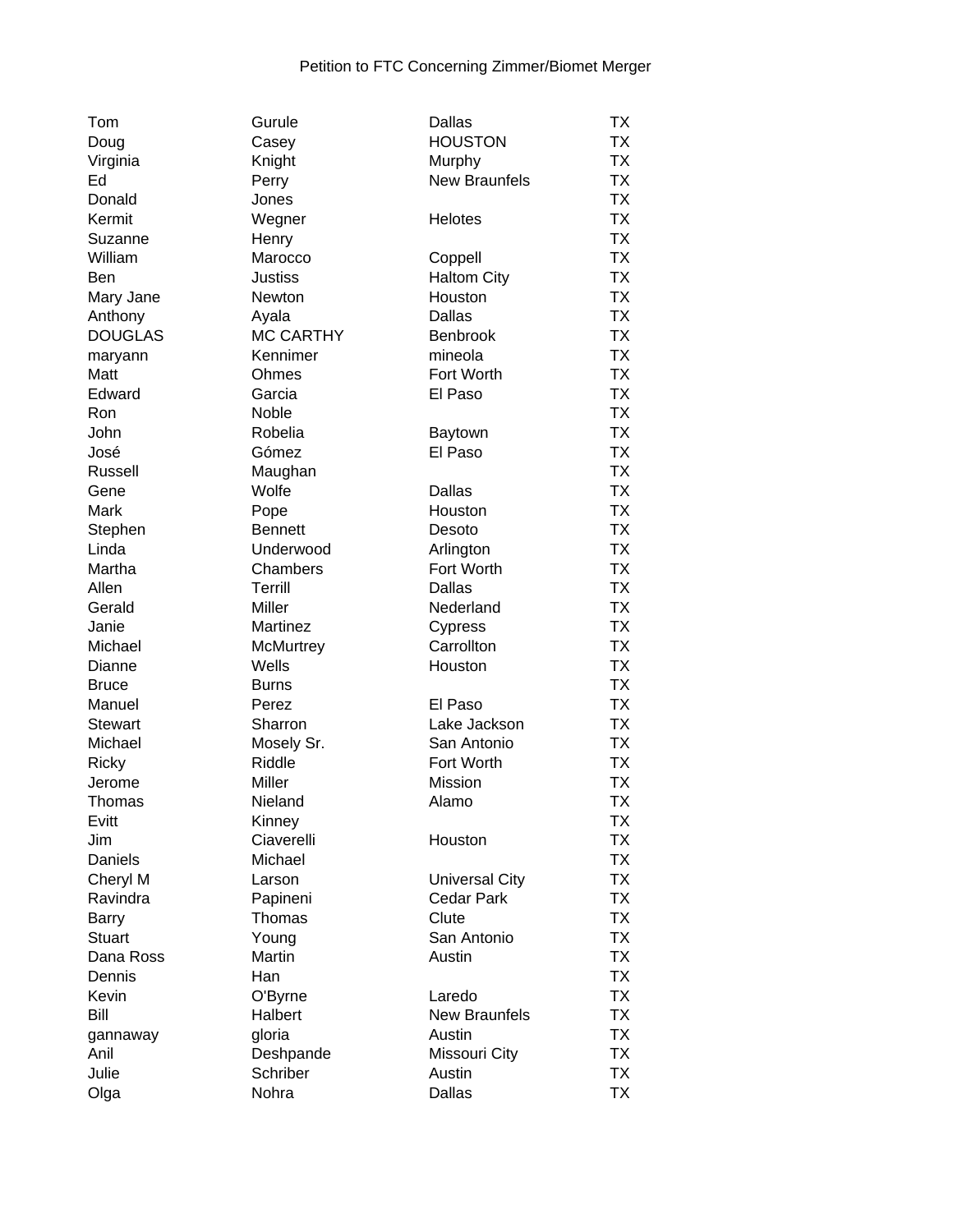Petition to FTC Concerning Zimmer/Biomet Merger

| | | | |
|---|---|---|---|
| Tom | Gurule | Dallas | TX |
| Doug | Casey | HOUSTON | TX |
| Virginia | Knight | Murphy | TX |
| Ed | Perry | New Braunfels | TX |
| Donald | Jones | | TX |
| Kermit | Wegner | Helotes | TX |
| Suzanne | Henry | | TX |
| William | Marocco | Coppell | TX |
| Ben | Justiss | Haltom City | TX |
| Mary Jane | Newton | Houston | TX |
| Anthony | Ayala | Dallas | TX |
| DOUGLAS | MC CARTHY | Benbrook | TX |
| maryann | Kennimer | mineola | TX |
| Matt | Ohmes | Fort Worth | TX |
| Edward | Garcia | El Paso | TX |
| Ron | Noble | | TX |
| John | Robelia | Baytown | TX |
| José | Gómez | El Paso | TX |
| Russell | Maughan | | TX |
| Gene | Wolfe | Dallas | TX |
| Mark | Pope | Houston | TX |
| Stephen | Bennett | Desoto | TX |
| Linda | Underwood | Arlington | TX |
| Martha | Chambers | Fort Worth | TX |
| Allen | Terrill | Dallas | TX |
| Gerald | Miller | Nederland | TX |
| Janie | Martinez | Cypress | TX |
| Michael | McMurtrey | Carrollton | TX |
| Dianne | Wells | Houston | TX |
| Bruce | Burns | | TX |
| Manuel | Perez | El Paso | TX |
| Stewart | Sharron | Lake Jackson | TX |
| Michael | Mosely Sr. | San Antonio | TX |
| Ricky | Riddle | Fort Worth | TX |
| Jerome | Miller | Mission | TX |
| Thomas | Nieland | Alamo | TX |
| Evitt | Kinney | | TX |
| Jim | Ciaverelli | Houston | TX |
| Daniels | Michael | | TX |
| Cheryl M | Larson | Universal City | TX |
| Ravindra | Papineni | Cedar Park | TX |
| Barry | Thomas | Clute | TX |
| Stuart | Young | San Antonio | TX |
| Dana Ross | Martin | Austin | TX |
| Dennis | Han | | TX |
| Kevin | O'Byrne | Laredo | TX |
| Bill | Halbert | New Braunfels | TX |
| gannaway | gloria | Austin | TX |
| Anil | Deshpande | Missouri City | TX |
| Julie | Schriber | Austin | TX |
| Olga | Nohra | Dallas | TX |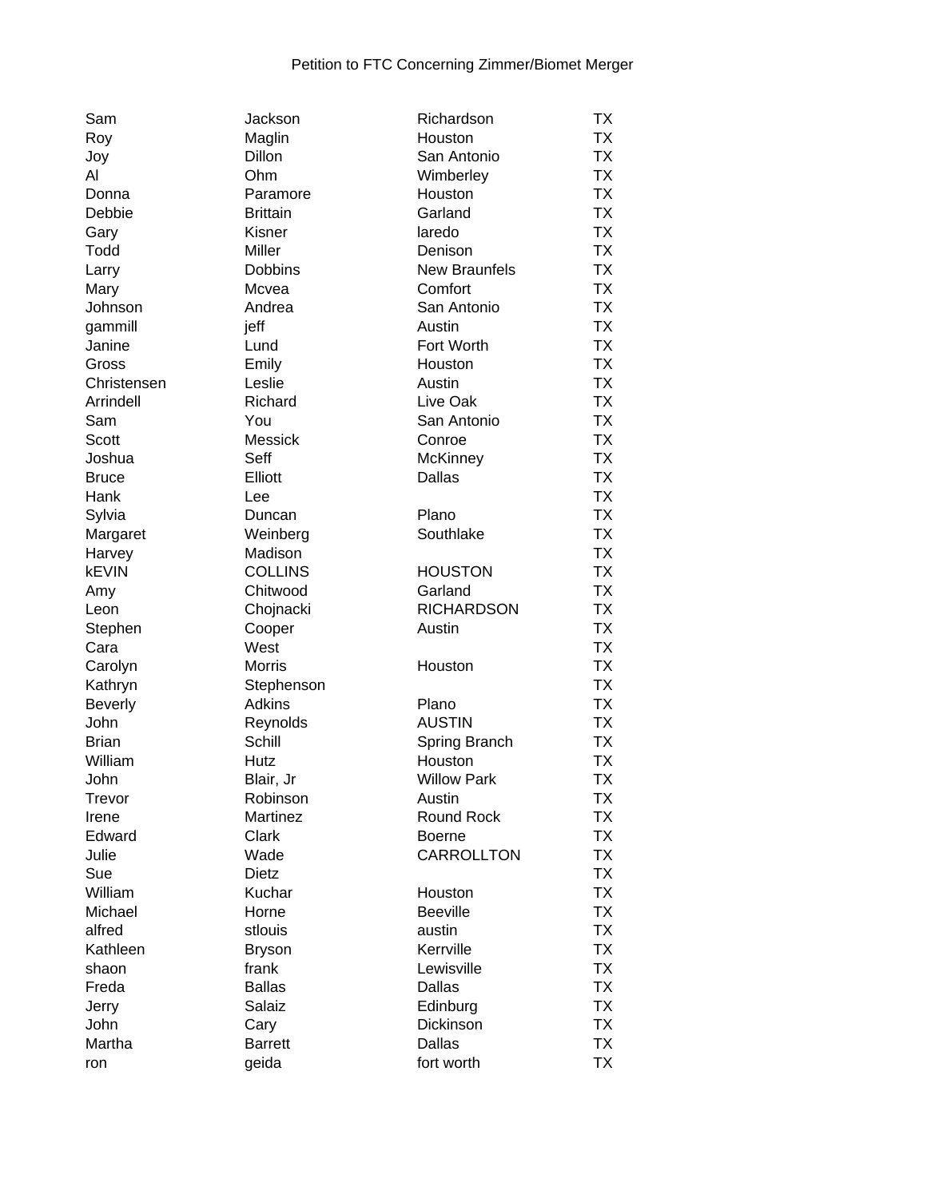Petition to FTC Concerning Zimmer/Biomet Merger

| | | | |
|---|---|---|---|
| Sam | Jackson | Richardson | TX |
| Roy | Maglin | Houston | TX |
| Joy | Dillon | San Antonio | TX |
| Al | Ohm | Wimberley | TX |
| Donna | Paramore | Houston | TX |
| Debbie | Brittain | Garland | TX |
| Gary | Kisner | laredo | TX |
| Todd | Miller | Denison | TX |
| Larry | Dobbins | New Braunfels | TX |
| Mary | Mcvea | Comfort | TX |
| Johnson | Andrea | San Antonio | TX |
| gammill | jeff | Austin | TX |
| Janine | Lund | Fort Worth | TX |
| Gross | Emily | Houston | TX |
| Christensen | Leslie | Austin | TX |
| Arrindell | Richard | Live Oak | TX |
| Sam | You | San Antonio | TX |
| Scott | Messick | Conroe | TX |
| Joshua | Seff | McKinney | TX |
| Bruce | Elliott | Dallas | TX |
| Hank | Lee | | TX |
| Sylvia | Duncan | Plano | TX |
| Margaret | Weinberg | Southlake | TX |
| Harvey | Madison | | TX |
| kEVIN | COLLINS | HOUSTON | TX |
| Amy | Chitwood | Garland | TX |
| Leon | Chojnacki | RICHARDSON | TX |
| Stephen | Cooper | Austin | TX |
| Cara | West | | TX |
| Carolyn | Morris | Houston | TX |
| Kathryn | Stephenson | | TX |
| Beverly | Adkins | Plano | TX |
| John | Reynolds | AUSTIN | TX |
| Brian | Schill | Spring Branch | TX |
| William | Hutz | Houston | TX |
| John | Blair, Jr | Willow Park | TX |
| Trevor | Robinson | Austin | TX |
| Irene | Martinez | Round Rock | TX |
| Edward | Clark | Boerne | TX |
| Julie | Wade | CARROLLTON | TX |
| Sue | Dietz | | TX |
| William | Kuchar | Houston | TX |
| Michael | Horne | Beeville | TX |
| alfred | stlouis | austin | TX |
| Kathleen | Bryson | Kerrville | TX |
| shaon | frank | Lewisville | TX |
| Freda | Ballas | Dallas | TX |
| Jerry | Salaiz | Edinburg | TX |
| John | Cary | Dickinson | TX |
| Martha | Barrett | Dallas | TX |
| ron | geida | fort worth | TX |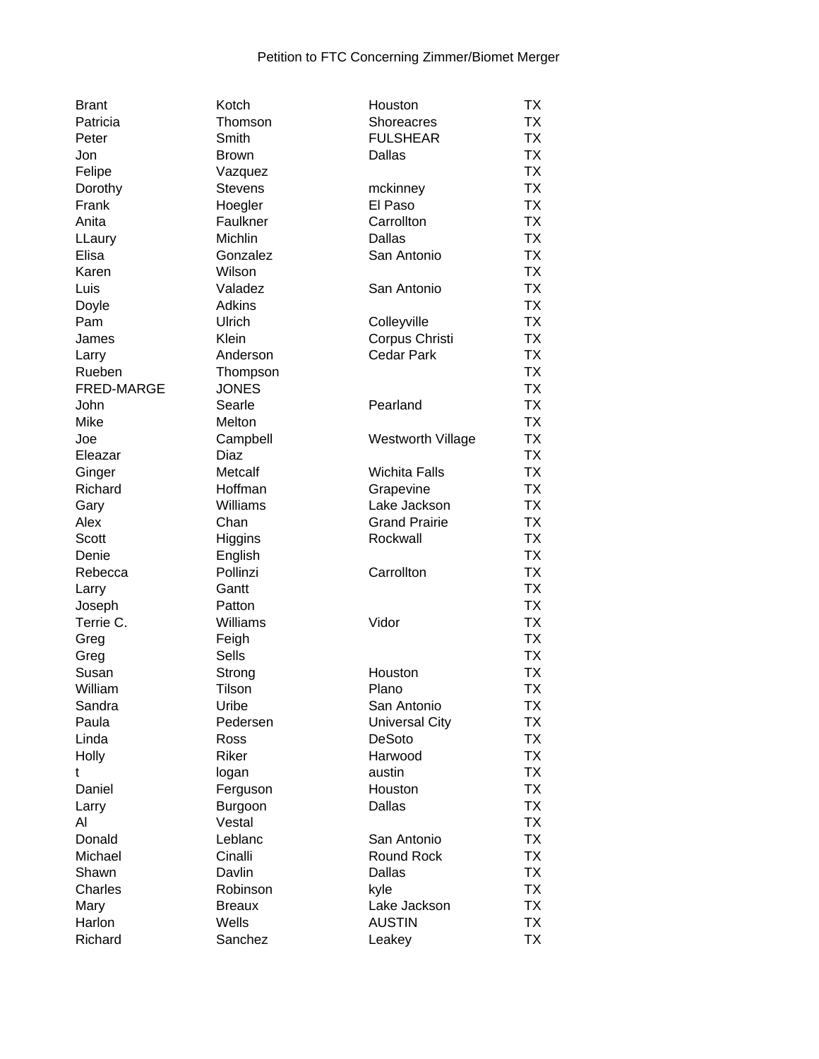Petition to FTC Concerning Zimmer/Biomet Merger

| | | | |
|---|---|---|---|
| Brant | Kotch | Houston | TX |
| Patricia | Thomson | Shoreacres | TX |
| Peter | Smith | FULSHEAR | TX |
| Jon | Brown | Dallas | TX |
| Felipe | Vazquez | | TX |
| Dorothy | Stevens | mckinney | TX |
| Frank | Hoegler | El Paso | TX |
| Anita | Faulkner | Carrollton | TX |
| LLaury | Michlin | Dallas | TX |
| Elisa | Gonzalez | San Antonio | TX |
| Karen | Wilson | | TX |
| Luis | Valadez | San Antonio | TX |
| Doyle | Adkins | | TX |
| Pam | Ulrich | Colleyville | TX |
| James | Klein | Corpus Christi | TX |
| Larry | Anderson | Cedar Park | TX |
| Rueben | Thompson | | TX |
| FRED-MARGE | JONES | | TX |
| John | Searle | Pearland | TX |
| Mike | Melton | | TX |
| Joe | Campbell | Westworth Village | TX |
| Eleazar | Diaz | | TX |
| Ginger | Metcalf | Wichita Falls | TX |
| Richard | Hoffman | Grapevine | TX |
| Gary | Williams | Lake Jackson | TX |
| Alex | Chan | Grand Prairie | TX |
| Scott | Higgins | Rockwall | TX |
| Denie | English | | TX |
| Rebecca | Pollinzi | Carrollton | TX |
| Larry | Gantt | | TX |
| Joseph | Patton | | TX |
| Terrie C. | Williams | Vidor | TX |
| Greg | Feigh | | TX |
| Greg | Sells | | TX |
| Susan | Strong | Houston | TX |
| William | Tilson | Plano | TX |
| Sandra | Uribe | San Antonio | TX |
| Paula | Pedersen | Universal City | TX |
| Linda | Ross | DeSoto | TX |
| Holly | Riker | Harwood | TX |
| t | logan | austin | TX |
| Daniel | Ferguson | Houston | TX |
| Larry | Burgoon | Dallas | TX |
| Al | Vestal | | TX |
| Donald | Leblanc | San Antonio | TX |
| Michael | Cinalli | Round Rock | TX |
| Shawn | Davlin | Dallas | TX |
| Charles | Robinson | kyle | TX |
| Mary | Breaux | Lake Jackson | TX |
| Harlon | Wells | AUSTIN | TX |
| Richard | Sanchez | Leakey | TX |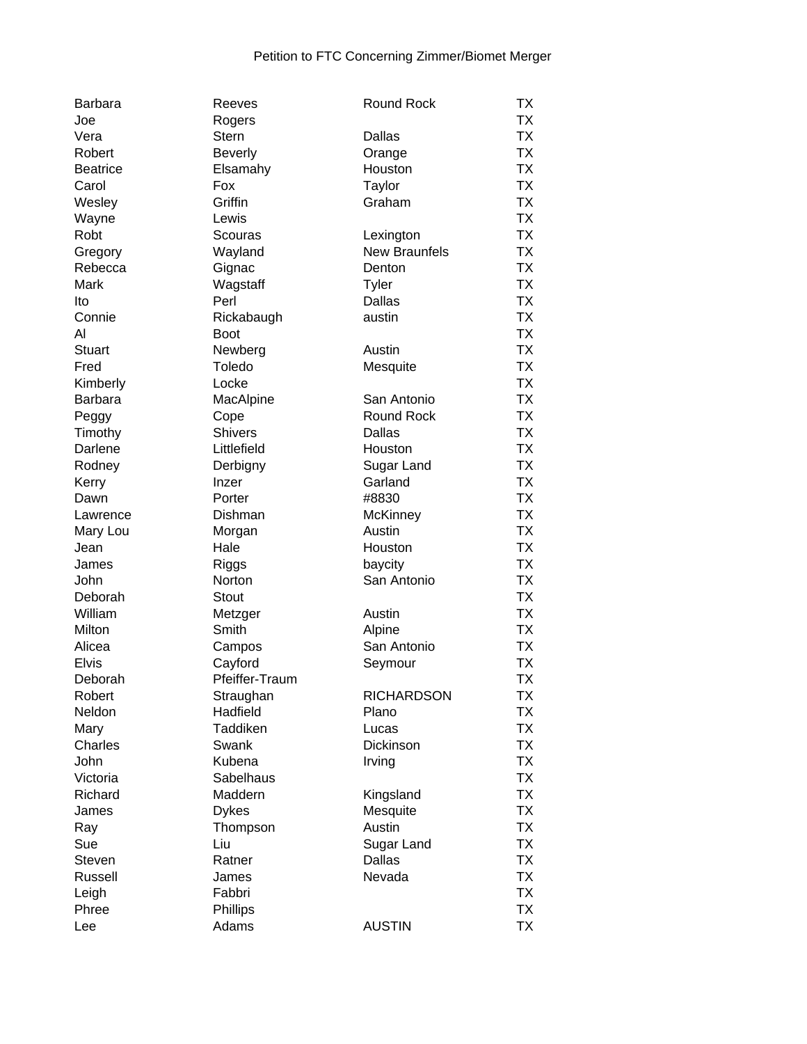Petition to FTC Concerning Zimmer/Biomet Merger

| | | | |
|---|---|---|---|
| Barbara | Reeves | Round Rock | TX |
| Joe | Rogers | | TX |
| Vera | Stern | Dallas | TX |
| Robert | Beverly | Orange | TX |
| Beatrice | Elsamahy | Houston | TX |
| Carol | Fox | Taylor | TX |
| Wesley | Griffin | Graham | TX |
| Wayne | Lewis | | TX |
| Robt | Scouras | Lexington | TX |
| Gregory | Wayland | New Braunfels | TX |
| Rebecca | Gignac | Denton | TX |
| Mark | Wagstaff | Tyler | TX |
| Ito | Perl | Dallas | TX |
| Connie | Rickabaugh | austin | TX |
| Al | Boot | | TX |
| Stuart | Newberg | Austin | TX |
| Fred | Toledo | Mesquite | TX |
| Kimberly | Locke | | TX |
| Barbara | MacAlpine | San Antonio | TX |
| Peggy | Cope | Round Rock | TX |
| Timothy | Shivers | Dallas | TX |
| Darlene | Littlefield | Houston | TX |
| Rodney | Derbigny | Sugar Land | TX |
| Kerry | Inzer | Garland | TX |
| Dawn | Porter | #8830 | TX |
| Lawrence | Dishman | McKinney | TX |
| Mary Lou | Morgan | Austin | TX |
| Jean | Hale | Houston | TX |
| James | Riggs | baycity | TX |
| John | Norton | San Antonio | TX |
| Deborah | Stout | | TX |
| William | Metzger | Austin | TX |
| Milton | Smith | Alpine | TX |
| Alicea | Campos | San Antonio | TX |
| Elvis | Cayford | Seymour | TX |
| Deborah | Pfeiffer-Traum | | TX |
| Robert | Straughan | RICHARDSON | TX |
| Neldon | Hadfield | Plano | TX |
| Mary | Taddiken | Lucas | TX |
| Charles | Swank | Dickinson | TX |
| John | Kubena | Irving | TX |
| Victoria | Sabelhaus | | TX |
| Richard | Maddern | Kingsland | TX |
| James | Dykes | Mesquite | TX |
| Ray | Thompson | Austin | TX |
| Sue | Liu | Sugar Land | TX |
| Steven | Ratner | Dallas | TX |
| Russell | James | Nevada | TX |
| Leigh | Fabbri | | TX |
| Phree | Phillips | | TX |
| Lee | Adams | AUSTIN | TX |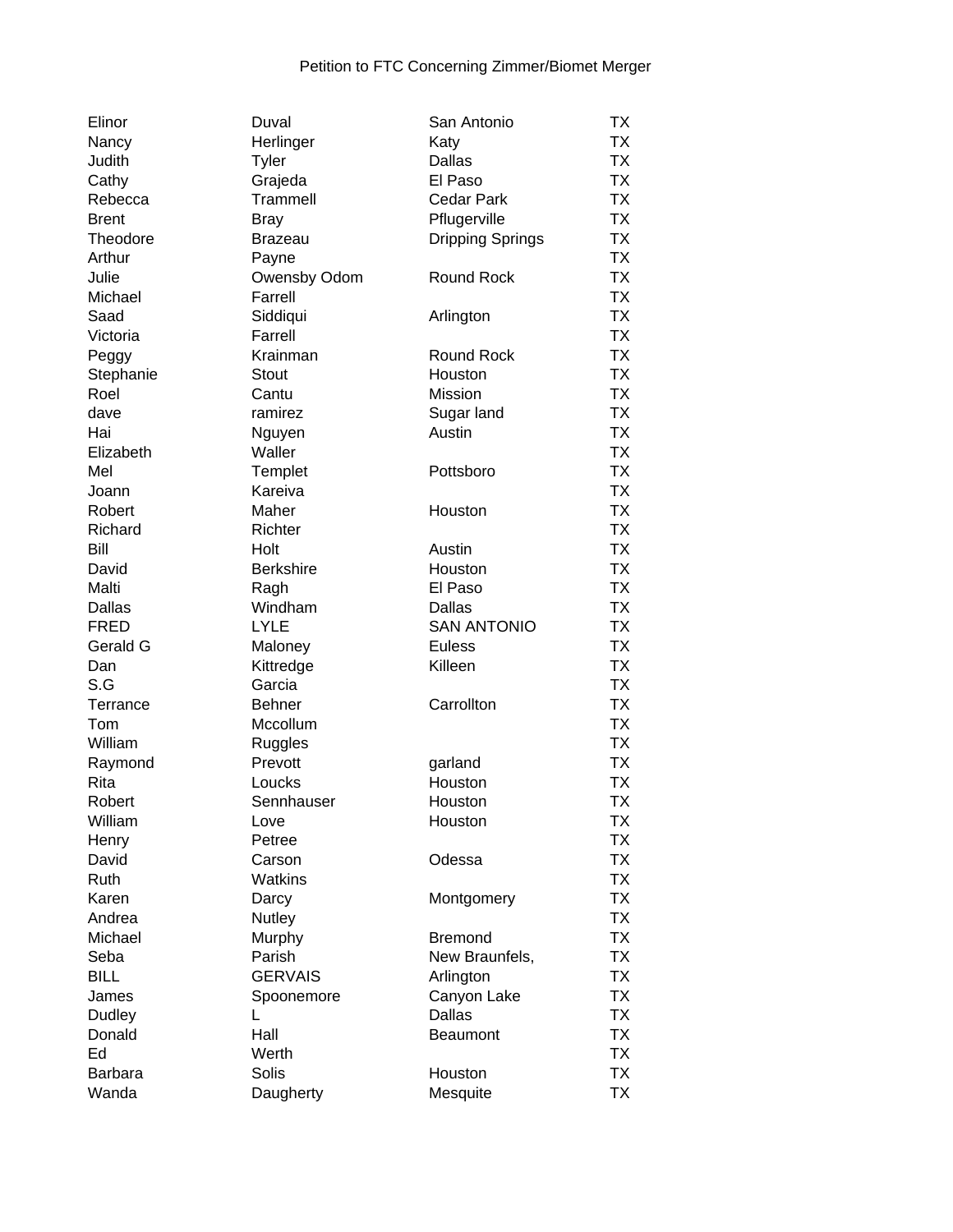Petition to FTC Concerning Zimmer/Biomet Merger

| | | | |
|---|---|---|---|
| Elinor | Duval | San Antonio | TX |
| Nancy | Herlinger | Katy | TX |
| Judith | Tyler | Dallas | TX |
| Cathy | Grajeda | El Paso | TX |
| Rebecca | Trammell | Cedar Park | TX |
| Brent | Bray | Pflugerville | TX |
| Theodore | Brazeau | Dripping Springs | TX |
| Arthur | Payne | | TX |
| Julie | Owensby Odom | Round Rock | TX |
| Michael | Farrell | | TX |
| Saad | Siddiqui | Arlington | TX |
| Victoria | Farrell | | TX |
| Peggy | Krainman | Round Rock | TX |
| Stephanie | Stout | Houston | TX |
| Roel | Cantu | Mission | TX |
| dave | ramirez | Sugar land | TX |
| Hai | Nguyen | Austin | TX |
| Elizabeth | Waller | | TX |
| Mel | Templet | Pottsboro | TX |
| Joann | Kareiva | | TX |
| Robert | Maher | Houston | TX |
| Richard | Richter | | TX |
| Bill | Holt | Austin | TX |
| David | Berkshire | Houston | TX |
| Malti | Ragh | El Paso | TX |
| Dallas | Windham | Dallas | TX |
| FRED | LYLE | SAN ANTONIO | TX |
| Gerald G | Maloney | Euless | TX |
| Dan | Kittredge | Killeen | TX |
| S.G | Garcia | | TX |
| Terrance | Behner | Carrollton | TX |
| Tom | Mccollum | | TX |
| William | Ruggles | | TX |
| Raymond | Prevott | garland | TX |
| Rita | Loucks | Houston | TX |
| Robert | Sennhauser | Houston | TX |
| William | Love | Houston | TX |
| Henry | Petree | | TX |
| David | Carson | Odessa | TX |
| Ruth | Watkins | | TX |
| Karen | Darcy | Montgomery | TX |
| Andrea | Nutley | | TX |
| Michael | Murphy | Bremond | TX |
| Seba | Parish | New Braunfels, | TX |
| BILL | GERVAIS | Arlington | TX |
| James | Spoonemore | Canyon Lake | TX |
| Dudley | L | Dallas | TX |
| Donald | Hall | Beaumont | TX |
| Ed | Werth | | TX |
| Barbara | Solis | Houston | TX |
| Wanda | Daugherty | Mesquite | TX |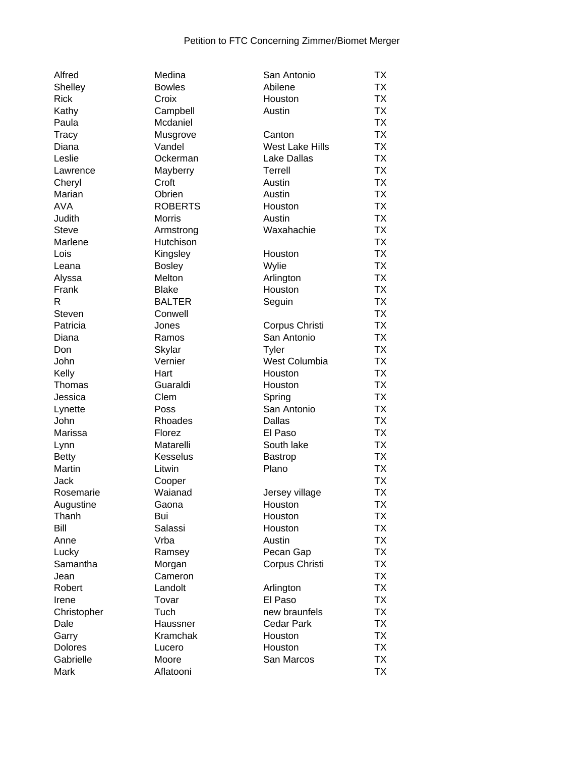Petition to FTC Concerning Zimmer/Biomet Merger

| | | | |
|---|---|---|---|
| Alfred | Medina | San Antonio | TX |
| Shelley | Bowles | Abilene | TX |
| Rick | Croix | Houston | TX |
| Kathy | Campbell | Austin | TX |
| Paula | Mcdaniel | | TX |
| Tracy | Musgrove | Canton | TX |
| Diana | Vandel | West Lake Hills | TX |
| Leslie | Ockerman | Lake Dallas | TX |
| Lawrence | Mayberry | Terrell | TX |
| Cheryl | Croft | Austin | TX |
| Marian | Obrien | Austin | TX |
| AVA | ROBERTS | Houston | TX |
| Judith | Morris | Austin | TX |
| Steve | Armstrong | Waxahachie | TX |
| Marlene | Hutchison | | TX |
| Lois | Kingsley | Houston | TX |
| Leana | Bosley | Wylie | TX |
| Alyssa | Melton | Arlington | TX |
| Frank | Blake | Houston | TX |
| R | BALTER | Seguin | TX |
| Steven | Conwell | | TX |
| Patricia | Jones | Corpus Christi | TX |
| Diana | Ramos | San Antonio | TX |
| Don | Skylar | Tyler | TX |
| John | Vernier | West Columbia | TX |
| Kelly | Hart | Houston | TX |
| Thomas | Guaraldi | Houston | TX |
| Jessica | Clem | Spring | TX |
| Lynette | Poss | San Antonio | TX |
| John | Rhoades | Dallas | TX |
| Marissa | Florez | El Paso | TX |
| Lynn | Matarelli | South lake | TX |
| Betty | Kesselus | Bastrop | TX |
| Martin | Litwin | Plano | TX |
| Jack | Cooper | | TX |
| Rosemarie | Waianad | Jersey village | TX |
| Augustine | Gaona | Houston | TX |
| Thanh | Bui | Houston | TX |
| Bill | Salassi | Houston | TX |
| Anne | Vrba | Austin | TX |
| Lucky | Ramsey | Pecan Gap | TX |
| Samantha | Morgan | Corpus Christi | TX |
| Jean | Cameron | | TX |
| Robert | Landolt | Arlington | TX |
| Irene | Tovar | El Paso | TX |
| Christopher | Tuch | new braunfels | TX |
| Dale | Haussner | Cedar Park | TX |
| Garry | Kramchak | Houston | TX |
| Dolores | Lucero | Houston | TX |
| Gabrielle | Moore | San Marcos | TX |
| Mark | Aflatooni | | TX |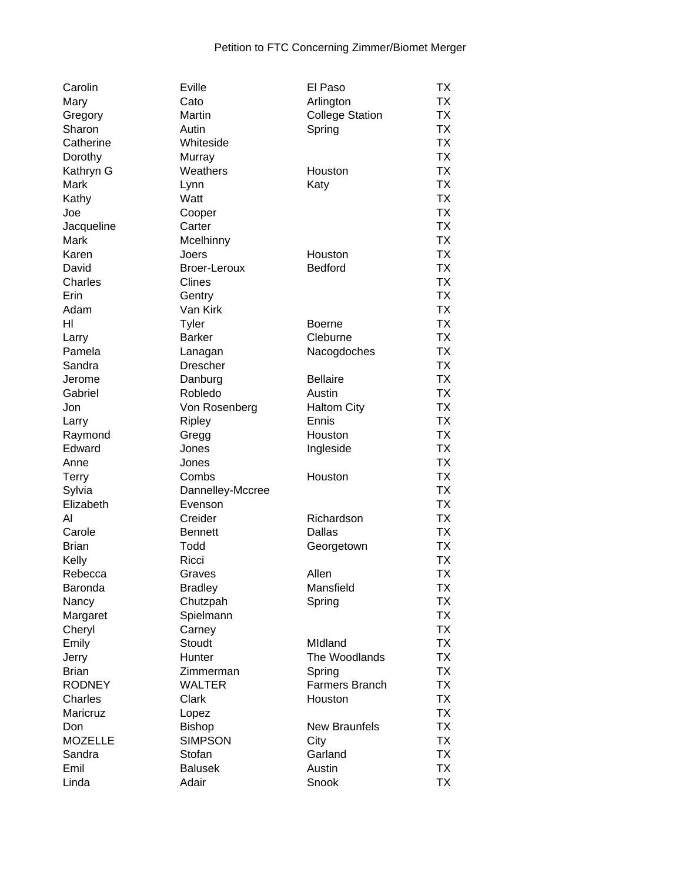Petition to FTC Concerning Zimmer/Biomet Merger

| | | | |
|---|---|---|---|
| Carolin | Eville | El Paso | TX |
| Mary | Cato | Arlington | TX |
| Gregory | Martin | College Station | TX |
| Sharon | Autin | Spring | TX |
| Catherine | Whiteside | | TX |
| Dorothy | Murray | | TX |
| Kathryn G | Weathers | Houston | TX |
| Mark | Lynn | Katy | TX |
| Kathy | Watt | | TX |
| Joe | Cooper | | TX |
| Jacqueline | Carter | | TX |
| Mark | Mcelhinny | | TX |
| Karen | Joers | Houston | TX |
| David | Broer-Leroux | Bedford | TX |
| Charles | Clines | | TX |
| Erin | Gentry | | TX |
| Adam | Van Kirk | | TX |
| Hl | Tyler | Boerne | TX |
| Larry | Barker | Cleburne | TX |
| Pamela | Lanagan | Nacogdoches | TX |
| Sandra | Drescher | | TX |
| Jerome | Danburg | Bellaire | TX |
| Gabriel | Robledo | Austin | TX |
| Jon | Von Rosenberg | Haltom City | TX |
| Larry | Ripley | Ennis | TX |
| Raymond | Gregg | Houston | TX |
| Edward | Jones | Ingleside | TX |
| Anne | Jones | | TX |
| Terry | Combs | Houston | TX |
| Sylvia | Dannelley-Mccree | | TX |
| Elizabeth | Evenson | | TX |
| Al | Creider | Richardson | TX |
| Carole | Bennett | Dallas | TX |
| Brian | Todd | Georgetown | TX |
| Kelly | Ricci | | TX |
| Rebecca | Graves | Allen | TX |
| Baronda | Bradley | Mansfield | TX |
| Nancy | Chutzpah | Spring | TX |
| Margaret | Spielmann | | TX |
| Cheryl | Carney | | TX |
| Emily | Stoudt | MIdland | TX |
| Jerry | Hunter | The Woodlands | TX |
| Brian | Zimmerman | Spring | TX |
| RODNEY | WALTER | Farmers Branch | TX |
| Charles | Clark | Houston | TX |
| Maricruz | Lopez | | TX |
| Don | Bishop | New Braunfels | TX |
| MOZELLE | SIMPSON | City | TX |
| Sandra | Stofan | Garland | TX |
| Emil | Balusek | Austin | TX |
| Linda | Adair | Snook | TX |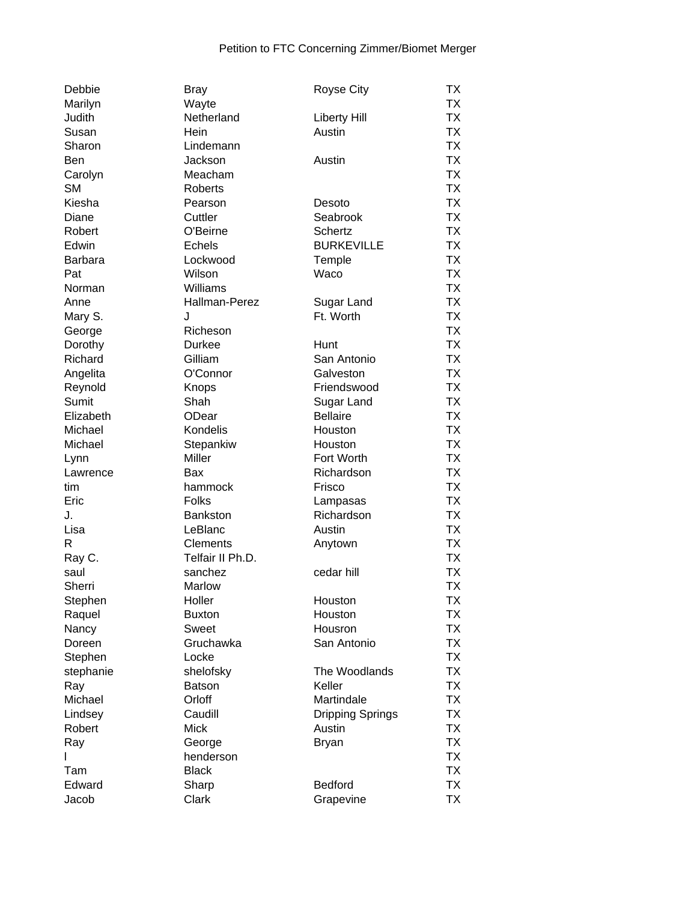Petition to FTC Concerning Zimmer/Biomet Merger

| | | | |
|---|---|---|---|
| Debbie | Bray | Royse City | TX |
| Marilyn | Wayte | | TX |
| Judith | Netherland | Liberty Hill | TX |
| Susan | Hein | Austin | TX |
| Sharon | Lindemann | | TX |
| Ben | Jackson | Austin | TX |
| Carolyn | Meacham | | TX |
| SM | Roberts | | TX |
| Kiesha | Pearson | Desoto | TX |
| Diane | Cuttler | Seabrook | TX |
| Robert | O'Beirne | Schertz | TX |
| Edwin | Echels | BURKEVILLE | TX |
| Barbara | Lockwood | Temple | TX |
| Pat | Wilson | Waco | TX |
| Norman | Williams | | TX |
| Anne | Hallman-Perez | Sugar Land | TX |
| Mary S. | J | Ft. Worth | TX |
| George | Richeson | | TX |
| Dorothy | Durkee | Hunt | TX |
| Richard | Gilliam | San Antonio | TX |
| Angelita | O'Connor | Galveston | TX |
| Reynold | Knops | Friendswood | TX |
| Sumit | Shah | Sugar Land | TX |
| Elizabeth | ODear | Bellaire | TX |
| Michael | Kondelis | Houston | TX |
| Michael | Stepankiw | Houston | TX |
| Lynn | Miller | Fort Worth | TX |
| Lawrence | Bax | Richardson | TX |
| tim | hammock | Frisco | TX |
| Eric | Folks | Lampasas | TX |
| J. | Bankston | Richardson | TX |
| Lisa | LeBlanc | Austin | TX |
| R | Clements | Anytown | TX |
| Ray C. | Telfair II Ph.D. | | TX |
| saul | sanchez | cedar hill | TX |
| Sherri | Marlow | | TX |
| Stephen | Holler | Houston | TX |
| Raquel | Buxton | Houston | TX |
| Nancy | Sweet | Housron | TX |
| Doreen | Gruchawka | San Antonio | TX |
| Stephen | Locke | | TX |
| stephanie | shelofsky | The Woodlands | TX |
| Ray | Batson | Keller | TX |
| Michael | Orloff | Martindale | TX |
| Lindsey | Caudill | Dripping Springs | TX |
| Robert | Mick | Austin | TX |
| Ray | George | Bryan | TX |
| l | henderson | | TX |
| Tam | Black | | TX |
| Edward | Sharp | Bedford | TX |
| Jacob | Clark | Grapevine | TX |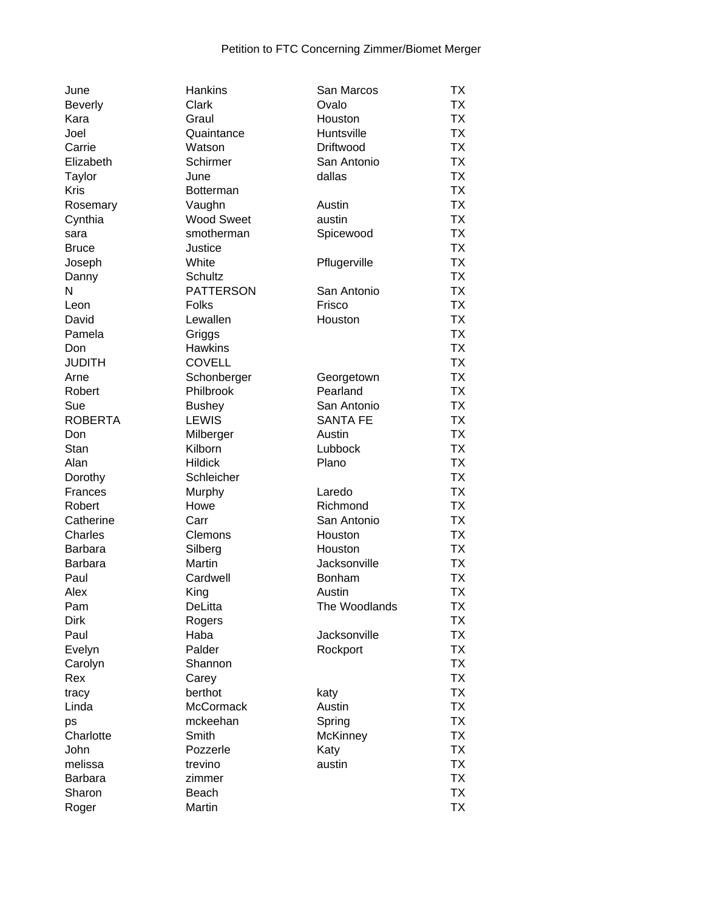Petition to FTC Concerning Zimmer/Biomet Merger

| | | | |
|---|---|---|---|
| June | Hankins | San Marcos | TX |
| Beverly | Clark | Ovalo | TX |
| Kara | Graul | Houston | TX |
| Joel | Quaintance | Huntsville | TX |
| Carrie | Watson | Driftwood | TX |
| Elizabeth | Schirmer | San Antonio | TX |
| Taylor | June | dallas | TX |
| Kris | Botterman | | TX |
| Rosemary | Vaughn | Austin | TX |
| Cynthia | Wood Sweet | austin | TX |
| sara | smotherman | Spicewood | TX |
| Bruce | Justice | | TX |
| Joseph | White | Pflugerville | TX |
| Danny | Schultz | | TX |
| N | PATTERSON | San Antonio | TX |
| Leon | Folks | Frisco | TX |
| David | Lewallen | Houston | TX |
| Pamela | Griggs | | TX |
| Don | Hawkins | | TX |
| JUDITH | COVELL | | TX |
| Arne | Schonberger | Georgetown | TX |
| Robert | Philbrook | Pearland | TX |
| Sue | Bushey | San Antonio | TX |
| ROBERTA | LEWIS | SANTA FE | TX |
| Don | Milberger | Austin | TX |
| Stan | Kilborn | Lubbock | TX |
| Alan | Hildick | Plano | TX |
| Dorothy | Schleicher | | TX |
| Frances | Murphy | Laredo | TX |
| Robert | Howe | Richmond | TX |
| Catherine | Carr | San Antonio | TX |
| Charles | Clemons | Houston | TX |
| Barbara | Silberg | Houston | TX |
| Barbara | Martin | Jacksonville | TX |
| Paul | Cardwell | Bonham | TX |
| Alex | King | Austin | TX |
| Pam | DeLitta | The Woodlands | TX |
| Dirk | Rogers | | TX |
| Paul | Haba | Jacksonville | TX |
| Evelyn | Palder | Rockport | TX |
| Carolyn | Shannon | | TX |
| Rex | Carey | | TX |
| tracy | berthot | katy | TX |
| Linda | McCormack | Austin | TX |
| ps | mckeehan | Spring | TX |
| Charlotte | Smith | McKinney | TX |
| John | Pozzerle | Katy | TX |
| melissa | trevino | austin | TX |
| Barbara | zimmer | | TX |
| Sharon | Beach | | TX |
| Roger | Martin | | TX |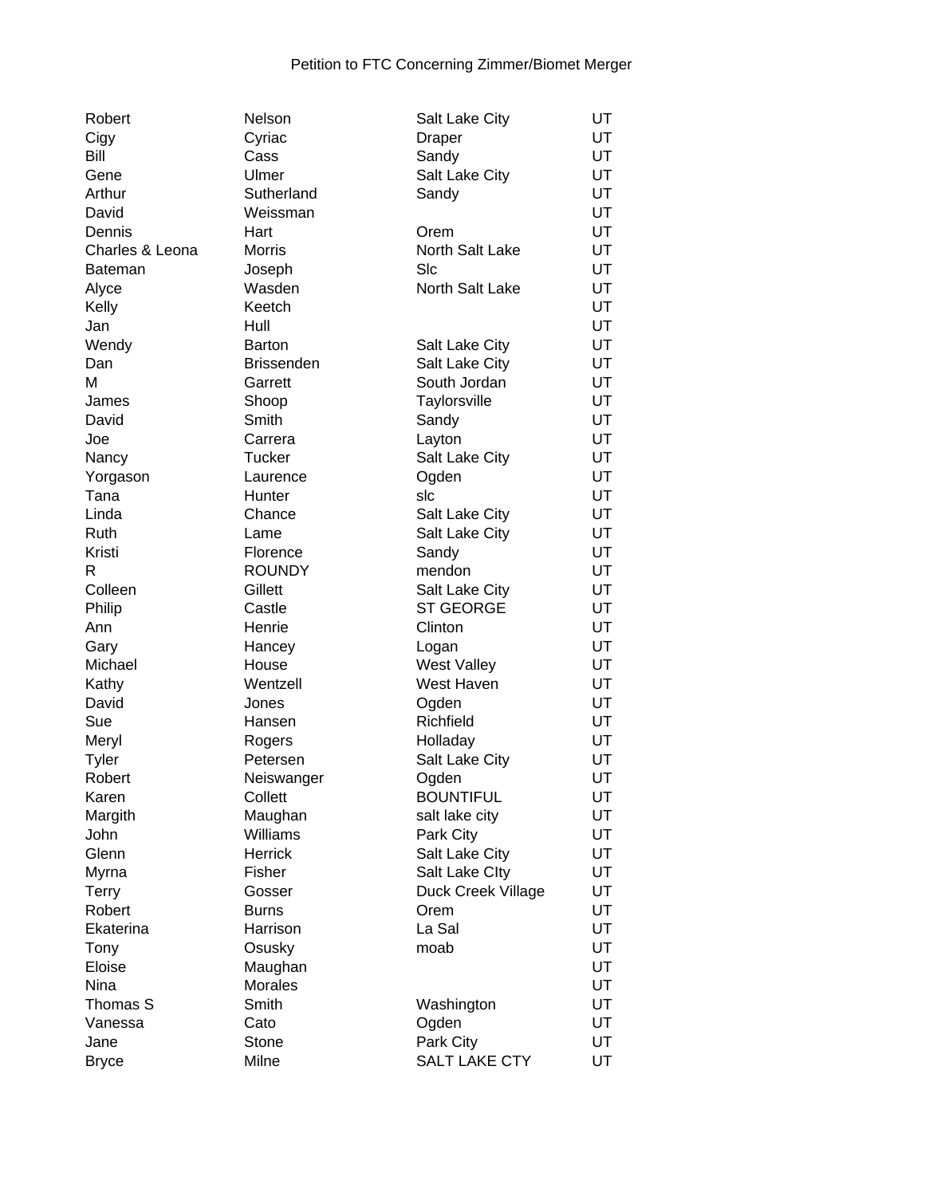Petition to FTC Concerning Zimmer/Biomet Merger

| | | | |
|---|---|---|---|
| Robert | Nelson | Salt Lake City | UT |
| Cigy | Cyriac | Draper | UT |
| Bill | Cass | Sandy | UT |
| Gene | Ulmer | Salt Lake City | UT |
| Arthur | Sutherland | Sandy | UT |
| David | Weissman | | UT |
| Dennis | Hart | Orem | UT |
| Charles & Leona | Morris | North Salt Lake | UT |
| Bateman | Joseph | Slc | UT |
| Alyce | Wasden | North Salt Lake | UT |
| Kelly | Keetch | | UT |
| Jan | Hull | | UT |
| Wendy | Barton | Salt Lake City | UT |
| Dan | Brissenden | Salt Lake City | UT |
| M | Garrett | South Jordan | UT |
| James | Shoop | Taylorsville | UT |
| David | Smith | Sandy | UT |
| Joe | Carrera | Layton | UT |
| Nancy | Tucker | Salt Lake City | UT |
| Yorgason | Laurence | Ogden | UT |
| Tana | Hunter | slc | UT |
| Linda | Chance | Salt Lake City | UT |
| Ruth | Lame | Salt Lake City | UT |
| Kristi | Florence | Sandy | UT |
| R | ROUNDY | mendon | UT |
| Colleen | Gillett | Salt Lake City | UT |
| Philip | Castle | ST GEORGE | UT |
| Ann | Henrie | Clinton | UT |
| Gary | Hancey | Logan | UT |
| Michael | House | West Valley | UT |
| Kathy | Wentzell | West Haven | UT |
| David | Jones | Ogden | UT |
| Sue | Hansen | Richfield | UT |
| Meryl | Rogers | Holladay | UT |
| Tyler | Petersen | Salt Lake City | UT |
| Robert | Neiswanger | Ogden | UT |
| Karen | Collett | BOUNTIFUL | UT |
| Margith | Maughan | salt lake city | UT |
| John | Williams | Park City | UT |
| Glenn | Herrick | Salt Lake City | UT |
| Myrna | Fisher | Salt Lake CIty | UT |
| Terry | Gosser | Duck Creek Village | UT |
| Robert | Burns | Orem | UT |
| Ekaterina | Harrison | La Sal | UT |
| Tony | Osusky | moab | UT |
| Eloise | Maughan | | UT |
| Nina | Morales | | UT |
| Thomas S | Smith | Washington | UT |
| Vanessa | Cato | Ogden | UT |
| Jane | Stone | Park City | UT |
| Bryce | Milne | SALT LAKE CTY | UT |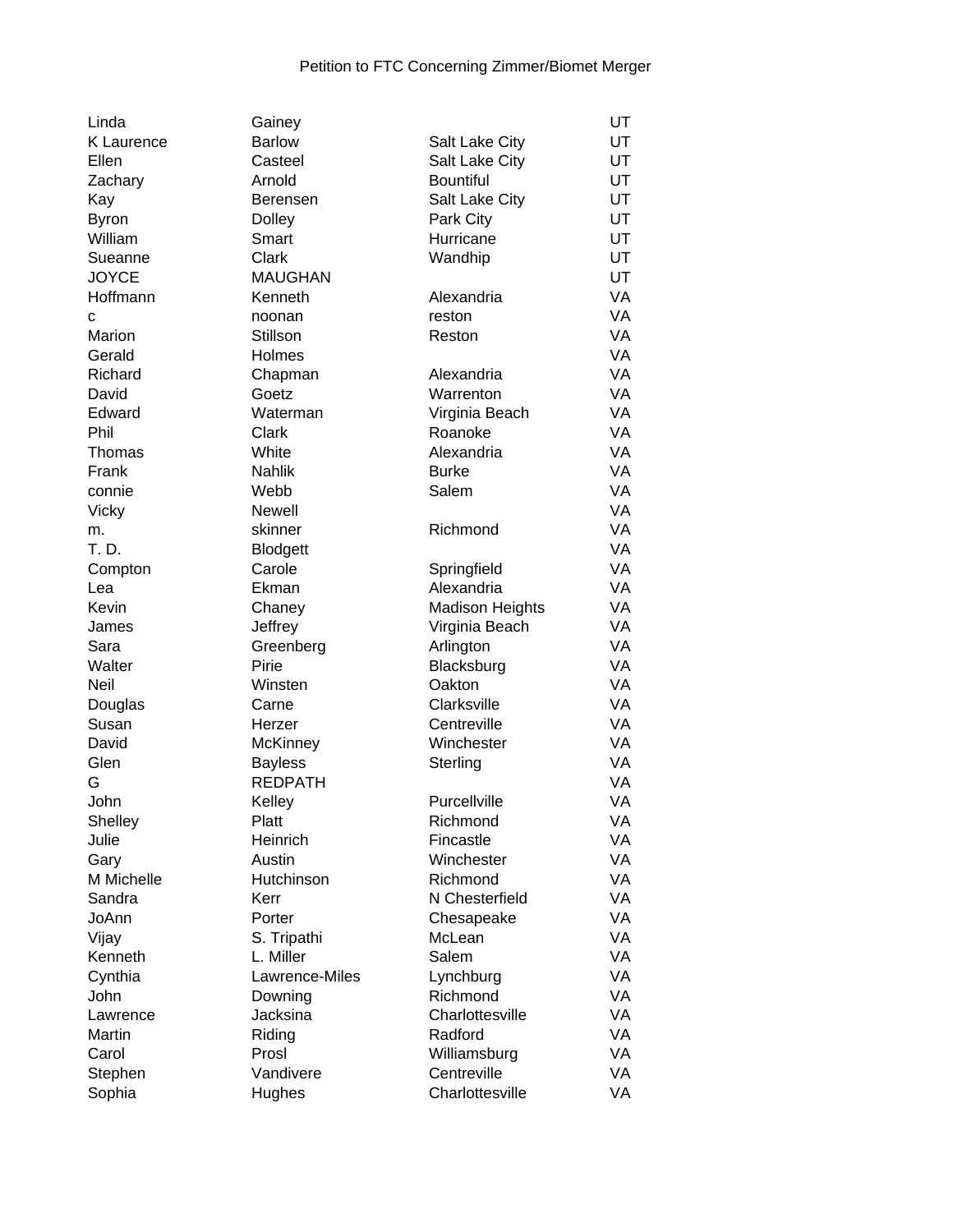Petition to FTC Concerning Zimmer/Biomet Merger

| | | | |
|---|---|---|---|
| Linda | Gainey | | UT |
| K Laurence | Barlow | Salt Lake City | UT |
| Ellen | Casteel | Salt Lake City | UT |
| Zachary | Arnold | Bountiful | UT |
| Kay | Berensen | Salt Lake City | UT |
| Byron | Dolley | Park City | UT |
| William | Smart | Hurricane | UT |
| Sueanne | Clark | Wandhip | UT |
| JOYCE | MAUGHAN | | UT |
| Hoffmann | Kenneth | Alexandria | VA |
| c | noonan | reston | VA |
| Marion | Stillson | Reston | VA |
| Gerald | Holmes | | VA |
| Richard | Chapman | Alexandria | VA |
| David | Goetz | Warrenton | VA |
| Edward | Waterman | Virginia Beach | VA |
| Phil | Clark | Roanoke | VA |
| Thomas | White | Alexandria | VA |
| Frank | Nahlik | Burke | VA |
| connie | Webb | Salem | VA |
| Vicky | Newell | | VA |
| m. | skinner | Richmond | VA |
| T. D. | Blodgett | | VA |
| Compton | Carole | Springfield | VA |
| Lea | Ekman | Alexandria | VA |
| Kevin | Chaney | Madison Heights | VA |
| James | Jeffrey | Virginia Beach | VA |
| Sara | Greenberg | Arlington | VA |
| Walter | Pirie | Blacksburg | VA |
| Neil | Winsten | Oakton | VA |
| Douglas | Carne | Clarksville | VA |
| Susan | Herzer | Centreville | VA |
| David | McKinney | Winchester | VA |
| Glen | Bayless | Sterling | VA |
| G | REDPATH | | VA |
| John | Kelley | Purcellville | VA |
| Shelley | Platt | Richmond | VA |
| Julie | Heinrich | Fincastle | VA |
| Gary | Austin | Winchester | VA |
| M Michelle | Hutchinson | Richmond | VA |
| Sandra | Kerr | N Chesterfield | VA |
| JoAnn | Porter | Chesapeake | VA |
| Vijay | S. Tripathi | McLean | VA |
| Kenneth | L. Miller | Salem | VA |
| Cynthia | Lawrence-Miles | Lynchburg | VA |
| John | Downing | Richmond | VA |
| Lawrence | Jacksina | Charlottesville | VA |
| Martin | Riding | Radford | VA |
| Carol | Prosl | Williamsburg | VA |
| Stephen | Vandivere | Centreville | VA |
| Sophia | Hughes | Charlottesville | VA |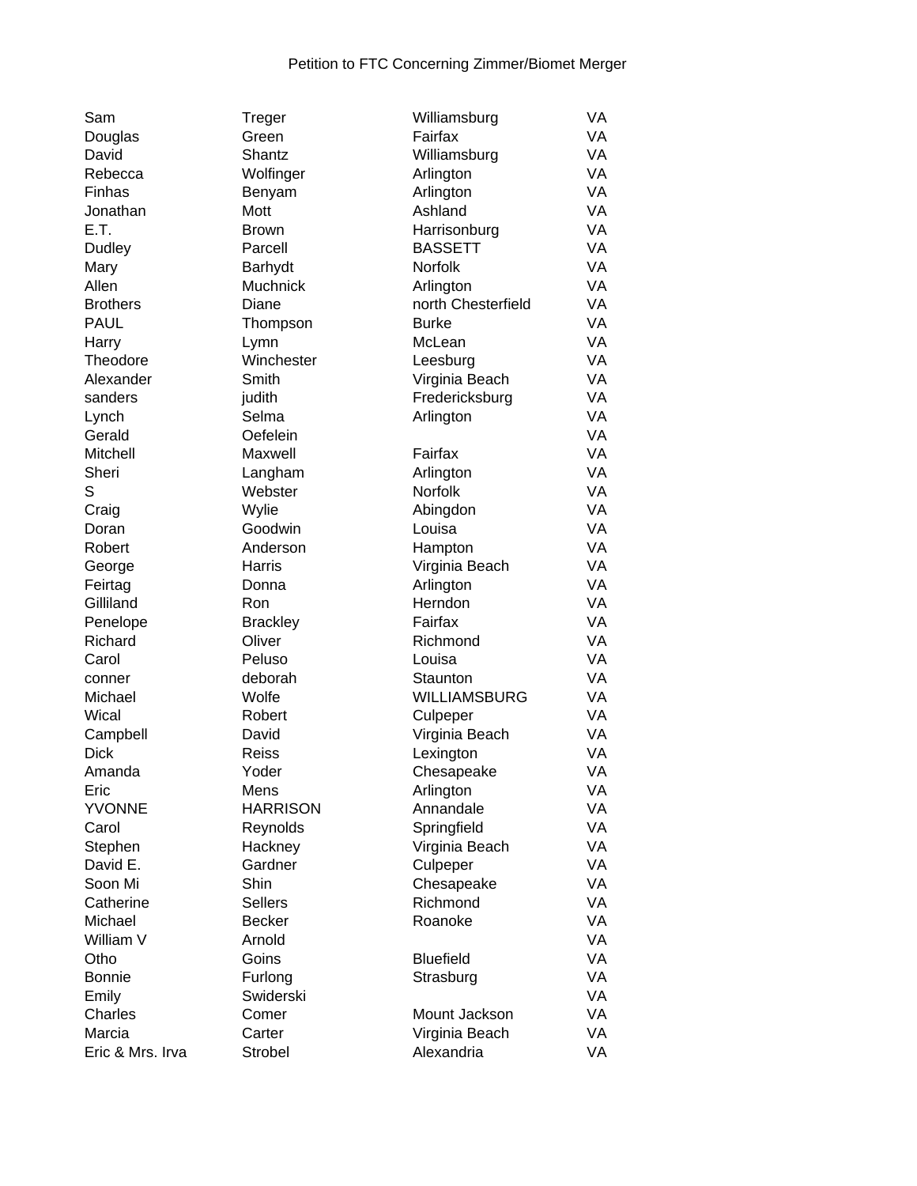Petition to FTC Concerning Zimmer/Biomet Merger

| | | | |
|---|---|---|---|
| Sam | Treger | Williamsburg | VA |
| Douglas | Green | Fairfax | VA |
| David | Shantz | Williamsburg | VA |
| Rebecca | Wolfinger | Arlington | VA |
| Finhas | Benyam | Arlington | VA |
| Jonathan | Mott | Ashland | VA |
| E.T. | Brown | Harrisonburg | VA |
| Dudley | Parcell | BASSETT | VA |
| Mary | Barhydt | Norfolk | VA |
| Allen | Muchnick | Arlington | VA |
| Brothers | Diane | north Chesterfield | VA |
| PAUL | Thompson | Burke | VA |
| Harry | Lymn | McLean | VA |
| Theodore | Winchester | Leesburg | VA |
| Alexander | Smith | Virginia Beach | VA |
| sanders | judith | Fredericksburg | VA |
| Lynch | Selma | Arlington | VA |
| Gerald | Oefelein | | VA |
| Mitchell | Maxwell | Fairfax | VA |
| Sheri | Langham | Arlington | VA |
| S | Webster | Norfolk | VA |
| Craig | Wylie | Abingdon | VA |
| Doran | Goodwin | Louisa | VA |
| Robert | Anderson | Hampton | VA |
| George | Harris | Virginia Beach | VA |
| Feirtag | Donna | Arlington | VA |
| Gilliland | Ron | Herndon | VA |
| Penelope | Brackley | Fairfax | VA |
| Richard | Oliver | Richmond | VA |
| Carol | Peluso | Louisa | VA |
| conner | deborah | Staunton | VA |
| Michael | Wolfe | WILLIAMSBURG | VA |
| Wical | Robert | Culpeper | VA |
| Campbell | David | Virginia Beach | VA |
| Dick | Reiss | Lexington | VA |
| Amanda | Yoder | Chesapeake | VA |
| Eric | Mens | Arlington | VA |
| YVONNE | HARRISON | Annandale | VA |
| Carol | Reynolds | Springfield | VA |
| Stephen | Hackney | Virginia Beach | VA |
| David E. | Gardner | Culpeper | VA |
| Soon Mi | Shin | Chesapeake | VA |
| Catherine | Sellers | Richmond | VA |
| Michael | Becker | Roanoke | VA |
| William V | Arnold | | VA |
| Otho | Goins | Bluefield | VA |
| Bonnie | Furlong | Strasburg | VA |
| Emily | Swiderski | | VA |
| Charles | Comer | Mount Jackson | VA |
| Marcia | Carter | Virginia Beach | VA |
| Eric & Mrs. Irva | Strobel | Alexandria | VA |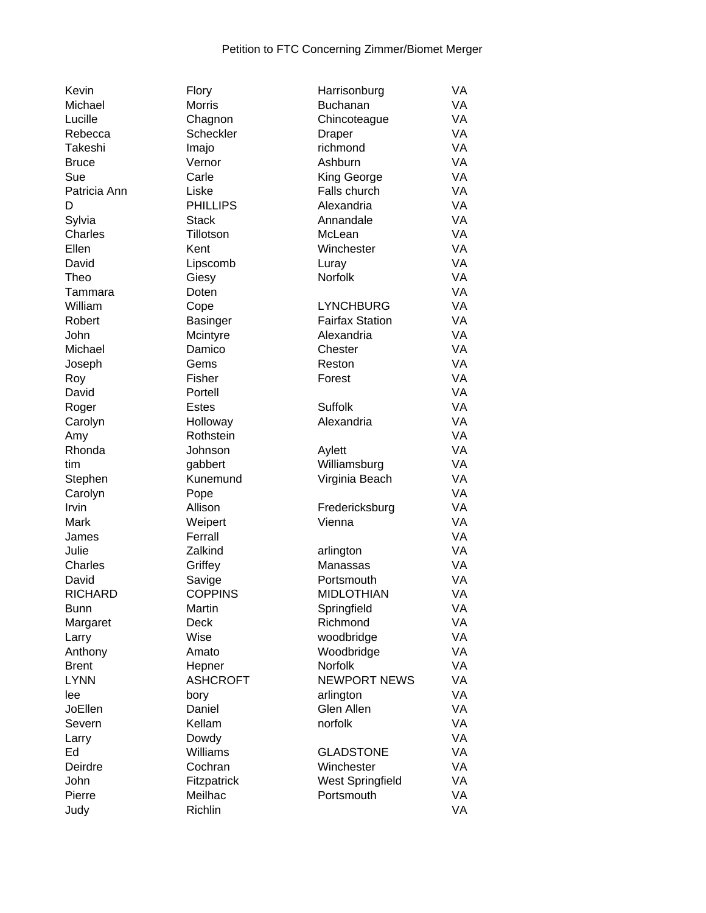Petition to FTC Concerning Zimmer/Biomet Merger

| | | | |
|---|---|---|---|
| Kevin | Flory | Harrisonburg | VA |
| Michael | Morris | Buchanan | VA |
| Lucille | Chagnon | Chincoteague | VA |
| Rebecca | Scheckler | Draper | VA |
| Takeshi | Imajo | richmond | VA |
| Bruce | Vernor | Ashburn | VA |
| Sue | Carle | King George | VA |
| Patricia Ann | Liske | Falls church | VA |
| D | PHILLIPS | Alexandria | VA |
| Sylvia | Stack | Annandale | VA |
| Charles | Tillotson | McLean | VA |
| Ellen | Kent | Winchester | VA |
| David | Lipscomb | Luray | VA |
| Theo | Giesy | Norfolk | VA |
| Tammara | Doten | | VA |
| William | Cope | LYNCHBURG | VA |
| Robert | Basinger | Fairfax Station | VA |
| John | Mcintyre | Alexandria | VA |
| Michael | Damico | Chester | VA |
| Joseph | Gems | Reston | VA |
| Roy | Fisher | Forest | VA |
| David | Portell | | VA |
| Roger | Estes | Suffolk | VA |
| Carolyn | Holloway | Alexandria | VA |
| Amy | Rothstein | | VA |
| Rhonda | Johnson | Aylett | VA |
| tim | gabbert | Williamsburg | VA |
| Stephen | Kunemund | Virginia Beach | VA |
| Carolyn | Pope | | VA |
| Irvin | Allison | Fredericksburg | VA |
| Mark | Weipert | Vienna | VA |
| James | Ferrall | | VA |
| Julie | Zalkind | arlington | VA |
| Charles | Griffey | Manassas | VA |
| David | Savige | Portsmouth | VA |
| RICHARD | COPPINS | MIDLOTHIAN | VA |
| Bunn | Martin | Springfield | VA |
| Margaret | Deck | Richmond | VA |
| Larry | Wise | woodbridge | VA |
| Anthony | Amato | Woodbridge | VA |
| Brent | Hepner | Norfolk | VA |
| LYNN | ASHCROFT | NEWPORT NEWS | VA |
| lee | bory | arlington | VA |
| JoEllen | Daniel | Glen Allen | VA |
| Severn | Kellam | norfolk | VA |
| Larry | Dowdy | | VA |
| Ed | Williams | GLADSTONE | VA |
| Deirdre | Cochran | Winchester | VA |
| John | Fitzpatrick | West Springfield | VA |
| Pierre | Meilhac | Portsmouth | VA |
| Judy | Richlin | | VA |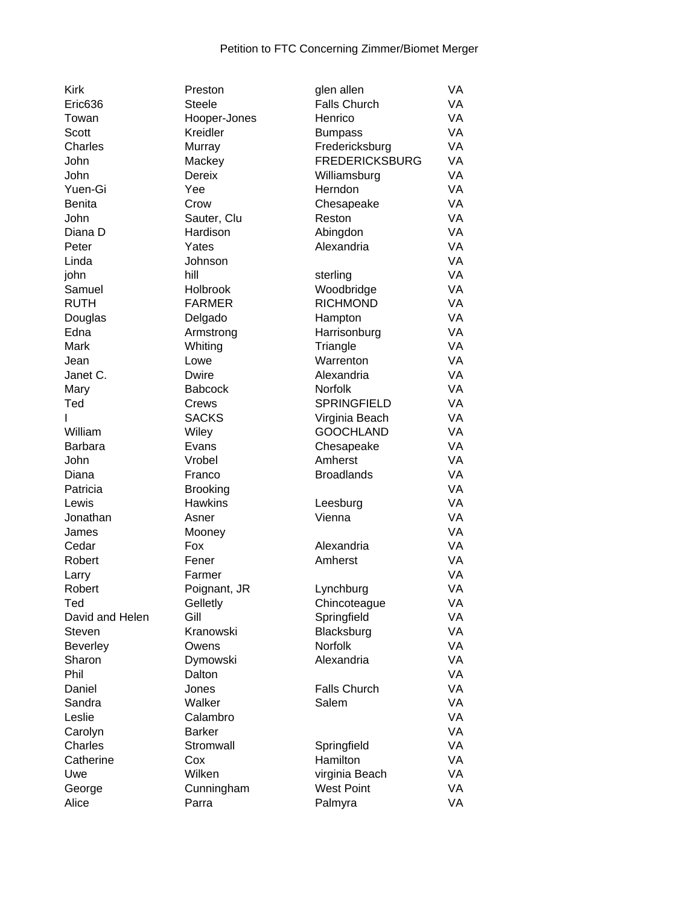Petition to FTC Concerning Zimmer/Biomet Merger

| | | | |
|---|---|---|---|
| Kirk | Preston | glen allen | VA |
| Eric636 | Steele | Falls Church | VA |
| Towan | Hooper-Jones | Henrico | VA |
| Scott | Kreidler | Bumpass | VA |
| Charles | Murray | Fredericksburg | VA |
| John | Mackey | FREDERICKSBURG | VA |
| John | Dereix | Williamsburg | VA |
| Yuen-Gi | Yee | Herndon | VA |
| Benita | Crow | Chesapeake | VA |
| John | Sauter, Clu | Reston | VA |
| Diana D | Hardison | Abingdon | VA |
| Peter | Yates | Alexandria | VA |
| Linda | Johnson | | VA |
| john | hill | sterling | VA |
| Samuel | Holbrook | Woodbridge | VA |
| RUTH | FARMER | RICHMOND | VA |
| Douglas | Delgado | Hampton | VA |
| Edna | Armstrong | Harrisonburg | VA |
| Mark | Whiting | Triangle | VA |
| Jean | Lowe | Warrenton | VA |
| Janet C. | Dwire | Alexandria | VA |
| Mary | Babcock | Norfolk | VA |
| Ted | Crews | SPRINGFIELD | VA |
| I | SACKS | Virginia Beach | VA |
| William | Wiley | GOOCHLAND | VA |
| Barbara | Evans | Chesapeake | VA |
| John | Vrobel | Amherst | VA |
| Diana | Franco | Broadlands | VA |
| Patricia | Brooking | | VA |
| Lewis | Hawkins | Leesburg | VA |
| Jonathan | Asner | Vienna | VA |
| James | Mooney | | VA |
| Cedar | Fox | Alexandria | VA |
| Robert | Fener | Amherst | VA |
| Larry | Farmer | | VA |
| Robert | Poignant, JR | Lynchburg | VA |
| Ted | Gelletly | Chincoteague | VA |
| David and Helen | Gill | Springfield | VA |
| Steven | Kranowski | Blacksburg | VA |
| Beverley | Owens | Norfolk | VA |
| Sharon | Dymowski | Alexandria | VA |
| Phil | Dalton | | VA |
| Daniel | Jones | Falls Church | VA |
| Sandra | Walker | Salem | VA |
| Leslie | Calambro | | VA |
| Carolyn | Barker | | VA |
| Charles | Stromwall | Springfield | VA |
| Catherine | Cox | Hamilton | VA |
| Uwe | Wilken | virginia Beach | VA |
| George | Cunningham | West Point | VA |
| Alice | Parra | Palmyra | VA |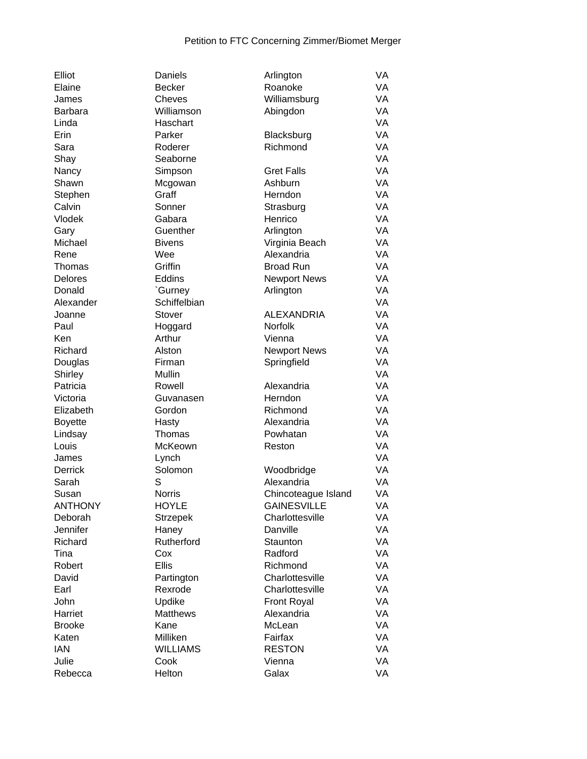Petition to FTC Concerning Zimmer/Biomet Merger

| | | | |
|---|---|---|---|
| Elliot | Daniels | Arlington | VA |
| Elaine | Becker | Roanoke | VA |
| James | Cheves | Williamsburg | VA |
| Barbara | Williamson | Abingdon | VA |
| Linda | Haschart | | VA |
| Erin | Parker | Blacksburg | VA |
| Sara | Roderer | Richmond | VA |
| Shay | Seaborne | | VA |
| Nancy | Simpson | Gret Falls | VA |
| Shawn | Mcgowan | Ashburn | VA |
| Stephen | Graff | Herndon | VA |
| Calvin | Sonner | Strasburg | VA |
| Vlodek | Gabara | Henrico | VA |
| Gary | Guenther | Arlington | VA |
| Michael | Bivens | Virginia Beach | VA |
| Rene | Wee | Alexandria | VA |
| Thomas | Griffin | Broad Run | VA |
| Delores | Eddins | Newport News | VA |
| Donald | `Gurney | Arlington | VA |
| Alexander | Schiffelbian | | VA |
| Joanne | Stover | ALEXANDRIA | VA |
| Paul | Hoggard | Norfolk | VA |
| Ken | Arthur | Vienna | VA |
| Richard | Alston | Newport News | VA |
| Douglas | Firman | Springfield | VA |
| Shirley | Mullin | | VA |
| Patricia | Rowell | Alexandria | VA |
| Victoria | Guvanasen | Herndon | VA |
| Elizabeth | Gordon | Richmond | VA |
| Boyette | Hasty | Alexandria | VA |
| Lindsay | Thomas | Powhatan | VA |
| Louis | McKeown | Reston | VA |
| James | Lynch | | VA |
| Derrick | Solomon | Woodbridge | VA |
| Sarah | S | Alexandria | VA |
| Susan | Norris | Chincoteague Island | VA |
| ANTHONY | HOYLE | GAINESVILLE | VA |
| Deborah | Strzepek | Charlottesville | VA |
| Jennifer | Haney | Danville | VA |
| Richard | Rutherford | Staunton | VA |
| Tina | Cox | Radford | VA |
| Robert | Ellis | Richmond | VA |
| David | Partington | Charlottesville | VA |
| Earl | Rexrode | Charlottesville | VA |
| John | Updike | Front Royal | VA |
| Harriet | Matthews | Alexandria | VA |
| Brooke | Kane | McLean | VA |
| Katen | Milliken | Fairfax | VA |
| IAN | WILLIAMS | RESTON | VA |
| Julie | Cook | Vienna | VA |
| Rebecca | Helton | Galax | VA |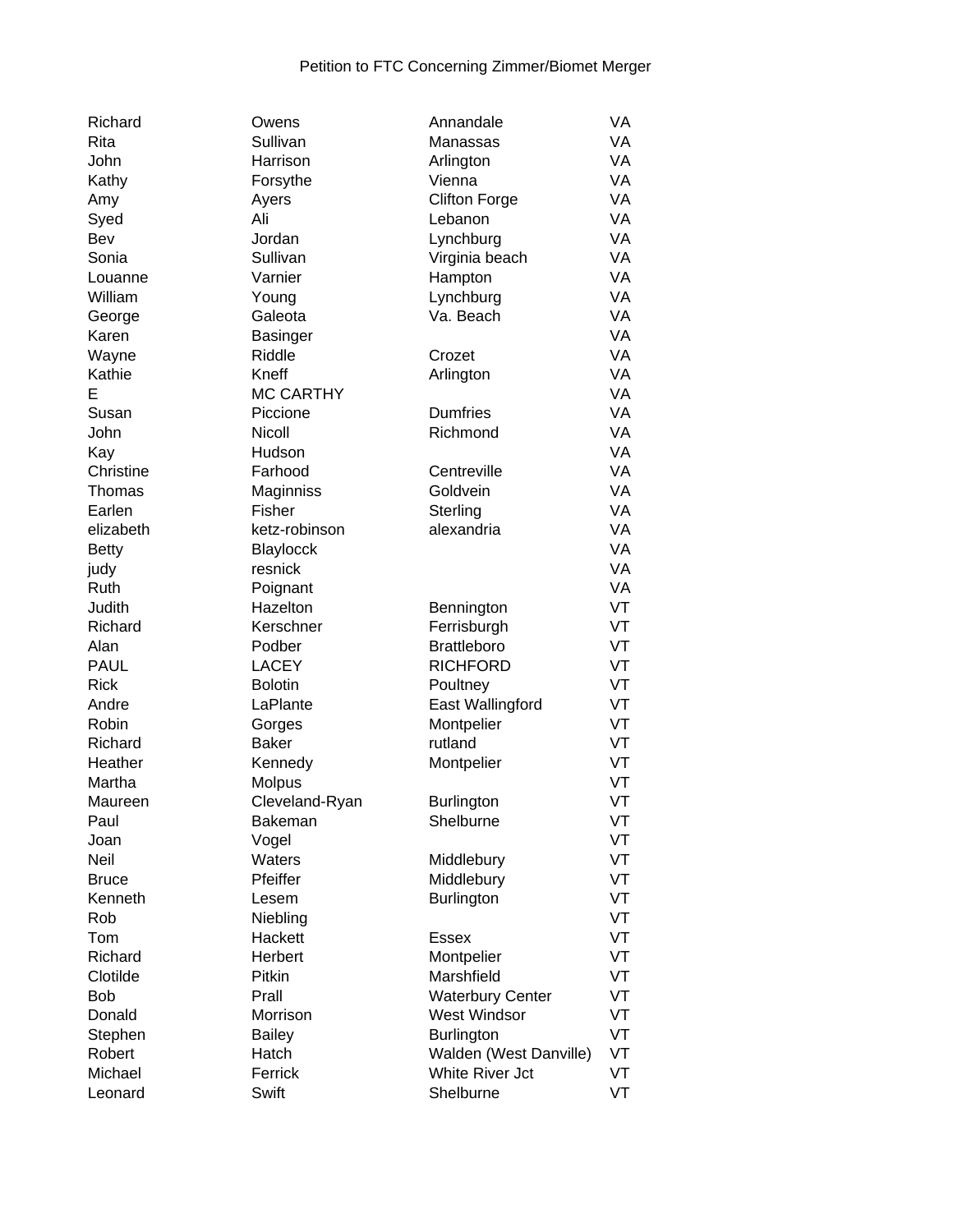Petition to FTC Concerning Zimmer/Biomet Merger

| | | | |
|---|---|---|---|
| Richard | Owens | Annandale | VA |
| Rita | Sullivan | Manassas | VA |
| John | Harrison | Arlington | VA |
| Kathy | Forsythe | Vienna | VA |
| Amy | Ayers | Clifton Forge | VA |
| Syed | Ali | Lebanon | VA |
| Bev | Jordan | Lynchburg | VA |
| Sonia | Sullivan | Virginia beach | VA |
| Louanne | Varnier | Hampton | VA |
| William | Young | Lynchburg | VA |
| George | Galeota | Va. Beach | VA |
| Karen | Basinger | | VA |
| Wayne | Riddle | Crozet | VA |
| Kathie | Kneff | Arlington | VA |
| E | MC CARTHY | | VA |
| Susan | Piccione | Dumfries | VA |
| John | Nicoll | Richmond | VA |
| Kay | Hudson | | VA |
| Christine | Farhood | Centreville | VA |
| Thomas | Maginniss | Goldvein | VA |
| Earlen | Fisher | Sterling | VA |
| elizabeth | ketz-robinson | alexandria | VA |
| Betty | Blaylocck | | VA |
| judy | resnick | | VA |
| Ruth | Poignant | | VA |
| Judith | Hazelton | Bennington | VT |
| Richard | Kerschner | Ferrisburgh | VT |
| Alan | Podber | Brattleboro | VT |
| PAUL | LACEY | RICHFORD | VT |
| Rick | Bolotin | Poultney | VT |
| Andre | LaPlante | East Wallingford | VT |
| Robin | Gorges | Montpelier | VT |
| Richard | Baker | rutland | VT |
| Heather | Kennedy | Montpelier | VT |
| Martha | Molpus | | VT |
| Maureen | Cleveland-Ryan | Burlington | VT |
| Paul | Bakeman | Shelburne | VT |
| Joan | Vogel | | VT |
| Neil | Waters | Middlebury | VT |
| Bruce | Pfeiffer | Middlebury | VT |
| Kenneth | Lesem | Burlington | VT |
| Rob | Niebling | | VT |
| Tom | Hackett | Essex | VT |
| Richard | Herbert | Montpelier | VT |
| Clotilde | Pitkin | Marshfield | VT |
| Bob | Prall | Waterbury Center | VT |
| Donald | Morrison | West Windsor | VT |
| Stephen | Bailey | Burlington | VT |
| Robert | Hatch | Walden (West Danville) | VT |
| Michael | Ferrick | White River Jct | VT |
| Leonard | Swift | Shelburne | VT |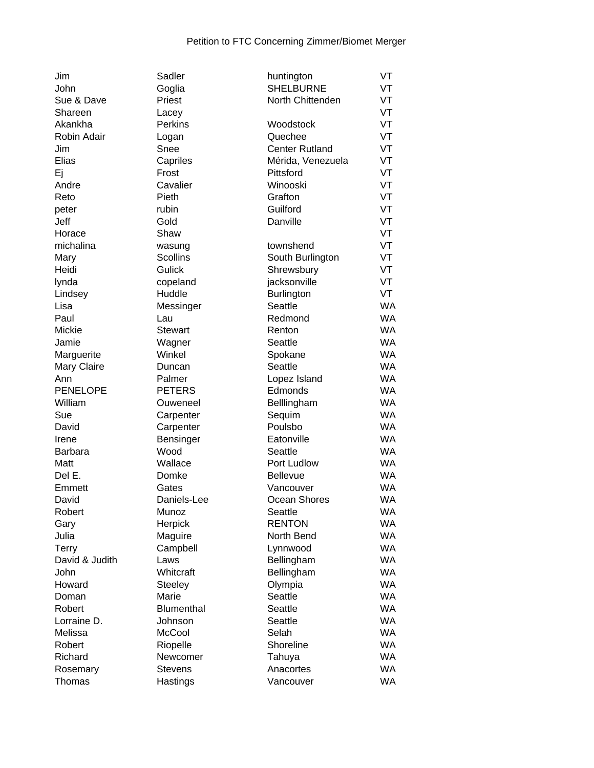Petition to FTC Concerning Zimmer/Biomet Merger

| | | | |
|---|---|---|---|
| Jim | Sadler | huntington | VT |
| John | Goglia | SHELBURNE | VT |
| Sue & Dave | Priest | North Chittenden | VT |
| Shareen | Lacey | | VT |
| Akankha | Perkins | Woodstock | VT |
| Robin Adair | Logan | Quechee | VT |
| Jim | Snee | Center Rutland | VT |
| Elias | Capriles | Mérida, Venezuela | VT |
| Ej | Frost | Pittsford | VT |
| Andre | Cavalier | Winooski | VT |
| Reto | Pieth | Grafton | VT |
| peter | rubin | Guilford | VT |
| Jeff | Gold | Danville | VT |
| Horace | Shaw | | VT |
| michalina | wasung | townshend | VT |
| Mary | Scollins | South Burlington | VT |
| Heidi | Gulick | Shrewsbury | VT |
| lynda | copeland | jacksonville | VT |
| Lindsey | Huddle | Burlington | VT |
| Lisa | Messinger | Seattle | WA |
| Paul | Lau | Redmond | WA |
| Mickie | Stewart | Renton | WA |
| Jamie | Wagner | Seattle | WA |
| Marguerite | Winkel | Spokane | WA |
| Mary Claire | Duncan | Seattle | WA |
| Ann | Palmer | Lopez Island | WA |
| PENELOPE | PETERS | Edmonds | WA |
| William | Ouweneel | Belllingham | WA |
| Sue | Carpenter | Sequim | WA |
| David | Carpenter | Poulsbo | WA |
| Irene | Bensinger | Eatonville | WA |
| Barbara | Wood | Seattle | WA |
| Matt | Wallace | Port Ludlow | WA |
| Del E. | Domke | Bellevue | WA |
| Emmett | Gates | Vancouver | WA |
| David | Daniels-Lee | Ocean Shores | WA |
| Robert | Munoz | Seattle | WA |
| Gary | Herpick | RENTON | WA |
| Julia | Maguire | North Bend | WA |
| Terry | Campbell | Lynnwood | WA |
| David & Judith | Laws | Bellingham | WA |
| John | Whitcraft | Bellingham | WA |
| Howard | Steeley | Olympia | WA |
| Doman | Marie | Seattle | WA |
| Robert | Blumenthal | Seattle | WA |
| Lorraine D. | Johnson | Seattle | WA |
| Melissa | McCool | Selah | WA |
| Robert | Riopelle | Shoreline | WA |
| Richard | Newcomer | Tahuya | WA |
| Rosemary | Stevens | Anacortes | WA |
| Thomas | Hastings | Vancouver | WA |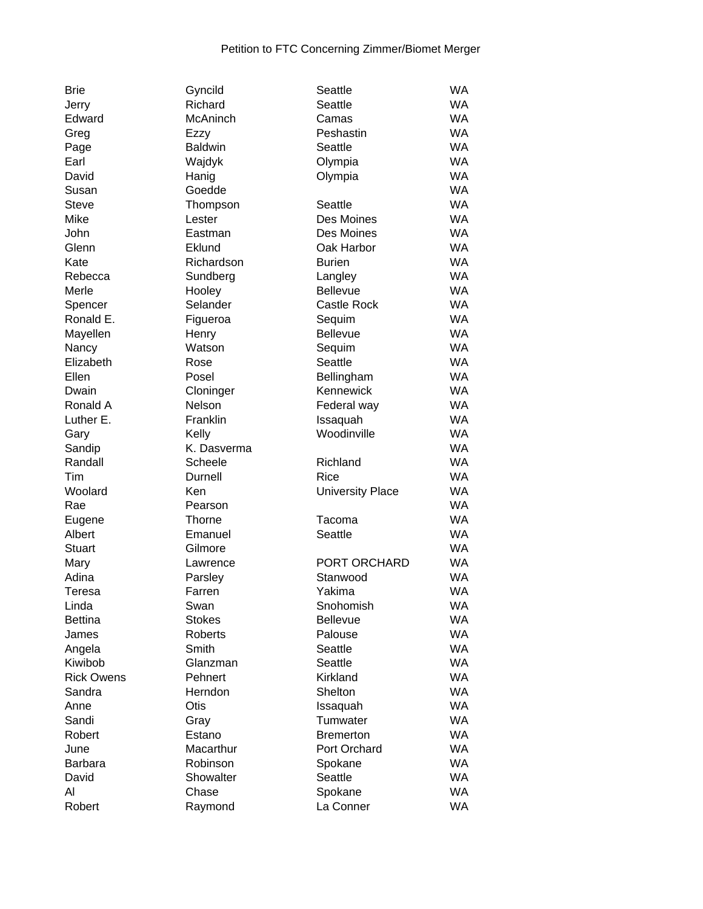Petition to FTC Concerning Zimmer/Biomet Merger

| | | | |
|---|---|---|---|
| Brie | Gyncild | Seattle | WA |
| Jerry | Richard | Seattle | WA |
| Edward | McAninch | Camas | WA |
| Greg | Ezzy | Peshastin | WA |
| Page | Baldwin | Seattle | WA |
| Earl | Wajdyk | Olympia | WA |
| David | Hanig | Olympia | WA |
| Susan | Goedde | | WA |
| Steve | Thompson | Seattle | WA |
| Mike | Lester | Des Moines | WA |
| John | Eastman | Des Moines | WA |
| Glenn | Eklund | Oak Harbor | WA |
| Kate | Richardson | Burien | WA |
| Rebecca | Sundberg | Langley | WA |
| Merle | Hooley | Bellevue | WA |
| Spencer | Selander | Castle Rock | WA |
| Ronald E. | Figueroa | Sequim | WA |
| Mayellen | Henry | Bellevue | WA |
| Nancy | Watson | Sequim | WA |
| Elizabeth | Rose | Seattle | WA |
| Ellen | Posel | Bellingham | WA |
| Dwain | Cloninger | Kennewick | WA |
| Ronald A | Nelson | Federal way | WA |
| Luther E. | Franklin | Issaquah | WA |
| Gary | Kelly | Woodinville | WA |
| Sandip | K. Dasverma | | WA |
| Randall | Scheele | Richland | WA |
| Tim | Durnell | Rice | WA |
| Woolard | Ken | University Place | WA |
| Rae | Pearson | | WA |
| Eugene | Thorne | Tacoma | WA |
| Albert | Emanuel | Seattle | WA |
| Stuart | Gilmore | | WA |
| Mary | Lawrence | PORT ORCHARD | WA |
| Adina | Parsley | Stanwood | WA |
| Teresa | Farren | Yakima | WA |
| Linda | Swan | Snohomish | WA |
| Bettina | Stokes | Bellevue | WA |
| James | Roberts | Palouse | WA |
| Angela | Smith | Seattle | WA |
| Kiwibob | Glanzman | Seattle | WA |
| Rick Owens | Pehnert | Kirkland | WA |
| Sandra | Herndon | Shelton | WA |
| Anne | Otis | Issaquah | WA |
| Sandi | Gray | Tumwater | WA |
| Robert | Estano | Bremerton | WA |
| June | Macarthur | Port Orchard | WA |
| Barbara | Robinson | Spokane | WA |
| David | Showalter | Seattle | WA |
| Al | Chase | Spokane | WA |
| Robert | Raymond | La Conner | WA |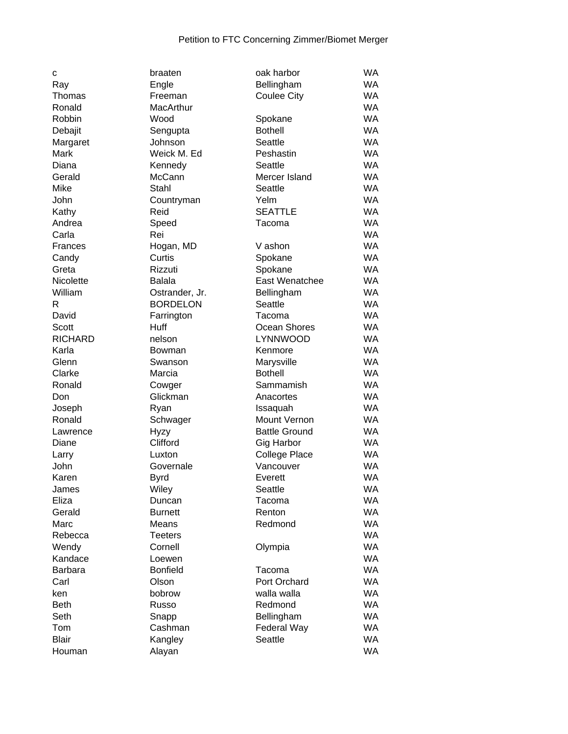Petition to FTC Concerning Zimmer/Biomet Merger

| | | | |
|---|---|---|---|
| c | braaten | oak harbor | WA |
| Ray | Engle | Bellingham | WA |
| Thomas | Freeman | Coulee City | WA |
| Ronald | MacArthur | | WA |
| Robbin | Wood | Spokane | WA |
| Debajit | Sengupta | Bothell | WA |
| Margaret | Johnson | Seattle | WA |
| Mark | Weick M. Ed | Peshastin | WA |
| Diana | Kennedy | Seattle | WA |
| Gerald | McCann | Mercer Island | WA |
| Mike | Stahl | Seattle | WA |
| John | Countryman | Yelm | WA |
| Kathy | Reid | SEATTLE | WA |
| Andrea | Speed | Tacoma | WA |
| Carla | Rei | | WA |
| Frances | Hogan, MD | V ashon | WA |
| Candy | Curtis | Spokane | WA |
| Greta | Rizzuti | Spokane | WA |
| Nicolette | Balala | East Wenatchee | WA |
| William | Ostrander, Jr. | Bellingham | WA |
| R | BORDELON | Seattle | WA |
| David | Farrington | Tacoma | WA |
| Scott | Huff | Ocean Shores | WA |
| RICHARD | nelson | LYNNWOOD | WA |
| Karla | Bowman | Kenmore | WA |
| Glenn | Swanson | Marysville | WA |
| Clarke | Marcia | Bothell | WA |
| Ronald | Cowger | Sammamish | WA |
| Don | Glickman | Anacortes | WA |
| Joseph | Ryan | Issaquah | WA |
| Ronald | Schwager | Mount Vernon | WA |
| Lawrence | Hyzy | Battle Ground | WA |
| Diane | Clifford | Gig Harbor | WA |
| Larry | Luxton | College Place | WA |
| John | Governale | Vancouver | WA |
| Karen | Byrd | Everett | WA |
| James | Wiley | Seattle | WA |
| Eliza | Duncan | Tacoma | WA |
| Gerald | Burnett | Renton | WA |
| Marc | Means | Redmond | WA |
| Rebecca | Teeters | | WA |
| Wendy | Cornell | Olympia | WA |
| Kandace | Loewen | | WA |
| Barbara | Bonfield | Tacoma | WA |
| Carl | Olson | Port Orchard | WA |
| ken | bobrow | walla walla | WA |
| Beth | Russo | Redmond | WA |
| Seth | Snapp | Bellingham | WA |
| Tom | Cashman | Federal Way | WA |
| Blair | Kangley | Seattle | WA |
| Houman | Alayan | | WA |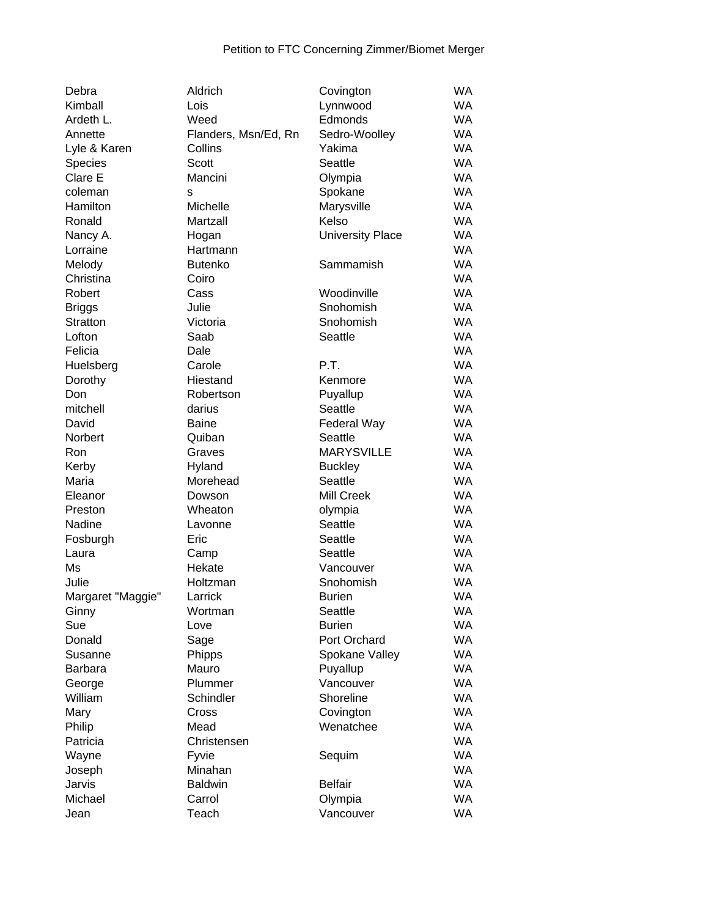Petition to FTC Concerning Zimmer/Biomet Merger

| | | | |
|---|---|---|---|
| Debra | Aldrich | Covington | WA |
| Kimball | Lois | Lynnwood | WA |
| Ardeth L. | Weed | Edmonds | WA |
| Annette | Flanders, Msn/Ed, Rn | Sedro-Woolley | WA |
| Lyle & Karen | Collins | Yakima | WA |
| Species | Scott | Seattle | WA |
| Clare E | Mancini | Olympia | WA |
| coleman | s | Spokane | WA |
| Hamilton | Michelle | Marysville | WA |
| Ronald | Martzall | Kelso | WA |
| Nancy A. | Hogan | University Place | WA |
| Lorraine | Hartmann | | WA |
| Melody | Butenko | Sammamish | WA |
| Christina | Coiro | | WA |
| Robert | Cass | Woodinville | WA |
| Briggs | Julie | Snohomish | WA |
| Stratton | Victoria | Snohomish | WA |
| Lofton | Saab | Seattle | WA |
| Felicia | Dale | | WA |
| Huelsberg | Carole | P.T. | WA |
| Dorothy | Hiestand | Kenmore | WA |
| Don | Robertson | Puyallup | WA |
| mitchell | darius | Seattle | WA |
| David | Baine | Federal Way | WA |
| Norbert | Quiban | Seattle | WA |
| Ron | Graves | MARYSVILLE | WA |
| Kerby | Hyland | Buckley | WA |
| Maria | Morehead | Seattle | WA |
| Eleanor | Dowson | Mill Creek | WA |
| Preston | Wheaton | olympia | WA |
| Nadine | Lavonne | Seattle | WA |
| Fosburgh | Eric | Seattle | WA |
| Laura | Camp | Seattle | WA |
| Ms | Hekate | Vancouver | WA |
| Julie | Holtzman | Snohomish | WA |
| Margaret "Maggie" | Larrick | Burien | WA |
| Ginny | Wortman | Seattle | WA |
| Sue | Love | Burien | WA |
| Donald | Sage | Port Orchard | WA |
| Susanne | Phipps | Spokane Valley | WA |
| Barbara | Mauro | Puyallup | WA |
| George | Plummer | Vancouver | WA |
| William | Schindler | Shoreline | WA |
| Mary | Cross | Covington | WA |
| Philip | Mead | Wenatchee | WA |
| Patricia | Christensen | | WA |
| Wayne | Fyvie | Sequim | WA |
| Joseph | Minahan | | WA |
| Jarvis | Baldwin | Belfair | WA |
| Michael | Carrol | Olympia | WA |
| Jean | Teach | Vancouver | WA |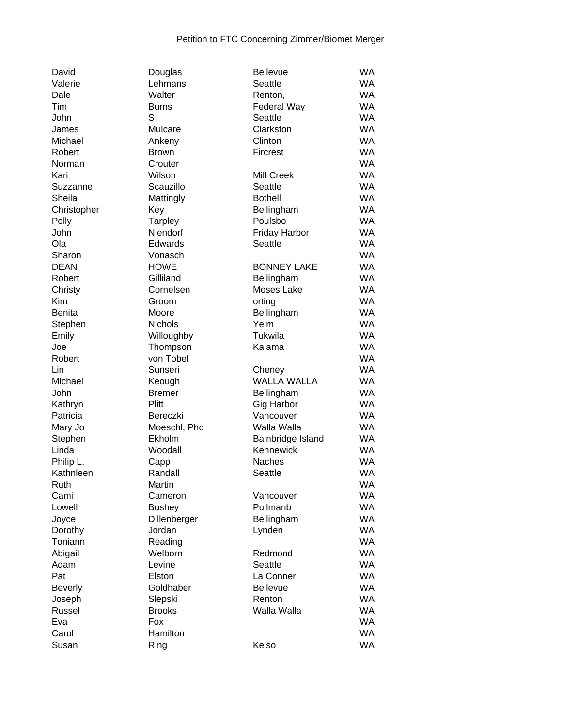Petition to FTC Concerning Zimmer/Biomet Merger

| | | | |
|---|---|---|---|
| David | Douglas | Bellevue | WA |
| Valerie | Lehmans | Seattle | WA |
| Dale | Walter | Renton, | WA |
| Tim | Burns | Federal Way | WA |
| John | S | Seattle | WA |
| James | Mulcare | Clarkston | WA |
| Michael | Ankeny | Clinton | WA |
| Robert | Brown | Fircrest | WA |
| Norman | Crouter | | WA |
| Kari | Wilson | Mill Creek | WA |
| Suzzanne | Scauzillo | Seattle | WA |
| Sheila | Mattingly | Bothell | WA |
| Christopher | Key | Bellingham | WA |
| Polly | Tarpley | Poulsbo | WA |
| John | Niendorf | Friday Harbor | WA |
| Ola | Edwards | Seattle | WA |
| Sharon | Vonasch | | WA |
| DEAN | HOWE | BONNEY LAKE | WA |
| Robert | Gilliland | Bellingham | WA |
| Christy | Cornelsen | Moses Lake | WA |
| Kim | Groom | orting | WA |
| Benita | Moore | Bellingham | WA |
| Stephen | Nichols | Yelm | WA |
| Emily | Willoughby | Tukwila | WA |
| Joe | Thompson | Kalama | WA |
| Robert | von Tobel | | WA |
| Lin | Sunseri | Cheney | WA |
| Michael | Keough | WALLA WALLA | WA |
| John | Bremer | Bellingham | WA |
| Kathryn | Plitt | Gig Harbor | WA |
| Patricia | Bereczki | Vancouver | WA |
| Mary Jo | Moeschl, Phd | Walla Walla | WA |
| Stephen | Ekholm | Bainbridge Island | WA |
| Linda | Woodall | Kennewick | WA |
| Philip L. | Capp | Naches | WA |
| Kathnleen | Randall | Seattle | WA |
| Ruth | Martin | | WA |
| Cami | Cameron | Vancouver | WA |
| Lowell | Bushey | Pullmanb | WA |
| Joyce | Dillenberger | Bellingham | WA |
| Dorothy | Jordan | Lynden | WA |
| Toniann | Reading | | WA |
| Abigail | Welborn | Redmond | WA |
| Adam | Levine | Seattle | WA |
| Pat | Elston | La Conner | WA |
| Beverly | Goldhaber | Bellevue | WA |
| Joseph | Slepski | Renton | WA |
| Russel | Brooks | Walla Walla | WA |
| Eva | Fox | | WA |
| Carol | Hamilton | | WA |
| Susan | Ring | Kelso | WA |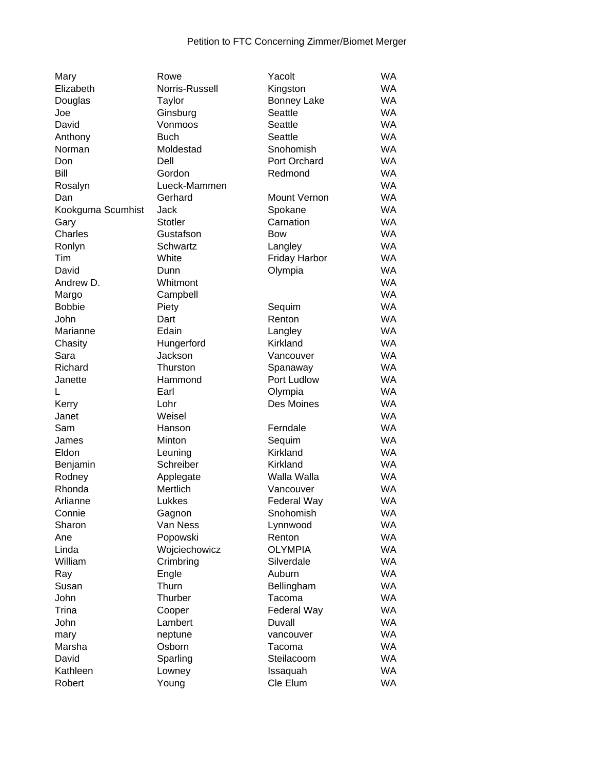Petition to FTC Concerning Zimmer/Biomet Merger

| | | | |
|---|---|---|---|
| Mary | Rowe | Yacolt | WA |
| Elizabeth | Norris-Russell | Kingston | WA |
| Douglas | Taylor | Bonney Lake | WA |
| Joe | Ginsburg | Seattle | WA |
| David | Vonmoos | Seattle | WA |
| Anthony | Buch | Seattle | WA |
| Norman | Moldestad | Snohomish | WA |
| Don | Dell | Port Orchard | WA |
| Bill | Gordon | Redmond | WA |
| Rosalyn | Lueck-Mammen | | WA |
| Dan | Gerhard | Mount Vernon | WA |
| Kookguma Scumhist | Jack | Spokane | WA |
| Gary | Stotler | Carnation | WA |
| Charles | Gustafson | Bow | WA |
| Ronlyn | Schwartz | Langley | WA |
| Tim | White | Friday Harbor | WA |
| David | Dunn | Olympia | WA |
| Andrew D. | Whitmont | | WA |
| Margo | Campbell | | WA |
| Bobbie | Piety | Sequim | WA |
| John | Dart | Renton | WA |
| Marianne | Edain | Langley | WA |
| Chasity | Hungerford | Kirkland | WA |
| Sara | Jackson | Vancouver | WA |
| Richard | Thurston | Spanaway | WA |
| Janette | Hammond | Port Ludlow | WA |
| L | Earl | Olympia | WA |
| Kerry | Lohr | Des Moines | WA |
| Janet | Weisel | | WA |
| Sam | Hanson | Ferndale | WA |
| James | Minton | Sequim | WA |
| Eldon | Leuning | Kirkland | WA |
| Benjamin | Schreiber | Kirkland | WA |
| Rodney | Applegate | Walla Walla | WA |
| Rhonda | Mertlich | Vancouver | WA |
| Arlianne | Lukkes | Federal Way | WA |
| Connie | Gagnon | Snohomish | WA |
| Sharon | Van Ness | Lynnwood | WA |
| Ane | Popowski | Renton | WA |
| Linda | Wojciechowicz | OLYMPIA | WA |
| William | Crimbring | Silverdale | WA |
| Ray | Engle | Auburn | WA |
| Susan | Thurn | Bellingham | WA |
| John | Thurber | Tacoma | WA |
| Trina | Cooper | Federal Way | WA |
| John | Lambert | Duvall | WA |
| mary | neptune | vancouver | WA |
| Marsha | Osborn | Tacoma | WA |
| David | Sparling | Steilacoom | WA |
| Kathleen | Lowney | Issaquah | WA |
| Robert | Young | Cle Elum | WA |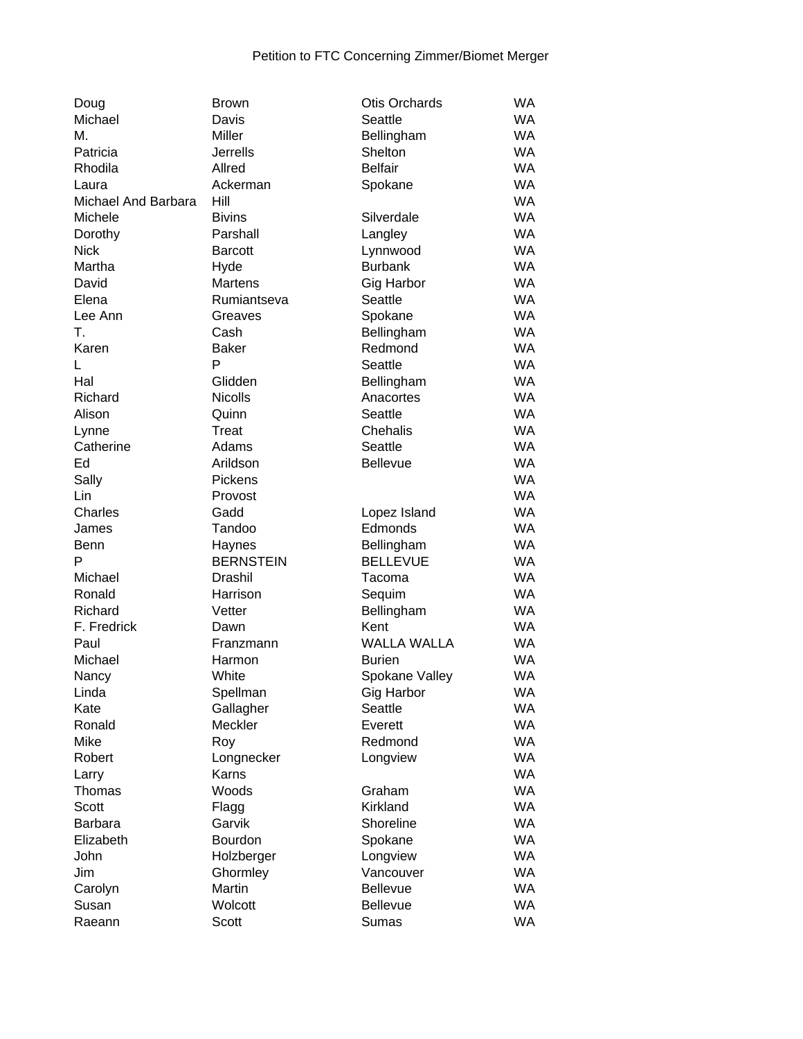Petition to FTC Concerning Zimmer/Biomet Merger

| | | | |
|---|---|---|---|
| Doug | Brown | Otis Orchards | WA |
| Michael | Davis | Seattle | WA |
| M. | Miller | Bellingham | WA |
| Patricia | Jerrells | Shelton | WA |
| Rhodila | Allred | Belfair | WA |
| Laura | Ackerman | Spokane | WA |
| Michael And Barbara | Hill | | WA |
| Michele | Bivins | Silverdale | WA |
| Dorothy | Parshall | Langley | WA |
| Nick | Barcott | Lynnwood | WA |
| Martha | Hyde | Burbank | WA |
| David | Martens | Gig Harbor | WA |
| Elena | Rumiantseva | Seattle | WA |
| Lee Ann | Greaves | Spokane | WA |
| T. | Cash | Bellingham | WA |
| Karen | Baker | Redmond | WA |
| L | P | Seattle | WA |
| Hal | Glidden | Bellingham | WA |
| Richard | Nicolls | Anacortes | WA |
| Alison | Quinn | Seattle | WA |
| Lynne | Treat | Chehalis | WA |
| Catherine | Adams | Seattle | WA |
| Ed | Arildson | Bellevue | WA |
| Sally | Pickens | | WA |
| Lin | Provost | | WA |
| Charles | Gadd | Lopez Island | WA |
| James | Tandoo | Edmonds | WA |
| Benn | Haynes | Bellingham | WA |
| P | BERNSTEIN | BELLEVUE | WA |
| Michael | Drashil | Tacoma | WA |
| Ronald | Harrison | Sequim | WA |
| Richard | Vetter | Bellingham | WA |
| F. Fredrick | Dawn | Kent | WA |
| Paul | Franzmann | WALLA WALLA | WA |
| Michael | Harmon | Burien | WA |
| Nancy | White | Spokane Valley | WA |
| Linda | Spellman | Gig Harbor | WA |
| Kate | Gallagher | Seattle | WA |
| Ronald | Meckler | Everett | WA |
| Mike | Roy | Redmond | WA |
| Robert | Longnecker | Longview | WA |
| Larry | Karns | | WA |
| Thomas | Woods | Graham | WA |
| Scott | Flagg | Kirkland | WA |
| Barbara | Garvik | Shoreline | WA |
| Elizabeth | Bourdon | Spokane | WA |
| John | Holzberger | Longview | WA |
| Jim | Ghormley | Vancouver | WA |
| Carolyn | Martin | Bellevue | WA |
| Susan | Wolcott | Bellevue | WA |
| Raeann | Scott | Sumas | WA |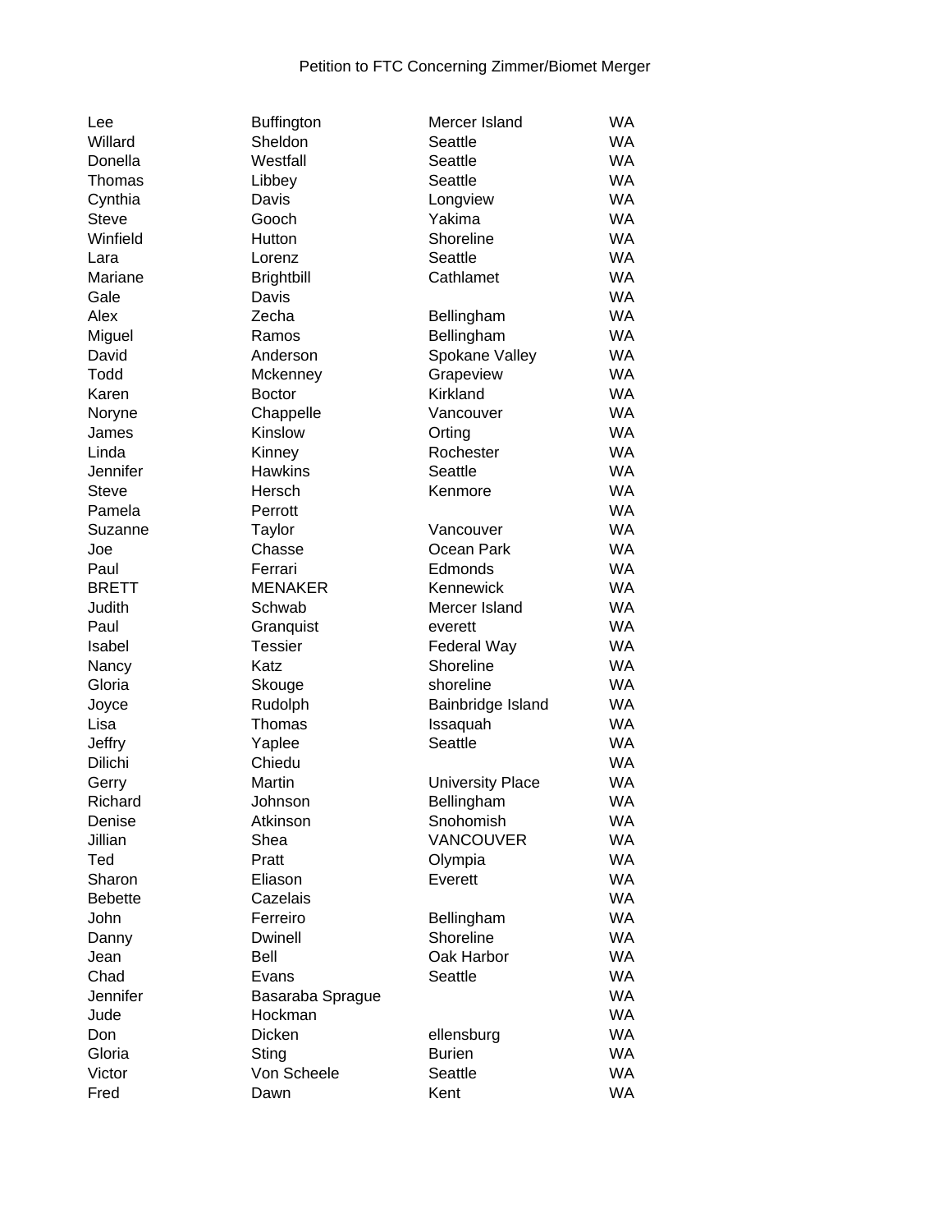Petition to FTC Concerning Zimmer/Biomet Merger

| | | | |
|---|---|---|---|
| Lee | Buffington | Mercer Island | WA |
| Willard | Sheldon | Seattle | WA |
| Donella | Westfall | Seattle | WA |
| Thomas | Libbey | Seattle | WA |
| Cynthia | Davis | Longview | WA |
| Steve | Gooch | Yakima | WA |
| Winfield | Hutton | Shoreline | WA |
| Lara | Lorenz | Seattle | WA |
| Mariane | Brightbill | Cathlamet | WA |
| Gale | Davis | | WA |
| Alex | Zecha | Bellingham | WA |
| Miguel | Ramos | Bellingham | WA |
| David | Anderson | Spokane Valley | WA |
| Todd | Mckenney | Grapeview | WA |
| Karen | Boctor | Kirkland | WA |
| Noryne | Chappelle | Vancouver | WA |
| James | Kinslow | Orting | WA |
| Linda | Kinney | Rochester | WA |
| Jennifer | Hawkins | Seattle | WA |
| Steve | Hersch | Kenmore | WA |
| Pamela | Perrott | | WA |
| Suzanne | Taylor | Vancouver | WA |
| Joe | Chasse | Ocean Park | WA |
| Paul | Ferrari | Edmonds | WA |
| BRETT | MENAKER | Kennewick | WA |
| Judith | Schwab | Mercer Island | WA |
| Paul | Granquist | everett | WA |
| Isabel | Tessier | Federal Way | WA |
| Nancy | Katz | Shoreline | WA |
| Gloria | Skouge | shoreline | WA |
| Joyce | Rudolph | Bainbridge Island | WA |
| Lisa | Thomas | Issaquah | WA |
| Jeffry | Yaplee | Seattle | WA |
| Dilichi | Chiedu | | WA |
| Gerry | Martin | University Place | WA |
| Richard | Johnson | Bellingham | WA |
| Denise | Atkinson | Snohomish | WA |
| Jillian | Shea | VANCOUVER | WA |
| Ted | Pratt | Olympia | WA |
| Sharon | Eliason | Everett | WA |
| Bebette | Cazelais | | WA |
| John | Ferreiro | Bellingham | WA |
| Danny | Dwinell | Shoreline | WA |
| Jean | Bell | Oak Harbor | WA |
| Chad | Evans | Seattle | WA |
| Jennifer | Basaraba Sprague | | WA |
| Jude | Hockman | | WA |
| Don | Dicken | ellensburg | WA |
| Gloria | Sting | Burien | WA |
| Victor | Von Scheele | Seattle | WA |
| Fred | Dawn | Kent | WA |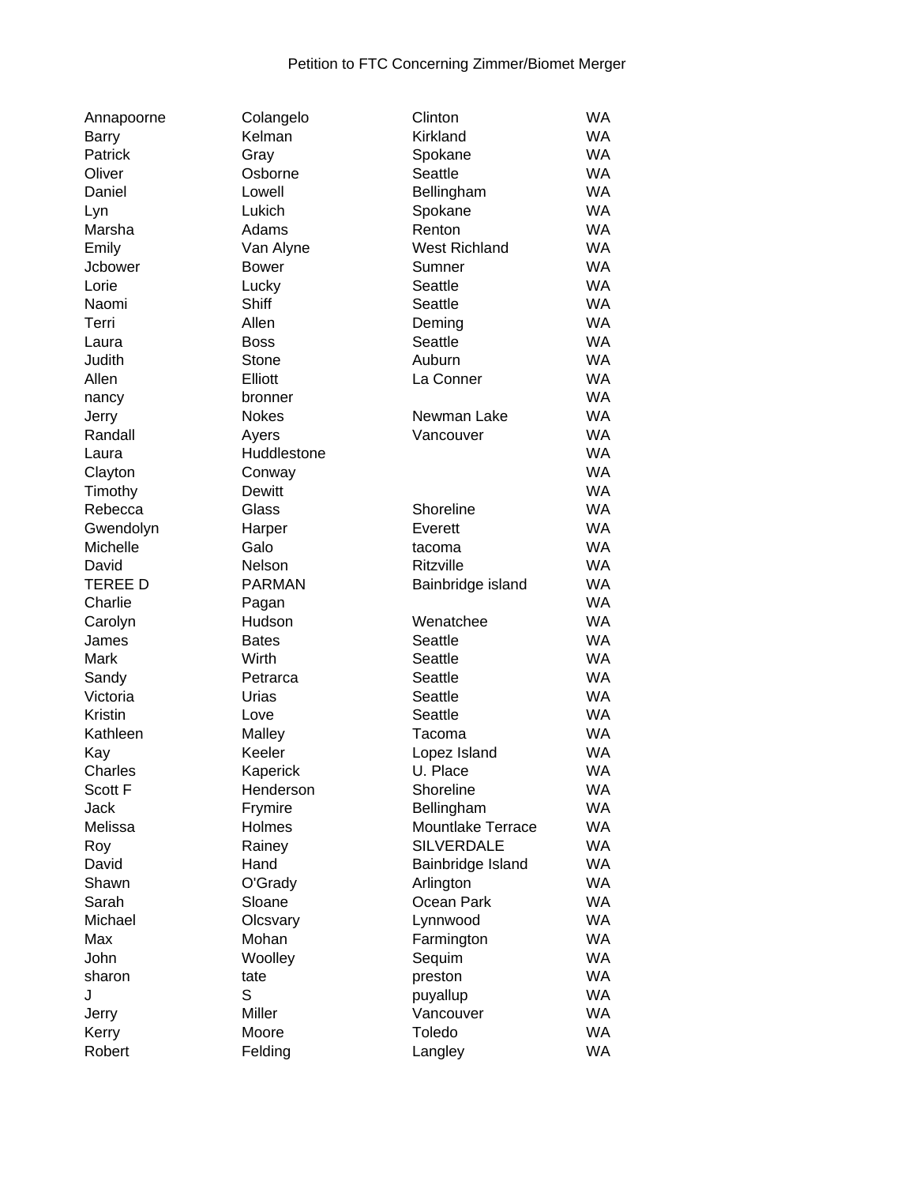Petition to FTC Concerning Zimmer/Biomet Merger

| | | | |
|---|---|---|---|
| Annapoorne | Colangelo | Clinton | WA |
| Barry | Kelman | Kirkland | WA |
| Patrick | Gray | Spokane | WA |
| Oliver | Osborne | Seattle | WA |
| Daniel | Lowell | Bellingham | WA |
| Lyn | Lukich | Spokane | WA |
| Marsha | Adams | Renton | WA |
| Emily | Van Alyne | West Richland | WA |
| Jcbower | Bower | Sumner | WA |
| Lorie | Lucky | Seattle | WA |
| Naomi | Shiff | Seattle | WA |
| Terri | Allen | Deming | WA |
| Laura | Boss | Seattle | WA |
| Judith | Stone | Auburn | WA |
| Allen | Elliott | La Conner | WA |
| nancy | bronner | | WA |
| Jerry | Nokes | Newman Lake | WA |
| Randall | Ayers | Vancouver | WA |
| Laura | Huddlestone | | WA |
| Clayton | Conway | | WA |
| Timothy | Dewitt | | WA |
| Rebecca | Glass | Shoreline | WA |
| Gwendolyn | Harper | Everett | WA |
| Michelle | Galo | tacoma | WA |
| David | Nelson | Ritzville | WA |
| TEREE D | PARMAN | Bainbridge island | WA |
| Charlie | Pagan | | WA |
| Carolyn | Hudson | Wenatchee | WA |
| James | Bates | Seattle | WA |
| Mark | Wirth | Seattle | WA |
| Sandy | Petrarca | Seattle | WA |
| Victoria | Urias | Seattle | WA |
| Kristin | Love | Seattle | WA |
| Kathleen | Malley | Tacoma | WA |
| Kay | Keeler | Lopez Island | WA |
| Charles | Kaperick | U. Place | WA |
| Scott F | Henderson | Shoreline | WA |
| Jack | Frymire | Bellingham | WA |
| Melissa | Holmes | Mountlake Terrace | WA |
| Roy | Rainey | SILVERDALE | WA |
| David | Hand | Bainbridge Island | WA |
| Shawn | O'Grady | Arlington | WA |
| Sarah | Sloane | Ocean Park | WA |
| Michael | Olcsvary | Lynnwood | WA |
| Max | Mohan | Farmington | WA |
| John | Woolley | Sequim | WA |
| sharon | tate | preston | WA |
| J | S | puyallup | WA |
| Jerry | Miller | Vancouver | WA |
| Kerry | Moore | Toledo | WA |
| Robert | Felding | Langley | WA |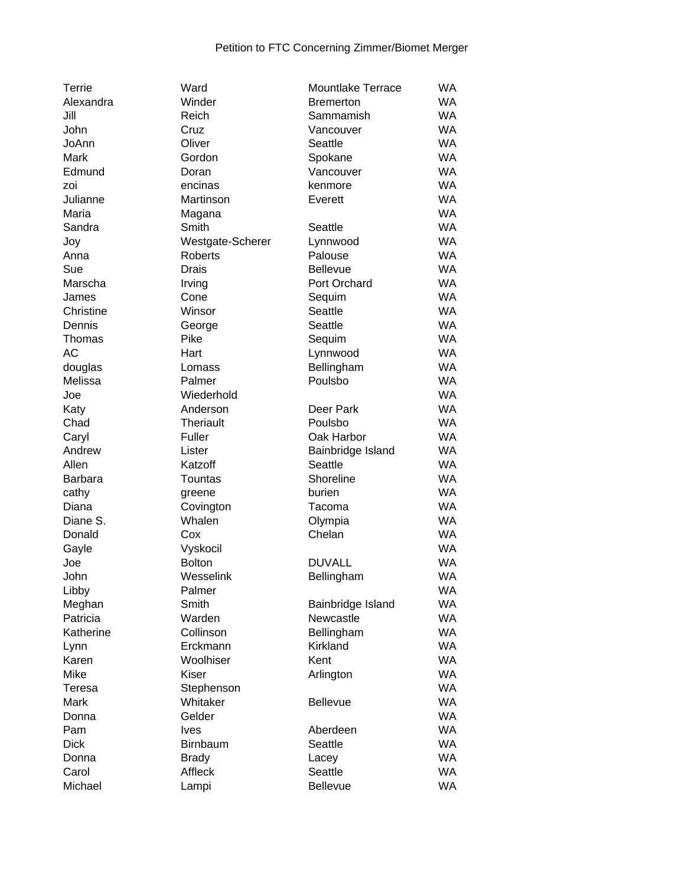Petition to FTC Concerning Zimmer/Biomet Merger

| | | | |
|---|---|---|---|
| Terrie | Ward | Mountlake Terrace | WA |
| Alexandra | Winder | Bremerton | WA |
| Jill | Reich | Sammamish | WA |
| John | Cruz | Vancouver | WA |
| JoAnn | Oliver | Seattle | WA |
| Mark | Gordon | Spokane | WA |
| Edmund | Doran | Vancouver | WA |
| zoi | encinas | kenmore | WA |
| Julianne | Martinson | Everett | WA |
| Maria | Magana | | WA |
| Sandra | Smith | Seattle | WA |
| Joy | Westgate-Scherer | Lynnwood | WA |
| Anna | Roberts | Palouse | WA |
| Sue | Drais | Bellevue | WA |
| Marscha | Irving | Port Orchard | WA |
| James | Cone | Sequim | WA |
| Christine | Winsor | Seattle | WA |
| Dennis | George | Seattle | WA |
| Thomas | Pike | Sequim | WA |
| AC | Hart | Lynnwood | WA |
| douglas | Lomass | Bellingham | WA |
| Melissa | Palmer | Poulsbo | WA |
| Joe | Wiederhold | | WA |
| Katy | Anderson | Deer Park | WA |
| Chad | Theriault | Poulsbo | WA |
| Caryl | Fuller | Oak Harbor | WA |
| Andrew | Lister | Bainbridge Island | WA |
| Allen | Katzoff | Seattle | WA |
| Barbara | Tountas | Shoreline | WA |
| cathy | greene | burien | WA |
| Diana | Covington | Tacoma | WA |
| Diane S. | Whalen | Olympia | WA |
| Donald | Cox | Chelan | WA |
| Gayle | Vyskocil | | WA |
| Joe | Bolton | DUVALL | WA |
| John | Wesselink | Bellingham | WA |
| Libby | Palmer | | WA |
| Meghan | Smith | Bainbridge Island | WA |
| Patricia | Warden | Newcastle | WA |
| Katherine | Collinson | Bellingham | WA |
| Lynn | Erckmann | Kirkland | WA |
| Karen | Woolhiser | Kent | WA |
| Mike | Kiser | Arlington | WA |
| Teresa | Stephenson | | WA |
| Mark | Whitaker | Bellevue | WA |
| Donna | Gelder | | WA |
| Pam | Ives | Aberdeen | WA |
| Dick | Birnbaum | Seattle | WA |
| Donna | Brady | Lacey | WA |
| Carol | Affleck | Seattle | WA |
| Michael | Lampi | Bellevue | WA |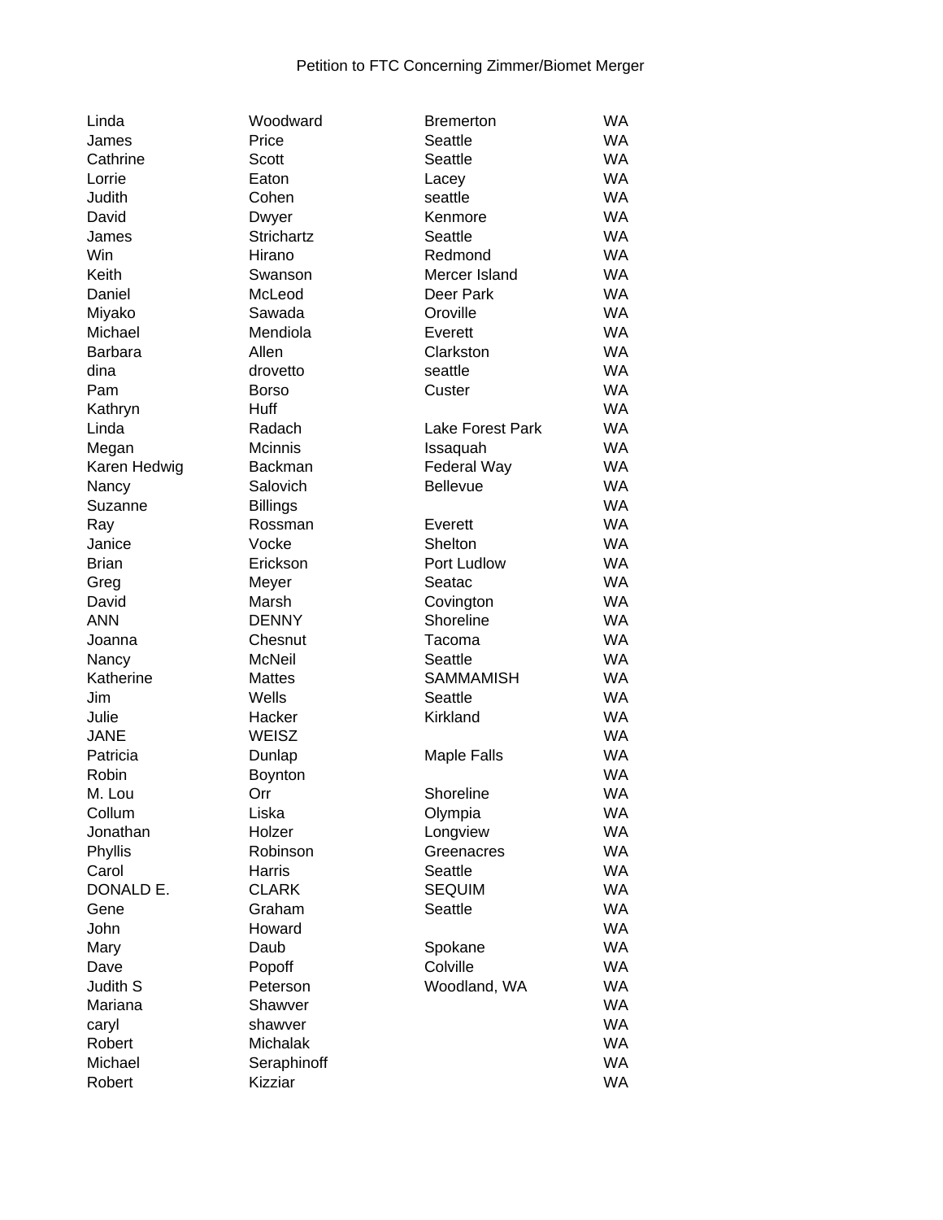Petition to FTC Concerning Zimmer/Biomet Merger

| | | | |
|---|---|---|---|
| Linda | Woodward | Bremerton | WA |
| James | Price | Seattle | WA |
| Cathrine | Scott | Seattle | WA |
| Lorrie | Eaton | Lacey | WA |
| Judith | Cohen | seattle | WA |
| David | Dwyer | Kenmore | WA |
| James | Strichartz | Seattle | WA |
| Win | Hirano | Redmond | WA |
| Keith | Swanson | Mercer Island | WA |
| Daniel | McLeod | Deer Park | WA |
| Miyako | Sawada | Oroville | WA |
| Michael | Mendiola | Everett | WA |
| Barbara | Allen | Clarkston | WA |
| dina | drovetto | seattle | WA |
| Pam | Borso | Custer | WA |
| Kathryn | Huff | | WA |
| Linda | Radach | Lake Forest Park | WA |
| Megan | Mcinnis | Issaquah | WA |
| Karen Hedwig | Backman | Federal Way | WA |
| Nancy | Salovich | Bellevue | WA |
| Suzanne | Billings | | WA |
| Ray | Rossman | Everett | WA |
| Janice | Vocke | Shelton | WA |
| Brian | Erickson | Port Ludlow | WA |
| Greg | Meyer | Seatac | WA |
| David | Marsh | Covington | WA |
| ANN | DENNY | Shoreline | WA |
| Joanna | Chesnut | Tacoma | WA |
| Nancy | McNeil | Seattle | WA |
| Katherine | Mattes | SAMMAMISH | WA |
| Jim | Wells | Seattle | WA |
| Julie | Hacker | Kirkland | WA |
| JANE | WEISZ | | WA |
| Patricia | Dunlap | Maple Falls | WA |
| Robin | Boynton | | WA |
| M. Lou | Orr | Shoreline | WA |
| Collum | Liska | Olympia | WA |
| Jonathan | Holzer | Longview | WA |
| Phyllis | Robinson | Greenacres | WA |
| Carol | Harris | Seattle | WA |
| DONALD E. | CLARK | SEQUIM | WA |
| Gene | Graham | Seattle | WA |
| John | Howard | | WA |
| Mary | Daub | Spokane | WA |
| Dave | Popoff | Colville | WA |
| Judith S | Peterson | Woodland, WA | WA |
| Mariana | Shawver | | WA |
| caryl | shawver | | WA |
| Robert | Michalak | | WA |
| Michael | Seraphinoff | | WA |
| Robert | Kizziar | | WA |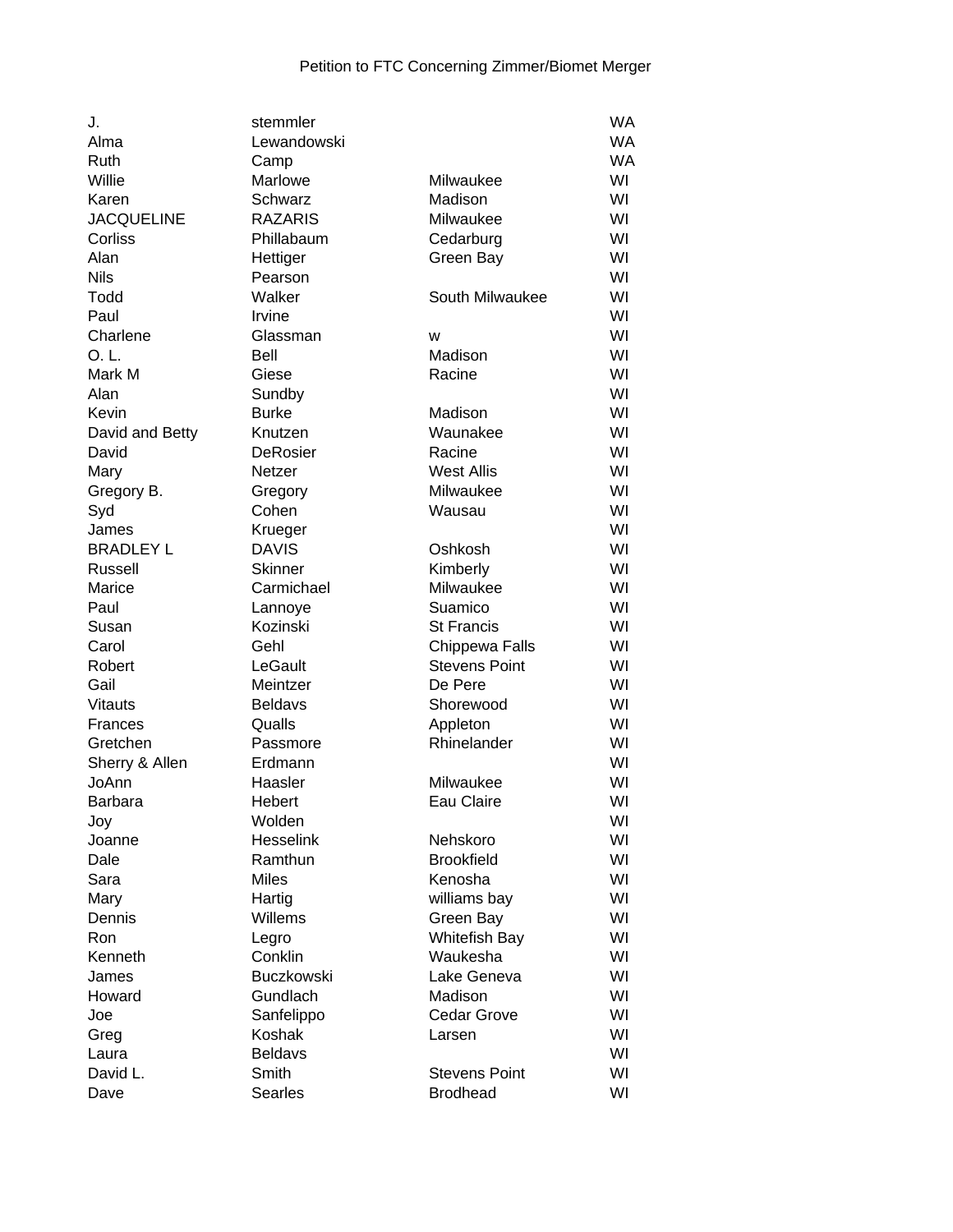Petition to FTC Concerning Zimmer/Biomet Merger

| | | | |
|---|---|---|---|
| J. | stemmler | | WA |
| Alma | Lewandowski | | WA |
| Ruth | Camp | | WA |
| Willie | Marlowe | Milwaukee | WI |
| Karen | Schwarz | Madison | WI |
| JACQUELINE | RAZARIS | Milwaukee | WI |
| Corliss | Phillabaum | Cedarburg | WI |
| Alan | Hettiger | Green Bay | WI |
| Nils | Pearson | | WI |
| Todd | Walker | South Milwaukee | WI |
| Paul | Irvine | | WI |
| Charlene | Glassman | w | WI |
| O. L. | Bell | Madison | WI |
| Mark M | Giese | Racine | WI |
| Alan | Sundby | | WI |
| Kevin | Burke | Madison | WI |
| David and Betty | Knutzen | Waunakee | WI |
| David | DeRosier | Racine | WI |
| Mary | Netzer | West Allis | WI |
| Gregory B. | Gregory | Milwaukee | WI |
| Syd | Cohen | Wausau | WI |
| James | Krueger | | WI |
| BRADLEY L | DAVIS | Oshkosh | WI |
| Russell | Skinner | Kimberly | WI |
| Marice | Carmichael | Milwaukee | WI |
| Paul | Lannoye | Suamico | WI |
| Susan | Kozinski | St Francis | WI |
| Carol | Gehl | Chippewa Falls | WI |
| Robert | LeGault | Stevens Point | WI |
| Gail | Meintzer | De Pere | WI |
| Vitauts | Beldavs | Shorewood | WI |
| Frances | Qualls | Appleton | WI |
| Gretchen | Passmore | Rhinelander | WI |
| Sherry & Allen | Erdmann | | WI |
| JoAnn | Haasler | Milwaukee | WI |
| Barbara | Hebert | Eau Claire | WI |
| Joy | Wolden | | WI |
| Joanne | Hesselink | Nehskoro | WI |
| Dale | Ramthun | Brookfield | WI |
| Sara | Miles | Kenosha | WI |
| Mary | Hartig | williams bay | WI |
| Dennis | Willems | Green Bay | WI |
| Ron | Legro | Whitefish Bay | WI |
| Kenneth | Conklin | Waukesha | WI |
| James | Buczkowski | Lake Geneva | WI |
| Howard | Gundlach | Madison | WI |
| Joe | Sanfelippo | Cedar Grove | WI |
| Greg | Koshak | Larsen | WI |
| Laura | Beldavs | | WI |
| David L. | Smith | Stevens Point | WI |
| Dave | Searles | Brodhead | WI |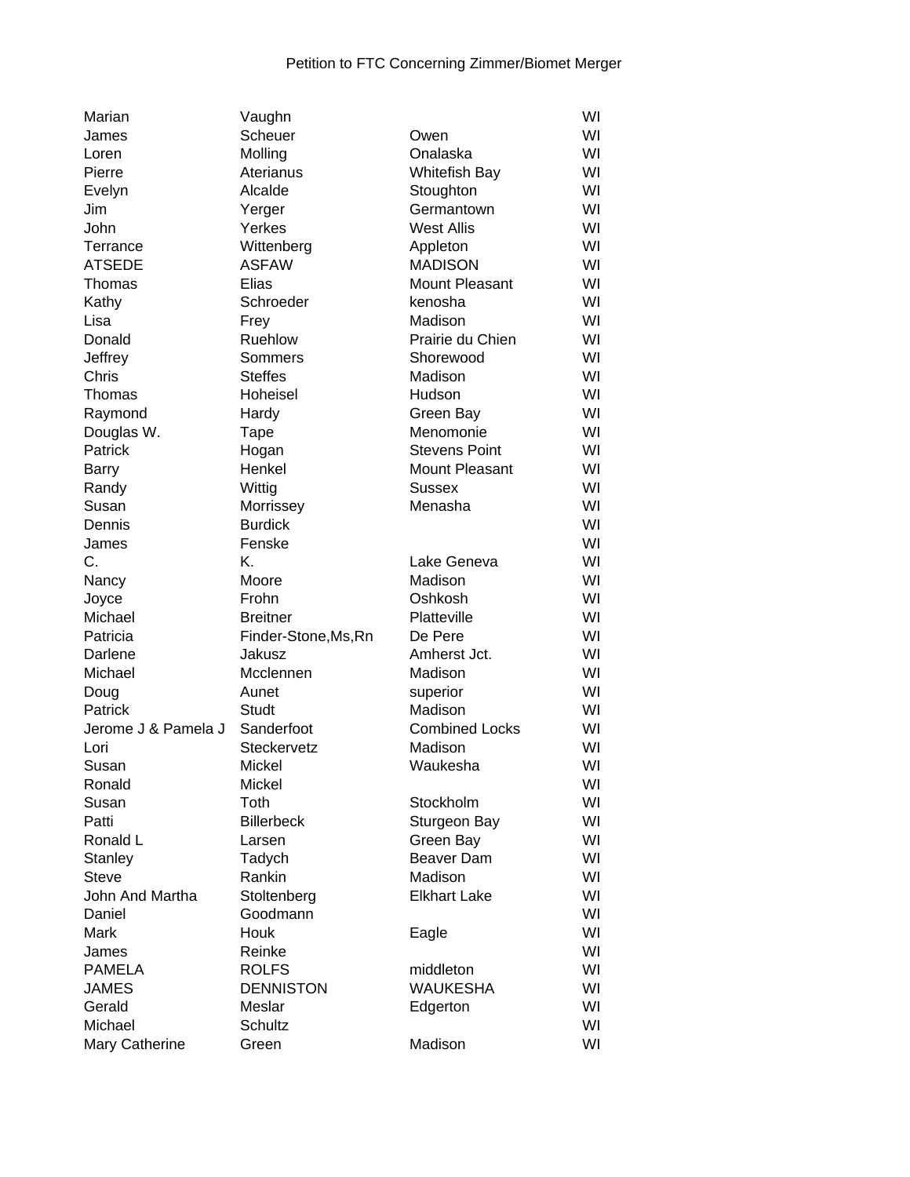Petition to FTC Concerning Zimmer/Biomet Merger

| | | | |
|---|---|---|---|
| Marian | Vaughn | | WI |
| James | Scheuer | Owen | WI |
| Loren | Molling | Onalaska | WI |
| Pierre | Aterianus | Whitefish Bay | WI |
| Evelyn | Alcalde | Stoughton | WI |
| Jim | Yerger | Germantown | WI |
| John | Yerkes | West Allis | WI |
| Terrance | Wittenberg | Appleton | WI |
| ATSEDE | ASFAW | MADISON | WI |
| Thomas | Elias | Mount Pleasant | WI |
| Kathy | Schroeder | kenosha | WI |
| Lisa | Frey | Madison | WI |
| Donald | Ruehlow | Prairie du Chien | WI |
| Jeffrey | Sommers | Shorewood | WI |
| Chris | Steffes | Madison | WI |
| Thomas | Hoheisel | Hudson | WI |
| Raymond | Hardy | Green Bay | WI |
| Douglas W. | Tape | Menomonie | WI |
| Patrick | Hogan | Stevens Point | WI |
| Barry | Henkel | Mount Pleasant | WI |
| Randy | Wittig | Sussex | WI |
| Susan | Morrissey | Menasha | WI |
| Dennis | Burdick | | WI |
| James | Fenske | | WI |
| C. | K. | Lake Geneva | WI |
| Nancy | Moore | Madison | WI |
| Joyce | Frohn | Oshkosh | WI |
| Michael | Breitner | Platteville | WI |
| Patricia | Finder-Stone,Ms,Rn | De Pere | WI |
| Darlene | Jakusz | Amherst Jct. | WI |
| Michael | Mcclennen | Madison | WI |
| Doug | Aunet | superior | WI |
| Patrick | Studt | Madison | WI |
| Jerome J & Pamela J | Sanderfoot | Combined Locks | WI |
| Lori | Steckervetz | Madison | WI |
| Susan | Mickel | Waukesha | WI |
| Ronald | Mickel | | WI |
| Susan | Toth | Stockholm | WI |
| Patti | Billerbeck | Sturgeon Bay | WI |
| Ronald L | Larsen | Green Bay | WI |
| Stanley | Tadych | Beaver Dam | WI |
| Steve | Rankin | Madison | WI |
| John And Martha | Stoltenberg | Elkhart Lake | WI |
| Daniel | Goodmann | | WI |
| Mark | Houk | Eagle | WI |
| James | Reinke | | WI |
| PAMELA | ROLFS | middleton | WI |
| JAMES | DENNISTON | WAUKESHA | WI |
| Gerald | Meslar | Edgerton | WI |
| Michael | Schultz | | WI |
| Mary Catherine | Green | Madison | WI |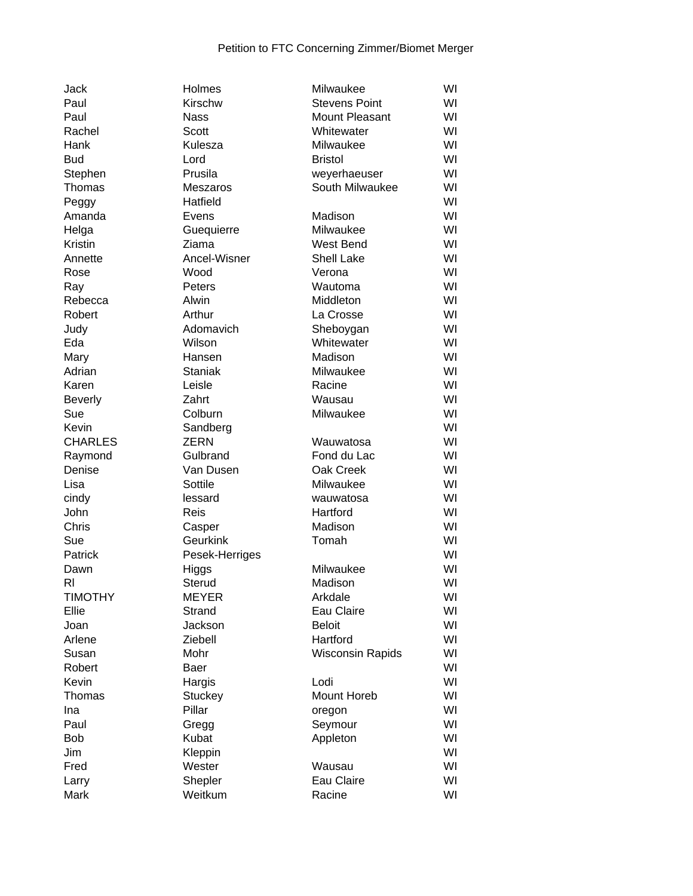Petition to FTC Concerning Zimmer/Biomet Merger

| | | | |
|---|---|---|---|
| Jack | Holmes | Milwaukee | WI |
| Paul | Kirschw | Stevens Point | WI |
| Paul | Nass | Mount Pleasant | WI |
| Rachel | Scott | Whitewater | WI |
| Hank | Kulesza | Milwaukee | WI |
| Bud | Lord | Bristol | WI |
| Stephen | Prusila | weyerhaeuser | WI |
| Thomas | Meszaros | South Milwaukee | WI |
| Peggy | Hatfield | | WI |
| Amanda | Evens | Madison | WI |
| Helga | Guequierre | Milwaukee | WI |
| Kristin | Ziama | West Bend | WI |
| Annette | Ancel-Wisner | Shell Lake | WI |
| Rose | Wood | Verona | WI |
| Ray | Peters | Wautoma | WI |
| Rebecca | Alwin | Middleton | WI |
| Robert | Arthur | La Crosse | WI |
| Judy | Adomavich | Sheboygan | WI |
| Eda | Wilson | Whitewater | WI |
| Mary | Hansen | Madison | WI |
| Adrian | Staniak | Milwaukee | WI |
| Karen | Leisle | Racine | WI |
| Beverly | Zahrt | Wausau | WI |
| Sue | Colburn | Milwaukee | WI |
| Kevin | Sandberg | | WI |
| CHARLES | ZERN | Wauwatosa | WI |
| Raymond | Gulbrand | Fond du Lac | WI |
| Denise | Van Dusen | Oak Creek | WI |
| Lisa | Sottile | Milwaukee | WI |
| cindy | lessard | wauwatosa | WI |
| John | Reis | Hartford | WI |
| Chris | Casper | Madison | WI |
| Sue | Geurkink | Tomah | WI |
| Patrick | Pesek-Herriges | | WI |
| Dawn | Higgs | Milwaukee | WI |
| Rl | Sterud | Madison | WI |
| TIMOTHY | MEYER | Arkdale | WI |
| Ellie | Strand | Eau Claire | WI |
| Joan | Jackson | Beloit | WI |
| Arlene | Ziebell | Hartford | WI |
| Susan | Mohr | Wisconsin Rapids | WI |
| Robert | Baer | | WI |
| Kevin | Hargis | Lodi | WI |
| Thomas | Stuckey | Mount Horeb | WI |
| Ina | Pillar | oregon | WI |
| Paul | Gregg | Seymour | WI |
| Bob | Kubat | Appleton | WI |
| Jim | Kleppin | | WI |
| Fred | Wester | Wausau | WI |
| Larry | Shepler | Eau Claire | WI |
| Mark | Weitkum | Racine | WI |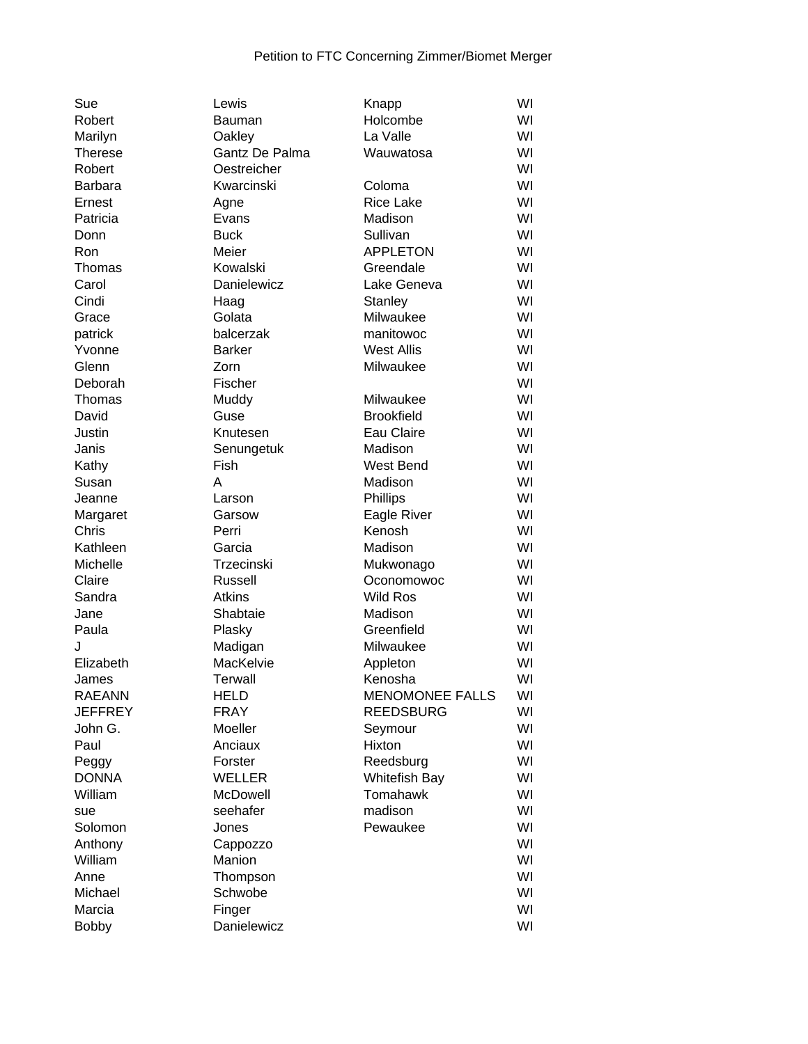Petition to FTC Concerning Zimmer/Biomet Merger

| | | | |
|---|---|---|---|
| Sue | Lewis | Knapp | WI |
| Robert | Bauman | Holcombe | WI |
| Marilyn | Oakley | La Valle | WI |
| Therese | Gantz De Palma | Wauwatosa | WI |
| Robert | Oestreicher | | WI |
| Barbara | Kwarcinski | Coloma | WI |
| Ernest | Agne | Rice Lake | WI |
| Patricia | Evans | Madison | WI |
| Donn | Buck | Sullivan | WI |
| Ron | Meier | APPLETON | WI |
| Thomas | Kowalski | Greendale | WI |
| Carol | Danielewicz | Lake Geneva | WI |
| Cindi | Haag | Stanley | WI |
| Grace | Golata | Milwaukee | WI |
| patrick | balcerzak | manitowoc | WI |
| Yvonne | Barker | West Allis | WI |
| Glenn | Zorn | Milwaukee | WI |
| Deborah | Fischer | | WI |
| Thomas | Muddy | Milwaukee | WI |
| David | Guse | Brookfield | WI |
| Justin | Knutesen | Eau Claire | WI |
| Janis | Senungetuk | Madison | WI |
| Kathy | Fish | West Bend | WI |
| Susan | A | Madison | WI |
| Jeanne | Larson | Phillips | WI |
| Margaret | Garsow | Eagle River | WI |
| Chris | Perri | Kenosh | WI |
| Kathleen | Garcia | Madison | WI |
| Michelle | Trzecinski | Mukwonago | WI |
| Claire | Russell | Oconomowoc | WI |
| Sandra | Atkins | Wild Ros | WI |
| Jane | Shabtaie | Madison | WI |
| Paula | Plasky | Greenfield | WI |
| J | Madigan | Milwaukee | WI |
| Elizabeth | MacKelvie | Appleton | WI |
| James | Terwall | Kenosha | WI |
| RAEANN | HELD | MENOMONEE FALLS | WI |
| JEFFREY | FRAY | REEDSBURG | WI |
| John G. | Moeller | Seymour | WI |
| Paul | Anciaux | Hixton | WI |
| Peggy | Forster | Reedsburg | WI |
| DONNA | WELLER | Whitefish Bay | WI |
| William | McDowell | Tomahawk | WI |
| sue | seehafer | madison | WI |
| Solomon | Jones | Pewaukee | WI |
| Anthony | Cappozzo | | WI |
| William | Manion | | WI |
| Anne | Thompson | | WI |
| Michael | Schwobe | | WI |
| Marcia | Finger | | WI |
| Bobby | Danielewicz | | WI |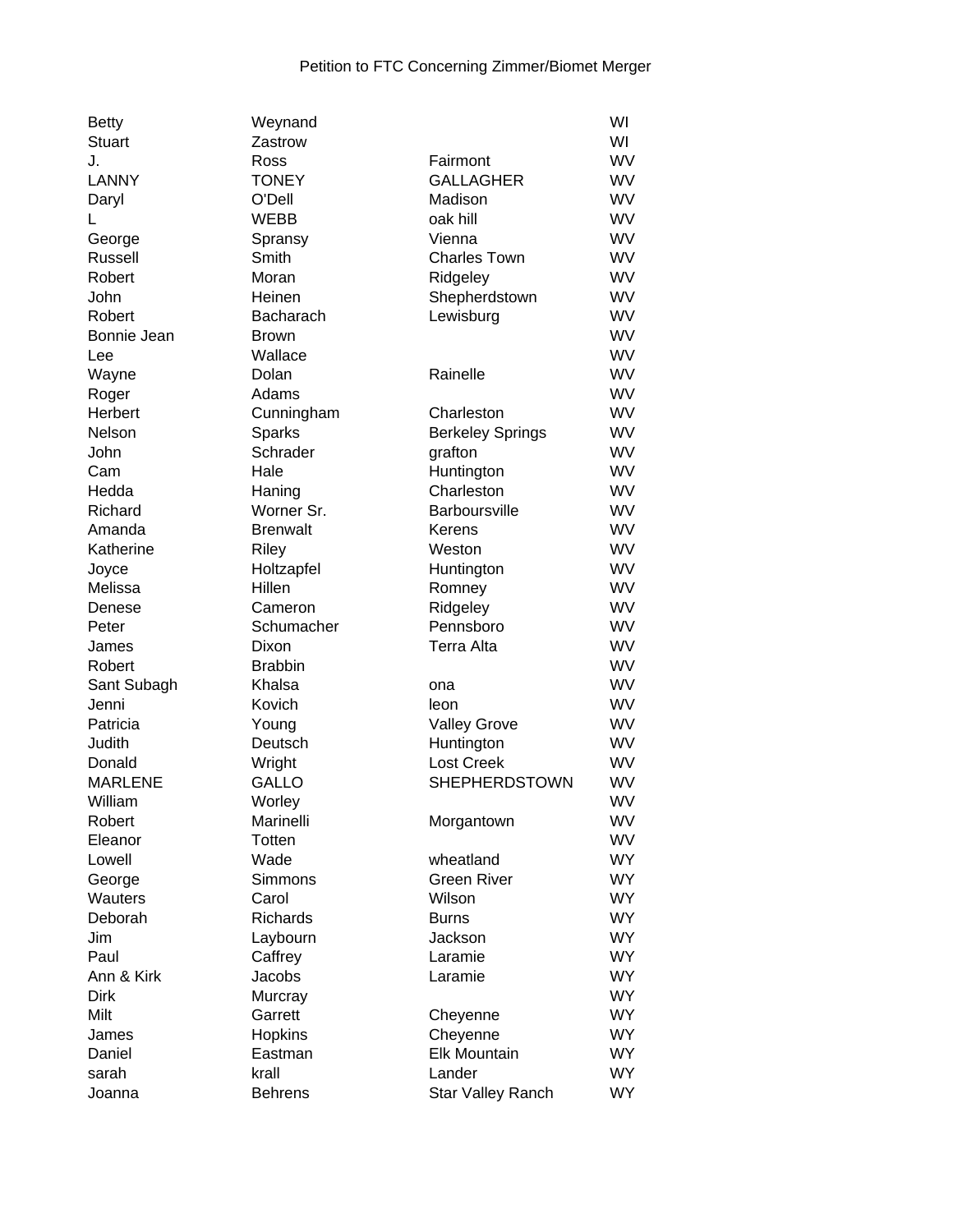Petition to FTC Concerning Zimmer/Biomet Merger

| | | | |
|---|---|---|---|
| Betty | Weynand | | WI |
| Stuart | Zastrow | | WI |
| J. | Ross | Fairmont | WV |
| LANNY | TONEY | GALLAGHER | WV |
| Daryl | O'Dell | Madison | WV |
| L | WEBB | oak hill | WV |
| George | Spransy | Vienna | WV |
| Russell | Smith | Charles Town | WV |
| Robert | Moran | Ridgeley | WV |
| John | Heinen | Shepherdstown | WV |
| Robert | Bacharach | Lewisburg | WV |
| Bonnie Jean | Brown | | WV |
| Lee | Wallace | | WV |
| Wayne | Dolan | Rainelle | WV |
| Roger | Adams | | WV |
| Herbert | Cunningham | Charleston | WV |
| Nelson | Sparks | Berkeley Springs | WV |
| John | Schrader | grafton | WV |
| Cam | Hale | Huntington | WV |
| Hedda | Haning | Charleston | WV |
| Richard | Worner Sr. | Barboursville | WV |
| Amanda | Brenwalt | Kerens | WV |
| Katherine | Riley | Weston | WV |
| Joyce | Holtzapfel | Huntington | WV |
| Melissa | Hillen | Romney | WV |
| Denese | Cameron | Ridgeley | WV |
| Peter | Schumacher | Pennsboro | WV |
| James | Dixon | Terra Alta | WV |
| Robert | Brabbin | | WV |
| Sant Subagh | Khalsa | ona | WV |
| Jenni | Kovich | leon | WV |
| Patricia | Young | Valley Grove | WV |
| Judith | Deutsch | Huntington | WV |
| Donald | Wright | Lost Creek | WV |
| MARLENE | GALLO | SHEPHERDSTOWN | WV |
| William | Worley | | WV |
| Robert | Marinelli | Morgantown | WV |
| Eleanor | Totten | | WV |
| Lowell | Wade | wheatland | WY |
| George | Simmons | Green River | WY |
| Wauters | Carol | Wilson | WY |
| Deborah | Richards | Burns | WY |
| Jim | Laybourn | Jackson | WY |
| Paul | Caffrey | Laramie | WY |
| Ann & Kirk | Jacobs | Laramie | WY |
| Dirk | Murcray | | WY |
| Milt | Garrett | Cheyenne | WY |
| James | Hopkins | Cheyenne | WY |
| Daniel | Eastman | Elk Mountain | WY |
| sarah | krall | Lander | WY |
| Joanna | Behrens | Star Valley Ranch | WY |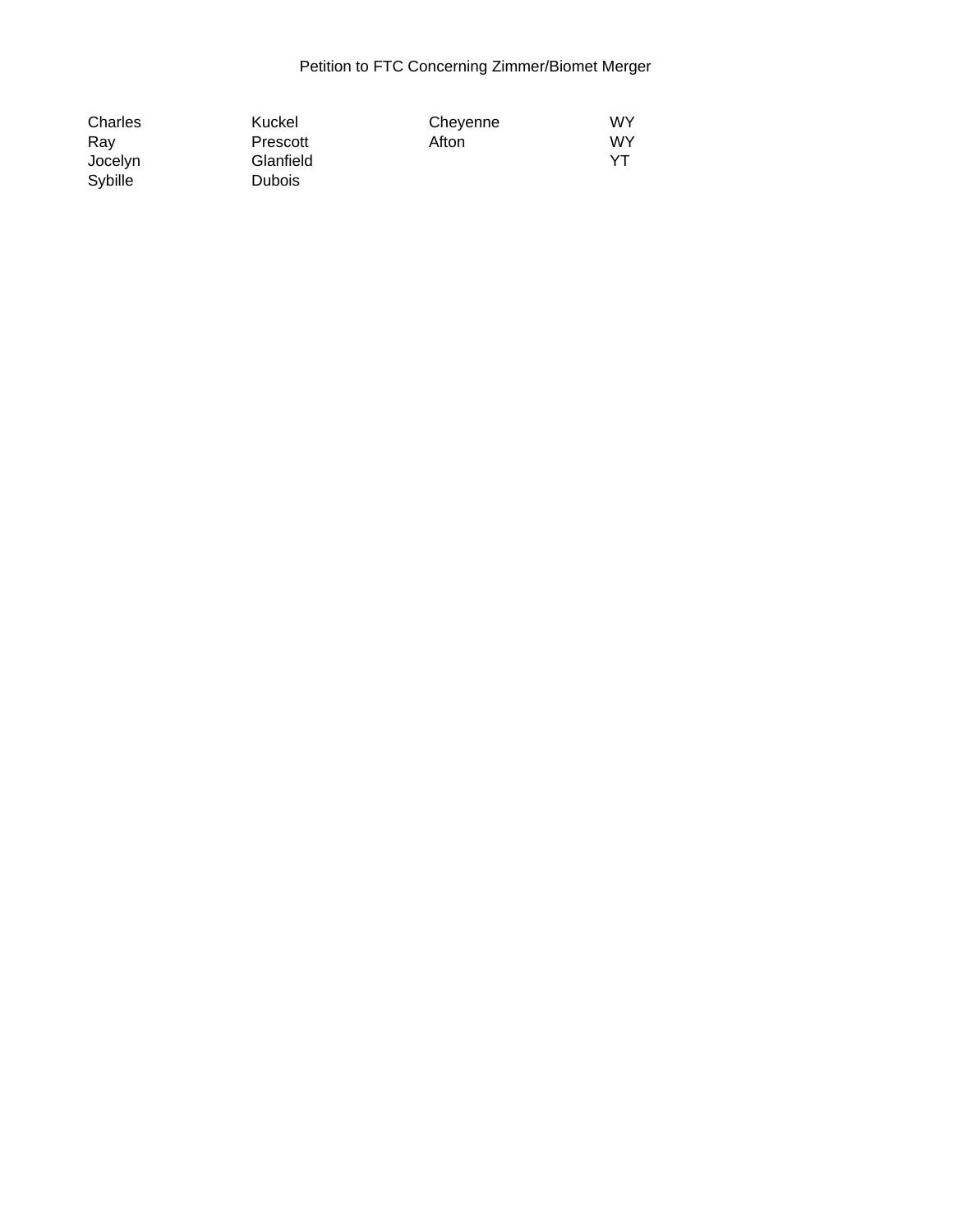Petition to FTC Concerning Zimmer/Biomet Merger

| | | | |
|---|---|---|---|
| Charles | Kuckel | Cheyenne | WY |
| Ray | Prescott | Afton | WY |
| Jocelyn | Glanfield | | YT |
| Sybille | Dubois | | |